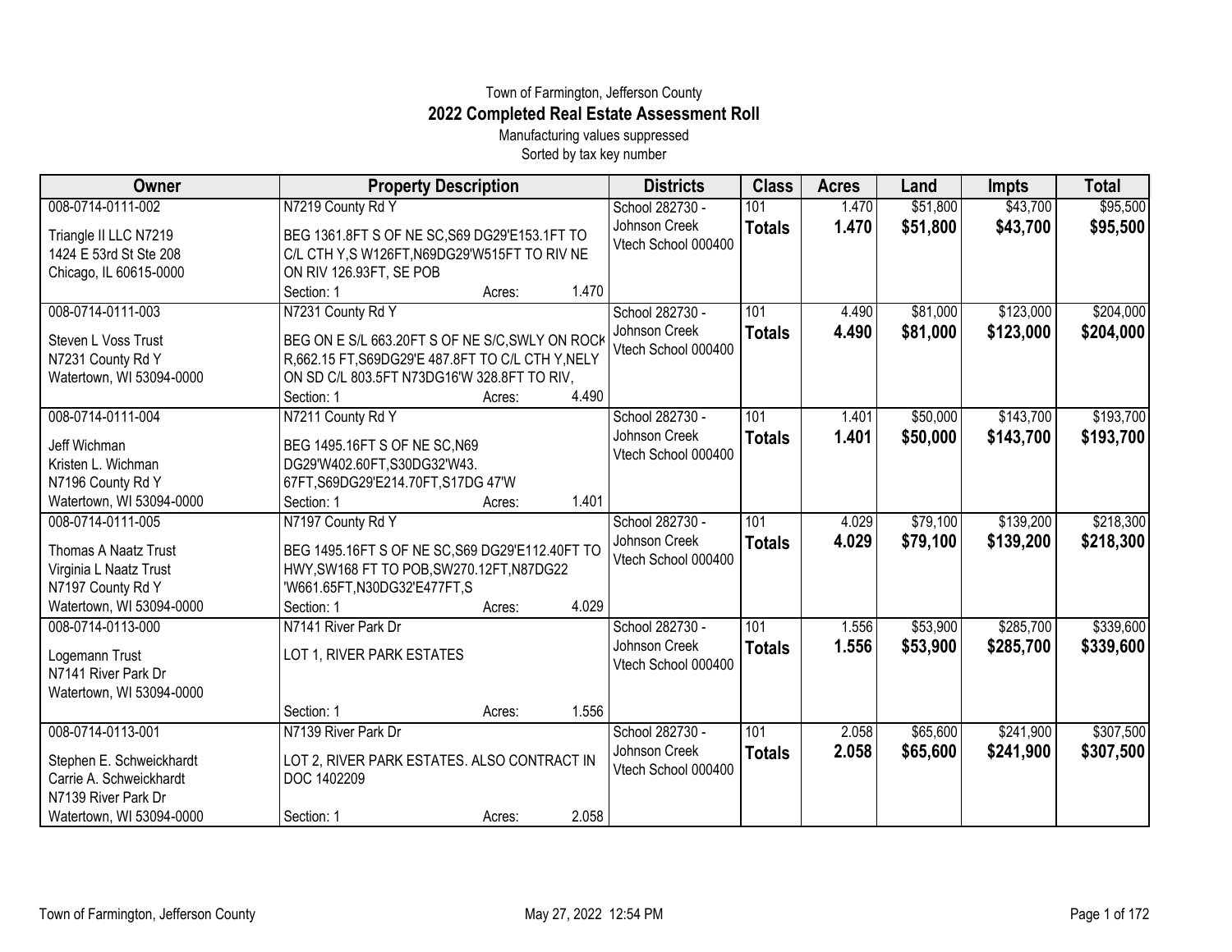Town of Farmington, Jefferson County

# 2022 Completed Real Estate Assessment Roll

Manufacturing values suppressed

Sorted by tax key number

| Owner | Property Description | Districts | Class | Acres | Land | Impts | Total |
|---|---|---|---|---|---|---|---|
| 008-0714-0111-002<br>Triangle II LLC N7219<br>1424 E 53rd St Ste 208<br>Chicago, IL 60615-0000 | N7219 County Rd Y<br>BEG 1361.8FT S OF NE SC,S69 DG29'E153.1FT TO C/L CTH Y,S W126FT,N69DG29'W515FT TO RIV NE ON RIV 126.93FT, SE POB<br>Section: 1 Acres: 1.470 | School 282730 - Johnson Creek<br>Vtech School 000400 | 101<br>**Totals** | 1.470<br>**1.470** | $51,800<br>**$51,800** | $43,700<br>**$43,700** | $95,500<br>**$95,500** |
| 008-0714-0111-003<br>Steven L Voss Trust<br>N7231 County Rd Y<br>Watertown, WI 53094-0000 | N7231 County Rd Y<br>BEG ON E S/L 663.20FT S OF NE S/C,SWLY ON ROCK R,662.15 FT,S69DG29'E 487.8FT TO C/L CTH Y,NELY ON SD C/L 803.5FT N73DG16'W 328.8FT TO RIV,<br>Section: 1 Acres: 4.490 | School 282730 - Johnson Creek<br>Vtech School 000400 | 101<br>**Totals** | 4.490<br>**4.490** | $81,000<br>**$81,000** | $123,000<br>**$123,000** | $204,000<br>**$204,000** |
| 008-0714-0111-004<br>Jeff Wichman<br>Kristen L. Wichman<br>N7196 County Rd Y<br>Watertown, WI 53094-0000 | N7211 County Rd Y<br>BEG 1495.16FT S OF NE SC,N69 DG29'W402.60FT,S30DG32'W43. 67FT,S69DG29'E214.70FT,S17DG 47'W<br>Section: 1 Acres: 1.401 | School 282730 - Johnson Creek<br>Vtech School 000400 | 101<br>**Totals** | 1.401<br>**1.401** | $50,000<br>**$50,000** | $143,700<br>**$143,700** | $193,700<br>**$193,700** |
| 008-0714-0111-005<br>Thomas A Naatz Trust<br>Virginia L Naatz Trust<br>N7197 County Rd Y<br>Watertown, WI 53094-0000 | N7197 County Rd Y<br>BEG 1495.16FT S OF NE SC,S69 DG29'E112.40FT TO HWY,SW168 FT TO POB,SW270.12FT,N87DG22 'W661.65FT,N30DG32'E477FT,S<br>Section: 1 Acres: 4.029 | School 282730 - Johnson Creek<br>Vtech School 000400 | 101<br>**Totals** | 4.029<br>**4.029** | $79,100<br>**$79,100** | $139,200<br>**$139,200** | $218,300<br>**$218,300** |
| 008-0714-0113-000<br>Logemann Trust<br>N7141 River Park Dr<br>Watertown, WI 53094-0000 | N7141 River Park Dr<br>LOT 1, RIVER PARK ESTATES<br>Section: 1 Acres: 1.556 | School 282730 - Johnson Creek<br>Vtech School 000400 | 101<br>**Totals** | 1.556<br>**1.556** | $53,900<br>**$53,900** | $285,700<br>**$285,700** | $339,600<br>**$339,600** |
| 008-0714-0113-001<br>Stephen E. Schweickhardt<br>Carrie A. Schweickhardt<br>N7139 River Park Dr<br>Watertown, WI 53094-0000 | N7139 River Park Dr<br>LOT 2, RIVER PARK ESTATES. ALSO CONTRACT IN DOC 1402209<br>Section: 1 Acres: 2.058 | School 282730 - Johnson Creek<br>Vtech School 000400 | 101<br>**Totals** | 2.058<br>**2.058** | $65,600<br>**$65,600** | $241,900<br>**$241,900** | $307,500<br>**$307,500** |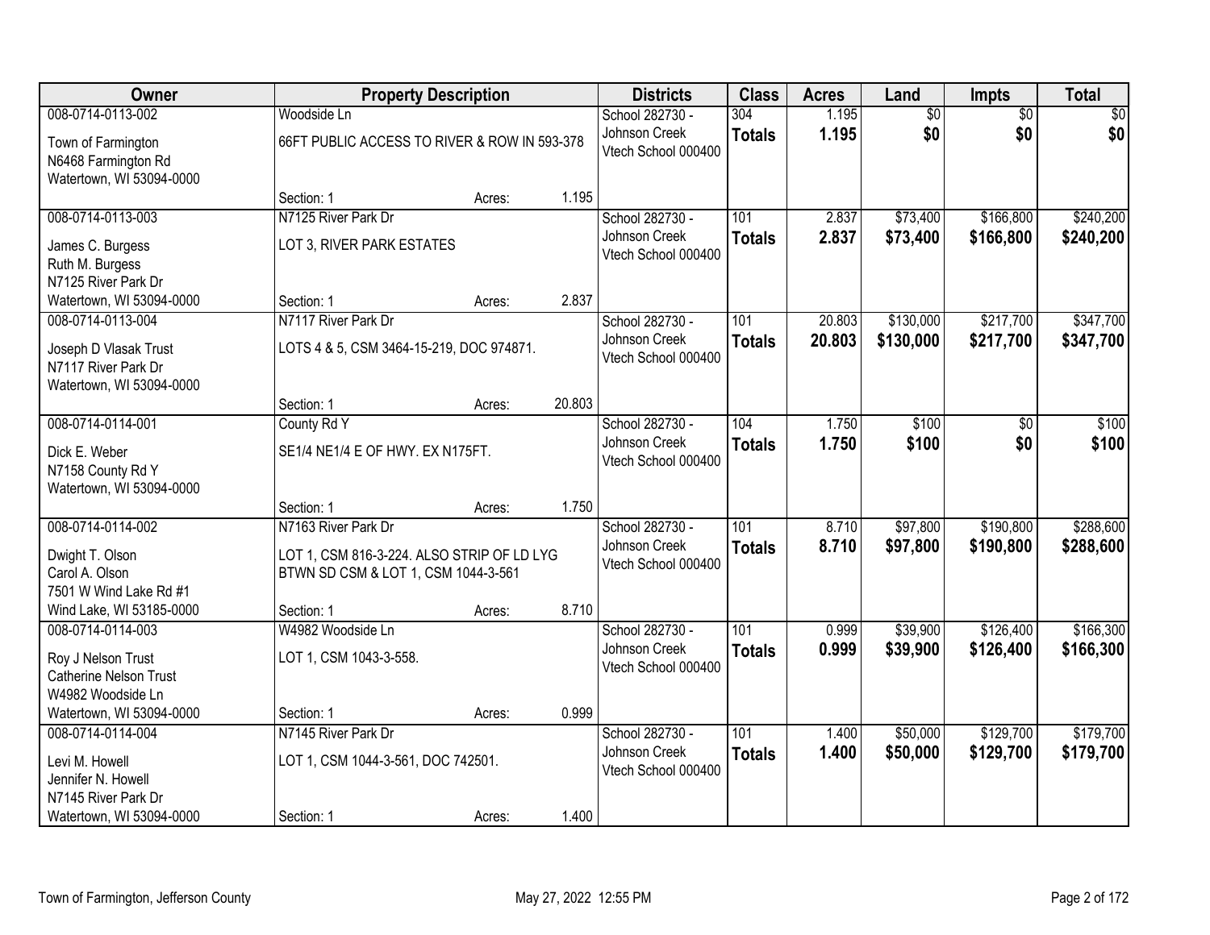| Owner | Property Description | | | Districts | Class | Acres | Land | Impts | Total |
|---|---|---|---|---|---|---|---|---|---|
| 008-0714-0113-002 | Woodside Ln | | | School 282730 - | 304 | 1.195 | $0 | $0 | $0 |
| Town of Farmington<br>N6468 Farmington Rd<br>Watertown, WI 53094-0000 | 66FT PUBLIC ACCESS TO RIVER & ROW IN 593-378 | | | Johnson Creek<br>Vtech School 000400 | **Totals** | **1.195** | **$0** | **$0** | **$0** |
| | Section: 1 | Acres: | 1.195 | | | | | | |
| 008-0714-0113-003 | N7125 River Park Dr | | | School 282730 - | 101 | 2.837 | $73,400 | $166,800 | $240,200 |
| James C. Burgess<br>Ruth M. Burgess<br>N7125 River Park Dr<br>Watertown, WI 53094-0000 | LOT 3, RIVER PARK ESTATES | | | Johnson Creek<br>Vtech School 000400 | **Totals** | **2.837** | **$73,400** | **$166,800** | **$240,200** |
| | Section: 1 | Acres: | 2.837 | | | | | | |
| 008-0714-0113-004 | N7117 River Park Dr | | | School 282730 - | 101 | 20.803 | $130,000 | $217,700 | $347,700 |
| Joseph D Vlasak Trust<br>N7117 River Park Dr<br>Watertown, WI 53094-0000 | LOTS 4 & 5, CSM 3464-15-219, DOC 974871. | | | Johnson Creek<br>Vtech School 000400 | **Totals** | **20.803** | **$130,000** | **$217,700** | **$347,700** |
| | Section: 1 | Acres: | 20.803 | | | | | | |
| 008-0714-0114-001 | County Rd Y | | | School 282730 - | 104 | 1.750 | $100 | $0 | $100 |
| Dick E. Weber<br>N7158 County Rd Y<br>Watertown, WI 53094-0000 | SE1/4 NE1/4 E OF HWY. EX N175FT. | | | Johnson Creek<br>Vtech School 000400 | **Totals** | **1.750** | **$100** | **$0** | **$100** |
| | Section: 1 | Acres: | 1.750 | | | | | | |
| 008-0714-0114-002 | N7163 River Park Dr | | | School 282730 - | 101 | 8.710 | $97,800 | $190,800 | $288,600 |
| Dwight T. Olson<br>Carol A. Olson<br>7501 W Wind Lake Rd #1<br>Wind Lake, WI 53185-0000 | LOT 1, CSM 816-3-224. ALSO STRIP OF LD LYG BTWN SD CSM & LOT 1, CSM 1044-3-561 | | | Johnson Creek<br>Vtech School 000400 | **Totals** | **8.710** | **$97,800** | **$190,800** | **$288,600** |
| | Section: 1 | Acres: | 8.710 | | | | | | |
| 008-0714-0114-003 | W4982 Woodside Ln | | | School 282730 - | 101 | 0.999 | $39,900 | $126,400 | $166,300 |
| Roy J Nelson Trust<br>Catherine Nelson Trust<br>W4982 Woodside Ln<br>Watertown, WI 53094-0000 | LOT 1, CSM 1043-3-558. | | | Johnson Creek<br>Vtech School 000400 | **Totals** | **0.999** | **$39,900** | **$126,400** | **$166,300** |
| | Section: 1 | Acres: | 0.999 | | | | | | |
| 008-0714-0114-004 | N7145 River Park Dr | | | School 282730 - | 101 | 1.400 | $50,000 | $129,700 | $179,700 |
| Levi M. Howell<br>Jennifer N. Howell<br>N7145 River Park Dr<br>Watertown, WI 53094-0000 | LOT 1, CSM 1044-3-561, DOC 742501. | | | Johnson Creek<br>Vtech School 000400 | **Totals** | **1.400** | **$50,000** | **$129,700** | **$179,700** |
| | Section: 1 | Acres: | 1.400 | | | | | | |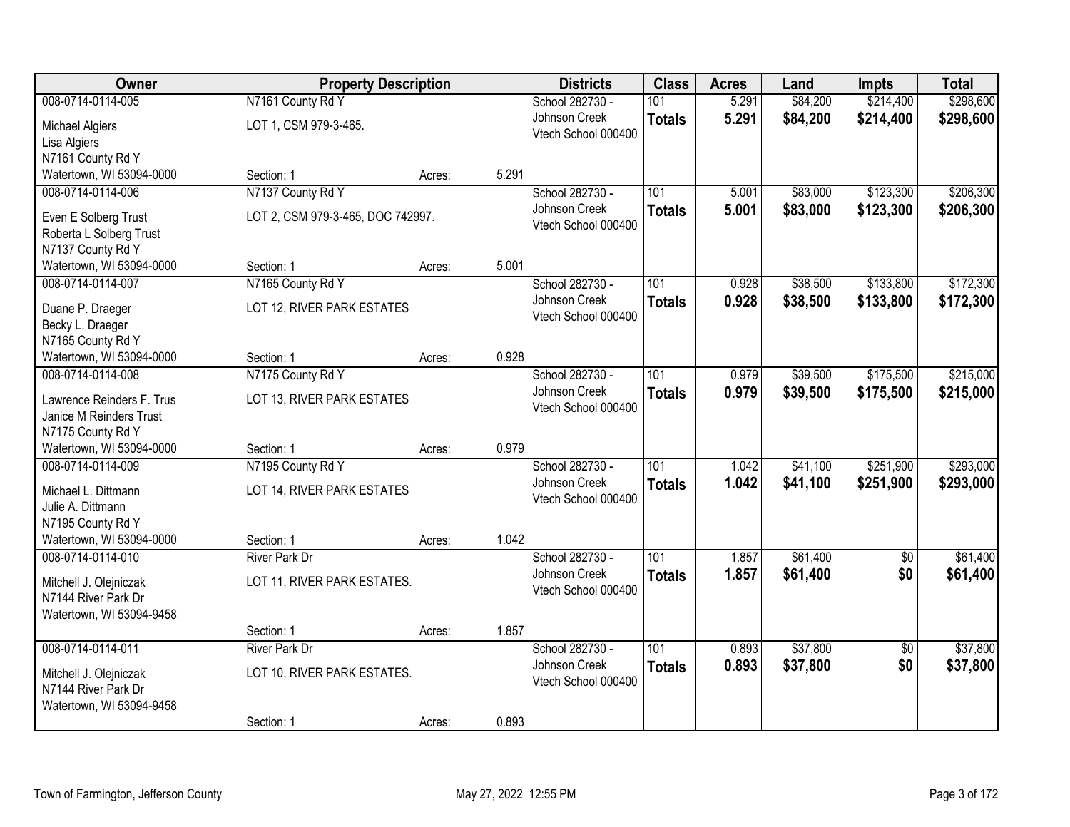| Owner | Property Description | | | Districts | Class | Acres | Land | Impts | Total |
|---|---|---|---|---|---|---|---|---|---|
| 008-0714-0114-005 | N7161 County Rd Y | | | School 282730 - Johnson Creek | 101 | 5.291 | $84,200 | $214,400 | $298,600 |
| Michael Algiers<br>Lisa Algiers<br>N7161 County Rd Y<br>Watertown, WI 53094-0000 | LOT 1, CSM 979-3-465. | | | Vtech School 000400 | **Totals** | **5.291** | **$84,200** | **$214,400** | **$298,600** |
| | Section: 1 | Acres: | 5.291 | | | | | | |
| 008-0714-0114-006 | N7137 County Rd Y | | | School 282730 - Johnson Creek | 101 | 5.001 | $83,000 | $123,300 | $206,300 |
| Even E Solberg Trust<br>Roberta L Solberg Trust<br>N7137 County Rd Y<br>Watertown, WI 53094-0000 | LOT 2, CSM 979-3-465, DOC 742997. | | | Vtech School 000400 | **Totals** | **5.001** | **$83,000** | **$123,300** | **$206,300** |
| | Section: 1 | Acres: | 5.001 | | | | | | |
| 008-0714-0114-007 | N7165 County Rd Y | | | School 282730 - Johnson Creek | 101 | 0.928 | $38,500 | $133,800 | $172,300 |
| Duane P. Draeger<br>Becky L. Draeger<br>N7165 County Rd Y<br>Watertown, WI 53094-0000 | LOT 12, RIVER PARK ESTATES | | | Vtech School 000400 | **Totals** | **0.928** | **$38,500** | **$133,800** | **$172,300** |
| | Section: 1 | Acres: | 0.928 | | | | | | |
| 008-0714-0114-008 | N7175 County Rd Y | | | School 282730 - Johnson Creek | 101 | 0.979 | $39,500 | $175,500 | $215,000 |
| Lawrence Reinders F. Trus<br>Janice M Reinders Trust<br>N7175 County Rd Y<br>Watertown, WI 53094-0000 | LOT 13, RIVER PARK ESTATES | | | Vtech School 000400 | **Totals** | **0.979** | **$39,500** | **$175,500** | **$215,000** |
| | Section: 1 | Acres: | 0.979 | | | | | | |
| 008-0714-0114-009 | N7195 County Rd Y | | | School 282730 - Johnson Creek | 101 | 1.042 | $41,100 | $251,900 | $293,000 |
| Michael L. Dittmann<br>Julie A. Dittmann<br>N7195 County Rd Y<br>Watertown, WI 53094-0000 | LOT 14, RIVER PARK ESTATES | | | Vtech School 000400 | **Totals** | **1.042** | **$41,100** | **$251,900** | **$293,000** |
| | Section: 1 | Acres: | 1.042 | | | | | | |
| 008-0714-0114-010 | River Park Dr | | | School 282730 - Johnson Creek | 101 | 1.857 | $61,400 | $0 | $61,400 |
| Mitchell J. Olejniczak<br>N7144 River Park Dr<br>Watertown, WI 53094-9458 | LOT 11, RIVER PARK ESTATES. | | | Vtech School 000400 | **Totals** | **1.857** | **$61,400** | **$0** | **$61,400** |
| | Section: 1 | Acres: | 1.857 | | | | | | |
| 008-0714-0114-011 | River Park Dr | | | School 282730 - Johnson Creek | 101 | 0.893 | $37,800 | $0 | $37,800 |
| Mitchell J. Olejniczak<br>N7144 River Park Dr<br>Watertown, WI 53094-9458 | LOT 10, RIVER PARK ESTATES. | | | Vtech School 000400 | **Totals** | **0.893** | **$37,800** | **$0** | **$37,800** |
| | Section: 1 | Acres: | 0.893 | | | | | | |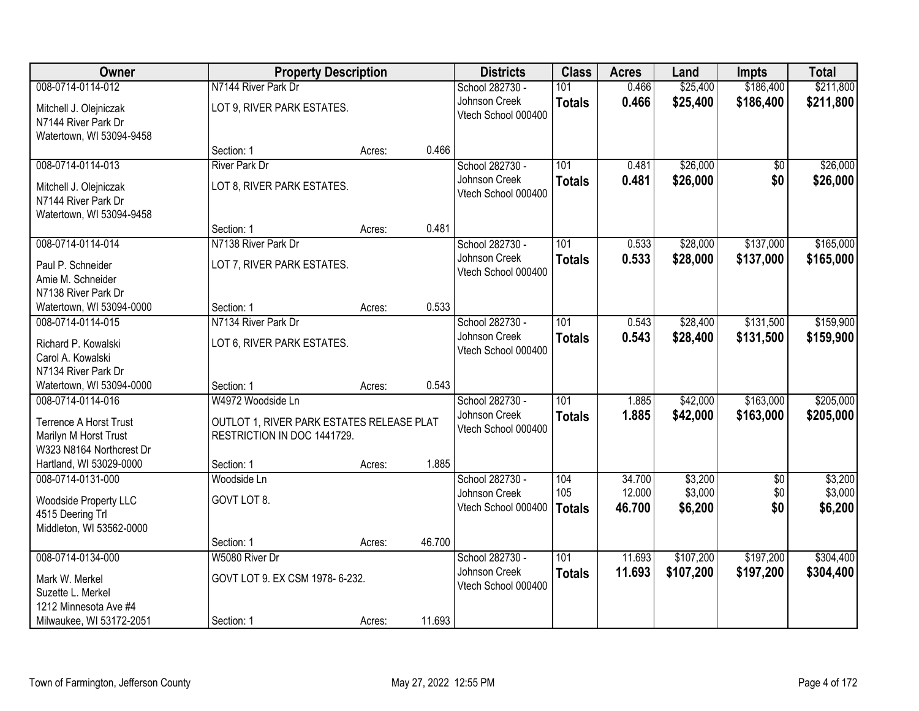| Owner | Property Description | | | Districts | Class | Acres | Land | Impts | Total |
|---|---|---|---|---|---|---|---|---|---|
| 008-0714-0114-012 | N7144 River Park Dr | | | School 282730 - | 101 | 0.466 | $25,400 | $186,400 | $211,800 |
| Mitchell J. Olejniczak<br>N7144 River Park Dr<br>Watertown, WI 53094-9458 | LOT 9, RIVER PARK ESTATES. | | | Johnson Creek<br>Vtech School 000400 | **Totals** | **0.466** | **$25,400** | **$186,400** | **$211,800** |
| | Section: 1 | Acres: | 0.466 | | | | | | |
| 008-0714-0114-013 | River Park Dr | | | School 282730 - | 101 | 0.481 | $26,000 | $0 | $26,000 |
| Mitchell J. Olejniczak<br>N7144 River Park Dr<br>Watertown, WI 53094-9458 | LOT 8, RIVER PARK ESTATES. | | | Johnson Creek<br>Vtech School 000400 | **Totals** | **0.481** | **$26,000** | **$0** | **$26,000** |
| | Section: 1 | Acres: | 0.481 | | | | | | |
| 008-0714-0114-014 | N7138 River Park Dr | | | School 282730 - | 101 | 0.533 | $28,000 | $137,000 | $165,000 |
| Paul P. Schneider<br>Amie M. Schneider<br>N7138 River Park Dr<br>Watertown, WI 53094-0000 | LOT 7, RIVER PARK ESTATES. | | | Johnson Creek<br>Vtech School 000400 | **Totals** | **0.533** | **$28,000** | **$137,000** | **$165,000** |
| | Section: 1 | Acres: | 0.533 | | | | | | |
| 008-0714-0114-015 | N7134 River Park Dr | | | School 282730 - | 101 | 0.543 | $28,400 | $131,500 | $159,900 |
| Richard P. Kowalski<br>Carol A. Kowalski<br>N7134 River Park Dr<br>Watertown, WI 53094-0000 | LOT 6, RIVER PARK ESTATES. | | | Johnson Creek<br>Vtech School 000400 | **Totals** | **0.543** | **$28,400** | **$131,500** | **$159,900** |
| | Section: 1 | Acres: | 0.543 | | | | | | |
| 008-0714-0114-016 | W4972 Woodside Ln | | | School 282730 - | 101 | 1.885 | $42,000 | $163,000 | $205,000 |
| Terrence A Horst Trust<br>Marilyn M Horst Trust<br>W323 N8164 Northcrest Dr<br>Hartland, WI 53029-0000 | OUTLOT 1, RIVER PARK ESTATES RELEASE PLAT RESTRICTION IN DOC 1441729. | | | Johnson Creek<br>Vtech School 000400 | **Totals** | **1.885** | **$42,000** | **$163,000** | **$205,000** |
| | Section: 1 | Acres: | 1.885 | | | | | | |
| 008-0714-0131-000 | Woodside Ln | | | School 282730 - | 104 | 34.700 | $3,200 | $0 | $3,200 |
| Woodside Property LLC<br>4515 Deering Trl<br>Middleton, WI 53562-0000 | GOVT LOT 8. | | | Johnson Creek<br>Vtech School 000400 | 105 | 12.000 | $3,000 | $0 | $3,000 |
| | | | | | **Totals** | **46.700** | **$6,200** | **$0** | **$6,200** |
| | Section: 1 | Acres: | 46.700 | | | | | | |
| 008-0714-0134-000 | W5080 River Dr | | | School 282730 - | 101 | 11.693 | $107,200 | $197,200 | $304,400 |
| Mark W. Merkel<br>Suzette L. Merkel<br>1212 Minnesota Ave #4<br>Milwaukee, WI 53172-2051 | GOVT LOT 9. EX CSM 1978- 6-232. | | | Johnson Creek<br>Vtech School 000400 | **Totals** | **11.693** | **$107,200** | **$197,200** | **$304,400** |
| | Section: 1 | Acres: | 11.693 | | | | | | |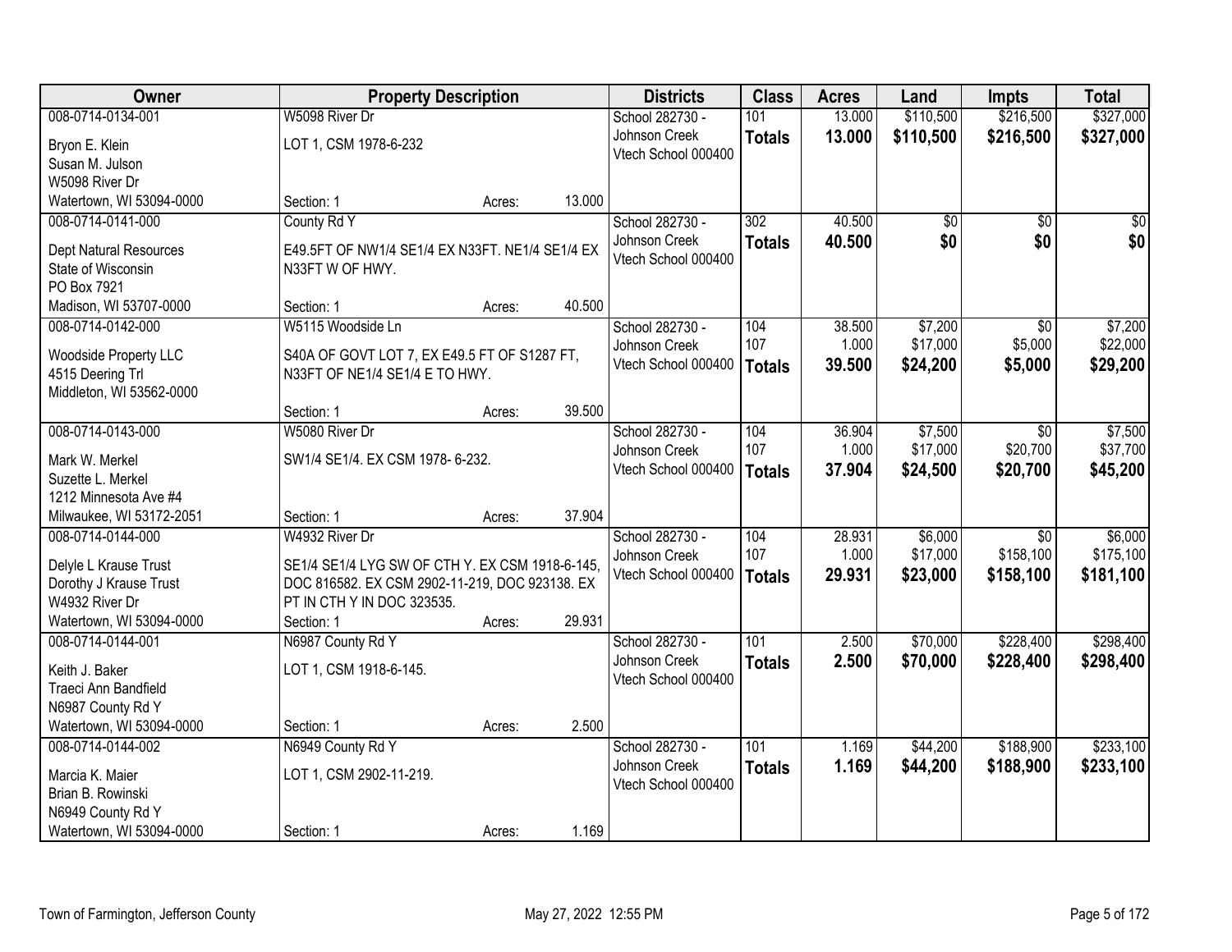| Owner | Property Description | | | Districts | Class | Acres | Land | Impts | Total |
|---|---|---|---|---|---|---|---|---|---|
| 008-0714-0134-001 | W5098 River Dr | | | School 282730 - Johnson Creek | 101 | 13.000 | $110,500 | $216,500 | $327,000 |
| Bryon E. Klein<br>Susan M. Julson<br>W5098 River Dr<br>Watertown, WI 53094-0000 | LOT 1, CSM 1978-6-232 | | | Vtech School 000400 | **Totals** | **13.000** | **$110,500** | **$216,500** | **$327,000** |
| | Section: 1 | Acres: | 13.000 | | | | | | |
| 008-0714-0141-000 | County Rd Y | | | School 282730 - Johnson Creek | 302 | 40.500 | $0 | $0 | $0 |
| Dept Natural Resources<br>State of Wisconsin<br>PO Box 7921<br>Madison, WI 53707-0000 | E49.5FT OF NW1/4 SE1/4 EX N33FT. NE1/4 SE1/4 EX N33FT W OF HWY. | | | Vtech School 000400 | **Totals** | **40.500** | **$0** | **$0** | **$0** |
| | Section: 1 | Acres: | 40.500 | | | | | | |
| 008-0714-0142-000 | W5115 Woodside Ln | | | School 282730 - Johnson Creek | 104 | 38.500 | $7,200 | $0 | $7,200 |
| Woodside Property LLC<br>4515 Deering Trl<br>Middleton, WI 53562-0000 | S40A OF GOVT LOT 7, EX E49.5 FT OF S1287 FT, N33FT OF NE1/4 SE1/4 E TO HWY. | | | Vtech School 000400 | 107 | 1.000 | $17,000 | $5,000 | $22,000 |
| | | | | | **Totals** | **39.500** | **$24,200** | **$5,000** | **$29,200** |
| | Section: 1 | Acres: | 39.500 | | | | | | |
| 008-0714-0143-000 | W5080 River Dr | | | School 282730 - Johnson Creek | 104 | 36.904 | $7,500 | $0 | $7,500 |
| Mark W. Merkel<br>Suzette L. Merkel<br>1212 Minnesota Ave #4<br>Milwaukee, WI 53172-2051 | SW1/4 SE1/4. EX CSM 1978- 6-232. | | | Vtech School 000400 | 107 | 1.000 | $17,000 | $20,700 | $37,700 |
| | | | | | **Totals** | **37.904** | **$24,500** | **$20,700** | **$45,200** |
| | Section: 1 | Acres: | 37.904 | | | | | | |
| 008-0714-0144-000 | W4932 River Dr | | | School 282730 - Johnson Creek | 104 | 28.931 | $6,000 | $0 | $6,000 |
| Delyle L Krause Trust<br>Dorothy J Krause Trust<br>W4932 River Dr<br>Watertown, WI 53094-0000 | SE1/4 SE1/4 LYG SW OF CTH Y. EX CSM 1918-6-145, DOC 816582. EX CSM 2902-11-219, DOC 923138. EX PT IN CTH Y IN DOC 323535. | | | Vtech School 000400 | 107 | 1.000 | $17,000 | $158,100 | $175,100 |
| | | | | | **Totals** | **29.931** | **$23,000** | **$158,100** | **$181,100** |
| | Section: 1 | Acres: | 29.931 | | | | | | |
| 008-0714-0144-001 | N6987 County Rd Y | | | School 282730 - Johnson Creek | 101 | 2.500 | $70,000 | $228,400 | $298,400 |
| Keith J. Baker<br>Traeci Ann Bandfield<br>N6987 County Rd Y<br>Watertown, WI 53094-0000 | LOT 1, CSM 1918-6-145. | | | Vtech School 000400 | **Totals** | **2.500** | **$70,000** | **$228,400** | **$298,400** |
| | Section: 1 | Acres: | 2.500 | | | | | | |
| 008-0714-0144-002 | N6949 County Rd Y | | | School 282730 - Johnson Creek | 101 | 1.169 | $44,200 | $188,900 | $233,100 |
| Marcia K. Maier<br>Brian B. Rowinski<br>N6949 County Rd Y<br>Watertown, WI 53094-0000 | LOT 1, CSM 2902-11-219. | | | Vtech School 000400 | **Totals** | **1.169** | **$44,200** | **$188,900** | **$233,100** |
| | Section: 1 | Acres: | 1.169 | | | | | | |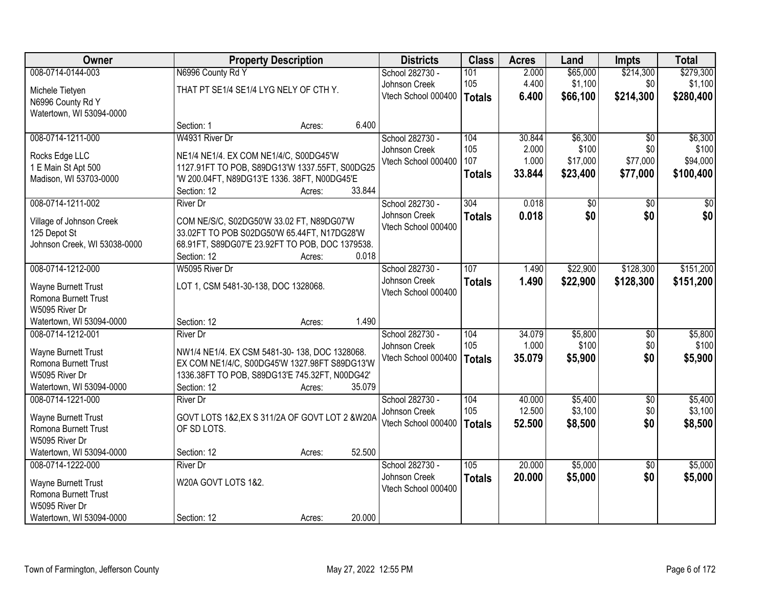| Owner | Property Description | Districts | Class | Acres | Land | Impts | Total |
|---|---|---|---|---|---|---|---|
| 008-0714-0144-003<br><br>Michele Tietyen<br>N6996 County Rd Y<br>Watertown, WI 53094-0000 | N6996 County Rd Y<br><br>THAT PT SE1/4 SE1/4 LYG NELY OF CTH Y.<br><br>Section: 1 Acres: 6.400 | School 282730 - Johnson Creek<br>Vtech School 000400 | 101<br>105<br>**Totals** | 2.000<br>4.400<br>**6.400** | $65,000<br>$1,100<br>**$66,100** | $214,300<br>$0<br>**$214,300** | $279,300<br>$1,100<br>**$280,400** |
| 008-0714-1211-000<br><br>Rocks Edge LLC<br>1 E Main St Apt 500<br>Madison, WI 53703-0000 | W4931 River Dr<br><br>NE1/4 NE1/4. EX COM NE1/4/C, S00DG45'W 1127.91FT TO POB, S89DG13'W 1337.55FT, S00DG25 'W 200.04FT, N89DG13'E 1336. 38FT, N00DG45'E<br>Section: 12 Acres: 33.844 | School 282730 - Johnson Creek<br>Vtech School 000400 | 104<br>105<br>107<br>**Totals** | 30.844<br>2.000<br>1.000<br>**33.844** | $6,300<br>$100<br>$17,000<br>**$23,400** | $0<br>$0<br>$77,000<br>**$77,000** | $6,300<br>$100<br>$94,000<br>**$100,400** |
| 008-0714-1211-002<br><br>Village of Johnson Creek<br>125 Depot St<br>Johnson Creek, WI 53038-0000 | River Dr<br><br>COM NE/S/C, S02DG50'W 33.02 FT, N89DG07'W 33.02FT TO POB S02DG50'W 65.44FT, N17DG28'W 68.91FT, S89DG07'E 23.92FT TO POB, DOC 1379538.<br>Section: 12 Acres: 0.018 | School 282730 - Johnson Creek<br>Vtech School 000400 | 304<br>**Totals** | 0.018<br>**0.018** | $0<br>**$0** | $0<br>**$0** | $0<br>**$0** |
| 008-0714-1212-000<br><br>Wayne Burnett Trust<br>Romona Burnett Trust<br>W5095 River Dr<br>Watertown, WI 53094-0000 | W5095 River Dr<br><br>LOT 1, CSM 5481-30-138, DOC 1328068.<br><br>Section: 12 Acres: 1.490 | School 282730 - Johnson Creek<br>Vtech School 000400 | 107<br>**Totals** | 1.490<br>**1.490** | $22,900<br>**$22,900** | $128,300<br>**$128,300** | $151,200<br>**$151,200** |
| 008-0714-1212-001<br><br>Wayne Burnett Trust<br>Romona Burnett Trust<br>W5095 River Dr<br>Watertown, WI 53094-0000 | River Dr<br><br>NW1/4 NE1/4. EX CSM 5481-30- 138, DOC 1328068. EX COM NE1/4/C, S00DG45'W 1327.98FT S89DG13'W 1336.38FT TO POB, S89DG13'E 745.32FT, N00DG42'<br>Section: 12 Acres: 35.079 | School 282730 - Johnson Creek<br>Vtech School 000400 | 104<br>105<br>**Totals** | 34.079<br>1.000<br>**35.079** | $5,800<br>$100<br>**$5,900** | $0<br>$0<br>**$0** | $5,800<br>$100<br>**$5,900** |
| 008-0714-1221-000<br><br>Wayne Burnett Trust<br>Romona Burnett Trust<br>W5095 River Dr<br>Watertown, WI 53094-0000 | River Dr<br><br>GOVT LOTS 1&2,EX S 311/2A OF GOVT LOT 2 &W20A OF SD LOTS.<br><br>Section: 12 Acres: 52.500 | School 282730 - Johnson Creek<br>Vtech School 000400 | 104<br>105<br>**Totals** | 40.000<br>12.500<br>**52.500** | $5,400<br>$3,100<br>**$8,500** | $0<br>$0<br>**$0** | $5,400<br>$3,100<br>**$8,500** |
| 008-0714-1222-000<br><br>Wayne Burnett Trust<br>Romona Burnett Trust<br>W5095 River Dr<br>Watertown, WI 53094-0000 | River Dr<br><br>W20A GOVT LOTS 1&2.<br><br>Section: 12 Acres: 20.000 | School 282730 - Johnson Creek<br>Vtech School 000400 | 105<br>**Totals** | 20.000<br>**20.000** | $5,000<br>**$5,000** | $0<br>**$0** | $5,000<br>**$5,000** |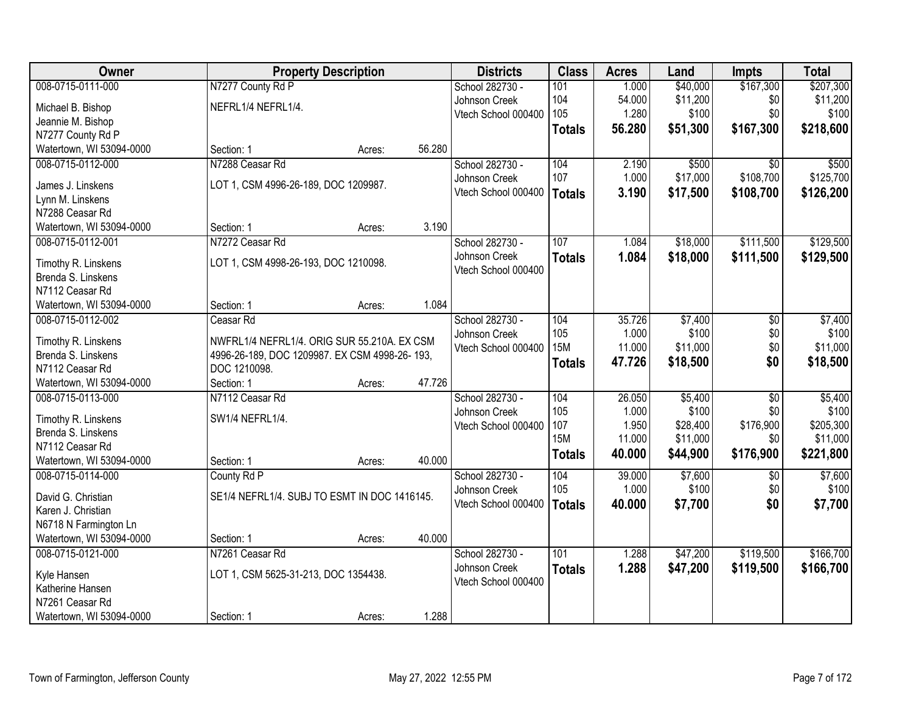| Owner | Property Description | | | Districts | Class | Acres | Land | Impts | Total |
|---|---|---|---|---|---|---|---|---|---|
| 008-0715-0111-000<br>Michael B. Bishop<br>Jeannie M. Bishop<br>N7277 County Rd P<br>Watertown, WI 53094-0000 | N7277 County Rd P<br>NEFRL1/4 NEFRL1/4.<br>Section: 1 | Acres: | 56.280 | School 282730 - Johnson Creek<br>Vtech School 000400 | 101<br>104<br>105<br>**Totals** | 1.000<br>54.000<br>1.280<br>**56.280** | $40,000<br>$11,200<br>$100<br>**$51,300** | $167,300<br>$0<br>$0<br>**$167,300** | $207,300<br>$11,200<br>$100<br>**$218,600** |
| 008-0715-0112-000<br>James J. Linskens<br>Lynn M. Linskens<br>N7288 Ceasar Rd<br>Watertown, WI 53094-0000 | N7288 Ceasar Rd<br>LOT 1, CSM 4996-26-189, DOC 1209987.<br>Section: 1 | Acres: | 3.190 | School 282730 - Johnson Creek<br>Vtech School 000400 | 104<br>107<br>**Totals** | 2.190<br>1.000<br>**3.190** | $500<br>$17,000<br>**$17,500** | $0<br>$108,700<br>**$108,700** | $500<br>$125,700<br>**$126,200** |
| 008-0715-0112-001<br>Timothy R. Linskens<br>Brenda S. Linskens<br>N7112 Ceasar Rd<br>Watertown, WI 53094-0000 | N7272 Ceasar Rd<br>LOT 1, CSM 4998-26-193, DOC 1210098.<br>Section: 1 | Acres: | 1.084 | School 282730 - Johnson Creek<br>Vtech School 000400 | 107<br>**Totals** | 1.084<br>**1.084** | $18,000<br>**$18,000** | $111,500<br>**$111,500** | $129,500<br>**$129,500** |
| 008-0715-0112-002<br>Timothy R. Linskens<br>Brenda S. Linskens<br>N7112 Ceasar Rd<br>Watertown, WI 53094-0000 | Ceasar Rd<br>NWFRL1/4 NEFRL1/4. ORIG SUR 55.210A. EX CSM 4996-26-189, DOC 1209987. EX CSM 4998-26- 193, DOC 1210098.<br>Section: 1 | Acres: | 47.726 | School 282730 - Johnson Creek<br>Vtech School 000400 | 104<br>105<br>15M<br>**Totals** | 35.726<br>1.000<br>11.000<br>**47.726** | $7,400<br>$100<br>$11,000<br>**$18,500** | $0<br>$0<br>$0<br>**$0** | $7,400<br>$100<br>$11,000<br>**$18,500** |
| 008-0715-0113-000<br>Timothy R. Linskens<br>Brenda S. Linskens<br>N7112 Ceasar Rd<br>Watertown, WI 53094-0000 | N7112 Ceasar Rd<br>SW1/4 NEFRL1/4.<br>Section: 1 | Acres: | 40.000 | School 282730 - Johnson Creek<br>Vtech School 000400 | 104<br>105<br>107<br>15M<br>**Totals** | 26.050<br>1.000<br>1.950<br>11.000<br>**40.000** | $5,400<br>$100<br>$28,400<br>$11,000<br>**$44,900** | $0<br>$0<br>$176,900<br>$0<br>**$176,900** | $5,400<br>$100<br>$205,300<br>$11,000<br>**$221,800** |
| 008-0715-0114-000<br>David G. Christian<br>Karen J. Christian<br>N6718 N Farmington Ln<br>Watertown, WI 53094-0000 | County Rd P<br>SE1/4 NEFRL1/4. SUBJ TO ESMT IN DOC 1416145.<br>Section: 1 | Acres: | 40.000 | School 282730 - Johnson Creek<br>Vtech School 000400 | 104<br>105<br>**Totals** | 39.000<br>1.000<br>**40.000** | $7,600<br>$100<br>**$7,700** | $0<br>$0<br>**$0** | $7,600<br>$100<br>**$7,700** |
| 008-0715-0121-000<br>Kyle Hansen<br>Katherine Hansen<br>N7261 Ceasar Rd<br>Watertown, WI 53094-0000 | N7261 Ceasar Rd<br>LOT 1, CSM 5625-31-213, DOC 1354438.<br>Section: 1 | Acres: | 1.288 | School 282730 - Johnson Creek<br>Vtech School 000400 | 101<br>**Totals** | 1.288<br>**1.288** | $47,200<br>**$47,200** | $119,500<br>**$119,500** | $166,700<br>**$166,700** |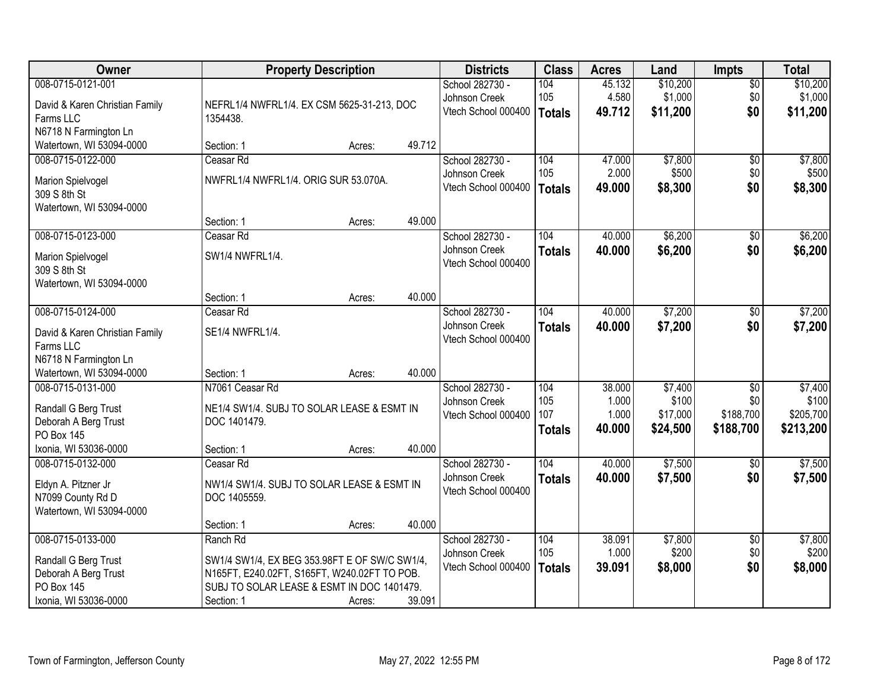| Owner | Property Description | | | Districts | Class | Acres | Land | Impts | Total |
|---|---|---|---|---|---|---|---|---|---|
| 008-0715-0121-001<br>David & Karen Christian Family Farms LLC<br>N6718 N Farmington Ln<br>Watertown, WI 53094-0000 | NEFRL1/4 NWFRL1/4. EX CSM 5625-31-213, DOC 1354438.<br>Section: 1 | Acres: | 49.712 | School 282730 - Johnson Creek<br>Vtech School 000400 | 104<br>105<br>**Totals** | 45.132<br>4.580<br>**49.712** | $10,200<br>$1,000<br>**$11,200** | $0<br>$0<br>**$0** | $10,200<br>$1,000<br>**$11,200** |
| 008-0715-0122-000<br>Marion Spielvogel<br>309 S 8th St<br>Watertown, WI 53094-0000 | Ceasar Rd<br>NWFRL1/4 NWFRL1/4. ORIG SUR 53.070A.<br>Section: 1 | Acres: | 49.000 | School 282730 - Johnson Creek<br>Vtech School 000400 | 104<br>105<br>**Totals** | 47.000<br>2.000<br>**49.000** | $7,800<br>$500<br>**$8,300** | $0<br>$0<br>**$0** | $7,800<br>$500<br>**$8,300** |
| 008-0715-0123-000<br>Marion Spielvogel<br>309 S 8th St<br>Watertown, WI 53094-0000 | Ceasar Rd<br>SW1/4 NWFRL1/4.<br>Section: 1 | Acres: | 40.000 | School 282730 - Johnson Creek<br>Vtech School 000400 | 104<br>**Totals** | 40.000<br>**40.000** | $6,200<br>**$6,200** | $0<br>**$0** | $6,200<br>**$6,200** |
| 008-0715-0124-000<br>David & Karen Christian Family Farms LLC<br>N6718 N Farmington Ln<br>Watertown, WI 53094-0000 | Ceasar Rd<br>SE1/4 NWFRL1/4.<br>Section: 1 | Acres: | 40.000 | School 282730 - Johnson Creek<br>Vtech School 000400 | 104<br>**Totals** | 40.000<br>**40.000** | $7,200<br>**$7,200** | $0<br>**$0** | $7,200<br>**$7,200** |
| 008-0715-0131-000<br>Randall G Berg Trust<br>Deborah A Berg Trust<br>PO Box 145<br>Ixonia, WI 53036-0000 | N7061 Ceasar Rd<br>NE1/4 SW1/4. SUBJ TO SOLAR LEASE & ESMT IN DOC 1401479.<br>Section: 1 | Acres: | 40.000 | School 282730 - Johnson Creek<br>Vtech School 000400 | 104<br>105<br>107<br>**Totals** | 38.000<br>1.000<br>1.000<br>**40.000** | $7,400<br>$100<br>$17,000<br>**$24,500** | $0<br>$0<br>$188,700<br>**$188,700** | $7,400<br>$100<br>$205,700<br>**$213,200** |
| 008-0715-0132-000<br>Eldyn A. Pitzner Jr<br>N7099 County Rd D<br>Watertown, WI 53094-0000 | Ceasar Rd<br>NW1/4 SW1/4. SUBJ TO SOLAR LEASE & ESMT IN DOC 1405559.<br>Section: 1 | Acres: | 40.000 | School 282730 - Johnson Creek<br>Vtech School 000400 | 104<br>**Totals** | 40.000<br>**40.000** | $7,500<br>**$7,500** | $0<br>**$0** | $7,500<br>**$7,500** |
| 008-0715-0133-000<br>Randall G Berg Trust<br>Deborah A Berg Trust<br>PO Box 145<br>Ixonia, WI 53036-0000 | Ranch Rd<br>SW1/4 SW1/4, EX BEG 353.98FT E OF SW/C SW1/4, N165FT, E240.02FT, S165FT, W240.02FT TO POB. SUBJ TO SOLAR LEASE & ESMT IN DOC 1401479.<br>Section: 1 | Acres: | 39.091 | School 282730 - Johnson Creek<br>Vtech School 000400 | 104<br>105<br>**Totals** | 38.091<br>1.000<br>**39.091** | $7,800<br>$200<br>**$8,000** | $0<br>$0<br>**$0** | $7,800<br>$200<br>**$8,000** |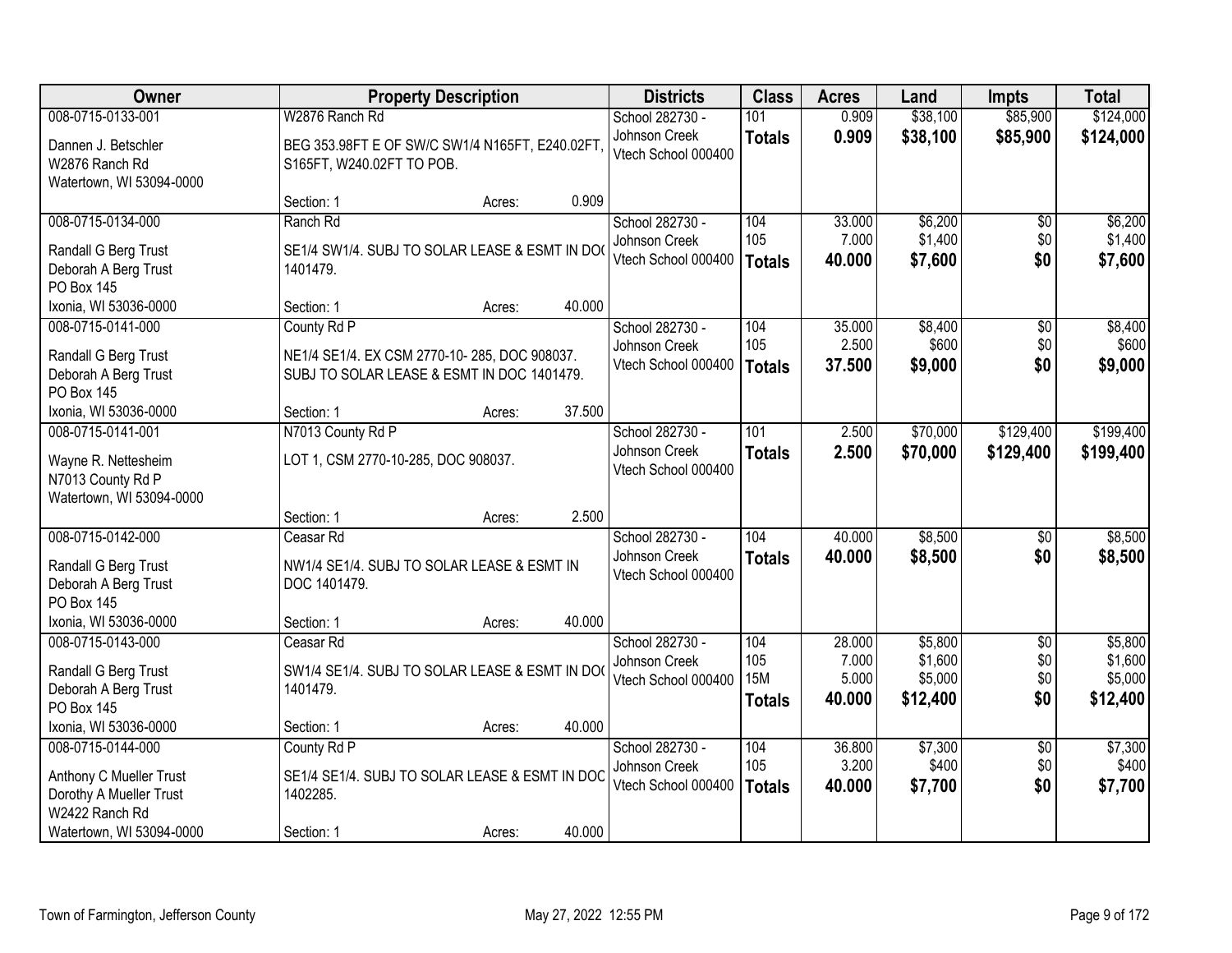| Owner | Property Description | Districts | Class | Acres | Land | Impts | Total |
|---|---|---|---|---|---|---|---|
| 008-0715-0133-001<br>Dannen J. Betschler<br>W2876 Ranch Rd<br>Watertown, WI 53094-0000 | W2876 Ranch Rd<br>BEG 353.98FT E OF SW/C SW1/4 N165FT, E240.02FT, S165FT, W240.02FT TO POB.<br>Section: 1 Acres: 0.909 | School 282730 - Johnson Creek<br>Vtech School 000400 | 101<br>**Totals** | 0.909<br>**0.909** | $38,100<br>**$38,100** | $85,900<br>**$85,900** | $124,000<br>**$124,000** |
| 008-0715-0134-000<br>Randall G Berg Trust<br>Deborah A Berg Trust<br>PO Box 145<br>Ixonia, WI 53036-0000 | Ranch Rd<br>SE1/4 SW1/4. SUBJ TO SOLAR LEASE & ESMT IN DOC 1401479.<br>Section: 1 Acres: 40.000 | School 282730 - Johnson Creek<br>Vtech School 000400 | 104<br>105<br>**Totals** | 33.000<br>7.000<br>**40.000** | $6,200<br>$1,400<br>**$7,600** | $0<br>$0<br>**$0** | $6,200<br>$1,400<br>**$7,600** |
| 008-0715-0141-000<br>Randall G Berg Trust<br>Deborah A Berg Trust<br>PO Box 145<br>Ixonia, WI 53036-0000 | County Rd P<br>NE1/4 SE1/4. EX CSM 2770-10- 285, DOC 908037. SUBJ TO SOLAR LEASE & ESMT IN DOC 1401479.<br>Section: 1 Acres: 37.500 | School 282730 - Johnson Creek<br>Vtech School 000400 | 104<br>105<br>**Totals** | 35.000<br>2.500<br>**37.500** | $8,400<br>$600<br>**$9,000** | $0<br>$0<br>**$0** | $8,400<br>$600<br>**$9,000** |
| 008-0715-0141-001<br>Wayne R. Nettesheim<br>N7013 County Rd P<br>Watertown, WI 53094-0000 | N7013 County Rd P<br>LOT 1, CSM 2770-10-285, DOC 908037.<br>Section: 1 Acres: 2.500 | School 282730 - Johnson Creek<br>Vtech School 000400 | 101<br>**Totals** | 2.500<br>**2.500** | $70,000<br>**$70,000** | $129,400<br>**$129,400** | $199,400<br>**$199,400** |
| 008-0715-0142-000<br>Randall G Berg Trust<br>Deborah A Berg Trust<br>PO Box 145<br>Ixonia, WI 53036-0000 | Ceasar Rd<br>NW1/4 SE1/4. SUBJ TO SOLAR LEASE & ESMT IN DOC 1401479.<br>Section: 1 Acres: 40.000 | School 282730 - Johnson Creek<br>Vtech School 000400 | 104<br>**Totals** | 40.000<br>**40.000** | $8,500<br>**$8,500** | $0<br>**$0** | $8,500<br>**$8,500** |
| 008-0715-0143-000<br>Randall G Berg Trust<br>Deborah A Berg Trust<br>PO Box 145<br>Ixonia, WI 53036-0000 | Ceasar Rd<br>SW1/4 SE1/4. SUBJ TO SOLAR LEASE & ESMT IN DOC 1401479.<br>Section: 1 Acres: 40.000 | School 282730 - Johnson Creek<br>Vtech School 000400 | 104<br>105<br>15M<br>**Totals** | 28.000<br>7.000<br>5.000<br>**40.000** | $5,800<br>$1,600<br>$5,000<br>**$12,400** | $0<br>$0<br>$0<br>**$0** | $5,800<br>$1,600<br>$5,000<br>**$12,400** |
| 008-0715-0144-000<br>Anthony C Mueller Trust<br>Dorothy A Mueller Trust<br>W2422 Ranch Rd<br>Watertown, WI 53094-0000 | County Rd P<br>SE1/4 SE1/4. SUBJ TO SOLAR LEASE & ESMT IN DOC 1402285.<br>Section: 1 Acres: 40.000 | School 282730 - Johnson Creek<br>Vtech School 000400 | 104<br>105<br>**Totals** | 36.800<br>3.200<br>**40.000** | $7,300<br>$400<br>**$7,700** | $0<br>$0<br>**$0** | $7,300<br>$400<br>**$7,700** |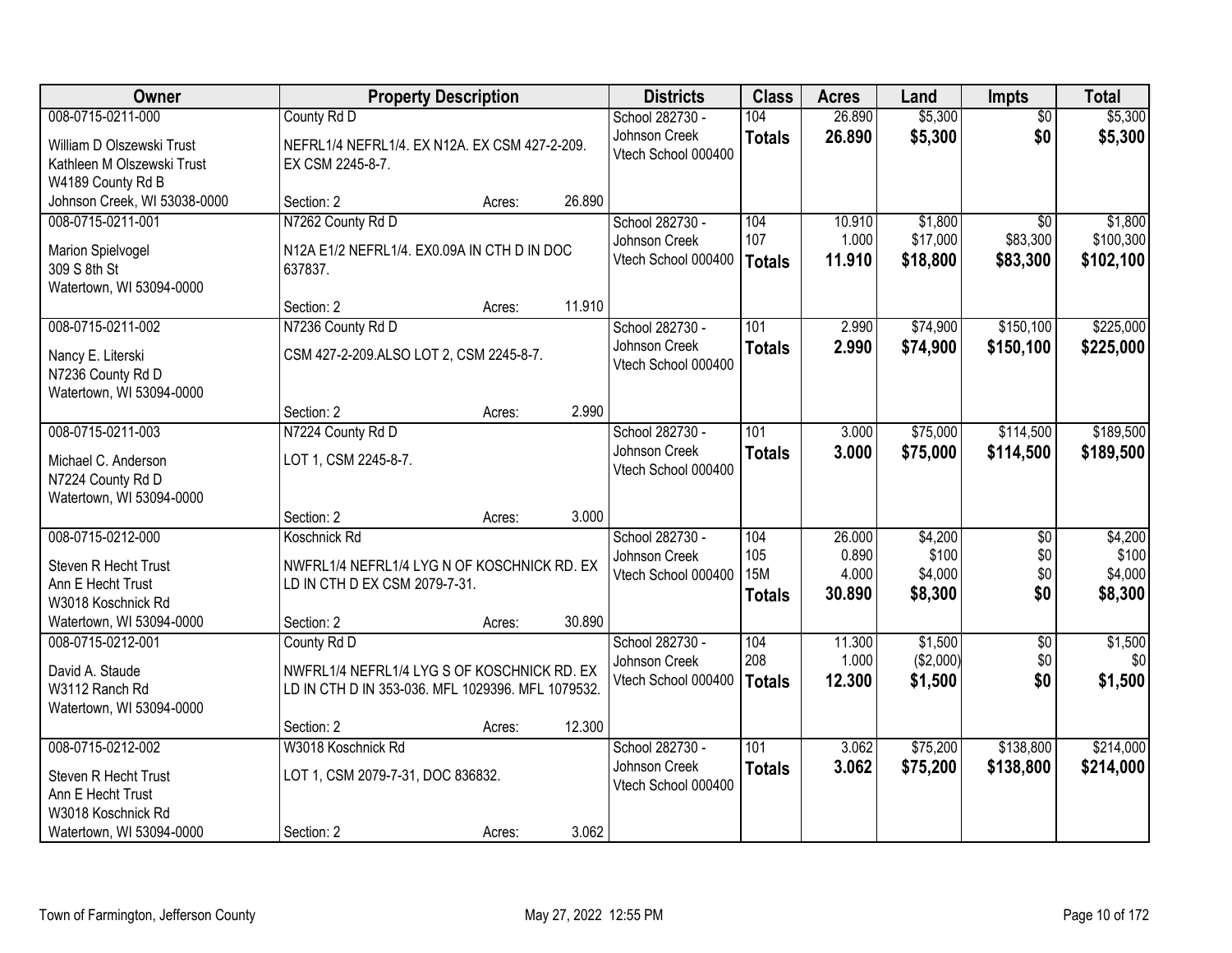| Owner | Property Description | | | Districts | Class | Acres | Land | Impts | Total |
|---|---|---|---|---|---|---|---|---|---|
| 008-0715-0211-000 | County Rd D | | | School 282730 - | 104 | 26.890 | $5,300 | $0 | $5,300 |
| William D Olszewski Trust<br>Kathleen M Olszewski Trust<br>W4189 County Rd B<br>Johnson Creek, WI 53038-0000 | NEFRL1/4 NEFRL1/4. EX N12A. EX CSM 427-2-209. EX CSM 2245-8-7. | | | Johnson Creek<br>Vtech School 000400 | **Totals** | **26.890** | **$5,300** | **$0** | **$5,300** |
| | Section: 2 | Acres: | 26.890 | | | | | | |
| 008-0715-0211-001 | N7262 County Rd D | | | School 282730 - | 104 | 10.910 | $1,800 | $0 | $1,800 |
| Marion Spielvogel<br>309 S 8th St<br>Watertown, WI 53094-0000 | N12A E1/2 NEFRL1/4. EX0.09A IN CTH D IN DOC 637837. | | | Johnson Creek<br>Vtech School 000400 | 107 | 1.000 | $17,000 | $83,300 | $100,300 |
| | | | | | **Totals** | **11.910** | **$18,800** | **$83,300** | **$102,100** |
| | Section: 2 | Acres: | 11.910 | | | | | | |
| 008-0715-0211-002 | N7236 County Rd D | | | School 282730 - | 101 | 2.990 | $74,900 | $150,100 | $225,000 |
| Nancy E. Literski<br>N7236 County Rd D<br>Watertown, WI 53094-0000 | CSM 427-2-209.ALSO LOT 2, CSM 2245-8-7. | | | Johnson Creek<br>Vtech School 000400 | **Totals** | **2.990** | **$74,900** | **$150,100** | **$225,000** |
| | Section: 2 | Acres: | 2.990 | | | | | | |
| 008-0715-0211-003 | N7224 County Rd D | | | School 282730 - | 101 | 3.000 | $75,000 | $114,500 | $189,500 |
| Michael C. Anderson<br>N7224 County Rd D<br>Watertown, WI 53094-0000 | LOT 1, CSM 2245-8-7. | | | Johnson Creek<br>Vtech School 000400 | **Totals** | **3.000** | **$75,000** | **$114,500** | **$189,500** |
| | Section: 2 | Acres: | 3.000 | | | | | | |
| 008-0715-0212-000 | Koschnick Rd | | | School 282730 - | 104 | 26.000 | $4,200 | $0 | $4,200 |
| Steven R Hecht Trust<br>Ann E Hecht Trust<br>W3018 Koschnick Rd<br>Watertown, WI 53094-0000 | NWFRL1/4 NEFRL1/4 LYG N OF KOSCHNICK RD. EX LD IN CTH D EX CSM 2079-7-31. | | | Johnson Creek<br>Vtech School 000400 | 105 | 0.890 | $100 | $0 | $100 |
| | | | | | 15M | 4.000 | $4,000 | $0 | $4,000 |
| | | | | | **Totals** | **30.890** | **$8,300** | **$0** | **$8,300** |
| | Section: 2 | Acres: | 30.890 | | | | | | |
| 008-0715-0212-001 | County Rd D | | | School 282730 - | 104 | 11.300 | $1,500 | $0 | $1,500 |
| David A. Staude<br>W3112 Ranch Rd<br>Watertown, WI 53094-0000 | NWFRL1/4 NEFRL1/4 LYG S OF KOSCHNICK RD. EX LD IN CTH D IN 353-036. MFL 1029396. MFL 1079532. | | | Johnson Creek<br>Vtech School 000400 | 208 | 1.000 | ($2,000) | $0 | $0 |
| | | | | | **Totals** | **12.300** | **$1,500** | **$0** | **$1,500** |
| | Section: 2 | Acres: | 12.300 | | | | | | |
| 008-0715-0212-002 | W3018 Koschnick Rd | | | School 282730 - | 101 | 3.062 | $75,200 | $138,800 | $214,000 |
| Steven R Hecht Trust<br>Ann E Hecht Trust<br>W3018 Koschnick Rd<br>Watertown, WI 53094-0000 | LOT 1, CSM 2079-7-31, DOC 836832. | | | Johnson Creek<br>Vtech School 000400 | **Totals** | **3.062** | **$75,200** | **$138,800** | **$214,000** |
| | Section: 2 | Acres: | 3.062 | | | | | | |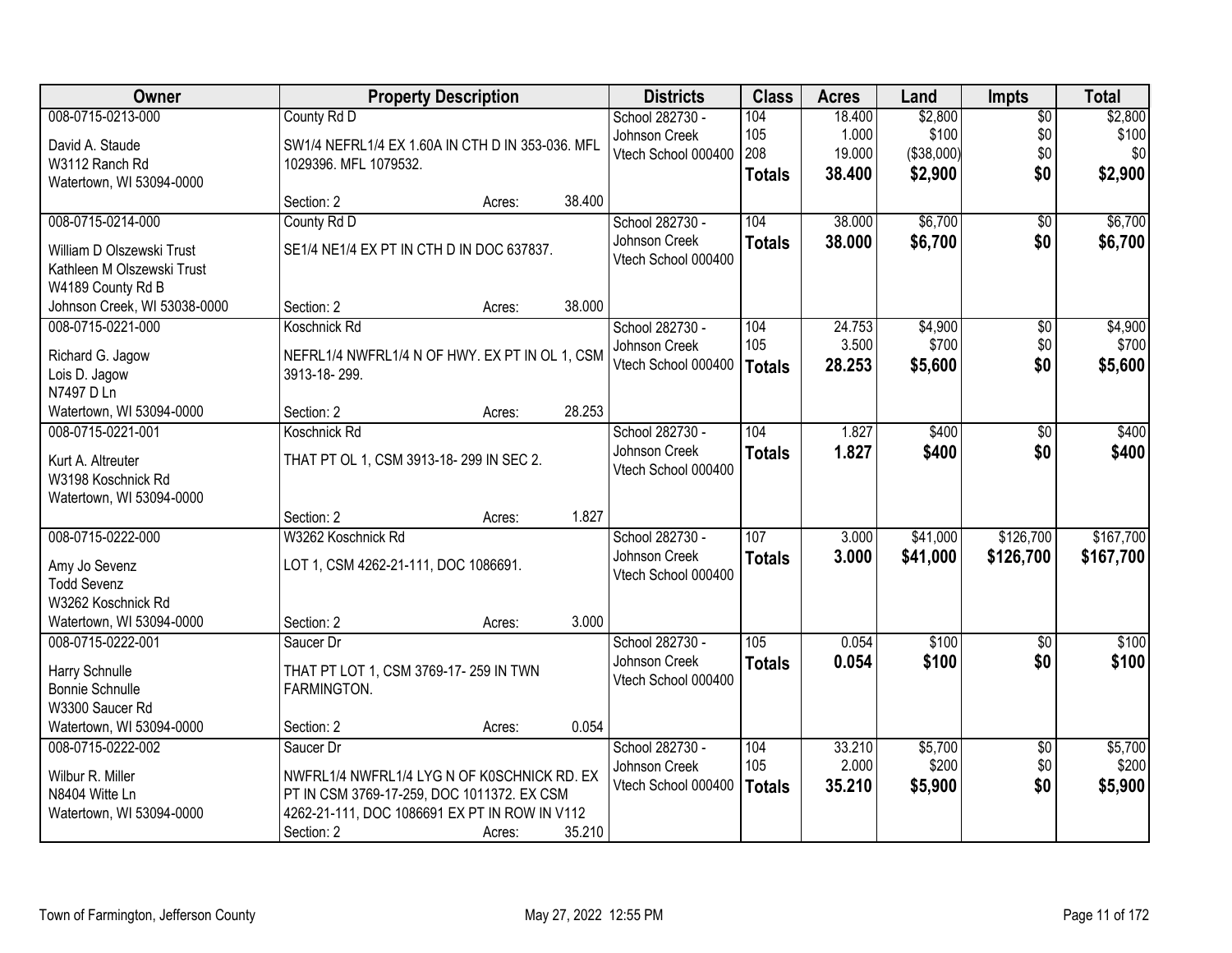| Owner | Property Description | Districts | Class | Acres | Land | Impts | Total |
|---|---|---|---|---|---|---|---|
| 008-0715-0213-000<br>David A. Staude<br>W3112 Ranch Rd<br>Watertown, WI 53094-0000 | County Rd D<br>SW1/4 NEFRL1/4 EX 1.60A IN CTH D IN 353-036. MFL 1029396. MFL 1079532.<br>Section: 2 Acres: 38.400 | School 282730 - Johnson Creek<br>Vtech School 000400 | 104<br>105<br>208<br>**Totals** | 18.400<br>1.000<br>19.000<br>**38.400** | $2,800<br>$100<br>($38,000)<br>**$2,900** | $0<br>$0<br>$0<br>**$0** | $2,800<br>$100<br>$0<br>**$2,900** |
| 008-0715-0214-000<br>William D Olszewski Trust<br>Kathleen M Olszewski Trust<br>W4189 County Rd B<br>Johnson Creek, WI 53038-0000 | County Rd D<br>SE1/4 NE1/4 EX PT IN CTH D IN DOC 637837.<br>Section: 2 Acres: 38.000 | School 282730 - Johnson Creek<br>Vtech School 000400 | 104<br>**Totals** | 38.000<br>**38.000** | $6,700<br>**$6,700** | $0<br>**$0** | $6,700<br>**$6,700** |
| 008-0715-0221-000<br>Richard G. Jagow<br>Lois D. Jagow<br>N7497 D Ln<br>Watertown, WI 53094-0000 | Koschnick Rd<br>NEFRL1/4 NWFRL1/4 N OF HWY. EX PT IN OL 1, CSM 3913-18- 299.<br>Section: 2 Acres: 28.253 | School 282730 - Johnson Creek<br>Vtech School 000400 | 104<br>105<br>**Totals** | 24.753<br>3.500<br>**28.253** | $4,900<br>$700<br>**$5,600** | $0<br>$0<br>**$0** | $4,900<br>$700<br>**$5,600** |
| 008-0715-0221-001<br>Kurt A. Altreuter<br>W3198 Koschnick Rd<br>Watertown, WI 53094-0000 | Koschnick Rd<br>THAT PT OL 1, CSM 3913-18- 299 IN SEC 2.<br>Section: 2 Acres: 1.827 | School 282730 - Johnson Creek<br>Vtech School 000400 | 104<br>**Totals** | 1.827<br>**1.827** | $400<br>**$400** | $0<br>**$0** | $400<br>**$400** |
| 008-0715-0222-000<br>Amy Jo Sevenz<br>Todd Sevenz<br>W3262 Koschnick Rd<br>Watertown, WI 53094-0000 | W3262 Koschnick Rd<br>LOT 1, CSM 4262-21-111, DOC 1086691.<br>Section: 2 Acres: 3.000 | School 282730 - Johnson Creek<br>Vtech School 000400 | 107<br>**Totals** | 3.000<br>**3.000** | $41,000<br>**$41,000** | $126,700<br>**$126,700** | $167,700<br>**$167,700** |
| 008-0715-0222-001<br>Harry Schnulle<br>Bonnie Schnulle<br>W3300 Saucer Rd<br>Watertown, WI 53094-0000 | Saucer Dr<br>THAT PT LOT 1, CSM 3769-17- 259 IN TWN FARMINGTON.<br>Section: 2 Acres: 0.054 | School 282730 - Johnson Creek<br>Vtech School 000400 | 105<br>**Totals** | 0.054<br>**0.054** | $100<br>**$100** | $0<br>**$0** | $100<br>**$100** |
| 008-0715-0222-002<br>Wilbur R. Miller<br>N8404 Witte Ln<br>Watertown, WI 53094-0000 | Saucer Dr<br>NWFRL1/4 NWFRL1/4 LYG N OF K0SCHNICK RD. EX PT IN CSM 3769-17-259, DOC 1011372. EX CSM 4262-21-111, DOC 1086691 EX PT IN ROW IN V112<br>Section: 2 Acres: 35.210 | School 282730 - Johnson Creek<br>Vtech School 000400 | 104<br>105<br>**Totals** | 33.210<br>2.000<br>**35.210** | $5,700<br>$200<br>**$5,900** | $0<br>$0<br>**$0** | $5,700<br>$200<br>**$5,900** |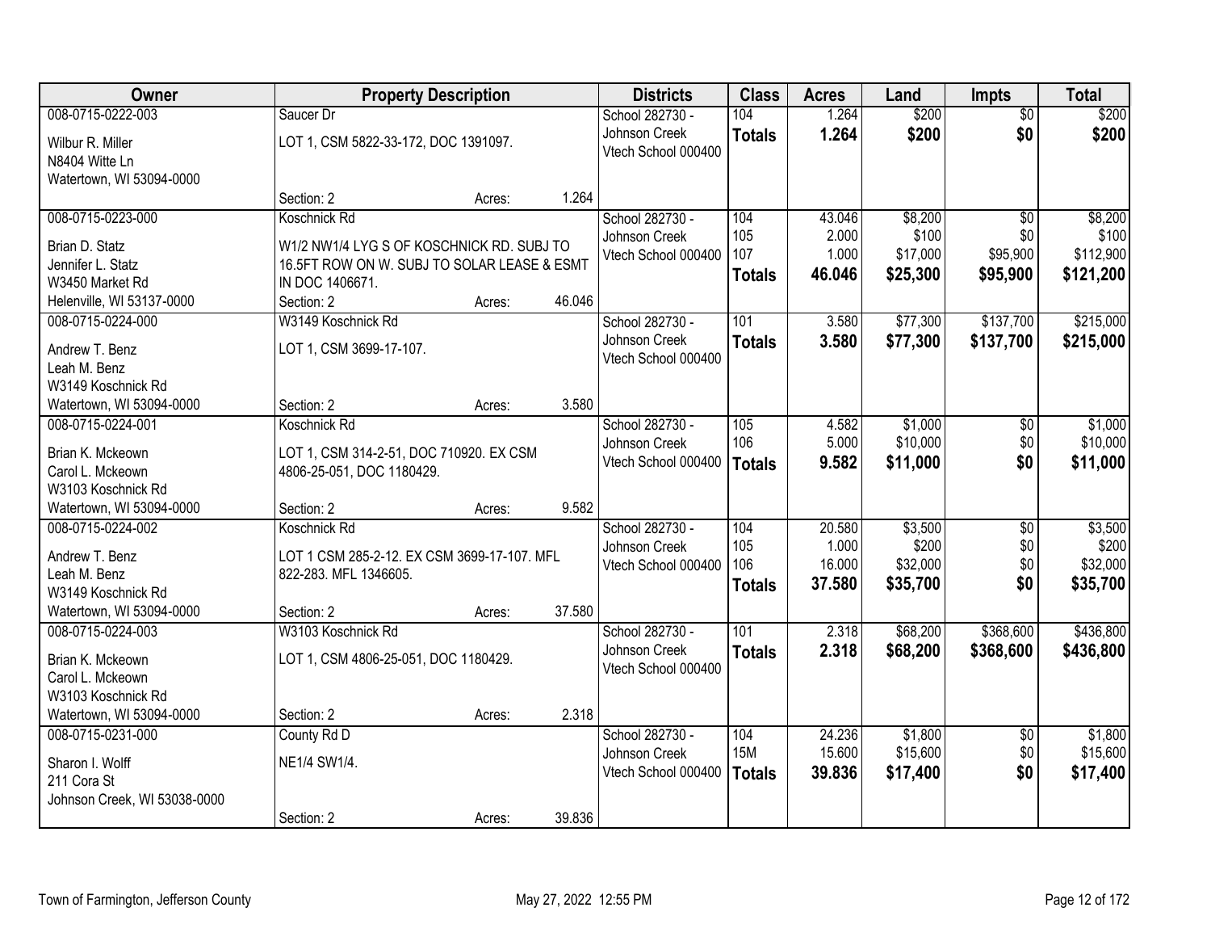| Owner | Property Description | | | Districts | Class | Acres | Land | Impts | Total |
|---|---|---|---|---|---|---|---|---|---|
| 008-0715-0222-003 | Saucer Dr | | | School 282730 - | 104 | 1.264 | $200 | $0 | $200 |
| Wilbur R. Miller | LOT 1, CSM 5822-33-172, DOC 1391097. | | | Johnson Creek | **Totals** | **1.264** | **$200** | **$0** | **$200** |
| N8404 Witte Ln | | | | Vtech School 000400 | | | | | |
| Watertown, WI 53094-0000 | | | | | | | | | |
| | Section: 2 | Acres: | 1.264 | | | | | | |
| 008-0715-0223-000 | Koschnick Rd | | | School 282730 - | 104 | 43.046 | $8,200 | $0 | $8,200 |
| Brian D. Statz | W1/2 NW1/4 LYG S OF KOSCHNICK RD. SUBJ TO | | | Johnson Creek | 105 | 2.000 | $100 | $0 | $100 |
| Jennifer L. Statz | 16.5FT ROW ON W. SUBJ TO SOLAR LEASE & ESMT | | | Vtech School 000400 | 107 | 1.000 | $17,000 | $95,900 | $112,900 |
| W3450 Market Rd | IN DOC 1406671. | | | | **Totals** | **46.046** | **$25,300** | **$95,900** | **$121,200** |
| Helenville, WI 53137-0000 | Section: 2 | Acres: | 46.046 | | | | | | |
| 008-0715-0224-000 | W3149 Koschnick Rd | | | School 282730 - | 101 | 3.580 | $77,300 | $137,700 | $215,000 |
| Andrew T. Benz | LOT 1, CSM 3699-17-107. | | | Johnson Creek | **Totals** | **3.580** | **$77,300** | **$137,700** | **$215,000** |
| Leah M. Benz | | | | Vtech School 000400 | | | | | |
| W3149 Koschnick Rd | | | | | | | | | |
| Watertown, WI 53094-0000 | Section: 2 | Acres: | 3.580 | | | | | | |
| 008-0715-0224-001 | Koschnick Rd | | | School 282730 - | 105 | 4.582 | $1,000 | $0 | $1,000 |
| Brian K. Mckeown | LOT 1, CSM 314-2-51, DOC 710920. EX CSM | | | Johnson Creek | 106 | 5.000 | $10,000 | $0 | $10,000 |
| Carol L. Mckeown | 4806-25-051, DOC 1180429. | | | Vtech School 000400 | **Totals** | **9.582** | **$11,000** | **$0** | **$11,000** |
| W3103 Koschnick Rd | | | | | | | | | |
| Watertown, WI 53094-0000 | Section: 2 | Acres: | 9.582 | | | | | | |
| 008-0715-0224-002 | Koschnick Rd | | | School 282730 - | 104 | 20.580 | $3,500 | $0 | $3,500 |
| Andrew T. Benz | LOT 1 CSM 285-2-12. EX CSM 3699-17-107. MFL | | | Johnson Creek | 105 | 1.000 | $200 | $0 | $200 |
| Leah M. Benz | 822-283. MFL 1346605. | | | Vtech School 000400 | 106 | 16.000 | $32,000 | $0 | $32,000 |
| W3149 Koschnick Rd | | | | | **Totals** | **37.580** | **$35,700** | **$0** | **$35,700** |
| Watertown, WI 53094-0000 | Section: 2 | Acres: | 37.580 | | | | | | |
| 008-0715-0224-003 | W3103 Koschnick Rd | | | School 282730 - | 101 | 2.318 | $68,200 | $368,600 | $436,800 |
| Brian K. Mckeown | LOT 1, CSM 4806-25-051, DOC 1180429. | | | Johnson Creek | **Totals** | **2.318** | **$68,200** | **$368,600** | **$436,800** |
| Carol L. Mckeown | | | | Vtech School 000400 | | | | | |
| W3103 Koschnick Rd | | | | | | | | | |
| Watertown, WI 53094-0000 | Section: 2 | Acres: | 2.318 | | | | | | |
| 008-0715-0231-000 | County Rd D | | | School 282730 - | 104 | 24.236 | $1,800 | $0 | $1,800 |
| Sharon I. Wolff | NE1/4 SW1/4. | | | Johnson Creek | 15M | 15.600 | $15,600 | $0 | $15,600 |
| 211 Cora St | | | | Vtech School 000400 | **Totals** | **39.836** | **$17,400** | **$0** | **$17,400** |
| Johnson Creek, WI 53038-0000 | | | | | | | | | |
| | Section: 2 | Acres: | 39.836 | | | | | | |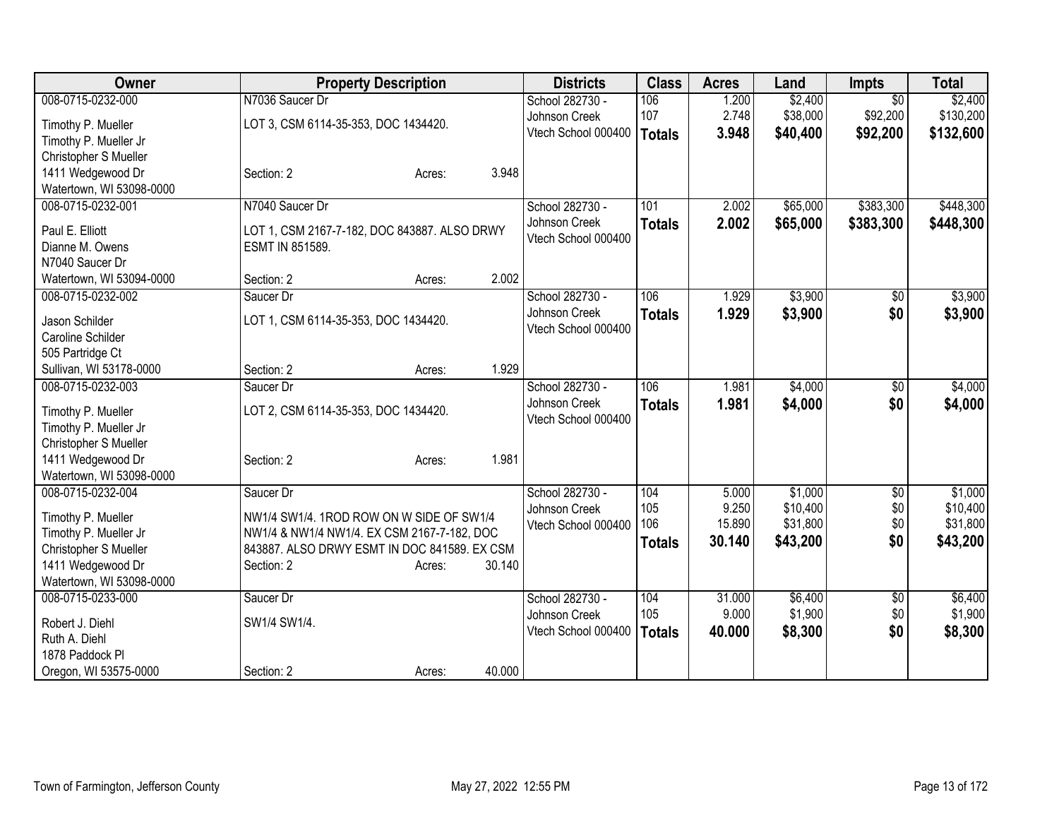| Owner | Property Description | | | Districts | Class | Acres | Land | Impts | Total |
|---|---|---|---|---|---|---|---|---|---|
| 008-0715-0232-000 | N7036 Saucer Dr | | | School 282730 - | 106 | 1.200 | $2,400 | $0 | $2,400 |
| Timothy P. Mueller | LOT 3, CSM 6114-35-353, DOC 1434420. | | | Johnson Creek | 107 | 2.748 | $38,000 | $92,200 | $130,200 |
| Timothy P. Mueller Jr | | | | Vtech School 000400 | **Totals** | **3.948** | **$40,400** | **$92,200** | **$132,600** |
| Christopher S Mueller | | | | | | | | | |
| 1411 Wedgewood Dr | Section: 2 | Acres: | 3.948 | | | | | | |
| Watertown, WI 53098-0000 | | | | | | | | | |
| 008-0715-0232-001 | N7040 Saucer Dr | | | School 282730 - | 101 | 2.002 | $65,000 | $383,300 | $448,300 |
| Paul E. Elliott | LOT 1, CSM 2167-7-182, DOC 843887. ALSO DRWY | | | Johnson Creek | **Totals** | **2.002** | **$65,000** | **$383,300** | **$448,300** |
| Dianne M. Owens | ESMT IN 851589. | | | Vtech School 000400 | | | | | |
| N7040 Saucer Dr | | | | | | | | | |
| Watertown, WI 53094-0000 | Section: 2 | Acres: | 2.002 | | | | | | |
| 008-0715-0232-002 | Saucer Dr | | | School 282730 - | 106 | 1.929 | $3,900 | $0 | $3,900 |
| Jason Schilder | LOT 1, CSM 6114-35-353, DOC 1434420. | | | Johnson Creek | **Totals** | **1.929** | **$3,900** | **$0** | **$3,900** |
| Caroline Schilder | | | | Vtech School 000400 | | | | | |
| 505 Partridge Ct | | | | | | | | | |
| Sullivan, WI 53178-0000 | Section: 2 | Acres: | 1.929 | | | | | | |
| 008-0715-0232-003 | Saucer Dr | | | School 282730 - | 106 | 1.981 | $4,000 | $0 | $4,000 |
| Timothy P. Mueller | LOT 2, CSM 6114-35-353, DOC 1434420. | | | Johnson Creek | **Totals** | **1.981** | **$4,000** | **$0** | **$4,000** |
| Timothy P. Mueller Jr | | | | Vtech School 000400 | | | | | |
| Christopher S Mueller | | | | | | | | | |
| 1411 Wedgewood Dr | Section: 2 | Acres: | 1.981 | | | | | | |
| Watertown, WI 53098-0000 | | | | | | | | | |
| 008-0715-0232-004 | Saucer Dr | | | School 282730 - | 104 | 5.000 | $1,000 | $0 | $1,000 |
| Timothy P. Mueller | NW1/4 SW1/4. 1ROD ROW ON W SIDE OF SW1/4 | | | Johnson Creek | 105 | 9.250 | $10,400 | $0 | $10,400 |
| Timothy P. Mueller Jr | NW1/4 & NW1/4 NW1/4. EX CSM 2167-7-182, DOC | | | Vtech School 000400 | 106 | 15.890 | $31,800 | $0 | $31,800 |
| Christopher S Mueller | 843887. ALSO DRWY ESMT IN DOC 841589. EX CSM | | | | **Totals** | **30.140** | **$43,200** | **$0** | **$43,200** |
| 1411 Wedgewood Dr | Section: 2 | Acres: | 30.140 | | | | | | |
| Watertown, WI 53098-0000 | | | | | | | | | |
| 008-0715-0233-000 | Saucer Dr | | | School 282730 - | 104 | 31.000 | $6,400 | $0 | $6,400 |
| Robert J. Diehl | SW1/4 SW1/4. | | | Johnson Creek | 105 | 9.000 | $1,900 | $0 | $1,900 |
| Ruth A. Diehl | | | | Vtech School 000400 | **Totals** | **40.000** | **$8,300** | **$0** | **$8,300** |
| 1878 Paddock Pl | | | | | | | | | |
| Oregon, WI 53575-0000 | Section: 2 | Acres: | 40.000 | | | | | | |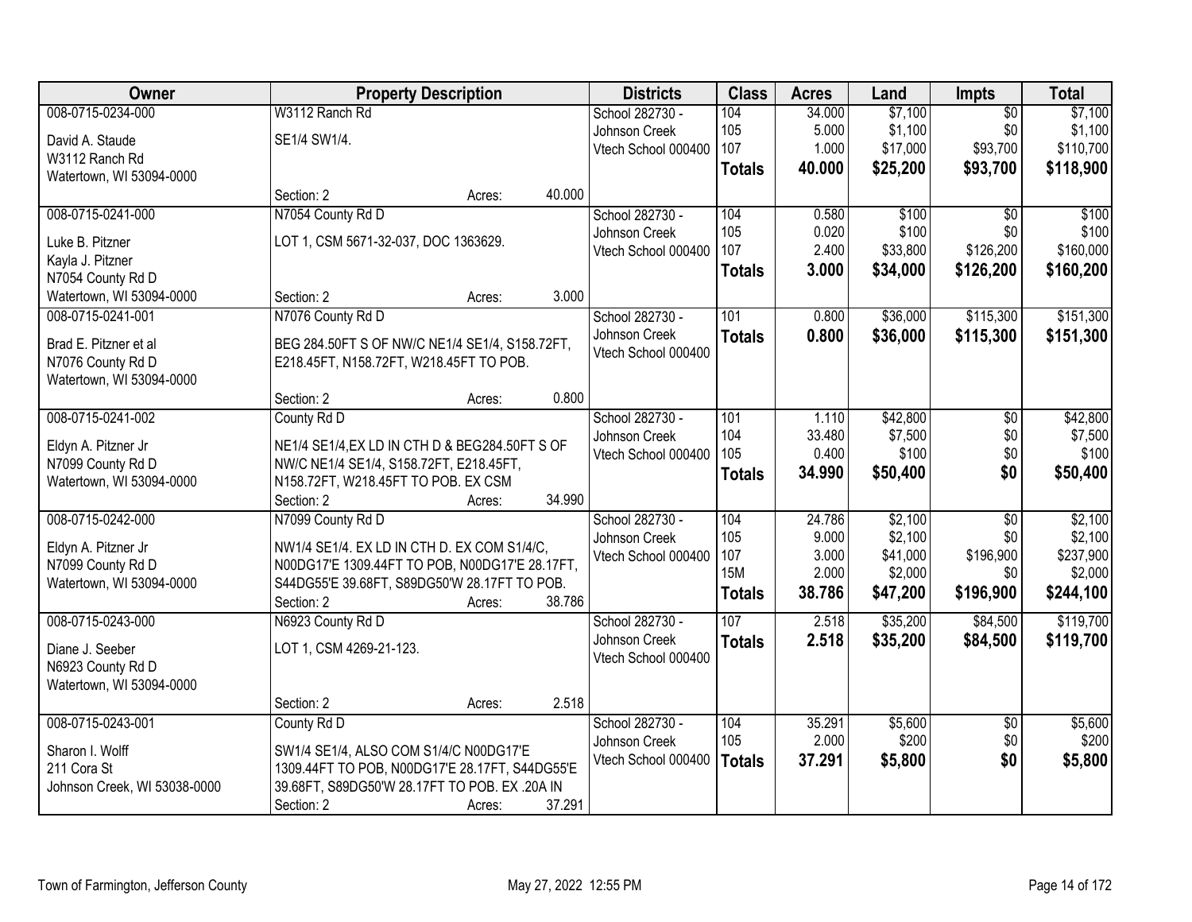| Owner | Property Description | Districts | Class | Acres | Land | Impts | Total |
|---|---|---|---|---|---|---|---|
| 008-0715-0234-000<br>David A. Staude<br>W3112 Ranch Rd<br>Watertown, WI 53094-0000 | W3112 Ranch Rd<br>SE1/4 SW1/4.<br>Section: 2 Acres: 40.000 | School 282730 - Johnson Creek<br>Vtech School 000400 | 104<br>105<br>107<br>**Totals** | 34.000<br>5.000<br>1.000<br>**40.000** | $7,100<br>$1,100<br>$17,000<br>**$25,200** | $0<br>$0<br>$93,700<br>**$93,700** | $7,100<br>$1,100<br>$110,700<br>**$118,900** |
| 008-0715-0241-000<br>Luke B. Pitzner<br>Kayla J. Pitzner<br>N7054 County Rd D<br>Watertown, WI 53094-0000 | N7054 County Rd D<br>LOT 1, CSM 5671-32-037, DOC 1363629.<br>Section: 2 Acres: 3.000 | School 282730 - Johnson Creek<br>Vtech School 000400 | 104<br>105<br>107<br>**Totals** | 0.580<br>0.020<br>2.400<br>**3.000** | $100<br>$100<br>$33,800<br>**$34,000** | $0<br>$0<br>$126,200<br>**$126,200** | $100<br>$100<br>$160,000<br>**$160,200** |
| 008-0715-0241-001<br>Brad E. Pitzner et al<br>N7076 County Rd D<br>Watertown, WI 53094-0000 | N7076 County Rd D<br>BEG 284.50FT S OF NW/C NE1/4 SE1/4, S158.72FT, E218.45FT, N158.72FT, W218.45FT TO POB.<br>Section: 2 Acres: 0.800 | School 282730 - Johnson Creek<br>Vtech School 000400 | 101<br>**Totals** | 0.800<br>**0.800** | $36,000<br>**$36,000** | $115,300<br>**$115,300** | $151,300<br>**$151,300** |
| 008-0715-0241-002<br>Eldyn A. Pitzner Jr<br>N7099 County Rd D<br>Watertown, WI 53094-0000 | County Rd D<br>NE1/4 SE1/4,EX LD IN CTH D & BEG284.50FT S OF NW/C NE1/4 SE1/4, S158.72FT, E218.45FT, N158.72FT, W218.45FT TO POB. EX CSM<br>Section: 2 Acres: 34.990 | School 282730 - Johnson Creek<br>Vtech School 000400 | 101<br>104<br>105<br>**Totals** | 1.110<br>33.480<br>0.400<br>**34.990** | $42,800<br>$7,500<br>$100<br>**$50,400** | $0<br>$0<br>$0<br>**$0** | $42,800<br>$7,500<br>$100<br>**$50,400** |
| 008-0715-0242-000<br>Eldyn A. Pitzner Jr<br>N7099 County Rd D<br>Watertown, WI 53094-0000 | N7099 County Rd D<br>NW1/4 SE1/4. EX LD IN CTH D. EX COM S1/4/C, N00DG17'E 1309.44FT TO POB, N00DG17'E 28.17FT, S44DG55'E 39.68FT, S89DG50'W 28.17FT TO POB.<br>Section: 2 Acres: 38.786 | School 282730 - Johnson Creek<br>Vtech School 000400 | 104<br>105<br>107<br>15M<br>**Totals** | 24.786<br>9.000<br>3.000<br>2.000<br>**38.786** | $2,100<br>$2,100<br>$41,000<br>$2,000<br>**$47,200** | $0<br>$0<br>$196,900<br>$0<br>**$196,900** | $2,100<br>$2,100<br>$237,900<br>$2,000<br>**$244,100** |
| 008-0715-0243-000<br>Diane J. Seeber<br>N6923 County Rd D<br>Watertown, WI 53094-0000 | N6923 County Rd D<br>LOT 1, CSM 4269-21-123.<br>Section: 2 Acres: 2.518 | School 282730 - Johnson Creek<br>Vtech School 000400 | 107<br>**Totals** | 2.518<br>**2.518** | $35,200<br>**$35,200** | $84,500<br>**$84,500** | $119,700<br>**$119,700** |
| 008-0715-0243-001<br>Sharon I. Wolff<br>211 Cora St<br>Johnson Creek, WI 53038-0000 | County Rd D<br>SW1/4 SE1/4, ALSO COM S1/4/C N00DG17'E 1309.44FT TO POB, N00DG17'E 28.17FT, S44DG55'E 39.68FT, S89DG50'W 28.17FT TO POB. EX .20A IN<br>Section: 2 Acres: 37.291 | School 282730 - Johnson Creek<br>Vtech School 000400 | 104<br>105<br>**Totals** | 35.291<br>2.000<br>**37.291** | $5,600<br>$200<br>**$5,800** | $0<br>$0<br>**$0** | $5,600<br>$200<br>**$5,800** |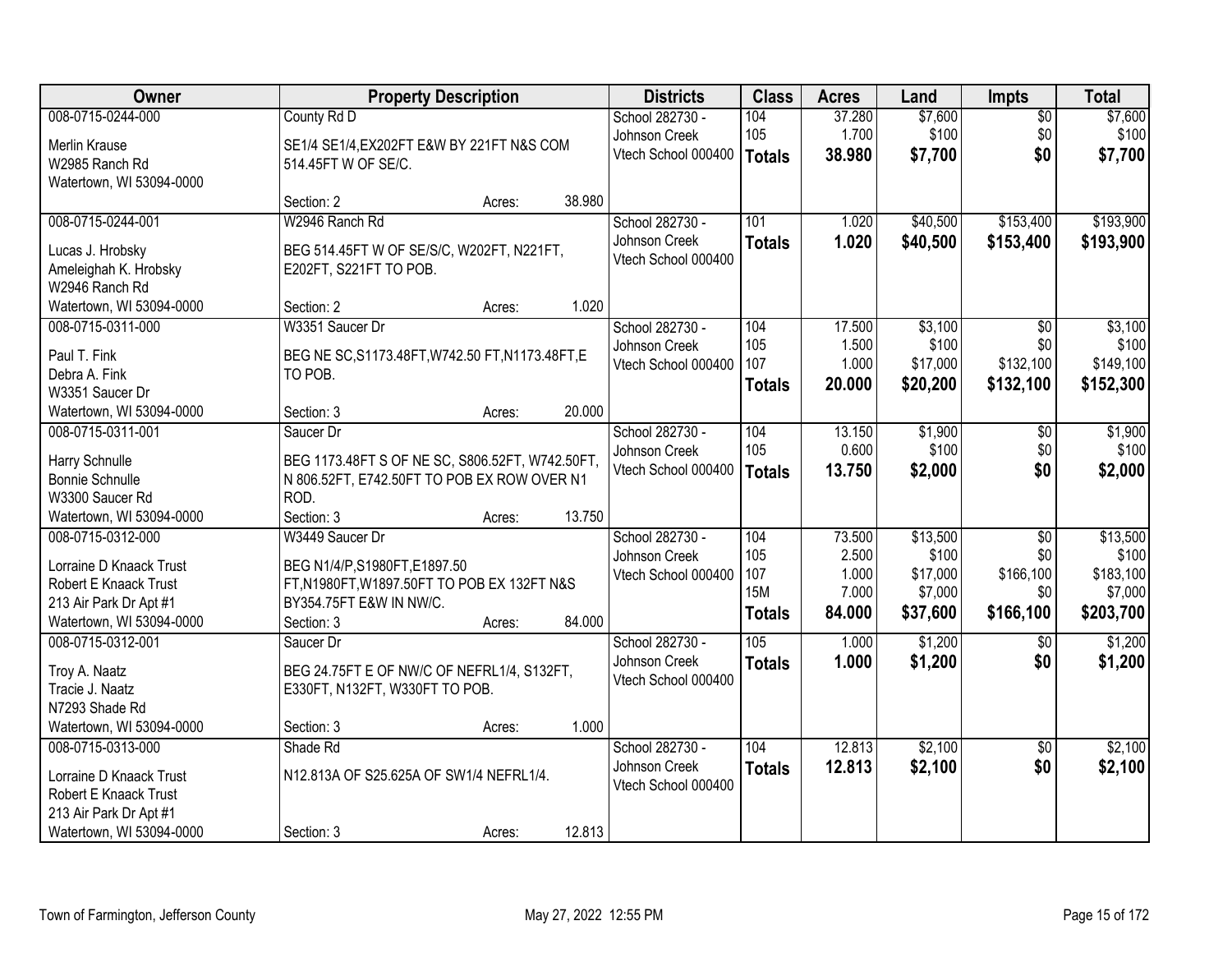| Owner | Property Description | Districts | Class | Acres | Land | Impts | Total |
|---|---|---|---|---|---|---|---|
| 008-0715-0244-000<br>Merlin Krause<br>W2985 Ranch Rd<br>Watertown, WI 53094-0000 | County Rd D<br>SE1/4 SE1/4,EX202FT E&W BY 221FT N&S COM 514.45FT W OF SE/C.<br>Section: 2 Acres: 38.980 | School 282730 - Johnson Creek<br>Vtech School 000400 | 104<br>105<br>**Totals** | 37.280<br>1.700<br>**38.980** | $7,600<br>$100<br>**$7,700** | $0<br>$0<br>**$0** | $7,600<br>$100<br>**$7,700** |
| 008-0715-0244-001<br>Lucas J. Hrobsky<br>Ameleighah K. Hrobsky<br>W2946 Ranch Rd<br>Watertown, WI 53094-0000 | W2946 Ranch Rd<br>BEG 514.45FT W OF SE/S/C, W202FT, N221FT, E202FT, S221FT TO POB.<br>Section: 2 Acres: 1.020 | School 282730 - Johnson Creek<br>Vtech School 000400 | 101<br>**Totals** | 1.020<br>**1.020** | $40,500<br>**$40,500** | $153,400<br>**$153,400** | $193,900<br>**$193,900** |
| 008-0715-0311-000<br>Paul T. Fink<br>Debra A. Fink<br>W3351 Saucer Dr<br>Watertown, WI 53094-0000 | W3351 Saucer Dr<br>BEG NE SC,S1173.48FT,W742.50 FT,N1173.48FT,E TO POB.<br>Section: 3 Acres: 20.000 | School 282730 - Johnson Creek<br>Vtech School 000400 | 104<br>105<br>107<br>**Totals** | 17.500<br>1.500<br>1.000<br>**20.000** | $3,100<br>$100<br>$17,000<br>**$20,200** | $0<br>$0<br>$132,100<br>**$132,100** | $3,100<br>$100<br>$149,100<br>**$152,300** |
| 008-0715-0311-001<br>Harry Schnulle<br>Bonnie Schnulle<br>W3300 Saucer Rd<br>Watertown, WI 53094-0000 | Saucer Dr<br>BEG 1173.48FT S OF NE SC, S806.52FT, W742.50FT, N 806.52FT, E742.50FT TO POB EX ROW OVER N1 ROD.<br>Section: 3 Acres: 13.750 | School 282730 - Johnson Creek<br>Vtech School 000400 | 104<br>105<br>**Totals** | 13.150<br>0.600<br>**13.750** | $1,900<br>$100<br>**$2,000** | $0<br>$0<br>**$0** | $1,900<br>$100<br>**$2,000** |
| 008-0715-0312-000<br>Lorraine D Knaack Trust<br>Robert E Knaack Trust<br>213 Air Park Dr Apt #1<br>Watertown, WI 53094-0000 | W3449 Saucer Dr<br>BEG N1/4/P,S1980FT,E1897.50 FT,N1980FT,W1897.50FT TO POB EX 132FT N&S BY354.75FT E&W IN NW/C.<br>Section: 3 Acres: 84.000 | School 282730 - Johnson Creek<br>Vtech School 000400 | 104<br>105<br>107<br>15M<br>**Totals** | 73.500<br>2.500<br>1.000<br>7.000<br>**84.000** | $13,500<br>$100<br>$17,000<br>$7,000<br>**$37,600** | $0<br>$0<br>$166,100<br>$0<br>**$166,100** | $13,500<br>$100<br>$183,100<br>$7,000<br>**$203,700** |
| 008-0715-0312-001<br>Troy A. Naatz<br>Tracie J. Naatz<br>N7293 Shade Rd<br>Watertown, WI 53094-0000 | Saucer Dr<br>BEG 24.75FT E OF NW/C OF NEFRL1/4, S132FT, E330FT, N132FT, W330FT TO POB.<br>Section: 3 Acres: 1.000 | School 282730 - Johnson Creek<br>Vtech School 000400 | 105<br>**Totals** | 1.000<br>**1.000** | $1,200<br>**$1,200** | $0<br>**$0** | $1,200<br>**$1,200** |
| 008-0715-0313-000<br>Lorraine D Knaack Trust<br>Robert E Knaack Trust<br>213 Air Park Dr Apt #1<br>Watertown, WI 53094-0000 | Shade Rd<br>N12.813A OF S25.625A OF SW1/4 NEFRL1/4.<br>Section: 3 Acres: 12.813 | School 282730 - Johnson Creek<br>Vtech School 000400 | 104<br>**Totals** | 12.813<br>**12.813** | $2,100<br>**$2,100** | $0<br>**$0** | $2,100<br>**$2,100** |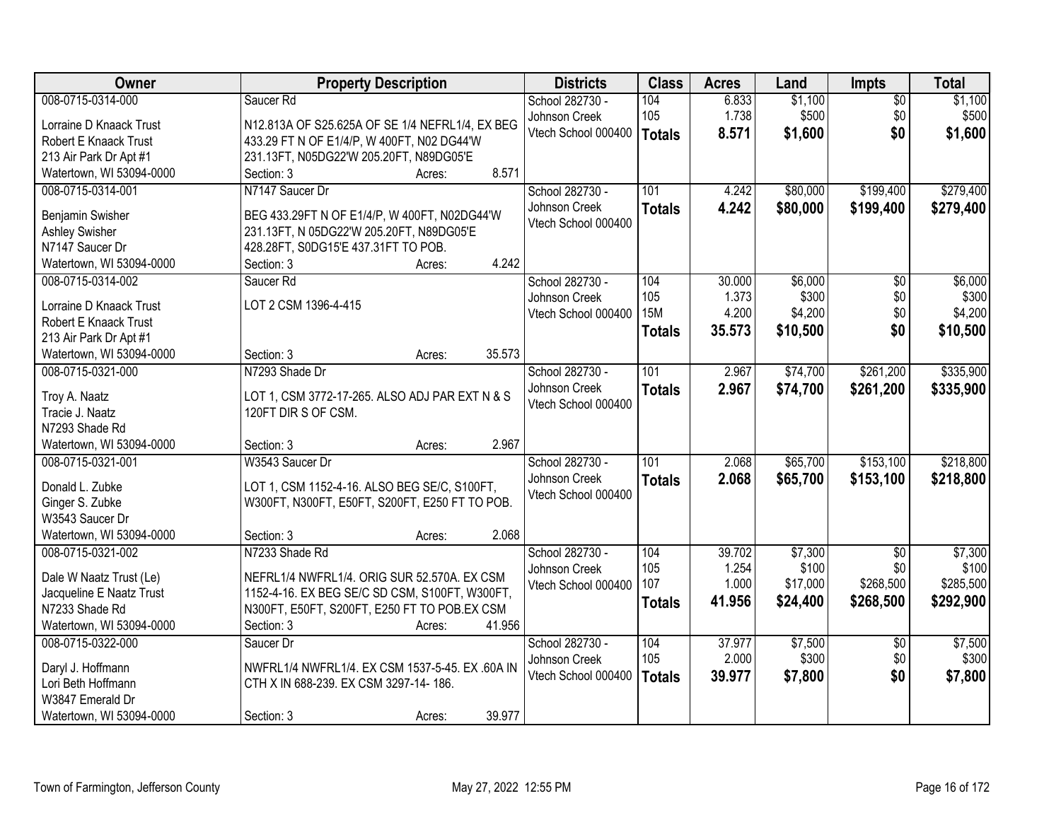| Owner | Property Description | Districts | Class | Acres | Land | Impts | Total |
|---|---|---|---|---|---|---|---|
| 008-0715-0314-000<br>Lorraine D Knaack Trust<br>Robert E Knaack Trust<br>213 Air Park Dr Apt #1<br>Watertown, WI 53094-0000 | Saucer Rd<br>N12.813A OF S25.625A OF SE 1/4 NEFRL1/4, EX BEG 433.29 FT N OF E1/4/P, W 400FT, N02 DG44'W 231.13FT, N05DG22'W 205.20FT, N89DG05'E<br>Section: 3 Acres: 8.571 | School 282730 - Johnson Creek<br>Vtech School 000400 | 104<br>105<br>**Totals** | 6.833<br>1.738<br>**8.571** | $1,100<br>$500<br>**$1,600** | $0<br>$0<br>**$0** | $1,100<br>$500<br>**$1,600** |
| 008-0715-0314-001<br>Benjamin Swisher<br>Ashley Swisher<br>N7147 Saucer Dr<br>Watertown, WI 53094-0000 | N7147 Saucer Dr<br>BEG 433.29FT N OF E1/4/P, W 400FT, N02DG44'W 231.13FT, N 05DG22'W 205.20FT, N89DG05'E 428.28FT, S0DG15'E 437.31FT TO POB.<br>Section: 3 Acres: 4.242 | School 282730 - Johnson Creek<br>Vtech School 000400 | 101<br>**Totals** | 4.242<br>**4.242** | $80,000<br>**$80,000** | $199,400<br>**$199,400** | $279,400<br>**$279,400** |
| 008-0715-0314-002<br>Lorraine D Knaack Trust<br>Robert E Knaack Trust<br>213 Air Park Dr Apt #1<br>Watertown, WI 53094-0000 | Saucer Rd<br>LOT 2 CSM 1396-4-415<br>Section: 3 Acres: 35.573 | School 282730 - Johnson Creek<br>Vtech School 000400 | 104<br>105<br>15M<br>**Totals** | 30.000<br>1.373<br>4.200<br>**35.573** | $6,000<br>$300<br>$4,200<br>**$10,500** | $0<br>$0<br>$0<br>**$0** | $6,000<br>$300<br>$4,200<br>**$10,500** |
| 008-0715-0321-000<br>Troy A. Naatz<br>Tracie J. Naatz<br>N7293 Shade Rd<br>Watertown, WI 53094-0000 | N7293 Shade Dr<br>LOT 1, CSM 3772-17-265. ALSO ADJ PAR EXT N & S 120FT DIR S OF CSM.<br>Section: 3 Acres: 2.967 | School 282730 - Johnson Creek<br>Vtech School 000400 | 101<br>**Totals** | 2.967<br>**2.967** | $74,700<br>**$74,700** | $261,200<br>**$261,200** | $335,900<br>**$335,900** |
| 008-0715-0321-001<br>Donald L. Zubke<br>Ginger S. Zubke<br>W3543 Saucer Dr<br>Watertown, WI 53094-0000 | W3543 Saucer Dr<br>LOT 1, CSM 1152-4-16. ALSO BEG SE/C, S100FT, W300FT, N300FT, E50FT, S200FT, E250 FT TO POB.<br>Section: 3 Acres: 2.068 | School 282730 - Johnson Creek<br>Vtech School 000400 | 101<br>**Totals** | 2.068<br>**2.068** | $65,700<br>**$65,700** | $153,100<br>**$153,100** | $218,800<br>**$218,800** |
| 008-0715-0321-002<br>Dale W Naatz Trust (Le)<br>Jacqueline E Naatz Trust<br>N7233 Shade Rd<br>Watertown, WI 53094-0000 | N7233 Shade Rd<br>NEFRL1/4 NWFRL1/4. ORIG SUR 52.570A. EX CSM 1152-4-16. EX BEG SE/C SD CSM, S100FT, W300FT, N300FT, E50FT, S200FT, E250 FT TO POB.EX CSM<br>Section: 3 Acres: 41.956 | School 282730 - Johnson Creek<br>Vtech School 000400 | 104<br>105<br>107<br>**Totals** | 39.702<br>1.254<br>1.000<br>**41.956** | $7,300<br>$100<br>$17,000<br>**$24,400** | $0<br>$0<br>$268,500<br>**$268,500** | $7,300<br>$100<br>$285,500<br>**$292,900** |
| 008-0715-0322-000<br>Daryl J. Hoffmann<br>Lori Beth Hoffmann<br>W3847 Emerald Dr<br>Watertown, WI 53094-0000 | Saucer Dr<br>NWFRL1/4 NWFRL1/4. EX CSM 1537-5-45. EX .60A IN CTH X IN 688-239. EX CSM 3297-14- 186.<br>Section: 3 Acres: 39.977 | School 282730 - Johnson Creek<br>Vtech School 000400 | 104<br>105<br>**Totals** | 37.977<br>2.000<br>**39.977** | $7,500<br>$300<br>**$7,800** | $0<br>$0<br>**$0** | $7,500<br>$300<br>**$7,800** |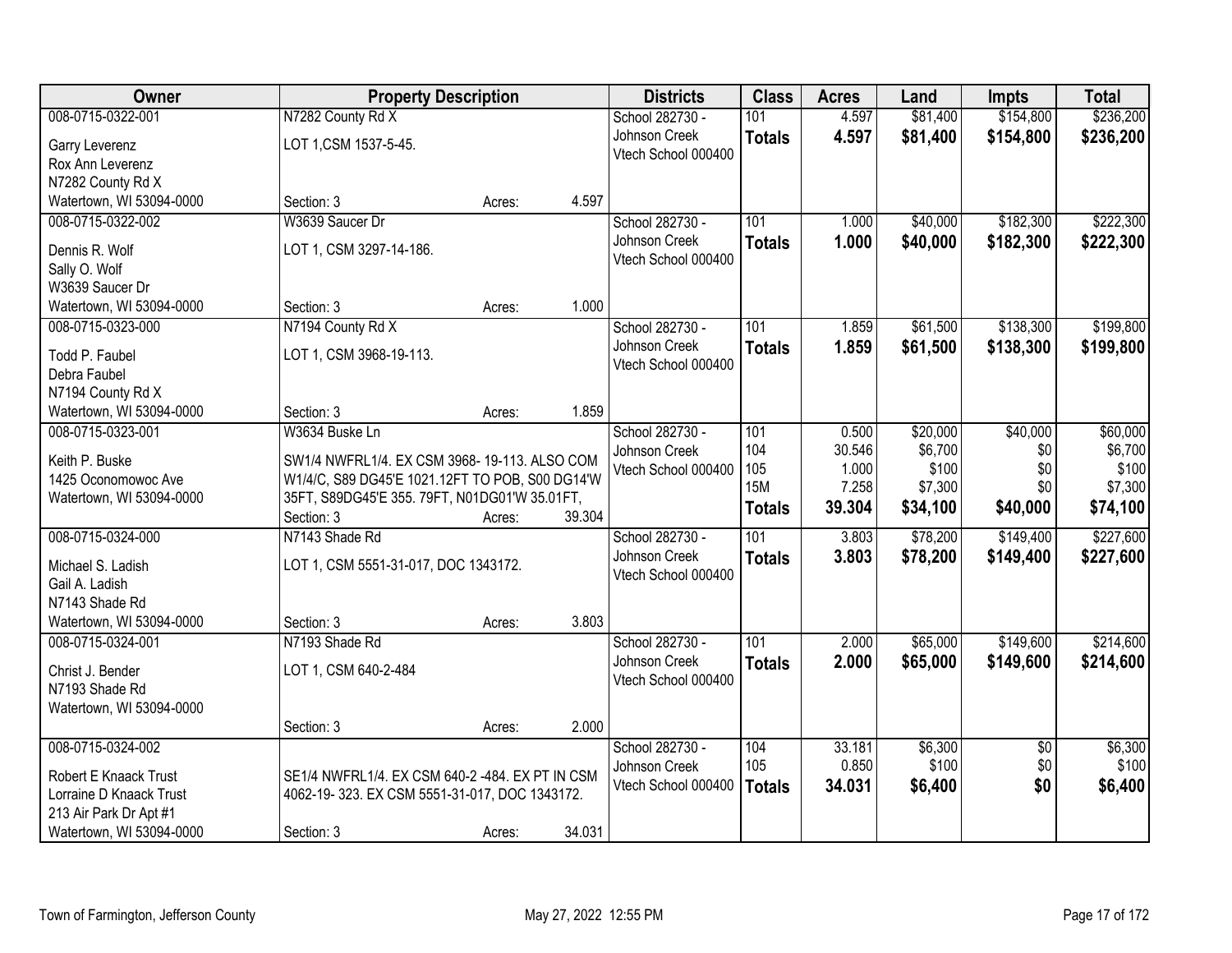| Owner | Property Description | Districts | Class | Acres | Land | Impts | Total |
|---|---|---|---|---|---|---|---|
| 008-0715-0322-001<br>Garry Leverenz<br>Rox Ann Leverenz<br>N7282 County Rd X<br>Watertown, WI 53094-0000 | N7282 County Rd X<br>LOT 1,CSM 1537-5-45.<br>Section: 3 Acres: 4.597 | School 282730 - Johnson Creek<br>Vtech School 000400 | 101<br>**Totals** | 4.597<br>**4.597** | $81,400<br>**$81,400** | $154,800<br>**$154,800** | $236,200<br>**$236,200** |
| 008-0715-0322-002<br>Dennis R. Wolf<br>Sally O. Wolf<br>W3639 Saucer Dr<br>Watertown, WI 53094-0000 | W3639 Saucer Dr<br>LOT 1, CSM 3297-14-186.<br>Section: 3 Acres: 1.000 | School 282730 - Johnson Creek<br>Vtech School 000400 | 101<br>**Totals** | 1.000<br>**1.000** | $40,000<br>**$40,000** | $182,300<br>**$182,300** | $222,300<br>**$222,300** |
| 008-0715-0323-000<br>Todd P. Faubel<br>Debra Faubel<br>N7194 County Rd X<br>Watertown, WI 53094-0000 | N7194 County Rd X<br>LOT 1, CSM 3968-19-113.<br>Section: 3 Acres: 1.859 | School 282730 - Johnson Creek<br>Vtech School 000400 | 101<br>**Totals** | 1.859<br>**1.859** | $61,500<br>**$61,500** | $138,300<br>**$138,300** | $199,800<br>**$199,800** |
| 008-0715-0323-001<br>Keith P. Buske<br>1425 Oconomowoc Ave<br>Watertown, WI 53094-0000 | W3634 Buske Ln<br>SW1/4 NWFRL1/4. EX CSM 3968- 19-113. ALSO COM W1/4/C, S89 DG45'E 1021.12FT TO POB, S00 DG14'W 35FT, S89DG45'E 355. 79FT, N01DG01'W 35.01FT,<br>Section: 3 Acres: 39.304 | School 282730 - Johnson Creek<br>Vtech School 000400 | 101<br>104<br>105<br>15M<br>**Totals** | 0.500<br>30.546<br>1.000<br>7.258<br>**39.304** | $20,000<br>$6,700<br>$100<br>$7,300<br>**$34,100** | $40,000<br>$0<br>$0<br>$0<br>**$40,000** | $60,000<br>$6,700<br>$100<br>$7,300<br>**$74,100** |
| 008-0715-0324-000<br>Michael S. Ladish<br>Gail A. Ladish<br>N7143 Shade Rd<br>Watertown, WI 53094-0000 | N7143 Shade Rd<br>LOT 1, CSM 5551-31-017, DOC 1343172.<br>Section: 3 Acres: 3.803 | School 282730 - Johnson Creek<br>Vtech School 000400 | 101<br>**Totals** | 3.803<br>**3.803** | $78,200<br>**$78,200** | $149,400<br>**$149,400** | $227,600<br>**$227,600** |
| 008-0715-0324-001<br>Christ J. Bender<br>N7193 Shade Rd<br>Watertown, WI 53094-0000 | N7193 Shade Rd<br>LOT 1, CSM 640-2-484<br>Section: 3 Acres: 2.000 | School 282730 - Johnson Creek<br>Vtech School 000400 | 101<br>**Totals** | 2.000<br>**2.000** | $65,000<br>**$65,000** | $149,600<br>**$149,600** | $214,600<br>**$214,600** |
| 008-0715-0324-002<br>Robert E Knaack Trust<br>Lorraine D Knaack Trust<br>213 Air Park Dr Apt #1<br>Watertown, WI 53094-0000 | SE1/4 NWFRL1/4. EX CSM 640-2 -484. EX PT IN CSM 4062-19- 323. EX CSM 5551-31-017, DOC 1343172.<br>Section: 3 Acres: 34.031 | School 282730 - Johnson Creek<br>Vtech School 000400 | 104<br>105<br>**Totals** | 33.181<br>0.850<br>**34.031** | $6,300<br>$100<br>**$6,400** | $0<br>$0<br>**$0** | $6,300<br>$100<br>**$6,400** |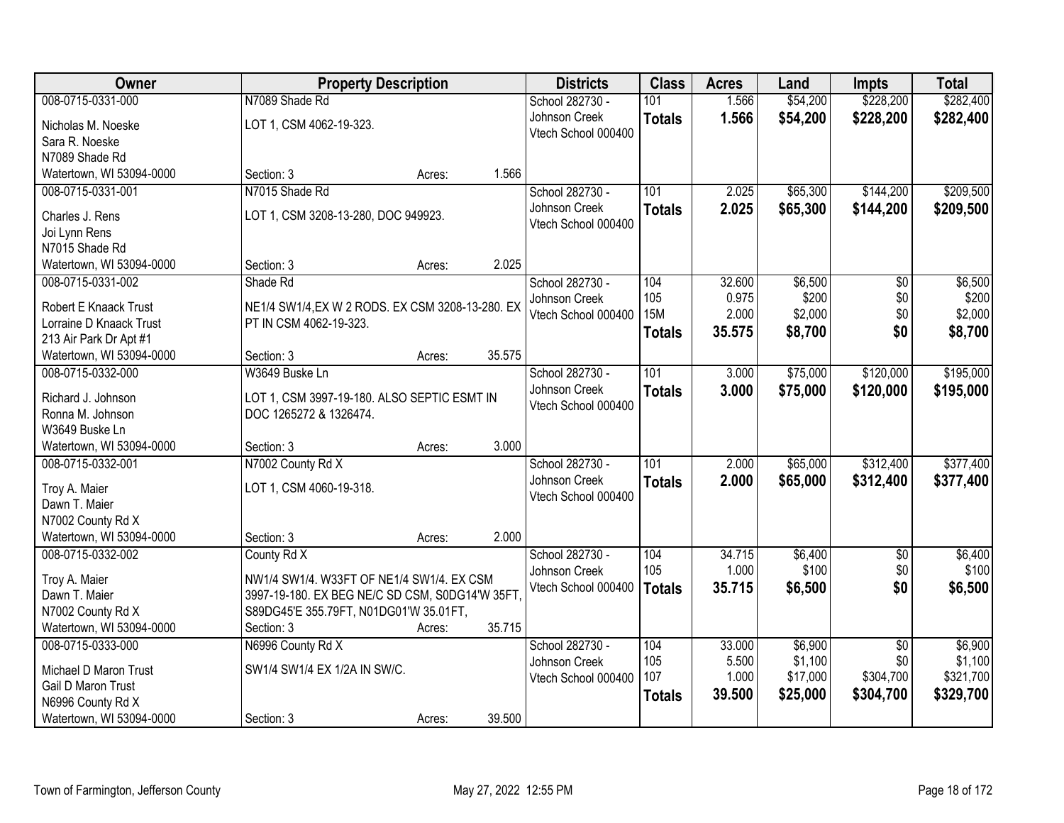| Owner | Property Description | Districts | Class | Acres | Land | Impts | Total |
|---|---|---|---|---|---|---|---|
| 008-0715-0331-000<br>Nicholas M. Noeske<br>Sara R. Noeske<br>N7089 Shade Rd<br>Watertown, WI 53094-0000 | N7089 Shade Rd<br>LOT 1, CSM 4062-19-323.<br>Section: 3 Acres: 1.566 | School 282730 - Johnson Creek<br>Vtech School 000400 | 101<br>**Totals** | 1.566<br>**1.566** | $54,200<br>**$54,200** | $228,200<br>**$228,200** | $282,400<br>**$282,400** |
| 008-0715-0331-001<br>Charles J. Rens<br>Joi Lynn Rens<br>N7015 Shade Rd<br>Watertown, WI 53094-0000 | N7015 Shade Rd<br>LOT 1, CSM 3208-13-280, DOC 949923.<br>Section: 3 Acres: 2.025 | School 282730 - Johnson Creek<br>Vtech School 000400 | 101<br>**Totals** | 2.025<br>**2.025** | $65,300<br>**$65,300** | $144,200<br>**$144,200** | $209,500<br>**$209,500** |
| 008-0715-0331-002<br>Robert E Knaack Trust<br>Lorraine D Knaack Trust<br>213 Air Park Dr Apt #1<br>Watertown, WI 53094-0000 | Shade Rd<br>NE1/4 SW1/4,EX W 2 RODS. EX CSM 3208-13-280. EX PT IN CSM 4062-19-323.<br>Section: 3 Acres: 35.575 | School 282730 - Johnson Creek<br>Vtech School 000400 | 104<br>105<br>15M<br>**Totals** | 32.600<br>0.975<br>2.000<br>**35.575** | $6,500<br>$200<br>$2,000<br>**$8,700** | $0<br>$0<br>$0<br>**$0** | $6,500<br>$200<br>$2,000<br>**$8,700** |
| 008-0715-0332-000<br>Richard J. Johnson<br>Ronna M. Johnson<br>W3649 Buske Ln<br>Watertown, WI 53094-0000 | W3649 Buske Ln<br>LOT 1, CSM 3997-19-180. ALSO SEPTIC ESMT IN DOC 1265272 & 1326474.<br>Section: 3 Acres: 3.000 | School 282730 - Johnson Creek<br>Vtech School 000400 | 101<br>**Totals** | 3.000<br>**3.000** | $75,000<br>**$75,000** | $120,000<br>**$120,000** | $195,000<br>**$195,000** |
| 008-0715-0332-001<br>Troy A. Maier<br>Dawn T. Maier<br>N7002 County Rd X<br>Watertown, WI 53094-0000 | N7002 County Rd X<br>LOT 1, CSM 4060-19-318.<br>Section: 3 Acres: 2.000 | School 282730 - Johnson Creek<br>Vtech School 000400 | 101<br>**Totals** | 2.000<br>**2.000** | $65,000<br>**$65,000** | $312,400<br>**$312,400** | $377,400<br>**$377,400** |
| 008-0715-0332-002<br>Troy A. Maier<br>Dawn T. Maier<br>N7002 County Rd X<br>Watertown, WI 53094-0000 | County Rd X<br>NW1/4 SW1/4. W33FT OF NE1/4 SW1/4. EX CSM 3997-19-180. EX BEG NE/C SD CSM, S0DG14'W 35FT, S89DG45'E 355.79FT, N01DG01'W 35.01FT,<br>Section: 3 Acres: 35.715 | School 282730 - Johnson Creek<br>Vtech School 000400 | 104<br>105<br>**Totals** | 34.715<br>1.000<br>**35.715** | $6,400<br>$100<br>**$6,500** | $0<br>$0<br>**$0** | $6,400<br>$100<br>**$6,500** |
| 008-0715-0333-000<br>Michael D Maron Trust<br>Gail D Maron Trust<br>N6996 County Rd X<br>Watertown, WI 53094-0000 | N6996 County Rd X<br>SW1/4 SW1/4 EX 1/2A IN SW/C.<br>Section: 3 Acres: 39.500 | School 282730 - Johnson Creek<br>Vtech School 000400 | 104<br>105<br>107<br>**Totals** | 33.000<br>5.500<br>1.000<br>**39.500** | $6,900<br>$1,100<br>$17,000<br>**$25,000** | $0<br>$0<br>$304,700<br>**$304,700** | $6,900<br>$1,100<br>$321,700<br>**$329,700** |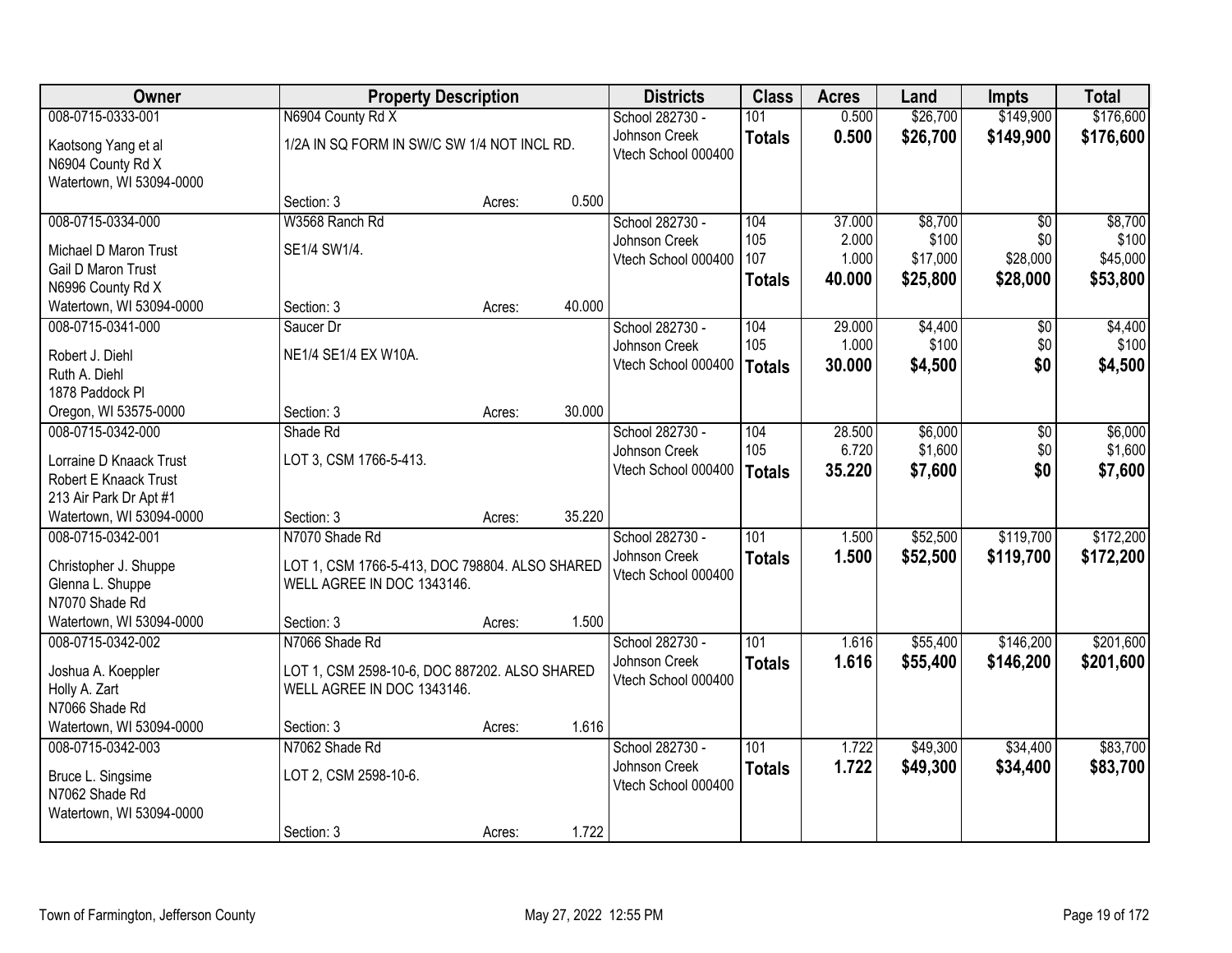| Owner | Property Description | | | Districts | Class | Acres | Land | Impts | Total |
|---|---|---|---|---|---|---|---|---|---|
| 008-0715-0333-001<br><br>Kaotsong Yang et al<br>N6904 County Rd X<br>Watertown, WI 53094-0000 | N6904 County Rd X<br><br>1/2A IN SQ FORM IN SW/C SW 1/4 NOT INCL RD.<br><br>Section: 3 | Acres: | 0.500 | School 282730 - Johnson Creek<br>Vtech School 000400 | 101<br>**Totals** | 0.500<br>**0.500** | \$26,700<br>**\$26,700** | \$149,900<br>**\$149,900** | \$176,600<br>**\$176,600** |
| 008-0715-0334-000<br><br>Michael D Maron Trust<br>Gail D Maron Trust<br>N6996 County Rd X<br>Watertown, WI 53094-0000 | W3568 Ranch Rd<br><br>SE1/4 SW1/4.<br><br>Section: 3 | Acres: | 40.000 | School 282730 - Johnson Creek<br>Vtech School 000400 | 104<br>105<br>107<br>**Totals** | 37.000<br>2.000<br>1.000<br>**40.000** | \$8,700<br>\$100<br>\$17,000<br>**\$25,800** | \$0<br>\$0<br>\$28,000<br>**\$28,000** | \$8,700<br>\$100<br>\$45,000<br>**\$53,800** |
| 008-0715-0341-000<br><br>Robert J. Diehl<br>Ruth A. Diehl<br>1878 Paddock Pl<br>Oregon, WI 53575-0000 | Saucer Dr<br><br>NE1/4 SE1/4 EX W10A.<br><br>Section: 3 | Acres: | 30.000 | School 282730 - Johnson Creek<br>Vtech School 000400 | 104<br>105<br>**Totals** | 29.000<br>1.000<br>**30.000** | \$4,400<br>\$100<br>**\$4,500** | \$0<br>\$0<br>**\$0** | \$4,400<br>\$100<br>**\$4,500** |
| 008-0715-0342-000<br><br>Lorraine D Knaack Trust<br>Robert E Knaack Trust<br>213 Air Park Dr Apt #1<br>Watertown, WI 53094-0000 | Shade Rd<br><br>LOT 3, CSM 1766-5-413.<br><br>Section: 3 | Acres: | 35.220 | School 282730 - Johnson Creek<br>Vtech School 000400 | 104<br>105<br>**Totals** | 28.500<br>6.720<br>**35.220** | \$6,000<br>\$1,600<br>**\$7,600** | \$0<br>\$0<br>**\$0** | \$6,000<br>\$1,600<br>**\$7,600** |
| 008-0715-0342-001<br><br>Christopher J. Shuppe<br>Glenna L. Shuppe<br>N7070 Shade Rd<br>Watertown, WI 53094-0000 | N7070 Shade Rd<br><br>LOT 1, CSM 1766-5-413, DOC 798804. ALSO SHARED WELL AGREE IN DOC 1343146.<br><br>Section: 3 | Acres: | 1.500 | School 282730 - Johnson Creek<br>Vtech School 000400 | 101<br>**Totals** | 1.500<br>**1.500** | \$52,500<br>**\$52,500** | \$119,700<br>**\$119,700** | \$172,200<br>**\$172,200** |
| 008-0715-0342-002<br><br>Joshua A. Koeppler<br>Holly A. Zart<br>N7066 Shade Rd<br>Watertown, WI 53094-0000 | N7066 Shade Rd<br><br>LOT 1, CSM 2598-10-6, DOC 887202. ALSO SHARED WELL AGREE IN DOC 1343146.<br><br>Section: 3 | Acres: | 1.616 | School 282730 - Johnson Creek<br>Vtech School 000400 | 101<br>**Totals** | 1.616<br>**1.616** | \$55,400<br>**\$55,400** | \$146,200<br>**\$146,200** | \$201,600<br>**\$201,600** |
| 008-0715-0342-003<br><br>Bruce L. Singsime<br>N7062 Shade Rd<br>Watertown, WI 53094-0000 | N7062 Shade Rd<br><br>LOT 2, CSM 2598-10-6.<br><br>Section: 3 | Acres: | 1.722 | School 282730 - Johnson Creek<br>Vtech School 000400 | 101<br>**Totals** | 1.722<br>**1.722** | \$49,300<br>**\$49,300** | \$34,400<br>**\$34,400** | \$83,700<br>**\$83,700** |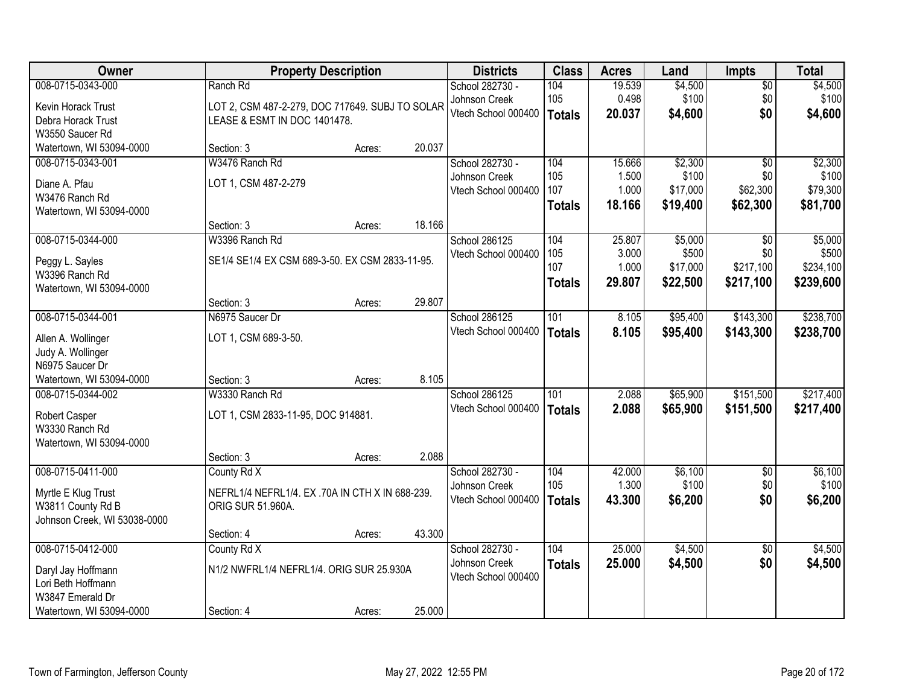| Owner | Property Description | | | Districts | Class | Acres | Land | Impts | Total |
|---|---|---|---|---|---|---|---|---|---|
| 008-0715-0343-000<br>Kevin Horack Trust<br>Debra Horack Trust<br>W3550 Saucer Rd<br>Watertown, WI 53094-0000 | Ranch Rd<br>LOT 2, CSM 487-2-279, DOC 717649. SUBJ TO SOLAR LEASE & ESMT IN DOC 1401478.<br>Section: 3 | Acres: | 20.037 | School 282730 - Johnson Creek<br>Vtech School 000400 | 104<br>105<br>**Totals** | 19.539<br>0.498<br>**20.037** | $4,500<br>$100<br>**$4,600** | $0<br>$0<br>**$0** | $4,500<br>$100<br>**$4,600** |
| 008-0715-0343-001<br>Diane A. Pfau<br>W3476 Ranch Rd<br>Watertown, WI 53094-0000 | W3476 Ranch Rd<br>LOT 1, CSM 487-2-279<br>Section: 3 | Acres: | 18.166 | School 282730 - Johnson Creek<br>Vtech School 000400 | 104<br>105<br>107<br>**Totals** | 15.666<br>1.500<br>1.000<br>**18.166** | $2,300<br>$100<br>$17,000<br>**$19,400** | $0<br>$0<br>$62,300<br>**$62,300** | $2,300<br>$100<br>$79,300<br>**$81,700** |
| 008-0715-0344-000<br>Peggy L. Sayles<br>W3396 Ranch Rd<br>Watertown, WI 53094-0000 | W3396 Ranch Rd<br>SE1/4 SE1/4 EX CSM 689-3-50. EX CSM 2833-11-95.<br>Section: 3 | Acres: | 29.807 | School 286125<br>Vtech School 000400 | 104<br>105<br>107<br>**Totals** | 25.807<br>3.000<br>1.000<br>**29.807** | $5,000<br>$500<br>$17,000<br>**$22,500** | $0<br>$0<br>$217,100<br>**$217,100** | $5,000<br>$500<br>$234,100<br>**$239,600** |
| 008-0715-0344-001<br>Allen A. Wollinger<br>Judy A. Wollinger<br>N6975 Saucer Dr<br>Watertown, WI 53094-0000 | N6975 Saucer Dr<br>LOT 1, CSM 689-3-50.<br>Section: 3 | Acres: | 8.105 | School 286125<br>Vtech School 000400 | 101<br>**Totals** | 8.105<br>**8.105** | $95,400<br>**$95,400** | $143,300<br>**$143,300** | $238,700<br>**$238,700** |
| 008-0715-0344-002<br>Robert Casper<br>W3330 Ranch Rd<br>Watertown, WI 53094-0000 | W3330 Ranch Rd<br>LOT 1, CSM 2833-11-95, DOC 914881.<br>Section: 3 | Acres: | 2.088 | School 286125<br>Vtech School 000400 | 101<br>**Totals** | 2.088<br>**2.088** | $65,900<br>**$65,900** | $151,500<br>**$151,500** | $217,400<br>**$217,400** |
| 008-0715-0411-000<br>Myrtle E Klug Trust<br>W3811 County Rd B<br>Johnson Creek, WI 53038-0000 | County Rd X<br>NEFRL1/4 NEFRL1/4. EX .70A IN CTH X IN 688-239. ORIG SUR 51.960A.<br>Section: 4 | Acres: | 43.300 | School 282730 - Johnson Creek<br>Vtech School 000400 | 104<br>105<br>**Totals** | 42.000<br>1.300<br>**43.300** | $6,100<br>$100<br>**$6,200** | $0<br>$0<br>**$0** | $6,100<br>$100<br>**$6,200** |
| 008-0715-0412-000<br>Daryl Jay Hoffmann<br>Lori Beth Hoffmann<br>W3847 Emerald Dr<br>Watertown, WI 53094-0000 | County Rd X<br>N1/2 NWFRL1/4 NEFRL1/4. ORIG SUR 25.930A<br>Section: 4 | Acres: | 25.000 | School 282730 - Johnson Creek<br>Vtech School 000400 | 104<br>**Totals** | 25.000<br>**25.000** | $4,500<br>**$4,500** | $0<br>**$0** | $4,500<br>**$4,500** |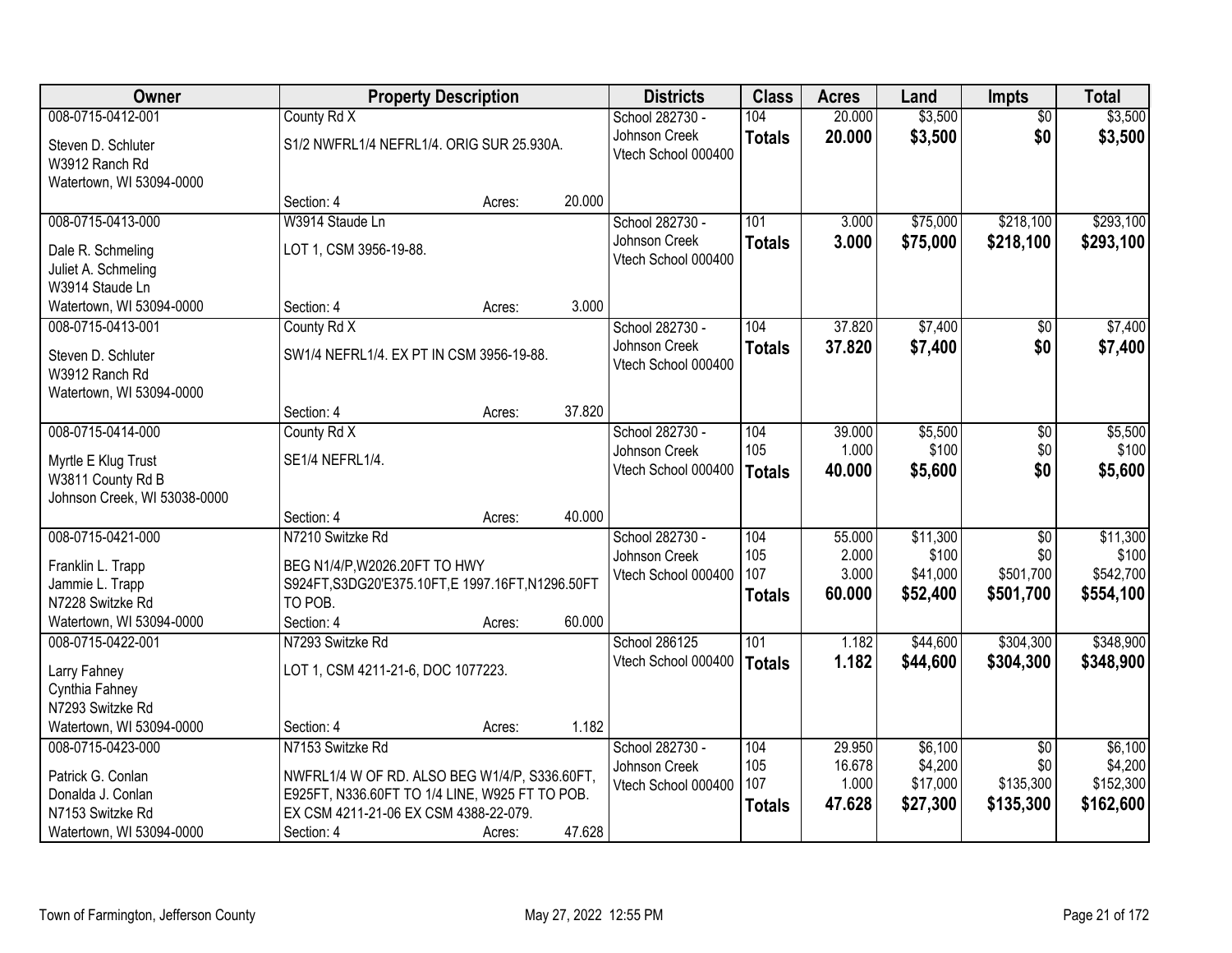| Owner | Property Description | | | Districts | Class | Acres | Land | Impts | Total |
|---|---|---|---|---|---|---|---|---|---|
| 008-0715-0412-001 | County Rd X | | | School 282730 - | 104 | 20.000 | $3,500 | $0 | $3,500 |
| Steven D. Schluter<br>W3912 Ranch Rd<br>Watertown, WI 53094-0000 | S1/2 NWFRL1/4 NEFRL1/4. ORIG SUR 25.930A. | | | Johnson Creek<br>Vtech School 000400 | **Totals** | **20.000** | **$3,500** | **$0** | **$3,500** |
| | Section: 4 | Acres: | 20.000 | | | | | | |
| 008-0715-0413-000 | W3914 Staude Ln | | | School 282730 - | 101 | 3.000 | $75,000 | $218,100 | $293,100 |
| Dale R. Schmeling<br>Juliet A. Schmeling<br>W3914 Staude Ln<br>Watertown, WI 53094-0000 | LOT 1, CSM 3956-19-88. | | | Johnson Creek<br>Vtech School 000400 | **Totals** | **3.000** | **$75,000** | **$218,100** | **$293,100** |
| | Section: 4 | Acres: | 3.000 | | | | | | |
| 008-0715-0413-001 | County Rd X | | | School 282730 - | 104 | 37.820 | $7,400 | $0 | $7,400 |
| Steven D. Schluter<br>W3912 Ranch Rd<br>Watertown, WI 53094-0000 | SW1/4 NEFRL1/4. EX PT IN CSM 3956-19-88. | | | Johnson Creek<br>Vtech School 000400 | **Totals** | **37.820** | **$7,400** | **$0** | **$7,400** |
| | Section: 4 | Acres: | 37.820 | | | | | | |
| 008-0715-0414-000 | County Rd X | | | School 282730 - | 104 | 39.000 | $5,500 | $0 | $5,500 |
| Myrtle E Klug Trust<br>W3811 County Rd B<br>Johnson Creek, WI 53038-0000 | SE1/4 NEFRL1/4. | | | Johnson Creek<br>Vtech School 000400 | 105<br>**Totals** | 1.000<br>**40.000** | $100<br>**$5,600** | $0<br>**$0** | $100<br>**$5,600** |
| | Section: 4 | Acres: | 40.000 | | | | | | |
| 008-0715-0421-000 | N7210 Switzke Rd | | | School 282730 - | 104 | 55.000 | $11,300 | $0 | $11,300 |
| Franklin L. Trapp<br>Jammie L. Trapp<br>N7228 Switzke Rd<br>Watertown, WI 53094-0000 | BEG N1/4/P,W2026.20FT TO HWY S924FT,S3DG20'E375.10FT,E 1997.16FT,N1296.50FT TO POB. | | | Johnson Creek<br>Vtech School 000400 | 105<br>107<br>**Totals** | 2.000<br>3.000<br>**60.000** | $100<br>$41,000<br>**$52,400** | $0<br>$501,700<br>**$501,700** | $100<br>$542,700<br>**$554,100** |
| | Section: 4 | Acres: | 60.000 | | | | | | |
| 008-0715-0422-001 | N7293 Switzke Rd | | | School 286125 | 101 | 1.182 | $44,600 | $304,300 | $348,900 |
| Larry Fahney<br>Cynthia Fahney<br>N7293 Switzke Rd<br>Watertown, WI 53094-0000 | LOT 1, CSM 4211-21-6, DOC 1077223. | | | Vtech School 000400 | **Totals** | **1.182** | **$44,600** | **$304,300** | **$348,900** |
| | Section: 4 | Acres: | 1.182 | | | | | | |
| 008-0715-0423-000 | N7153 Switzke Rd | | | School 282730 - | 104 | 29.950 | $6,100 | $0 | $6,100 |
| Patrick G. Conlan<br>Donalda J. Conlan<br>N7153 Switzke Rd<br>Watertown, WI 53094-0000 | NWFRL1/4 W OF RD. ALSO BEG W1/4/P, S336.60FT, E925FT, N336.60FT TO 1/4 LINE, W925 FT TO POB. EX CSM 4211-21-06 EX CSM 4388-22-079. | | | Johnson Creek<br>Vtech School 000400 | 105<br>107<br>**Totals** | 16.678<br>1.000<br>**47.628** | $4,200<br>$17,000<br>**$27,300** | $0<br>$135,300<br>**$135,300** | $4,200<br>$152,300<br>**$162,600** |
| | Section: 4 | Acres: | 47.628 | | | | | | |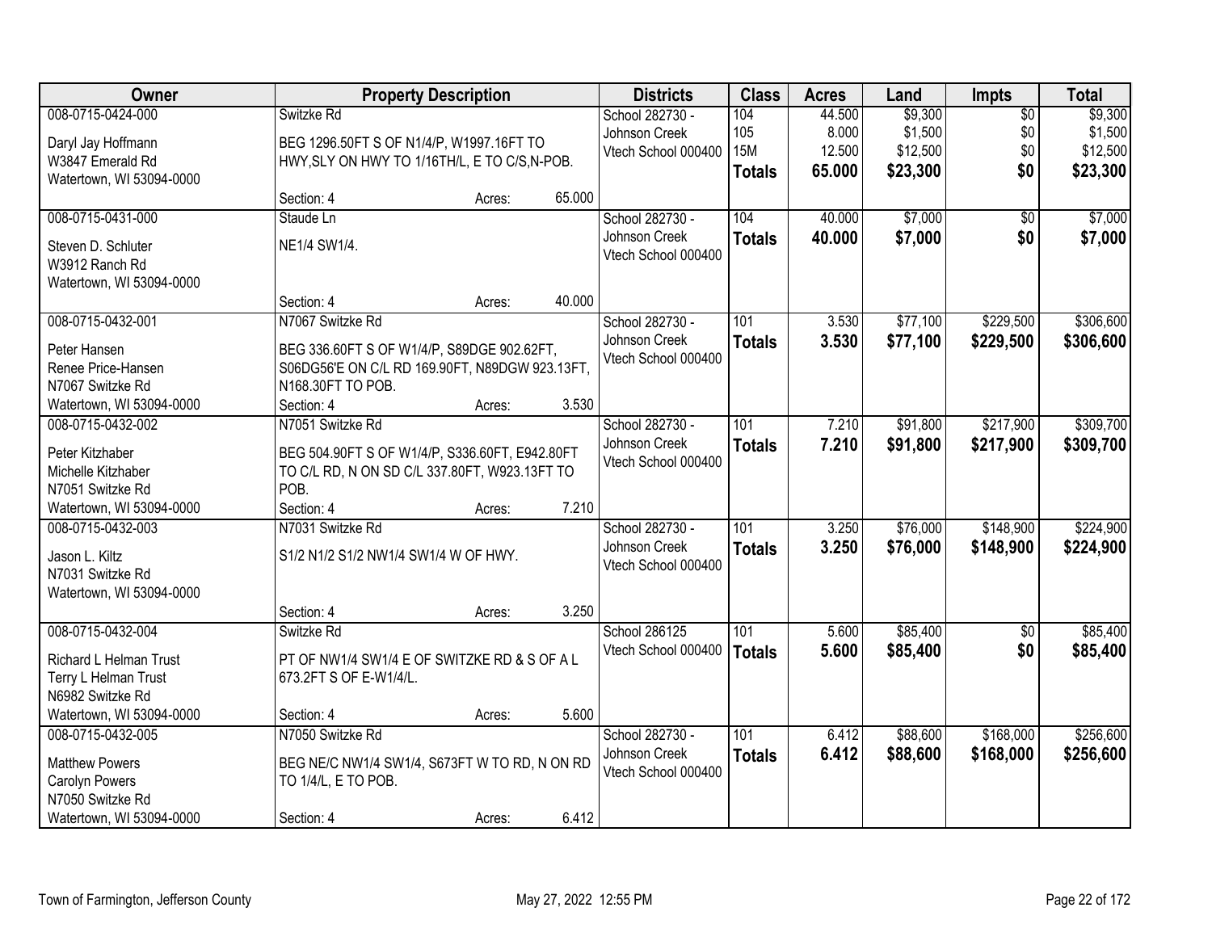| Owner | Property Description | | | Districts | Class | Acres | Land | Impts | Total |
|---|---|---|---|---|---|---|---|---|---|
| 008-0715-0424-000<br><br>Daryl Jay Hoffmann<br>W3847 Emerald Rd<br>Watertown, WI 53094-0000 | Switzke Rd<br><br>BEG 1296.50FT S OF N1/4/P, W1997.16FT TO HWY,SLY ON HWY TO 1/16TH/L, E TO C/S,N-POB.<br><br>Section: 4 | Acres: | 65.000 | School 282730 - Johnson Creek<br>Vtech School 000400 | 104<br>105<br>15M<br>**Totals** | 44.500<br>8.000<br>12.500<br>**65.000** | $9,300<br>$1,500<br>$12,500<br>**$23,300** | $0<br>$0<br>$0<br>**$0** | $9,300<br>$1,500<br>$12,500<br>**$23,300** |
| 008-0715-0431-000<br><br>Steven D. Schluter<br>W3912 Ranch Rd<br>Watertown, WI 53094-0000 | Staude Ln<br><br>NE1/4 SW1/4.<br><br>Section: 4 | Acres: | 40.000 | School 282730 - Johnson Creek<br>Vtech School 000400 | 104<br>**Totals** | 40.000<br>**40.000** | $7,000<br>**$7,000** | $0<br>**$0** | $7,000<br>**$7,000** |
| 008-0715-0432-001<br><br>Peter Hansen<br>Renee Price-Hansen<br>N7067 Switzke Rd<br>Watertown, WI 53094-0000 | N7067 Switzke Rd<br><br>BEG 336.60FT S OF W1/4/P, S89DGE 902.62FT, S06DG56'E ON C/L RD 169.90FT, N89DGW 923.13FT, N168.30FT TO POB.<br>Section: 4 | Acres: | 3.530 | School 282730 - Johnson Creek<br>Vtech School 000400 | 101<br>**Totals** | 3.530<br>**3.530** | $77,100<br>**$77,100** | $229,500<br>**$229,500** | $306,600<br>**$306,600** |
| 008-0715-0432-002<br><br>Peter Kitzhaber<br>Michelle Kitzhaber<br>N7051 Switzke Rd<br>Watertown, WI 53094-0000 | N7051 Switzke Rd<br><br>BEG 504.90FT S OF W1/4/P, S336.60FT, E942.80FT TO C/L RD, N ON SD C/L 337.80FT, W923.13FT TO POB.<br>Section: 4 | Acres: | 7.210 | School 282730 - Johnson Creek<br>Vtech School 000400 | 101<br>**Totals** | 7.210<br>**7.210** | $91,800<br>**$91,800** | $217,900<br>**$217,900** | $309,700<br>**$309,700** |
| 008-0715-0432-003<br><br>Jason L. Kiltz<br>N7031 Switzke Rd<br>Watertown, WI 53094-0000 | N7031 Switzke Rd<br><br>S1/2 N1/2 S1/2 NW1/4 SW1/4 W OF HWY.<br><br>Section: 4 | Acres: | 3.250 | School 282730 - Johnson Creek<br>Vtech School 000400 | 101<br>**Totals** | 3.250<br>**3.250** | $76,000<br>**$76,000** | $148,900<br>**$148,900** | $224,900<br>**$224,900** |
| 008-0715-0432-004<br><br>Richard L Helman Trust<br>Terry L Helman Trust<br>N6982 Switzke Rd<br>Watertown, WI 53094-0000 | Switzke Rd<br><br>PT OF NW1/4 SW1/4 E OF SWITZKE RD & S OF A L 673.2FT S OF E-W1/4/L.<br><br>Section: 4 | Acres: | 5.600 | School 286125<br>Vtech School 000400 | 101<br>**Totals** | 5.600<br>**5.600** | $85,400<br>**$85,400** | $0<br>**$0** | $85,400<br>**$85,400** |
| 008-0715-0432-005<br><br>Matthew Powers<br>Carolyn Powers<br>N7050 Switzke Rd<br>Watertown, WI 53094-0000 | N7050 Switzke Rd<br><br>BEG NE/C NW1/4 SW1/4, S673FT W TO RD, N ON RD TO 1/4/L, E TO POB.<br><br>Section: 4 | Acres: | 6.412 | School 282730 - Johnson Creek<br>Vtech School 000400 | 101<br>**Totals** | 6.412<br>**6.412** | $88,600<br>**$88,600** | $168,000<br>**$168,000** | $256,600<br>**$256,600** |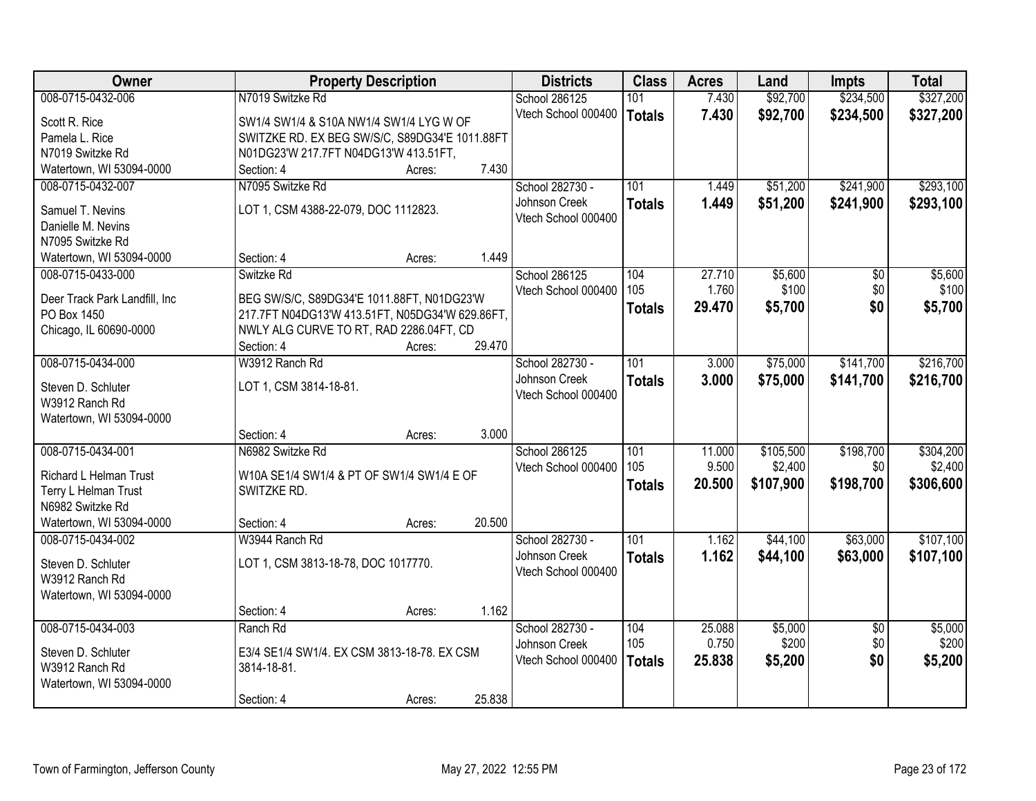| Owner | Property Description | Districts | Class | Acres | Land | Impts | Total |
|---|---|---|---|---|---|---|---|
| 008-0715-0432-006<br>Scott R. Rice<br>Pamela L. Rice<br>N7019 Switzke Rd<br>Watertown, WI 53094-0000 | N7019 Switzke Rd<br>SW1/4 SW1/4 & S10A NW1/4 SW1/4 LYG W OF SWITZKE RD. EX BEG SW/S/C, S89DG34'E 1011.88FT N01DG23'W 217.7FT N04DG13'W 413.51FT,<br>Section: 4 Acres: 7.430 | School 286125<br>Vtech School 000400 | 101<br>**Totals** | 7.430<br>**7.430** | $92,700<br>**$92,700** | $234,500<br>**$234,500** | $327,200<br>**$327,200** |
| 008-0715-0432-007<br>Samuel T. Nevins<br>Danielle M. Nevins<br>N7095 Switzke Rd<br>Watertown, WI 53094-0000 | N7095 Switzke Rd<br>LOT 1, CSM 4388-22-079, DOC 1112823.<br>Section: 4 Acres: 1.449 | School 282730 - Johnson Creek<br>Vtech School 000400 | 101<br>**Totals** | 1.449<br>**1.449** | $51,200<br>**$51,200** | $241,900<br>**$241,900** | $293,100<br>**$293,100** |
| 008-0715-0433-000<br>Deer Track Park Landfill, Inc<br>PO Box 1450<br>Chicago, IL 60690-0000 | Switzke Rd<br>BEG SW/S/C, S89DG34'E 1011.88FT, N01DG23'W 217.7FT N04DG13'W 413.51FT, N05DG34'W 629.86FT, NWLY ALG CURVE TO RT, RAD 2286.04FT, CD<br>Section: 4 Acres: 29.470 | School 286125<br>Vtech School 000400 | 104<br>105<br>**Totals** | 27.710<br>1.760<br>**29.470** | $5,600<br>$100<br>**$5,700** | $0<br>$0<br>**$0** | $5,600<br>$100<br>**$5,700** |
| 008-0715-0434-000<br>Steven D. Schluter<br>W3912 Ranch Rd<br>Watertown, WI 53094-0000 | W3912 Ranch Rd<br>LOT 1, CSM 3814-18-81.<br>Section: 4 Acres: 3.000 | School 282730 - Johnson Creek<br>Vtech School 000400 | 101<br>**Totals** | 3.000<br>**3.000** | $75,000<br>**$75,000** | $141,700<br>**$141,700** | $216,700<br>**$216,700** |
| 008-0715-0434-001<br>Richard L Helman Trust<br>Terry L Helman Trust<br>N6982 Switzke Rd<br>Watertown, WI 53094-0000 | N6982 Switzke Rd<br>W10A SE1/4 SW1/4 & PT OF SW1/4 SW1/4 E OF SWITZKE RD.<br>Section: 4 Acres: 20.500 | School 286125<br>Vtech School 000400 | 101<br>105<br>**Totals** | 11.000<br>9.500<br>**20.500** | $105,500<br>$2,400<br>**$107,900** | $198,700<br>$0<br>**$198,700** | $304,200<br>$2,400<br>**$306,600** |
| 008-0715-0434-002<br>Steven D. Schluter<br>W3912 Ranch Rd<br>Watertown, WI 53094-0000 | W3944 Ranch Rd<br>LOT 1, CSM 3813-18-78, DOC 1017770.<br>Section: 4 Acres: 1.162 | School 282730 - Johnson Creek<br>Vtech School 000400 | 101<br>**Totals** | 1.162<br>**1.162** | $44,100<br>**$44,100** | $63,000<br>**$63,000** | $107,100<br>**$107,100** |
| 008-0715-0434-003<br>Steven D. Schluter<br>W3912 Ranch Rd<br>Watertown, WI 53094-0000 | Ranch Rd<br>E3/4 SE1/4 SW1/4. EX CSM 3813-18-78. EX CSM 3814-18-81.<br>Section: 4 Acres: 25.838 | School 282730 - Johnson Creek<br>Vtech School 000400 | 104<br>105<br>**Totals** | 25.088<br>0.750<br>**25.838** | $5,000<br>$200<br>**$5,200** | $0<br>$0<br>**$0** | $5,000<br>$200<br>**$5,200** |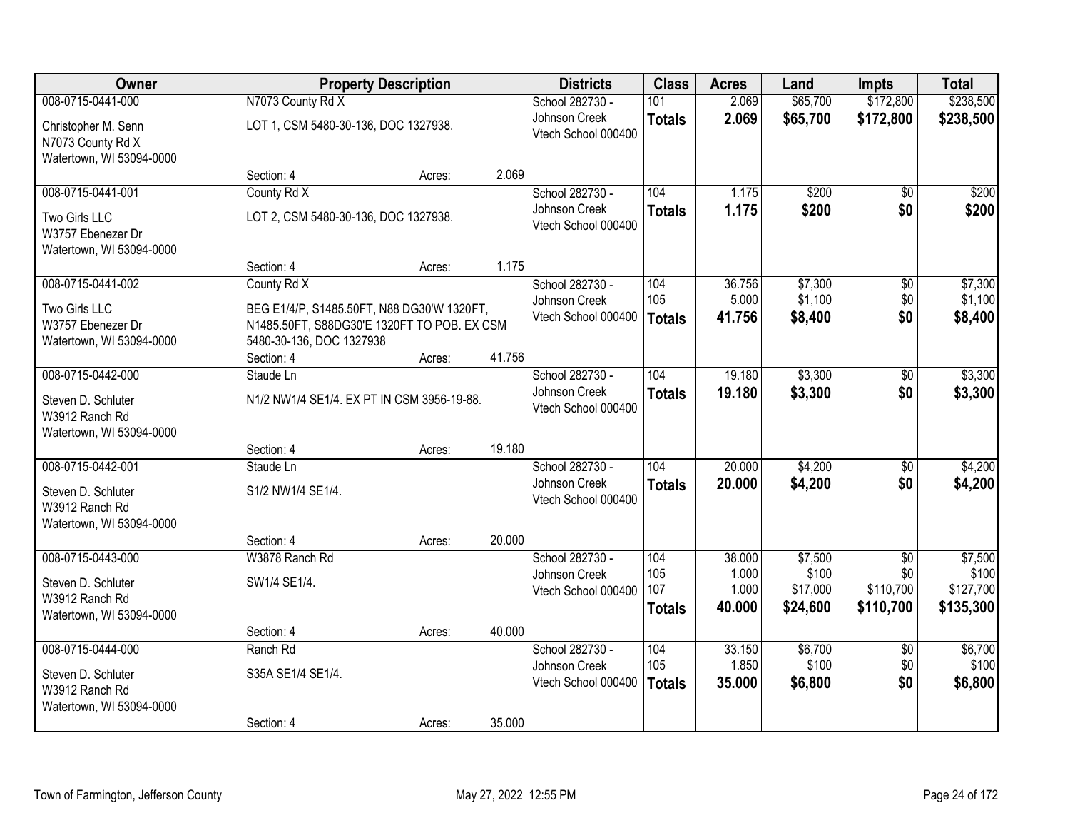| Owner | Property Description | Districts | Class | Acres | Land | Impts | Total |
|---|---|---|---|---|---|---|---|
| 008-0715-0441-000<br>Christopher M. Senn<br>N7073 County Rd X<br>Watertown, WI 53094-0000 | N7073 County Rd X<br>LOT 1, CSM 5480-30-136, DOC 1327938.<br>Section: 4 Acres: 2.069 | School 282730 - Johnson Creek<br>Vtech School 000400 | 101<br>**Totals** | 2.069<br>**2.069** | $65,700<br>**$65,700** | $172,800<br>**$172,800** | $238,500<br>**$238,500** |
| 008-0715-0441-001<br>Two Girls LLC<br>W3757 Ebenezer Dr<br>Watertown, WI 53094-0000 | County Rd X<br>LOT 2, CSM 5480-30-136, DOC 1327938.<br>Section: 4 Acres: 1.175 | School 282730 - Johnson Creek<br>Vtech School 000400 | 104<br>**Totals** | 1.175<br>**1.175** | $200<br>**$200** | $0<br>**$0** | $200<br>**$200** |
| 008-0715-0441-002<br>Two Girls LLC<br>W3757 Ebenezer Dr<br>Watertown, WI 53094-0000 | County Rd X<br>BEG E1/4/P, S1485.50FT, N88 DG30'W 1320FT, N1485.50FT, S88DG30'E 1320FT TO POB. EX CSM 5480-30-136, DOC 1327938<br>Section: 4 Acres: 41.756 | School 282730 - Johnson Creek<br>Vtech School 000400 | 104<br>105<br>**Totals** | 36.756<br>5.000<br>**41.756** | $7,300<br>$1,100<br>**$8,400** | $0<br>$0<br>**$0** | $7,300<br>$1,100<br>**$8,400** |
| 008-0715-0442-000<br>Steven D. Schluter<br>W3912 Ranch Rd<br>Watertown, WI 53094-0000 | Staude Ln<br>N1/2 NW1/4 SE1/4. EX PT IN CSM 3956-19-88.<br>Section: 4 Acres: 19.180 | School 282730 - Johnson Creek<br>Vtech School 000400 | 104<br>**Totals** | 19.180<br>**19.180** | $3,300<br>**$3,300** | $0<br>**$0** | $3,300<br>**$3,300** |
| 008-0715-0442-001<br>Steven D. Schluter<br>W3912 Ranch Rd<br>Watertown, WI 53094-0000 | Staude Ln<br>S1/2 NW1/4 SE1/4.<br>Section: 4 Acres: 20.000 | School 282730 - Johnson Creek<br>Vtech School 000400 | 104<br>**Totals** | 20.000<br>**20.000** | $4,200<br>**$4,200** | $0<br>**$0** | $4,200<br>**$4,200** |
| 008-0715-0443-000<br>Steven D. Schluter<br>W3912 Ranch Rd<br>Watertown, WI 53094-0000 | W3878 Ranch Rd<br>SW1/4 SE1/4.<br>Section: 4 Acres: 40.000 | School 282730 - Johnson Creek<br>Vtech School 000400 | 104<br>105<br>107<br>**Totals** | 38.000<br>1.000<br>1.000<br>**40.000** | $7,500<br>$100<br>$17,000<br>**$24,600** | $0<br>$0<br>$110,700<br>**$110,700** | $7,500<br>$100<br>$127,700<br>**$135,300** |
| 008-0715-0444-000<br>Steven D. Schluter<br>W3912 Ranch Rd<br>Watertown, WI 53094-0000 | Ranch Rd<br>S35A SE1/4 SE1/4.<br>Section: 4 Acres: 35.000 | School 282730 - Johnson Creek<br>Vtech School 000400 | 104<br>105<br>**Totals** | 33.150<br>1.850<br>**35.000** | $6,700<br>$100<br>**$6,800** | $0<br>$0<br>**$0** | $6,700<br>$100<br>**$6,800** |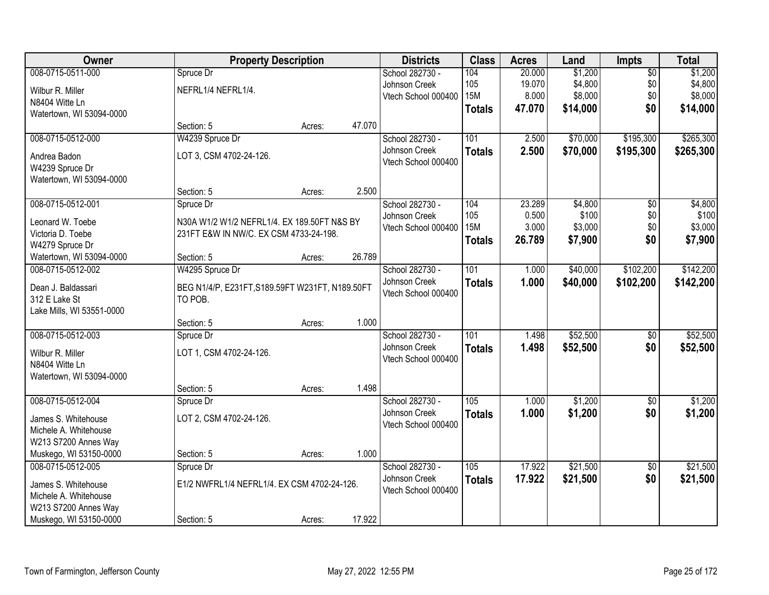| Owner | Property Description | | | Districts | Class | Acres | Land | Impts | Total |
|---|---|---|---|---|---|---|---|---|---|
| 008-0715-0511-000<br>Wilbur R. Miller<br>N8404 Witte Ln<br>Watertown, WI 53094-0000 | Spruce Dr<br>NEFRL1/4 NEFRL1/4.<br>Section: 5 | Acres: | 47.070 | School 282730 - Johnson Creek<br>Vtech School 000400 | 104<br>105<br>15M<br>**Totals** | 20.000<br>19.070<br>8.000<br>**47.070** | $1,200<br>$4,800<br>$8,000<br>**$14,000** | $0<br>$0<br>$0<br>**$0** | $1,200<br>$4,800<br>$8,000<br>**$14,000** |
| 008-0715-0512-000<br>Andrea Badon<br>W4239 Spruce Dr<br>Watertown, WI 53094-0000 | W4239 Spruce Dr<br>LOT 3, CSM 4702-24-126.<br>Section: 5 | Acres: | 2.500 | School 282730 - Johnson Creek<br>Vtech School 000400 | 101<br>**Totals** | 2.500<br>**2.500** | $70,000<br>**$70,000** | $195,300<br>**$195,300** | $265,300<br>**$265,300** |
| 008-0715-0512-001<br>Leonard W. Toebe<br>Victoria D. Toebe<br>W4279 Spruce Dr<br>Watertown, WI 53094-0000 | Spruce Dr<br>N30A W1/2 W1/2 NEFRL1/4. EX 189.50FT N&S BY 231FT E&W IN NW/C. EX CSM 4733-24-198.<br>Section: 5 | Acres: | 26.789 | School 282730 - Johnson Creek<br>Vtech School 000400 | 104<br>105<br>15M<br>**Totals** | 23.289<br>0.500<br>3.000<br>**26.789** | $4,800<br>$100<br>$3,000<br>**$7,900** | $0<br>$0<br>$0<br>**$0** | $4,800<br>$100<br>$3,000<br>**$7,900** |
| 008-0715-0512-002<br>Dean J. Baldassari<br>312 E Lake St<br>Lake Mills, WI 53551-0000 | W4295 Spruce Dr<br>BEG N1/4/P, E231FT,S189.59FT W231FT, N189.50FT TO POB.<br>Section: 5 | Acres: | 1.000 | School 282730 - Johnson Creek<br>Vtech School 000400 | 101<br>**Totals** | 1.000<br>**1.000** | $40,000<br>**$40,000** | $102,200<br>**$102,200** | $142,200<br>**$142,200** |
| 008-0715-0512-003<br>Wilbur R. Miller<br>N8404 Witte Ln<br>Watertown, WI 53094-0000 | Spruce Dr<br>LOT 1, CSM 4702-24-126.<br>Section: 5 | Acres: | 1.498 | School 282730 - Johnson Creek<br>Vtech School 000400 | 101<br>**Totals** | 1.498<br>**1.498** | $52,500<br>**$52,500** | $0<br>**$0** | $52,500<br>**$52,500** |
| 008-0715-0512-004<br>James S. Whitehouse<br>Michele A. Whitehouse<br>W213 S7200 Annes Way<br>Muskego, WI 53150-0000 | Spruce Dr<br>LOT 2, CSM 4702-24-126.<br>Section: 5 | Acres: | 1.000 | School 282730 - Johnson Creek<br>Vtech School 000400 | 105<br>**Totals** | 1.000<br>**1.000** | $1,200<br>**$1,200** | $0<br>**$0** | $1,200<br>**$1,200** |
| 008-0715-0512-005<br>James S. Whitehouse<br>Michele A. Whitehouse<br>W213 S7200 Annes Way<br>Muskego, WI 53150-0000 | Spruce Dr<br>E1/2 NWFRL1/4 NEFRL1/4. EX CSM 4702-24-126.<br>Section: 5 | Acres: | 17.922 | School 282730 - Johnson Creek<br>Vtech School 000400 | 105<br>**Totals** | 17.922<br>**17.922** | $21,500<br>**$21,500** | $0<br>**$0** | $21,500<br>**$21,500** |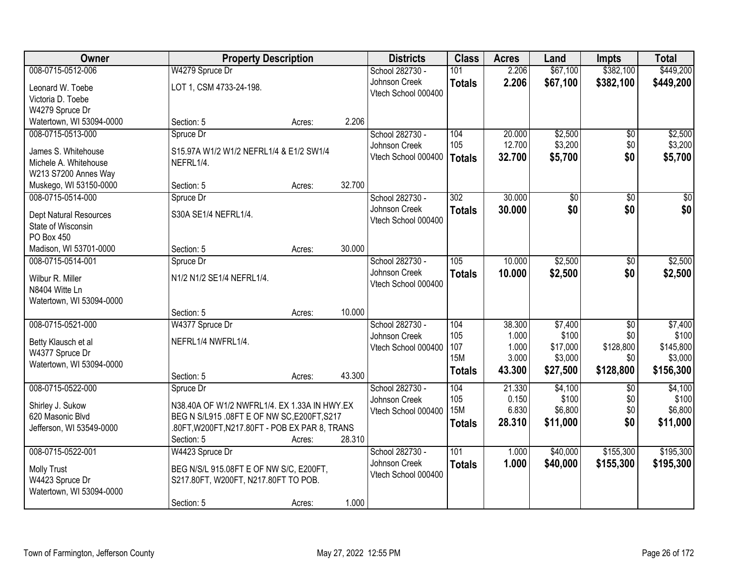| Owner | Property Description | | | Districts | Class | Acres | Land | Impts | Total |
|---|---|---|---|---|---|---|---|---|---|
| 008-0715-0512-006<br>Leonard W. Toebe<br>Victoria D. Toebe<br>W4279 Spruce Dr<br>Watertown, WI 53094-0000 | W4279 Spruce Dr<br>LOT 1, CSM 4733-24-198.<br>Section: 5 | Acres: | 2.206 | School 282730 - Johnson Creek<br>Vtech School 000400 | 101<br>**Totals** | 2.206<br>**2.206** | $67,100<br>**$67,100** | $382,100<br>**$382,100** | $449,200<br>**$449,200** |
| 008-0715-0513-000<br>James S. Whitehouse<br>Michele A. Whitehouse<br>W213 S7200 Annes Way<br>Muskego, WI 53150-0000 | Spruce Dr<br>S15.97A W1/2 W1/2 NEFRL1/4 & E1/2 SW1/4 NEFRL1/4.<br>Section: 5 | Acres: | 32.700 | School 282730 - Johnson Creek<br>Vtech School 000400 | 104<br>105<br>**Totals** | 20.000<br>12.700<br>**32.700** | $2,500<br>$3,200<br>**$5,700** | $0<br>$0<br>**$0** | $2,500<br>$3,200<br>**$5,700** |
| 008-0715-0514-000<br>Dept Natural Resources<br>State of Wisconsin<br>PO Box 450<br>Madison, WI 53701-0000 | Spruce Dr<br>S30A SE1/4 NEFRL1/4.<br>Section: 5 | Acres: | 30.000 | School 282730 - Johnson Creek<br>Vtech School 000400 | 302<br>**Totals** | 30.000<br>**30.000** | $0<br>**$0** | $0<br>**$0** | $0<br>**$0** |
| 008-0715-0514-001<br>Wilbur R. Miller<br>N8404 Witte Ln<br>Watertown, WI 53094-0000 | Spruce Dr<br>N1/2 N1/2 SE1/4 NEFRL1/4.<br>Section: 5 | Acres: | 10.000 | School 282730 - Johnson Creek<br>Vtech School 000400 | 105<br>**Totals** | 10.000<br>**10.000** | $2,500<br>**$2,500** | $0<br>**$0** | $2,500<br>**$2,500** |
| 008-0715-0521-000<br>Betty Klausch et al<br>W4377 Spruce Dr<br>Watertown, WI 53094-0000 | W4377 Spruce Dr<br>NEFRL1/4 NWFRL1/4.<br>Section: 5 | Acres: | 43.300 | School 282730 - Johnson Creek<br>Vtech School 000400 | 104<br>105<br>107<br>15M<br>**Totals** | 38.300<br>1.000<br>1.000<br>3.000<br>**43.300** | $7,400<br>$100<br>$17,000<br>$3,000<br>**$27,500** | $0<br>$0<br>$128,800<br>$0<br>**$128,800** | $7,400<br>$100<br>$145,800<br>$3,000<br>**$156,300** |
| 008-0715-0522-000<br>Shirley J. Sukow<br>620 Masonic Blvd<br>Jefferson, WI 53549-0000 | Spruce Dr<br>N38.40A OF W1/2 NWFRL1/4. EX 1.33A IN HWY.EX BEG N S/L915 .08FT E OF NW SC,E200FT,S217 .80FT,W200FT,N217.80FT - POB EX PAR 8, TRANS<br>Section: 5 | Acres: | 28.310 | School 282730 - Johnson Creek<br>Vtech School 000400 | 104<br>105<br>15M<br>**Totals** | 21.330<br>0.150<br>6.830<br>**28.310** | $4,100<br>$100<br>$6,800<br>**$11,000** | $0<br>$0<br>$0<br>**$0** | $4,100<br>$100<br>$6,800<br>**$11,000** |
| 008-0715-0522-001<br>Molly Trust<br>W4423 Spruce Dr<br>Watertown, WI 53094-0000 | W4423 Spruce Dr<br>BEG N/S/L 915.08FT E OF NW S/C, E200FT, S217.80FT, W200FT, N217.80FT TO POB.<br>Section: 5 | Acres: | 1.000 | School 282730 - Johnson Creek<br>Vtech School 000400 | 101<br>**Totals** | 1.000<br>**1.000** | $40,000<br>**$40,000** | $155,300<br>**$155,300** | $195,300<br>**$195,300** |

Town of Farmington, Jefferson County — May 27, 2022 12:55 PM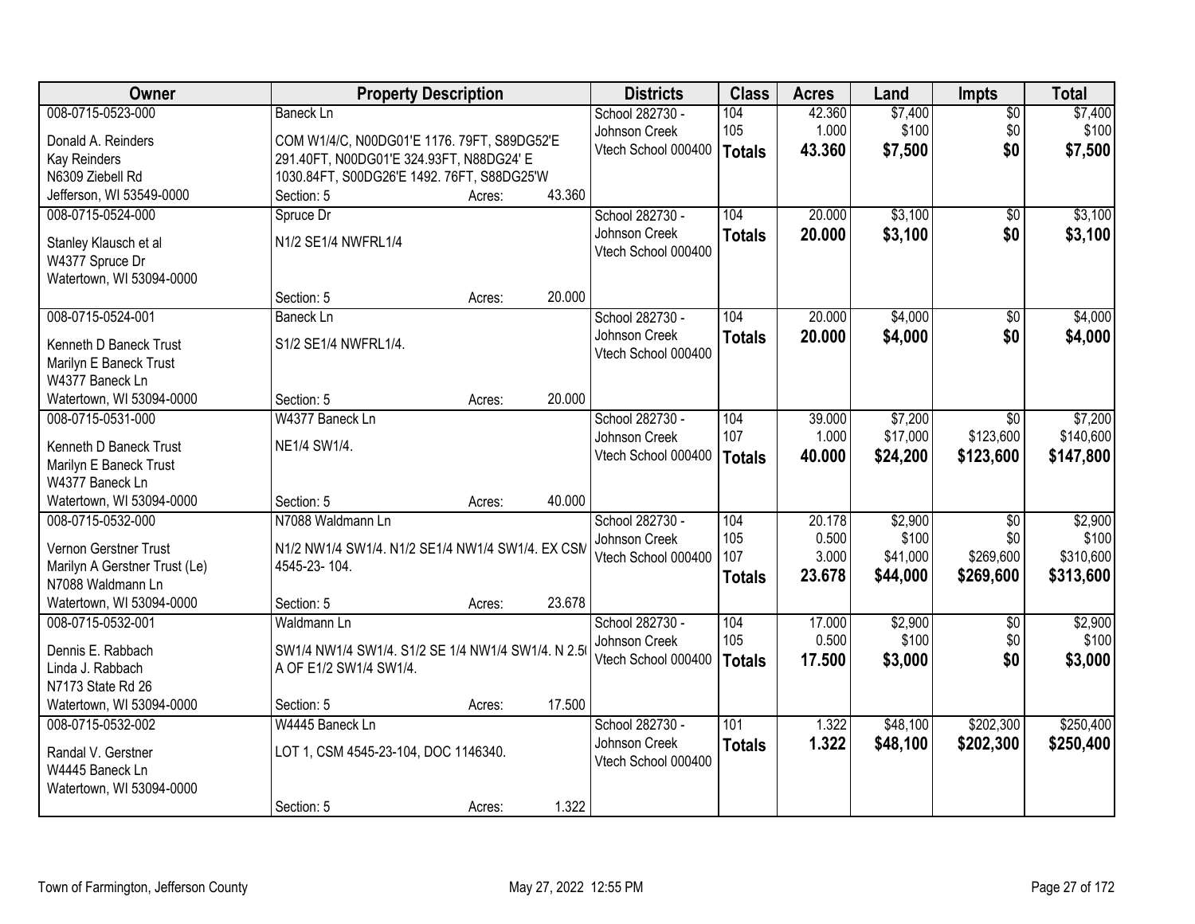| Owner | Property Description | | | Districts | Class | Acres | Land | Impts | Total |
|---|---|---|---|---|---|---|---|---|---|
| 008-0715-0523-000 | Baneck Ln | | | School 282730 - | 104 | 42.360 | $7,400 | $0 | $7,400 |
| Donald A. Reinders | COM W1/4/C, N00DG01'E 1176. 79FT, S89DG52'E | | | Johnson Creek | 105 | 1.000 | $100 | $0 | $100 |
| Kay Reinders | 291.40FT, N00DG01'E 324.93FT, N88DG24' E | | | Vtech School 000400 | **Totals** | **43.360** | **$7,500** | **$0** | **$7,500** |
| N6309 Ziebell Rd | 1030.84FT, S00DG26'E 1492. 76FT, S88DG25'W | | | | | | | | |
| Jefferson, WI 53549-0000 | Section: 5 | Acres: | 43.360 | | | | | | |
| 008-0715-0524-000 | Spruce Dr | | | School 282730 - | 104 | 20.000 | $3,100 | $0 | $3,100 |
| Stanley Klausch et al | N1/2 SE1/4 NWFRL1/4 | | | Johnson Creek | **Totals** | **20.000** | **$3,100** | **$0** | **$3,100** |
| W4377 Spruce Dr | | | | Vtech School 000400 | | | | | |
| Watertown, WI 53094-0000 | | | | | | | | | |
| | Section: 5 | Acres: | 20.000 | | | | | | |
| 008-0715-0524-001 | Baneck Ln | | | School 282730 - | 104 | 20.000 | $4,000 | $0 | $4,000 |
| Kenneth D Baneck Trust | S1/2 SE1/4 NWFRL1/4. | | | Johnson Creek | **Totals** | **20.000** | **$4,000** | **$0** | **$4,000** |
| Marilyn E Baneck Trust | | | | Vtech School 000400 | | | | | |
| W4377 Baneck Ln | | | | | | | | | |
| Watertown, WI 53094-0000 | Section: 5 | Acres: | 20.000 | | | | | | |
| 008-0715-0531-000 | W4377 Baneck Ln | | | School 282730 - | 104 | 39.000 | $7,200 | $0 | $7,200 |
| Kenneth D Baneck Trust | NE1/4 SW1/4. | | | Johnson Creek | 107 | 1.000 | $17,000 | $123,600 | $140,600 |
| Marilyn E Baneck Trust | | | | Vtech School 000400 | **Totals** | **40.000** | **$24,200** | **$123,600** | **$147,800** |
| W4377 Baneck Ln | | | | | | | | | |
| Watertown, WI 53094-0000 | Section: 5 | Acres: | 40.000 | | | | | | |
| 008-0715-0532-000 | N7088 Waldmann Ln | | | School 282730 - | 104 | 20.178 | $2,900 | $0 | $2,900 |
| Vernon Gerstner Trust | N1/2 NW1/4 SW1/4. N1/2 SE1/4 NW1/4 SW1/4. EX CSM | | | Johnson Creek | 105 | 0.500 | $100 | $0 | $100 |
| Marilyn A Gerstner Trust (Le) | 4545-23- 104. | | | Vtech School 000400 | 107 | 3.000 | $41,000 | $269,600 | $310,600 |
| N7088 Waldmann Ln | | | | | **Totals** | **23.678** | **$44,000** | **$269,600** | **$313,600** |
| Watertown, WI 53094-0000 | Section: 5 | Acres: | 23.678 | | | | | | |
| 008-0715-0532-001 | Waldmann Ln | | | School 282730 - | 104 | 17.000 | $2,900 | $0 | $2,900 |
| Dennis E. Rabbach | SW1/4 NW1/4 SW1/4. S1/2 SE 1/4 NW1/4 SW1/4. N 2.50 | | | Johnson Creek | 105 | 0.500 | $100 | $0 | $100 |
| Linda J. Rabbach | A OF E1/2 SW1/4 SW1/4. | | | Vtech School 000400 | **Totals** | **17.500** | **$3,000** | **$0** | **$3,000** |
| N7173 State Rd 26 | | | | | | | | | |
| Watertown, WI 53094-0000 | Section: 5 | Acres: | 17.500 | | | | | | |
| 008-0715-0532-002 | W4445 Baneck Ln | | | School 282730 - | 101 | 1.322 | $48,100 | $202,300 | $250,400 |
| Randal V. Gerstner | LOT 1, CSM 4545-23-104, DOC 1146340. | | | Johnson Creek | **Totals** | **1.322** | **$48,100** | **$202,300** | **$250,400** |
| W4445 Baneck Ln | | | | Vtech School 000400 | | | | | |
| Watertown, WI 53094-0000 | | | | | | | | | |
| | Section: 5 | Acres: | 1.322 | | | | | | |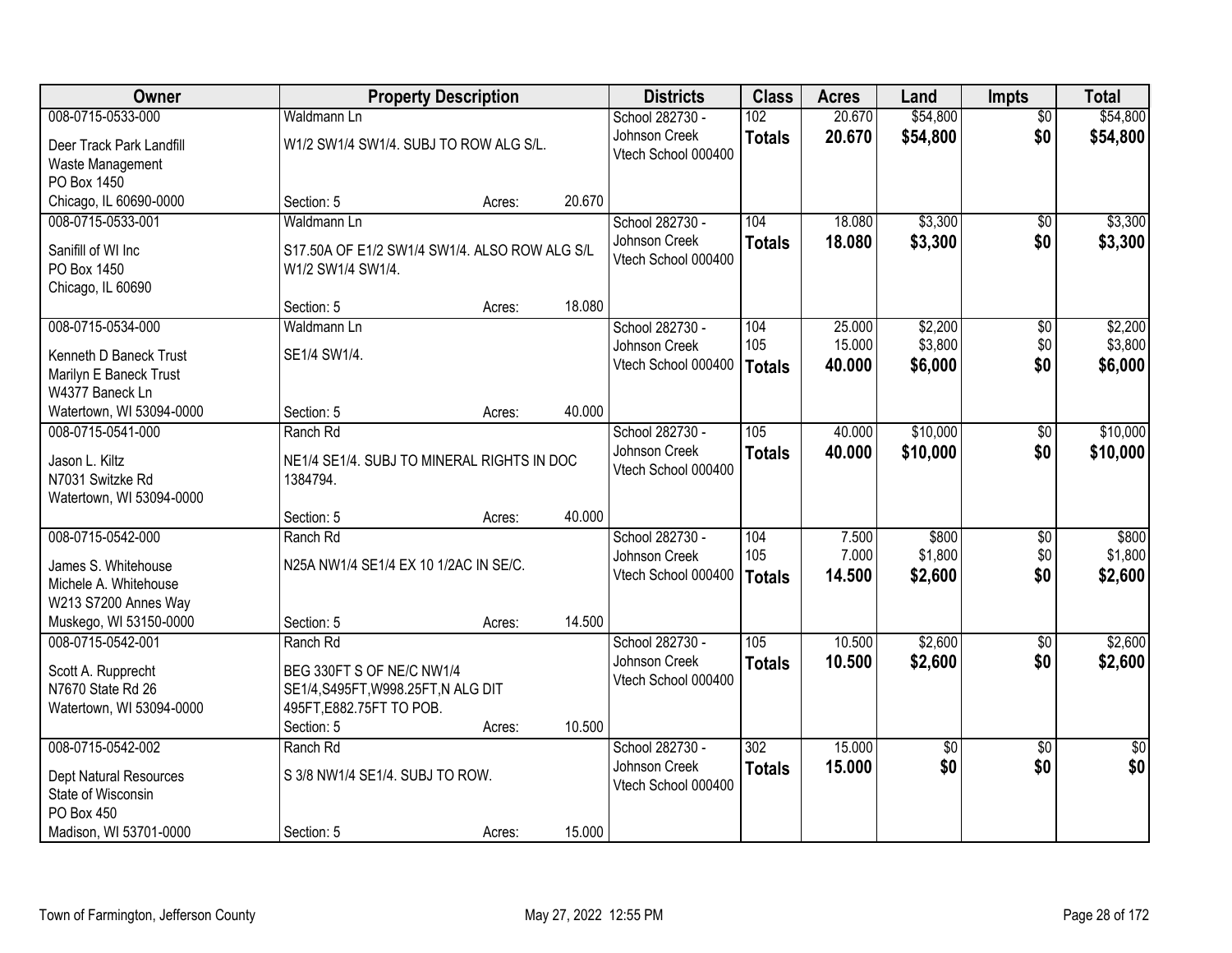| Owner | Property Description | Districts | Class | Acres | Land | Impts | Total |
|---|---|---|---|---|---|---|---|
| 008-0715-0533-000<br>Deer Track Park Landfill<br>Waste Management<br>PO Box 1450<br>Chicago, IL 60690-0000 | Waldmann Ln<br>W1/2 SW1/4 SW1/4. SUBJ TO ROW ALG S/L.<br>Section: 5 Acres: 20.670 | School 282730 - Johnson Creek<br>Vtech School 000400 | 102<br>**Totals** | 20.670<br>**20.670** | $54,800<br>**$54,800** | $0<br>**$0** | $54,800<br>**$54,800** |
| 008-0715-0533-001<br>Sanifill of WI Inc<br>PO Box 1450<br>Chicago, IL 60690 | Waldmann Ln<br>S17.50A OF E1/2 SW1/4 SW1/4. ALSO ROW ALG S/L W1/2 SW1/4 SW1/4.<br>Section: 5 Acres: 18.080 | School 282730 - Johnson Creek<br>Vtech School 000400 | 104<br>**Totals** | 18.080<br>**18.080** | $3,300<br>**$3,300** | $0<br>**$0** | $3,300<br>**$3,300** |
| 008-0715-0534-000<br>Kenneth D Baneck Trust<br>Marilyn E Baneck Trust<br>W4377 Baneck Ln<br>Watertown, WI 53094-0000 | Waldmann Ln<br>SE1/4 SW1/4.<br>Section: 5 Acres: 40.000 | School 282730 - Johnson Creek<br>Vtech School 000400 | 104<br>105<br>**Totals** | 25.000<br>15.000<br>**40.000** | $2,200<br>$3,800<br>**$6,000** | $0<br>$0<br>**$0** | $2,200<br>$3,800<br>**$6,000** |
| 008-0715-0541-000<br>Jason L. Kiltz<br>N7031 Switzke Rd<br>Watertown, WI 53094-0000 | Ranch Rd<br>NE1/4 SE1/4. SUBJ TO MINERAL RIGHTS IN DOC 1384794.<br>Section: 5 Acres: 40.000 | School 282730 - Johnson Creek<br>Vtech School 000400 | 105<br>**Totals** | 40.000<br>**40.000** | $10,000<br>**$10,000** | $0<br>**$0** | $10,000<br>**$10,000** |
| 008-0715-0542-000<br>James S. Whitehouse<br>Michele A. Whitehouse<br>W213 S7200 Annes Way<br>Muskego, WI 53150-0000 | Ranch Rd<br>N25A NW1/4 SE1/4 EX 10 1/2AC IN SE/C.<br>Section: 5 Acres: 14.500 | School 282730 - Johnson Creek<br>Vtech School 000400 | 104<br>105<br>**Totals** | 7.500<br>7.000<br>**14.500** | $800<br>$1,800<br>**$2,600** | $0<br>$0<br>**$0** | $800<br>$1,800<br>**$2,600** |
| 008-0715-0542-001<br>Scott A. Rupprecht<br>N7670 State Rd 26<br>Watertown, WI 53094-0000 | Ranch Rd<br>BEG 330FT S OF NE/C NW1/4 SE1/4,S495FT,W998.25FT,N ALG DIT 495FT,E882.75FT TO POB.<br>Section: 5 Acres: 10.500 | School 282730 - Johnson Creek<br>Vtech School 000400 | 105<br>**Totals** | 10.500<br>**10.500** | $2,600<br>**$2,600** | $0<br>**$0** | $2,600<br>**$2,600** |
| 008-0715-0542-002<br>Dept Natural Resources<br>State of Wisconsin<br>PO Box 450<br>Madison, WI 53701-0000 | Ranch Rd<br>S 3/8 NW1/4 SE1/4. SUBJ TO ROW.<br>Section: 5 Acres: 15.000 | School 282730 - Johnson Creek<br>Vtech School 000400 | 302<br>**Totals** | 15.000<br>**15.000** | $0<br>**$0** | $0<br>**$0** | $0<br>**$0** |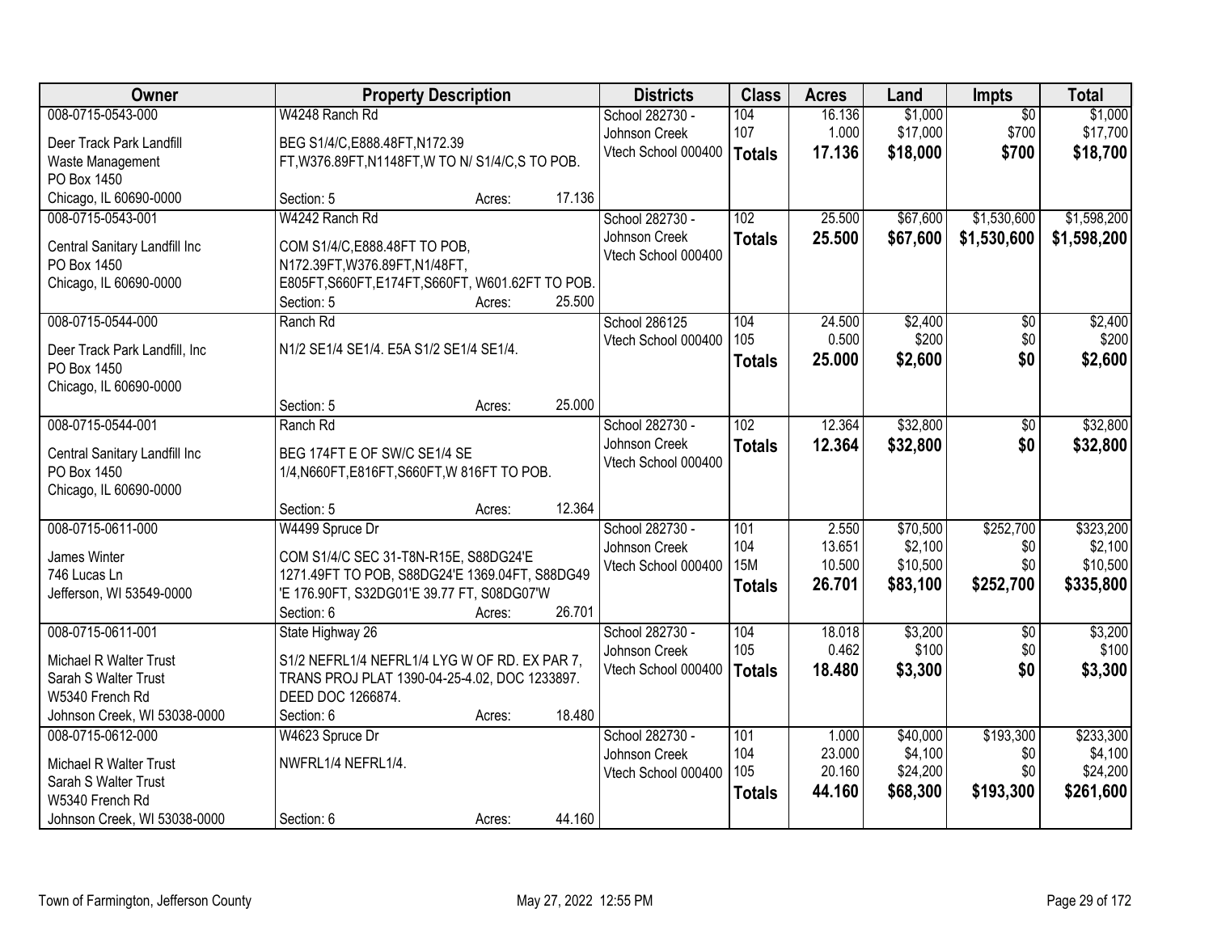| Owner | Property Description | | | Districts | Class | Acres | Land | Impts | Total |
|---|---|---|---|---|---|---|---|---|---|
| 008-0715-0543-000 | W4248 Ranch Rd | | | School 282730 - | 104 | 16.136 | $1,000 | $0 | $1,000 |
| Deer Track Park Landfill | BEG S1/4/C,E888.48FT,N172.39 | | | Johnson Creek | 107 | 1.000 | $17,000 | $700 | $17,700 |
| Waste Management | FT,W376.89FT,N1148FT,W TO N/ S1/4/C,S TO POB. | | | Vtech School 000400 | **Totals** | **17.136** | **$18,000** | **$700** | **$18,700** |
| PO Box 1450 | | | | | | | | | |
| Chicago, IL 60690-0000 | Section: 5 | Acres: | 17.136 | | | | | | |
| 008-0715-0543-001 | W4242 Ranch Rd | | | School 282730 - | 102 | 25.500 | $67,600 | $1,530,600 | $1,598,200 |
| Central Sanitary Landfill Inc | COM S1/4/C,E888.48FT TO POB, | | | Johnson Creek | **Totals** | **25.500** | **$67,600** | **$1,530,600** | **$1,598,200** |
| PO Box 1450 | N172.39FT,W376.89FT,N1/48FT, | | | Vtech School 000400 | | | | | |
| Chicago, IL 60690-0000 | E805FT,S660FT,E174FT,S660FT, W601.62FT TO POB. | | | | | | | | |
| | Section: 5 | Acres: | 25.500 | | | | | | |
| 008-0715-0544-000 | Ranch Rd | | | School 286125 | 104 | 24.500 | $2,400 | $0 | $2,400 |
| Deer Track Park Landfill, Inc | N1/2 SE1/4 SE1/4. E5A S1/2 SE1/4 SE1/4. | | | Vtech School 000400 | 105 | 0.500 | $200 | $0 | $200 |
| PO Box 1450 | | | | | **Totals** | **25.000** | **$2,600** | **$0** | **$2,600** |
| Chicago, IL 60690-0000 | | | | | | | | | |
| | Section: 5 | Acres: | 25.000 | | | | | | |
| 008-0715-0544-001 | Ranch Rd | | | School 282730 - | 102 | 12.364 | $32,800 | $0 | $32,800 |
| Central Sanitary Landfill Inc | BEG 174FT E OF SW/C SE1/4 SE | | | Johnson Creek | **Totals** | **12.364** | **$32,800** | **$0** | **$32,800** |
| PO Box 1450 | 1/4,N660FT,E816FT,S660FT,W 816FT TO POB. | | | Vtech School 000400 | | | | | |
| Chicago, IL 60690-0000 | | | | | | | | | |
| | Section: 5 | Acres: | 12.364 | | | | | | |
| 008-0715-0611-000 | W4499 Spruce Dr | | | School 282730 - | 101 | 2.550 | $70,500 | $252,700 | $323,200 |
| James Winter | COM S1/4/C SEC 31-T8N-R15E, S88DG24'E | | | Johnson Creek | 104 | 13.651 | $2,100 | $0 | $2,100 |
| 746 Lucas Ln | 1271.49FT TO POB, S88DG24'E 1369.04FT, S88DG49 | | | Vtech School 000400 | 15M | 10.500 | $10,500 | $0 | $10,500 |
| Jefferson, WI 53549-0000 | 'E 176.90FT, S32DG01'E 39.77 FT, S08DG07'W | | | | **Totals** | **26.701** | **$83,100** | **$252,700** | **$335,800** |
| | Section: 6 | Acres: | 26.701 | | | | | | |
| 008-0715-0611-001 | State Highway 26 | | | School 282730 - | 104 | 18.018 | $3,200 | $0 | $3,200 |
| Michael R Walter Trust | S1/2 NEFRL1/4 NEFRL1/4 LYG W OF RD. EX PAR 7, | | | Johnson Creek | 105 | 0.462 | $100 | $0 | $100 |
| Sarah S Walter Trust | TRANS PROJ PLAT 1390-04-25-4.02, DOC 1233897. | | | Vtech School 000400 | **Totals** | **18.480** | **$3,300** | **$0** | **$3,300** |
| W5340 French Rd | DEED DOC 1266874. | | | | | | | | |
| Johnson Creek, WI 53038-0000 | Section: 6 | Acres: | 18.480 | | | | | | |
| 008-0715-0612-000 | W4623 Spruce Dr | | | School 282730 - | 101 | 1.000 | $40,000 | $193,300 | $233,300 |
| Michael R Walter Trust | NWFRL1/4 NEFRL1/4. | | | Johnson Creek | 104 | 23.000 | $4,100 | $0 | $4,100 |
| Sarah S Walter Trust | | | | Vtech School 000400 | 105 | 20.160 | $24,200 | $0 | $24,200 |
| W5340 French Rd | | | | | **Totals** | **44.160** | **$68,300** | **$193,300** | **$261,600** |
| Johnson Creek, WI 53038-0000 | Section: 6 | Acres: | 44.160 | | | | | | |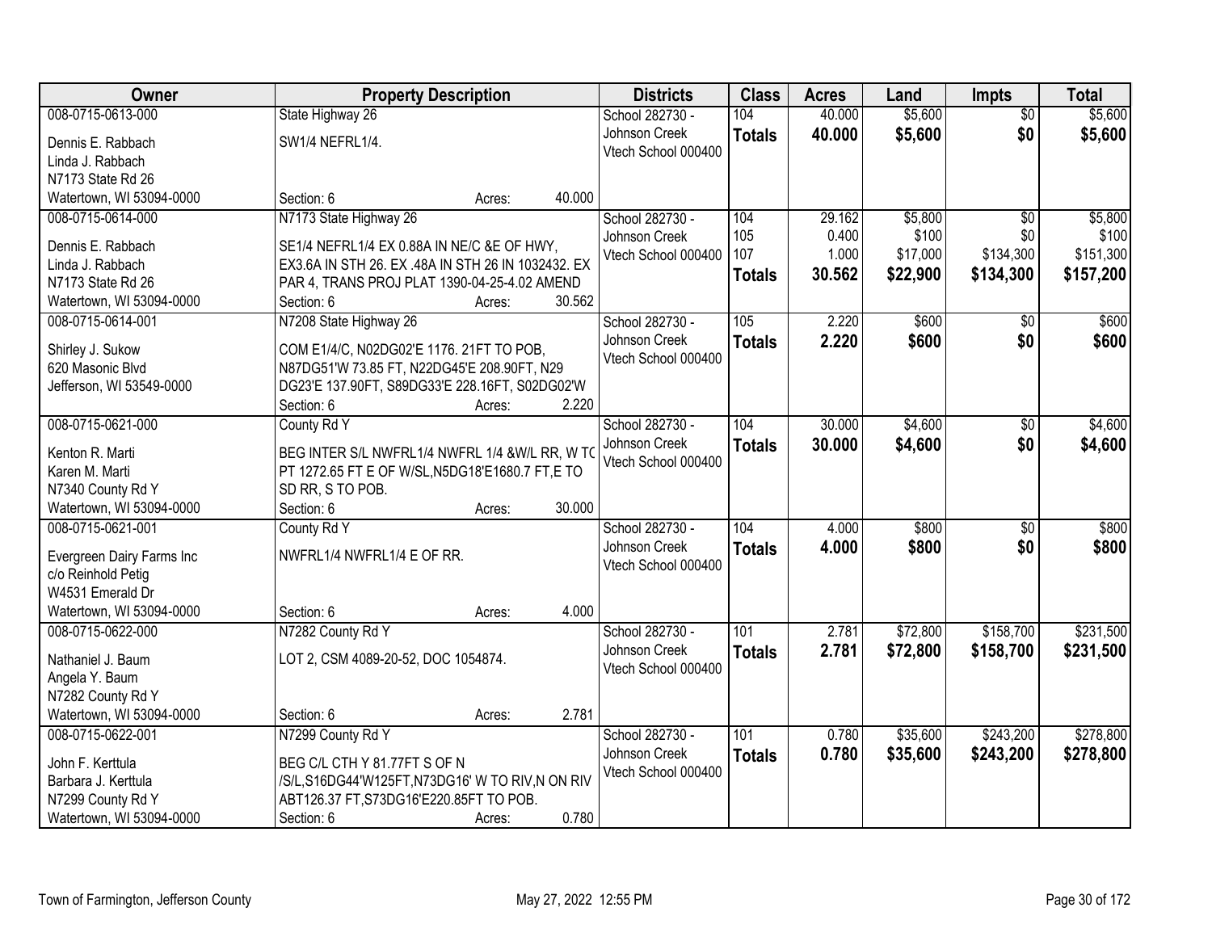| Owner | Property Description | Districts | Class | Acres | Land | Impts | Total |
|---|---|---|---|---|---|---|---|
| 008-0715-0613-000<br>Dennis E. Rabbach<br>Linda J. Rabbach<br>N7173 State Rd 26<br>Watertown, WI 53094-0000 | State Highway 26<br>SW1/4 NEFRL1/4.<br>Section: 6 Acres: 40.000 | School 282730 - Johnson Creek<br>Vtech School 000400 | 104<br>**Totals** | 40.000<br>**40.000** | $5,600<br>**$5,600** | $0<br>**$0** | $5,600<br>**$5,600** |
| 008-0715-0614-000<br>Dennis E. Rabbach<br>Linda J. Rabbach<br>N7173 State Rd 26<br>Watertown, WI 53094-0000 | N7173 State Highway 26<br>SE1/4 NEFRL1/4 EX 0.88A IN NE/C &E OF HWY, EX3.6A IN STH 26. EX .48A IN STH 26 IN 1032432. EX PAR 4, TRANS PROJ PLAT 1390-04-25-4.02 AMEND<br>Section: 6 Acres: 30.562 | School 282730 - Johnson Creek<br>Vtech School 000400 | 104<br>105<br>107<br>**Totals** | 29.162<br>0.400<br>1.000<br>**30.562** | $5,800<br>$100<br>$17,000<br>**$22,900** | $0<br>$0<br>$134,300<br>**$134,300** | $5,800<br>$100<br>$151,300<br>**$157,200** |
| 008-0715-0614-001<br>Shirley J. Sukow<br>620 Masonic Blvd<br>Jefferson, WI 53549-0000 | N7208 State Highway 26<br>COM E1/4/C, N02DG02'E 1176. 21FT TO POB, N87DG51'W 73.85 FT, N22DG45'E 208.90FT, N29 DG23'E 137.90FT, S89DG33'E 228.16FT, S02DG02'W<br>Section: 6 Acres: 2.220 | School 282730 - Johnson Creek<br>Vtech School 000400 | 105<br>**Totals** | 2.220<br>**2.220** | $600<br>**$600** | $0<br>**$0** | $600<br>**$600** |
| 008-0715-0621-000<br>Kenton R. Marti<br>Karen M. Marti<br>N7340 County Rd Y<br>Watertown, WI 53094-0000 | County Rd Y<br>BEG INTER S/L NWFRL1/4 NWFRL 1/4 &W/L RR, W TO PT 1272.65 FT E OF W/SL,N5DG18'E1680.7 FT,E TO SD RR, S TO POB.<br>Section: 6 Acres: 30.000 | School 282730 - Johnson Creek<br>Vtech School 000400 | 104<br>**Totals** | 30.000<br>**30.000** | $4,600<br>**$4,600** | $0<br>**$0** | $4,600<br>**$4,600** |
| 008-0715-0621-001<br>Evergreen Dairy Farms Inc<br>c/o Reinhold Petig<br>W4531 Emerald Dr<br>Watertown, WI 53094-0000 | County Rd Y<br>NWFRL1/4 NWFRL1/4 E OF RR.<br>Section: 6 Acres: 4.000 | School 282730 - Johnson Creek<br>Vtech School 000400 | 104<br>**Totals** | 4.000<br>**4.000** | $800<br>**$800** | $0<br>**$0** | $800<br>**$800** |
| 008-0715-0622-000<br>Nathaniel J. Baum<br>Angela Y. Baum<br>N7282 County Rd Y<br>Watertown, WI 53094-0000 | N7282 County Rd Y<br>LOT 2, CSM 4089-20-52, DOC 1054874.<br>Section: 6 Acres: 2.781 | School 282730 - Johnson Creek<br>Vtech School 000400 | 101<br>**Totals** | 2.781<br>**2.781** | $72,800<br>**$72,800** | $158,700<br>**$158,700** | $231,500<br>**$231,500** |
| 008-0715-0622-001<br>John F. Kerttula<br>Barbara J. Kerttula<br>N7299 County Rd Y<br>Watertown, WI 53094-0000 | N7299 County Rd Y<br>BEG C/L CTH Y 81.77FT S OF N /S/L,S16DG44'W125FT,N73DG16' W TO RIV,N ON RIV ABT126.37 FT,S73DG16'E220.85FT TO POB.<br>Section: 6 Acres: 0.780 | School 282730 - Johnson Creek<br>Vtech School 000400 | 101<br>**Totals** | 0.780<br>**0.780** | $35,600<br>**$35,600** | $243,200<br>**$243,200** | $278,800<br>**$278,800** |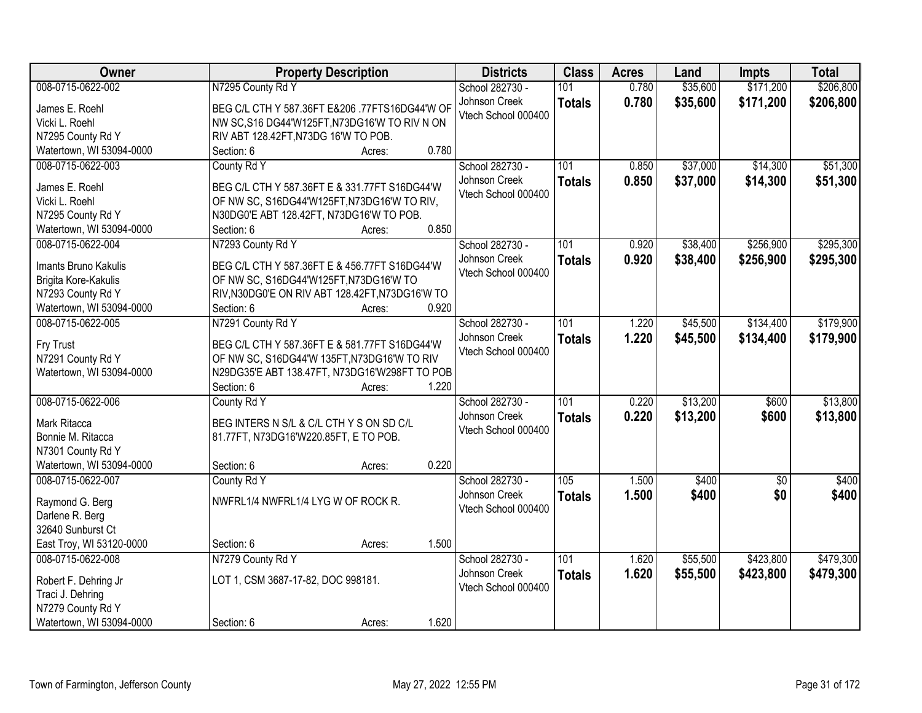| Owner | Property Description | Districts | Class | Acres | Land | Impts | Total |
|---|---|---|---|---|---|---|---|
| 008-0715-0622-002<br>James E. Roehl<br>Vicki L. Roehl<br>N7295 County Rd Y<br>Watertown, WI 53094-0000 | N7295 County Rd Y<br>BEG C/L CTH Y 587.36FT E&206 .77FTS16DG44'W OF NW SC,S16 DG44'W125FT,N73DG16'W TO RIV N ON RIV ABT 128.42FT,N73DG 16'W TO POB.<br>Section: 6 Acres: 0.780 | School 282730 - Johnson Creek<br>Vtech School 000400 | 101<br>**Totals** | 0.780<br>**0.780** | $35,600<br>**$35,600** | $171,200<br>**$171,200** | $206,800<br>**$206,800** |
| 008-0715-0622-003<br>James E. Roehl<br>Vicki L. Roehl<br>N7295 County Rd Y<br>Watertown, WI 53094-0000 | County Rd Y<br>BEG C/L CTH Y 587.36FT E & 331.77FT S16DG44'W OF NW SC, S16DG44'W125FT,N73DG16'W TO RIV, N30DG0'E ABT 128.42FT, N73DG16'W TO POB.<br>Section: 6 Acres: 0.850 | School 282730 - Johnson Creek<br>Vtech School 000400 | 101<br>**Totals** | 0.850<br>**0.850** | $37,000<br>**$37,000** | $14,300<br>**$14,300** | $51,300<br>**$51,300** |
| 008-0715-0622-004<br>Imants Bruno Kakulis<br>Brigita Kore-Kakulis<br>N7293 County Rd Y<br>Watertown, WI 53094-0000 | N7293 County Rd Y<br>BEG C/L CTH Y 587.36FT E & 456.77FT S16DG44'W OF NW SC, S16DG44'W125FT,N73DG16'W TO RIV,N30DG0'E ON RIV ABT 128.42FT,N73DG16'W TO<br>Section: 6 Acres: 0.920 | School 282730 - Johnson Creek<br>Vtech School 000400 | 101<br>**Totals** | 0.920<br>**0.920** | $38,400<br>**$38,400** | $256,900<br>**$256,900** | $295,300<br>**$295,300** |
| 008-0715-0622-005<br>Fry Trust<br>N7291 County Rd Y<br>Watertown, WI 53094-0000 | N7291 County Rd Y<br>BEG C/L CTH Y 587.36FT E & 581.77FT S16DG44'W OF NW SC, S16DG44'W 135FT,N73DG16'W TO RIV N29DG35'E ABT 138.47FT, N73DG16'W298FT TO POB<br>Section: 6 Acres: 1.220 | School 282730 - Johnson Creek<br>Vtech School 000400 | 101<br>**Totals** | 1.220<br>**1.220** | $45,500<br>**$45,500** | $134,400<br>**$134,400** | $179,900<br>**$179,900** |
| 008-0715-0622-006<br>Mark Ritacca<br>Bonnie M. Ritacca<br>N7301 County Rd Y<br>Watertown, WI 53094-0000 | County Rd Y<br>BEG INTERS N S/L & C/L CTH Y S ON SD C/L 81.77FT, N73DG16'W220.85FT, E TO POB.<br>Section: 6 Acres: 0.220 | School 282730 - Johnson Creek<br>Vtech School 000400 | 101<br>**Totals** | 0.220<br>**0.220** | $13,200<br>**$13,200** | $600<br>**$600** | $13,800<br>**$13,800** |
| 008-0715-0622-007<br>Raymond G. Berg<br>Darlene R. Berg<br>32640 Sunburst Ct<br>East Troy, WI 53120-0000 | County Rd Y<br>NWFRL1/4 NWFRL1/4 LYG W OF ROCK R.<br>Section: 6 Acres: 1.500 | School 282730 - Johnson Creek<br>Vtech School 000400 | 105<br>**Totals** | 1.500<br>**1.500** | $400<br>**$400** | $0<br>**$0** | $400<br>**$400** |
| 008-0715-0622-008<br>Robert F. Dehring Jr<br>Traci J. Dehring<br>N7279 County Rd Y<br>Watertown, WI 53094-0000 | N7279 County Rd Y<br>LOT 1, CSM 3687-17-82, DOC 998181.<br>Section: 6 Acres: 1.620 | School 282730 - Johnson Creek<br>Vtech School 000400 | 101<br>**Totals** | 1.620<br>**1.620** | $55,500<br>**$55,500** | $423,800<br>**$423,800** | $479,300<br>**$479,300** |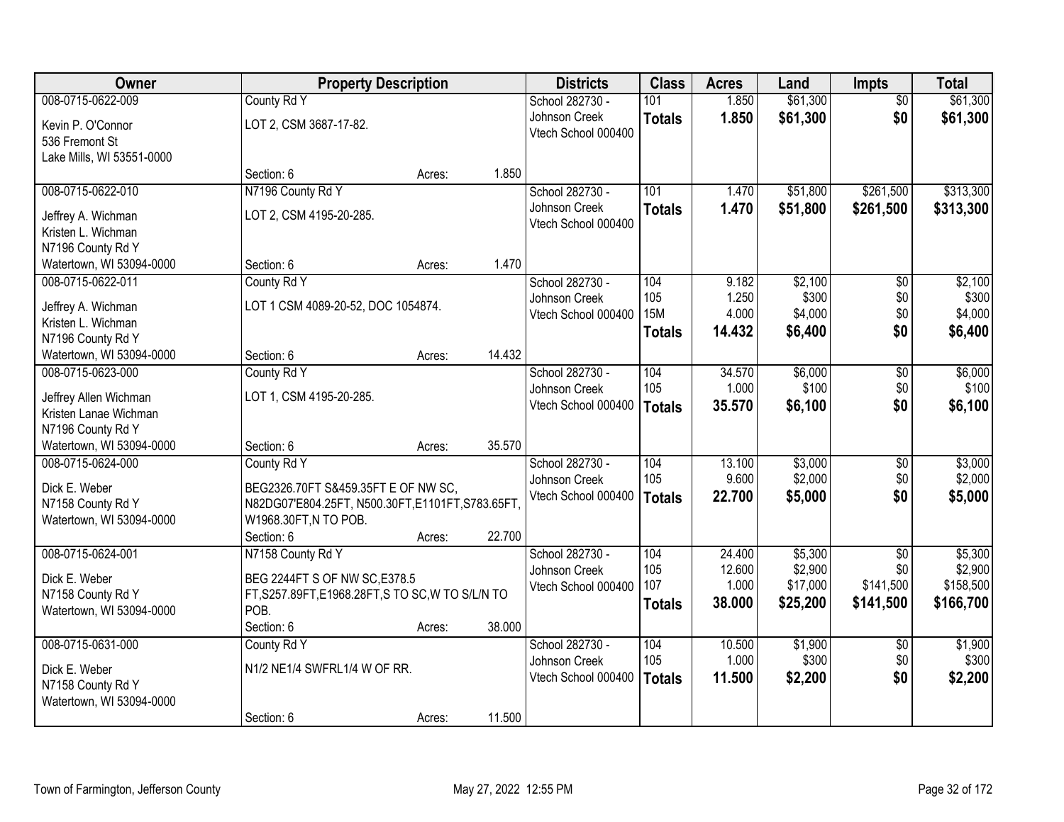| Owner | Property Description | | | Districts | Class | Acres | Land | Impts | Total |
|---|---|---|---|---|---|---|---|---|---|
| 008-0715-0622-009 | County Rd Y | | | School 282730 - | 101 | 1.850 | $61,300 | $0 | $61,300 |
| Kevin P. O'Connor<br>536 Fremont St<br>Lake Mills, WI 53551-0000 | LOT 2, CSM 3687-17-82. | | | Johnson Creek<br>Vtech School 000400 | **Totals** | **1.850** | **$61,300** | **$0** | **$61,300** |
| | Section: 6 | Acres: | 1.850 | | | | | | |
| 008-0715-0622-010 | N7196 County Rd Y | | | School 282730 - | 101 | 1.470 | $51,800 | $261,500 | $313,300 |
| Jeffrey A. Wichman<br>Kristen L. Wichman<br>N7196 County Rd Y<br>Watertown, WI 53094-0000 | LOT 2, CSM 4195-20-285. | | | Johnson Creek<br>Vtech School 000400 | **Totals** | **1.470** | **$51,800** | **$261,500** | **$313,300** |
| | Section: 6 | Acres: | 1.470 | | | | | | |
| 008-0715-0622-011 | County Rd Y | | | School 282730 - | 104 | 9.182 | $2,100 | $0 | $2,100 |
| Jeffrey A. Wichman | LOT 1 CSM 4089-20-52, DOC 1054874. | | | Johnson Creek | 105 | 1.250 | $300 | $0 | $300 |
| Kristen L. Wichman | | | | Vtech School 000400 | 15M | 4.000 | $4,000 | $0 | $4,000 |
| N7196 County Rd Y<br>Watertown, WI 53094-0000 | | | | | **Totals** | **14.432** | **$6,400** | **$0** | **$6,400** |
| | Section: 6 | Acres: | 14.432 | | | | | | |
| 008-0715-0623-000 | County Rd Y | | | School 282730 - | 104 | 34.570 | $6,000 | $0 | $6,000 |
| Jeffrey Allen Wichman | LOT 1, CSM 4195-20-285. | | | Johnson Creek | 105 | 1.000 | $100 | $0 | $100 |
| Kristen Lanae Wichman<br>N7196 County Rd Y<br>Watertown, WI 53094-0000 | | | | Vtech School 000400 | **Totals** | **35.570** | **$6,100** | **$0** | **$6,100** |
| | Section: 6 | Acres: | 35.570 | | | | | | |
| 008-0715-0624-000 | County Rd Y | | | School 282730 - | 104 | 13.100 | $3,000 | $0 | $3,000 |
| Dick E. Weber | BEG2326.70FT S&459.35FT E OF NW SC, | | | Johnson Creek | 105 | 9.600 | $2,000 | $0 | $2,000 |
| N7158 County Rd Y<br>Watertown, WI 53094-0000 | N82DG07'E804.25FT, N500.30FT,E1101FT,S783.65FT, W1968.30FT,N TO POB. | | | Vtech School 000400 | **Totals** | **22.700** | **$5,000** | **$0** | **$5,000** |
| | Section: 6 | Acres: | 22.700 | | | | | | |
| 008-0715-0624-001 | N7158 County Rd Y | | | School 282730 - | 104 | 24.400 | $5,300 | $0 | $5,300 |
| Dick E. Weber | BEG 2244FT S OF NW SC,E378.5 | | | Johnson Creek | 105 | 12.600 | $2,900 | $0 | $2,900 |
| N7158 County Rd Y | FT,S257.89FT,E1968.28FT,S TO SC,W TO S/L/N TO | | | Vtech School 000400 | 107 | 1.000 | $17,000 | $141,500 | $158,500 |
| Watertown, WI 53094-0000 | POB. | | | | **Totals** | **38.000** | **$25,200** | **$141,500** | **$166,700** |
| | Section: 6 | Acres: | 38.000 | | | | | | |
| 008-0715-0631-000 | County Rd Y | | | School 282730 - | 104 | 10.500 | $1,900 | $0 | $1,900 |
| Dick E. Weber | N1/2 NE1/4 SWFRL1/4 W OF RR. | | | Johnson Creek | 105 | 1.000 | $300 | $0 | $300 |
| N7158 County Rd Y<br>Watertown, WI 53094-0000 | | | | Vtech School 000400 | **Totals** | **11.500** | **$2,200** | **$0** | **$2,200** |
| | Section: 6 | Acres: | 11.500 | | | | | | |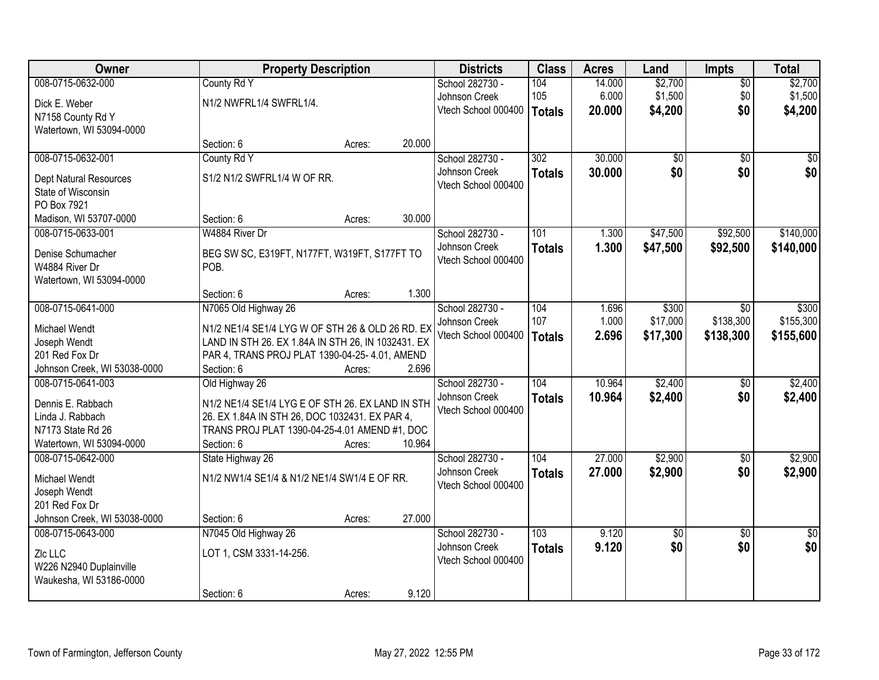| Owner | Property Description | Districts | Class | Acres | Land | Impts | Total |
|---|---|---|---|---|---|---|---|
| 008-0715-0632-000<br><br>Dick E. Weber<br>N7158 County Rd Y<br>Watertown, WI 53094-0000 | County Rd Y<br><br>N1/2 NWFRL1/4 SWFRL1/4.<br><br>Section: 6 Acres: 20.000 | School 282730 - Johnson Creek<br>Vtech School 000400 | 104<br>105<br>**Totals** | 14.000<br>6.000<br>**20.000** | $2,700<br>$1,500<br>**$4,200** | $0<br>$0<br>**$0** | $2,700<br>$1,500<br>**$4,200** |
| 008-0715-0632-001<br><br>Dept Natural Resources<br>State of Wisconsin<br>PO Box 7921<br>Madison, WI 53707-0000 | County Rd Y<br><br>S1/2 N1/2 SWFRL1/4 W OF RR.<br><br>Section: 6 Acres: 30.000 | School 282730 - Johnson Creek<br>Vtech School 000400 | 302<br>**Totals** | 30.000<br>**30.000** | $0<br>**$0** | $0<br>**$0** | $0<br>**$0** |
| 008-0715-0633-001<br><br>Denise Schumacher<br>W4884 River Dr<br>Watertown, WI 53094-0000 | W4884 River Dr<br><br>BEG SW SC, E319FT, N177FT, W319FT, S177FT TO POB.<br><br>Section: 6 Acres: 1.300 | School 282730 - Johnson Creek<br>Vtech School 000400 | 101<br>**Totals** | 1.300<br>**1.300** | $47,500<br>**$47,500** | $92,500<br>**$92,500** | $140,000<br>**$140,000** |
| 008-0715-0641-000<br><br>Michael Wendt<br>Joseph Wendt<br>201 Red Fox Dr<br>Johnson Creek, WI 53038-0000 | N7065 Old Highway 26<br><br>N1/2 NE1/4 SE1/4 LYG W OF STH 26 & OLD 26 RD. EX LAND IN STH 26. EX 1.84A IN STH 26, IN 1032431. EX PAR 4, TRANS PROJ PLAT 1390-04-25- 4.01, AMEND<br>Section: 6 Acres: 2.696 | School 282730 - Johnson Creek<br>Vtech School 000400 | 104<br>107<br>**Totals** | 1.696<br>1.000<br>**2.696** | $300<br>$17,000<br>**$17,300** | $0<br>$138,300<br>**$138,300** | $300<br>$155,300<br>**$155,600** |
| 008-0715-0641-003<br><br>Dennis E. Rabbach<br>Linda J. Rabbach<br>N7173 State Rd 26<br>Watertown, WI 53094-0000 | Old Highway 26<br><br>N1/2 NE1/4 SE1/4 LYG E OF STH 26. EX LAND IN STH 26. EX 1.84A IN STH 26, DOC 1032431. EX PAR 4, TRANS PROJ PLAT 1390-04-25-4.01 AMEND #1, DOC<br>Section: 6 Acres: 10.964 | School 282730 - Johnson Creek<br>Vtech School 000400 | 104<br>**Totals** | 10.964<br>**10.964** | $2,400<br>**$2,400** | $0<br>**$0** | $2,400<br>**$2,400** |
| 008-0715-0642-000<br><br>Michael Wendt<br>Joseph Wendt<br>201 Red Fox Dr<br>Johnson Creek, WI 53038-0000 | State Highway 26<br><br>N1/2 NW1/4 SE1/4 & N1/2 NE1/4 SW1/4 E OF RR.<br><br>Section: 6 Acres: 27.000 | School 282730 - Johnson Creek<br>Vtech School 000400 | 104<br>**Totals** | 27.000<br>**27.000** | $2,900<br>**$2,900** | $0<br>**$0** | $2,900<br>**$2,900** |
| 008-0715-0643-000<br><br>Zlc LLC<br>W226 N2940 Duplainville<br>Waukesha, WI 53186-0000 | N7045 Old Highway 26<br><br>LOT 1, CSM 3331-14-256.<br><br>Section: 6 Acres: 9.120 | School 282730 - Johnson Creek<br>Vtech School 000400 | 103<br>**Totals** | 9.120<br>**9.120** | $0<br>**$0** | $0<br>**$0** | $0<br>**$0** |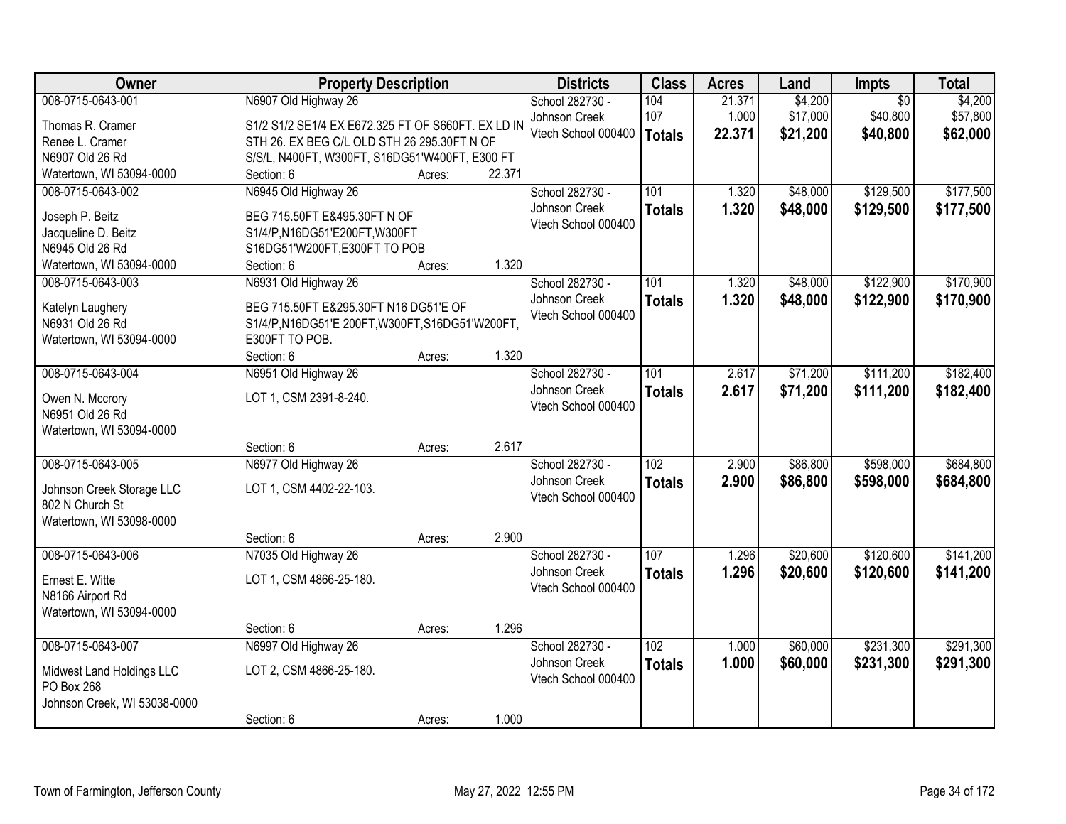| Owner | Property Description | | | Districts | Class | Acres | Land | Impts | Total |
|---|---|---|---|---|---|---|---|---|---|
| 008-0715-0643-001<br>Thomas R. Cramer<br>Renee L. Cramer<br>N6907 Old 26 Rd<br>Watertown, WI 53094-0000 | N6907 Old Highway 26<br>S1/2 S1/2 SE1/4 EX E672.325 FT OF S660FT. EX LD IN STH 26. EX BEG C/L OLD STH 26 295.30FT N OF S/S/L, N400FT, W300FT, S16DG51'W400FT, E300 FT<br>Section: 6 | Acres: | 22.371 | School 282730 - Johnson Creek<br>Vtech School 000400 | 104<br>107<br>**Totals** | 21.371<br>1.000<br>**22.371** | $4,200<br>$17,000<br>**$21,200** | $0<br>$40,800<br>**$40,800** | $4,200<br>$57,800<br>**$62,000** |
| 008-0715-0643-002<br>Joseph P. Beitz<br>Jacqueline D. Beitz<br>N6945 Old 26 Rd<br>Watertown, WI 53094-0000 | N6945 Old Highway 26<br>BEG 715.50FT E&495.30FT N OF S1/4/P,N16DG51'E200FT,W300FT S16DG51'W200FT,E300FT TO POB<br>Section: 6 | Acres: | 1.320 | School 282730 - Johnson Creek<br>Vtech School 000400 | 101<br>**Totals** | 1.320<br>**1.320** | $48,000<br>**$48,000** | $129,500<br>**$129,500** | $177,500<br>**$177,500** |
| 008-0715-0643-003<br>Katelyn Laughery<br>N6931 Old 26 Rd<br>Watertown, WI 53094-0000 | N6931 Old Highway 26<br>BEG 715.50FT E&295.30FT N16 DG51'E OF S1/4/P,N16DG51'E 200FT,W300FT,S16DG51'W200FT, E300FT TO POB.<br>Section: 6 | Acres: | 1.320 | School 282730 - Johnson Creek<br>Vtech School 000400 | 101<br>**Totals** | 1.320<br>**1.320** | $48,000<br>**$48,000** | $122,900<br>**$122,900** | $170,900<br>**$170,900** |
| 008-0715-0643-004<br>Owen N. Mccrory<br>N6951 Old 26 Rd<br>Watertown, WI 53094-0000 | N6951 Old Highway 26<br>LOT 1, CSM 2391-8-240.<br>Section: 6 | Acres: | 2.617 | School 282730 - Johnson Creek<br>Vtech School 000400 | 101<br>**Totals** | 2.617<br>**2.617** | $71,200<br>**$71,200** | $111,200<br>**$111,200** | $182,400<br>**$182,400** |
| 008-0715-0643-005<br>Johnson Creek Storage LLC<br>802 N Church St<br>Watertown, WI 53098-0000 | N6977 Old Highway 26<br>LOT 1, CSM 4402-22-103.<br>Section: 6 | Acres: | 2.900 | School 282730 - Johnson Creek<br>Vtech School 000400 | 102<br>**Totals** | 2.900<br>**2.900** | $86,800<br>**$86,800** | $598,000<br>**$598,000** | $684,800<br>**$684,800** |
| 008-0715-0643-006<br>Ernest E. Witte<br>N8166 Airport Rd<br>Watertown, WI 53094-0000 | N7035 Old Highway 26<br>LOT 1, CSM 4866-25-180.<br>Section: 6 | Acres: | 1.296 | School 282730 - Johnson Creek<br>Vtech School 000400 | 107<br>**Totals** | 1.296<br>**1.296** | $20,600<br>**$20,600** | $120,600<br>**$120,600** | $141,200<br>**$141,200** |
| 008-0715-0643-007<br>Midwest Land Holdings LLC<br>PO Box 268<br>Johnson Creek, WI 53038-0000 | N6997 Old Highway 26<br>LOT 2, CSM 4866-25-180.<br>Section: 6 | Acres: | 1.000 | School 282730 - Johnson Creek<br>Vtech School 000400 | 102<br>**Totals** | 1.000<br>**1.000** | $60,000<br>**$60,000** | $231,300<br>**$231,300** | $291,300<br>**$291,300** |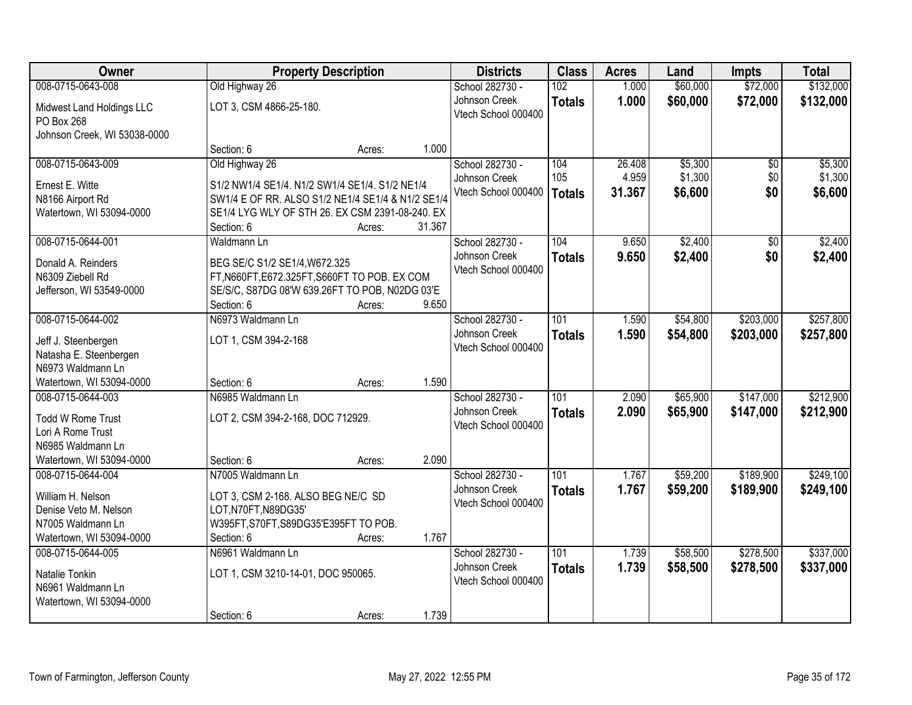| Owner | Property Description | Districts | Class | Acres | Land | Impts | Total |
|---|---|---|---|---|---|---|---|
| 008-0715-0643-008<br>Midwest Land Holdings LLC<br>PO Box 268<br>Johnson Creek, WI 53038-0000 | Old Highway 26<br>LOT 3, CSM 4866-25-180.<br>Section: 6 Acres: 1.000 | School 282730 - Johnson Creek<br>Vtech School 000400 | 102<br>**Totals** | 1.000<br>**1.000** | $60,000<br>**$60,000** | $72,000<br>**$72,000** | $132,000<br>**$132,000** |
| 008-0715-0643-009<br>Ernest E. Witte<br>N8166 Airport Rd<br>Watertown, WI 53094-0000 | Old Highway 26<br>S1/2 NW1/4 SE1/4. N1/2 SW1/4 SE1/4. S1/2 NE1/4 SW1/4 E OF RR. ALSO S1/2 NE1/4 SE1/4 & N1/2 SE1/4 SE1/4 LYG WLY OF STH 26. EX CSM 2391-08-240. EX<br>Section: 6 Acres: 31.367 | School 282730 - Johnson Creek<br>Vtech School 000400 | 104<br>105<br>**Totals** | 26.408<br>4.959<br>**31.367** | $5,300<br>$1,300<br>**$6,600** | $0<br>$0<br>**$0** | $5,300<br>$1,300<br>**$6,600** |
| 008-0715-0644-001<br>Donald A. Reinders<br>N6309 Ziebell Rd<br>Jefferson, WI 53549-0000 | Waldmann Ln<br>BEG SE/C S1/2 SE1/4,W672.325 FT,N660FT,E672.325FT,S660FT TO POB. EX COM SE/S/C, S87DG 08'W 639.26FT TO POB, N02DG 03'E<br>Section: 6 Acres: 9.650 | School 282730 - Johnson Creek<br>Vtech School 000400 | 104<br>**Totals** | 9.650<br>**9.650** | $2,400<br>**$2,400** | $0<br>**$0** | $2,400<br>**$2,400** |
| 008-0715-0644-002<br>Jeff J. Steenbergen<br>Natasha E. Steenbergen<br>N6973 Waldmann Ln<br>Watertown, WI 53094-0000 | N6973 Waldmann Ln<br>LOT 1, CSM 394-2-168<br>Section: 6 Acres: 1.590 | School 282730 - Johnson Creek<br>Vtech School 000400 | 101<br>**Totals** | 1.590<br>**1.590** | $54,800<br>**$54,800** | $203,000<br>**$203,000** | $257,800<br>**$257,800** |
| 008-0715-0644-003<br>Todd W Rome Trust<br>Lori A Rome Trust<br>N6985 Waldmann Ln<br>Watertown, WI 53094-0000 | N6985 Waldmann Ln<br>LOT 2, CSM 394-2-168, DOC 712929.<br>Section: 6 Acres: 2.090 | School 282730 - Johnson Creek<br>Vtech School 000400 | 101<br>**Totals** | 2.090<br>**2.090** | $65,900<br>**$65,900** | $147,000<br>**$147,000** | $212,900<br>**$212,900** |
| 008-0715-0644-004<br>William H. Nelson<br>Denise Veto M. Nelson<br>N7005 Waldmann Ln<br>Watertown, WI 53094-0000 | N7005 Waldmann Ln<br>LOT 3, CSM 2-168. ALSO BEG NE/C SD LOT,N70FT,N89DG35' W395FT,S70FT,S89DG35'E395FT TO POB.<br>Section: 6 Acres: 1.767 | School 282730 - Johnson Creek<br>Vtech School 000400 | 101<br>**Totals** | 1.767<br>**1.767** | $59,200<br>**$59,200** | $189,900<br>**$189,900** | $249,100<br>**$249,100** |
| 008-0715-0644-005<br>Natalie Tonkin<br>N6961 Waldmann Ln<br>Watertown, WI 53094-0000 | N6961 Waldmann Ln<br>LOT 1, CSM 3210-14-01, DOC 950065.<br>Section: 6 Acres: 1.739 | School 282730 - Johnson Creek<br>Vtech School 000400 | 101<br>**Totals** | 1.739<br>**1.739** | $58,500<br>**$58,500** | $278,500<br>**$278,500** | $337,000<br>**$337,000** |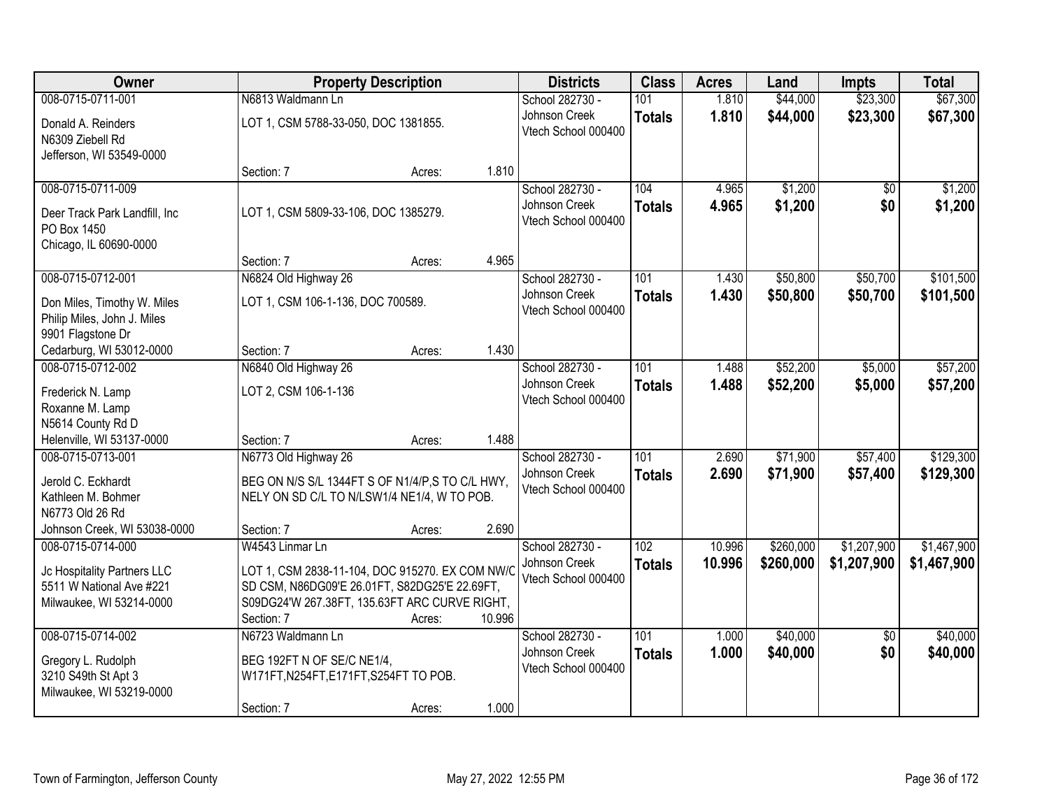| Owner | Property Description | | | Districts | Class | Acres | Land | Impts | Total |
|---|---|---|---|---|---|---|---|---|---|
| 008-0715-0711-001<br>Donald A. Reinders<br>N6309 Ziebell Rd<br>Jefferson, WI 53549-0000 | N6813 Waldmann Ln<br>LOT 1, CSM 5788-33-050, DOC 1381855. | | | School 282730 - Johnson Creek<br>Vtech School 000400 | 101 | 1.810 | $44,000 | $23,300 | $67,300 |
| | | | | | **Totals** | **1.810** | **$44,000** | **$23,300** | **$67,300** |
| | Section: 7 | Acres: | 1.810 | | | | | | |
| 008-0715-0711-009<br>Deer Track Park Landfill, Inc<br>PO Box 1450<br>Chicago, IL 60690-0000 | LOT 1, CSM 5809-33-106, DOC 1385279. | | | School 282730 - Johnson Creek<br>Vtech School 000400 | 104 | 4.965 | $1,200 | $0 | $1,200 |
| | | | | | **Totals** | **4.965** | **$1,200** | **$0** | **$1,200** |
| | Section: 7 | Acres: | 4.965 | | | | | | |
| 008-0715-0712-001<br>Don Miles, Timothy W. Miles<br>Philip Miles, John J. Miles<br>9901 Flagstone Dr<br>Cedarburg, WI 53012-0000 | N6824 Old Highway 26<br>LOT 1, CSM 106-1-136, DOC 700589. | | | School 282730 - Johnson Creek<br>Vtech School 000400 | 101 | 1.430 | $50,800 | $50,700 | $101,500 |
| | | | | | **Totals** | **1.430** | **$50,800** | **$50,700** | **$101,500** |
| | Section: 7 | Acres: | 1.430 | | | | | | |
| 008-0715-0712-002<br>Frederick N. Lamp<br>Roxanne M. Lamp<br>N5614 County Rd D<br>Helenville, WI 53137-0000 | N6840 Old Highway 26<br>LOT 2, CSM 106-1-136 | | | School 282730 - Johnson Creek<br>Vtech School 000400 | 101 | 1.488 | $52,200 | $5,000 | $57,200 |
| | | | | | **Totals** | **1.488** | **$52,200** | **$5,000** | **$57,200** |
| | Section: 7 | Acres: | 1.488 | | | | | | |
| 008-0715-0713-001<br>Jerold C. Eckhardt<br>Kathleen M. Bohmer<br>N6773 Old 26 Rd<br>Johnson Creek, WI 53038-0000 | N6773 Old Highway 26<br>BEG ON N/S S/L 1344FT S OF N1/4/P,S TO C/L HWY, NELY ON SD C/L TO N/LSW1/4 NE1/4, W TO POB. | | | School 282730 - Johnson Creek<br>Vtech School 000400 | 101 | 2.690 | $71,900 | $57,400 | $129,300 |
| | | | | | **Totals** | **2.690** | **$71,900** | **$57,400** | **$129,300** |
| | Section: 7 | Acres: | 2.690 | | | | | | |
| 008-0715-0714-000<br>Jc Hospitality Partners LLC<br>5511 W National Ave #221<br>Milwaukee, WI 53214-0000 | W4543 Linmar Ln<br>LOT 1, CSM 2838-11-104, DOC 915270. EX COM NW/C SD CSM, N86DG09'E 26.01FT, S82DG25'E 22.69FT, S09DG24'W 267.38FT, 135.63FT ARC CURVE RIGHT, | | | School 282730 - Johnson Creek<br>Vtech School 000400 | 102 | 10.996 | $260,000 | $1,207,900 | $1,467,900 |
| | | | | | **Totals** | **10.996** | **$260,000** | **$1,207,900** | **$1,467,900** |
| | Section: 7 | Acres: | 10.996 | | | | | | |
| 008-0715-0714-002<br>Gregory L. Rudolph<br>3210 S49th St Apt 3<br>Milwaukee, WI 53219-0000 | N6723 Waldmann Ln<br>BEG 192FT N OF SE/C NE1/4, W171FT,N254FT,E171FT,S254FT TO POB. | | | School 282730 - Johnson Creek<br>Vtech School 000400 | 101 | 1.000 | $40,000 | $0 | $40,000 |
| | | | | | **Totals** | **1.000** | **$40,000** | **$0** | **$40,000** |
| | Section: 7 | Acres: | 1.000 | | | | | | |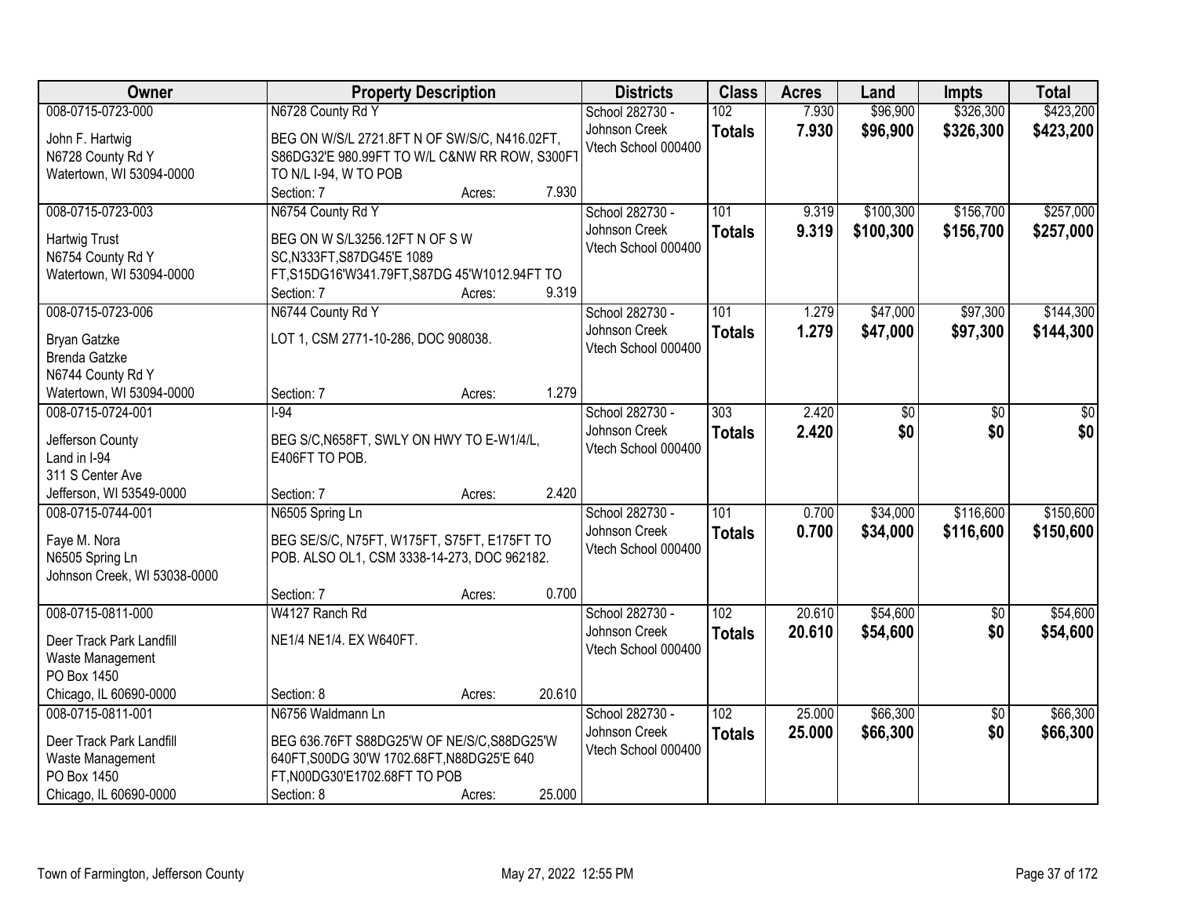| Owner | Property Description | Districts | Class | Acres | Land | Impts | Total |
|---|---|---|---|---|---|---|---|
| 008-0715-0723-000<br><br>John F. Hartwig<br>N6728 County Rd Y<br>Watertown, WI 53094-0000 | N6728 County Rd Y<br><br>BEG ON W/S/L 2721.8FT N OF SW/S/C, N416.02FT, S86DG32'E 980.99FT TO W/L C&NW RR ROW, S300FT TO N/L I-94, W TO POB<br>Section: 7 Acres: 7.930 | School 282730 - Johnson Creek<br>Vtech School 000400 | 102<br>**Totals** | 7.930<br>**7.930** | $96,900<br>**$96,900** | $326,300<br>**$326,300** | $423,200<br>**$423,200** |
| 008-0715-0723-003<br><br>Hartwig Trust<br>N6754 County Rd Y<br>Watertown, WI 53094-0000 | N6754 County Rd Y<br><br>BEG ON W S/L3256.12FT N OF S W SC,N333FT,S87DG45'E 1089 FT,S15DG16'W341.79FT,S87DG 45'W1012.94FT TO<br>Section: 7 Acres: 9.319 | School 282730 - Johnson Creek<br>Vtech School 000400 | 101<br>**Totals** | 9.319<br>**9.319** | $100,300<br>**$100,300** | $156,700<br>**$156,700** | $257,000<br>**$257,000** |
| 008-0715-0723-006<br><br>Bryan Gatzke<br>Brenda Gatzke<br>N6744 County Rd Y<br>Watertown, WI 53094-0000 | N6744 County Rd Y<br><br>LOT 1, CSM 2771-10-286, DOC 908038.<br>Section: 7 Acres: 1.279 | School 282730 - Johnson Creek<br>Vtech School 000400 | 101<br>**Totals** | 1.279<br>**1.279** | $47,000<br>**$47,000** | $97,300<br>**$97,300** | $144,300<br>**$144,300** |
| 008-0715-0724-001<br><br>Jefferson County<br>Land in I-94<br>311 S Center Ave<br>Jefferson, WI 53549-0000 | I-94<br><br>BEG S/C,N658FT, SWLY ON HWY TO E-W1/4/L, E406FT TO POB.<br>Section: 7 Acres: 2.420 | School 282730 - Johnson Creek<br>Vtech School 000400 | 303<br>**Totals** | 2.420<br>**2.420** | $0<br>**$0** | $0<br>**$0** | $0<br>**$0** |
| 008-0715-0744-001<br><br>Faye M. Nora<br>N6505 Spring Ln<br>Johnson Creek, WI 53038-0000 | N6505 Spring Ln<br><br>BEG SE/S/C, N75FT, W175FT, S75FT, E175FT TO POB. ALSO OL1, CSM 3338-14-273, DOC 962182.<br>Section: 7 Acres: 0.700 | School 282730 - Johnson Creek<br>Vtech School 000400 | 101<br>**Totals** | 0.700<br>**0.700** | $34,000<br>**$34,000** | $116,600<br>**$116,600** | $150,600<br>**$150,600** |
| 008-0715-0811-000<br><br>Deer Track Park Landfill<br>Waste Management<br>PO Box 1450<br>Chicago, IL 60690-0000 | W4127 Ranch Rd<br><br>NE1/4 NE1/4. EX W640FT.<br>Section: 8 Acres: 20.610 | School 282730 - Johnson Creek<br>Vtech School 000400 | 102<br>**Totals** | 20.610<br>**20.610** | $54,600<br>**$54,600** | $0<br>**$0** | $54,600<br>**$54,600** |
| 008-0715-0811-001<br><br>Deer Track Park Landfill<br>Waste Management<br>PO Box 1450<br>Chicago, IL 60690-0000 | N6756 Waldmann Ln<br><br>BEG 636.76FT S88DG25'W OF NE/S/C,S88DG25'W 640FT,S00DG 30'W 1702.68FT,N88DG25'E 640 FT,N00DG30'E1702.68FT TO POB<br>Section: 8 Acres: 25.000 | School 282730 - Johnson Creek<br>Vtech School 000400 | 102<br>**Totals** | 25.000<br>**25.000** | $66,300<br>**$66,300** | $0<br>**$0** | $66,300<br>**$66,300** |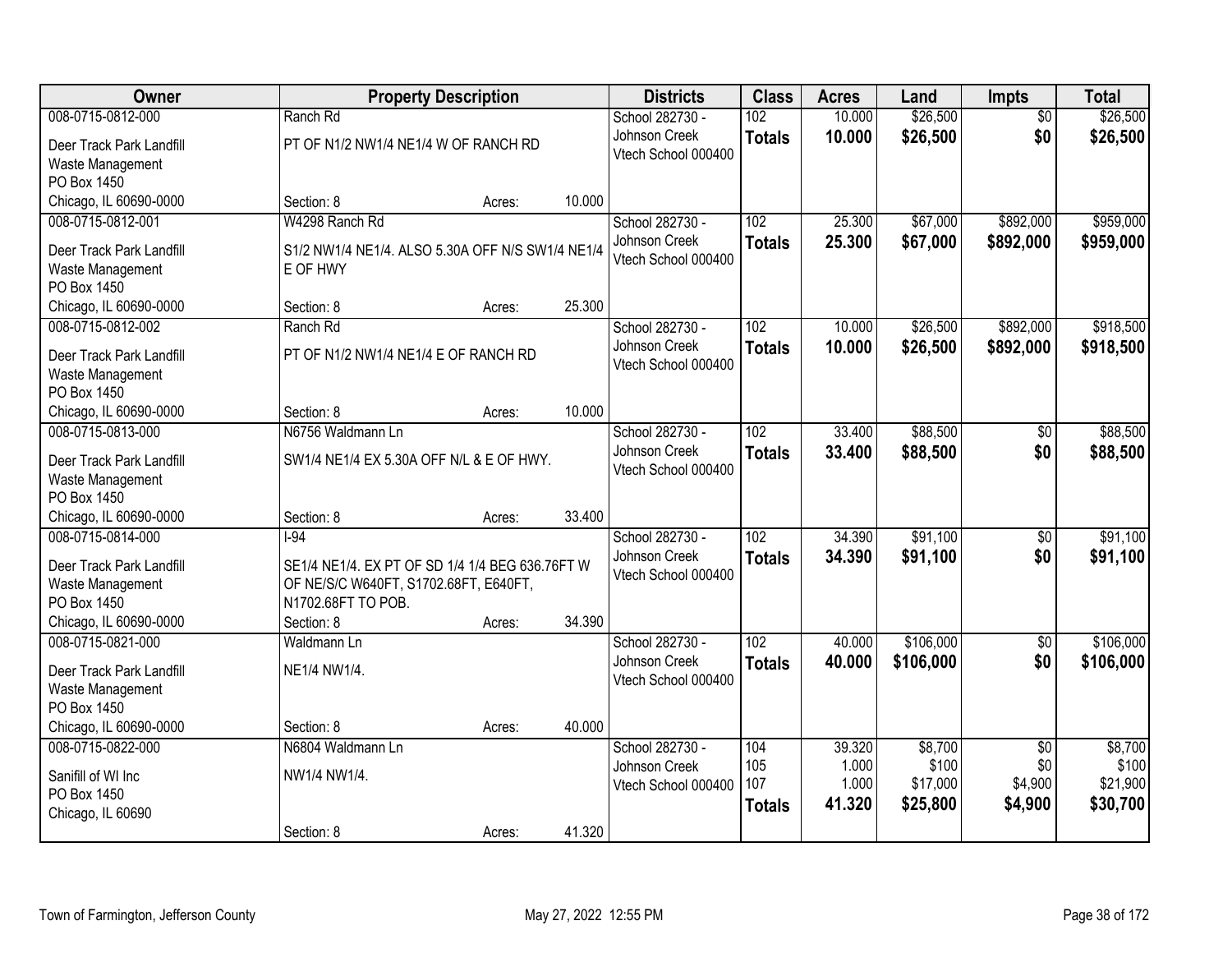| Owner | Property Description | Districts | Class | Acres | Land | Impts | Total |
|---|---|---|---|---|---|---|---|
| 008-0715-0812-000<br>Deer Track Park Landfill<br>Waste Management<br>PO Box 1450<br>Chicago, IL 60690-0000 | Ranch Rd<br>PT OF N1/2 NW1/4 NE1/4 W OF RANCH RD<br>Section: 8 Acres: 10.000 | School 282730 - Johnson Creek<br>Vtech School 000400 | 102<br>**Totals** | 10.000<br>**10.000** | $26,500<br>**$26,500** | $0<br>**$0** | $26,500<br>**$26,500** |
| 008-0715-0812-001<br>Deer Track Park Landfill<br>Waste Management<br>PO Box 1450<br>Chicago, IL 60690-0000 | W4298 Ranch Rd<br>S1/2 NW1/4 NE1/4. ALSO 5.30A OFF N/S SW1/4 NE1/4 E OF HWY<br>Section: 8 Acres: 25.300 | School 282730 - Johnson Creek<br>Vtech School 000400 | 102<br>**Totals** | 25.300<br>**25.300** | $67,000<br>**$67,000** | $892,000<br>**$892,000** | $959,000<br>**$959,000** |
| 008-0715-0812-002<br>Deer Track Park Landfill<br>Waste Management<br>PO Box 1450<br>Chicago, IL 60690-0000 | Ranch Rd<br>PT OF N1/2 NW1/4 NE1/4 E OF RANCH RD<br>Section: 8 Acres: 10.000 | School 282730 - Johnson Creek<br>Vtech School 000400 | 102<br>**Totals** | 10.000<br>**10.000** | $26,500<br>**$26,500** | $892,000<br>**$892,000** | $918,500<br>**$918,500** |
| 008-0715-0813-000<br>Deer Track Park Landfill<br>Waste Management<br>PO Box 1450<br>Chicago, IL 60690-0000 | N6756 Waldmann Ln<br>SW1/4 NE1/4 EX 5.30A OFF N/L & E OF HWY.<br>Section: 8 Acres: 33.400 | School 282730 - Johnson Creek<br>Vtech School 000400 | 102<br>**Totals** | 33.400<br>**33.400** | $88,500<br>**$88,500** | $0<br>**$0** | $88,500<br>**$88,500** |
| 008-0715-0814-000<br>Deer Track Park Landfill<br>Waste Management<br>PO Box 1450<br>Chicago, IL 60690-0000 | I-94<br>SE1/4 NE1/4. EX PT OF SD 1/4 1/4 BEG 636.76FT W OF NE/S/C W640FT, S1702.68FT, E640FT, N1702.68FT TO POB.<br>Section: 8 Acres: 34.390 | School 282730 - Johnson Creek<br>Vtech School 000400 | 102<br>**Totals** | 34.390<br>**34.390** | $91,100<br>**$91,100** | $0<br>**$0** | $91,100<br>**$91,100** |
| 008-0715-0821-000<br>Deer Track Park Landfill<br>Waste Management<br>PO Box 1450<br>Chicago, IL 60690-0000 | Waldmann Ln<br>NE1/4 NW1/4.<br>Section: 8 Acres: 40.000 | School 282730 - Johnson Creek<br>Vtech School 000400 | 102<br>**Totals** | 40.000<br>**40.000** | $106,000<br>**$106,000** | $0<br>**$0** | $106,000<br>**$106,000** |
| 008-0715-0822-000<br>Sanifill of WI Inc<br>PO Box 1450<br>Chicago, IL 60690 | N6804 Waldmann Ln<br>NW1/4 NW1/4.<br>Section: 8 Acres: 41.320 | School 282730 - Johnson Creek<br>Vtech School 000400 | 104<br>105<br>107<br>**Totals** | 39.320<br>1.000<br>1.000<br>**41.320** | $8,700<br>$100<br>$17,000<br>**$25,800** | $0<br>$0<br>$4,900<br>**$4,900** | $8,700<br>$100<br>$21,900<br>**$30,700** |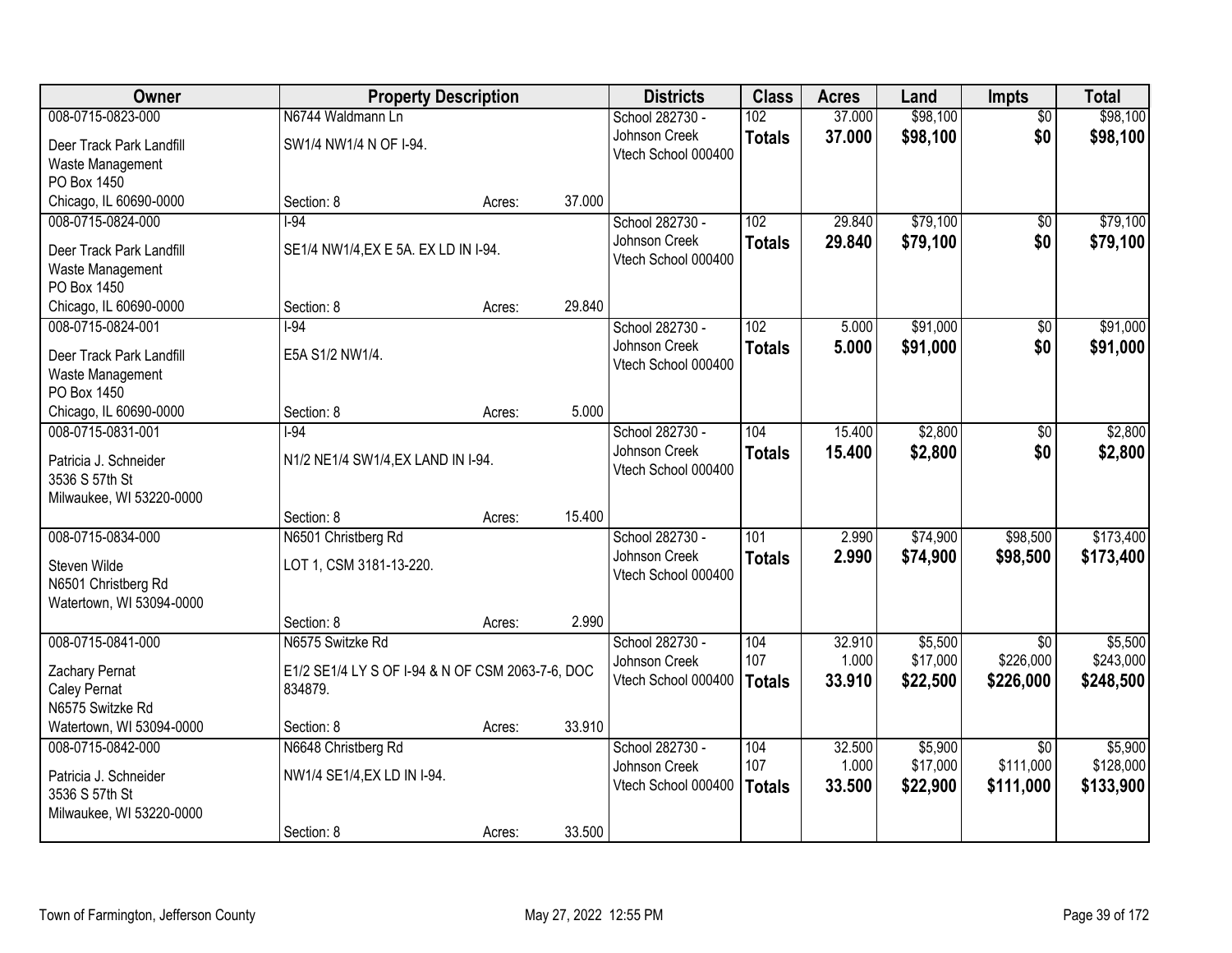| Owner | Property Description | | | Districts | Class | Acres | Land | Impts | Total |
|---|---|---|---|---|---|---|---|---|---|
| 008-0715-0823-000 | N6744 Waldmann Ln | | | School 282730 - | 102 | 37.000 | $98,100 | $0 | $98,100 |
| Deer Track Park Landfill | SW1/4 NW1/4 N OF I-94. | | | Johnson Creek | **Totals** | **37.000** | **$98,100** | **$0** | **$98,100** |
| Waste Management | | | | Vtech School 000400 | | | | | |
| PO Box 1450 | | | | | | | | | |
| Chicago, IL 60690-0000 | Section: 8 | Acres: | 37.000 | | | | | | |
| 008-0715-0824-000 | I-94 | | | School 282730 - | 102 | 29.840 | $79,100 | $0 | $79,100 |
| Deer Track Park Landfill | SE1/4 NW1/4,EX E 5A. EX LD IN I-94. | | | Johnson Creek | **Totals** | **29.840** | **$79,100** | **$0** | **$79,100** |
| Waste Management | | | | Vtech School 000400 | | | | | |
| PO Box 1450 | | | | | | | | | |
| Chicago, IL 60690-0000 | Section: 8 | Acres: | 29.840 | | | | | | |
| 008-0715-0824-001 | I-94 | | | School 282730 - | 102 | 5.000 | $91,000 | $0 | $91,000 |
| Deer Track Park Landfill | E5A S1/2 NW1/4. | | | Johnson Creek | **Totals** | **5.000** | **$91,000** | **$0** | **$91,000** |
| Waste Management | | | | Vtech School 000400 | | | | | |
| PO Box 1450 | | | | | | | | | |
| Chicago, IL 60690-0000 | Section: 8 | Acres: | 5.000 | | | | | | |
| 008-0715-0831-001 | I-94 | | | School 282730 - | 104 | 15.400 | $2,800 | $0 | $2,800 |
| Patricia J. Schneider | N1/2 NE1/4 SW1/4,EX LAND IN I-94. | | | Johnson Creek | **Totals** | **15.400** | **$2,800** | **$0** | **$2,800** |
| 3536 S 57th St | | | | Vtech School 000400 | | | | | |
| Milwaukee, WI 53220-0000 | | | | | | | | | |
| | Section: 8 | Acres: | 15.400 | | | | | | |
| 008-0715-0834-000 | N6501 Christberg Rd | | | School 282730 - | 101 | 2.990 | $74,900 | $98,500 | $173,400 |
| Steven Wilde | LOT 1, CSM 3181-13-220. | | | Johnson Creek | **Totals** | **2.990** | **$74,900** | **$98,500** | **$173,400** |
| N6501 Christberg Rd | | | | Vtech School 000400 | | | | | |
| Watertown, WI 53094-0000 | | | | | | | | | |
| | Section: 8 | Acres: | 2.990 | | | | | | |
| 008-0715-0841-000 | N6575 Switzke Rd | | | School 282730 - | 104 | 32.910 | $5,500 | $0 | $5,500 |
| Zachary Pernat | E1/2 SE1/4 LY S OF I-94 & N OF CSM 2063-7-6, DOC 834879. | | | Johnson Creek | 107 | 1.000 | $17,000 | $226,000 | $243,000 |
| Caley Pernat | | | | Vtech School 000400 | **Totals** | **33.910** | **$22,500** | **$226,000** | **$248,500** |
| N6575 Switzke Rd | | | | | | | | | |
| Watertown, WI 53094-0000 | Section: 8 | Acres: | 33.910 | | | | | | |
| 008-0715-0842-000 | N6648 Christberg Rd | | | School 282730 - | 104 | 32.500 | $5,900 | $0 | $5,900 |
| Patricia J. Schneider | NW1/4 SE1/4,EX LD IN I-94. | | | Johnson Creek | 107 | 1.000 | $17,000 | $111,000 | $128,000 |
| 3536 S 57th St | | | | Vtech School 000400 | **Totals** | **33.500** | **$22,900** | **$111,000** | **$133,900** |
| Milwaukee, WI 53220-0000 | | | | | | | | | |
| | Section: 8 | Acres: | 33.500 | | | | | | |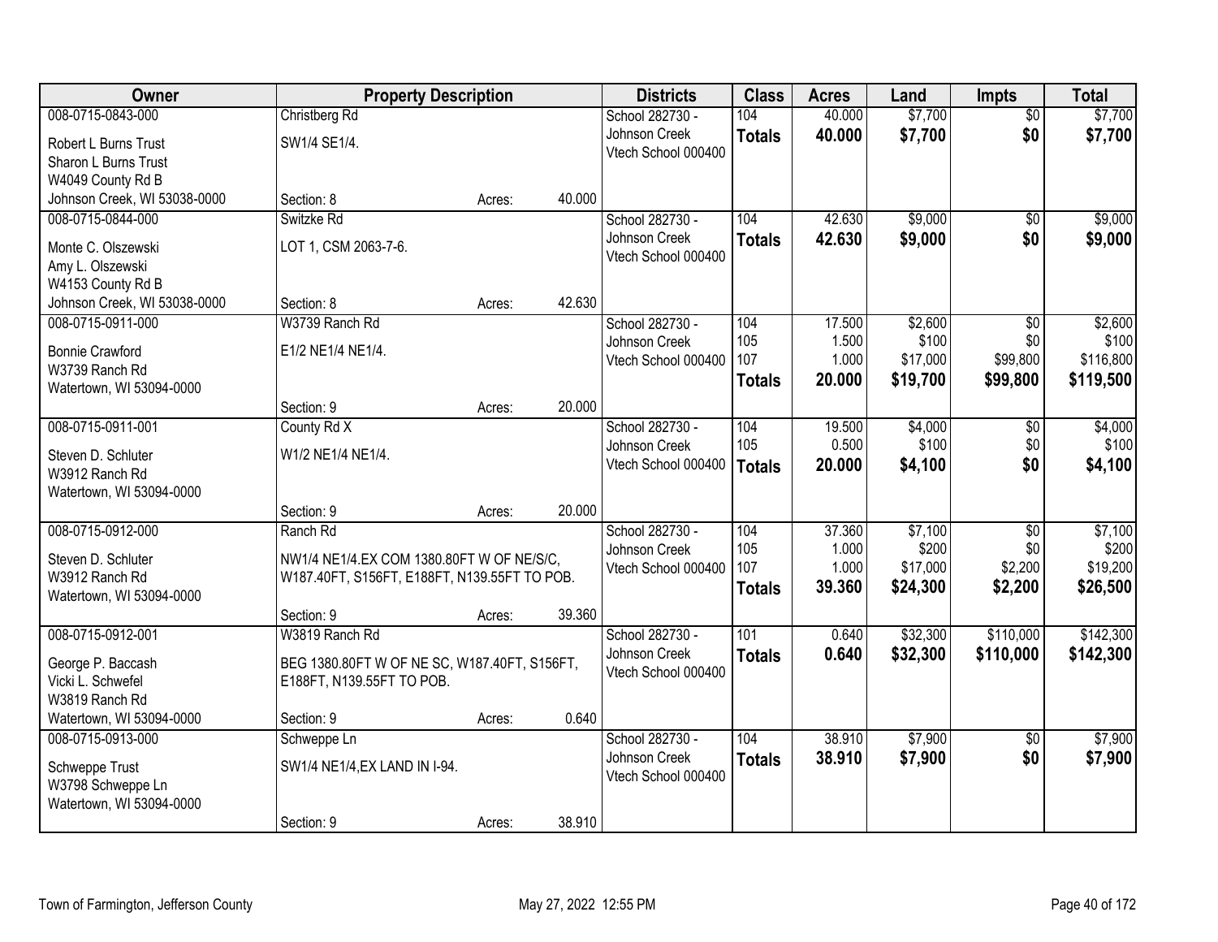| Owner | Property Description | | | Districts | Class | Acres | Land | Impts | Total |
|---|---|---|---|---|---|---|---|---|---|
| 008-0715-0843-000 | Christberg Rd | | | School 282730 - | 104 | 40.000 | $7,700 | $0 | $7,700 |
| Robert L Burns Trust | SW1/4 SE1/4. | | | Johnson Creek | **Totals** | **40.000** | **$7,700** | **$0** | **$7,700** |
| Sharon L Burns Trust | | | | Vtech School 000400 | | | | | |
| W4049 County Rd B | | | | | | | | | |
| Johnson Creek, WI 53038-0000 | Section: 8 | Acres: | 40.000 | | | | | | |
| 008-0715-0844-000 | Switzke Rd | | | School 282730 - | 104 | 42.630 | $9,000 | $0 | $9,000 |
| Monte C. Olszewski | LOT 1, CSM 2063-7-6. | | | Johnson Creek | **Totals** | **42.630** | **$9,000** | **$0** | **$9,000** |
| Amy L. Olszewski | | | | Vtech School 000400 | | | | | |
| W4153 County Rd B | | | | | | | | | |
| Johnson Creek, WI 53038-0000 | Section: 8 | Acres: | 42.630 | | | | | | |
| 008-0715-0911-000 | W3739 Ranch Rd | | | School 282730 - | 104 | 17.500 | $2,600 | $0 | $2,600 |
| Bonnie Crawford | E1/2 NE1/4 NE1/4. | | | Johnson Creek | 105 | 1.500 | $100 | $0 | $100 |
| W3739 Ranch Rd | | | | Vtech School 000400 | 107 | 1.000 | $17,000 | $99,800 | $116,800 |
| Watertown, WI 53094-0000 | | | | | **Totals** | **20.000** | **$19,700** | **$99,800** | **$119,500** |
| | Section: 9 | Acres: | 20.000 | | | | | | |
| 008-0715-0911-001 | County Rd X | | | School 282730 - | 104 | 19.500 | $4,000 | $0 | $4,000 |
| Steven D. Schluter | W1/2 NE1/4 NE1/4. | | | Johnson Creek | 105 | 0.500 | $100 | $0 | $100 |
| W3912 Ranch Rd | | | | Vtech School 000400 | **Totals** | **20.000** | **$4,100** | **$0** | **$4,100** |
| Watertown, WI 53094-0000 | | | | | | | | | |
| | Section: 9 | Acres: | 20.000 | | | | | | |
| 008-0715-0912-000 | Ranch Rd | | | School 282730 - | 104 | 37.360 | $7,100 | $0 | $7,100 |
| Steven D. Schluter | NW1/4 NE1/4.EX COM 1380.80FT W OF NE/S/C, | | | Johnson Creek | 105 | 1.000 | $200 | $0 | $200 |
| W3912 Ranch Rd | W187.40FT, S156FT, E188FT, N139.55FT TO POB. | | | Vtech School 000400 | 107 | 1.000 | $17,000 | $2,200 | $19,200 |
| Watertown, WI 53094-0000 | | | | | **Totals** | **39.360** | **$24,300** | **$2,200** | **$26,500** |
| | Section: 9 | Acres: | 39.360 | | | | | | |
| 008-0715-0912-001 | W3819 Ranch Rd | | | School 282730 - | 101 | 0.640 | $32,300 | $110,000 | $142,300 |
| George P. Baccash | BEG 1380.80FT W OF NE SC, W187.40FT, S156FT, | | | Johnson Creek | **Totals** | **0.640** | **$32,300** | **$110,000** | **$142,300** |
| Vicki L. Schwefel | E188FT, N139.55FT TO POB. | | | Vtech School 000400 | | | | | |
| W3819 Ranch Rd | | | | | | | | | |
| Watertown, WI 53094-0000 | Section: 9 | Acres: | 0.640 | | | | | | |
| 008-0715-0913-000 | Schweppe Ln | | | School 282730 - | 104 | 38.910 | $7,900 | $0 | $7,900 |
| Schweppe Trust | SW1/4 NE1/4,EX LAND IN I-94. | | | Johnson Creek | **Totals** | **38.910** | **$7,900** | **$0** | **$7,900** |
| W3798 Schweppe Ln | | | | Vtech School 000400 | | | | | |
| Watertown, WI 53094-0000 | | | | | | | | | |
| | Section: 9 | Acres: | 38.910 | | | | | | |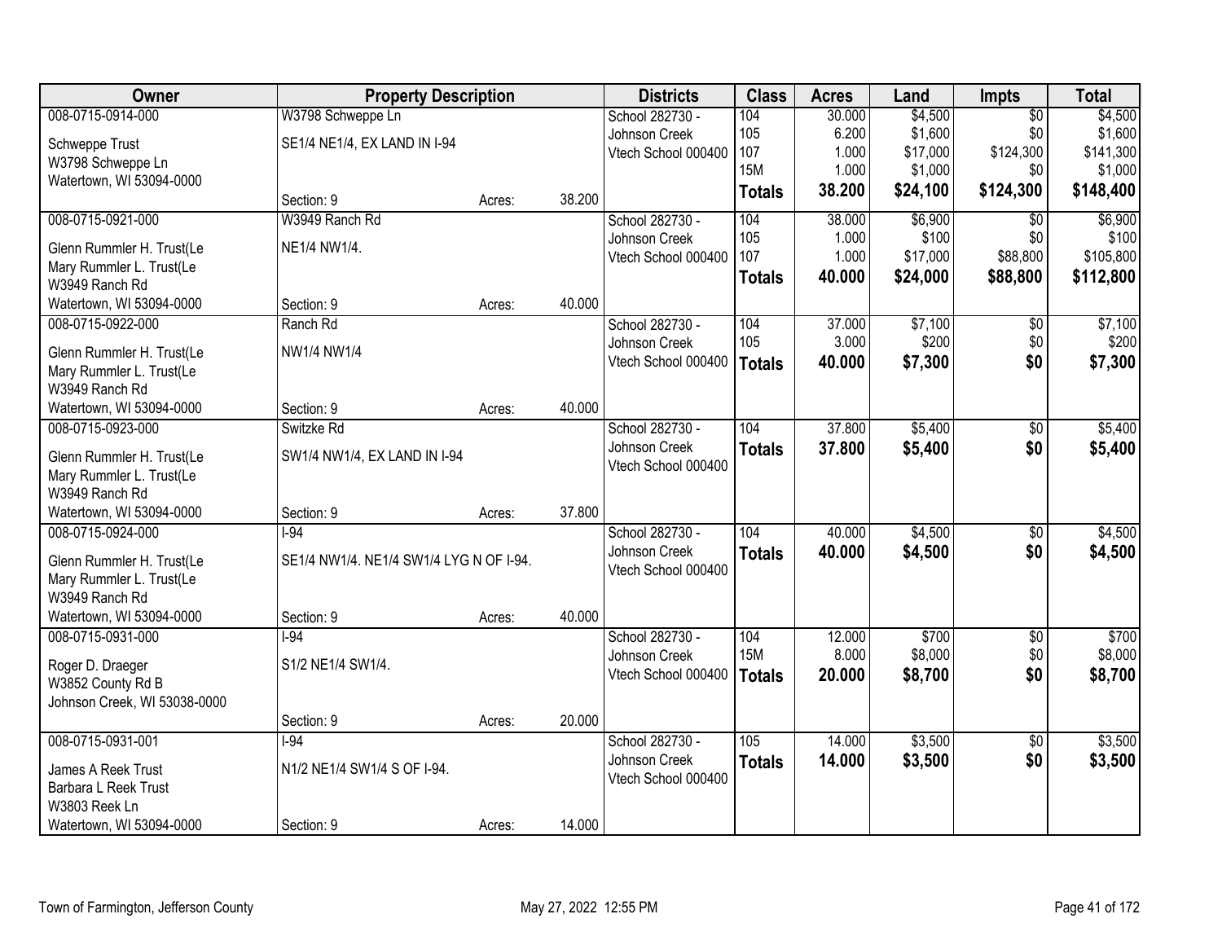| Owner | Property Description | | | Districts | Class | Acres | Land | Impts | Total |
|---|---|---|---|---|---|---|---|---|---|
| 008-0715-0914-000<br>Schweppe Trust<br>W3798 Schweppe Ln<br>Watertown, WI 53094-0000 | W3798 Schweppe Ln<br>SE1/4 NE1/4, EX LAND IN I-94<br>Section: 9 | Acres: | 38.200 | School 282730 - Johnson Creek<br>Vtech School 000400 | 104<br>105<br>107<br>15M<br>**Totals** | 30.000<br>6.200<br>1.000<br>1.000<br>**38.200** | $4,500<br>$1,600<br>$17,000<br>$1,000<br>**$24,100** | $0<br>$0<br>$124,300<br>$0<br>**$124,300** | $4,500<br>$1,600<br>$141,300<br>$1,000<br>**$148,400** |
| 008-0715-0921-000<br>Glenn Rummler H. Trust(Le<br>Mary Rummler L. Trust(Le<br>W3949 Ranch Rd<br>Watertown, WI 53094-0000 | W3949 Ranch Rd<br>NE1/4 NW1/4.<br>Section: 9 | Acres: | 40.000 | School 282730 - Johnson Creek<br>Vtech School 000400 | 104<br>105<br>107<br>**Totals** | 38.000<br>1.000<br>1.000<br>**40.000** | $6,900<br>$100<br>$17,000<br>**$24,000** | $0<br>$0<br>$88,800<br>**$88,800** | $6,900<br>$100<br>$105,800<br>**$112,800** |
| 008-0715-0922-000<br>Glenn Rummler H. Trust(Le<br>Mary Rummler L. Trust(Le<br>W3949 Ranch Rd<br>Watertown, WI 53094-0000 | Ranch Rd<br>NW1/4 NW1/4<br>Section: 9 | Acres: | 40.000 | School 282730 - Johnson Creek<br>Vtech School 000400 | 104<br>105<br>**Totals** | 37.000<br>3.000<br>**40.000** | $7,100<br>$200<br>**$7,300** | $0<br>$0<br>**$0** | $7,100<br>$200<br>**$7,300** |
| 008-0715-0923-000<br>Glenn Rummler H. Trust(Le<br>Mary Rummler L. Trust(Le<br>W3949 Ranch Rd<br>Watertown, WI 53094-0000 | Switzke Rd<br>SW1/4 NW1/4, EX LAND IN I-94<br>Section: 9 | Acres: | 37.800 | School 282730 - Johnson Creek<br>Vtech School 000400 | 104<br>**Totals** | 37.800<br>**37.800** | $5,400<br>**$5,400** | $0<br>**$0** | $5,400<br>**$5,400** |
| 008-0715-0924-000<br>Glenn Rummler H. Trust(Le<br>Mary Rummler L. Trust(Le<br>W3949 Ranch Rd<br>Watertown, WI 53094-0000 | I-94<br>SE1/4 NW1/4. NE1/4 SW1/4 LYG N OF I-94.<br>Section: 9 | Acres: | 40.000 | School 282730 - Johnson Creek<br>Vtech School 000400 | 104<br>**Totals** | 40.000<br>**40.000** | $4,500<br>**$4,500** | $0<br>**$0** | $4,500<br>**$4,500** |
| 008-0715-0931-000<br>Roger D. Draeger<br>W3852 County Rd B<br>Johnson Creek, WI 53038-0000 | I-94<br>S1/2 NE1/4 SW1/4.<br>Section: 9 | Acres: | 20.000 | School 282730 - Johnson Creek<br>Vtech School 000400 | 104<br>15M<br>**Totals** | 12.000<br>8.000<br>**20.000** | $700<br>$8,000<br>**$8,700** | $0<br>$0<br>**$0** | $700<br>$8,000<br>**$8,700** |
| 008-0715-0931-001<br>James A Reek Trust<br>Barbara L Reek Trust<br>W3803 Reek Ln<br>Watertown, WI 53094-0000 | I-94<br>N1/2 NE1/4 SW1/4 S OF I-94.<br>Section: 9 | Acres: | 14.000 | School 282730 - Johnson Creek<br>Vtech School 000400 | 105<br>**Totals** | 14.000<br>**14.000** | $3,500<br>**$3,500** | $0<br>**$0** | $3,500<br>**$3,500** |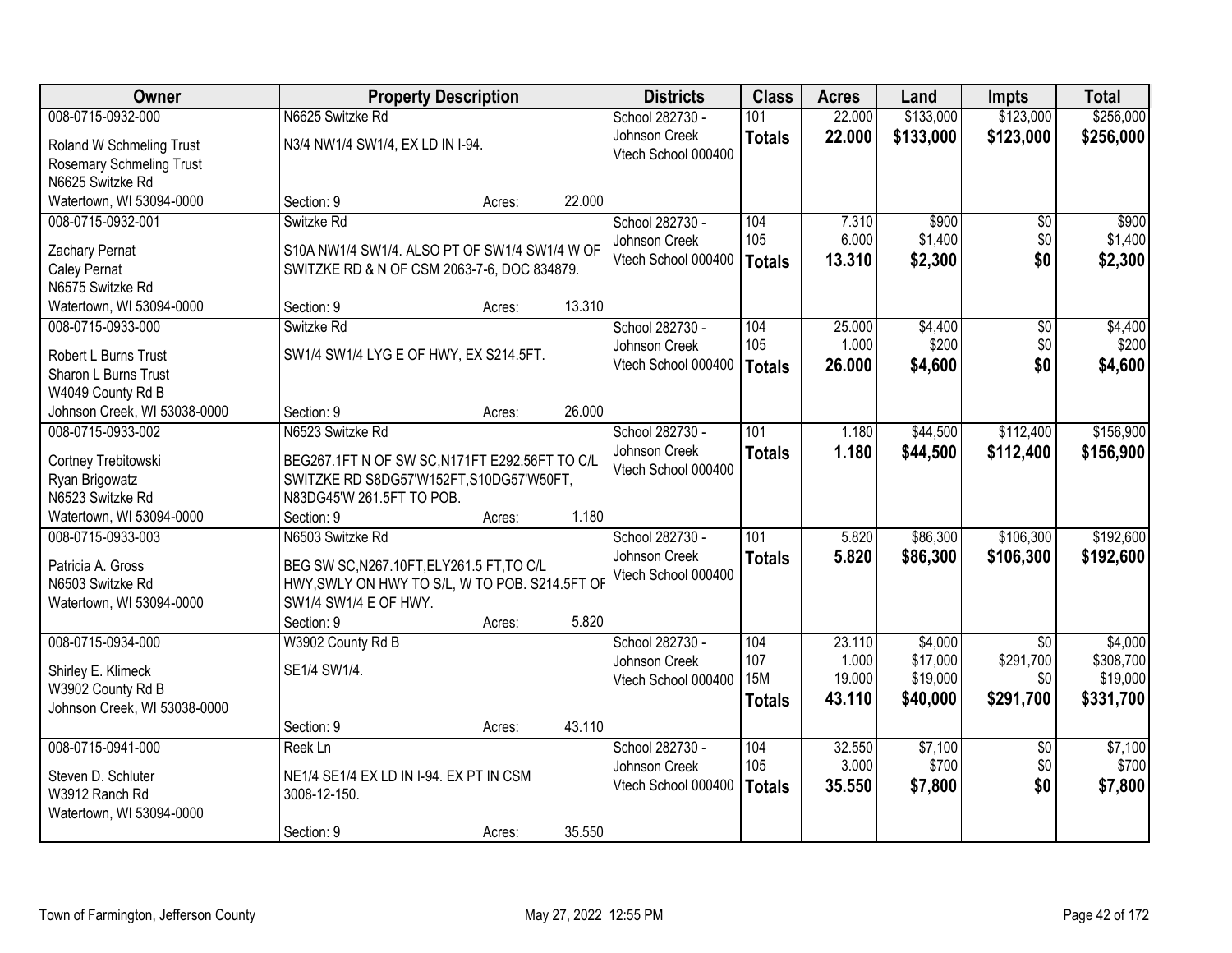| Owner | Property Description | Districts | Class | Acres | Land | Impts | Total |
|---|---|---|---|---|---|---|---|
| 008-0715-0932-000<br>Roland W Schmeling Trust<br>Rosemary Schmeling Trust<br>N6625 Switzke Rd<br>Watertown, WI 53094-0000 | N6625 Switzke Rd<br>N3/4 NW1/4 SW1/4, EX LD IN I-94.<br>Section: 9 Acres: 22.000 | School 282730 - Johnson Creek<br>Vtech School 000400 | 101<br>**Totals** | 22.000<br>**22.000** | $133,000<br>**$133,000** | $123,000<br>**$123,000** | $256,000<br>**$256,000** |
| 008-0715-0932-001<br>Zachary Pernat<br>Caley Pernat<br>N6575 Switzke Rd<br>Watertown, WI 53094-0000 | Switzke Rd<br>S10A NW1/4 SW1/4. ALSO PT OF SW1/4 SW1/4 W OF SWITZKE RD & N OF CSM 2063-7-6, DOC 834879.<br>Section: 9 Acres: 13.310 | School 282730 - Johnson Creek<br>Vtech School 000400 | 104<br>105<br>**Totals** | 7.310<br>6.000<br>**13.310** | $900<br>$1,400<br>**$2,300** | $0<br>$0<br>**$0** | $900<br>$1,400<br>**$2,300** |
| 008-0715-0933-000<br>Robert L Burns Trust<br>Sharon L Burns Trust<br>W4049 County Rd B<br>Johnson Creek, WI 53038-0000 | Switzke Rd<br>SW1/4 SW1/4 LYG E OF HWY, EX S214.5FT.<br>Section: 9 Acres: 26.000 | School 282730 - Johnson Creek<br>Vtech School 000400 | 104<br>105<br>**Totals** | 25.000<br>1.000<br>**26.000** | $4,400<br>$200<br>**$4,600** | $0<br>$0<br>**$0** | $4,400<br>$200<br>**$4,600** |
| 008-0715-0933-002<br>Cortney Trebitowski<br>Ryan Brigowatz<br>N6523 Switzke Rd<br>Watertown, WI 53094-0000 | N6523 Switzke Rd<br>BEG267.1FT N OF SW SC,N171FT E292.56FT TO C/L SWITZKE RD S8DG57'W152FT,S10DG57'W50FT, N83DG45'W 261.5FT TO POB.<br>Section: 9 Acres: 1.180 | School 282730 - Johnson Creek<br>Vtech School 000400 | 101<br>**Totals** | 1.180<br>**1.180** | $44,500<br>**$44,500** | $112,400<br>**$112,400** | $156,900<br>**$156,900** |
| 008-0715-0933-003<br>Patricia A. Gross<br>N6503 Switzke Rd<br>Watertown, WI 53094-0000 | N6503 Switzke Rd<br>BEG SW SC,N267.10FT,ELY261.5 FT,TO C/L HWY,SWLY ON HWY TO S/L, W TO POB. S214.5FT OF SW1/4 SW1/4 E OF HWY.<br>Section: 9 Acres: 5.820 | School 282730 - Johnson Creek<br>Vtech School 000400 | 101<br>**Totals** | 5.820<br>**5.820** | $86,300<br>**$86,300** | $106,300<br>**$106,300** | $192,600<br>**$192,600** |
| 008-0715-0934-000<br>Shirley E. Klimeck<br>W3902 County Rd B<br>Johnson Creek, WI 53038-0000 | W3902 County Rd B<br>SE1/4 SW1/4.<br>Section: 9 Acres: 43.110 | School 282730 - Johnson Creek<br>Vtech School 000400 | 104<br>107<br>15M<br>**Totals** | 23.110<br>1.000<br>19.000<br>**43.110** | $4,000<br>$17,000<br>$19,000<br>**$40,000** | $0<br>$291,700<br>$0<br>**$291,700** | $4,000<br>$308,700<br>$19,000<br>**$331,700** |
| 008-0715-0941-000<br>Steven D. Schluter<br>W3912 Ranch Rd<br>Watertown, WI 53094-0000 | Reek Ln<br>NE1/4 SE1/4 EX LD IN I-94. EX PT IN CSM 3008-12-150.<br>Section: 9 Acres: 35.550 | School 282730 - Johnson Creek<br>Vtech School 000400 | 104<br>105<br>**Totals** | 32.550<br>3.000<br>**35.550** | $7,100<br>$700<br>**$7,800** | $0<br>$0<br>**$0** | $7,100<br>$700<br>**$7,800** |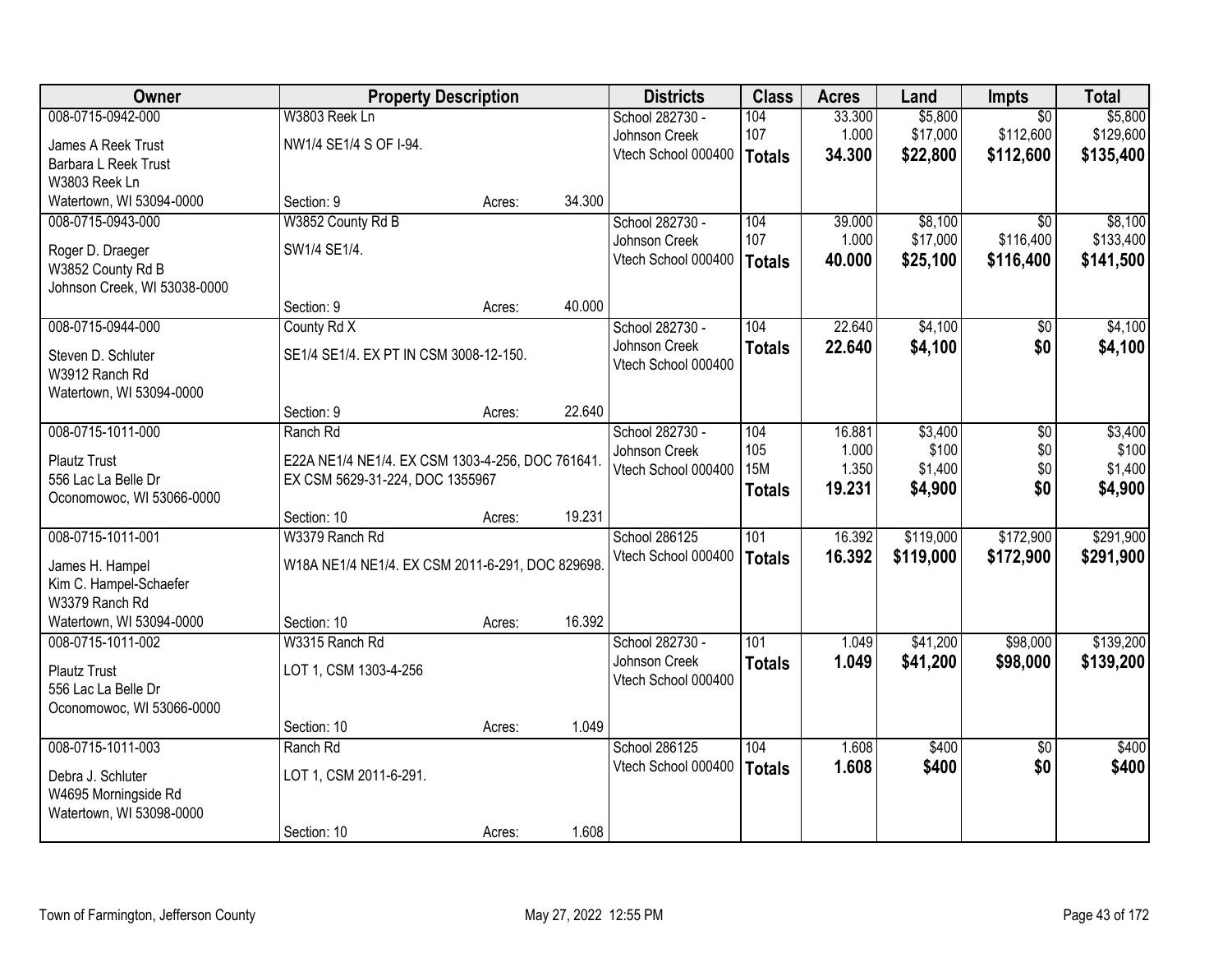| Owner | Property Description | | | Districts | Class | Acres | Land | Impts | Total |
|---|---|---|---|---|---|---|---|---|---|
| 008-0715-0942-000 | W3803 Reek Ln | | | School 282730 - Johnson Creek | 104 | 33.300 | $5,800 | $0 | $5,800 |
| James A Reek Trust | NW1/4 SE1/4 S OF I-94. | | | Vtech School 000400 | 107 | 1.000 | $17,000 | $112,600 | $129,600 |
| Barbara L Reek Trust | | | | | **Totals** | **34.300** | **$22,800** | **$112,600** | **$135,400** |
| W3803 Reek Ln | | | | | | | | | |
| Watertown, WI 53094-0000 | Section: 9 | Acres: | 34.300 | | | | | | |
| 008-0715-0943-000 | W3852 County Rd B | | | School 282730 - Johnson Creek | 104 | 39.000 | $8,100 | $0 | $8,100 |
| Roger D. Draeger | SW1/4 SE1/4. | | | Vtech School 000400 | 107 | 1.000 | $17,000 | $116,400 | $133,400 |
| W3852 County Rd B | | | | | **Totals** | **40.000** | **$25,100** | **$116,400** | **$141,500** |
| Johnson Creek, WI 53038-0000 | | | | | | | | | |
| | Section: 9 | Acres: | 40.000 | | | | | | |
| 008-0715-0944-000 | County Rd X | | | School 282730 - Johnson Creek | 104 | 22.640 | $4,100 | $0 | $4,100 |
| Steven D. Schluter | SE1/4 SE1/4. EX PT IN CSM 3008-12-150. | | | Vtech School 000400 | **Totals** | **22.640** | **$4,100** | **$0** | **$4,100** |
| W3912 Ranch Rd | | | | | | | | | |
| Watertown, WI 53094-0000 | | | | | | | | | |
| | Section: 9 | Acres: | 22.640 | | | | | | |
| 008-0715-1011-000 | Ranch Rd | | | School 282730 - Johnson Creek | 104 | 16.881 | $3,400 | $0 | $3,400 |
| Plautz Trust | E22A NE1/4 NE1/4. EX CSM 1303-4-256, DOC 761641. EX CSM 5629-31-224, DOC 1355967 | | | Vtech School 000400 | 105 | 1.000 | $100 | $0 | $100 |
| 556 Lac La Belle Dr | | | | | 15M | 1.350 | $1,400 | $0 | $1,400 |
| Oconomowoc, WI 53066-0000 | | | | | **Totals** | **19.231** | **$4,900** | **$0** | **$4,900** |
| | Section: 10 | Acres: | 19.231 | | | | | | |
| 008-0715-1011-001 | W3379 Ranch Rd | | | School 286125 | 101 | 16.392 | $119,000 | $172,900 | $291,900 |
| James H. Hampel | W18A NE1/4 NE1/4. EX CSM 2011-6-291, DOC 829698. | | | Vtech School 000400 | **Totals** | **16.392** | **$119,000** | **$172,900** | **$291,900** |
| Kim C. Hampel-Schaefer | | | | | | | | | |
| W3379 Ranch Rd | | | | | | | | | |
| Watertown, WI 53094-0000 | Section: 10 | Acres: | 16.392 | | | | | | |
| 008-0715-1011-002 | W3315 Ranch Rd | | | School 282730 - Johnson Creek | 101 | 1.049 | $41,200 | $98,000 | $139,200 |
| Plautz Trust | LOT 1, CSM 1303-4-256 | | | Vtech School 000400 | **Totals** | **1.049** | **$41,200** | **$98,000** | **$139,200** |
| 556 Lac La Belle Dr | | | | | | | | | |
| Oconomowoc, WI 53066-0000 | | | | | | | | | |
| | Section: 10 | Acres: | 1.049 | | | | | | |
| 008-0715-1011-003 | Ranch Rd | | | School 286125 | 104 | 1.608 | $400 | $0 | $400 |
| Debra J. Schluter | LOT 1, CSM 2011-6-291. | | | Vtech School 000400 | **Totals** | **1.608** | **$400** | **$0** | **$400** |
| W4695 Morningside Rd | | | | | | | | | |
| Watertown, WI 53098-0000 | | | | | | | | | |
| | Section: 10 | Acres: | 1.608 | | | | | | |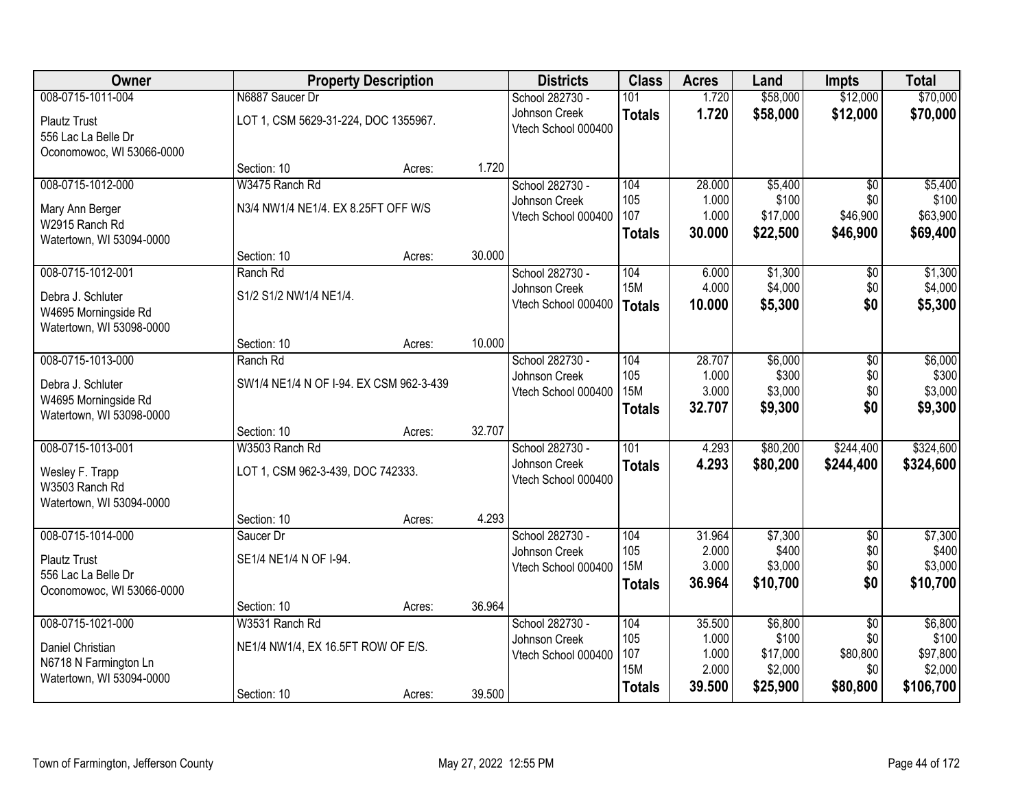| Owner | Property Description | | | Districts | Class | Acres | Land | Impts | Total |
|---|---|---|---|---|---|---|---|---|---|
| 008-0715-1011-004<br>Plautz Trust<br>556 Lac La Belle Dr<br>Oconomowoc, WI 53066-0000 | N6887 Saucer Dr<br>LOT 1, CSM 5629-31-224, DOC 1355967.<br>Section: 10 | Acres: | 1.720 | School 282730 - Johnson Creek<br>Vtech School 000400 | 101<br>**Totals** | 1.720<br>**1.720** | \$58,000<br>**\$58,000** | \$12,000<br>**\$12,000** | \$70,000<br>**\$70,000** |
| 008-0715-1012-000<br>Mary Ann Berger<br>W2915 Ranch Rd<br>Watertown, WI 53094-0000 | W3475 Ranch Rd<br>N3/4 NW1/4 NE1/4. EX 8.25FT OFF W/S<br>Section: 10 | Acres: | 30.000 | School 282730 - Johnson Creek<br>Vtech School 000400 | 104<br>105<br>107<br>**Totals** | 28.000<br>1.000<br>1.000<br>**30.000** | \$5,400<br>\$100<br>\$17,000<br>**\$22,500** | \$0<br>\$0<br>\$46,900<br>**\$46,900** | \$5,400<br>\$100<br>\$63,900<br>**\$69,400** |
| 008-0715-1012-001<br>Debra J. Schluter<br>W4695 Morningside Rd<br>Watertown, WI 53098-0000 | Ranch Rd<br>S1/2 S1/2 NW1/4 NE1/4.<br>Section: 10 | Acres: | 10.000 | School 282730 - Johnson Creek<br>Vtech School 000400 | 104<br>15M<br>**Totals** | 6.000<br>4.000<br>**10.000** | \$1,300<br>\$4,000<br>**\$5,300** | \$0<br>\$0<br>**\$0** | \$1,300<br>\$4,000<br>**\$5,300** |
| 008-0715-1013-000<br>Debra J. Schluter<br>W4695 Morningside Rd<br>Watertown, WI 53098-0000 | Ranch Rd<br>SW1/4 NE1/4 N OF I-94. EX CSM 962-3-439<br>Section: 10 | Acres: | 32.707 | School 282730 - Johnson Creek<br>Vtech School 000400 | 104<br>105<br>15M<br>**Totals** | 28.707<br>1.000<br>3.000<br>**32.707** | \$6,000<br>\$300<br>\$3,000<br>**\$9,300** | \$0<br>\$0<br>\$0<br>**\$0** | \$6,000<br>\$300<br>\$3,000<br>**\$9,300** |
| 008-0715-1013-001<br>Wesley F. Trapp<br>W3503 Ranch Rd<br>Watertown, WI 53094-0000 | W3503 Ranch Rd<br>LOT 1, CSM 962-3-439, DOC 742333.<br>Section: 10 | Acres: | 4.293 | School 282730 - Johnson Creek<br>Vtech School 000400 | 101<br>**Totals** | 4.293<br>**4.293** | \$80,200<br>**\$80,200** | \$244,400<br>**\$244,400** | \$324,600<br>**\$324,600** |
| 008-0715-1014-000<br>Plautz Trust<br>556 Lac La Belle Dr<br>Oconomowoc, WI 53066-0000 | Saucer Dr<br>SE1/4 NE1/4 N OF I-94.<br>Section: 10 | Acres: | 36.964 | School 282730 - Johnson Creek<br>Vtech School 000400 | 104<br>105<br>15M<br>**Totals** | 31.964<br>2.000<br>3.000<br>**36.964** | \$7,300<br>\$400<br>\$3,000<br>**\$10,700** | \$0<br>\$0<br>\$0<br>**\$0** | \$7,300<br>\$400<br>\$3,000<br>**\$10,700** |
| 008-0715-1021-000<br>Daniel Christian<br>N6718 N Farmington Ln<br>Watertown, WI 53094-0000 | W3531 Ranch Rd<br>NE1/4 NW1/4, EX 16.5FT ROW OF E/S.<br>Section: 10 | Acres: | 39.500 | School 282730 - Johnson Creek<br>Vtech School 000400 | 104<br>105<br>107<br>15M<br>**Totals** | 35.500<br>1.000<br>1.000<br>2.000<br>**39.500** | \$6,800<br>\$100<br>\$17,000<br>\$2,000<br>**\$25,900** | \$0<br>\$0<br>\$80,800<br>\$0<br>**\$80,800** | \$6,800<br>\$100<br>\$97,800<br>\$2,000<br>**\$106,700** |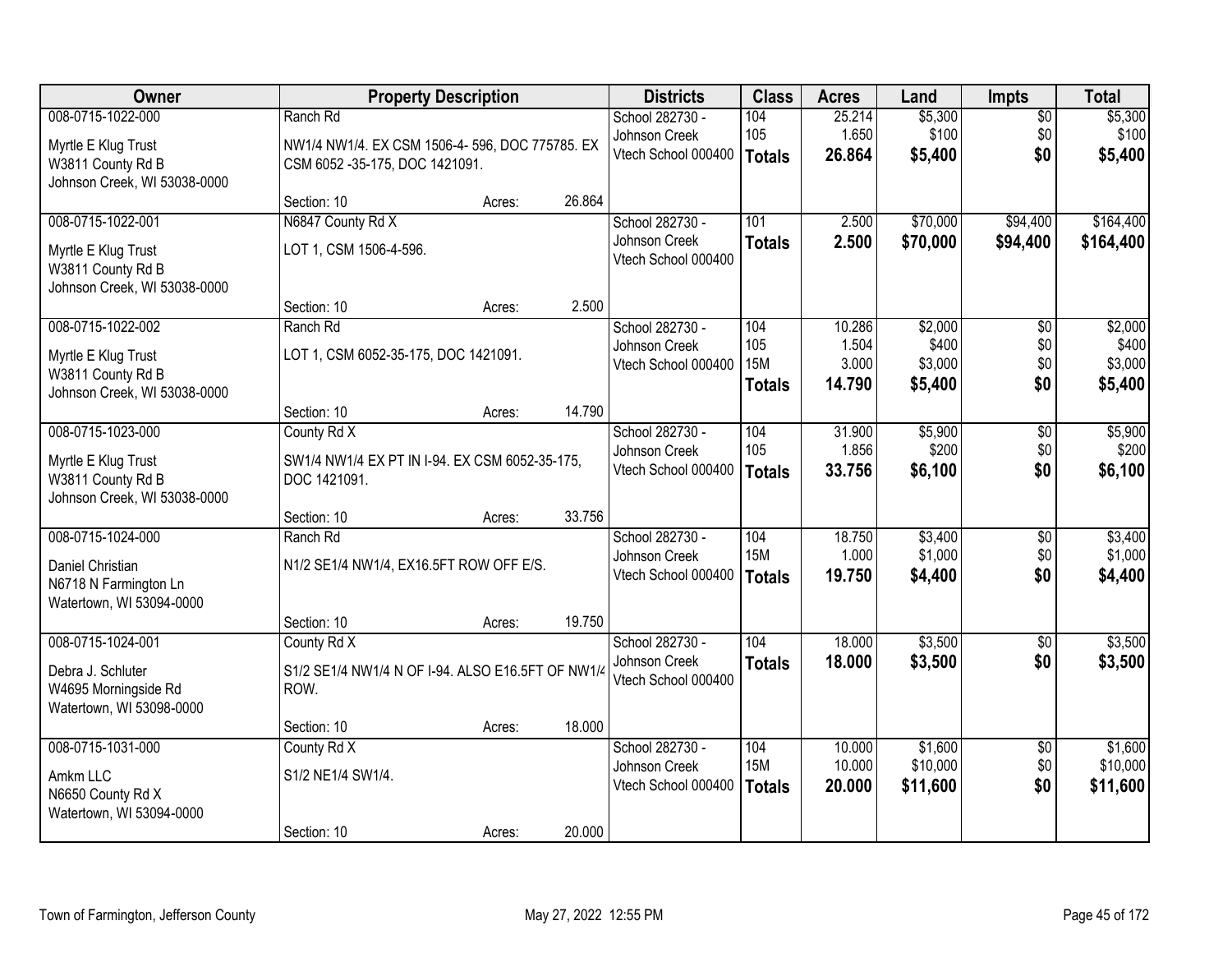| Owner | Property Description | | | Districts | Class | Acres | Land | Impts | Total |
|---|---|---|---|---|---|---|---|---|---|
| 008-0715-1022-000<br>Myrtle E Klug Trust<br>W3811 County Rd B<br>Johnson Creek, WI 53038-0000 | Ranch Rd<br>NW1/4 NW1/4. EX CSM 1506-4- 596, DOC 775785. EX CSM 6052 -35-175, DOC 1421091.<br>Section: 10 | Acres: | 26.864 | School 282730 - Johnson Creek<br>Vtech School 000400 | 104<br>105<br>**Totals** | 25.214<br>1.650<br>**26.864** | $5,300<br>$100<br>**$5,400** | $0<br>$0<br>**$0** | $5,300<br>$100<br>**$5,400** |
| 008-0715-1022-001<br>Myrtle E Klug Trust<br>W3811 County Rd B<br>Johnson Creek, WI 53038-0000 | N6847 County Rd X<br>LOT 1, CSM 1506-4-596.<br>Section: 10 | Acres: | 2.500 | School 282730 - Johnson Creek<br>Vtech School 000400 | 101<br>**Totals** | 2.500<br>**2.500** | $70,000<br>**$70,000** | $94,400<br>**$94,400** | $164,400<br>**$164,400** |
| 008-0715-1022-002<br>Myrtle E Klug Trust<br>W3811 County Rd B<br>Johnson Creek, WI 53038-0000 | Ranch Rd<br>LOT 1, CSM 6052-35-175, DOC 1421091.<br>Section: 10 | Acres: | 14.790 | School 282730 - Johnson Creek<br>Vtech School 000400 | 104<br>105<br>15M<br>**Totals** | 10.286<br>1.504<br>3.000<br>**14.790** | $2,000<br>$400<br>$3,000<br>**$5,400** | $0<br>$0<br>$0<br>**$0** | $2,000<br>$400<br>$3,000<br>**$5,400** |
| 008-0715-1023-000<br>Myrtle E Klug Trust<br>W3811 County Rd B<br>Johnson Creek, WI 53038-0000 | County Rd X<br>SW1/4 NW1/4 EX PT IN I-94. EX CSM 6052-35-175, DOC 1421091.<br>Section: 10 | Acres: | 33.756 | School 282730 - Johnson Creek<br>Vtech School 000400 | 104<br>105<br>**Totals** | 31.900<br>1.856<br>**33.756** | $5,900<br>$200<br>**$6,100** | $0<br>$0<br>**$0** | $5,900<br>$200<br>**$6,100** |
| 008-0715-1024-000<br>Daniel Christian<br>N6718 N Farmington Ln<br>Watertown, WI 53094-0000 | Ranch Rd<br>N1/2 SE1/4 NW1/4, EX16.5FT ROW OFF E/S.<br>Section: 10 | Acres: | 19.750 | School 282730 - Johnson Creek<br>Vtech School 000400 | 104<br>15M<br>**Totals** | 18.750<br>1.000<br>**19.750** | $3,400<br>$1,000<br>**$4,400** | $0<br>$0<br>**$0** | $3,400<br>$1,000<br>**$4,400** |
| 008-0715-1024-001<br>Debra J. Schluter<br>W4695 Morningside Rd<br>Watertown, WI 53098-0000 | County Rd X<br>S1/2 SE1/4 NW1/4 N OF I-94. ALSO E16.5FT OF NW1/4 ROW.<br>Section: 10 | Acres: | 18.000 | School 282730 - Johnson Creek<br>Vtech School 000400 | 104<br>**Totals** | 18.000<br>**18.000** | $3,500<br>**$3,500** | $0<br>**$0** | $3,500<br>**$3,500** |
| 008-0715-1031-000<br>Amkm LLC<br>N6650 County Rd X<br>Watertown, WI 53094-0000 | County Rd X<br>S1/2 NE1/4 SW1/4.<br>Section: 10 | Acres: | 20.000 | School 282730 - Johnson Creek<br>Vtech School 000400 | 104<br>15M<br>**Totals** | 10.000<br>10.000<br>**20.000** | $1,600<br>$10,000<br>**$11,600** | $0<br>$0<br>**$0** | $1,600<br>$10,000<br>**$11,600** |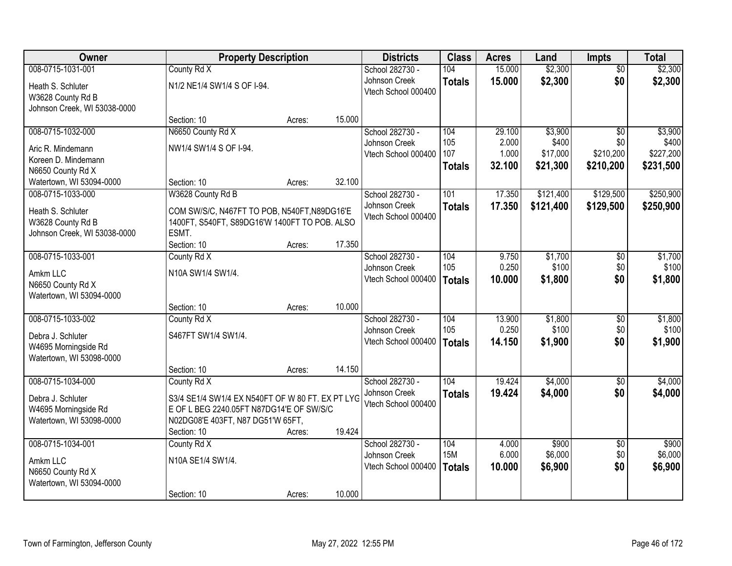| Owner | Property Description | | | Districts | Class | Acres | Land | Impts | Total |
|---|---|---|---|---|---|---|---|---|---|
| 008-0715-1031-001<br>Heath S. Schluter<br>W3628 County Rd B<br>Johnson Creek, WI 53038-0000 | County Rd X<br>N1/2 NE1/4 SW1/4 S OF I-94.<br>Section: 10 | Acres: | 15.000 | School 282730 - Johnson Creek<br>Vtech School 000400 | 104<br>**Totals** | 15.000<br>**15.000** | \$2,300<br>**\$2,300** | \$0<br>**\$0** | \$2,300<br>**\$2,300** |
| 008-0715-1032-000<br>Aric R. Mindemann<br>Koreen D. Mindemann<br>N6650 County Rd X<br>Watertown, WI 53094-0000 | N6650 County Rd X<br>NW1/4 SW1/4 S OF I-94.<br>Section: 10 | Acres: | 32.100 | School 282730 - Johnson Creek<br>Vtech School 000400 | 104<br>105<br>107<br>**Totals** | 29.100<br>2.000<br>1.000<br>**32.100** | \$3,900<br>\$400<br>\$17,000<br>**\$21,300** | \$0<br>\$0<br>\$210,200<br>**\$210,200** | \$3,900<br>\$400<br>\$227,200<br>**\$231,500** |
| 008-0715-1033-000<br>Heath S. Schluter<br>W3628 County Rd B<br>Johnson Creek, WI 53038-0000 | W3628 County Rd B<br>COM SW/S/C, N467FT TO POB, N540FT,N89DG16'E 1400FT, S540FT, S89DG16'W 1400FT TO POB. ALSO ESMT.<br>Section: 10 | Acres: | 17.350 | School 282730 - Johnson Creek<br>Vtech School 000400 | 101<br>**Totals** | 17.350<br>**17.350** | \$121,400<br>**\$121,400** | \$129,500<br>**\$129,500** | \$250,900<br>**\$250,900** |
| 008-0715-1033-001<br>Amkm LLC<br>N6650 County Rd X<br>Watertown, WI 53094-0000 | County Rd X<br>N10A SW1/4 SW1/4.<br>Section: 10 | Acres: | 10.000 | School 282730 - Johnson Creek<br>Vtech School 000400 | 104<br>105<br>**Totals** | 9.750<br>0.250<br>**10.000** | \$1,700<br>\$100<br>**\$1,800** | \$0<br>\$0<br>**\$0** | \$1,700<br>\$100<br>**\$1,800** |
| 008-0715-1033-002<br>Debra J. Schluter<br>W4695 Morningside Rd<br>Watertown, WI 53098-0000 | County Rd X<br>S467FT SW1/4 SW1/4.<br>Section: 10 | Acres: | 14.150 | School 282730 - Johnson Creek<br>Vtech School 000400 | 104<br>105<br>**Totals** | 13.900<br>0.250<br>**14.150** | \$1,800<br>\$100<br>**\$1,900** | \$0<br>\$0<br>**\$0** | \$1,800<br>\$100<br>**\$1,900** |
| 008-0715-1034-000<br>Debra J. Schluter<br>W4695 Morningside Rd<br>Watertown, WI 53098-0000 | County Rd X<br>S3/4 SE1/4 SW1/4 EX N540FT OF W 80 FT. EX PT LYG E OF L BEG 2240.05FT N87DG14'E OF SW/S/C N02DG08'E 403FT, N87 DG51'W 65FT,<br>Section: 10 | Acres: | 19.424 | School 282730 - Johnson Creek<br>Vtech School 000400 | 104<br>**Totals** | 19.424<br>**19.424** | \$4,000<br>**\$4,000** | \$0<br>**\$0** | \$4,000<br>**\$4,000** |
| 008-0715-1034-001<br>Amkm LLC<br>N6650 County Rd X<br>Watertown, WI 53094-0000 | County Rd X<br>N10A SE1/4 SW1/4.<br>Section: 10 | Acres: | 10.000 | School 282730 - Johnson Creek<br>Vtech School 000400 | 104<br>15M<br>**Totals** | 4.000<br>6.000<br>**10.000** | \$900<br>\$6,000<br>**\$6,900** | \$0<br>\$0<br>**\$0** | \$900<br>\$6,000<br>**\$6,900** |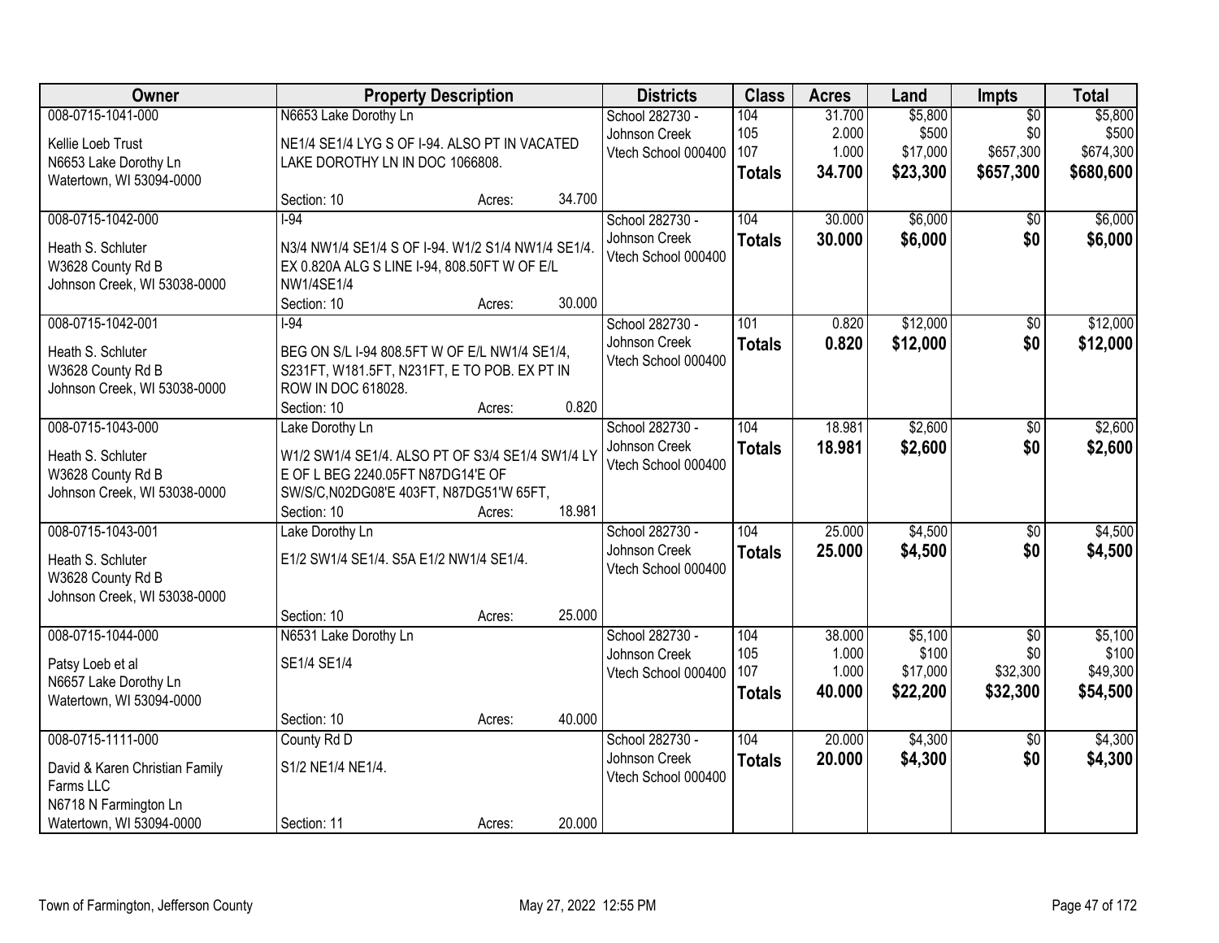| Owner | Property Description | Districts | Class | Acres | Land | Impts | Total |
|---|---|---|---|---|---|---|---|
| 008-0715-1041-000<br>Kellie Loeb Trust<br>N6653 Lake Dorothy Ln<br>Watertown, WI 53094-0000 | N6653 Lake Dorothy Ln<br>NE1/4 SE1/4 LYG S OF I-94. ALSO PT IN VACATED LAKE DOROTHY LN IN DOC 1066808.<br>Section: 10 Acres: 34.700 | School 282730 - Johnson Creek<br>Vtech School 000400 | 104<br>105<br>107<br>**Totals** | 31.700<br>2.000<br>1.000<br>**34.700** | $5,800<br>$500<br>$17,000<br>**$23,300** | $0<br>$0<br>$657,300<br>**$657,300** | $5,800<br>$500<br>$674,300<br>**$680,600** |
| 008-0715-1042-000<br>Heath S. Schluter<br>W3628 County Rd B<br>Johnson Creek, WI 53038-0000 | I-94<br>N3/4 NW1/4 SE1/4 S OF I-94. W1/2 S1/4 NW1/4 SE1/4. EX 0.820A ALG S LINE I-94, 808.50FT W OF E/L NW1/4SE1/4<br>Section: 10 Acres: 30.000 | School 282730 - Johnson Creek<br>Vtech School 000400 | 104<br>**Totals** | 30.000<br>**30.000** | $6,000<br>**$6,000** | $0<br>**$0** | $6,000<br>**$6,000** |
| 008-0715-1042-001<br>Heath S. Schluter<br>W3628 County Rd B<br>Johnson Creek, WI 53038-0000 | I-94<br>BEG ON S/L I-94 808.5FT W OF E/L NW1/4 SE1/4, S231FT, W181.5FT, N231FT, E TO POB. EX PT IN ROW IN DOC 618028.<br>Section: 10 Acres: 0.820 | School 282730 - Johnson Creek<br>Vtech School 000400 | 101<br>**Totals** | 0.820<br>**0.820** | $12,000<br>**$12,000** | $0<br>**$0** | $12,000<br>**$12,000** |
| 008-0715-1043-000<br>Heath S. Schluter<br>W3628 County Rd B<br>Johnson Creek, WI 53038-0000 | Lake Dorothy Ln<br>W1/2 SW1/4 SE1/4. ALSO PT OF S3/4 SE1/4 SW1/4 LY E OF L BEG 2240.05FT N87DG14'E OF SW/S/C,N02DG08'E 403FT, N87DG51'W 65FT,<br>Section: 10 Acres: 18.981 | School 282730 - Johnson Creek<br>Vtech School 000400 | 104<br>**Totals** | 18.981<br>**18.981** | $2,600<br>**$2,600** | $0<br>**$0** | $2,600<br>**$2,600** |
| 008-0715-1043-001<br>Heath S. Schluter<br>W3628 County Rd B<br>Johnson Creek, WI 53038-0000 | Lake Dorothy Ln<br>E1/2 SW1/4 SE1/4. S5A E1/2 NW1/4 SE1/4.<br>Section: 10 Acres: 25.000 | School 282730 - Johnson Creek<br>Vtech School 000400 | 104<br>**Totals** | 25.000<br>**25.000** | $4,500<br>**$4,500** | $0<br>**$0** | $4,500<br>**$4,500** |
| 008-0715-1044-000<br>Patsy Loeb et al<br>N6657 Lake Dorothy Ln<br>Watertown, WI 53094-0000 | N6531 Lake Dorothy Ln<br>SE1/4 SE1/4<br>Section: 10 Acres: 40.000 | School 282730 - Johnson Creek<br>Vtech School 000400 | 104<br>105<br>107<br>**Totals** | 38.000<br>1.000<br>1.000<br>**40.000** | $5,100<br>$100<br>$17,000<br>**$22,200** | $0<br>$0<br>$32,300<br>**$32,300** | $5,100<br>$100<br>$49,300<br>**$54,500** |
| 008-0715-1111-000<br>David & Karen Christian Family Farms LLC<br>N6718 N Farmington Ln<br>Watertown, WI 53094-0000 | County Rd D<br>S1/2 NE1/4 NE1/4.<br>Section: 11 Acres: 20.000 | School 282730 - Johnson Creek<br>Vtech School 000400 | 104<br>**Totals** | 20.000<br>**20.000** | $4,300<br>**$4,300** | $0<br>**$0** | $4,300<br>**$4,300** |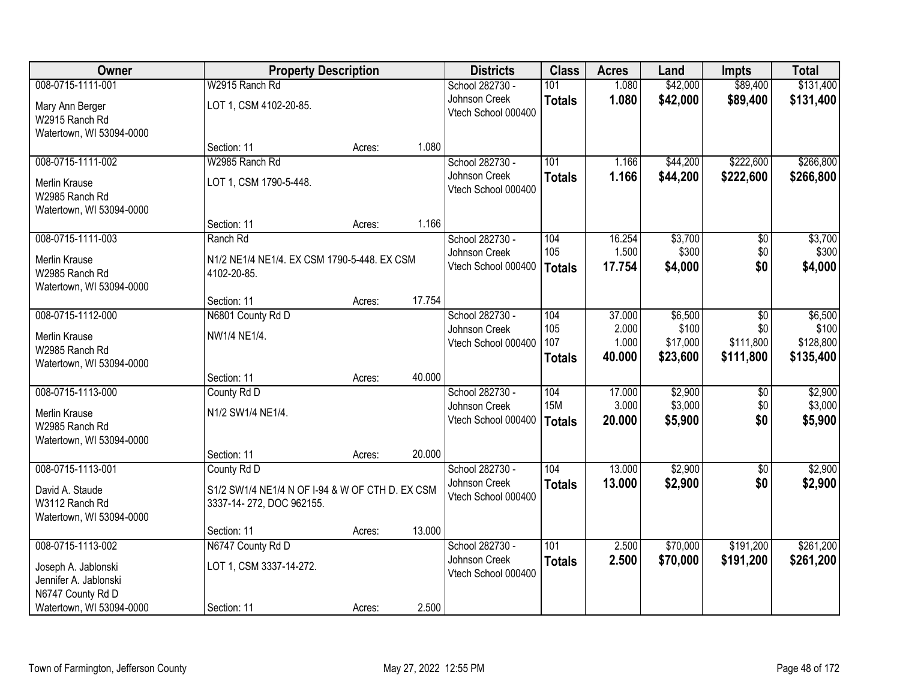| Owner | Property Description | | | Districts | Class | Acres | Land | Impts | Total |
|---|---|---|---|---|---|---|---|---|---|
| 008-0715-1111-001 | W2915 Ranch Rd | | | School 282730 - Johnson Creek | 101 | 1.080 | $42,000 | $89,400 | $131,400 |
| Mary Ann Berger<br>W2915 Ranch Rd<br>Watertown, WI 53094-0000 | LOT 1, CSM 4102-20-85. | | | Vtech School 000400 | **Totals** | **1.080** | **$42,000** | **$89,400** | **$131,400** |
| | Section: 11 | Acres: | 1.080 | | | | | | |
| 008-0715-1111-002 | W2985 Ranch Rd | | | School 282730 - Johnson Creek | 101 | 1.166 | $44,200 | $222,600 | $266,800 |
| Merlin Krause<br>W2985 Ranch Rd<br>Watertown, WI 53094-0000 | LOT 1, CSM 1790-5-448. | | | Vtech School 000400 | **Totals** | **1.166** | **$44,200** | **$222,600** | **$266,800** |
| | Section: 11 | Acres: | 1.166 | | | | | | |
| 008-0715-1111-003 | Ranch Rd | | | School 282730 - Johnson Creek | 104 | 16.254 | $3,700 | $0 | $3,700 |
| Merlin Krause<br>W2985 Ranch Rd<br>Watertown, WI 53094-0000 | N1/2 NE1/4 NE1/4. EX CSM 1790-5-448. EX CSM 4102-20-85. | | | Vtech School 000400 | 105 | 1.500 | $300 | $0 | $300 |
| | | | | | **Totals** | **17.754** | **$4,000** | **$0** | **$4,000** |
| | Section: 11 | Acres: | 17.754 | | | | | | |
| 008-0715-1112-000 | N6801 County Rd D | | | School 282730 - Johnson Creek | 104 | 37.000 | $6,500 | $0 | $6,500 |
| Merlin Krause<br>W2985 Ranch Rd<br>Watertown, WI 53094-0000 | NW1/4 NE1/4. | | | Vtech School 000400 | 105 | 2.000 | $100 | $0 | $100 |
| | | | | | 107 | 1.000 | $17,000 | $111,800 | $128,800 |
| | | | | | **Totals** | **40.000** | **$23,600** | **$111,800** | **$135,400** |
| | Section: 11 | Acres: | 40.000 | | | | | | |
| 008-0715-1113-000 | County Rd D | | | School 282730 - Johnson Creek | 104 | 17.000 | $2,900 | $0 | $2,900 |
| Merlin Krause<br>W2985 Ranch Rd<br>Watertown, WI 53094-0000 | N1/2 SW1/4 NE1/4. | | | Vtech School 000400 | 15M | 3.000 | $3,000 | $0 | $3,000 |
| | | | | | **Totals** | **20.000** | **$5,900** | **$0** | **$5,900** |
| | Section: 11 | Acres: | 20.000 | | | | | | |
| 008-0715-1113-001 | County Rd D | | | School 282730 - Johnson Creek | 104 | 13.000 | $2,900 | $0 | $2,900 |
| David A. Staude<br>W3112 Ranch Rd<br>Watertown, WI 53094-0000 | S1/2 SW1/4 NE1/4 N OF I-94 & W OF CTH D. EX CSM 3337-14- 272, DOC 962155. | | | Vtech School 000400 | **Totals** | **13.000** | **$2,900** | **$0** | **$2,900** |
| | Section: 11 | Acres: | 13.000 | | | | | | |
| 008-0715-1113-002 | N6747 County Rd D | | | School 282730 - Johnson Creek | 101 | 2.500 | $70,000 | $191,200 | $261,200 |
| Joseph A. Jablonski<br>Jennifer A. Jablonski<br>N6747 County Rd D<br>Watertown, WI 53094-0000 | LOT 1, CSM 3337-14-272. | | | Vtech School 000400 | **Totals** | **2.500** | **$70,000** | **$191,200** | **$261,200** |
| | Section: 11 | Acres: | 2.500 | | | | | | |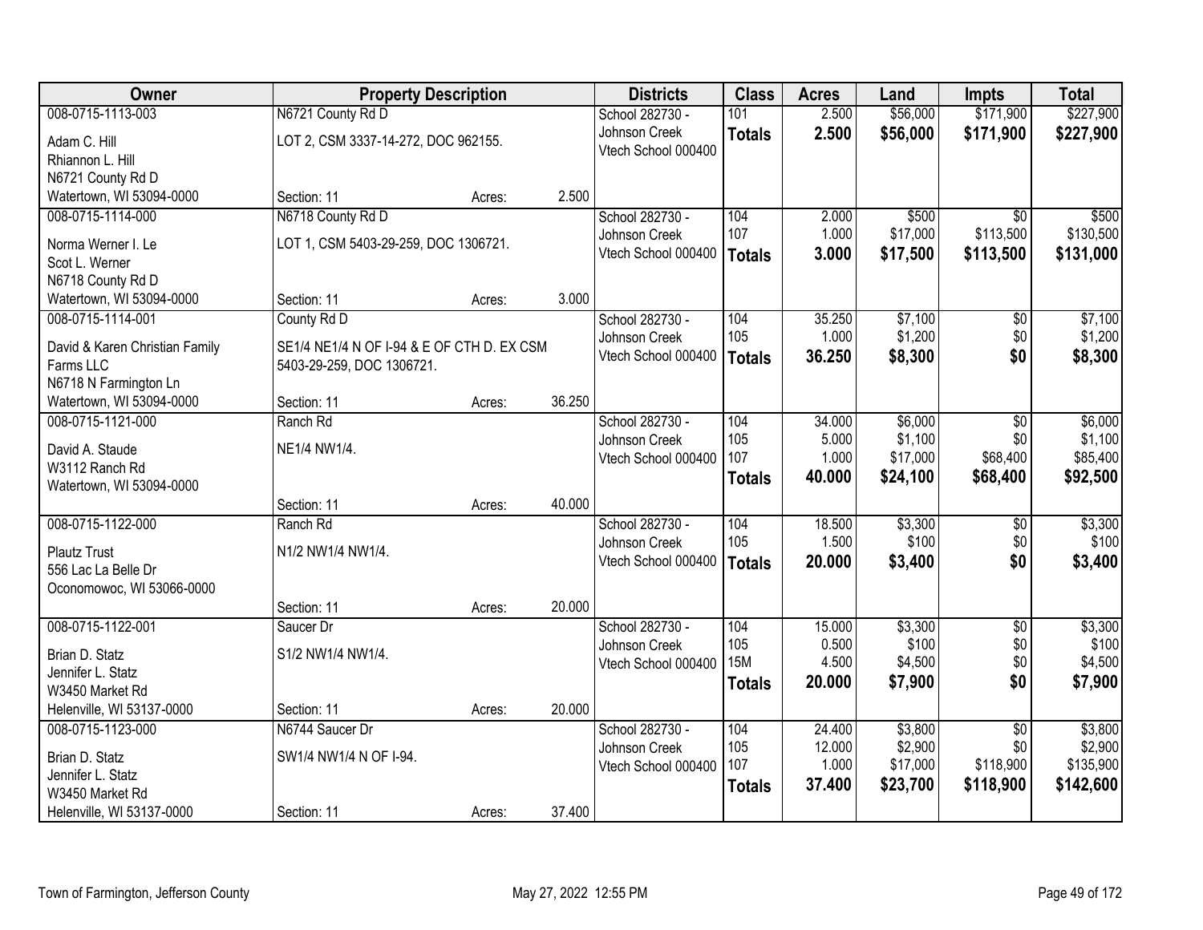| Owner | Property Description | | | Districts | Class | Acres | Land | Impts | Total |
|---|---|---|---|---|---|---|---|---|---|
| 008-0715-1113-003 | N6721 County Rd D | | | School 282730 - | 101 | 2.500 | $56,000 | $171,900 | $227,900 |
| Adam C. Hill<br>Rhiannon L. Hill<br>N6721 County Rd D<br>Watertown, WI 53094-0000 | LOT 2, CSM 3337-14-272, DOC 962155. | | | Johnson Creek<br>Vtech School 000400 | **Totals** | **2.500** | **$56,000** | **$171,900** | **$227,900** |
| | Section: 11 | Acres: | 2.500 | | | | | | |
| 008-0715-1114-000 | N6718 County Rd D | | | School 282730 - | 104 | 2.000 | $500 | $0 | $500 |
| Norma Werner I. Le<br>Scot L. Werner<br>N6718 County Rd D<br>Watertown, WI 53094-0000 | LOT 1, CSM 5403-29-259, DOC 1306721. | | | Johnson Creek<br>Vtech School 000400 | 107 | 1.000 | $17,000 | $113,500 | $130,500 |
| | | | | | **Totals** | **3.000** | **$17,500** | **$113,500** | **$131,000** |
| | Section: 11 | Acres: | 3.000 | | | | | | |
| 008-0715-1114-001 | County Rd D | | | School 282730 - | 104 | 35.250 | $7,100 | $0 | $7,100 |
| David & Karen Christian Family Farms LLC<br>N6718 N Farmington Ln<br>Watertown, WI 53094-0000 | SE1/4 NE1/4 N OF I-94 & E OF CTH D. EX CSM 5403-29-259, DOC 1306721. | | | Johnson Creek<br>Vtech School 000400 | 105 | 1.000 | $1,200 | $0 | $1,200 |
| | | | | | **Totals** | **36.250** | **$8,300** | **$0** | **$8,300** |
| | Section: 11 | Acres: | 36.250 | | | | | | |
| 008-0715-1121-000 | Ranch Rd | | | School 282730 - | 104 | 34.000 | $6,000 | $0 | $6,000 |
| David A. Staude<br>W3112 Ranch Rd<br>Watertown, WI 53094-0000 | NE1/4 NW1/4. | | | Johnson Creek<br>Vtech School 000400 | 105 | 5.000 | $1,100 | $0 | $1,100 |
| | | | | | 107 | 1.000 | $17,000 | $68,400 | $85,400 |
| | | | | | **Totals** | **40.000** | **$24,100** | **$68,400** | **$92,500** |
| | Section: 11 | Acres: | 40.000 | | | | | | |
| 008-0715-1122-000 | Ranch Rd | | | School 282730 - | 104 | 18.500 | $3,300 | $0 | $3,300 |
| Plautz Trust<br>556 Lac La Belle Dr<br>Oconomowoc, WI 53066-0000 | N1/2 NW1/4 NW1/4. | | | Johnson Creek<br>Vtech School 000400 | 105 | 1.500 | $100 | $0 | $100 |
| | | | | | **Totals** | **20.000** | **$3,400** | **$0** | **$3,400** |
| | Section: 11 | Acres: | 20.000 | | | | | | |
| 008-0715-1122-001 | Saucer Dr | | | School 282730 - | 104 | 15.000 | $3,300 | $0 | $3,300 |
| Brian D. Statz<br>Jennifer L. Statz<br>W3450 Market Rd<br>Helenville, WI 53137-0000 | S1/2 NW1/4 NW1/4. | | | Johnson Creek<br>Vtech School 000400 | 105 | 0.500 | $100 | $0 | $100 |
| | | | | | 15M | 4.500 | $4,500 | $0 | $4,500 |
| | | | | | **Totals** | **20.000** | **$7,900** | **$0** | **$7,900** |
| | Section: 11 | Acres: | 20.000 | | | | | | |
| 008-0715-1123-000 | N6744 Saucer Dr | | | School 282730 - | 104 | 24.400 | $3,800 | $0 | $3,800 |
| Brian D. Statz<br>Jennifer L. Statz<br>W3450 Market Rd<br>Helenville, WI 53137-0000 | SW1/4 NW1/4 N OF I-94. | | | Johnson Creek<br>Vtech School 000400 | 105 | 12.000 | $2,900 | $0 | $2,900 |
| | | | | | 107 | 1.000 | $17,000 | $118,900 | $135,900 |
| | | | | | **Totals** | **37.400** | **$23,700** | **$118,900** | **$142,600** |
| | Section: 11 | Acres: | 37.400 | | | | | | |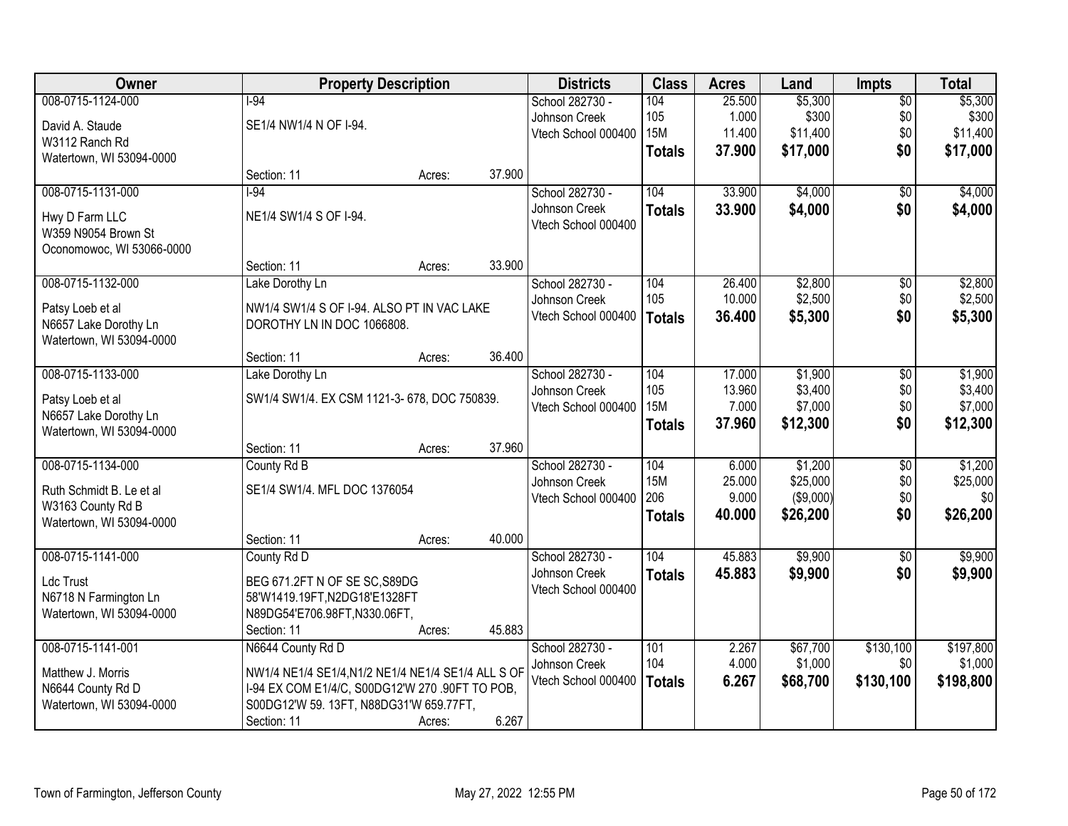| Owner | Property Description | Districts | Class | Acres | Land | Impts | Total |
|---|---|---|---|---|---|---|---|
| 008-0715-1124-000<br>David A. Staude<br>W3112 Ranch Rd<br>Watertown, WI 53094-0000 | I-94<br>SE1/4 NW1/4 N OF I-94.<br>Section: 11 Acres: 37.900 | School 282730 - Johnson Creek<br>Vtech School 000400 | 104<br>105<br>15M<br>**Totals** | 25.500<br>1.000<br>11.400<br>**37.900** | $5,300<br>$300<br>$11,400<br>**$17,000** | $0<br>$0<br>$0<br>**$0** | $5,300<br>$300<br>$11,400<br>**$17,000** |
| 008-0715-1131-000<br>Hwy D Farm LLC<br>W359 N9054 Brown St<br>Oconomowoc, WI 53066-0000 | I-94<br>NE1/4 SW1/4 S OF I-94.<br>Section: 11 Acres: 33.900 | School 282730 - Johnson Creek<br>Vtech School 000400 | 104<br>**Totals** | 33.900<br>**33.900** | $4,000<br>**$4,000** | $0<br>**$0** | $4,000<br>**$4,000** |
| 008-0715-1132-000<br>Patsy Loeb et al<br>N6657 Lake Dorothy Ln<br>Watertown, WI 53094-0000 | Lake Dorothy Ln<br>NW1/4 SW1/4 S OF I-94. ALSO PT IN VAC LAKE DOROTHY LN IN DOC 1066808.<br>Section: 11 Acres: 36.400 | School 282730 - Johnson Creek<br>Vtech School 000400 | 104<br>105<br>**Totals** | 26.400<br>10.000<br>**36.400** | $2,800<br>$2,500<br>**$5,300** | $0<br>$0<br>**$0** | $2,800<br>$2,500<br>**$5,300** |
| 008-0715-1133-000<br>Patsy Loeb et al<br>N6657 Lake Dorothy Ln<br>Watertown, WI 53094-0000 | Lake Dorothy Ln<br>SW1/4 SW1/4. EX CSM 1121-3- 678, DOC 750839.<br>Section: 11 Acres: 37.960 | School 282730 - Johnson Creek<br>Vtech School 000400 | 104<br>105<br>15M<br>**Totals** | 17.000<br>13.960<br>7.000<br>**37.960** | $1,900<br>$3,400<br>$7,000<br>**$12,300** | $0<br>$0<br>$0<br>**$0** | $1,900<br>$3,400<br>$7,000<br>**$12,300** |
| 008-0715-1134-000<br>Ruth Schmidt B. Le et al<br>W3163 County Rd B<br>Watertown, WI 53094-0000 | County Rd B<br>SE1/4 SW1/4. MFL DOC 1376054<br>Section: 11 Acres: 40.000 | School 282730 - Johnson Creek<br>Vtech School 000400 | 104<br>15M<br>206<br>**Totals** | 6.000<br>25.000<br>9.000<br>**40.000** | $1,200<br>$25,000<br>($9,000)<br>**$26,200** | $0<br>$0<br>$0<br>**$0** | $1,200<br>$25,000<br>$0<br>**$26,200** |
| 008-0715-1141-000<br>Ldc Trust<br>N6718 N Farmington Ln<br>Watertown, WI 53094-0000 | County Rd D<br>BEG 671.2FT N OF SE SC,S89DG 58'W1419.19FT,N2DG18'E1328FT N89DG54'E706.98FT,N330.06FT,<br>Section: 11 Acres: 45.883 | School 282730 - Johnson Creek<br>Vtech School 000400 | 104<br>**Totals** | 45.883<br>**45.883** | $9,900<br>**$9,900** | $0<br>**$0** | $9,900<br>**$9,900** |
| 008-0715-1141-001<br>Matthew J. Morris<br>N6644 County Rd D<br>Watertown, WI 53094-0000 | N6644 County Rd D<br>NW1/4 NE1/4 SE1/4,N1/2 NE1/4 NE1/4 SE1/4 ALL S OF I-94 EX COM E1/4/C, S00DG12'W 270 .90FT TO POB, S00DG12'W 59. 13FT, N88DG31'W 659.77FT,<br>Section: 11 Acres: 6.267 | School 282730 - Johnson Creek<br>Vtech School 000400 | 101<br>104<br>**Totals** | 2.267<br>4.000<br>**6.267** | $67,700<br>$1,000<br>**$68,700** | $130,100<br>$0<br>**$130,100** | $197,800<br>$1,000<br>**$198,800** |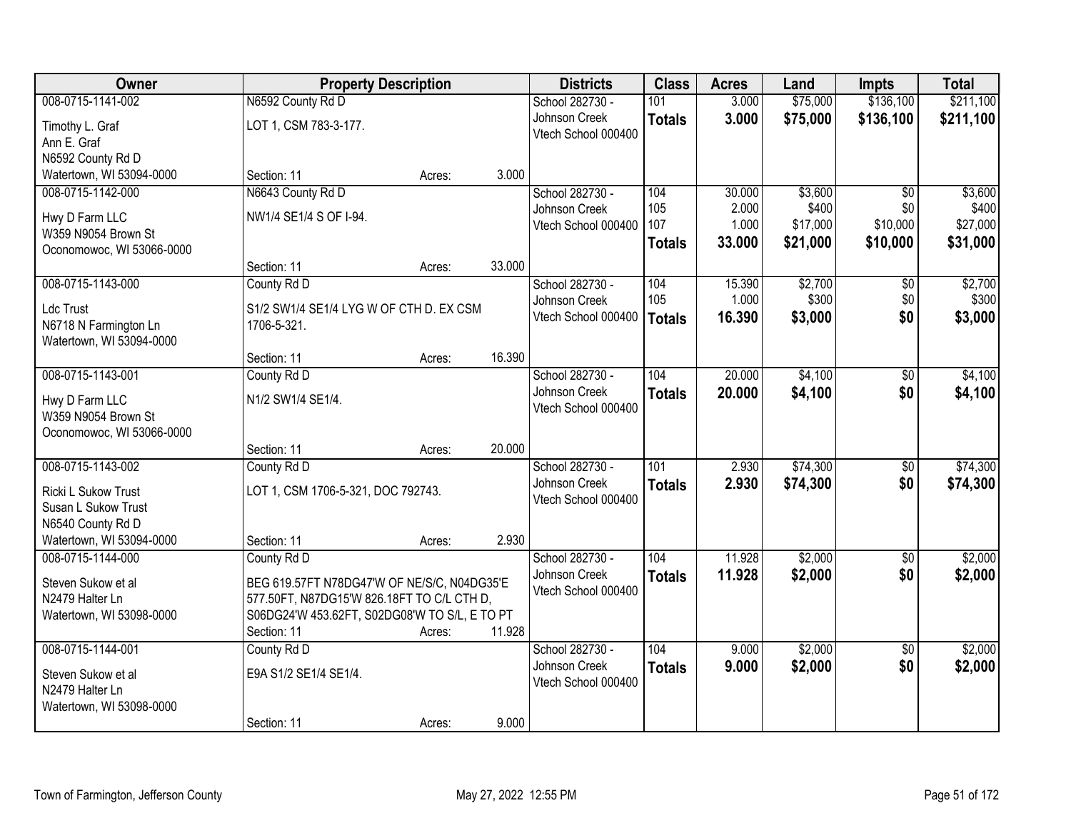| Owner | Property Description | | | Districts | Class | Acres | Land | Impts | Total |
|---|---|---|---|---|---|---|---|---|---|
| 008-0715-1141-002 | N6592 County Rd D | | | School 282730 - | 101 | 3.000 | $75,000 | $136,100 | $211,100 |
| Timothy L. Graf<br>Ann E. Graf<br>N6592 County Rd D<br>Watertown, WI 53094-0000 | LOT 1, CSM 783-3-177. | | | Johnson Creek<br>Vtech School 000400 | **Totals** | **3.000** | **$75,000** | **$136,100** | **$211,100** |
| | Section: 11 | Acres: | 3.000 | | | | | | |
| 008-0715-1142-000 | N6643 County Rd D | | | School 282730 - | 104 | 30.000 | $3,600 | $0 | $3,600 |
| Hwy D Farm LLC<br>W359 N9054 Brown St<br>Oconomowoc, WI 53066-0000 | NW1/4 SE1/4 S OF I-94. | | | Johnson Creek | 105 | 2.000 | $400 | $0 | $400 |
| | | | | Vtech School 000400 | 107 | 1.000 | $17,000 | $10,000 | $27,000 |
| | | | | | **Totals** | **33.000** | **$21,000** | **$10,000** | **$31,000** |
| | Section: 11 | Acres: | 33.000 | | | | | | |
| 008-0715-1143-000 | County Rd D | | | School 282730 - | 104 | 15.390 | $2,700 | $0 | $2,700 |
| Ldc Trust<br>N6718 N Farmington Ln<br>Watertown, WI 53094-0000 | S1/2 SW1/4 SE1/4 LYG W OF CTH D. EX CSM 1706-5-321. | | | Johnson Creek | 105 | 1.000 | $300 | $0 | $300 |
| | | | | Vtech School 000400 | **Totals** | **16.390** | **$3,000** | **$0** | **$3,000** |
| | Section: 11 | Acres: | 16.390 | | | | | | |
| 008-0715-1143-001 | County Rd D | | | School 282730 - | 104 | 20.000 | $4,100 | $0 | $4,100 |
| Hwy D Farm LLC<br>W359 N9054 Brown St<br>Oconomowoc, WI 53066-0000 | N1/2 SW1/4 SE1/4. | | | Johnson Creek<br>Vtech School 000400 | **Totals** | **20.000** | **$4,100** | **$0** | **$4,100** |
| | Section: 11 | Acres: | 20.000 | | | | | | |
| 008-0715-1143-002 | County Rd D | | | School 282730 - | 101 | 2.930 | $74,300 | $0 | $74,300 |
| Ricki L Sukow Trust<br>Susan L Sukow Trust<br>N6540 County Rd D<br>Watertown, WI 53094-0000 | LOT 1, CSM 1706-5-321, DOC 792743. | | | Johnson Creek<br>Vtech School 000400 | **Totals** | **2.930** | **$74,300** | **$0** | **$74,300** |
| | Section: 11 | Acres: | 2.930 | | | | | | |
| 008-0715-1144-000 | County Rd D | | | School 282730 - | 104 | 11.928 | $2,000 | $0 | $2,000 |
| Steven Sukow et al<br>N2479 Halter Ln<br>Watertown, WI 53098-0000 | BEG 619.57FT N78DG47'W OF NE/S/C, N04DG35'E 577.50FT, N87DG15'W 826.18FT TO C/L CTH D, S06DG24'W 453.62FT, S02DG08'W TO S/L, E TO PT | | | Johnson Creek<br>Vtech School 000400 | **Totals** | **11.928** | **$2,000** | **$0** | **$2,000** |
| | Section: 11 | Acres: | 11.928 | | | | | | |
| 008-0715-1144-001 | County Rd D | | | School 282730 - | 104 | 9.000 | $2,000 | $0 | $2,000 |
| Steven Sukow et al<br>N2479 Halter Ln<br>Watertown, WI 53098-0000 | E9A S1/2 SE1/4 SE1/4. | | | Johnson Creek<br>Vtech School 000400 | **Totals** | **9.000** | **$2,000** | **$0** | **$2,000** |
| | Section: 11 | Acres: | 9.000 | | | | | | |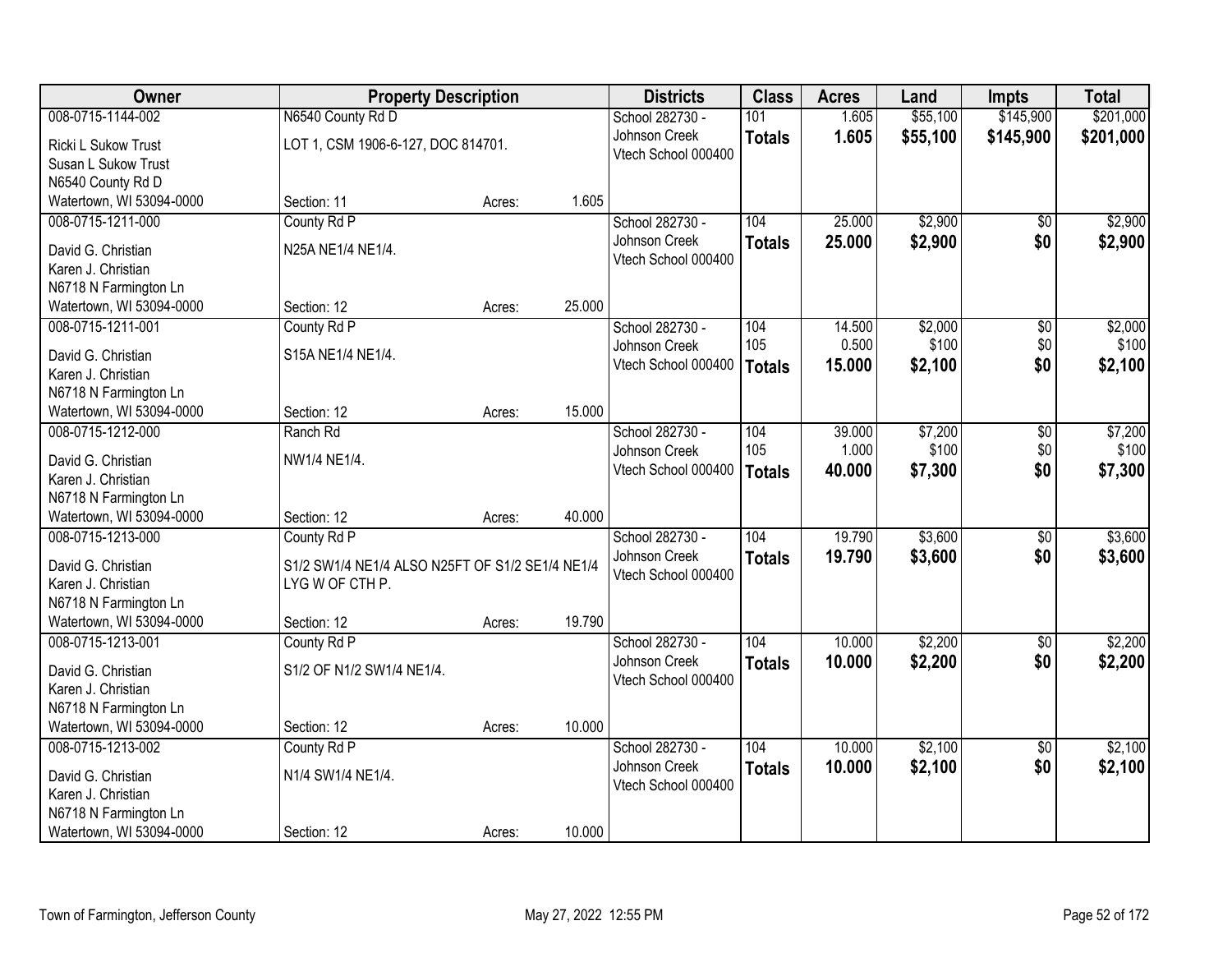| Owner | Property Description | | | Districts | Class | Acres | Land | Impts | Total |
|---|---|---|---|---|---|---|---|---|---|
| 008-0715-1144-002 | N6540 County Rd D | | | School 282730 - | 101 | 1.605 | $55,100 | $145,900 | $201,000 |
| Ricki L Sukow Trust | LOT 1, CSM 1906-6-127, DOC 814701. | | | Johnson Creek | **Totals** | **1.605** | **$55,100** | **$145,900** | **$201,000** |
| Susan L Sukow Trust | | | | Vtech School 000400 | | | | | |
| N6540 County Rd D | | | | | | | | | |
| Watertown, WI 53094-0000 | Section: 11 | Acres: | 1.605 | | | | | | |
| 008-0715-1211-000 | County Rd P | | | School 282730 - | 104 | 25.000 | $2,900 | $0 | $2,900 |
| David G. Christian | N25A NE1/4 NE1/4. | | | Johnson Creek | **Totals** | **25.000** | **$2,900** | **$0** | **$2,900** |
| Karen J. Christian | | | | Vtech School 000400 | | | | | |
| N6718 N Farmington Ln | | | | | | | | | |
| Watertown, WI 53094-0000 | Section: 12 | Acres: | 25.000 | | | | | | |
| 008-0715-1211-001 | County Rd P | | | School 282730 - | 104 | 14.500 | $2,000 | $0 | $2,000 |
| David G. Christian | S15A NE1/4 NE1/4. | | | Johnson Creek | 105 | 0.500 | $100 | $0 | $100 |
| Karen J. Christian | | | | Vtech School 000400 | **Totals** | **15.000** | **$2,100** | **$0** | **$2,100** |
| N6718 N Farmington Ln | | | | | | | | | |
| Watertown, WI 53094-0000 | Section: 12 | Acres: | 15.000 | | | | | | |
| 008-0715-1212-000 | Ranch Rd | | | School 282730 - | 104 | 39.000 | $7,200 | $0 | $7,200 |
| David G. Christian | NW1/4 NE1/4. | | | Johnson Creek | 105 | 1.000 | $100 | $0 | $100 |
| Karen J. Christian | | | | Vtech School 000400 | **Totals** | **40.000** | **$7,300** | **$0** | **$7,300** |
| N6718 N Farmington Ln | | | | | | | | | |
| Watertown, WI 53094-0000 | Section: 12 | Acres: | 40.000 | | | | | | |
| 008-0715-1213-000 | County Rd P | | | School 282730 - | 104 | 19.790 | $3,600 | $0 | $3,600 |
| David G. Christian | S1/2 SW1/4 NE1/4 ALSO N25FT OF S1/2 SE1/4 NE1/4 LYG W OF CTH P. | | | Johnson Creek | **Totals** | **19.790** | **$3,600** | **$0** | **$3,600** |
| Karen J. Christian | | | | Vtech School 000400 | | | | | |
| N6718 N Farmington Ln | | | | | | | | | |
| Watertown, WI 53094-0000 | Section: 12 | Acres: | 19.790 | | | | | | |
| 008-0715-1213-001 | County Rd P | | | School 282730 - | 104 | 10.000 | $2,200 | $0 | $2,200 |
| David G. Christian | S1/2 OF N1/2 SW1/4 NE1/4. | | | Johnson Creek | **Totals** | **10.000** | **$2,200** | **$0** | **$2,200** |
| Karen J. Christian | | | | Vtech School 000400 | | | | | |
| N6718 N Farmington Ln | | | | | | | | | |
| Watertown, WI 53094-0000 | Section: 12 | Acres: | 10.000 | | | | | | |
| 008-0715-1213-002 | County Rd P | | | School 282730 - | 104 | 10.000 | $2,100 | $0 | $2,100 |
| David G. Christian | N1/4 SW1/4 NE1/4. | | | Johnson Creek | **Totals** | **10.000** | **$2,100** | **$0** | **$2,100** |
| Karen J. Christian | | | | Vtech School 000400 | | | | | |
| N6718 N Farmington Ln | | | | | | | | | |
| Watertown, WI 53094-0000 | Section: 12 | Acres: | 10.000 | | | | | | |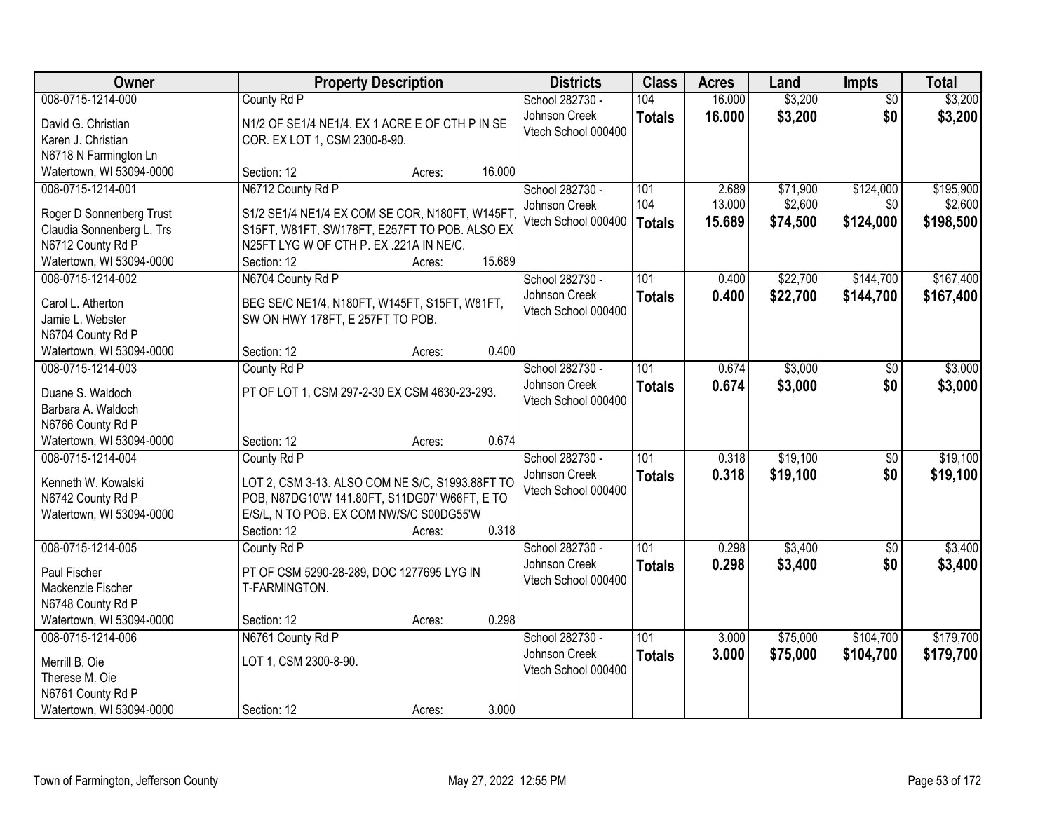| Owner | Property Description | Districts | Class | Acres | Land | Impts | Total |
|---|---|---|---|---|---|---|---|
| 008-0715-1214-000<br>David G. Christian<br>Karen J. Christian<br>N6718 N Farmington Ln<br>Watertown, WI 53094-0000 | County Rd P<br>N1/2 OF SE1/4 NE1/4. EX 1 ACRE E OF CTH P IN SE COR. EX LOT 1, CSM 2300-8-90.<br>Section: 12 Acres: 16.000 | School 282730 - Johnson Creek<br>Vtech School 000400 | 104<br>**Totals** | 16.000<br>**16.000** | $3,200<br>**$3,200** | $0<br>**$0** | $3,200<br>**$3,200** |
| 008-0715-1214-001<br>Roger D Sonnenberg Trust<br>Claudia Sonnenberg L. Trs<br>N6712 County Rd P<br>Watertown, WI 53094-0000 | N6712 County Rd P<br>S1/2 SE1/4 NE1/4 EX COM SE COR, N180FT, W145FT, S15FT, W81FT, SW178FT, E257FT TO POB. ALSO EX N25FT LYG W OF CTH P. EX .221A IN NE/C.<br>Section: 12 Acres: 15.689 | School 282730 - Johnson Creek<br>Vtech School 000400 | 101<br>104<br>**Totals** | 2.689<br>13.000<br>**15.689** | $71,900<br>$2,600<br>**$74,500** | $124,000<br>$0<br>**$124,000** | $195,900<br>$2,600<br>**$198,500** |
| 008-0715-1214-002<br>Carol L. Atherton<br>Jamie L. Webster<br>N6704 County Rd P<br>Watertown, WI 53094-0000 | N6704 County Rd P<br>BEG SE/C NE1/4, N180FT, W145FT, S15FT, W81FT, SW ON HWY 178FT, E 257FT TO POB.<br>Section: 12 Acres: 0.400 | School 282730 - Johnson Creek<br>Vtech School 000400 | 101<br>**Totals** | 0.400<br>**0.400** | $22,700<br>**$22,700** | $144,700<br>**$144,700** | $167,400<br>**$167,400** |
| 008-0715-1214-003<br>Duane S. Waldoch<br>Barbara A. Waldoch<br>N6766 County Rd P<br>Watertown, WI 53094-0000 | County Rd P<br>PT OF LOT 1, CSM 297-2-30 EX CSM 4630-23-293.<br>Section: 12 Acres: 0.674 | School 282730 - Johnson Creek<br>Vtech School 000400 | 101<br>**Totals** | 0.674<br>**0.674** | $3,000<br>**$3,000** | $0<br>**$0** | $3,000<br>**$3,000** |
| 008-0715-1214-004<br>Kenneth W. Kowalski<br>N6742 County Rd P<br>Watertown, WI 53094-0000 | County Rd P<br>LOT 2, CSM 3-13. ALSO COM NE S/C, S1993.88FT TO POB, N87DG10'W 141.80FT, S11DG07' W66FT, E TO E/S/L, N TO POB. EX COM NW/S/C S00DG55'W<br>Section: 12 Acres: 0.318 | School 282730 - Johnson Creek<br>Vtech School 000400 | 101<br>**Totals** | 0.318<br>**0.318** | $19,100<br>**$19,100** | $0<br>**$0** | $19,100<br>**$19,100** |
| 008-0715-1214-005<br>Paul Fischer<br>Mackenzie Fischer<br>N6748 County Rd P<br>Watertown, WI 53094-0000 | County Rd P<br>PT OF CSM 5290-28-289, DOC 1277695 LYG IN T-FARMINGTON.<br>Section: 12 Acres: 0.298 | School 282730 - Johnson Creek<br>Vtech School 000400 | 101<br>**Totals** | 0.298<br>**0.298** | $3,400<br>**$3,400** | $0<br>**$0** | $3,400<br>**$3,400** |
| 008-0715-1214-006<br>Merrill B. Oie<br>Therese M. Oie<br>N6761 County Rd P<br>Watertown, WI 53094-0000 | N6761 County Rd P<br>LOT 1, CSM 2300-8-90.<br>Section: 12 Acres: 3.000 | School 282730 - Johnson Creek<br>Vtech School 000400 | 101<br>**Totals** | 3.000<br>**3.000** | $75,000<br>**$75,000** | $104,700<br>**$104,700** | $179,700<br>**$179,700** |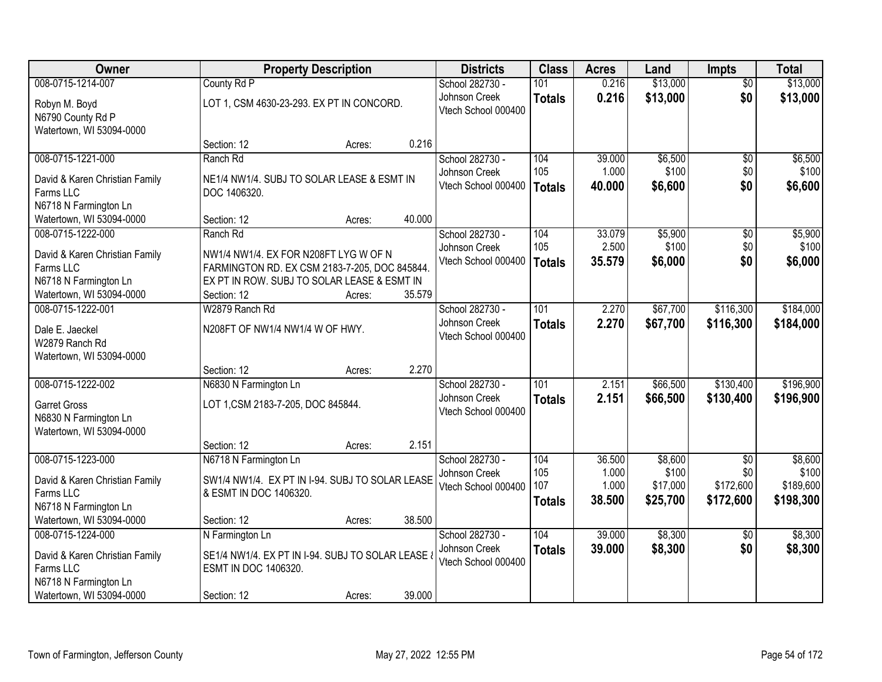| Owner | Property Description | Districts | Class | Acres | Land | Impts | Total |
|---|---|---|---|---|---|---|---|
| 008-0715-1214-007<br>Robyn M. Boyd<br>N6790 County Rd P<br>Watertown, WI 53094-0000 | County Rd P<br>LOT 1, CSM 4630-23-293. EX PT IN CONCORD.<br>Section: 12 Acres: 0.216 | School 282730 - Johnson Creek<br>Vtech School 000400 | 101<br>**Totals** | 0.216<br>**0.216** | $13,000<br>**$13,000** | $0<br>**$0** | $13,000<br>**$13,000** |
| 008-0715-1221-000<br>David & Karen Christian Family Farms LLC<br>N6718 N Farmington Ln<br>Watertown, WI 53094-0000 | Ranch Rd<br>NE1/4 NW1/4. SUBJ TO SOLAR LEASE & ESMT IN DOC 1406320.<br>Section: 12 Acres: 40.000 | School 282730 - Johnson Creek<br>Vtech School 000400 | 104<br>105<br>**Totals** | 39.000<br>1.000<br>**40.000** | $6,500<br>$100<br>**$6,600** | $0<br>$0<br>**$0** | $6,500<br>$100<br>**$6,600** |
| 008-0715-1222-000<br>David & Karen Christian Family Farms LLC<br>N6718 N Farmington Ln<br>Watertown, WI 53094-0000 | Ranch Rd<br>NW1/4 NW1/4. EX FOR N208FT LYG W OF N FARMINGTON RD. EX CSM 2183-7-205, DOC 845844. EX PT IN ROW. SUBJ TO SOLAR LEASE & ESMT IN<br>Section: 12 Acres: 35.579 | School 282730 - Johnson Creek<br>Vtech School 000400 | 104<br>105<br>**Totals** | 33.079<br>2.500<br>**35.579** | $5,900<br>$100<br>**$6,000** | $0<br>$0<br>**$0** | $5,900<br>$100<br>**$6,000** |
| 008-0715-1222-001<br>Dale E. Jaeckel<br>W2879 Ranch Rd<br>Watertown, WI 53094-0000 | W2879 Ranch Rd<br>N208FT OF NW1/4 NW1/4 W OF HWY.<br>Section: 12 Acres: 2.270 | School 282730 - Johnson Creek<br>Vtech School 000400 | 101<br>**Totals** | 2.270<br>**2.270** | $67,700<br>**$67,700** | $116,300<br>**$116,300** | $184,000<br>**$184,000** |
| 008-0715-1222-002<br>Garret Gross<br>N6830 N Farmington Ln<br>Watertown, WI 53094-0000 | N6830 N Farmington Ln<br>LOT 1,CSM 2183-7-205, DOC 845844.<br>Section: 12 Acres: 2.151 | School 282730 - Johnson Creek<br>Vtech School 000400 | 101<br>**Totals** | 2.151<br>**2.151** | $66,500<br>**$66,500** | $130,400<br>**$130,400** | $196,900<br>**$196,900** |
| 008-0715-1223-000<br>David & Karen Christian Family Farms LLC<br>N6718 N Farmington Ln<br>Watertown, WI 53094-0000 | N6718 N Farmington Ln<br>SW1/4 NW1/4. EX PT IN I-94. SUBJ TO SOLAR LEASE & ESMT IN DOC 1406320.<br>Section: 12 Acres: 38.500 | School 282730 - Johnson Creek<br>Vtech School 000400 | 104<br>105<br>107<br>**Totals** | 36.500<br>1.000<br>1.000<br>**38.500** | $8,600<br>$100<br>$17,000<br>**$25,700** | $0<br>$0<br>$172,600<br>**$172,600** | $8,600<br>$100<br>$189,600<br>**$198,300** |
| 008-0715-1224-000<br>David & Karen Christian Family Farms LLC<br>N6718 N Farmington Ln<br>Watertown, WI 53094-0000 | N Farmington Ln<br>SE1/4 NW1/4. EX PT IN I-94. SUBJ TO SOLAR LEASE & ESMT IN DOC 1406320.<br>Section: 12 Acres: 39.000 | School 282730 - Johnson Creek<br>Vtech School 000400 | 104<br>**Totals** | 39.000<br>**39.000** | $8,300<br>**$8,300** | $0<br>**$0** | $8,300<br>**$8,300** |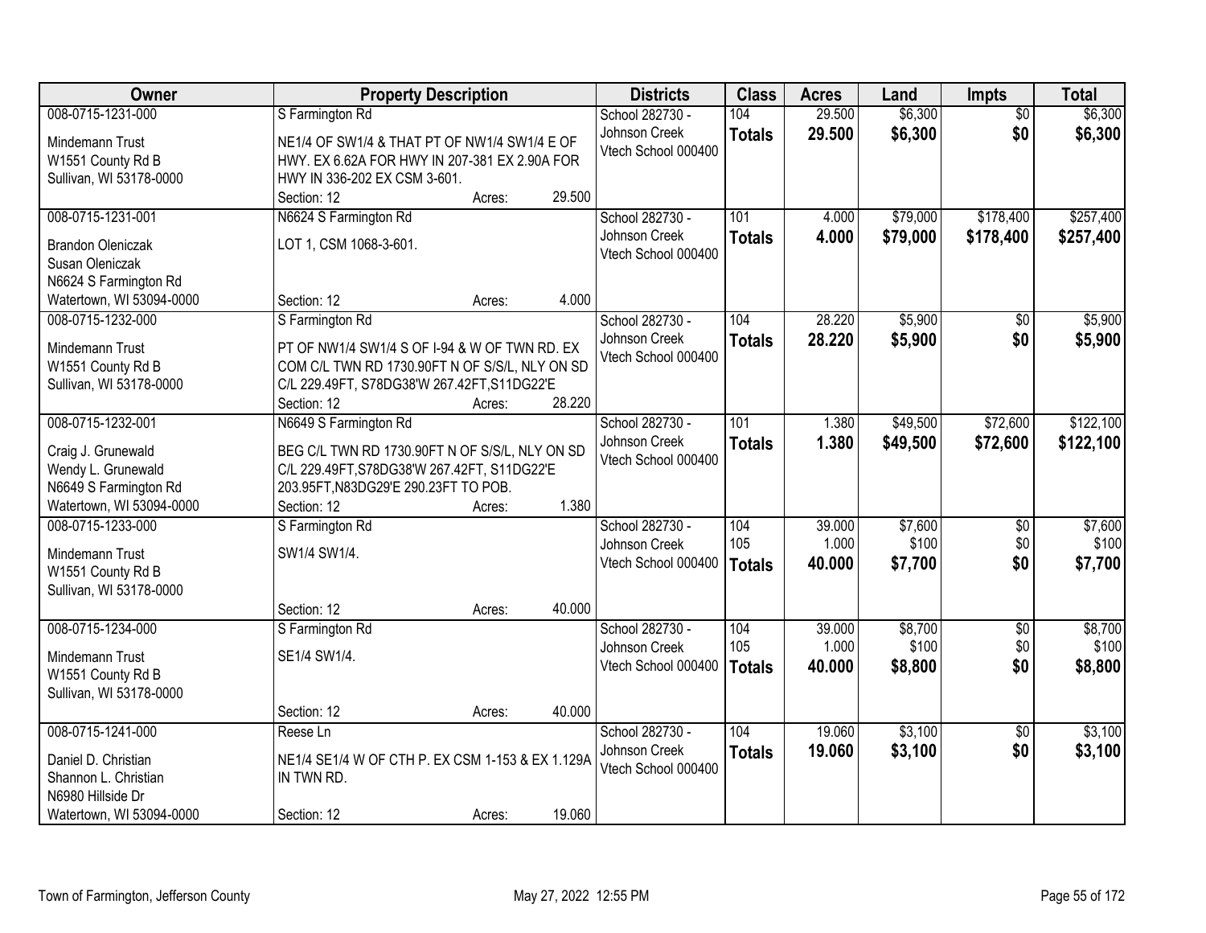| Owner | Property Description | Districts | Class | Acres | Land | Impts | Total |
|---|---|---|---|---|---|---|---|
| 008-0715-1231-000<br><br>Mindemann Trust<br>W1551 County Rd B<br>Sullivan, WI 53178-0000 | S Farmington Rd<br><br>NE1/4 OF SW1/4 & THAT PT OF NW1/4 SW1/4 E OF HWY. EX 6.62A FOR HWY IN 207-381 EX 2.90A FOR HWY IN 336-202 EX CSM 3-601.<br>Section: 12 Acres: 29.500 | School 282730 - Johnson Creek<br>Vtech School 000400 | 104<br>**Totals** | 29.500<br>**29.500** | $6,300<br>**$6,300** | $0<br>**$0** | $6,300<br>**$6,300** |
| 008-0715-1231-001<br><br>Brandon Oleniczak<br>Susan Oleniczak<br>N6624 S Farmington Rd<br>Watertown, WI 53094-0000 | N6624 S Farmington Rd<br><br>LOT 1, CSM 1068-3-601.<br><br>Section: 12 Acres: 4.000 | School 282730 - Johnson Creek<br>Vtech School 000400 | 101<br>**Totals** | 4.000<br>**4.000** | $79,000<br>**$79,000** | $178,400<br>**$178,400** | $257,400<br>**$257,400** |
| 008-0715-1232-000<br><br>Mindemann Trust<br>W1551 County Rd B<br>Sullivan, WI 53178-0000 | S Farmington Rd<br><br>PT OF NW1/4 SW1/4 S OF I-94 & W OF TWN RD. EX COM C/L TWN RD 1730.90FT N OF S/S/L, NLY ON SD C/L 229.49FT, S78DG38'W 267.42FT,S11DG22'E<br>Section: 12 Acres: 28.220 | School 282730 - Johnson Creek<br>Vtech School 000400 | 104<br>**Totals** | 28.220<br>**28.220** | $5,900<br>**$5,900** | $0<br>**$0** | $5,900<br>**$5,900** |
| 008-0715-1232-001<br><br>Craig J. Grunewald<br>Wendy L. Grunewald<br>N6649 S Farmington Rd<br>Watertown, WI 53094-0000 | N6649 S Farmington Rd<br><br>BEG C/L TWN RD 1730.90FT N OF S/S/L, NLY ON SD C/L 229.49FT,S78DG38'W 267.42FT, S11DG22'E 203.95FT,N83DG29'E 290.23FT TO POB.<br>Section: 12 Acres: 1.380 | School 282730 - Johnson Creek<br>Vtech School 000400 | 101<br>**Totals** | 1.380<br>**1.380** | $49,500<br>**$49,500** | $72,600<br>**$72,600** | $122,100<br>**$122,100** |
| 008-0715-1233-000<br><br>Mindemann Trust<br>W1551 County Rd B<br>Sullivan, WI 53178-0000 | S Farmington Rd<br><br>SW1/4 SW1/4.<br><br>Section: 12 Acres: 40.000 | School 282730 - Johnson Creek<br>Vtech School 000400 | 104<br>105<br>**Totals** | 39.000<br>1.000<br>**40.000** | $7,600<br>$100<br>**$7,700** | $0<br>$0<br>**$0** | $7,600<br>$100<br>**$7,700** |
| 008-0715-1234-000<br><br>Mindemann Trust<br>W1551 County Rd B<br>Sullivan, WI 53178-0000 | S Farmington Rd<br><br>SE1/4 SW1/4.<br><br>Section: 12 Acres: 40.000 | School 282730 - Johnson Creek<br>Vtech School 000400 | 104<br>105<br>**Totals** | 39.000<br>1.000<br>**40.000** | $8,700<br>$100<br>**$8,800** | $0<br>$0<br>**$0** | $8,700<br>$100<br>**$8,800** |
| 008-0715-1241-000<br><br>Daniel D. Christian<br>Shannon L. Christian<br>N6980 Hillside Dr<br>Watertown, WI 53094-0000 | Reese Ln<br><br>NE1/4 SE1/4 W OF CTH P. EX CSM 1-153 & EX 1.129A IN TWN RD.<br><br>Section: 12 Acres: 19.060 | School 282730 - Johnson Creek<br>Vtech School 000400 | 104<br>**Totals** | 19.060<br>**19.060** | $3,100<br>**$3,100** | $0<br>**$0** | $3,100<br>**$3,100** |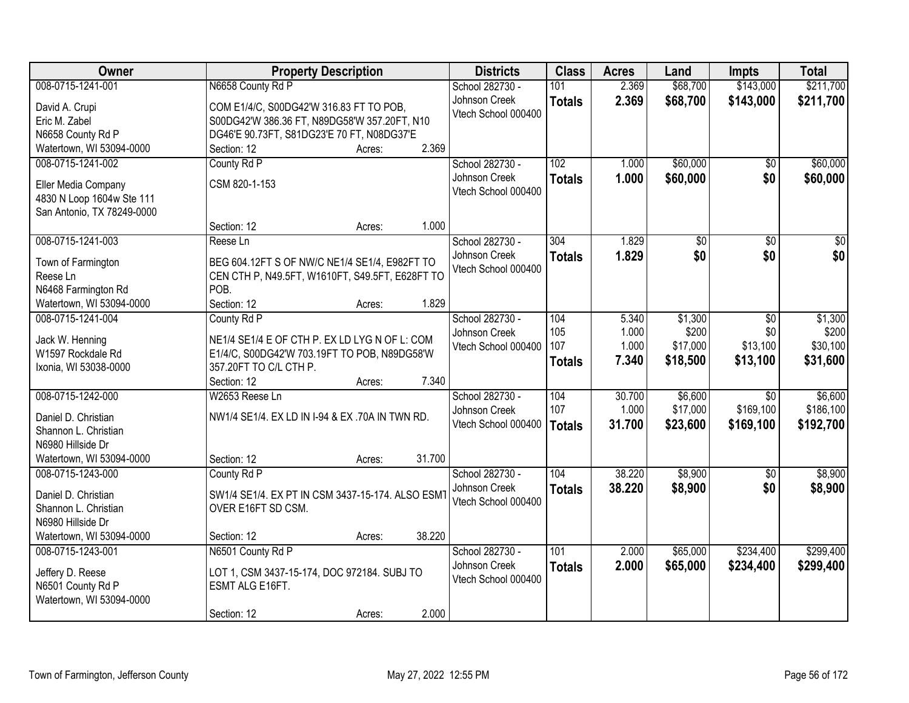| Owner | Property Description | | | Districts | Class | Acres | Land | Impts | Total |
|---|---|---|---|---|---|---|---|---|---|
| 008-0715-1241-001 | N6658 County Rd P | | | School 282730 - | 101 | 2.369 | $68,700 | $143,000 | $211,700 |
| David A. Crupi<br>Eric M. Zabel<br>N6658 County Rd P<br>Watertown, WI 53094-0000 | COM E1/4/C, S00DG42'W 316.83 FT TO POB, S00DG42'W 386.36 FT, N89DG58'W 357.20FT, N10 DG46'E 90.73FT, S81DG23'E 70 FT, N08DG37'E | | | Johnson Creek<br>Vtech School 000400 | **Totals** | **2.369** | **$68,700** | **$143,000** | **$211,700** |
| | Section: 12 | Acres: | 2.369 | | | | | | |
| 008-0715-1241-002 | County Rd P | | | School 282730 - | 102 | 1.000 | $60,000 | $0 | $60,000 |
| Eller Media Company<br>4830 N Loop 1604w Ste 111<br>San Antonio, TX 78249-0000 | CSM 820-1-153 | | | Johnson Creek<br>Vtech School 000400 | **Totals** | **1.000** | **$60,000** | **$0** | **$60,000** |
| | Section: 12 | Acres: | 1.000 | | | | | | |
| 008-0715-1241-003 | Reese Ln | | | School 282730 - | 304 | 1.829 | $0 | $0 | $0 |
| Town of Farmington<br>Reese Ln<br>N6468 Farmington Rd<br>Watertown, WI 53094-0000 | BEG 604.12FT S OF NW/C NE1/4 SE1/4, E982FT TO CEN CTH P, N49.5FT, W1610FT, S49.5FT, E628FT TO POB. | | | Johnson Creek<br>Vtech School 000400 | **Totals** | **1.829** | **$0** | **$0** | **$0** |
| | Section: 12 | Acres: | 1.829 | | | | | | |
| 008-0715-1241-004 | County Rd P | | | School 282730 - | 104 | 5.340 | $1,300 | $0 | $1,300 |
| Jack W. Henning<br>W1597 Rockdale Rd<br>Ixonia, WI 53038-0000 | NE1/4 SE1/4 E OF CTH P. EX LD LYG N OF L: COM E1/4/C, S00DG42'W 703.19FT TO POB, N89DG58'W 357.20FT TO C/L CTH P. | | | Johnson Creek | 105 | 1.000 | $200 | $0 | $200 |
| | | | | Vtech School 000400 | 107 | 1.000 | $17,000 | $13,100 | $30,100 |
| | | | | | **Totals** | **7.340** | **$18,500** | **$13,100** | **$31,600** |
| | Section: 12 | Acres: | 7.340 | | | | | | |
| 008-0715-1242-000 | W2653 Reese Ln | | | School 282730 - | 104 | 30.700 | $6,600 | $0 | $6,600 |
| Daniel D. Christian<br>Shannon L. Christian<br>N6980 Hillside Dr<br>Watertown, WI 53094-0000 | NW1/4 SE1/4. EX LD IN I-94 & EX .70A IN TWN RD. | | | Johnson Creek | 107 | 1.000 | $17,000 | $169,100 | $186,100 |
| | | | | Vtech School 000400 | **Totals** | **31.700** | **$23,600** | **$169,100** | **$192,700** |
| | Section: 12 | Acres: | 31.700 | | | | | | |
| 008-0715-1243-000 | County Rd P | | | School 282730 - | 104 | 38.220 | $8,900 | $0 | $8,900 |
| Daniel D. Christian<br>Shannon L. Christian<br>N6980 Hillside Dr<br>Watertown, WI 53094-0000 | SW1/4 SE1/4. EX PT IN CSM 3437-15-174. ALSO ESMT OVER E16FT SD CSM. | | | Johnson Creek<br>Vtech School 000400 | **Totals** | **38.220** | **$8,900** | **$0** | **$8,900** |
| | Section: 12 | Acres: | 38.220 | | | | | | |
| 008-0715-1243-001 | N6501 County Rd P | | | School 282730 - | 101 | 2.000 | $65,000 | $234,400 | $299,400 |
| Jeffery D. Reese<br>N6501 County Rd P<br>Watertown, WI 53094-0000 | LOT 1, CSM 3437-15-174, DOC 972184. SUBJ TO ESMT ALG E16FT. | | | Johnson Creek<br>Vtech School 000400 | **Totals** | **2.000** | **$65,000** | **$234,400** | **$299,400** |
| | Section: 12 | Acres: | 2.000 | | | | | | |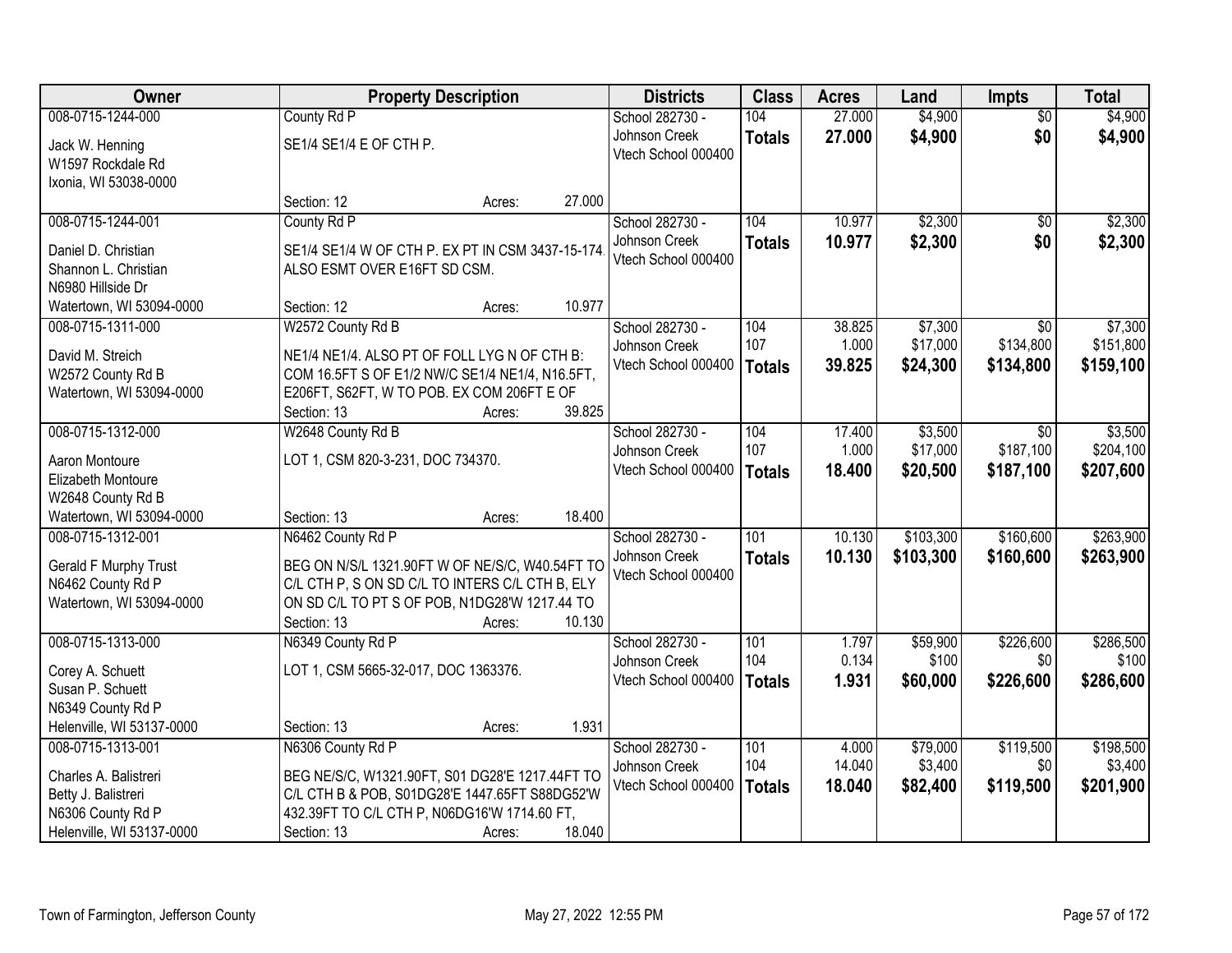| Owner | Property Description | Districts | Class | Acres | Land | Impts | Total |
|---|---|---|---|---|---|---|---|
| 008-0715-1244-000<br><br>Jack W. Henning<br>W1597 Rockdale Rd<br>Ixonia, WI 53038-0000 | County Rd P<br><br>SE1/4 SE1/4 E OF CTH P.<br><br>Section: 12 Acres: 27.000 | School 282730 - Johnson Creek<br>Vtech School 000400 | 104<br>**Totals** | 27.000<br>**27.000** | $4,900<br>**$4,900** | $0<br>**$0** | $4,900<br>**$4,900** |
| 008-0715-1244-001<br><br>Daniel D. Christian<br>Shannon L. Christian<br>N6980 Hillside Dr<br>Watertown, WI 53094-0000 | County Rd P<br><br>SE1/4 SE1/4 W OF CTH P. EX PT IN CSM 3437-15-174. ALSO ESMT OVER E16FT SD CSM.<br><br>Section: 12 Acres: 10.977 | School 282730 - Johnson Creek<br>Vtech School 000400 | 104<br>**Totals** | 10.977<br>**10.977** | $2,300<br>**$2,300** | $0<br>**$0** | $2,300<br>**$2,300** |
| 008-0715-1311-000<br><br>David M. Streich<br>W2572 County Rd B<br>Watertown, WI 53094-0000 | W2572 County Rd B<br><br>NE1/4 NE1/4. ALSO PT OF FOLL LYG N OF CTH B: COM 16.5FT S OF E1/2 NW/C SE1/4 NE1/4, N16.5FT, E206FT, S62FT, W TO POB. EX COM 206FT E OF<br><br>Section: 13 Acres: 39.825 | School 282730 - Johnson Creek<br>Vtech School 000400 | 104<br>107<br>**Totals** | 38.825<br>1.000<br>**39.825** | $7,300<br>$17,000<br>**$24,300** | $0<br>$134,800<br>**$134,800** | $7,300<br>$151,800<br>**$159,100** |
| 008-0715-1312-000<br><br>Aaron Montoure<br>Elizabeth Montoure<br>W2648 County Rd B<br>Watertown, WI 53094-0000 | W2648 County Rd B<br><br>LOT 1, CSM 820-3-231, DOC 734370.<br><br>Section: 13 Acres: 18.400 | School 282730 - Johnson Creek<br>Vtech School 000400 | 104<br>107<br>**Totals** | 17.400<br>1.000<br>**18.400** | $3,500<br>$17,000<br>**$20,500** | $0<br>$187,100<br>**$187,100** | $3,500<br>$204,100<br>**$207,600** |
| 008-0715-1312-001<br><br>Gerald F Murphy Trust<br>N6462 County Rd P<br>Watertown, WI 53094-0000 | N6462 County Rd P<br><br>BEG ON N/S/L 1321.90FT W OF NE/S/C, W40.54FT TO C/L CTH P, S ON SD C/L TO INTERS C/L CTH B, ELY ON SD C/L TO PT S OF POB, N1DG28'W 1217.44 TO<br><br>Section: 13 Acres: 10.130 | School 282730 - Johnson Creek<br>Vtech School 000400 | 101<br>**Totals** | 10.130<br>**10.130** | $103,300<br>**$103,300** | $160,600<br>**$160,600** | $263,900<br>**$263,900** |
| 008-0715-1313-000<br><br>Corey A. Schuett<br>Susan P. Schuett<br>N6349 County Rd P<br>Helenville, WI 53137-0000 | N6349 County Rd P<br><br>LOT 1, CSM 5665-32-017, DOC 1363376.<br><br>Section: 13 Acres: 1.931 | School 282730 - Johnson Creek<br>Vtech School 000400 | 101<br>104<br>**Totals** | 1.797<br>0.134<br>**1.931** | $59,900<br>$100<br>**$60,000** | $226,600<br>$0<br>**$226,600** | $286,500<br>$100<br>**$286,600** |
| 008-0715-1313-001<br><br>Charles A. Balistreri<br>Betty J. Balistreri<br>N6306 County Rd P<br>Helenville, WI 53137-0000 | N6306 County Rd P<br><br>BEG NE/S/C, W1321.90FT, S01 DG28'E 1217.44FT TO C/L CTH B & POB, S01DG28'E 1447.65FT S88DG52'W 432.39FT TO C/L CTH P, N06DG16'W 1714.60 FT,<br><br>Section: 13 Acres: 18.040 | School 282730 - Johnson Creek<br>Vtech School 000400 | 101<br>104<br>**Totals** | 4.000<br>14.040<br>**18.040** | $79,000<br>$3,400<br>**$82,400** | $119,500<br>$0<br>**$119,500** | $198,500<br>$3,400<br>**$201,900** |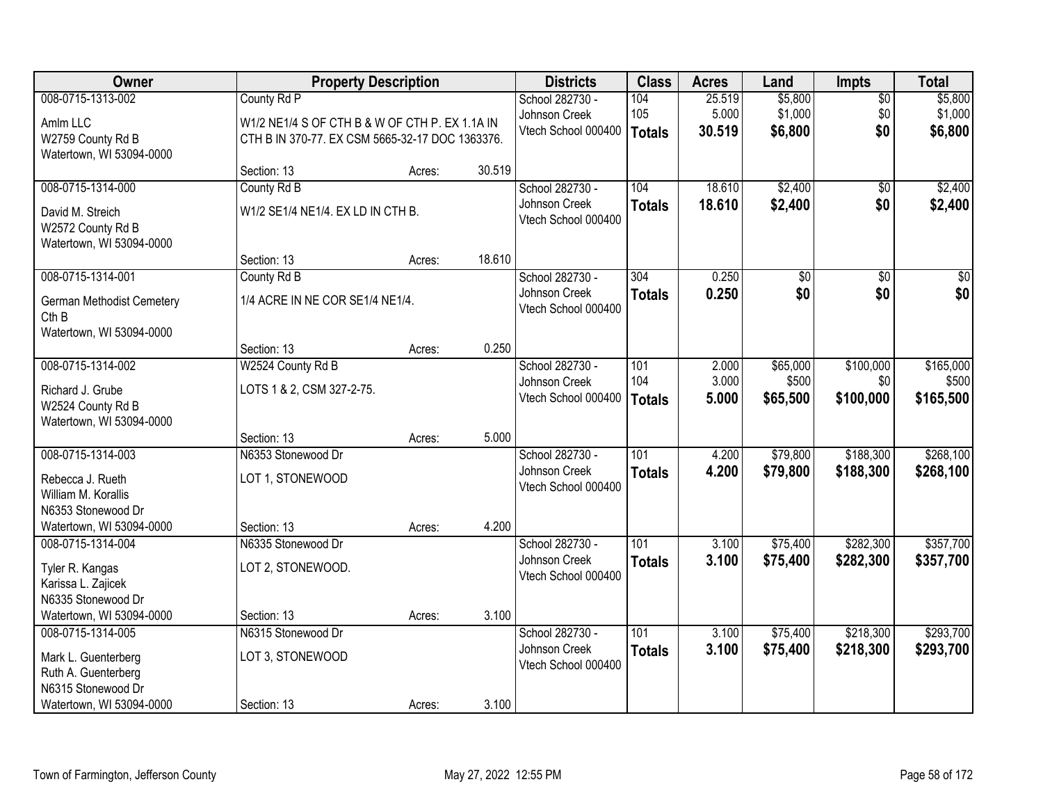| Owner | Property Description | | | Districts | Class | Acres | Land | Impts | Total |
|---|---|---|---|---|---|---|---|---|---|
| 008-0715-1313-002<br>Amlm LLC<br>W2759 County Rd B<br>Watertown, WI 53094-0000 | County Rd P<br>W1/2 NE1/4 S OF CTH B & W OF CTH P. EX 1.1A IN CTH B IN 370-77. EX CSM 5665-32-17 DOC 1363376.<br>Section: 13 | Acres: | 30.519 | School 282730 - Johnson Creek<br>Vtech School 000400 | 104<br>105<br>**Totals** | 25.519<br>5.000<br>**30.519** | $5,800<br>$1,000<br>**$6,800** | $0<br>$0<br>**$0** | $5,800<br>$1,000<br>**$6,800** |
| 008-0715-1314-000<br>David M. Streich<br>W2572 County Rd B<br>Watertown, WI 53094-0000 | County Rd B<br>W1/2 SE1/4 NE1/4. EX LD IN CTH B.<br>Section: 13 | Acres: | 18.610 | School 282730 - Johnson Creek<br>Vtech School 000400 | 104<br>**Totals** | 18.610<br>**18.610** | $2,400<br>**$2,400** | $0<br>**$0** | $2,400<br>**$2,400** |
| 008-0715-1314-001<br>German Methodist Cemetery<br>Cth B<br>Watertown, WI 53094-0000 | County Rd B<br>1/4 ACRE IN NE COR SE1/4 NE1/4.<br>Section: 13 | Acres: | 0.250 | School 282730 - Johnson Creek<br>Vtech School 000400 | 304<br>**Totals** | 0.250<br>**0.250** | $0<br>**$0** | $0<br>**$0** | $0<br>**$0** |
| 008-0715-1314-002<br>Richard J. Grube<br>W2524 County Rd B<br>Watertown, WI 53094-0000 | W2524 County Rd B<br>LOTS 1 & 2, CSM 327-2-75.<br>Section: 13 | Acres: | 5.000 | School 282730 - Johnson Creek<br>Vtech School 000400 | 101<br>104<br>**Totals** | 2.000<br>3.000<br>**5.000** | $65,000<br>$500<br>**$65,500** | $100,000<br>$0<br>**$100,000** | $165,000<br>$500<br>**$165,500** |
| 008-0715-1314-003<br>Rebecca J. Rueth<br>William M. Korallis<br>N6353 Stonewood Dr<br>Watertown, WI 53094-0000 | N6353 Stonewood Dr<br>LOT 1, STONEWOOD<br>Section: 13 | Acres: | 4.200 | School 282730 - Johnson Creek<br>Vtech School 000400 | 101<br>**Totals** | 4.200<br>**4.200** | $79,800<br>**$79,800** | $188,300<br>**$188,300** | $268,100<br>**$268,100** |
| 008-0715-1314-004<br>Tyler R. Kangas<br>Karissa L. Zajicek<br>N6335 Stonewood Dr<br>Watertown, WI 53094-0000 | N6335 Stonewood Dr<br>LOT 2, STONEWOOD.<br>Section: 13 | Acres: | 3.100 | School 282730 - Johnson Creek<br>Vtech School 000400 | 101<br>**Totals** | 3.100<br>**3.100** | $75,400<br>**$75,400** | $282,300<br>**$282,300** | $357,700<br>**$357,700** |
| 008-0715-1314-005<br>Mark L. Guenterberg<br>Ruth A. Guenterberg<br>N6315 Stonewood Dr<br>Watertown, WI 53094-0000 | N6315 Stonewood Dr<br>LOT 3, STONEWOOD<br>Section: 13 | Acres: | 3.100 | School 282730 - Johnson Creek<br>Vtech School 000400 | 101<br>**Totals** | 3.100<br>**3.100** | $75,400<br>**$75,400** | $218,300<br>**$218,300** | $293,700<br>**$293,700** |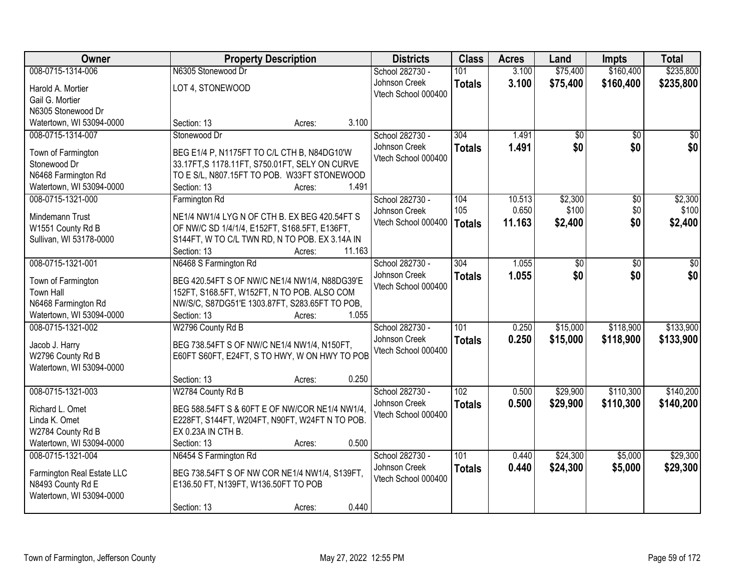| Owner | Property Description | Districts | Class | Acres | Land | Impts | Total |
|---|---|---|---|---|---|---|---|
| 008-0715-1314-006<br>Harold A. Mortier<br>Gail G. Mortier<br>N6305 Stonewood Dr<br>Watertown, WI 53094-0000 | N6305 Stonewood Dr<br>LOT 4, STONEWOOD<br>Section: 13 Acres: 3.100 | School 282730 - Johnson Creek<br>Vtech School 000400 | 101<br>**Totals** | 3.100<br>**3.100** | $75,400<br>**$75,400** | $160,400<br>**$160,400** | $235,800<br>**$235,800** |
| 008-0715-1314-007<br>Town of Farmington<br>Stonewood Dr<br>N6468 Farmington Rd<br>Watertown, WI 53094-0000 | Stonewood Dr<br>BEG E1/4 P, N1175FT TO C/L CTH B, N84DG10'W 33.17FT,S 1178.11FT, S750.01FT, SELY ON CURVE TO E S/L, N807.15FT TO POB. W33FT STONEWOOD<br>Section: 13 Acres: 1.491 | School 282730 - Johnson Creek<br>Vtech School 000400 | 304<br>**Totals** | 1.491<br>**1.491** | $0<br>**$0** | $0<br>**$0** | $0<br>**$0** |
| 008-0715-1321-000<br>Mindemann Trust<br>W1551 County Rd B<br>Sullivan, WI 53178-0000 | Farmington Rd<br>NE1/4 NW1/4 LYG N OF CTH B. EX BEG 420.54FT S OF NW/C SD 1/4/1/4, E152FT, S168.5FT, E136FT, S144FT, W TO C/L TWN RD, N TO POB. EX 3.14A IN<br>Section: 13 Acres: 11.163 | School 282730 - Johnson Creek<br>Vtech School 000400 | 104<br>105<br>**Totals** | 10.513<br>0.650<br>**11.163** | $2,300<br>$100<br>**$2,400** | $0<br>$0<br>**$0** | $2,300<br>$100<br>**$2,400** |
| 008-0715-1321-001<br>Town of Farmington<br>Town Hall<br>N6468 Farmington Rd<br>Watertown, WI 53094-0000 | N6468 S Farmington Rd<br>BEG 420.54FT S OF NW/C NE1/4 NW1/4, N88DG39'E 152FT, S168.5FT, W152FT, N TO POB. ALSO COM NW/S/C, S87DG51'E 1303.87FT, S283.65FT TO POB,<br>Section: 13 Acres: 1.055 | School 282730 - Johnson Creek<br>Vtech School 000400 | 304<br>**Totals** | 1.055<br>**1.055** | $0<br>**$0** | $0<br>**$0** | $0<br>**$0** |
| 008-0715-1321-002<br>Jacob J. Harry<br>W2796 County Rd B<br>Watertown, WI 53094-0000 | W2796 County Rd B<br>BEG 738.54FT S OF NW/C NE1/4 NW1/4, N150FT, E60FT S60FT, E24FT, S TO HWY, W ON HWY TO POB<br>Section: 13 Acres: 0.250 | School 282730 - Johnson Creek<br>Vtech School 000400 | 101<br>**Totals** | 0.250<br>**0.250** | $15,000<br>**$15,000** | $118,900<br>**$118,900** | $133,900<br>**$133,900** |
| 008-0715-1321-003<br>Richard L. Omet<br>Linda K. Omet<br>W2784 County Rd B<br>Watertown, WI 53094-0000 | W2784 County Rd B<br>BEG 588.54FT S & 60FT E OF NW/COR NE1/4 NW1/4, E228FT, S144FT, W204FT, N90FT, W24FT N TO POB. EX 0.23A IN CTH B.<br>Section: 13 Acres: 0.500 | School 282730 - Johnson Creek<br>Vtech School 000400 | 102<br>**Totals** | 0.500<br>**0.500** | $29,900<br>**$29,900** | $110,300<br>**$110,300** | $140,200<br>**$140,200** |
| 008-0715-1321-004<br>Farmington Real Estate LLC<br>N8493 County Rd E<br>Watertown, WI 53094-0000 | N6454 S Farmington Rd<br>BEG 738.54FT S OF NW COR NE1/4 NW1/4, S139FT, E136.50 FT, N139FT, W136.50FT TO POB<br>Section: 13 Acres: 0.440 | School 282730 - Johnson Creek<br>Vtech School 000400 | 101<br>**Totals** | 0.440<br>**0.440** | $24,300<br>**$24,300** | $5,000<br>**$5,000** | $29,300<br>**$29,300** |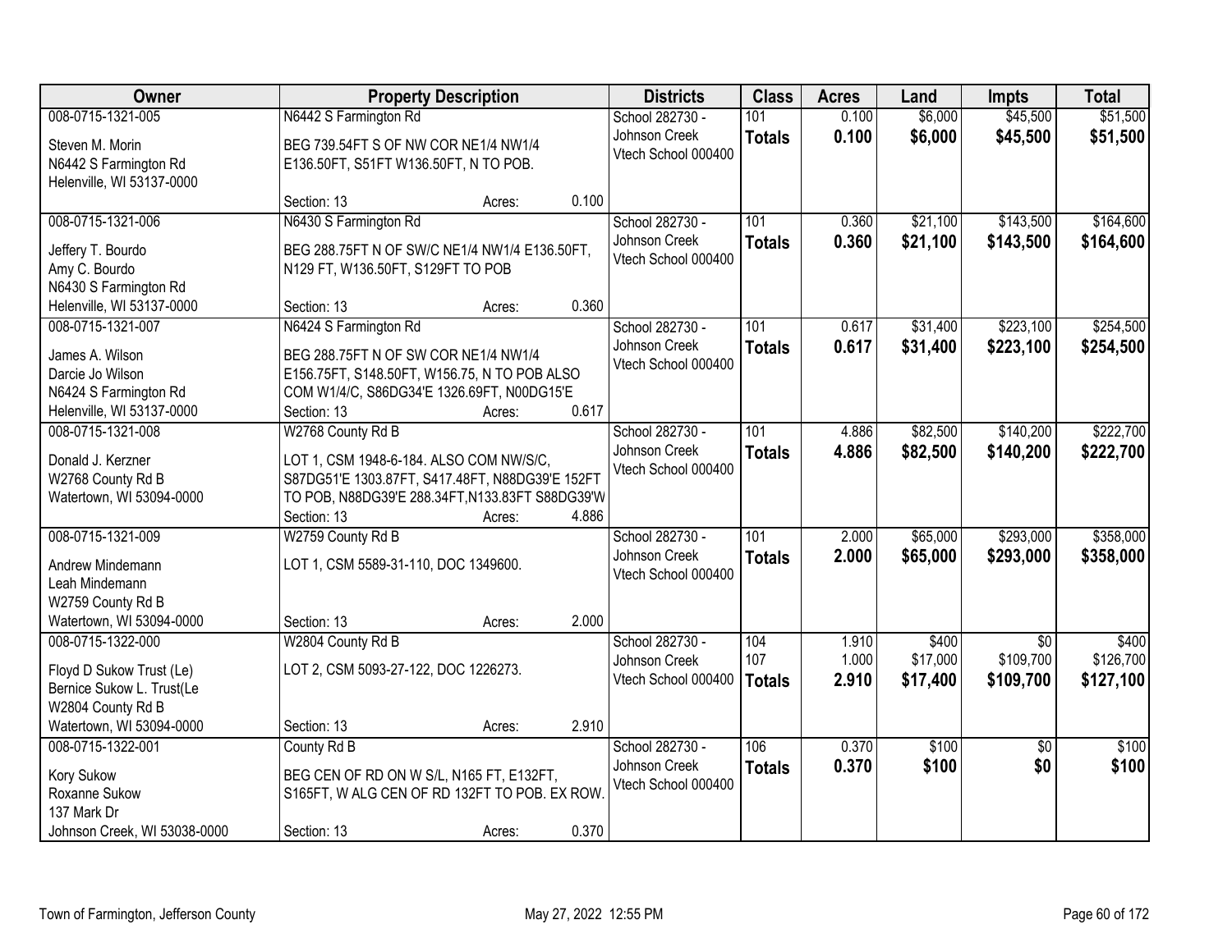| Owner | Property Description | Districts | Class | Acres | Land | Impts | Total |
|---|---|---|---|---|---|---|---|
| 008-0715-1321-005<br>Steven M. Morin<br>N6442 S Farmington Rd<br>Helenville, WI 53137-0000 | N6442 S Farmington Rd<br>BEG 739.54FT S OF NW COR NE1/4 NW1/4 E136.50FT, S51FT W136.50FT, N TO POB.<br>Section: 13 Acres: 0.100 | School 282730 - Johnson Creek<br>Vtech School 000400 | 101<br>**Totals** | 0.100<br>**0.100** | $6,000<br>**$6,000** | $45,500<br>**$45,500** | $51,500<br>**$51,500** |
| 008-0715-1321-006<br>Jeffery T. Bourdo<br>Amy C. Bourdo<br>N6430 S Farmington Rd<br>Helenville, WI 53137-0000 | N6430 S Farmington Rd<br>BEG 288.75FT N OF SW/C NE1/4 NW1/4 E136.50FT, N129 FT, W136.50FT, S129FT TO POB<br>Section: 13 Acres: 0.360 | School 282730 - Johnson Creek<br>Vtech School 000400 | 101<br>**Totals** | 0.360<br>**0.360** | $21,100<br>**$21,100** | $143,500<br>**$143,500** | $164,600<br>**$164,600** |
| 008-0715-1321-007<br>James A. Wilson<br>Darcie Jo Wilson<br>N6424 S Farmington Rd<br>Helenville, WI 53137-0000 | N6424 S Farmington Rd<br>BEG 288.75FT N OF SW COR NE1/4 NW1/4 E156.75FT, S148.50FT, W156.75, N TO POB ALSO COM W1/4/C, S86DG34'E 1326.69FT, N00DG15'E<br>Section: 13 Acres: 0.617 | School 282730 - Johnson Creek<br>Vtech School 000400 | 101<br>**Totals** | 0.617<br>**0.617** | $31,400<br>**$31,400** | $223,100<br>**$223,100** | $254,500<br>**$254,500** |
| 008-0715-1321-008<br>Donald J. Kerzner<br>W2768 County Rd B<br>Watertown, WI 53094-0000 | W2768 County Rd B<br>LOT 1, CSM 1948-6-184. ALSO COM NW/S/C, S87DG51'E 1303.87FT, S417.48FT, N88DG39'E 152FT TO POB, N88DG39'E 288.34FT,N133.83FT S88DG39'W<br>Section: 13 Acres: 4.886 | School 282730 - Johnson Creek<br>Vtech School 000400 | 101<br>**Totals** | 4.886<br>**4.886** | $82,500<br>**$82,500** | $140,200<br>**$140,200** | $222,700<br>**$222,700** |
| 008-0715-1321-009<br>Andrew Mindemann<br>Leah Mindemann<br>W2759 County Rd B<br>Watertown, WI 53094-0000 | W2759 County Rd B<br>LOT 1, CSM 5589-31-110, DOC 1349600.<br>Section: 13 Acres: 2.000 | School 282730 - Johnson Creek<br>Vtech School 000400 | 101<br>**Totals** | 2.000<br>**2.000** | $65,000<br>**$65,000** | $293,000<br>**$293,000** | $358,000<br>**$358,000** |
| 008-0715-1322-000<br>Floyd D Sukow Trust (Le)<br>Bernice Sukow L. Trust(Le<br>W2804 County Rd B<br>Watertown, WI 53094-0000 | W2804 County Rd B<br>LOT 2, CSM 5093-27-122, DOC 1226273.<br>Section: 13 Acres: 2.910 | School 282730 - Johnson Creek<br>Vtech School 000400 | 104<br>107<br>**Totals** | 1.910<br>1.000<br>**2.910** | $400<br>$17,000<br>**$17,400** | $0<br>$109,700<br>**$109,700** | $400<br>$126,700<br>**$127,100** |
| 008-0715-1322-001<br>Kory Sukow<br>Roxanne Sukow<br>137 Mark Dr<br>Johnson Creek, WI 53038-0000 | County Rd B<br>BEG CEN OF RD ON W S/L, N165 FT, E132FT, S165FT, W ALG CEN OF RD 132FT TO POB. EX ROW.<br>Section: 13 Acres: 0.370 | School 282730 - Johnson Creek<br>Vtech School 000400 | 106<br>**Totals** | 0.370<br>**0.370** | $100<br>**$100** | $0<br>**$0** | $100<br>**$100** |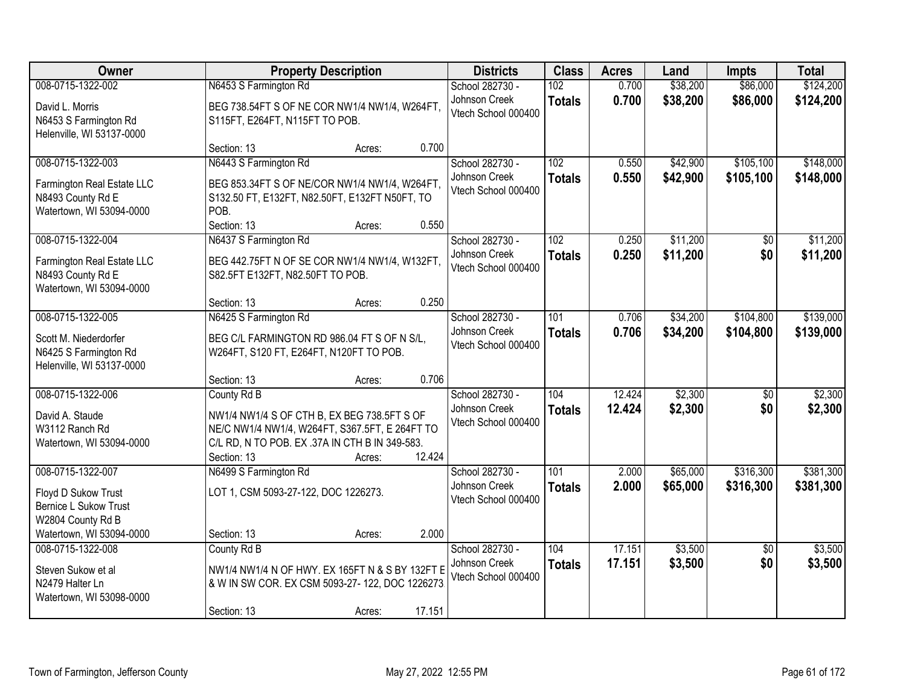| Owner | Property Description | | | Districts | Class | Acres | Land | Impts | Total |
|---|---|---|---|---|---|---|---|---|---|
| 008-0715-1322-002<br>David L. Morris<br>N6453 S Farmington Rd<br>Helenville, WI 53137-0000 | N6453 S Farmington Rd<br>BEG 738.54FT S OF NE COR NW1/4 NW1/4, W264FT, S115FT, E264FT, N115FT TO POB.<br>Section: 13 | Acres: | 0.700 | School 282730 - Johnson Creek<br>Vtech School 000400 | 102<br>**Totals** | 0.700<br>**0.700** | $38,200<br>**$38,200** | $86,000<br>**$86,000** | $124,200<br>**$124,200** |
| 008-0715-1322-003<br>Farmington Real Estate LLC<br>N8493 County Rd E<br>Watertown, WI 53094-0000 | N6443 S Farmington Rd<br>BEG 853.34FT S OF NE/COR NW1/4 NW1/4, W264FT, S132.50 FT, E132FT, N82.50FT, E132FT N50FT, TO POB.<br>Section: 13 | Acres: | 0.550 | School 282730 - Johnson Creek<br>Vtech School 000400 | 102<br>**Totals** | 0.550<br>**0.550** | $42,900<br>**$42,900** | $105,100<br>**$105,100** | $148,000<br>**$148,000** |
| 008-0715-1322-004<br>Farmington Real Estate LLC<br>N8493 County Rd E<br>Watertown, WI 53094-0000 | N6437 S Farmington Rd<br>BEG 442.75FT N OF SE COR NW1/4 NW1/4, W132FT, S82.5FT E132FT, N82.50FT TO POB.<br>Section: 13 | Acres: | 0.250 | School 282730 - Johnson Creek<br>Vtech School 000400 | 102<br>**Totals** | 0.250<br>**0.250** | $11,200<br>**$11,200** | $0<br>**$0** | $11,200<br>**$11,200** |
| 008-0715-1322-005<br>Scott M. Niederdorfer<br>N6425 S Farmington Rd<br>Helenville, WI 53137-0000 | N6425 S Farmington Rd<br>BEG C/L FARMINGTON RD 986.04 FT S OF N S/L, W264FT, S120 FT, E264FT, N120FT TO POB.<br>Section: 13 | Acres: | 0.706 | School 282730 - Johnson Creek<br>Vtech School 000400 | 101<br>**Totals** | 0.706<br>**0.706** | $34,200<br>**$34,200** | $104,800<br>**$104,800** | $139,000<br>**$139,000** |
| 008-0715-1322-006<br>David A. Staude<br>W3112 Ranch Rd<br>Watertown, WI 53094-0000 | County Rd B<br>NW1/4 NW1/4 S OF CTH B, EX BEG 738.5FT S OF NE/C NW1/4 NW1/4, W264FT, S367.5FT, E 264FT TO C/L RD, N TO POB. EX .37A IN CTH B IN 349-583.<br>Section: 13 | Acres: | 12.424 | School 282730 - Johnson Creek<br>Vtech School 000400 | 104<br>**Totals** | 12.424<br>**12.424** | $2,300<br>**$2,300** | $0<br>**$0** | $2,300<br>**$2,300** |
| 008-0715-1322-007<br>Floyd D Sukow Trust<br>Bernice L Sukow Trust<br>W2804 County Rd B<br>Watertown, WI 53094-0000 | N6499 S Farmington Rd<br>LOT 1, CSM 5093-27-122, DOC 1226273.<br>Section: 13 | Acres: | 2.000 | School 282730 - Johnson Creek<br>Vtech School 000400 | 101<br>**Totals** | 2.000<br>**2.000** | $65,000<br>**$65,000** | $316,300<br>**$316,300** | $381,300<br>**$381,300** |
| 008-0715-1322-008<br>Steven Sukow et al<br>N2479 Halter Ln<br>Watertown, WI 53098-0000 | County Rd B<br>NW1/4 NW1/4 N OF HWY. EX 165FT N & S BY 132FT E & W IN SW COR. EX CSM 5093-27- 122, DOC 1226273.<br>Section: 13 | Acres: | 17.151 | School 282730 - Johnson Creek<br>Vtech School 000400 | 104<br>**Totals** | 17.151<br>**17.151** | $3,500<br>**$3,500** | $0<br>**$0** | $3,500<br>**$3,500** |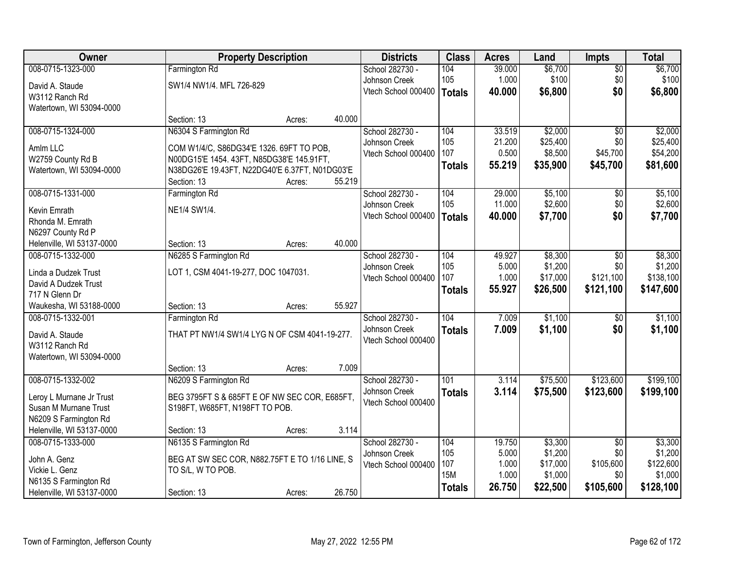| Owner | Property Description | | | Districts | Class | Acres | Land | Impts | Total |
|---|---|---|---|---|---|---|---|---|---|
| 008-0715-1323-000 | Farmington Rd | | | School 282730 - | 104 | 39.000 | $6,700 | $0 | $6,700 |
| David A. Staude | SW1/4 NW1/4. MFL 726-829 | | | Johnson Creek | 105 | 1.000 | $100 | $0 | $100 |
| W3112 Ranch Rd | | | | Vtech School 000400 | **Totals** | **40.000** | **$6,800** | **$0** | **$6,800** |
| Watertown, WI 53094-0000 | | | | | | | | | |
| | Section: 13 | Acres: | 40.000 | | | | | | |
| 008-0715-1324-000 | N6304 S Farmington Rd | | | School 282730 - | 104 | 33.519 | $2,000 | $0 | $2,000 |
| Amlm LLC | COM W1/4/C, S86DG34'E 1326. 69FT TO POB, | | | Johnson Creek | 105 | 21.200 | $25,400 | $0 | $25,400 |
| W2759 County Rd B | N00DG15'E 1454. 43FT, N85DG38'E 145.91FT, | | | Vtech School 000400 | 107 | 0.500 | $8,500 | $45,700 | $54,200 |
| Watertown, WI 53094-0000 | N38DG26'E 19.43FT, N22DG40'E 6.37FT, N01DG03'E | | | | **Totals** | **55.219** | **$35,900** | **$45,700** | **$81,600** |
| | Section: 13 | Acres: | 55.219 | | | | | | |
| 008-0715-1331-000 | Farmington Rd | | | School 282730 - | 104 | 29.000 | $5,100 | $0 | $5,100 |
| Kevin Emrath | NE1/4 SW1/4. | | | Johnson Creek | 105 | 11.000 | $2,600 | $0 | $2,600 |
| Rhonda M. Emrath | | | | Vtech School 000400 | **Totals** | **40.000** | **$7,700** | **$0** | **$7,700** |
| N6297 County Rd P | | | | | | | | | |
| Helenville, WI 53137-0000 | Section: 13 | Acres: | 40.000 | | | | | | |
| 008-0715-1332-000 | N6285 S Farmington Rd | | | School 282730 - | 104 | 49.927 | $8,300 | $0 | $8,300 |
| Linda a Dudzek Trust | LOT 1, CSM 4041-19-277, DOC 1047031. | | | Johnson Creek | 105 | 5.000 | $1,200 | $0 | $1,200 |
| David A Dudzek Trust | | | | Vtech School 000400 | 107 | 1.000 | $17,000 | $121,100 | $138,100 |
| 717 N Glenn Dr | | | | | **Totals** | **55.927** | **$26,500** | **$121,100** | **$147,600** |
| Waukesha, WI 53188-0000 | Section: 13 | Acres: | 55.927 | | | | | | |
| 008-0715-1332-001 | Farmington Rd | | | School 282730 - | 104 | 7.009 | $1,100 | $0 | $1,100 |
| David A. Staude | THAT PT NW1/4 SW1/4 LYG N OF CSM 4041-19-277. | | | Johnson Creek | **Totals** | **7.009** | **$1,100** | **$0** | **$1,100** |
| W3112 Ranch Rd | | | | Vtech School 000400 | | | | | |
| Watertown, WI 53094-0000 | | | | | | | | | |
| | Section: 13 | Acres: | 7.009 | | | | | | |
| 008-0715-1332-002 | N6209 S Farmington Rd | | | School 282730 - | 101 | 3.114 | $75,500 | $123,600 | $199,100 |
| Leroy L Murnane Jr Trust | BEG 3795FT S & 685FT E OF NW SEC COR, E685FT, | | | Johnson Creek | **Totals** | **3.114** | **$75,500** | **$123,600** | **$199,100** |
| Susan M Murnane Trust | S198FT, W685FT, N198FT TO POB. | | | Vtech School 000400 | | | | | |
| N6209 S Farmington Rd | | | | | | | | | |
| Helenville, WI 53137-0000 | Section: 13 | Acres: | 3.114 | | | | | | |
| 008-0715-1333-000 | N6135 S Farmington Rd | | | School 282730 - | 104 | 19.750 | $3,300 | $0 | $3,300 |
| John A. Genz | BEG AT SW SEC COR, N882.75FT E TO 1/16 LINE, S | | | Johnson Creek | 105 | 5.000 | $1,200 | $0 | $1,200 |
| Vickie L. Genz | TO S/L, W TO POB. | | | Vtech School 000400 | 107 | 1.000 | $17,000 | $105,600 | $122,600 |
| N6135 S Farmington Rd | | | | | 15M | 1.000 | $1,000 | $0 | $1,000 |
| Helenville, WI 53137-0000 | Section: 13 | Acres: | 26.750 | | **Totals** | **26.750** | **$22,500** | **$105,600** | **$128,100** |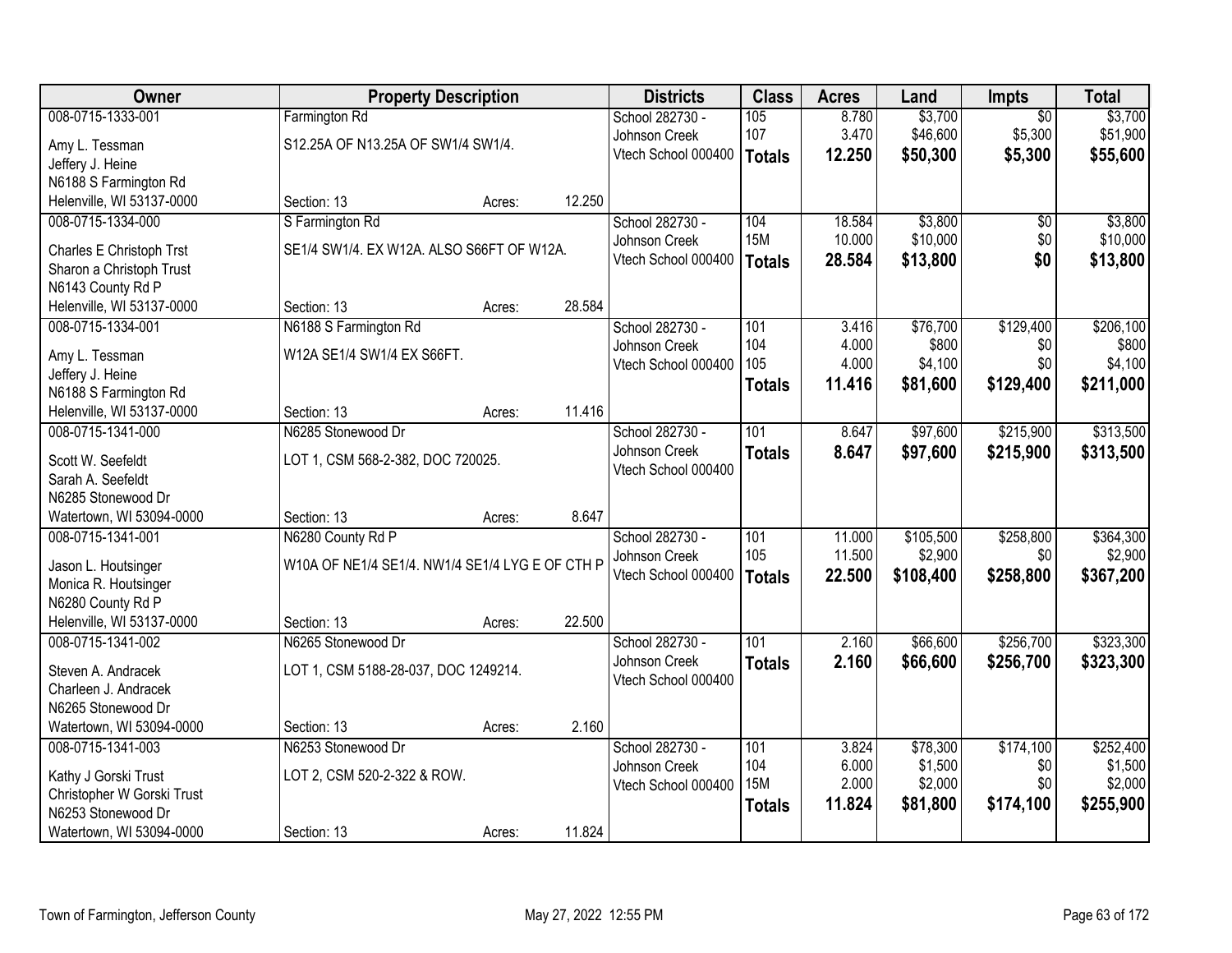| Owner | Property Description | Districts | Class | Acres | Land | Impts | Total |
|---|---|---|---|---|---|---|---|
| 008-0715-1333-001<br>Amy L. Tessman<br>Jeffery J. Heine<br>N6188 S Farmington Rd<br>Helenville, WI 53137-0000 | Farmington Rd<br>S12.25A OF N13.25A OF SW1/4 SW1/4.<br>Section: 13 Acres: 12.250 | School 282730 - Johnson Creek<br>Vtech School 000400 | 105<br>107<br>**Totals** | 8.780<br>3.470<br>**12.250** | $3,700<br>$46,600<br>**$50,300** | $0<br>$5,300<br>**$5,300** | $3,700<br>$51,900<br>**$55,600** |
| 008-0715-1334-000<br>Charles E Christoph Trst<br>Sharon a Christoph Trust<br>N6143 County Rd P<br>Helenville, WI 53137-0000 | S Farmington Rd<br>SE1/4 SW1/4. EX W12A. ALSO S66FT OF W12A.<br>Section: 13 Acres: 28.584 | School 282730 - Johnson Creek<br>Vtech School 000400 | 104<br>15M<br>**Totals** | 18.584<br>10.000<br>**28.584** | $3,800<br>$10,000<br>**$13,800** | $0<br>$0<br>**$0** | $3,800<br>$10,000<br>**$13,800** |
| 008-0715-1334-001<br>Amy L. Tessman<br>Jeffery J. Heine<br>N6188 S Farmington Rd<br>Helenville, WI 53137-0000 | N6188 S Farmington Rd<br>W12A SE1/4 SW1/4 EX S66FT.<br>Section: 13 Acres: 11.416 | School 282730 - Johnson Creek<br>Vtech School 000400 | 101<br>104<br>105<br>**Totals** | 3.416<br>4.000<br>4.000<br>**11.416** | $76,700<br>$800<br>$4,100<br>**$81,600** | $129,400<br>$0<br>$0<br>**$129,400** | $206,100<br>$800<br>$4,100<br>**$211,000** |
| 008-0715-1341-000<br>Scott W. Seefeldt<br>Sarah A. Seefeldt<br>N6285 Stonewood Dr<br>Watertown, WI 53094-0000 | N6285 Stonewood Dr<br>LOT 1, CSM 568-2-382, DOC 720025.<br>Section: 13 Acres: 8.647 | School 282730 - Johnson Creek<br>Vtech School 000400 | 101<br>**Totals** | 8.647<br>**8.647** | $97,600<br>**$97,600** | $215,900<br>**$215,900** | $313,500<br>**$313,500** |
| 008-0715-1341-001<br>Jason L. Houtsinger<br>Monica R. Houtsinger<br>N6280 County Rd P<br>Helenville, WI 53137-0000 | N6280 County Rd P<br>W10A OF NE1/4 SE1/4. NW1/4 SE1/4 LYG E OF CTH P<br>Section: 13 Acres: 22.500 | School 282730 - Johnson Creek<br>Vtech School 000400 | 101<br>105<br>**Totals** | 11.000<br>11.500<br>**22.500** | $105,500<br>$2,900<br>**$108,400** | $258,800<br>$0<br>**$258,800** | $364,300<br>$2,900<br>**$367,200** |
| 008-0715-1341-002<br>Steven A. Andracek<br>Charleen J. Andracek<br>N6265 Stonewood Dr<br>Watertown, WI 53094-0000 | N6265 Stonewood Dr<br>LOT 1, CSM 5188-28-037, DOC 1249214.<br>Section: 13 Acres: 2.160 | School 282730 - Johnson Creek<br>Vtech School 000400 | 101<br>**Totals** | 2.160<br>**2.160** | $66,600<br>**$66,600** | $256,700<br>**$256,700** | $323,300<br>**$323,300** |
| 008-0715-1341-003<br>Kathy J Gorski Trust<br>Christopher W Gorski Trust<br>N6253 Stonewood Dr<br>Watertown, WI 53094-0000 | N6253 Stonewood Dr<br>LOT 2, CSM 520-2-322 & ROW.<br>Section: 13 Acres: 11.824 | School 282730 - Johnson Creek<br>Vtech School 000400 | 101<br>104<br>15M<br>**Totals** | 3.824<br>6.000<br>2.000<br>**11.824** | $78,300<br>$1,500<br>$2,000<br>**$81,800** | $174,100<br>$0<br>$0<br>**$174,100** | $252,400<br>$1,500<br>$2,000<br>**$255,900** |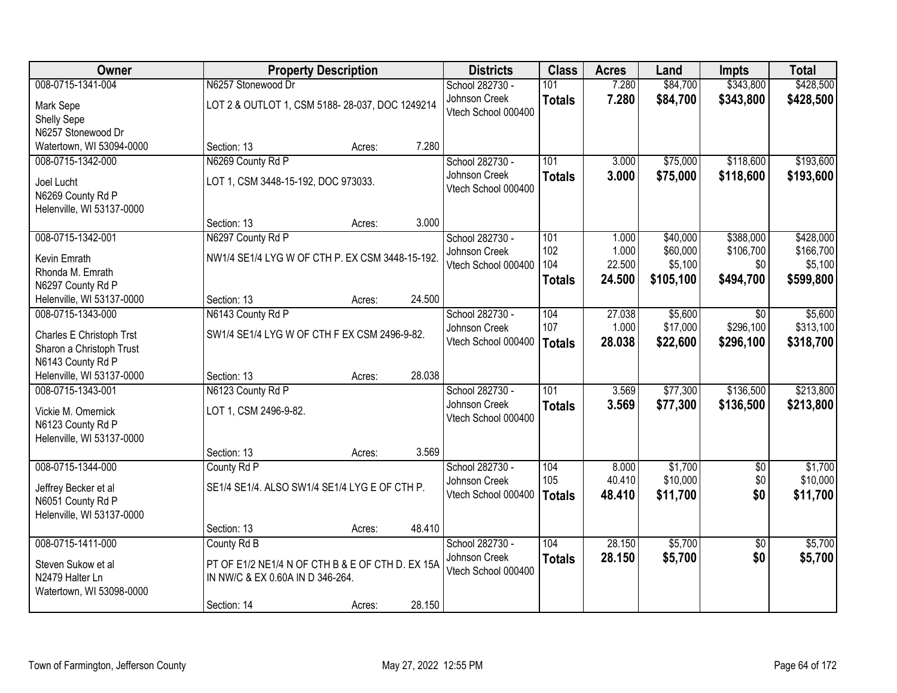| Owner | Property Description | Districts | Class | Acres | Land | Impts | Total |
|---|---|---|---|---|---|---|---|
| 008-0715-1341-004<br>Mark Sepe<br>Shelly Sepe<br>N6257 Stonewood Dr<br>Watertown, WI 53094-0000 | N6257 Stonewood Dr<br>LOT 2 & OUTLOT 1, CSM 5188- 28-037, DOC 1249214<br>Section: 13 Acres: 7.280 | School 282730 - Johnson Creek<br>Vtech School 000400 | 101<br>**Totals** | 7.280<br>**7.280** | $84,700<br>**$84,700** | $343,800<br>**$343,800** | $428,500<br>**$428,500** |
| 008-0715-1342-000<br>Joel Lucht<br>N6269 County Rd P<br>Helenville, WI 53137-0000 | N6269 County Rd P<br>LOT 1, CSM 3448-15-192, DOC 973033.<br>Section: 13 Acres: 3.000 | School 282730 - Johnson Creek<br>Vtech School 000400 | 101<br>**Totals** | 3.000<br>**3.000** | $75,000<br>**$75,000** | $118,600<br>**$118,600** | $193,600<br>**$193,600** |
| 008-0715-1342-001<br>Kevin Emrath<br>Rhonda M. Emrath<br>N6297 County Rd P<br>Helenville, WI 53137-0000 | N6297 County Rd P<br>NW1/4 SE1/4 LYG W OF CTH P. EX CSM 3448-15-192.<br>Section: 13 Acres: 24.500 | School 282730 - Johnson Creek<br>Vtech School 000400 | 101<br>102<br>104<br>**Totals** | 1.000<br>1.000<br>22.500<br>**24.500** | $40,000<br>$60,000<br>$5,100<br>**$105,100** | $388,000<br>$106,700<br>$0<br>**$494,700** | $428,000<br>$166,700<br>$5,100<br>**$599,800** |
| 008-0715-1343-000<br>Charles E Christoph Trst<br>Sharon a Christoph Trust<br>N6143 County Rd P<br>Helenville, WI 53137-0000 | N6143 County Rd P<br>SW1/4 SE1/4 LYG W OF CTH F EX CSM 2496-9-82.<br>Section: 13 Acres: 28.038 | School 282730 - Johnson Creek<br>Vtech School 000400 | 104<br>107<br>**Totals** | 27.038<br>1.000<br>**28.038** | $5,600<br>$17,000<br>**$22,600** | $0<br>$296,100<br>**$296,100** | $5,600<br>$313,100<br>**$318,700** |
| 008-0715-1343-001<br>Vickie M. Omernick<br>N6123 County Rd P<br>Helenville, WI 53137-0000 | N6123 County Rd P<br>LOT 1, CSM 2496-9-82.<br>Section: 13 Acres: 3.569 | School 282730 - Johnson Creek<br>Vtech School 000400 | 101<br>**Totals** | 3.569<br>**3.569** | $77,300<br>**$77,300** | $136,500<br>**$136,500** | $213,800<br>**$213,800** |
| 008-0715-1344-000<br>Jeffrey Becker et al<br>N6051 County Rd P<br>Helenville, WI 53137-0000 | County Rd P<br>SE1/4 SE1/4. ALSO SW1/4 SE1/4 LYG E OF CTH P.<br>Section: 13 Acres: 48.410 | School 282730 - Johnson Creek<br>Vtech School 000400 | 104<br>105<br>**Totals** | 8.000<br>40.410<br>**48.410** | $1,700<br>$10,000<br>**$11,700** | $0<br>$0<br>**$0** | $1,700<br>$10,000<br>**$11,700** |
| 008-0715-1411-000<br>Steven Sukow et al<br>N2479 Halter Ln<br>Watertown, WI 53098-0000 | County Rd B<br>PT OF E1/2 NE1/4 N OF CTH B & E OF CTH D. EX 15A IN NW/C & EX 0.60A IN D 346-264.<br>Section: 14 Acres: 28.150 | School 282730 - Johnson Creek<br>Vtech School 000400 | 104<br>**Totals** | 28.150<br>**28.150** | $5,700<br>**$5,700** | $0<br>**$0** | $5,700<br>**$5,700** |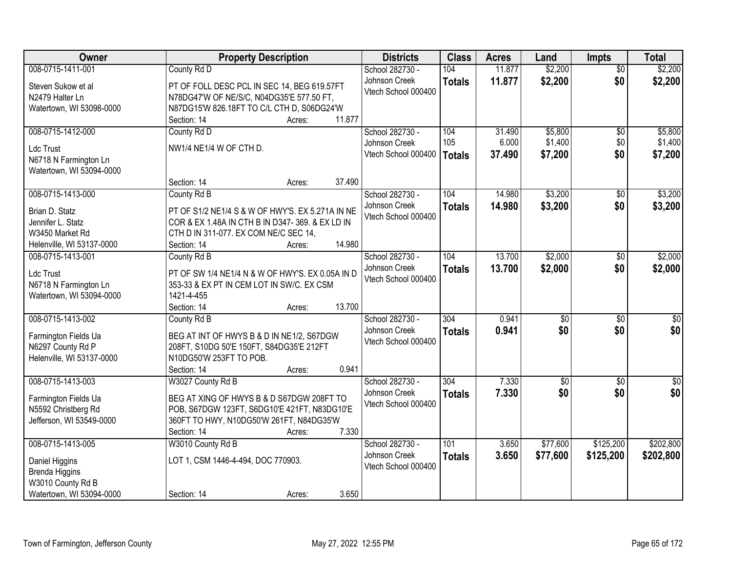| Owner | Property Description | Districts | Class | Acres | Land | Impts | Total |
|---|---|---|---|---|---|---|---|
| 008-0715-1411-001<br>Steven Sukow et al<br>N2479 Halter Ln<br>Watertown, WI 53098-0000 | County Rd D<br>PT OF FOLL DESC PCL IN SEC 14, BEG 619.57FT N78DG47'W OF NE/S/C, N04DG35'E 577.50 FT, N87DG15'W 826.18FT TO C/L CTH D, S06DG24'W<br>Section: 14 Acres: 11.877 | School 282730 - Johnson Creek<br>Vtech School 000400 | 104<br>**Totals** | 11.877<br>**11.877** | $2,200<br>**$2,200** | $0<br>**$0** | $2,200<br>**$2,200** |
| 008-0715-1412-000<br>Ldc Trust<br>N6718 N Farmington Ln<br>Watertown, WI 53094-0000 | County Rd D<br>NW1/4 NE1/4 W OF CTH D.<br>Section: 14 Acres: 37.490 | School 282730 - Johnson Creek<br>Vtech School 000400 | 104<br>105<br>**Totals** | 31.490<br>6.000<br>**37.490** | $5,800<br>$1,400<br>**$7,200** | $0<br>$0<br>**$0** | $5,800<br>$1,400<br>**$7,200** |
| 008-0715-1413-000<br>Brian D. Statz<br>Jennifer L. Statz<br>W3450 Market Rd<br>Helenville, WI 53137-0000 | County Rd B<br>PT OF S1/2 NE1/4 S & W OF HWY'S. EX 5.271A IN NE COR & EX 1.48A IN CTH B IN D347- 369. & EX LD IN CTH D IN 311-077. EX COM NE/C SEC 14,<br>Section: 14 Acres: 14.980 | School 282730 - Johnson Creek<br>Vtech School 000400 | 104<br>**Totals** | 14.980<br>**14.980** | $3,200<br>**$3,200** | $0<br>**$0** | $3,200<br>**$3,200** |
| 008-0715-1413-001<br>Ldc Trust<br>N6718 N Farmington Ln<br>Watertown, WI 53094-0000 | County Rd B<br>PT OF SW 1/4 NE1/4 N & W OF HWY'S. EX 0.05A IN D 353-33 & EX PT IN CEM LOT IN SW/C. EX CSM 1421-4-455<br>Section: 14 Acres: 13.700 | School 282730 - Johnson Creek<br>Vtech School 000400 | 104<br>**Totals** | 13.700<br>**13.700** | $2,000<br>**$2,000** | $0<br>**$0** | $2,000<br>**$2,000** |
| 008-0715-1413-002<br>Farmington Fields Ua<br>N6297 County Rd P<br>Helenville, WI 53137-0000 | County Rd B<br>BEG AT INT OF HWYS B & D IN NE1/2, S67DGW 208FT, S10DG 50'E 150FT, S84DG35'E 212FT N10DG50'W 253FT TO POB.<br>Section: 14 Acres: 0.941 | School 282730 - Johnson Creek<br>Vtech School 000400 | 304<br>**Totals** | 0.941<br>**0.941** | $0<br>**$0** | $0<br>**$0** | $0<br>**$0** |
| 008-0715-1413-003<br>Farmington Fields Ua<br>N5592 Christberg Rd<br>Jefferson, WI 53549-0000 | W3027 County Rd B<br>BEG AT XING OF HWYS B & D S67DGW 208FT TO POB, S67DGW 123FT, S6DG10'E 421FT, N83DG10'E 360FT TO HWY, N10DG50'W 261FT, N84DG35'W<br>Section: 14 Acres: 7.330 | School 282730 - Johnson Creek<br>Vtech School 000400 | 304<br>**Totals** | 7.330<br>**7.330** | $0<br>**$0** | $0<br>**$0** | $0<br>**$0** |
| 008-0715-1413-005<br>Daniel Higgins<br>Brenda Higgins<br>W3010 County Rd B<br>Watertown, WI 53094-0000 | W3010 County Rd B<br>LOT 1, CSM 1446-4-494, DOC 770903.<br>Section: 14 Acres: 3.650 | School 282730 - Johnson Creek<br>Vtech School 000400 | 101<br>**Totals** | 3.650<br>**3.650** | $77,600<br>**$77,600** | $125,200<br>**$125,200** | $202,800<br>**$202,800** |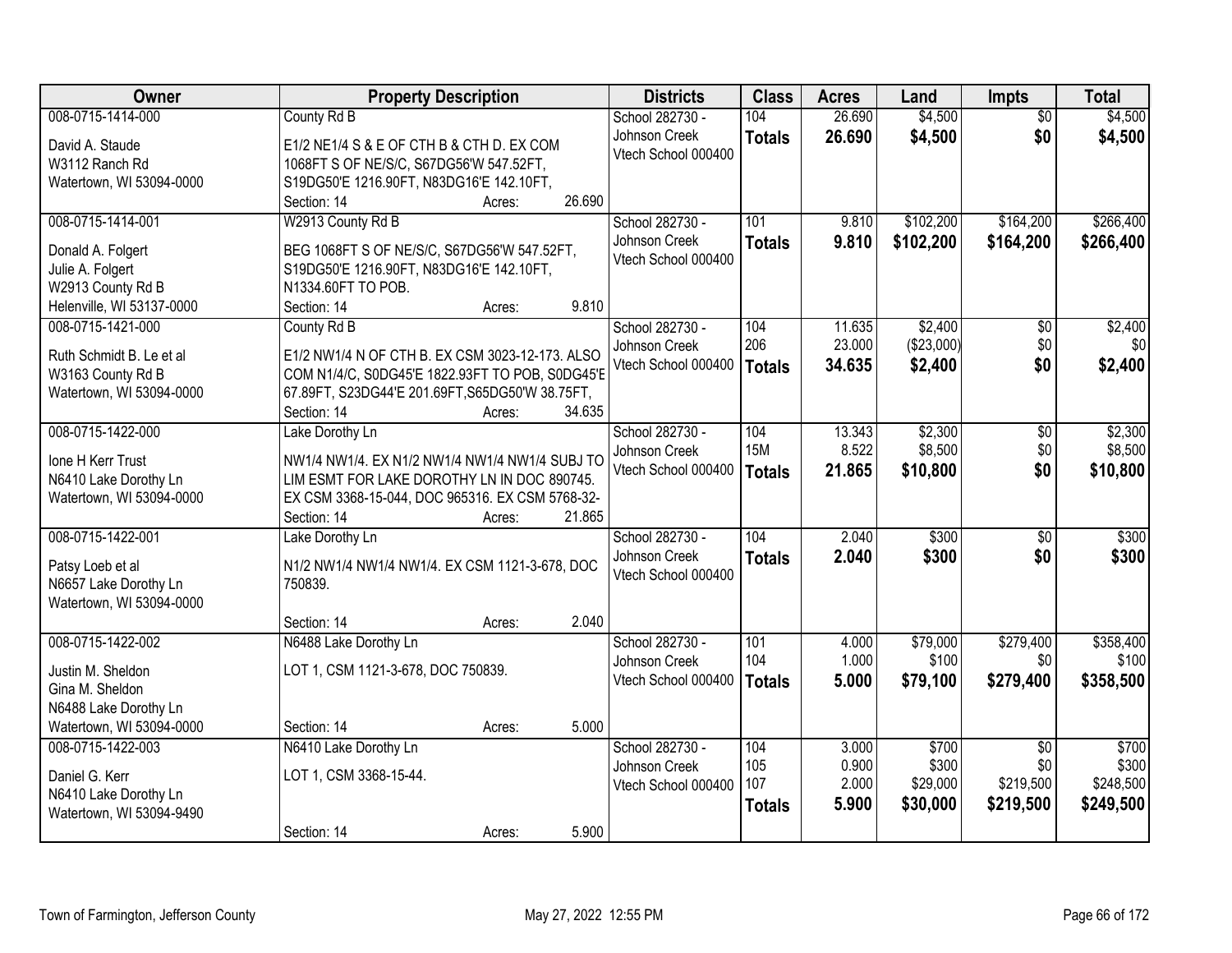| Owner | Property Description | Districts | Class | Acres | Land | Impts | Total |
|---|---|---|---|---|---|---|---|
| 008-0715-1414-000<br>David A. Staude<br>W3112 Ranch Rd<br>Watertown, WI 53094-0000 | County Rd B<br>E1/2 NE1/4 S & E OF CTH B & CTH D. EX COM 1068FT S OF NE/S/C, S67DG56'W 547.52FT, S19DG50'E 1216.90FT, N83DG16'E 142.10FT,<br>Section: 14 Acres: 26.690 | School 282730 - Johnson Creek<br>Vtech School 000400 | 104<br>**Totals** | 26.690<br>**26.690** | $4,500<br>**$4,500** | $0<br>**$0** | $4,500<br>**$4,500** |
| 008-0715-1414-001<br>Donald A. Folgert<br>Julie A. Folgert<br>W2913 County Rd B<br>Helenville, WI 53137-0000 | W2913 County Rd B<br>BEG 1068FT S OF NE/S/C, S67DG56'W 547.52FT, S19DG50'E 1216.90FT, N83DG16'E 142.10FT, N1334.60FT TO POB.<br>Section: 14 Acres: 9.810 | School 282730 - Johnson Creek<br>Vtech School 000400 | 101<br>**Totals** | 9.810<br>**9.810** | $102,200<br>**$102,200** | $164,200<br>**$164,200** | $266,400<br>**$266,400** |
| 008-0715-1421-000<br>Ruth Schmidt B. Le et al<br>W3163 County Rd B<br>Watertown, WI 53094-0000 | County Rd B<br>E1/2 NW1/4 N OF CTH B. EX CSM 3023-12-173. ALSO COM N1/4/C, S0DG45'E 1822.93FT TO POB, S0DG45'E 67.89FT, S23DG44'E 201.69FT,S65DG50'W 38.75FT,<br>Section: 14 Acres: 34.635 | School 282730 - Johnson Creek<br>Vtech School 000400 | 104<br>206<br>**Totals** | 11.635<br>23.000<br>**34.635** | $2,400<br>($23,000)<br>**$2,400** | $0<br>$0<br>**$0** | $2,400<br>$0<br>**$2,400** |
| 008-0715-1422-000<br>Ione H Kerr Trust<br>N6410 Lake Dorothy Ln<br>Watertown, WI 53094-0000 | Lake Dorothy Ln<br>NW1/4 NW1/4. EX N1/2 NW1/4 NW1/4 NW1/4 SUBJ TO LIM ESMT FOR LAKE DOROTHY LN IN DOC 890745. EX CSM 3368-15-044, DOC 965316. EX CSM 5768-32-<br>Section: 14 Acres: 21.865 | School 282730 - Johnson Creek<br>Vtech School 000400 | 104<br>15M<br>**Totals** | 13.343<br>8.522<br>**21.865** | $2,300<br>$8,500<br>**$10,800** | $0<br>$0<br>**$0** | $2,300<br>$8,500<br>**$10,800** |
| 008-0715-1422-001<br>Patsy Loeb et al<br>N6657 Lake Dorothy Ln<br>Watertown, WI 53094-0000 | Lake Dorothy Ln<br>N1/2 NW1/4 NW1/4 NW1/4. EX CSM 1121-3-678, DOC 750839.<br>Section: 14 Acres: 2.040 | School 282730 - Johnson Creek<br>Vtech School 000400 | 104<br>**Totals** | 2.040<br>**2.040** | $300<br>**$300** | $0<br>**$0** | $300<br>**$300** |
| 008-0715-1422-002<br>Justin M. Sheldon<br>Gina M. Sheldon<br>N6488 Lake Dorothy Ln<br>Watertown, WI 53094-0000 | N6488 Lake Dorothy Ln<br>LOT 1, CSM 1121-3-678, DOC 750839.<br>Section: 14 Acres: 5.000 | School 282730 - Johnson Creek<br>Vtech School 000400 | 101<br>104<br>**Totals** | 4.000<br>1.000<br>**5.000** | $79,000<br>$100<br>**$79,100** | $279,400<br>$0<br>**$279,400** | $358,400<br>$100<br>**$358,500** |
| 008-0715-1422-003<br>Daniel G. Kerr<br>N6410 Lake Dorothy Ln<br>Watertown, WI 53094-9490 | N6410 Lake Dorothy Ln<br>LOT 1, CSM 3368-15-44.<br>Section: 14 Acres: 5.900 | School 282730 - Johnson Creek<br>Vtech School 000400 | 104<br>105<br>107<br>**Totals** | 3.000<br>0.900<br>2.000<br>**5.900** | $700<br>$300<br>$29,000<br>**$30,000** | $0<br>$0<br>$219,500<br>**$219,500** | $700<br>$300<br>$248,500<br>**$249,500** |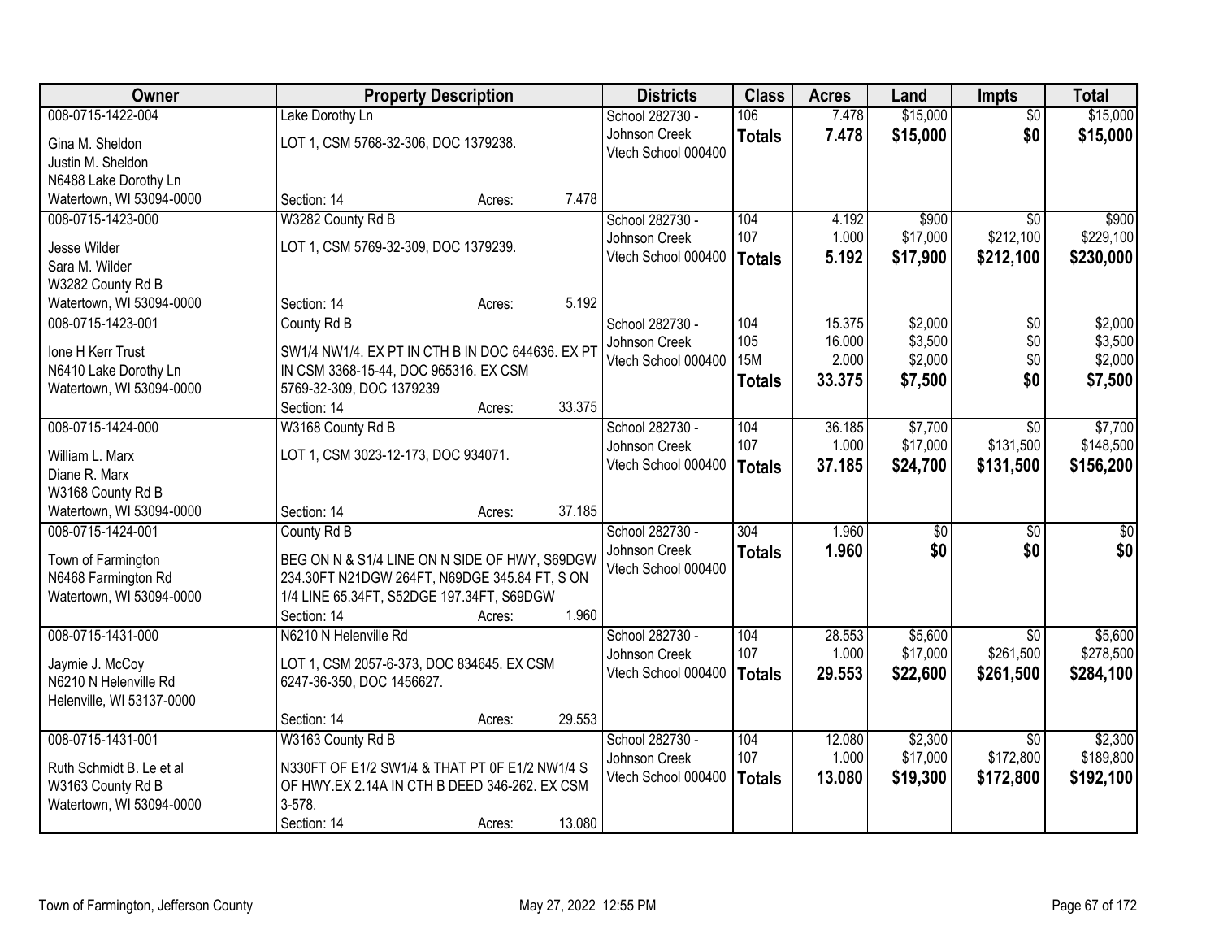| Owner | Property Description | Districts | Class | Acres | Land | Impts | Total |
|---|---|---|---|---|---|---|---|
| 008-0715-1422-004<br>Gina M. Sheldon<br>Justin M. Sheldon<br>N6488 Lake Dorothy Ln<br>Watertown, WI 53094-0000 | Lake Dorothy Ln<br>LOT 1, CSM 5768-32-306, DOC 1379238.<br>Section: 14 Acres: 7.478 | School 282730 - Johnson Creek<br>Vtech School 000400 | 106<br>**Totals** | 7.478<br>**7.478** | $15,000<br>**$15,000** | $0<br>**$0** | $15,000<br>**$15,000** |
| 008-0715-1423-000<br>Jesse Wilder<br>Sara M. Wilder<br>W3282 County Rd B<br>Watertown, WI 53094-0000 | W3282 County Rd B<br>LOT 1, CSM 5769-32-309, DOC 1379239.<br>Section: 14 Acres: 5.192 | School 282730 - Johnson Creek<br>Vtech School 000400 | 104<br>107<br>**Totals** | 4.192<br>1.000<br>**5.192** | $900<br>$17,000<br>**$17,900** | $0<br>$212,100<br>**$212,100** | $900<br>$229,100<br>**$230,000** |
| 008-0715-1423-001<br>Ione H Kerr Trust<br>N6410 Lake Dorothy Ln<br>Watertown, WI 53094-0000 | County Rd B<br>SW1/4 NW1/4. EX PT IN CTH B IN DOC 644636. EX PT IN CSM 3368-15-44, DOC 965316. EX CSM 5769-32-309, DOC 1379239<br>Section: 14 Acres: 33.375 | School 282730 - Johnson Creek<br>Vtech School 000400 | 104<br>105<br>15M<br>**Totals** | 15.375<br>16.000<br>2.000<br>**33.375** | $2,000<br>$3,500<br>$2,000<br>**$7,500** | $0<br>$0<br>$0<br>**$0** | $2,000<br>$3,500<br>$2,000<br>**$7,500** |
| 008-0715-1424-000<br>William L. Marx<br>Diane R. Marx<br>W3168 County Rd B<br>Watertown, WI 53094-0000 | W3168 County Rd B<br>LOT 1, CSM 3023-12-173, DOC 934071.<br>Section: 14 Acres: 37.185 | School 282730 - Johnson Creek<br>Vtech School 000400 | 104<br>107<br>**Totals** | 36.185<br>1.000<br>**37.185** | $7,700<br>$17,000<br>**$24,700** | $0<br>$131,500<br>**$131,500** | $7,700<br>$148,500<br>**$156,200** |
| 008-0715-1424-001<br>Town of Farmington<br>N6468 Farmington Rd<br>Watertown, WI 53094-0000 | County Rd B<br>BEG ON N & S1/4 LINE ON N SIDE OF HWY, S69DGW 234.30FT N21DGW 264FT, N69DGE 345.84 FT, S ON 1/4 LINE 65.34FT, S52DGE 197.34FT, S69DGW<br>Section: 14 Acres: 1.960 | School 282730 - Johnson Creek<br>Vtech School 000400 | 304<br>**Totals** | 1.960<br>**1.960** | $0<br>**$0** | $0<br>**$0** | $0<br>**$0** |
| 008-0715-1431-000<br>Jaymie J. McCoy<br>N6210 N Helenville Rd<br>Helenville, WI 53137-0000 | N6210 N Helenville Rd<br>LOT 1, CSM 2057-6-373, DOC 834645. EX CSM 6247-36-350, DOC 1456627.<br>Section: 14 Acres: 29.553 | School 282730 - Johnson Creek<br>Vtech School 000400 | 104<br>107<br>**Totals** | 28.553<br>1.000<br>**29.553** | $5,600<br>$17,000<br>**$22,600** | $0<br>$261,500<br>**$261,500** | $5,600<br>$278,500<br>**$284,100** |
| 008-0715-1431-001<br>Ruth Schmidt B. Le et al<br>W3163 County Rd B<br>Watertown, WI 53094-0000 | W3163 County Rd B<br>N330FT OF E1/2 SW1/4 & THAT PT 0F E1/2 NW1/4 S OF HWY.EX 2.14A IN CTH B DEED 346-262. EX CSM 3-578.<br>Section: 14 Acres: 13.080 | School 282730 - Johnson Creek<br>Vtech School 000400 | 104<br>107<br>**Totals** | 12.080<br>1.000<br>**13.080** | $2,300<br>$17,000<br>**$19,300** | $0<br>$172,800<br>**$172,800** | $2,300<br>$189,800<br>**$192,100** |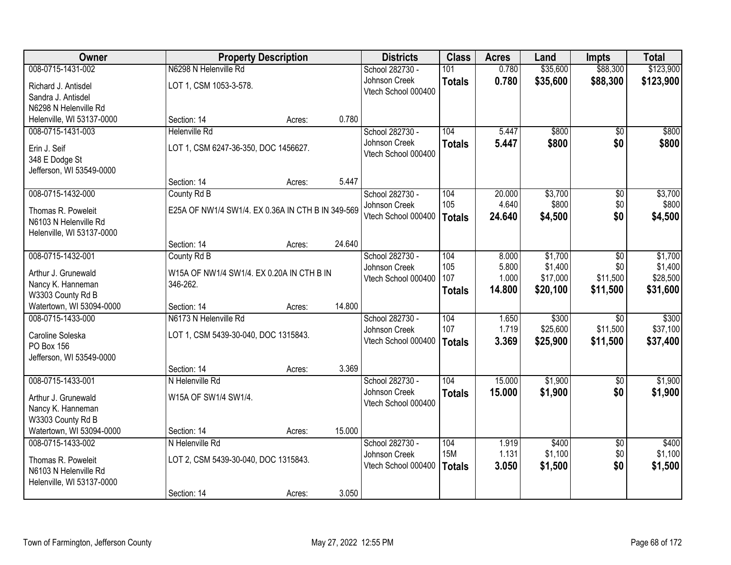| Owner | Property Description | | | Districts | Class | Acres | Land | Impts | Total |
|---|---|---|---|---|---|---|---|---|---|
| 008-0715-1431-002 | N6298 N Helenville Rd | | | School 282730 - Johnson Creek | 101 | 0.780 | $35,600 | $88,300 | $123,900 |
| Richard J. Antisdel<br>Sandra J. Antisdel<br>N6298 N Helenville Rd<br>Helenville, WI 53137-0000 | LOT 1, CSM 1053-3-578. | | | Vtech School 000400 | **Totals** | **0.780** | **$35,600** | **$88,300** | **$123,900** |
| | Section: 14 | Acres: | 0.780 | | | | | | |
| 008-0715-1431-003 | Helenville Rd | | | School 282730 - Johnson Creek | 104 | 5.447 | $800 | $0 | $800 |
| Erin J. Seif<br>348 E Dodge St<br>Jefferson, WI 53549-0000 | LOT 1, CSM 6247-36-350, DOC 1456627. | | | Vtech School 000400 | **Totals** | **5.447** | **$800** | **$0** | **$800** |
| | Section: 14 | Acres: | 5.447 | | | | | | |
| 008-0715-1432-000 | County Rd B | | | School 282730 - Johnson Creek | 104 | 20.000 | $3,700 | $0 | $3,700 |
| Thomas R. Poweleit<br>N6103 N Helenville Rd<br>Helenville, WI 53137-0000 | E25A OF NW1/4 SW1/4. EX 0.36A IN CTH B IN 349-569 | | | Vtech School 000400 | 105 | 4.640 | $800 | $0 | $800 |
| | | | | | **Totals** | **24.640** | **$4,500** | **$0** | **$4,500** |
| | Section: 14 | Acres: | 24.640 | | | | | | |
| 008-0715-1432-001 | County Rd B | | | School 282730 - Johnson Creek | 104 | 8.000 | $1,700 | $0 | $1,700 |
| Arthur J. Grunewald<br>Nancy K. Hanneman<br>W3303 County Rd B<br>Watertown, WI 53094-0000 | W15A OF NW1/4 SW1/4. EX 0.20A IN CTH B IN 346-262. | | | Vtech School 000400 | 105 | 5.800 | $1,400 | $0 | $1,400 |
| | | | | | 107 | 1.000 | $17,000 | $11,500 | $28,500 |
| | | | | | **Totals** | **14.800** | **$20,100** | **$11,500** | **$31,600** |
| | Section: 14 | Acres: | 14.800 | | | | | | |
| 008-0715-1433-000 | N6173 N Helenville Rd | | | School 282730 - Johnson Creek | 104 | 1.650 | $300 | $0 | $300 |
| Caroline Soleska<br>PO Box 156<br>Jefferson, WI 53549-0000 | LOT 1, CSM 5439-30-040, DOC 1315843. | | | Vtech School 000400 | 107 | 1.719 | $25,600 | $11,500 | $37,100 |
| | | | | | **Totals** | **3.369** | **$25,900** | **$11,500** | **$37,400** |
| | Section: 14 | Acres: | 3.369 | | | | | | |
| 008-0715-1433-001 | N Helenville Rd | | | School 282730 - Johnson Creek | 104 | 15.000 | $1,900 | $0 | $1,900 |
| Arthur J. Grunewald<br>Nancy K. Hanneman<br>W3303 County Rd B<br>Watertown, WI 53094-0000 | W15A OF SW1/4 SW1/4. | | | Vtech School 000400 | **Totals** | **15.000** | **$1,900** | **$0** | **$1,900** |
| | Section: 14 | Acres: | 15.000 | | | | | | |
| 008-0715-1433-002 | N Helenville Rd | | | School 282730 - Johnson Creek | 104 | 1.919 | $400 | $0 | $400 |
| Thomas R. Poweleit<br>N6103 N Helenville Rd<br>Helenville, WI 53137-0000 | LOT 2, CSM 5439-30-040, DOC 1315843. | | | Vtech School 000400 | 15M | 1.131 | $1,100 | $0 | $1,100 |
| | | | | | **Totals** | **3.050** | **$1,500** | **$0** | **$1,500** |
| | Section: 14 | Acres: | 3.050 | | | | | | |

Town of Farmington, Jefferson County — May 27, 2022 12:55 PM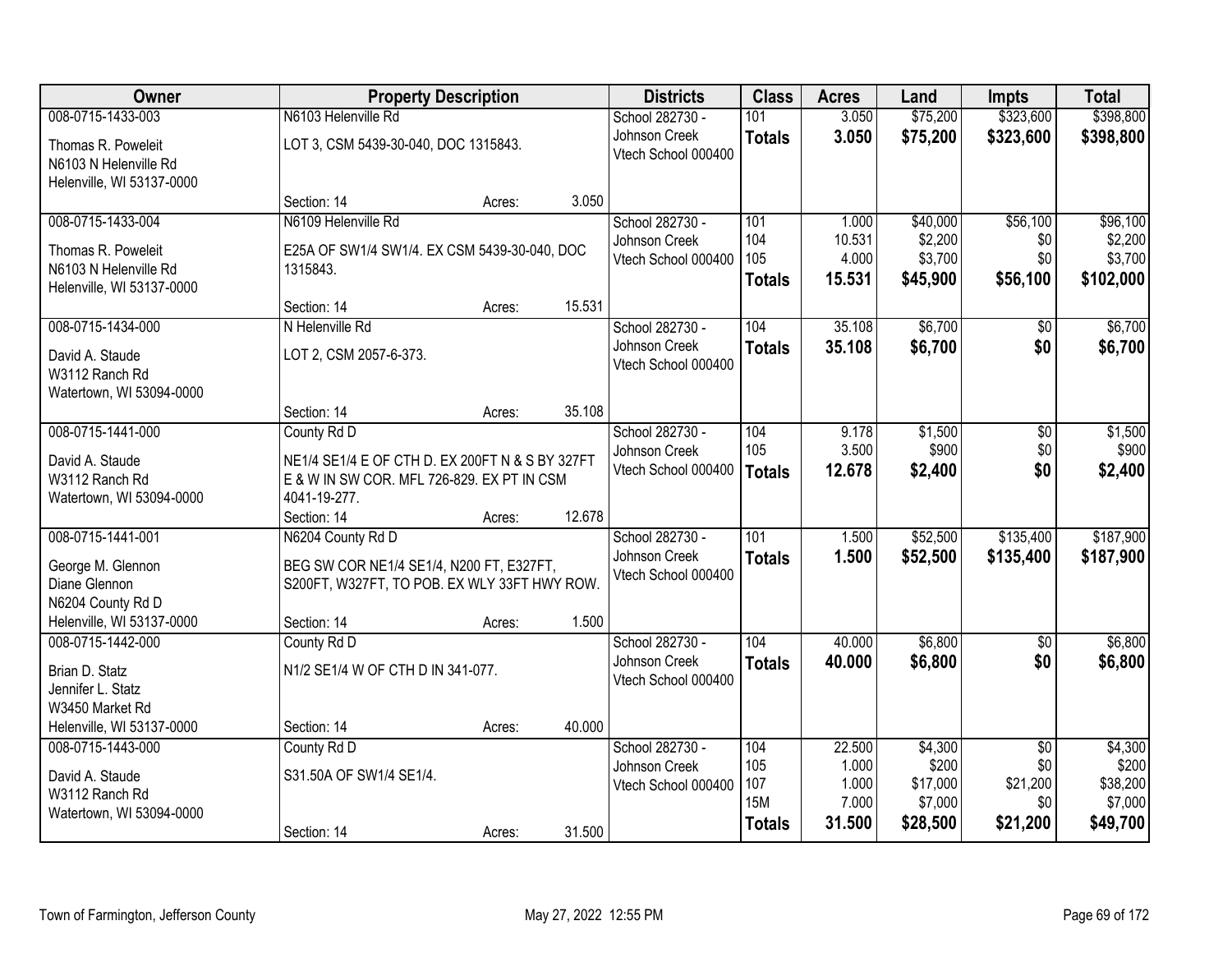| Owner | Property Description | Districts | Class | Acres | Land | Impts | Total |
|---|---|---|---|---|---|---|---|
| 008-0715-1433-003<br>Thomas R. Poweleit<br>N6103 N Helenville Rd<br>Helenville, WI 53137-0000 | N6103 Helenville Rd<br>LOT 3, CSM 5439-30-040, DOC 1315843.<br>Section: 14 Acres: 3.050 | School 282730 - Johnson Creek<br>Vtech School 000400 | 101<br>**Totals** | 3.050<br>**3.050** | $75,200<br>**$75,200** | $323,600<br>**$323,600** | $398,800<br>**$398,800** |
| 008-0715-1433-004<br>Thomas R. Poweleit<br>N6103 N Helenville Rd<br>Helenville, WI 53137-0000 | N6109 Helenville Rd<br>E25A OF SW1/4 SW1/4. EX CSM 5439-30-040, DOC 1315843.<br>Section: 14 Acres: 15.531 | School 282730 - Johnson Creek<br>Vtech School 000400 | 101<br>104<br>105<br>**Totals** | 1.000<br>10.531<br>4.000<br>**15.531** | $40,000<br>$2,200<br>$3,700<br>**$45,900** | $56,100<br>$0<br>$0<br>**$56,100** | $96,100<br>$2,200<br>$3,700<br>**$102,000** |
| 008-0715-1434-000<br>David A. Staude<br>W3112 Ranch Rd<br>Watertown, WI 53094-0000 | N Helenville Rd<br>LOT 2, CSM 2057-6-373.<br>Section: 14 Acres: 35.108 | School 282730 - Johnson Creek<br>Vtech School 000400 | 104<br>**Totals** | 35.108<br>**35.108** | $6,700<br>**$6,700** | $0<br>**$0** | $6,700<br>**$6,700** |
| 008-0715-1441-000<br>David A. Staude<br>W3112 Ranch Rd<br>Watertown, WI 53094-0000 | County Rd D<br>NE1/4 SE1/4 E OF CTH D. EX 200FT N & S BY 327FT E & W IN SW COR. MFL 726-829. EX PT IN CSM 4041-19-277.<br>Section: 14 Acres: 12.678 | School 282730 - Johnson Creek<br>Vtech School 000400 | 104<br>105<br>**Totals** | 9.178<br>3.500<br>**12.678** | $1,500<br>$900<br>**$2,400** | $0<br>$0<br>**$0** | $1,500<br>$900<br>**$2,400** |
| 008-0715-1441-001<br>George M. Glennon<br>Diane Glennon<br>N6204 County Rd D<br>Helenville, WI 53137-0000 | N6204 County Rd D<br>BEG SW COR NE1/4 SE1/4, N200 FT, E327FT, S200FT, W327FT, TO POB. EX WLY 33FT HWY ROW.<br>Section: 14 Acres: 1.500 | School 282730 - Johnson Creek<br>Vtech School 000400 | 101<br>**Totals** | 1.500<br>**1.500** | $52,500<br>**$52,500** | $135,400<br>**$135,400** | $187,900<br>**$187,900** |
| 008-0715-1442-000<br>Brian D. Statz<br>Jennifer L. Statz<br>W3450 Market Rd<br>Helenville, WI 53137-0000 | County Rd D<br>N1/2 SE1/4 W OF CTH D IN 341-077.<br>Section: 14 Acres: 40.000 | School 282730 - Johnson Creek<br>Vtech School 000400 | 104<br>**Totals** | 40.000<br>**40.000** | $6,800<br>**$6,800** | $0<br>**$0** | $6,800<br>**$6,800** |
| 008-0715-1443-000<br>David A. Staude<br>W3112 Ranch Rd<br>Watertown, WI 53094-0000 | County Rd D<br>S31.50A OF SW1/4 SE1/4.<br>Section: 14 Acres: 31.500 | School 282730 - Johnson Creek<br>Vtech School 000400 | 104<br>105<br>107<br>15M<br>**Totals** | 22.500<br>1.000<br>1.000<br>7.000<br>**31.500** | $4,300<br>$200<br>$17,000<br>$7,000<br>**$28,500** | $0<br>$0<br>$21,200<br>$0<br>**$21,200** | $4,300<br>$200<br>$38,200<br>$7,000<br>**$49,700** |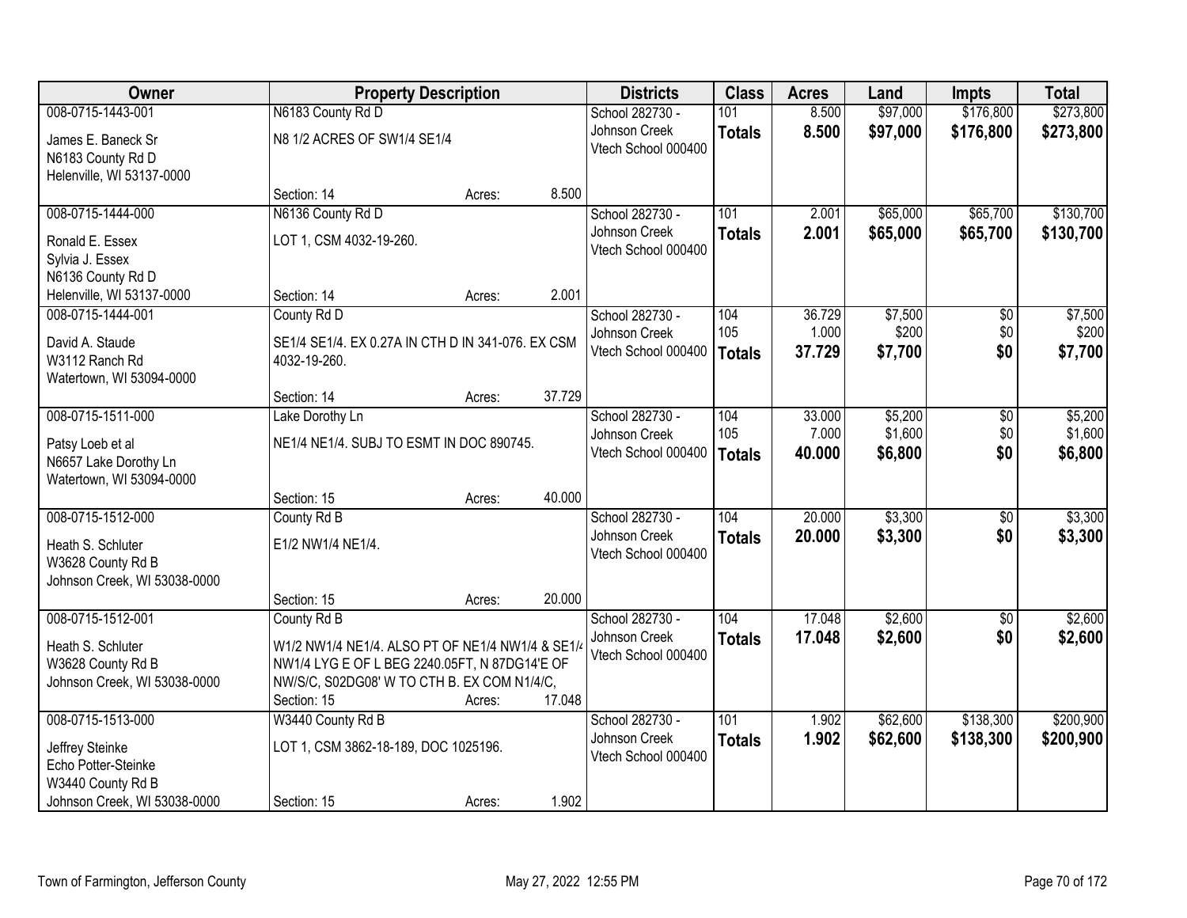| Owner | Property Description | | | Districts | Class | Acres | Land | Impts | Total |
|---|---|---|---|---|---|---|---|---|---|
| 008-0715-1443-001<br>James E. Baneck Sr<br>N6183 County Rd D<br>Helenville, WI 53137-0000 | N6183 County Rd D<br>N8 1/2 ACRES OF SW1/4 SE1/4<br>Section: 14 | Acres: | 8.500 | School 282730 - Johnson Creek<br>Vtech School 000400 | 101<br>**Totals** | 8.500<br>**8.500** | $97,000<br>**$97,000** | $176,800<br>**$176,800** | $273,800<br>**$273,800** |
| 008-0715-1444-000<br>Ronald E. Essex<br>Sylvia J. Essex<br>N6136 County Rd D<br>Helenville, WI 53137-0000 | N6136 County Rd D<br>LOT 1, CSM 4032-19-260.<br>Section: 14 | Acres: | 2.001 | School 282730 - Johnson Creek<br>Vtech School 000400 | 101<br>**Totals** | 2.001<br>**2.001** | $65,000<br>**$65,000** | $65,700<br>**$65,700** | $130,700<br>**$130,700** |
| 008-0715-1444-001<br>David A. Staude<br>W3112 Ranch Rd<br>Watertown, WI 53094-0000 | County Rd D<br>SE1/4 SE1/4. EX 0.27A IN CTH D IN 341-076. EX CSM 4032-19-260.<br>Section: 14 | Acres: | 37.729 | School 282730 - Johnson Creek<br>Vtech School 000400 | 104<br>105<br>**Totals** | 36.729<br>1.000<br>**37.729** | $7,500<br>$200<br>**$7,700** | $0<br>$0<br>**$0** | $7,500<br>$200<br>**$7,700** |
| 008-0715-1511-000<br>Patsy Loeb et al<br>N6657 Lake Dorothy Ln<br>Watertown, WI 53094-0000 | Lake Dorothy Ln<br>NE1/4 NE1/4. SUBJ TO ESMT IN DOC 890745.<br>Section: 15 | Acres: | 40.000 | School 282730 - Johnson Creek<br>Vtech School 000400 | 104<br>105<br>**Totals** | 33.000<br>7.000<br>**40.000** | $5,200<br>$1,600<br>**$6,800** | $0<br>$0<br>**$0** | $5,200<br>$1,600<br>**$6,800** |
| 008-0715-1512-000<br>Heath S. Schluter<br>W3628 County Rd B<br>Johnson Creek, WI 53038-0000 | County Rd B<br>E1/2 NW1/4 NE1/4.<br>Section: 15 | Acres: | 20.000 | School 282730 - Johnson Creek<br>Vtech School 000400 | 104<br>**Totals** | 20.000<br>**20.000** | $3,300<br>**$3,300** | $0<br>**$0** | $3,300<br>**$3,300** |
| 008-0715-1512-001<br>Heath S. Schluter<br>W3628 County Rd B<br>Johnson Creek, WI 53038-0000 | County Rd B<br>W1/2 NW1/4 NE1/4. ALSO PT OF NE1/4 NW1/4 & SE1/4 NW1/4 LYG E OF L BEG 2240.05FT, N 87DG14'E OF NW/S/C, S02DG08' W TO CTH B. EX COM N1/4/C,<br>Section: 15 | Acres: | 17.048 | School 282730 - Johnson Creek<br>Vtech School 000400 | 104<br>**Totals** | 17.048<br>**17.048** | $2,600<br>**$2,600** | $0<br>**$0** | $2,600<br>**$2,600** |
| 008-0715-1513-000<br>Jeffrey Steinke<br>Echo Potter-Steinke<br>W3440 County Rd B<br>Johnson Creek, WI 53038-0000 | W3440 County Rd B<br>LOT 1, CSM 3862-18-189, DOC 1025196.<br>Section: 15 | Acres: | 1.902 | School 282730 - Johnson Creek<br>Vtech School 000400 | 101<br>**Totals** | 1.902<br>**1.902** | $62,600<br>**$62,600** | $138,300<br>**$138,300** | $200,900<br>**$200,900** |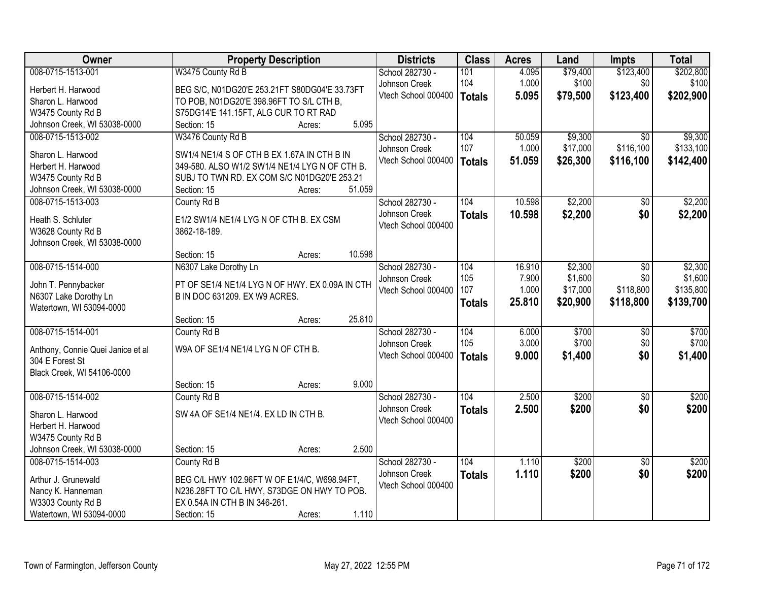| Owner | Property Description | Districts | Class | Acres | Land | Impts | Total |
|---|---|---|---|---|---|---|---|
| 008-0715-1513-001<br><br>Herbert H. Harwood<br>Sharon L. Harwood<br>W3475 County Rd B<br>Johnson Creek, WI 53038-0000 | W3475 County Rd B<br><br>BEG S/C, N01DG20'E 253.21FT S80DG04'E 33.73FT TO POB, N01DG20'E 398.96FT TO S/L CTH B, S75DG14'E 141.15FT, ALG CUR TO RT RAD<br>Section: 15 Acres: 5.095 | School 282730 - Johnson Creek<br>Vtech School 000400 | 101<br>104<br>**Totals** | 4.095<br>1.000<br>**5.095** | $79,400<br>$100<br>**$79,500** | $123,400<br>$0<br>**$123,400** | $202,800<br>$100<br>**$202,900** |
| 008-0715-1513-002<br><br>Sharon L. Harwood<br>Herbert H. Harwood<br>W3475 County Rd B<br>Johnson Creek, WI 53038-0000 | W3476 County Rd B<br><br>SW1/4 NE1/4 S OF CTH B EX 1.67A IN CTH B IN 349-580. ALSO W1/2 SW1/4 NE1/4 LYG N OF CTH B. SUBJ TO TWN RD. EX COM S/C N01DG20'E 253.21<br>Section: 15 Acres: 51.059 | School 282730 - Johnson Creek<br>Vtech School 000400 | 104<br>107<br>**Totals** | 50.059<br>1.000<br>**51.059** | $9,300<br>$17,000<br>**$26,300** | $0<br>$116,100<br>**$116,100** | $9,300<br>$133,100<br>**$142,400** |
| 008-0715-1513-003<br><br>Heath S. Schluter<br>W3628 County Rd B<br>Johnson Creek, WI 53038-0000 | County Rd B<br><br>E1/2 SW1/4 NE1/4 LYG N OF CTH B. EX CSM 3862-18-189.<br>Section: 15 Acres: 10.598 | School 282730 - Johnson Creek<br>Vtech School 000400 | 104<br>**Totals** | 10.598<br>**10.598** | $2,200<br>**$2,200** | $0<br>**$0** | $2,200<br>**$2,200** |
| 008-0715-1514-000<br><br>John T. Pennybacker<br>N6307 Lake Dorothy Ln<br>Watertown, WI 53094-0000 | N6307 Lake Dorothy Ln<br><br>PT OF SE1/4 NE1/4 LYG N OF HWY. EX 0.09A IN CTH B IN DOC 631209. EX W9 ACRES.<br>Section: 15 Acres: 25.810 | School 282730 - Johnson Creek<br>Vtech School 000400 | 104<br>105<br>107<br>**Totals** | 16.910<br>7.900<br>1.000<br>**25.810** | $2,300<br>$1,600<br>$17,000<br>**$20,900** | $0<br>$0<br>$118,800<br>**$118,800** | $2,300<br>$1,600<br>$135,800<br>**$139,700** |
| 008-0715-1514-001<br><br>Anthony, Connie Quei Janice et al<br>304 E Forest St<br>Black Creek, WI 54106-0000 | County Rd B<br><br>W9A OF SE1/4 NE1/4 LYG N OF CTH B.<br>Section: 15 Acres: 9.000 | School 282730 - Johnson Creek<br>Vtech School 000400 | 104<br>105<br>**Totals** | 6.000<br>3.000<br>**9.000** | $700<br>$700<br>**$1,400** | $0<br>$0<br>**$0** | $700<br>$700<br>**$1,400** |
| 008-0715-1514-002<br><br>Sharon L. Harwood<br>Herbert H. Harwood<br>W3475 County Rd B<br>Johnson Creek, WI 53038-0000 | County Rd B<br><br>SW 4A OF SE1/4 NE1/4. EX LD IN CTH B.<br>Section: 15 Acres: 2.500 | School 282730 - Johnson Creek<br>Vtech School 000400 | 104<br>**Totals** | 2.500<br>**2.500** | $200<br>**$200** | $0<br>**$0** | $200<br>**$200** |
| 008-0715-1514-003<br><br>Arthur J. Grunewald<br>Nancy K. Hanneman<br>W3303 County Rd B<br>Watertown, WI 53094-0000 | County Rd B<br><br>BEG C/L HWY 102.96FT W OF E1/4/C, W698.94FT, N236.28FT TO C/L HWY, S73DGE ON HWY TO POB. EX 0.54A IN CTH B IN 346-261.<br>Section: 15 Acres: 1.110 | School 282730 - Johnson Creek<br>Vtech School 000400 | 104<br>**Totals** | 1.110<br>**1.110** | $200<br>**$200** | $0<br>**$0** | $200<br>**$200** |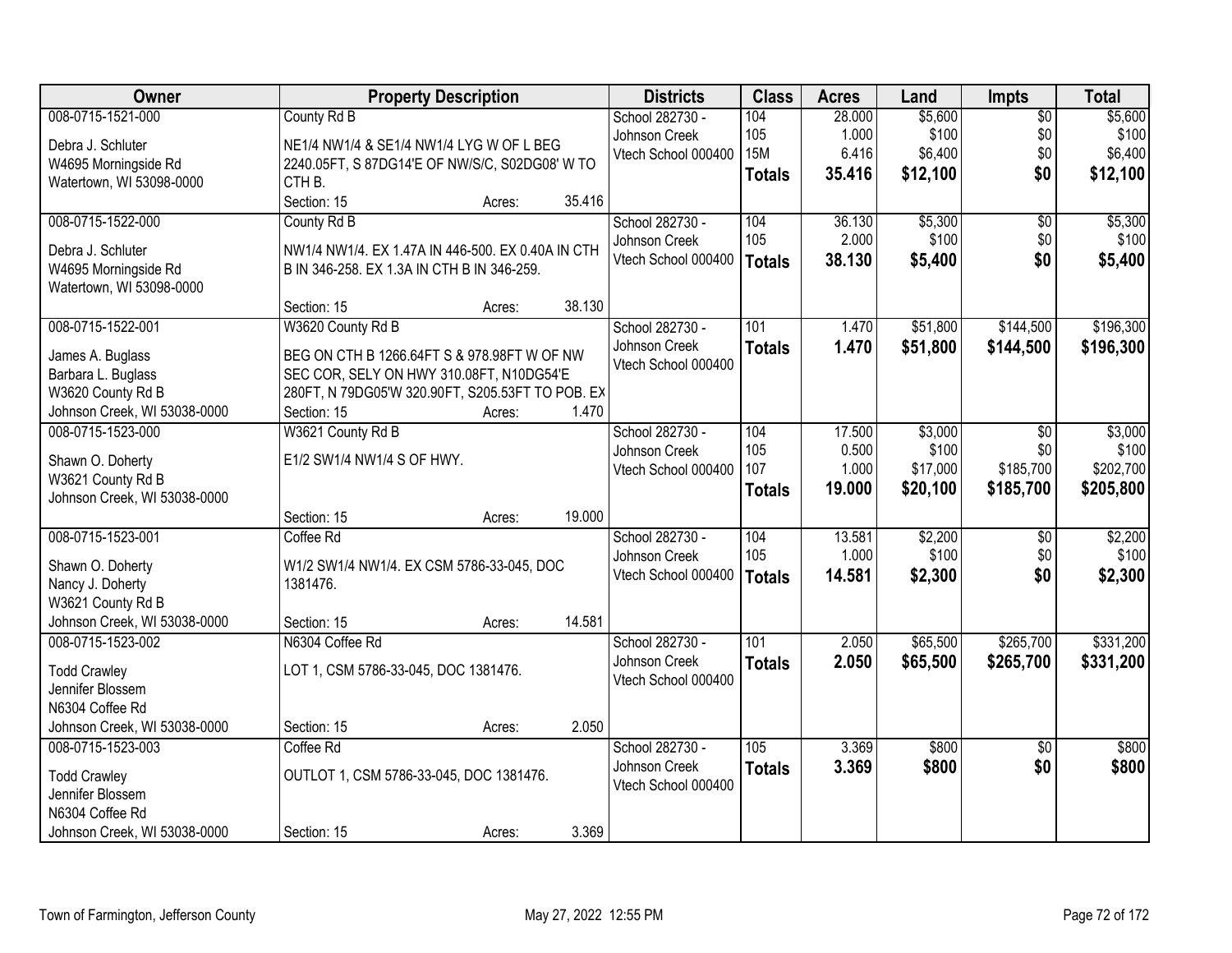| Owner | Property Description | Districts | Class | Acres | Land | Impts | Total |
|---|---|---|---|---|---|---|---|
| 008-0715-1521-000<br>Debra J. Schluter<br>W4695 Morningside Rd<br>Watertown, WI 53098-0000 | County Rd B<br>NE1/4 NW1/4 & SE1/4 NW1/4 LYG W OF L BEG 2240.05FT, S 87DG14'E OF NW/S/C, S02DG08' W TO CTH B.<br>Section: 15 Acres: 35.416 | School 282730 - Johnson Creek<br>Vtech School 000400 | 104<br>105<br>15M<br>**Totals** | 28.000<br>1.000<br>6.416<br>**35.416** | $5,600<br>$100<br>$6,400<br>**$12,100** | $0<br>$0<br>$0<br>**$0** | $5,600<br>$100<br>$6,400<br>**$12,100** |
| 008-0715-1522-000<br>Debra J. Schluter<br>W4695 Morningside Rd<br>Watertown, WI 53098-0000 | County Rd B<br>NW1/4 NW1/4. EX 1.47A IN 446-500. EX 0.40A IN CTH B IN 346-258. EX 1.3A IN CTH B IN 346-259.<br>Section: 15 Acres: 38.130 | School 282730 - Johnson Creek<br>Vtech School 000400 | 104<br>105<br>**Totals** | 36.130<br>2.000<br>**38.130** | $5,300<br>$100<br>**$5,400** | $0<br>$0<br>**$0** | $5,300<br>$100<br>**$5,400** |
| 008-0715-1522-001<br>James A. Buglass<br>Barbara L. Buglass<br>W3620 County Rd B<br>Johnson Creek, WI 53038-0000 | W3620 County Rd B<br>BEG ON CTH B 1266.64FT S & 978.98FT W OF NW SEC COR, SELY ON HWY 310.08FT, N10DG54'E 280FT, N 79DG05'W 320.90FT, S205.53FT TO POB. EX<br>Section: 15 Acres: 1.470 | School 282730 - Johnson Creek<br>Vtech School 000400 | 101<br>**Totals** | 1.470<br>**1.470** | $51,800<br>**$51,800** | $144,500<br>**$144,500** | $196,300<br>**$196,300** |
| 008-0715-1523-000<br>Shawn O. Doherty<br>W3621 County Rd B<br>Johnson Creek, WI 53038-0000 | W3621 County Rd B<br>E1/2 SW1/4 NW1/4 S OF HWY.<br>Section: 15 Acres: 19.000 | School 282730 - Johnson Creek<br>Vtech School 000400 | 104<br>105<br>107<br>**Totals** | 17.500<br>0.500<br>1.000<br>**19.000** | $3,000<br>$100<br>$17,000<br>**$20,100** | $0<br>$0<br>$185,700<br>**$185,700** | $3,000<br>$100<br>$202,700<br>**$205,800** |
| 008-0715-1523-001<br>Shawn O. Doherty<br>Nancy J. Doherty<br>W3621 County Rd B<br>Johnson Creek, WI 53038-0000 | Coffee Rd<br>W1/2 SW1/4 NW1/4. EX CSM 5786-33-045, DOC 1381476.<br>Section: 15 Acres: 14.581 | School 282730 - Johnson Creek<br>Vtech School 000400 | 104<br>105<br>**Totals** | 13.581<br>1.000<br>**14.581** | $2,200<br>$100<br>**$2,300** | $0<br>$0<br>**$0** | $2,200<br>$100<br>**$2,300** |
| 008-0715-1523-002<br>Todd Crawley<br>Jennifer Blossem<br>N6304 Coffee Rd<br>Johnson Creek, WI 53038-0000 | N6304 Coffee Rd<br>LOT 1, CSM 5786-33-045, DOC 1381476.<br>Section: 15 Acres: 2.050 | School 282730 - Johnson Creek<br>Vtech School 000400 | 101<br>**Totals** | 2.050<br>**2.050** | $65,500<br>**$65,500** | $265,700<br>**$265,700** | $331,200<br>**$331,200** |
| 008-0715-1523-003<br>Todd Crawley<br>Jennifer Blossem<br>N6304 Coffee Rd<br>Johnson Creek, WI 53038-0000 | Coffee Rd<br>OUTLOT 1, CSM 5786-33-045, DOC 1381476.<br>Section: 15 Acres: 3.369 | School 282730 - Johnson Creek<br>Vtech School 000400 | 105<br>**Totals** | 3.369<br>**3.369** | $800<br>**$800** | $0<br>**$0** | $800<br>**$800** |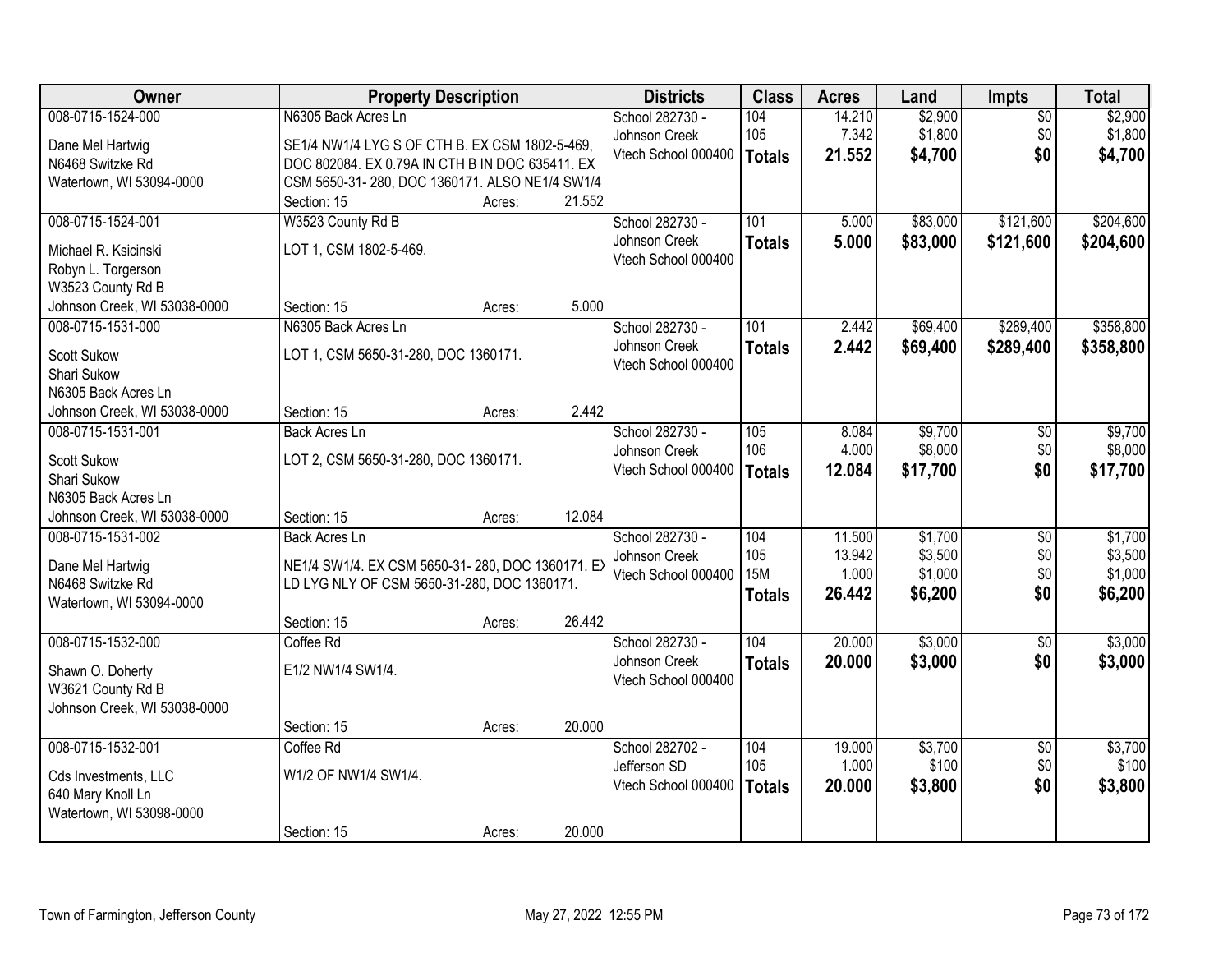| Owner | Property Description | Districts | Class | Acres | Land | Impts | Total |
|---|---|---|---|---|---|---|---|
| 008-0715-1524-000<br>Dane Mel Hartwig<br>N6468 Switzke Rd<br>Watertown, WI 53094-0000 | N6305 Back Acres Ln<br>SE1/4 NW1/4 LYG S OF CTH B. EX CSM 1802-5-469, DOC 802084. EX 0.79A IN CTH B IN DOC 635411. EX CSM 5650-31- 280, DOC 1360171. ALSO NE1/4 SW1/4<br>Section: 15 Acres: 21.552 | School 282730 - Johnson Creek<br>Vtech School 000400 | 104<br>105<br>**Totals** | 14.210<br>7.342<br>**21.552** | $2,900<br>$1,800<br>**$4,700** | $0<br>$0<br>**$0** | $2,900<br>$1,800<br>**$4,700** |
| 008-0715-1524-001<br>Michael R. Ksicinski<br>Robyn L. Torgerson<br>W3523 County Rd B<br>Johnson Creek, WI 53038-0000 | W3523 County Rd B<br>LOT 1, CSM 1802-5-469.<br>Section: 15 Acres: 5.000 | School 282730 - Johnson Creek<br>Vtech School 000400 | 101<br>**Totals** | 5.000<br>**5.000** | $83,000<br>**$83,000** | $121,600<br>**$121,600** | $204,600<br>**$204,600** |
| 008-0715-1531-000<br>Scott Sukow<br>Shari Sukow<br>N6305 Back Acres Ln<br>Johnson Creek, WI 53038-0000 | N6305 Back Acres Ln<br>LOT 1, CSM 5650-31-280, DOC 1360171.<br>Section: 15 Acres: 2.442 | School 282730 - Johnson Creek<br>Vtech School 000400 | 101<br>**Totals** | 2.442<br>**2.442** | $69,400<br>**$69,400** | $289,400<br>**$289,400** | $358,800<br>**$358,800** |
| 008-0715-1531-001<br>Scott Sukow<br>Shari Sukow<br>N6305 Back Acres Ln<br>Johnson Creek, WI 53038-0000 | Back Acres Ln<br>LOT 2, CSM 5650-31-280, DOC 1360171.<br>Section: 15 Acres: 12.084 | School 282730 - Johnson Creek<br>Vtech School 000400 | 105<br>106<br>**Totals** | 8.084<br>4.000<br>**12.084** | $9,700<br>$8,000<br>**$17,700** | $0<br>$0<br>**$0** | $9,700<br>$8,000<br>**$17,700** |
| 008-0715-1531-002<br>Dane Mel Hartwig<br>N6468 Switzke Rd<br>Watertown, WI 53094-0000 | Back Acres Ln<br>NE1/4 SW1/4. EX CSM 5650-31- 280, DOC 1360171. EX LD LYG NLY OF CSM 5650-31-280, DOC 1360171.<br>Section: 15 Acres: 26.442 | School 282730 - Johnson Creek<br>Vtech School 000400 | 104<br>105<br>15M<br>**Totals** | 11.500<br>13.942<br>1.000<br>**26.442** | $1,700<br>$3,500<br>$1,000<br>**$6,200** | $0<br>$0<br>$0<br>**$0** | $1,700<br>$3,500<br>$1,000<br>**$6,200** |
| 008-0715-1532-000<br>Shawn O. Doherty<br>W3621 County Rd B<br>Johnson Creek, WI 53038-0000 | Coffee Rd<br>E1/2 NW1/4 SW1/4.<br>Section: 15 Acres: 20.000 | School 282730 - Johnson Creek<br>Vtech School 000400 | 104<br>**Totals** | 20.000<br>**20.000** | $3,000<br>**$3,000** | $0<br>**$0** | $3,000<br>**$3,000** |
| 008-0715-1532-001<br>Cds Investments, LLC<br>640 Mary Knoll Ln<br>Watertown, WI 53098-0000 | Coffee Rd<br>W1/2 OF NW1/4 SW1/4.<br>Section: 15 Acres: 20.000 | School 282702 - Jefferson SD<br>Vtech School 000400 | 104<br>105<br>**Totals** | 19.000<br>1.000<br>**20.000** | $3,700<br>$100<br>**$3,800** | $0<br>$0<br>**$0** | $3,700<br>$100<br>**$3,800** |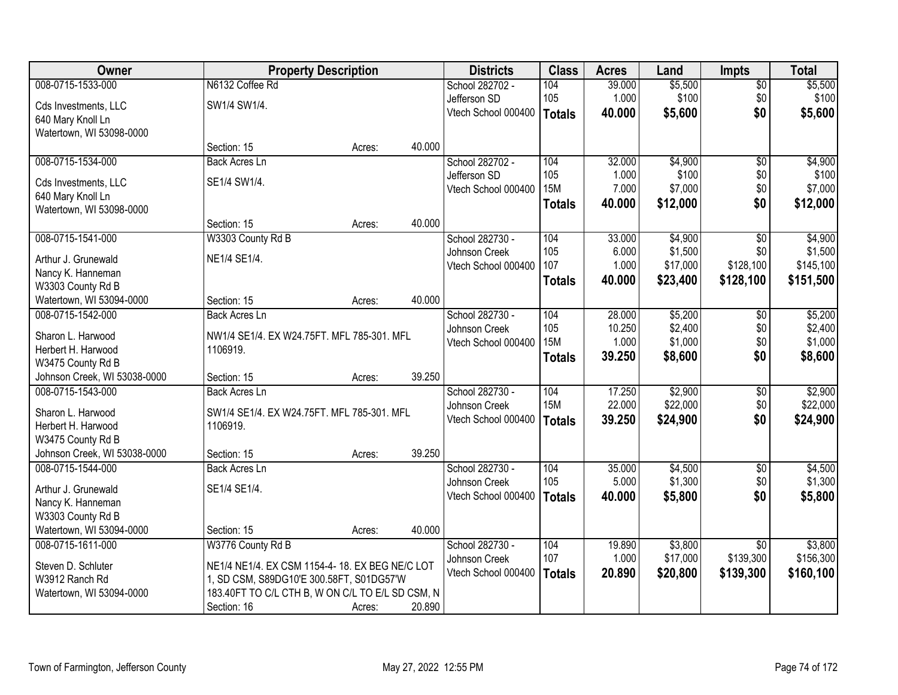| Owner | Property Description | Districts | Class | Acres | Land | Impts | Total |
|---|---|---|---|---|---|---|---|
| 008-0715-1533-000<br>Cds Investments, LLC<br>640 Mary Knoll Ln<br>Watertown, WI 53098-0000 | N6132 Coffee Rd<br>SW1/4 SW1/4.<br>Section: 15 Acres: 40.000 | School 282702 - Jefferson SD<br>Vtech School 000400 | 104<br>105<br>**Totals** | 39.000<br>1.000<br>**40.000** | $5,500<br>$100<br>**$5,600** | $0<br>$0<br>**$0** | $5,500<br>$100<br>**$5,600** |
| 008-0715-1534-000<br>Cds Investments, LLC<br>640 Mary Knoll Ln<br>Watertown, WI 53098-0000 | Back Acres Ln<br>SE1/4 SW1/4.<br>Section: 15 Acres: 40.000 | School 282702 - Jefferson SD<br>Vtech School 000400 | 104<br>105<br>15M<br>**Totals** | 32.000<br>1.000<br>7.000<br>**40.000** | $4,900<br>$100<br>$7,000<br>**$12,000** | $0<br>$0<br>$0<br>**$0** | $4,900<br>$100<br>$7,000<br>**$12,000** |
| 008-0715-1541-000<br>Arthur J. Grunewald<br>Nancy K. Hanneman<br>W3303 County Rd B<br>Watertown, WI 53094-0000 | W3303 County Rd B<br>NE1/4 SE1/4.<br>Section: 15 Acres: 40.000 | School 282730 - Johnson Creek<br>Vtech School 000400 | 104<br>105<br>107<br>**Totals** | 33.000<br>6.000<br>1.000<br>**40.000** | $4,900<br>$1,500<br>$17,000<br>**$23,400** | $0<br>$0<br>$128,100<br>**$128,100** | $4,900<br>$1,500<br>$145,100<br>**$151,500** |
| 008-0715-1542-000<br>Sharon L. Harwood<br>Herbert H. Harwood<br>W3475 County Rd B<br>Johnson Creek, WI 53038-0000 | Back Acres Ln<br>NW1/4 SE1/4. EX W24.75FT. MFL 785-301. MFL 1106919.<br>Section: 15 Acres: 39.250 | School 282730 - Johnson Creek<br>Vtech School 000400 | 104<br>105<br>15M<br>**Totals** | 28.000<br>10.250<br>1.000<br>**39.250** | $5,200<br>$2,400<br>$1,000<br>**$8,600** | $0<br>$0<br>$0<br>**$0** | $5,200<br>$2,400<br>$1,000<br>**$8,600** |
| 008-0715-1543-000<br>Sharon L. Harwood<br>Herbert H. Harwood<br>W3475 County Rd B<br>Johnson Creek, WI 53038-0000 | Back Acres Ln<br>SW1/4 SE1/4. EX W24.75FT. MFL 785-301. MFL 1106919.<br>Section: 15 Acres: 39.250 | School 282730 - Johnson Creek<br>Vtech School 000400 | 104<br>15M<br>**Totals** | 17.250<br>22.000<br>**39.250** | $2,900<br>$22,000<br>**$24,900** | $0<br>$0<br>**$0** | $2,900<br>$22,000<br>**$24,900** |
| 008-0715-1544-000<br>Arthur J. Grunewald<br>Nancy K. Hanneman<br>W3303 County Rd B<br>Watertown, WI 53094-0000 | Back Acres Ln<br>SE1/4 SE1/4.<br>Section: 15 Acres: 40.000 | School 282730 - Johnson Creek<br>Vtech School 000400 | 104<br>105<br>**Totals** | 35.000<br>5.000<br>**40.000** | $4,500<br>$1,300<br>**$5,800** | $0<br>$0<br>**$0** | $4,500<br>$1,300<br>**$5,800** |
| 008-0715-1611-000<br>Steven D. Schluter<br>W3912 Ranch Rd<br>Watertown, WI 53094-0000 | W3776 County Rd B<br>NE1/4 NE1/4. EX CSM 1154-4- 18. EX BEG NE/C LOT 1, SD CSM, S89DG10'E 300.58FT, S01DG57'W 183.40FT TO C/L CTH B, W ON C/L TO E/L SD CSM, N<br>Section: 16 Acres: 20.890 | School 282730 - Johnson Creek<br>Vtech School 000400 | 104<br>107<br>**Totals** | 19.890<br>1.000<br>**20.890** | $3,800<br>$17,000<br>**$20,800** | $0<br>$139,300<br>**$139,300** | $3,800<br>$156,300<br>**$160,100** |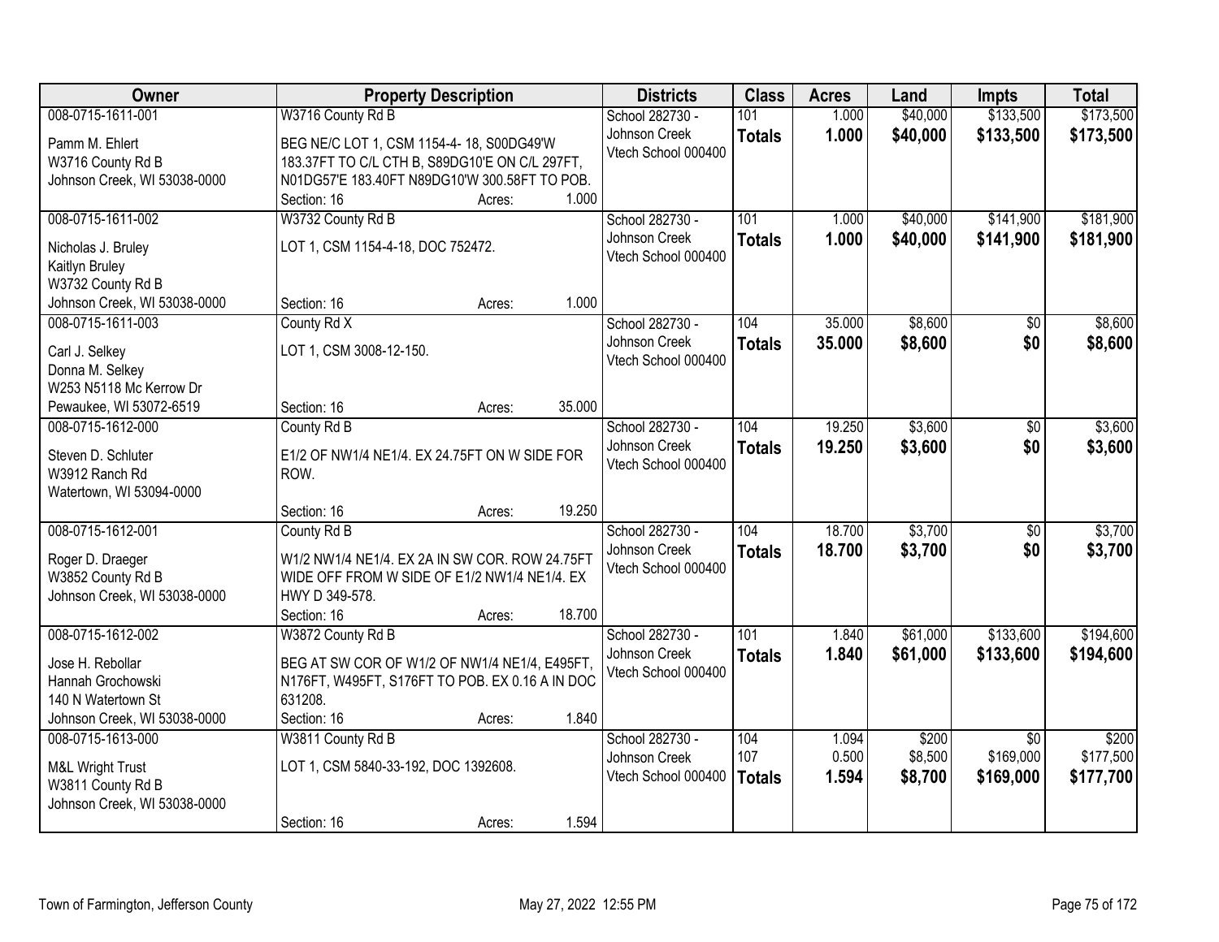| Owner | Property Description | Districts | Class | Acres | Land | Impts | Total |
|---|---|---|---|---|---|---|---|
| 008-0715-1611-001<br><br>Pamm M. Ehlert<br>W3716 County Rd B<br>Johnson Creek, WI 53038-0000 | W3716 County Rd B<br><br>BEG NE/C LOT 1, CSM 1154-4- 18, S00DG49'W 183.37FT TO C/L CTH B, S89DG10'E ON C/L 297FT, N01DG57'E 183.40FT N89DG10'W 300.58FT TO POB.<br>Section: 16 Acres: 1.000 | School 282730 - Johnson Creek<br>Vtech School 000400 | 101<br>**Totals** | 1.000<br>**1.000** | $40,000<br>**$40,000** | $133,500<br>**$133,500** | $173,500<br>**$173,500** |
| 008-0715-1611-002<br><br>Nicholas J. Bruley<br>Kaitlyn Bruley<br>W3732 County Rd B<br>Johnson Creek, WI 53038-0000 | W3732 County Rd B<br><br>LOT 1, CSM 1154-4-18, DOC 752472.<br><br>Section: 16 Acres: 1.000 | School 282730 - Johnson Creek<br>Vtech School 000400 | 101<br>**Totals** | 1.000<br>**1.000** | $40,000<br>**$40,000** | $141,900<br>**$141,900** | $181,900<br>**$181,900** |
| 008-0715-1611-003<br><br>Carl J. Selkey<br>Donna M. Selkey<br>W253 N5118 Mc Kerrow Dr<br>Pewaukee, WI 53072-6519 | County Rd X<br><br>LOT 1, CSM 3008-12-150.<br><br>Section: 16 Acres: 35.000 | School 282730 - Johnson Creek<br>Vtech School 000400 | 104<br>**Totals** | 35.000<br>**35.000** | $8,600<br>**$8,600** | $0<br>**$0** | $8,600<br>**$8,600** |
| 008-0715-1612-000<br><br>Steven D. Schluter<br>W3912 Ranch Rd<br>Watertown, WI 53094-0000 | County Rd B<br><br>E1/2 OF NW1/4 NE1/4. EX 24.75FT ON W SIDE FOR ROW.<br><br>Section: 16 Acres: 19.250 | School 282730 - Johnson Creek<br>Vtech School 000400 | 104<br>**Totals** | 19.250<br>**19.250** | $3,600<br>**$3,600** | $0<br>**$0** | $3,600<br>**$3,600** |
| 008-0715-1612-001<br><br>Roger D. Draeger<br>W3852 County Rd B<br>Johnson Creek, WI 53038-0000 | County Rd B<br><br>W1/2 NW1/4 NE1/4. EX 2A IN SW COR. ROW 24.75FT WIDE OFF FROM W SIDE OF E1/2 NW1/4 NE1/4. EX HWY D 349-578.<br>Section: 16 Acres: 18.700 | School 282730 - Johnson Creek<br>Vtech School 000400 | 104<br>**Totals** | 18.700<br>**18.700** | $3,700<br>**$3,700** | $0<br>**$0** | $3,700<br>**$3,700** |
| 008-0715-1612-002<br><br>Jose H. Rebollar<br>Hannah Grochowski<br>140 N Watertown St<br>Johnson Creek, WI 53038-0000 | W3872 County Rd B<br><br>BEG AT SW COR OF W1/2 OF NW1/4 NE1/4, E495FT, N176FT, W495FT, S176FT TO POB. EX 0.16 A IN DOC 631208.<br>Section: 16 Acres: 1.840 | School 282730 - Johnson Creek<br>Vtech School 000400 | 101<br>**Totals** | 1.840<br>**1.840** | $61,000<br>**$61,000** | $133,600<br>**$133,600** | $194,600<br>**$194,600** |
| 008-0715-1613-000<br><br>M&L Wright Trust<br>W3811 County Rd B<br>Johnson Creek, WI 53038-0000 | W3811 County Rd B<br><br>LOT 1, CSM 5840-33-192, DOC 1392608.<br><br>Section: 16 Acres: 1.594 | School 282730 - Johnson Creek<br>Vtech School 000400 | 104<br>107<br>**Totals** | 1.094<br>0.500<br>**1.594** | $200<br>$8,500<br>**$8,700** | $0<br>$169,000<br>**$169,000** | $200<br>$177,500<br>**$177,700** |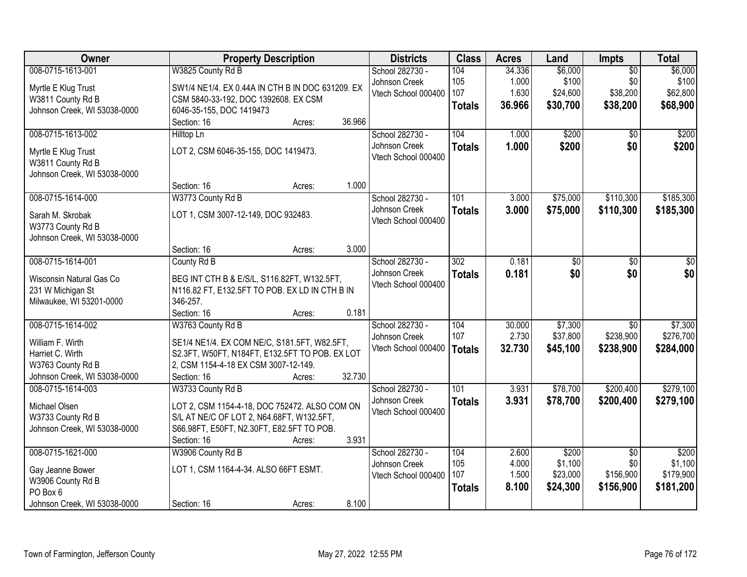| Owner | Property Description | Districts | Class | Acres | Land | Impts | Total |
|---|---|---|---|---|---|---|---|
| 008-0715-1613-001<br>Myrtle E Klug Trust<br>W3811 County Rd B<br>Johnson Creek, WI 53038-0000 | W3825 County Rd B<br>SW1/4 NE1/4. EX 0.44A IN CTH B IN DOC 631209. EX CSM 5840-33-192, DOC 1392608. EX CSM 6046-35-155, DOC 1419473<br>Section: 16 Acres: 36.966 | School 282730 - Johnson Creek<br>Vtech School 000400 | 104<br>105<br>107<br>**Totals** | 34.336<br>1.000<br>1.630<br>**36.966** | $6,000<br>$100<br>$24,600<br>**$30,700** | $0<br>$0<br>$38,200<br>**$38,200** | $6,000<br>$100<br>$62,800<br>**$68,900** |
| 008-0715-1613-002<br>Myrtle E Klug Trust<br>W3811 County Rd B<br>Johnson Creek, WI 53038-0000 | Hilltop Ln<br>LOT 2, CSM 6046-35-155, DOC 1419473.<br>Section: 16 Acres: 1.000 | School 282730 - Johnson Creek<br>Vtech School 000400 | 104<br>**Totals** | 1.000<br>**1.000** | $200<br>**$200** | $0<br>**$0** | $200<br>**$200** |
| 008-0715-1614-000<br>Sarah M. Skrobak<br>W3773 County Rd B<br>Johnson Creek, WI 53038-0000 | W3773 County Rd B<br>LOT 1, CSM 3007-12-149, DOC 932483.<br>Section: 16 Acres: 3.000 | School 282730 - Johnson Creek<br>Vtech School 000400 | 101<br>**Totals** | 3.000<br>**3.000** | $75,000<br>**$75,000** | $110,300<br>**$110,300** | $185,300<br>**$185,300** |
| 008-0715-1614-001<br>Wisconsin Natural Gas Co<br>231 W Michigan St<br>Milwaukee, WI 53201-0000 | County Rd B<br>BEG INT CTH B & E/S/L, S116.82FT, W132.5FT, N116.82 FT, E132.5FT TO POB. EX LD IN CTH B IN 346-257.<br>Section: 16 Acres: 0.181 | School 282730 - Johnson Creek<br>Vtech School 000400 | 302<br>**Totals** | 0.181<br>**0.181** | $0<br>**$0** | $0<br>**$0** | $0<br>**$0** |
| 008-0715-1614-002<br>William F. Wirth<br>Harriet C. Wirth<br>W3763 County Rd B<br>Johnson Creek, WI 53038-0000 | W3763 County Rd B<br>SE1/4 NE1/4. EX COM NE/C, S181.5FT, W82.5FT, S2.3FT, W50FT, N184FT, E132.5FT TO POB. EX LOT 2, CSM 1154-4-18 EX CSM 3007-12-149.<br>Section: 16 Acres: 32.730 | School 282730 - Johnson Creek<br>Vtech School 000400 | 104<br>107<br>**Totals** | 30.000<br>2.730<br>**32.730** | $7,300<br>$37,800<br>**$45,100** | $0<br>$238,900<br>**$238,900** | $7,300<br>$276,700<br>**$284,000** |
| 008-0715-1614-003<br>Michael Olsen<br>W3733 County Rd B<br>Johnson Creek, WI 53038-0000 | W3733 County Rd B<br>LOT 2, CSM 1154-4-18, DOC 752472. ALSO COM ON S/L AT NE/C OF LOT 2, N64.68FT, W132.5FT, S66.98FT, E50FT, N2.30FT, E82.5FT TO POB.<br>Section: 16 Acres: 3.931 | School 282730 - Johnson Creek<br>Vtech School 000400 | 101<br>**Totals** | 3.931<br>**3.931** | $78,700<br>**$78,700** | $200,400<br>**$200,400** | $279,100<br>**$279,100** |
| 008-0715-1621-000<br>Gay Jeanne Bower<br>W3906 County Rd B<br>PO Box 6<br>Johnson Creek, WI 53038-0000 | W3906 County Rd B<br>LOT 1, CSM 1164-4-34. ALSO 66FT ESMT.<br>Section: 16 Acres: 8.100 | School 282730 - Johnson Creek<br>Vtech School 000400 | 104<br>105<br>107<br>**Totals** | 2.600<br>4.000<br>1.500<br>**8.100** | $200<br>$1,100<br>$23,000<br>**$24,300** | $0<br>$0<br>$156,900<br>**$156,900** | $200<br>$1,100<br>$179,900<br>**$181,200** |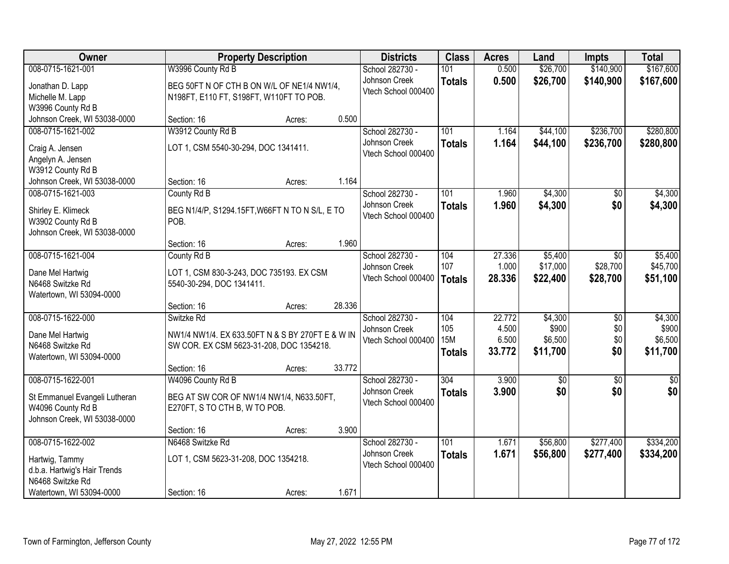| Owner | Property Description | | | Districts | Class | Acres | Land | Impts | Total |
|---|---|---|---|---|---|---|---|---|---|
| 008-0715-1621-001 | W3996 County Rd B | | | School 282730 - | 101 | 0.500 | $26,700 | $140,900 | $167,600 |
| Jonathan D. Lapp<br>Michelle M. Lapp<br>W3996 County Rd B<br>Johnson Creek, WI 53038-0000 | BEG 50FT N OF CTH B ON W/L OF NE1/4 NW1/4, N198FT, E110 FT, S198FT, W110FT TO POB. | | | Johnson Creek<br>Vtech School 000400 | **Totals** | **0.500** | **$26,700** | **$140,900** | **$167,600** |
| | Section: 16 | Acres: | 0.500 | | | | | | |
| 008-0715-1621-002 | W3912 County Rd B | | | School 282730 - | 101 | 1.164 | $44,100 | $236,700 | $280,800 |
| Craig A. Jensen<br>Angelyn A. Jensen<br>W3912 County Rd B<br>Johnson Creek, WI 53038-0000 | LOT 1, CSM 5540-30-294, DOC 1341411. | | | Johnson Creek<br>Vtech School 000400 | **Totals** | **1.164** | **$44,100** | **$236,700** | **$280,800** |
| | Section: 16 | Acres: | 1.164 | | | | | | |
| 008-0715-1621-003 | County Rd B | | | School 282730 - | 101 | 1.960 | $4,300 | $0 | $4,300 |
| Shirley E. Klimeck<br>W3902 County Rd B<br>Johnson Creek, WI 53038-0000 | BEG N1/4/P, S1294.15FT,W66FT N TO N S/L, E TO POB. | | | Johnson Creek<br>Vtech School 000400 | **Totals** | **1.960** | **$4,300** | **$0** | **$4,300** |
| | Section: 16 | Acres: | 1.960 | | | | | | |
| 008-0715-1621-004 | County Rd B | | | School 282730 - | 104 | 27.336 | $5,400 | $0 | $5,400 |
| Dane Mel Hartwig<br>N6468 Switzke Rd<br>Watertown, WI 53094-0000 | LOT 1, CSM 830-3-243, DOC 735193. EX CSM 5540-30-294, DOC 1341411. | | | Johnson Creek | 107 | 1.000 | $17,000 | $28,700 | $45,700 |
| | | | | Vtech School 000400 | **Totals** | **28.336** | **$22,400** | **$28,700** | **$51,100** |
| | Section: 16 | Acres: | 28.336 | | | | | | |
| 008-0715-1622-000 | Switzke Rd | | | School 282730 - | 104 | 22.772 | $4,300 | $0 | $4,300 |
| Dane Mel Hartwig<br>N6468 Switzke Rd<br>Watertown, WI 53094-0000 | NW1/4 NW1/4. EX 633.50FT N & S BY 270FT E & W IN SW COR. EX CSM 5623-31-208, DOC 1354218. | | | Johnson Creek | 105 | 4.500 | $900 | $0 | $900 |
| | | | | Vtech School 000400 | 15M | 6.500 | $6,500 | $0 | $6,500 |
| | | | | | **Totals** | **33.772** | **$11,700** | **$0** | **$11,700** |
| | Section: 16 | Acres: | 33.772 | | | | | | |
| 008-0715-1622-001 | W4096 County Rd B | | | School 282730 - | 304 | 3.900 | $0 | $0 | $0 |
| St Emmanuel Evangeli Lutheran<br>W4096 County Rd B<br>Johnson Creek, WI 53038-0000 | BEG AT SW COR OF NW1/4 NW1/4, N633.50FT, E270FT, S TO CTH B, W TO POB. | | | Johnson Creek<br>Vtech School 000400 | **Totals** | **3.900** | **$0** | **$0** | **$0** |
| | Section: 16 | Acres: | 3.900 | | | | | | |
| 008-0715-1622-002 | N6468 Switzke Rd | | | School 282730 - | 101 | 1.671 | $56,800 | $277,400 | $334,200 |
| Hartwig, Tammy<br>d.b.a. Hartwig's Hair Trends<br>N6468 Switzke Rd<br>Watertown, WI 53094-0000 | LOT 1, CSM 5623-31-208, DOC 1354218. | | | Johnson Creek<br>Vtech School 000400 | **Totals** | **1.671** | **$56,800** | **$277,400** | **$334,200** |
| | Section: 16 | Acres: | 1.671 | | | | | | |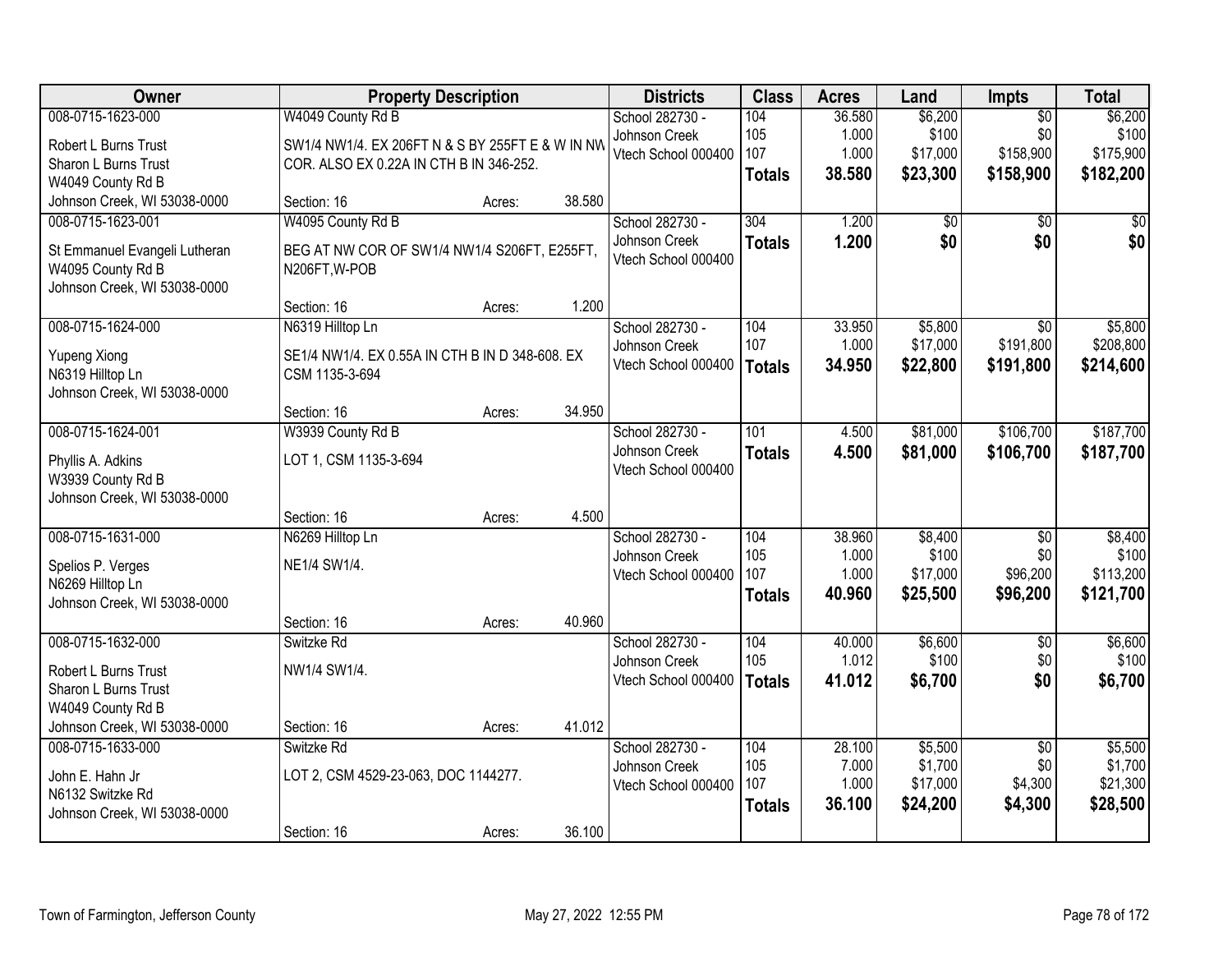| Owner | Property Description | | | Districts | Class | Acres | Land | Impts | Total |
|---|---|---|---|---|---|---|---|---|---|
| 008-0715-1623-000 | W4049 County Rd B | | | School 282730 - | 104 | 36.580 | $6,200 | $0 | $6,200 |
| Robert L Burns Trust | SW1/4 NW1/4. EX 206FT N & S BY 255FT E & W IN NW | | | Johnson Creek | 105 | 1.000 | $100 | $0 | $100 |
| Sharon L Burns Trust | COR. ALSO EX 0.22A IN CTH B IN 346-252. | | | Vtech School 000400 | 107 | 1.000 | $17,000 | $158,900 | $175,900 |
| W4049 County Rd B | | | | | **Totals** | **38.580** | **$23,300** | **$158,900** | **$182,200** |
| Johnson Creek, WI 53038-0000 | Section: 16 | Acres: | 38.580 | | | | | | |
| 008-0715-1623-001 | W4095 County Rd B | | | School 282730 - | 304 | 1.200 | $0 | $0 | $0 |
| St Emmanuel Evangeli Lutheran | BEG AT NW COR OF SW1/4 NW1/4 S206FT, E255FT, | | | Johnson Creek | **Totals** | **1.200** | **$0** | **$0** | **$0** |
| W4095 County Rd B | N206FT,W-POB | | | Vtech School 000400 | | | | | |
| Johnson Creek, WI 53038-0000 | | | | | | | | | |
| | Section: 16 | Acres: | 1.200 | | | | | | |
| 008-0715-1624-000 | N6319 Hilltop Ln | | | School 282730 - | 104 | 33.950 | $5,800 | $0 | $5,800 |
| Yupeng Xiong | SE1/4 NW1/4. EX 0.55A IN CTH B IN D 348-608. EX | | | Johnson Creek | 107 | 1.000 | $17,000 | $191,800 | $208,800 |
| N6319 Hilltop Ln | CSM 1135-3-694 | | | Vtech School 000400 | **Totals** | **34.950** | **$22,800** | **$191,800** | **$214,600** |
| Johnson Creek, WI 53038-0000 | | | | | | | | | |
| | Section: 16 | Acres: | 34.950 | | | | | | |
| 008-0715-1624-001 | W3939 County Rd B | | | School 282730 - | 101 | 4.500 | $81,000 | $106,700 | $187,700 |
| Phyllis A. Adkins | LOT 1, CSM 1135-3-694 | | | Johnson Creek | **Totals** | **4.500** | **$81,000** | **$106,700** | **$187,700** |
| W3939 County Rd B | | | | Vtech School 000400 | | | | | |
| Johnson Creek, WI 53038-0000 | | | | | | | | | |
| | Section: 16 | Acres: | 4.500 | | | | | | |
| 008-0715-1631-000 | N6269 Hilltop Ln | | | School 282730 - | 104 | 38.960 | $8,400 | $0 | $8,400 |
| Spelios P. Verges | NE1/4 SW1/4. | | | Johnson Creek | 105 | 1.000 | $100 | $0 | $100 |
| N6269 Hilltop Ln | | | | Vtech School 000400 | 107 | 1.000 | $17,000 | $96,200 | $113,200 |
| Johnson Creek, WI 53038-0000 | | | | | **Totals** | **40.960** | **$25,500** | **$96,200** | **$121,700** |
| | Section: 16 | Acres: | 40.960 | | | | | | |
| 008-0715-1632-000 | Switzke Rd | | | School 282730 - | 104 | 40.000 | $6,600 | $0 | $6,600 |
| Robert L Burns Trust | NW1/4 SW1/4. | | | Johnson Creek | 105 | 1.012 | $100 | $0 | $100 |
| Sharon L Burns Trust | | | | Vtech School 000400 | **Totals** | **41.012** | **$6,700** | **$0** | **$6,700** |
| W4049 County Rd B | | | | | | | | | |
| Johnson Creek, WI 53038-0000 | Section: 16 | Acres: | 41.012 | | | | | | |
| 008-0715-1633-000 | Switzke Rd | | | School 282730 - | 104 | 28.100 | $5,500 | $0 | $5,500 |
| John E. Hahn Jr | LOT 2, CSM 4529-23-063, DOC 1144277. | | | Johnson Creek | 105 | 7.000 | $1,700 | $0 | $1,700 |
| N6132 Switzke Rd | | | | Vtech School 000400 | 107 | 1.000 | $17,000 | $4,300 | $21,300 |
| Johnson Creek, WI 53038-0000 | | | | | **Totals** | **36.100** | **$24,200** | **$4,300** | **$28,500** |
| | Section: 16 | Acres: | 36.100 | | | | | | |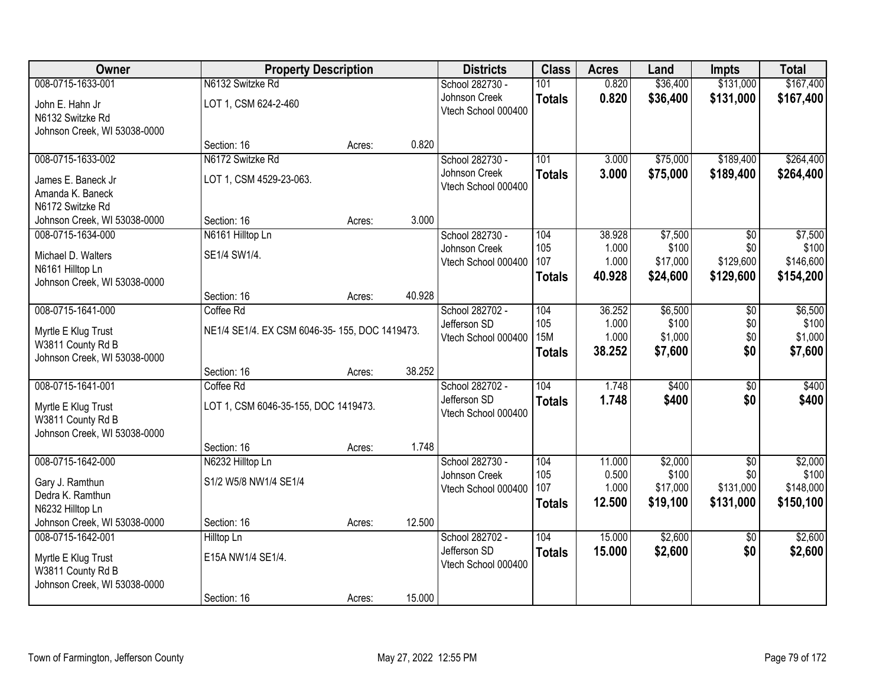| Owner | Property Description | | | Districts | Class | Acres | Land | Impts | Total |
|---|---|---|---|---|---|---|---|---|---|
| 008-0715-1633-001 | N6132 Switzke Rd | | | School 282730 - Johnson Creek | 101 | 0.820 | $36,400 | $131,000 | $167,400 |
| John E. Hahn Jr<br>N6132 Switzke Rd<br>Johnson Creek, WI 53038-0000 | LOT 1, CSM 624-2-460 | | | Vtech School 000400 | **Totals** | **0.820** | **$36,400** | **$131,000** | **$167,400** |
| | Section: 16 | Acres: | 0.820 | | | | | | |
| 008-0715-1633-002 | N6172 Switzke Rd | | | School 282730 - Johnson Creek | 101 | 3.000 | $75,000 | $189,400 | $264,400 |
| James E. Baneck Jr<br>Amanda K. Baneck<br>N6172 Switzke Rd<br>Johnson Creek, WI 53038-0000 | LOT 1, CSM 4529-23-063. | | | Vtech School 000400 | **Totals** | **3.000** | **$75,000** | **$189,400** | **$264,400** |
| | Section: 16 | Acres: | 3.000 | | | | | | |
| 008-0715-1634-000 | N6161 Hilltop Ln | | | School 282730 - Johnson Creek | 104 | 38.928 | $7,500 | $0 | $7,500 |
| Michael D. Walters<br>N6161 Hilltop Ln<br>Johnson Creek, WI 53038-0000 | SE1/4 SW1/4. | | | Vtech School 000400 | 105 | 1.000 | $100 | $0 | $100 |
| | | | | | 107 | 1.000 | $17,000 | $129,600 | $146,600 |
| | | | | | **Totals** | **40.928** | **$24,600** | **$129,600** | **$154,200** |
| | Section: 16 | Acres: | 40.928 | | | | | | |
| 008-0715-1641-000 | Coffee Rd | | | School 282702 - Jefferson SD | 104 | 36.252 | $6,500 | $0 | $6,500 |
| Myrtle E Klug Trust<br>W3811 County Rd B<br>Johnson Creek, WI 53038-0000 | NE1/4 SE1/4. EX CSM 6046-35- 155, DOC 1419473. | | | Vtech School 000400 | 105 | 1.000 | $100 | $0 | $100 |
| | | | | | 15M | 1.000 | $1,000 | $0 | $1,000 |
| | | | | | **Totals** | **38.252** | **$7,600** | **$0** | **$7,600** |
| | Section: 16 | Acres: | 38.252 | | | | | | |
| 008-0715-1641-001 | Coffee Rd | | | School 282702 - Jefferson SD | 104 | 1.748 | $400 | $0 | $400 |
| Myrtle E Klug Trust<br>W3811 County Rd B<br>Johnson Creek, WI 53038-0000 | LOT 1, CSM 6046-35-155, DOC 1419473. | | | Vtech School 000400 | **Totals** | **1.748** | **$400** | **$0** | **$400** |
| | Section: 16 | Acres: | 1.748 | | | | | | |
| 008-0715-1642-000 | N6232 Hilltop Ln | | | School 282730 - Johnson Creek | 104 | 11.000 | $2,000 | $0 | $2,000 |
| Gary J. Ramthun<br>Dedra K. Ramthun<br>N6232 Hilltop Ln<br>Johnson Creek, WI 53038-0000 | S1/2 W5/8 NW1/4 SE1/4 | | | Vtech School 000400 | 105 | 0.500 | $100 | $0 | $100 |
| | | | | | 107 | 1.000 | $17,000 | $131,000 | $148,000 |
| | | | | | **Totals** | **12.500** | **$19,100** | **$131,000** | **$150,100** |
| | Section: 16 | Acres: | 12.500 | | | | | | |
| 008-0715-1642-001 | Hilltop Ln | | | School 282702 - Jefferson SD | 104 | 15.000 | $2,600 | $0 | $2,600 |
| Myrtle E Klug Trust<br>W3811 County Rd B<br>Johnson Creek, WI 53038-0000 | E15A NW1/4 SE1/4. | | | Vtech School 000400 | **Totals** | **15.000** | **$2,600** | **$0** | **$2,600** |
| | Section: 16 | Acres: | 15.000 | | | | | | |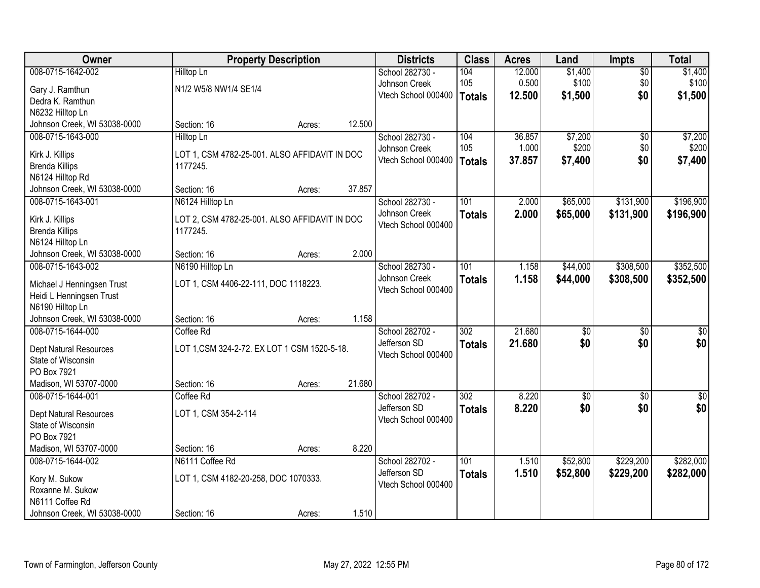| Owner | Property Description | | | Districts | Class | Acres | Land | Impts | Total |
|---|---|---|---|---|---|---|---|---|---|
| 008-0715-1642-002 | Hilltop Ln | | | School 282730 - | 104 | 12.000 | $1,400 | $0 | $1,400 |
| Gary J. Ramthun | N1/2 W5/8 NW1/4 SE1/4 | | | Johnson Creek | 105 | 0.500 | $100 | $0 | $100 |
| Dedra K. Ramthun | | | | Vtech School 000400 | **Totals** | **12.500** | **$1,500** | **$0** | **$1,500** |
| N6232 Hilltop Ln | | | | | | | | | |
| Johnson Creek, WI 53038-0000 | Section: 16 | Acres: | 12.500 | | | | | | |
| 008-0715-1643-000 | Hilltop Ln | | | School 282730 - | 104 | 36.857 | $7,200 | $0 | $7,200 |
| Kirk J. Killips | LOT 1, CSM 4782-25-001. ALSO AFFIDAVIT IN DOC | | | Johnson Creek | 105 | 1.000 | $200 | $0 | $200 |
| Brenda Killips | 1177245. | | | Vtech School 000400 | **Totals** | **37.857** | **$7,400** | **$0** | **$7,400** |
| N6124 Hilltop Rd | | | | | | | | | |
| Johnson Creek, WI 53038-0000 | Section: 16 | Acres: | 37.857 | | | | | | |
| 008-0715-1643-001 | N6124 Hilltop Ln | | | School 282730 - | 101 | 2.000 | $65,000 | $131,900 | $196,900 |
| Kirk J. Killips | LOT 2, CSM 4782-25-001. ALSO AFFIDAVIT IN DOC | | | Johnson Creek | **Totals** | **2.000** | **$65,000** | **$131,900** | **$196,900** |
| Brenda Killips | 1177245. | | | Vtech School 000400 | | | | | |
| N6124 Hilltop Ln | | | | | | | | | |
| Johnson Creek, WI 53038-0000 | Section: 16 | Acres: | 2.000 | | | | | | |
| 008-0715-1643-002 | N6190 Hilltop Ln | | | School 282730 - | 101 | 1.158 | $44,000 | $308,500 | $352,500 |
| Michael J Henningsen Trust | LOT 1, CSM 4406-22-111, DOC 1118223. | | | Johnson Creek | **Totals** | **1.158** | **$44,000** | **$308,500** | **$352,500** |
| Heidi L Henningsen Trust | | | | Vtech School 000400 | | | | | |
| N6190 Hilltop Ln | | | | | | | | | |
| Johnson Creek, WI 53038-0000 | Section: 16 | Acres: | 1.158 | | | | | | |
| 008-0715-1644-000 | Coffee Rd | | | School 282702 - | 302 | 21.680 | $0 | $0 | $0 |
| Dept Natural Resources | LOT 1,CSM 324-2-72. EX LOT 1 CSM 1520-5-18. | | | Jefferson SD | **Totals** | **21.680** | **$0** | **$0** | **$0** |
| State of Wisconsin | | | | Vtech School 000400 | | | | | |
| PO Box 7921 | | | | | | | | | |
| Madison, WI 53707-0000 | Section: 16 | Acres: | 21.680 | | | | | | |
| 008-0715-1644-001 | Coffee Rd | | | School 282702 - | 302 | 8.220 | $0 | $0 | $0 |
| Dept Natural Resources | LOT 1, CSM 354-2-114 | | | Jefferson SD | **Totals** | **8.220** | **$0** | **$0** | **$0** |
| State of Wisconsin | | | | Vtech School 000400 | | | | | |
| PO Box 7921 | | | | | | | | | |
| Madison, WI 53707-0000 | Section: 16 | Acres: | 8.220 | | | | | | |
| 008-0715-1644-002 | N6111 Coffee Rd | | | School 282702 - | 101 | 1.510 | $52,800 | $229,200 | $282,000 |
| Kory M. Sukow | LOT 1, CSM 4182-20-258, DOC 1070333. | | | Jefferson SD | **Totals** | **1.510** | **$52,800** | **$229,200** | **$282,000** |
| Roxanne M. Sukow | | | | Vtech School 000400 | | | | | |
| N6111 Coffee Rd | | | | | | | | | |
| Johnson Creek, WI 53038-0000 | Section: 16 | Acres: | 1.510 | | | | | | |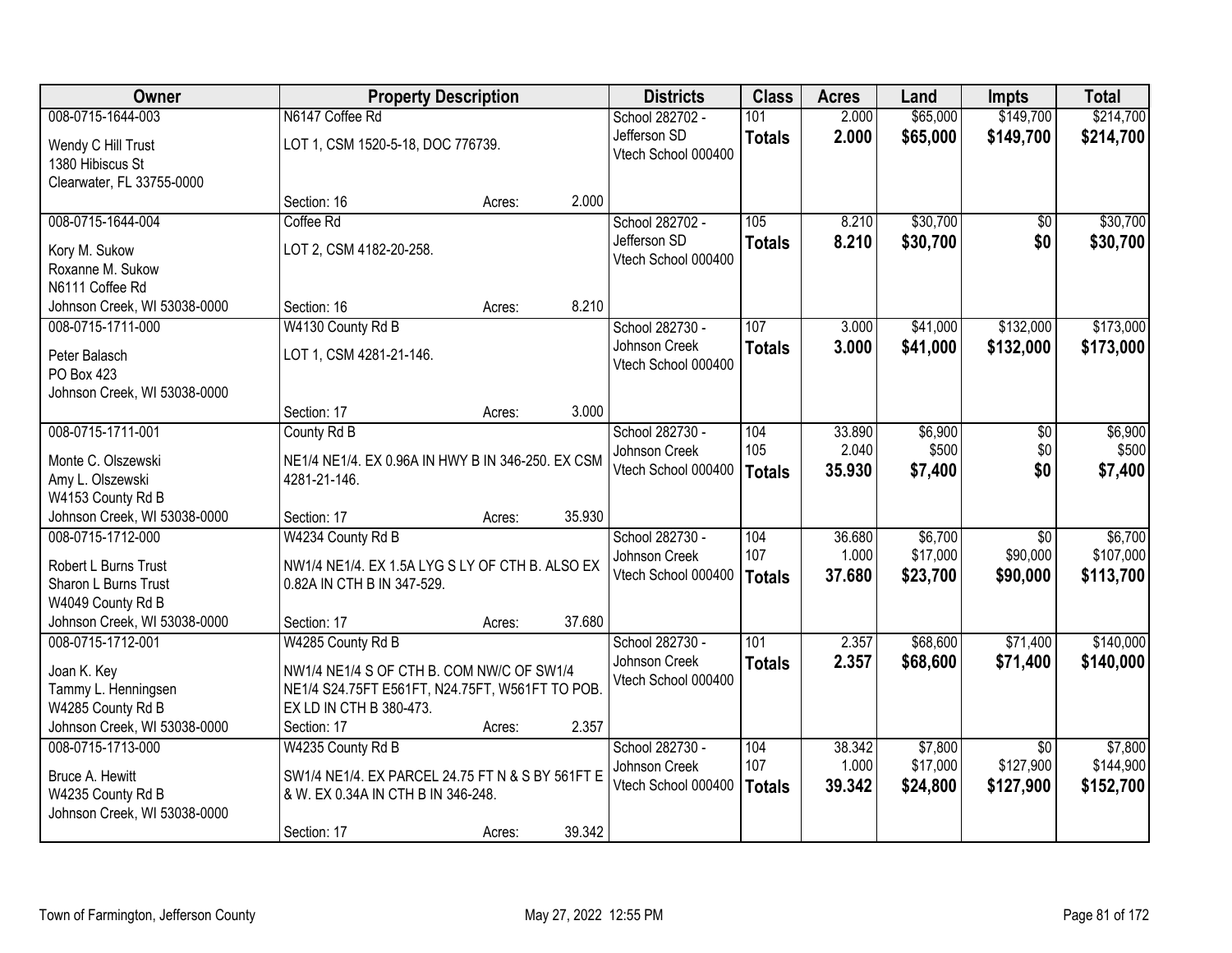| Owner | Property Description | | | Districts | Class | Acres | Land | Impts | Total |
|---|---|---|---|---|---|---|---|---|---|
| 008-0715-1644-003<br>Wendy C Hill Trust<br>1380 Hibiscus St<br>Clearwater, FL 33755-0000 | N6147 Coffee Rd<br>LOT 1, CSM 1520-5-18, DOC 776739.<br>Section: 16 | Acres: | 2.000 | School 282702 - Jefferson SD<br>Vtech School 000400 | 101<br>**Totals** | 2.000<br>**2.000** | $65,000<br>**$65,000** | $149,700<br>**$149,700** | $214,700<br>**$214,700** |
| 008-0715-1644-004<br>Kory M. Sukow<br>Roxanne M. Sukow<br>N6111 Coffee Rd<br>Johnson Creek, WI 53038-0000 | Coffee Rd<br>LOT 2, CSM 4182-20-258.<br>Section: 16 | Acres: | 8.210 | School 282702 - Jefferson SD<br>Vtech School 000400 | 105<br>**Totals** | 8.210<br>**8.210** | $30,700<br>**$30,700** | $0<br>**$0** | $30,700<br>**$30,700** |
| 008-0715-1711-000<br>Peter Balasch<br>PO Box 423<br>Johnson Creek, WI 53038-0000 | W4130 County Rd B<br>LOT 1, CSM 4281-21-146.<br>Section: 17 | Acres: | 3.000 | School 282730 - Johnson Creek<br>Vtech School 000400 | 107<br>**Totals** | 3.000<br>**3.000** | $41,000<br>**$41,000** | $132,000<br>**$132,000** | $173,000<br>**$173,000** |
| 008-0715-1711-001<br>Monte C. Olszewski<br>Amy L. Olszewski<br>W4153 County Rd B<br>Johnson Creek, WI 53038-0000 | County Rd B<br>NE1/4 NE1/4. EX 0.96A IN HWY B IN 346-250. EX CSM 4281-21-146.<br>Section: 17 | Acres: | 35.930 | School 282730 - Johnson Creek<br>Vtech School 000400 | 104<br>105<br>**Totals** | 33.890<br>2.040<br>**35.930** | $6,900<br>$500<br>**$7,400** | $0<br>$0<br>**$0** | $6,900<br>$500<br>**$7,400** |
| 008-0715-1712-000<br>Robert L Burns Trust<br>Sharon L Burns Trust<br>W4049 County Rd B<br>Johnson Creek, WI 53038-0000 | W4234 County Rd B<br>NW1/4 NE1/4. EX 1.5A LYG S LY OF CTH B. ALSO EX 0.82A IN CTH B IN 347-529.<br>Section: 17 | Acres: | 37.680 | School 282730 - Johnson Creek<br>Vtech School 000400 | 104<br>107<br>**Totals** | 36.680<br>1.000<br>**37.680** | $6,700<br>$17,000<br>**$23,700** | $0<br>$90,000<br>**$90,000** | $6,700<br>$107,000<br>**$113,700** |
| 008-0715-1712-001<br>Joan K. Key<br>Tammy L. Henningsen<br>W4285 County Rd B<br>Johnson Creek, WI 53038-0000 | W4285 County Rd B<br>NW1/4 NE1/4 S OF CTH B. COM NW/C OF SW1/4 NE1/4 S24.75FT E561FT, N24.75FT, W561FT TO POB. EX LD IN CTH B 380-473.<br>Section: 17 | Acres: | 2.357 | School 282730 - Johnson Creek<br>Vtech School 000400 | 101<br>**Totals** | 2.357<br>**2.357** | $68,600<br>**$68,600** | $71,400<br>**$71,400** | $140,000<br>**$140,000** |
| 008-0715-1713-000<br>Bruce A. Hewitt<br>W4235 County Rd B<br>Johnson Creek, WI 53038-0000 | W4235 County Rd B<br>SW1/4 NE1/4. EX PARCEL 24.75 FT N & S BY 561FT E & W. EX 0.34A IN CTH B IN 346-248.<br>Section: 17 | Acres: | 39.342 | School 282730 - Johnson Creek<br>Vtech School 000400 | 104<br>107<br>**Totals** | 38.342<br>1.000<br>**39.342** | $7,800<br>$17,000<br>**$24,800** | $0<br>$127,900<br>**$127,900** | $7,800<br>$144,900<br>**$152,700** |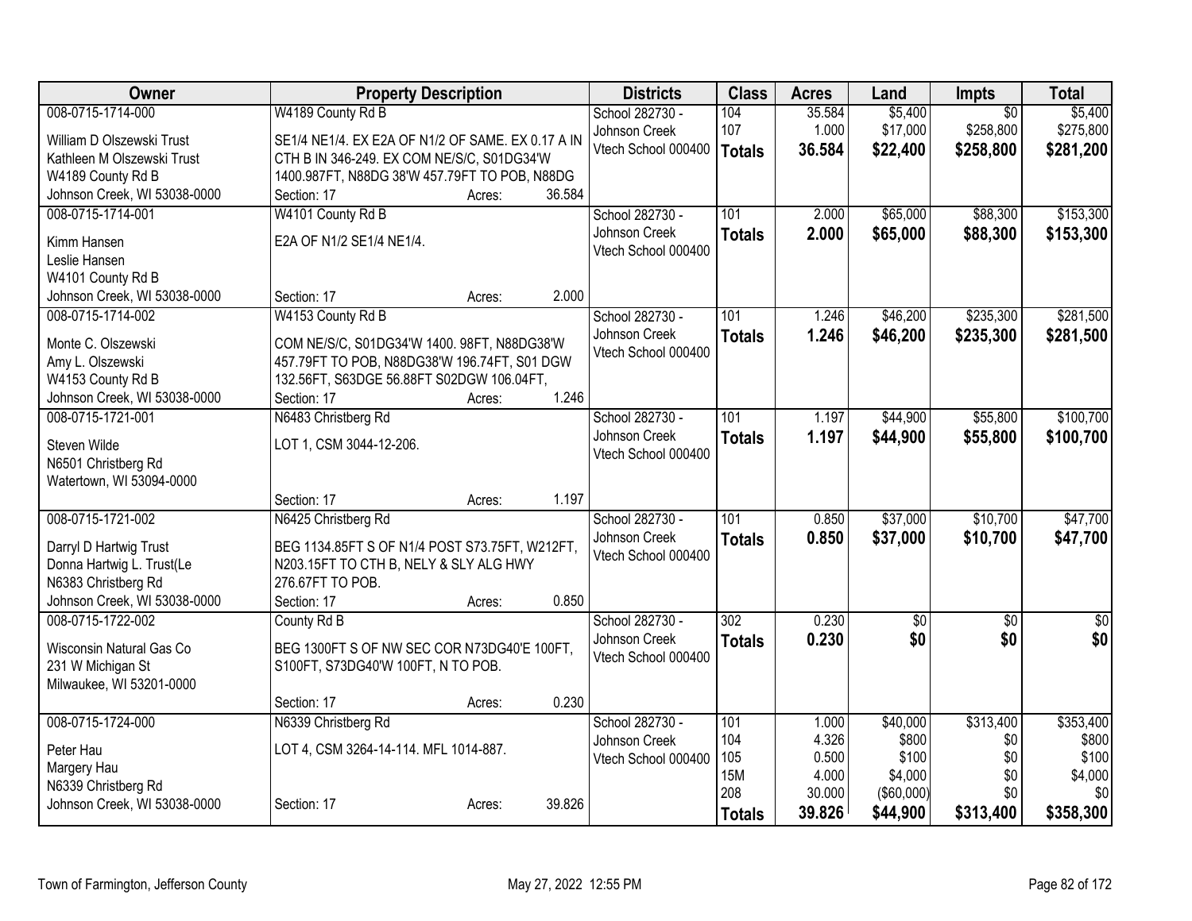| Owner | Property Description | Districts | Class | Acres | Land | Impts | Total |
|---|---|---|---|---|---|---|---|
| 008-0715-1714-000<br>William D Olszewski Trust<br>Kathleen M Olszewski Trust<br>W4189 County Rd B<br>Johnson Creek, WI 53038-0000 | W4189 County Rd B<br>SE1/4 NE1/4. EX E2A OF N1/2 OF SAME. EX 0.17 A IN CTH B IN 346-249. EX COM NE/S/C, S01DG34'W 1400.987FT, N88DG 38'W 457.79FT TO POB, N88DG<br>Section: 17 Acres: 36.584 | School 282730 - Johnson Creek<br>Vtech School 000400 | 104<br>107<br>**Totals** | 35.584<br>1.000<br>**36.584** | $5,400<br>$17,000<br>**$22,400** | $0<br>$258,800<br>**$258,800** | $5,400<br>$275,800<br>**$281,200** |
| 008-0715-1714-001<br>Kimm Hansen<br>Leslie Hansen<br>W4101 County Rd B<br>Johnson Creek, WI 53038-0000 | W4101 County Rd B<br>E2A OF N1/2 SE1/4 NE1/4.<br>Section: 17 Acres: 2.000 | School 282730 - Johnson Creek<br>Vtech School 000400 | 101<br>**Totals** | 2.000<br>**2.000** | $65,000<br>**$65,000** | $88,300<br>**$88,300** | $153,300<br>**$153,300** |
| 008-0715-1714-002<br>Monte C. Olszewski<br>Amy L. Olszewski<br>W4153 County Rd B<br>Johnson Creek, WI 53038-0000 | W4153 County Rd B<br>COM NE/S/C, S01DG34'W 1400. 98FT, N88DG38'W 457.79FT TO POB, N88DG38'W 196.74FT, S01 DGW 132.56FT, S63DGE 56.88FT S02DGW 106.04FT,<br>Section: 17 Acres: 1.246 | School 282730 - Johnson Creek<br>Vtech School 000400 | 101<br>**Totals** | 1.246<br>**1.246** | $46,200<br>**$46,200** | $235,300<br>**$235,300** | $281,500<br>**$281,500** |
| 008-0715-1721-001<br>Steven Wilde<br>N6501 Christberg Rd<br>Watertown, WI 53094-0000 | N6483 Christberg Rd<br>LOT 1, CSM 3044-12-206.<br>Section: 17 Acres: 1.197 | School 282730 - Johnson Creek<br>Vtech School 000400 | 101<br>**Totals** | 1.197<br>**1.197** | $44,900<br>**$44,900** | $55,800<br>**$55,800** | $100,700<br>**$100,700** |
| 008-0715-1721-002<br>Darryl D Hartwig Trust<br>Donna Hartwig L. Trust(Le<br>N6383 Christberg Rd<br>Johnson Creek, WI 53038-0000 | N6425 Christberg Rd<br>BEG 1134.85FT S OF N1/4 POST S73.75FT, W212FT, N203.15FT TO CTH B, NELY & SLY ALG HWY 276.67FT TO POB.<br>Section: 17 Acres: 0.850 | School 282730 - Johnson Creek<br>Vtech School 000400 | 101<br>**Totals** | 0.850<br>**0.850** | $37,000<br>**$37,000** | $10,700<br>**$10,700** | $47,700<br>**$47,700** |
| 008-0715-1722-002<br>Wisconsin Natural Gas Co<br>231 W Michigan St<br>Milwaukee, WI 53201-0000 | County Rd B<br>BEG 1300FT S OF NW SEC COR N73DG40'E 100FT, S100FT, S73DG40'W 100FT, N TO POB.<br>Section: 17 Acres: 0.230 | School 282730 - Johnson Creek<br>Vtech School 000400 | 302<br>**Totals** | 0.230<br>**0.230** | $0<br>**$0** | $0<br>**$0** | $0<br>**$0** |
| 008-0715-1724-000<br>Peter Hau<br>Margery Hau<br>N6339 Christberg Rd<br>Johnson Creek, WI 53038-0000 | N6339 Christberg Rd<br>LOT 4, CSM 3264-14-114. MFL 1014-887.<br>Section: 17 Acres: 39.826 | School 282730 - Johnson Creek<br>Vtech School 000400 | 101<br>104<br>105<br>15M<br>208<br>**Totals** | 1.000<br>4.326<br>0.500<br>4.000<br>30.000<br>**39.826** | $40,000<br>$800<br>$100<br>$4,000<br>($60,000)<br>**$44,900** | $313,400<br>$0<br>$0<br>$0<br>$0<br>**$313,400** | $353,400<br>$800<br>$100<br>$4,000<br>$0<br>**$358,300** |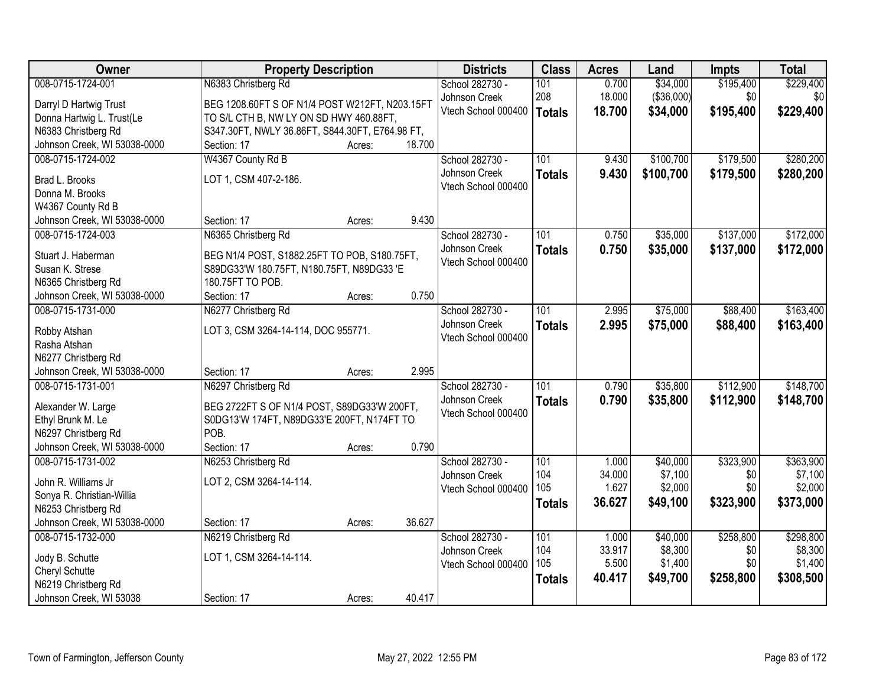| Owner | Property Description | Districts | Class | Acres | Land | Impts | Total |
|---|---|---|---|---|---|---|---|
| 008-0715-1724-001<br>Darryl D Hartwig Trust<br>Donna Hartwig L. Trust(Le<br>N6383 Christberg Rd<br>Johnson Creek, WI 53038-0000 | N6383 Christberg Rd<br>BEG 1208.60FT S OF N1/4 POST W212FT, N203.15FT TO S/L CTH B, NW LY ON SD HWY 460.88FT, S347.30FT, NWLY 36.86FT, S844.30FT, E764.98 FT,<br>Section: 17 Acres: 18.700 | School 282730 - Johnson Creek<br>Vtech School 000400 | 101<br>208<br>**Totals** | 0.700<br>18.000<br>**18.700** | $34,000<br>($36,000)<br>**$34,000** | $195,400<br>$0<br>**$195,400** | $229,400<br>$0<br>**$229,400** |
| 008-0715-1724-002<br>Brad L. Brooks<br>Donna M. Brooks<br>W4367 County Rd B<br>Johnson Creek, WI 53038-0000 | W4367 County Rd B<br>LOT 1, CSM 407-2-186.<br>Section: 17 Acres: 9.430 | School 282730 - Johnson Creek<br>Vtech School 000400 | 101<br>**Totals** | 9.430<br>**9.430** | $100,700<br>**$100,700** | $179,500<br>**$179,500** | $280,200<br>**$280,200** |
| 008-0715-1724-003<br>Stuart J. Haberman<br>Susan K. Strese<br>N6365 Christberg Rd<br>Johnson Creek, WI 53038-0000 | N6365 Christberg Rd<br>BEG N1/4 POST, S1882.25FT TO POB, S180.75FT, S89DG33'W 180.75FT, N180.75FT, N89DG33 'E 180.75FT TO POB.<br>Section: 17 Acres: 0.750 | School 282730 - Johnson Creek<br>Vtech School 000400 | 101<br>**Totals** | 0.750<br>**0.750** | $35,000<br>**$35,000** | $137,000<br>**$137,000** | $172,000<br>**$172,000** |
| 008-0715-1731-000<br>Robby Atshan<br>Rasha Atshan<br>N6277 Christberg Rd<br>Johnson Creek, WI 53038-0000 | N6277 Christberg Rd<br>LOT 3, CSM 3264-14-114, DOC 955771.<br>Section: 17 Acres: 2.995 | School 282730 - Johnson Creek<br>Vtech School 000400 | 101<br>**Totals** | 2.995<br>**2.995** | $75,000<br>**$75,000** | $88,400<br>**$88,400** | $163,400<br>**$163,400** |
| 008-0715-1731-001<br>Alexander W. Large<br>Ethyl Brunk M. Le<br>N6297 Christberg Rd<br>Johnson Creek, WI 53038-0000 | N6297 Christberg Rd<br>BEG 2722FT S OF N1/4 POST, S89DG33'W 200FT, S0DG13'W 174FT, N89DG33'E 200FT, N174FT TO POB.<br>Section: 17 Acres: 0.790 | School 282730 - Johnson Creek<br>Vtech School 000400 | 101<br>**Totals** | 0.790<br>**0.790** | $35,800<br>**$35,800** | $112,900<br>**$112,900** | $148,700<br>**$148,700** |
| 008-0715-1731-002<br>John R. Williams Jr<br>Sonya R. Christian-Willia<br>N6253 Christberg Rd<br>Johnson Creek, WI 53038-0000 | N6253 Christberg Rd<br>LOT 2, CSM 3264-14-114.<br>Section: 17 Acres: 36.627 | School 282730 - Johnson Creek<br>Vtech School 000400 | 101<br>104<br>105<br>**Totals** | 1.000<br>34.000<br>1.627<br>**36.627** | $40,000<br>$7,100<br>$2,000<br>**$49,100** | $323,900<br>$0<br>$0<br>**$323,900** | $363,900<br>$7,100<br>$2,000<br>**$373,000** |
| 008-0715-1732-000<br>Jody B. Schutte<br>Cheryl Schutte<br>N6219 Christberg Rd<br>Johnson Creek, WI 53038 | N6219 Christberg Rd<br>LOT 1, CSM 3264-14-114.<br>Section: 17 Acres: 40.417 | School 282730 - Johnson Creek<br>Vtech School 000400 | 101<br>104<br>105<br>**Totals** | 1.000<br>33.917<br>5.500<br>**40.417** | $40,000<br>$8,300<br>$1,400<br>**$49,700** | $258,800<br>$0<br>$0<br>**$258,800** | $298,800<br>$8,300<br>$1,400<br>**$308,500** |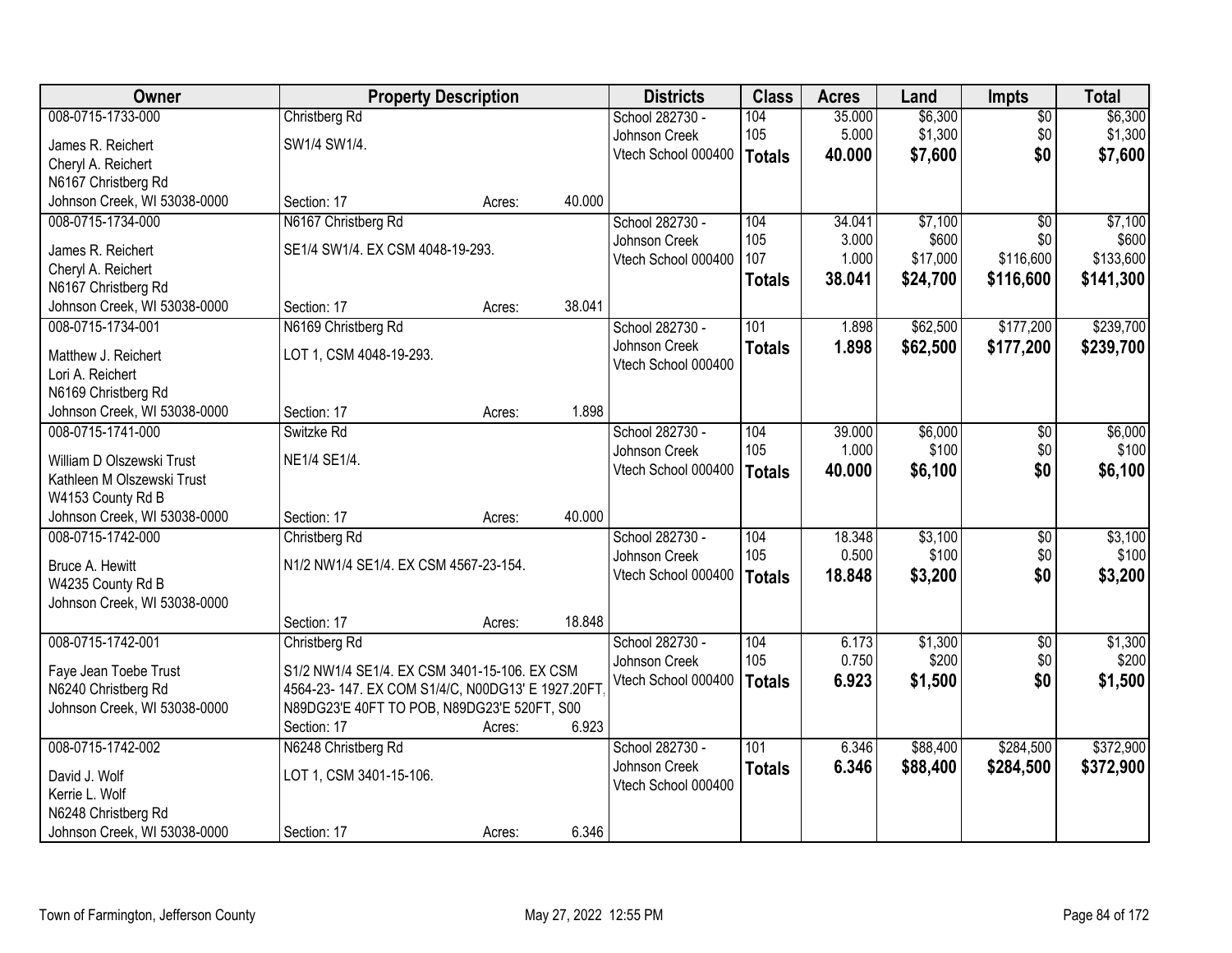| Owner | Property Description | Districts | Class | Acres | Land | Impts | Total |
|---|---|---|---|---|---|---|---|
| 008-0715-1733-000<br>James R. Reichert<br>Cheryl A. Reichert<br>N6167 Christberg Rd<br>Johnson Creek, WI 53038-0000 | Christberg Rd<br>SW1/4 SW1/4.<br>Section: 17 Acres: 40.000 | School 282730 - Johnson Creek<br>Vtech School 000400 | 104<br>105<br>**Totals** | 35.000<br>5.000<br>**40.000** | $6,300<br>$1,300<br>**$7,600** | $0<br>$0<br>**$0** | $6,300<br>$1,300<br>**$7,600** |
| 008-0715-1734-000<br>James R. Reichert<br>Cheryl A. Reichert<br>N6167 Christberg Rd<br>Johnson Creek, WI 53038-0000 | N6167 Christberg Rd<br>SE1/4 SW1/4. EX CSM 4048-19-293.<br>Section: 17 Acres: 38.041 | School 282730 - Johnson Creek<br>Vtech School 000400 | 104<br>105<br>107<br>**Totals** | 34.041<br>3.000<br>1.000<br>**38.041** | $7,100<br>$600<br>$17,000<br>**$24,700** | $0<br>$0<br>$116,600<br>**$116,600** | $7,100<br>$600<br>$133,600<br>**$141,300** |
| 008-0715-1734-001<br>Matthew J. Reichert<br>Lori A. Reichert<br>N6169 Christberg Rd<br>Johnson Creek, WI 53038-0000 | N6169 Christberg Rd<br>LOT 1, CSM 4048-19-293.<br>Section: 17 Acres: 1.898 | School 282730 - Johnson Creek<br>Vtech School 000400 | 101<br>**Totals** | 1.898<br>**1.898** | $62,500<br>**$62,500** | $177,200<br>**$177,200** | $239,700<br>**$239,700** |
| 008-0715-1741-000<br>William D Olszewski Trust<br>Kathleen M Olszewski Trust<br>W4153 County Rd B<br>Johnson Creek, WI 53038-0000 | Switzke Rd<br>NE1/4 SE1/4.<br>Section: 17 Acres: 40.000 | School 282730 - Johnson Creek<br>Vtech School 000400 | 104<br>105<br>**Totals** | 39.000<br>1.000<br>**40.000** | $6,000<br>$100<br>**$6,100** | $0<br>$0<br>**$0** | $6,000<br>$100<br>**$6,100** |
| 008-0715-1742-000<br>Bruce A. Hewitt<br>W4235 County Rd B<br>Johnson Creek, WI 53038-0000 | Christberg Rd<br>N1/2 NW1/4 SE1/4. EX CSM 4567-23-154.<br>Section: 17 Acres: 18.848 | School 282730 - Johnson Creek<br>Vtech School 000400 | 104<br>105<br>**Totals** | 18.348<br>0.500<br>**18.848** | $3,100<br>$100<br>**$3,200** | $0<br>$0<br>**$0** | $3,100<br>$100<br>**$3,200** |
| 008-0715-1742-001<br>Faye Jean Toebe Trust<br>N6240 Christberg Rd<br>Johnson Creek, WI 53038-0000 | Christberg Rd<br>S1/2 NW1/4 SE1/4. EX CSM 3401-15-106. EX CSM 4564-23- 147. EX COM S1/4/C, N00DG13' E 1927.20FT, N89DG23'E 40FT TO POB, N89DG23'E 520FT, S00<br>Section: 17 Acres: 6.923 | School 282730 - Johnson Creek<br>Vtech School 000400 | 104<br>105<br>**Totals** | 6.173<br>0.750<br>**6.923** | $1,300<br>$200<br>**$1,500** | $0<br>$0<br>**$0** | $1,300<br>$200<br>**$1,500** |
| 008-0715-1742-002<br>David J. Wolf<br>Kerrie L. Wolf<br>N6248 Christberg Rd<br>Johnson Creek, WI 53038-0000 | N6248 Christberg Rd<br>LOT 1, CSM 3401-15-106.<br>Section: 17 Acres: 6.346 | School 282730 - Johnson Creek<br>Vtech School 000400 | 101<br>**Totals** | 6.346<br>**6.346** | $88,400<br>**$88,400** | $284,500<br>**$284,500** | $372,900<br>**$372,900** |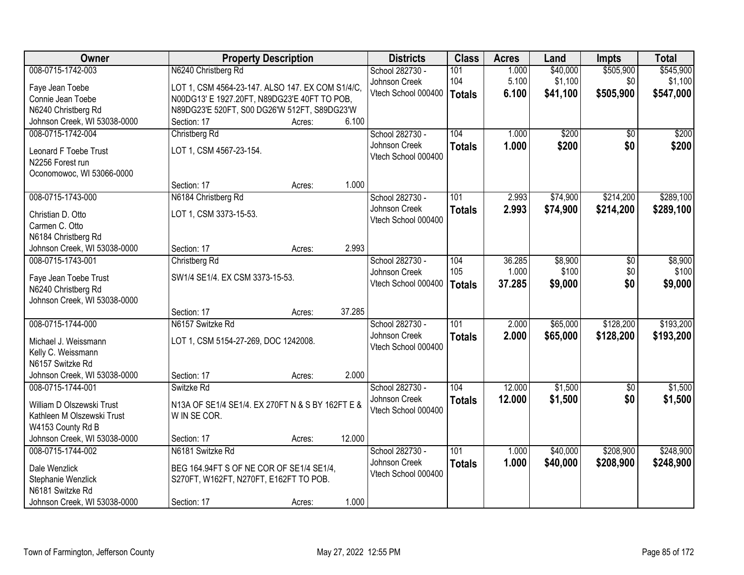| Owner | Property Description | | | Districts | Class | Acres | Land | Impts | Total |
|---|---|---|---|---|---|---|---|---|---|
| 008-0715-1742-003<br><br>Faye Jean Toebe<br>Connie Jean Toebe<br>N6240 Christberg Rd<br>Johnson Creek, WI 53038-0000 | N6240 Christberg Rd<br><br>LOT 1, CSM 4564-23-147. ALSO 147. EX COM S1/4/C, N00DG13' E 1927.20FT, N89DG23'E 40FT TO POB, N89DG23'E 520FT, S00 DG26'W 512FT, S89DG23'W<br>Section: 17 | Acres: | 6.100 | School 282730 - Johnson Creek<br>Vtech School 000400 | 101<br>104<br>**Totals** | 1.000<br>5.100<br>**6.100** | $40,000<br>$1,100<br>**$41,100** | $505,900<br>$0<br>**$505,900** | $545,900<br>$1,100<br>**$547,000** |
| 008-0715-1742-004<br><br>Leonard F Toebe Trust<br>N2256 Forest run<br>Oconomowoc, WI 53066-0000 | Christberg Rd<br><br>LOT 1, CSM 4567-23-154.<br>Section: 17 | Acres: | 1.000 | School 282730 - Johnson Creek<br>Vtech School 000400 | 104<br>**Totals** | 1.000<br>**1.000** | $200<br>**$200** | $0<br>**$0** | $200<br>**$200** |
| 008-0715-1743-000<br><br>Christian D. Otto<br>Carmen C. Otto<br>N6184 Christberg Rd<br>Johnson Creek, WI 53038-0000 | N6184 Christberg Rd<br><br>LOT 1, CSM 3373-15-53.<br>Section: 17 | Acres: | 2.993 | School 282730 - Johnson Creek<br>Vtech School 000400 | 101<br>**Totals** | 2.993<br>**2.993** | $74,900<br>**$74,900** | $214,200<br>**$214,200** | $289,100<br>**$289,100** |
| 008-0715-1743-001<br><br>Faye Jean Toebe Trust<br>N6240 Christberg Rd<br>Johnson Creek, WI 53038-0000 | Christberg Rd<br><br>SW1/4 SE1/4. EX CSM 3373-15-53.<br>Section: 17 | Acres: | 37.285 | School 282730 - Johnson Creek<br>Vtech School 000400 | 104<br>105<br>**Totals** | 36.285<br>1.000<br>**37.285** | $8,900<br>$100<br>**$9,000** | $0<br>$0<br>**$0** | $8,900<br>$100<br>**$9,000** |
| 008-0715-1744-000<br><br>Michael J. Weissmann<br>Kelly C. Weissmann<br>N6157 Switzke Rd<br>Johnson Creek, WI 53038-0000 | N6157 Switzke Rd<br><br>LOT 1, CSM 5154-27-269, DOC 1242008.<br>Section: 17 | Acres: | 2.000 | School 282730 - Johnson Creek<br>Vtech School 000400 | 101<br>**Totals** | 2.000<br>**2.000** | $65,000<br>**$65,000** | $128,200<br>**$128,200** | $193,200<br>**$193,200** |
| 008-0715-1744-001<br><br>William D Olszewski Trust<br>Kathleen M Olszewski Trust<br>W4153 County Rd B<br>Johnson Creek, WI 53038-0000 | Switzke Rd<br><br>N13A OF SE1/4 SE1/4. EX 270FT N & S BY 162FT E & W IN SE COR.<br>Section: 17 | Acres: | 12.000 | School 282730 - Johnson Creek<br>Vtech School 000400 | 104<br>**Totals** | 12.000<br>**12.000** | $1,500<br>**$1,500** | $0<br>**$0** | $1,500<br>**$1,500** |
| 008-0715-1744-002<br><br>Dale Wenzlick<br>Stephanie Wenzlick<br>N6181 Switzke Rd<br>Johnson Creek, WI 53038-0000 | N6181 Switzke Rd<br><br>BEG 164.94FT S OF NE COR OF SE1/4 SE1/4, S270FT, W162FT, N270FT, E162FT TO POB.<br>Section: 17 | Acres: | 1.000 | School 282730 - Johnson Creek<br>Vtech School 000400 | 101<br>**Totals** | 1.000<br>**1.000** | $40,000<br>**$40,000** | $208,900<br>**$208,900** | $248,900<br>**$248,900** |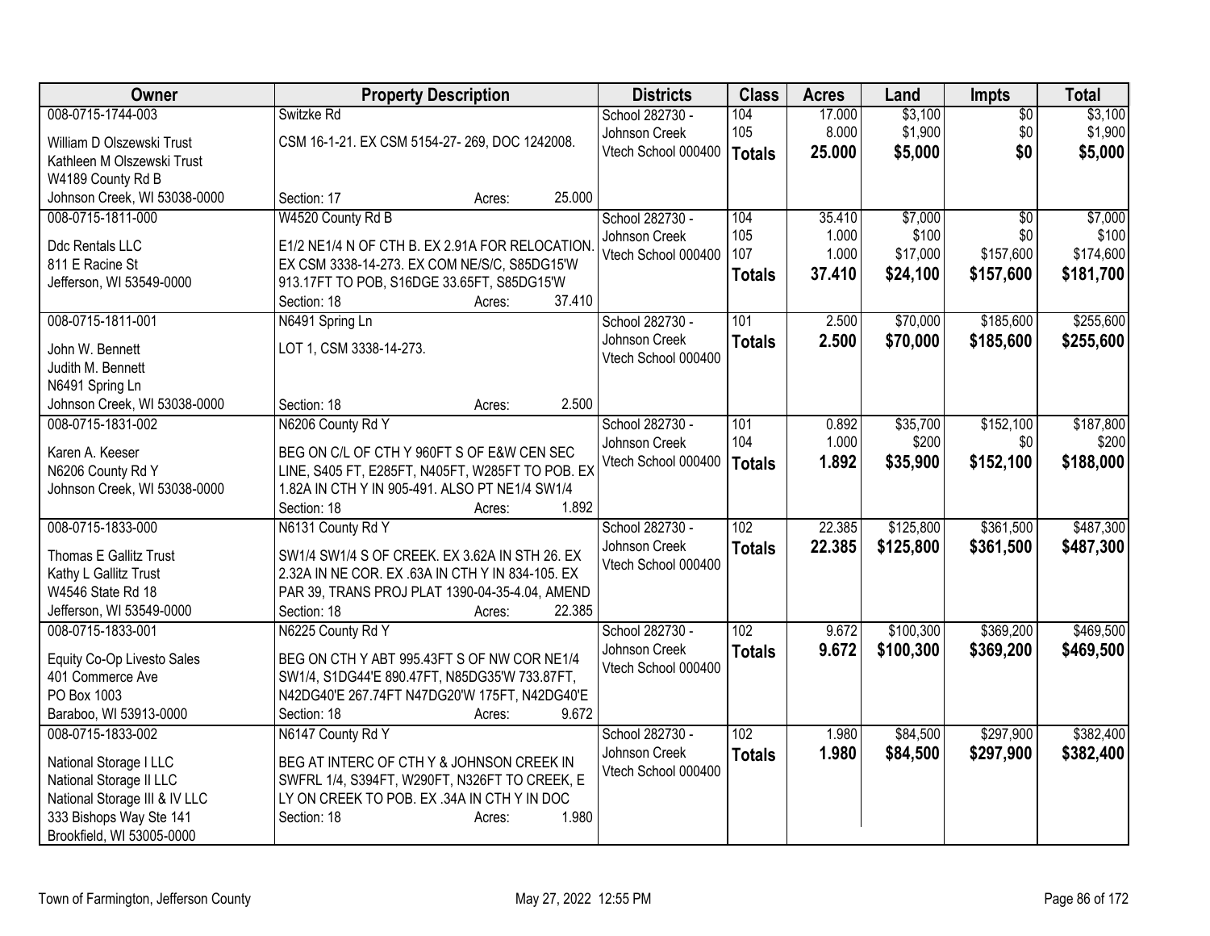| Owner | Property Description | Districts | Class | Acres | Land | Impts | Total |
|---|---|---|---|---|---|---|---|
| 008-0715-1744-003<br>William D Olszewski Trust<br>Kathleen M Olszewski Trust<br>W4189 County Rd B<br>Johnson Creek, WI 53038-0000 | Switzke Rd<br>CSM 16-1-21. EX CSM 5154-27- 269, DOC 1242008.<br>Section: 17 Acres: 25.000 | School 282730 - Johnson Creek<br>Vtech School 000400 | 104<br>105<br>**Totals** | 17.000<br>8.000<br>**25.000** | $3,100<br>$1,900<br>**$5,000** | $0<br>$0<br>**$0** | $3,100<br>$1,900<br>**$5,000** |
| 008-0715-1811-000<br>Ddc Rentals LLC<br>811 E Racine St<br>Jefferson, WI 53549-0000 | W4520 County Rd B<br>E1/2 NE1/4 N OF CTH B. EX 2.91A FOR RELOCATION. EX CSM 3338-14-273. EX COM NE/S/C, S85DG15'W 913.17FT TO POB, S16DGE 33.65FT, S85DG15'W<br>Section: 18 Acres: 37.410 | School 282730 - Johnson Creek<br>Vtech School 000400 | 104<br>105<br>107<br>**Totals** | 35.410<br>1.000<br>1.000<br>**37.410** | $7,000<br>$100<br>$17,000<br>**$24,100** | $0<br>$0<br>$157,600<br>**$157,600** | $7,000<br>$100<br>$174,600<br>**$181,700** |
| 008-0715-1811-001<br>John W. Bennett<br>Judith M. Bennett<br>N6491 Spring Ln<br>Johnson Creek, WI 53038-0000 | N6491 Spring Ln<br>LOT 1, CSM 3338-14-273.<br>Section: 18 Acres: 2.500 | School 282730 - Johnson Creek<br>Vtech School 000400 | 101<br>**Totals** | 2.500<br>**2.500** | $70,000<br>**$70,000** | $185,600<br>**$185,600** | $255,600<br>**$255,600** |
| 008-0715-1831-002<br>Karen A. Keeser<br>N6206 County Rd Y<br>Johnson Creek, WI 53038-0000 | N6206 County Rd Y<br>BEG ON C/L OF CTH Y 960FT S OF E&W CEN SEC LINE, S405 FT, E285FT, N405FT, W285FT TO POB. EX 1.82A IN CTH Y IN 905-491. ALSO PT NE1/4 SW1/4<br>Section: 18 Acres: 1.892 | School 282730 - Johnson Creek<br>Vtech School 000400 | 101<br>104<br>**Totals** | 0.892<br>1.000<br>**1.892** | $35,700<br>$200<br>**$35,900** | $152,100<br>$0<br>**$152,100** | $187,800<br>$200<br>**$188,000** |
| 008-0715-1833-000<br>Thomas E Gallitz Trust<br>Kathy L Gallitz Trust<br>W4546 State Rd 18<br>Jefferson, WI 53549-0000 | N6131 County Rd Y<br>SW1/4 SW1/4 S OF CREEK. EX 3.62A IN STH 26. EX 2.32A IN NE COR. EX .63A IN CTH Y IN 834-105. EX PAR 39, TRANS PROJ PLAT 1390-04-35-4.04, AMEND<br>Section: 18 Acres: 22.385 | School 282730 - Johnson Creek<br>Vtech School 000400 | 102<br>**Totals** | 22.385<br>**22.385** | $125,800<br>**$125,800** | $361,500<br>**$361,500** | $487,300<br>**$487,300** |
| 008-0715-1833-001<br>Equity Co-Op Livesto Sales<br>401 Commerce Ave<br>PO Box 1003<br>Baraboo, WI 53913-0000 | N6225 County Rd Y<br>BEG ON CTH Y ABT 995.43FT S OF NW COR NE1/4 SW1/4, S1DG44'E 890.47FT, N85DG35'W 733.87FT, N42DG40'E 267.74FT N47DG20'W 175FT, N42DG40'E<br>Section: 18 Acres: 9.672 | School 282730 - Johnson Creek<br>Vtech School 000400 | 102<br>**Totals** | 9.672<br>**9.672** | $100,300<br>**$100,300** | $369,200<br>**$369,200** | $469,500<br>**$469,500** |
| 008-0715-1833-002<br>National Storage I LLC<br>National Storage II LLC<br>National Storage III & IV LLC<br>333 Bishops Way Ste 141<br>Brookfield, WI 53005-0000 | N6147 County Rd Y<br>BEG AT INTERC OF CTH Y & JOHNSON CREEK IN SWFRL 1/4, S394FT, W290FT, N326FT TO CREEK, E LY ON CREEK TO POB. EX .34A IN CTH Y IN DOC<br>Section: 18 Acres: 1.980 | School 282730 - Johnson Creek<br>Vtech School 000400 | 102<br>**Totals** | 1.980<br>**1.980** | $84,500<br>**$84,500** | $297,900<br>**$297,900** | $382,400<br>**$382,400** |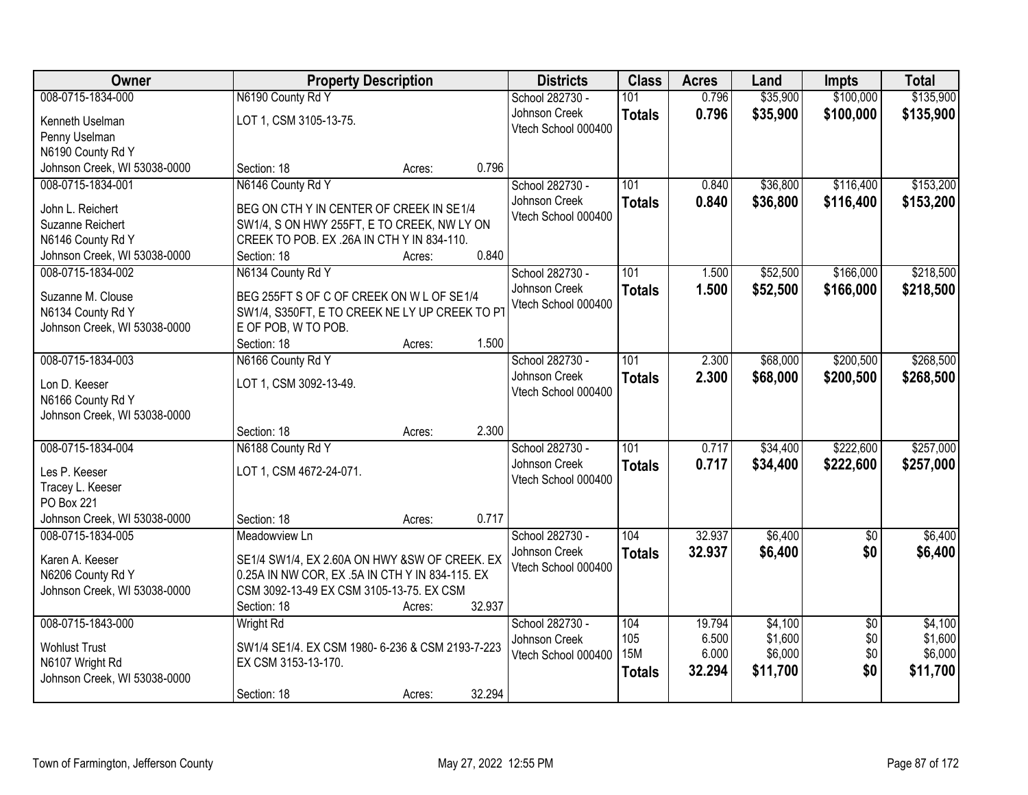| Owner | Property Description | Districts | Class | Acres | Land | Impts | Total |
|---|---|---|---|---|---|---|---|
| 008-0715-1834-000<br>Kenneth Uselman<br>Penny Uselman<br>N6190 County Rd Y<br>Johnson Creek, WI 53038-0000 | N6190 County Rd Y<br>LOT 1, CSM 3105-13-75.<br>Section: 18 Acres: 0.796 | School 282730 - Johnson Creek<br>Vtech School 000400 | 101<br>**Totals** | 0.796<br>**0.796** | $35,900<br>**$35,900** | $100,000<br>**$100,000** | $135,900<br>**$135,900** |
| 008-0715-1834-001<br>John L. Reichert<br>Suzanne Reichert<br>N6146 County Rd Y<br>Johnson Creek, WI 53038-0000 | N6146 County Rd Y<br>BEG ON CTH Y IN CENTER OF CREEK IN SE1/4 SW1/4, S ON HWY 255FT, E TO CREEK, NW LY ON CREEK TO POB. EX .26A IN CTH Y IN 834-110.<br>Section: 18 Acres: 0.840 | School 282730 - Johnson Creek<br>Vtech School 000400 | 101<br>**Totals** | 0.840<br>**0.840** | $36,800<br>**$36,800** | $116,400<br>**$116,400** | $153,200<br>**$153,200** |
| 008-0715-1834-002<br>Suzanne M. Clouse<br>N6134 County Rd Y<br>Johnson Creek, WI 53038-0000 | N6134 County Rd Y<br>BEG 255FT S OF C OF CREEK ON W L OF SE1/4 SW1/4, S350FT, E TO CREEK NE LY UP CREEK TO PT E OF POB, W TO POB.<br>Section: 18 Acres: 1.500 | School 282730 - Johnson Creek<br>Vtech School 000400 | 101<br>**Totals** | 1.500<br>**1.500** | $52,500<br>**$52,500** | $166,000<br>**$166,000** | $218,500<br>**$218,500** |
| 008-0715-1834-003<br>Lon D. Keeser<br>N6166 County Rd Y<br>Johnson Creek, WI 53038-0000 | N6166 County Rd Y<br>LOT 1, CSM 3092-13-49.<br>Section: 18 Acres: 2.300 | School 282730 - Johnson Creek<br>Vtech School 000400 | 101<br>**Totals** | 2.300<br>**2.300** | $68,000<br>**$68,000** | $200,500<br>**$200,500** | $268,500<br>**$268,500** |
| 008-0715-1834-004<br>Les P. Keeser<br>Tracey L. Keeser<br>PO Box 221<br>Johnson Creek, WI 53038-0000 | N6188 County Rd Y<br>LOT 1, CSM 4672-24-071.<br>Section: 18 Acres: 0.717 | School 282730 - Johnson Creek<br>Vtech School 000400 | 101<br>**Totals** | 0.717<br>**0.717** | $34,400<br>**$34,400** | $222,600<br>**$222,600** | $257,000<br>**$257,000** |
| 008-0715-1834-005<br>Karen A. Keeser<br>N6206 County Rd Y<br>Johnson Creek, WI 53038-0000 | Meadowview Ln<br>SE1/4 SW1/4, EX 2.60A ON HWY &SW OF CREEK. EX 0.25A IN NW COR, EX .5A IN CTH Y IN 834-115. EX CSM 3092-13-49 EX CSM 3105-13-75. EX CSM<br>Section: 18 Acres: 32.937 | School 282730 - Johnson Creek<br>Vtech School 000400 | 104<br>**Totals** | 32.937<br>**32.937** | $6,400<br>**$6,400** | $0<br>**$0** | $6,400<br>**$6,400** |
| 008-0715-1843-000<br>Wohlust Trust<br>N6107 Wright Rd<br>Johnson Creek, WI 53038-0000 | Wright Rd<br>SW1/4 SE1/4. EX CSM 1980- 6-236 & CSM 2193-7-223 EX CSM 3153-13-170.<br>Section: 18 Acres: 32.294 | School 282730 - Johnson Creek<br>Vtech School 000400 | 104<br>105<br>15M<br>**Totals** | 19.794<br>6.500<br>6.000<br>**32.294** | $4,100<br>$1,600<br>$6,000<br>**$11,700** | $0<br>$0<br>$0<br>**$0** | $4,100<br>$1,600<br>$6,000<br>**$11,700** |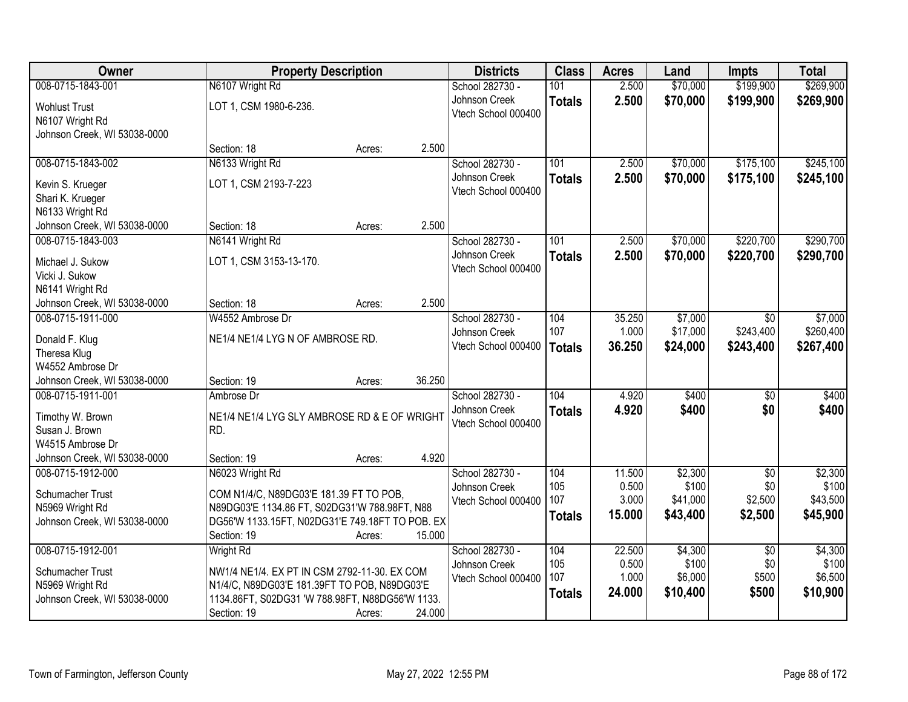| Owner | Property Description | Districts | Class | Acres | Land | Impts | Total |
|---|---|---|---|---|---|---|---|
| 008-0715-1843-001<br>Wohlust Trust<br>N6107 Wright Rd<br>Johnson Creek, WI 53038-0000 | N6107 Wright Rd<br>LOT 1, CSM 1980-6-236.<br>Section: 18 Acres: 2.500 | School 282730 - Johnson Creek<br>Vtech School 000400 | 101<br>**Totals** | 2.500<br>**2.500** | $70,000<br>**$70,000** | $199,900<br>**$199,900** | $269,900<br>**$269,900** |
| 008-0715-1843-002<br>Kevin S. Krueger<br>Shari K. Krueger<br>N6133 Wright Rd<br>Johnson Creek, WI 53038-0000 | N6133 Wright Rd<br>LOT 1, CSM 2193-7-223<br>Section: 18 Acres: 2.500 | School 282730 - Johnson Creek<br>Vtech School 000400 | 101<br>**Totals** | 2.500<br>**2.500** | $70,000<br>**$70,000** | $175,100<br>**$175,100** | $245,100<br>**$245,100** |
| 008-0715-1843-003<br>Michael J. Sukow<br>Vicki J. Sukow<br>N6141 Wright Rd<br>Johnson Creek, WI 53038-0000 | N6141 Wright Rd<br>LOT 1, CSM 3153-13-170.<br>Section: 18 Acres: 2.500 | School 282730 - Johnson Creek<br>Vtech School 000400 | 101<br>**Totals** | 2.500<br>**2.500** | $70,000<br>**$70,000** | $220,700<br>**$220,700** | $290,700<br>**$290,700** |
| 008-0715-1911-000<br>Donald F. Klug<br>Theresa Klug<br>W4552 Ambrose Dr<br>Johnson Creek, WI 53038-0000 | W4552 Ambrose Dr<br>NE1/4 NE1/4 LYG N OF AMBROSE RD.<br>Section: 19 Acres: 36.250 | School 282730 - Johnson Creek<br>Vtech School 000400 | 104<br>107<br>**Totals** | 35.250<br>1.000<br>**36.250** | $7,000<br>$17,000<br>**$24,000** | $0<br>$243,400<br>**$243,400** | $7,000<br>$260,400<br>**$267,400** |
| 008-0715-1911-001<br>Timothy W. Brown<br>Susan J. Brown<br>W4515 Ambrose Dr<br>Johnson Creek, WI 53038-0000 | Ambrose Dr<br>NE1/4 NE1/4 LYG SLY AMBROSE RD & E OF WRIGHT RD.<br>Section: 19 Acres: 4.920 | School 282730 - Johnson Creek<br>Vtech School 000400 | 104<br>**Totals** | 4.920<br>**4.920** | $400<br>**$400** | $0<br>**$0** | $400<br>**$400** |
| 008-0715-1912-000<br>Schumacher Trust<br>N5969 Wright Rd<br>Johnson Creek, WI 53038-0000 | N6023 Wright Rd<br>COM N1/4/C, N89DG03'E 181.39 FT TO POB, N89DG03'E 1134.86 FT, S02DG31'W 788.98FT, N88 DG56'W 1133.15FT, N02DG31'E 749.18FT TO POB. EX<br>Section: 19 Acres: 15.000 | School 282730 - Johnson Creek<br>Vtech School 000400 | 104<br>105<br>107<br>**Totals** | 11.500<br>0.500<br>3.000<br>**15.000** | $2,300<br>$100<br>$41,000<br>**$43,400** | $0<br>$0<br>$2,500<br>**$2,500** | $2,300<br>$100<br>$43,500<br>**$45,900** |
| 008-0715-1912-001<br>Schumacher Trust<br>N5969 Wright Rd<br>Johnson Creek, WI 53038-0000 | Wright Rd<br>NW1/4 NE1/4. EX PT IN CSM 2792-11-30. EX COM N1/4/C, N89DG03'E 181.39FT TO POB, N89DG03'E 1134.86FT, S02DG31 'W 788.98FT, N88DG56'W 1133.<br>Section: 19 Acres: 24.000 | School 282730 - Johnson Creek<br>Vtech School 000400 | 104<br>105<br>107<br>**Totals** | 22.500<br>0.500<br>1.000<br>**24.000** | $4,300<br>$100<br>$6,000<br>**$10,400** | $0<br>$0<br>$500<br>**$500** | $4,300<br>$100<br>$6,500<br>**$10,900** |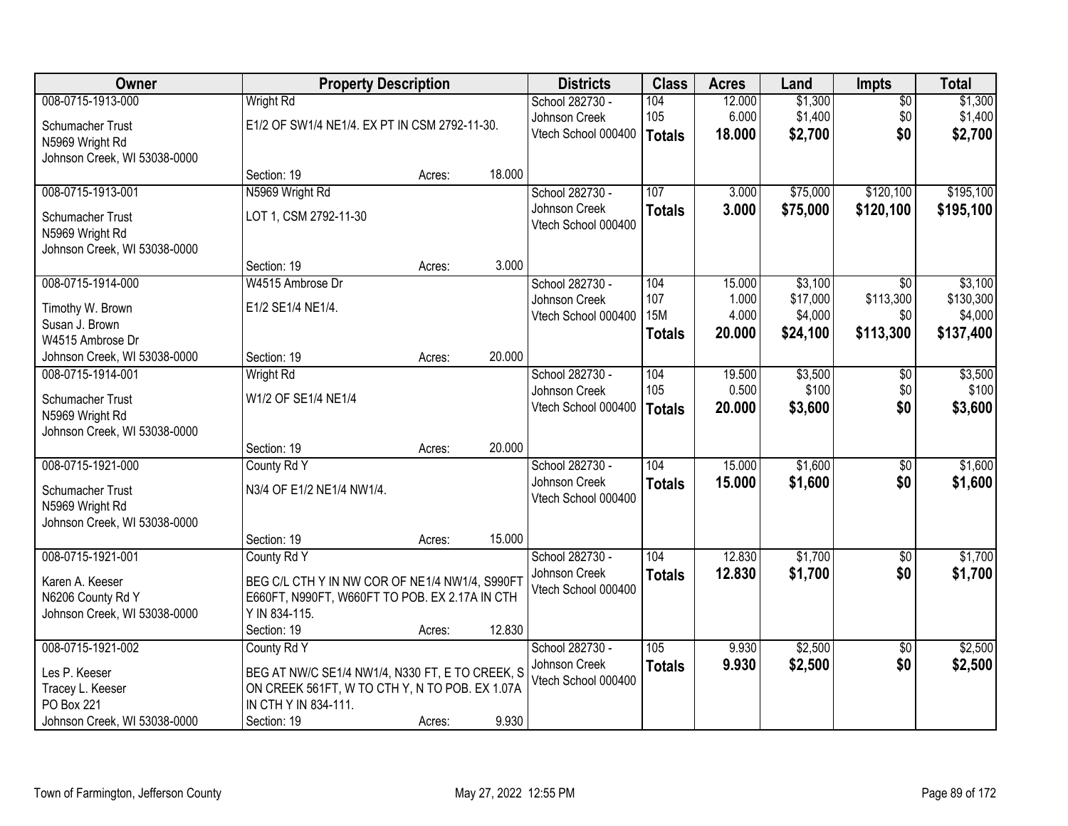| Owner | Property Description | | | Districts | Class | Acres | Land | Impts | Total |
|---|---|---|---|---|---|---|---|---|---|
| 008-0715-1913-000<br>Schumacher Trust<br>N5969 Wright Rd<br>Johnson Creek, WI 53038-0000 | Wright Rd<br>E1/2 OF SW1/4 NE1/4. EX PT IN CSM 2792-11-30.<br>Section: 19 | Acres: | 18.000 | School 282730 - Johnson Creek<br>Vtech School 000400 | 104<br>105<br>**Totals** | 12.000<br>6.000<br>**18.000** | $1,300<br>$1,400<br>**$2,700** | $0<br>$0<br>**$0** | $1,300<br>$1,400<br>**$2,700** |
| 008-0715-1913-001<br>Schumacher Trust<br>N5969 Wright Rd<br>Johnson Creek, WI 53038-0000 | N5969 Wright Rd<br>LOT 1, CSM 2792-11-30<br>Section: 19 | Acres: | 3.000 | School 282730 - Johnson Creek<br>Vtech School 000400 | 107<br>**Totals** | 3.000<br>**3.000** | $75,000<br>**$75,000** | $120,100<br>**$120,100** | $195,100<br>**$195,100** |
| 008-0715-1914-000<br>Timothy W. Brown<br>Susan J. Brown<br>W4515 Ambrose Dr<br>Johnson Creek, WI 53038-0000 | W4515 Ambrose Dr<br>E1/2 SE1/4 NE1/4.<br>Section: 19 | Acres: | 20.000 | School 282730 - Johnson Creek<br>Vtech School 000400 | 104<br>107<br>15M<br>**Totals** | 15.000<br>1.000<br>4.000<br>**20.000** | $3,100<br>$17,000<br>$4,000<br>**$24,100** | $0<br>$113,300<br>$0<br>**$113,300** | $3,100<br>$130,300<br>$4,000<br>**$137,400** |
| 008-0715-1914-001<br>Schumacher Trust<br>N5969 Wright Rd<br>Johnson Creek, WI 53038-0000 | Wright Rd<br>W1/2 OF SE1/4 NE1/4<br>Section: 19 | Acres: | 20.000 | School 282730 - Johnson Creek<br>Vtech School 000400 | 104<br>105<br>**Totals** | 19.500<br>0.500<br>**20.000** | $3,500<br>$100<br>**$3,600** | $0<br>$0<br>**$0** | $3,500<br>$100<br>**$3,600** |
| 008-0715-1921-000<br>Schumacher Trust<br>N5969 Wright Rd<br>Johnson Creek, WI 53038-0000 | County Rd Y<br>N3/4 OF E1/2 NE1/4 NW1/4.<br>Section: 19 | Acres: | 15.000 | School 282730 - Johnson Creek<br>Vtech School 000400 | 104<br>**Totals** | 15.000<br>**15.000** | $1,600<br>**$1,600** | $0<br>**$0** | $1,600<br>**$1,600** |
| 008-0715-1921-001<br>Karen A. Keeser<br>N6206 County Rd Y<br>Johnson Creek, WI 53038-0000 | County Rd Y<br>BEG C/L CTH Y IN NW COR OF NE1/4 NW1/4, S990FT E660FT, N990FT, W660FT TO POB. EX 2.17A IN CTH Y IN 834-115.<br>Section: 19 | Acres: | 12.830 | School 282730 - Johnson Creek<br>Vtech School 000400 | 104<br>**Totals** | 12.830<br>**12.830** | $1,700<br>**$1,700** | $0<br>**$0** | $1,700<br>**$1,700** |
| 008-0715-1921-002<br>Les P. Keeser<br>Tracey L. Keeser<br>PO Box 221<br>Johnson Creek, WI 53038-0000 | County Rd Y<br>BEG AT NW/C SE1/4 NW1/4, N330 FT, E TO CREEK, S ON CREEK 561FT, W TO CTH Y, N TO POB. EX 1.07A IN CTH Y IN 834-111.<br>Section: 19 | Acres: | 9.930 | School 282730 - Johnson Creek<br>Vtech School 000400 | 105<br>**Totals** | 9.930<br>**9.930** | $2,500<br>**$2,500** | $0<br>**$0** | $2,500<br>**$2,500** |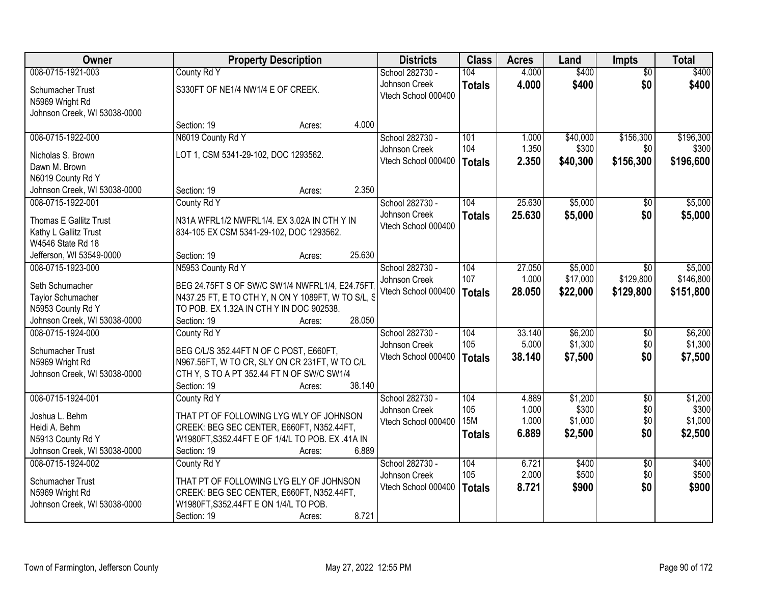| Owner | Property Description | Districts | Class | Acres | Land | Impts | Total |
|---|---|---|---|---|---|---|---|
| 008-0715-1921-003<br>Schumacher Trust<br>N5969 Wright Rd<br>Johnson Creek, WI 53038-0000 | County Rd Y<br>S330FT OF NE1/4 NW1/4 E OF CREEK.<br>Section: 19 Acres: 4.000 | School 282730 - Johnson Creek<br>Vtech School 000400 | 104<br>**Totals** | 4.000<br>**4.000** | $400<br>**$400** | $0<br>**$0** | $400<br>**$400** |
| 008-0715-1922-000<br>Nicholas S. Brown<br>Dawn M. Brown<br>N6019 County Rd Y<br>Johnson Creek, WI 53038-0000 | N6019 County Rd Y<br>LOT 1, CSM 5341-29-102, DOC 1293562.<br>Section: 19 Acres: 2.350 | School 282730 - Johnson Creek<br>Vtech School 000400 | 101<br>104<br>**Totals** | 1.000<br>1.350<br>**2.350** | $40,000<br>$300<br>**$40,300** | $156,300<br>$0<br>**$156,300** | $196,300<br>$300<br>**$196,600** |
| 008-0715-1922-001<br>Thomas E Gallitz Trust<br>Kathy L Gallitz Trust<br>W4546 State Rd 18<br>Jefferson, WI 53549-0000 | County Rd Y<br>N31A WFRL1/2 NWFRL1/4. EX 3.02A IN CTH Y IN 834-105 EX CSM 5341-29-102, DOC 1293562.<br>Section: 19 Acres: 25.630 | School 282730 - Johnson Creek<br>Vtech School 000400 | 104<br>**Totals** | 25.630<br>**25.630** | $5,000<br>**$5,000** | $0<br>**$0** | $5,000<br>**$5,000** |
| 008-0715-1923-000<br>Seth Schumacher<br>Taylor Schumacher<br>N5953 County Rd Y<br>Johnson Creek, WI 53038-0000 | N5953 County Rd Y<br>BEG 24.75FT S OF SW/C SW1/4 NWFRL1/4, E24.75FT. N437.25 FT, E TO CTH Y, N ON Y 1089FT, W TO S/L, S TO POB. EX 1.32A IN CTH Y IN DOC 902538.<br>Section: 19 Acres: 28.050 | School 282730 - Johnson Creek<br>Vtech School 000400 | 104<br>107<br>**Totals** | 27.050<br>1.000<br>**28.050** | $5,000<br>$17,000<br>**$22,000** | $0<br>$129,800<br>**$129,800** | $5,000<br>$146,800<br>**$151,800** |
| 008-0715-1924-000<br>Schumacher Trust<br>N5969 Wright Rd<br>Johnson Creek, WI 53038-0000 | County Rd Y<br>BEG C/L/S 352.44FT N OF C POST, E660FT, N967.56FT, W TO CR, SLY ON CR 231FT, W TO C/L CTH Y, S TO A PT 352.44 FT N OF SW/C SW1/4<br>Section: 19 Acres: 38.140 | School 282730 - Johnson Creek<br>Vtech School 000400 | 104<br>105<br>**Totals** | 33.140<br>5.000<br>**38.140** | $6,200<br>$1,300<br>**$7,500** | $0<br>$0<br>**$0** | $6,200<br>$1,300<br>**$7,500** |
| 008-0715-1924-001<br>Joshua L. Behm<br>Heidi A. Behm<br>N5913 County Rd Y<br>Johnson Creek, WI 53038-0000 | County Rd Y<br>THAT PT OF FOLLOWING LYG WLY OF JOHNSON CREEK: BEG SEC CENTER, E660FT, N352.44FT, W1980FT,S352.44FT E OF 1/4/L TO POB. EX .41A IN<br>Section: 19 Acres: 6.889 | School 282730 - Johnson Creek<br>Vtech School 000400 | 104<br>105<br>15M<br>**Totals** | 4.889<br>1.000<br>1.000<br>**6.889** | $1,200<br>$300<br>$1,000<br>**$2,500** | $0<br>$0<br>$0<br>**$0** | $1,200<br>$300<br>$1,000<br>**$2,500** |
| 008-0715-1924-002<br>Schumacher Trust<br>N5969 Wright Rd<br>Johnson Creek, WI 53038-0000 | County Rd Y<br>THAT PT OF FOLLOWING LYG ELY OF JOHNSON CREEK: BEG SEC CENTER, E660FT, N352.44FT, W1980FT,S352.44FT E ON 1/4/L TO POB.<br>Section: 19 Acres: 8.721 | School 282730 - Johnson Creek<br>Vtech School 000400 | 104<br>105<br>**Totals** | 6.721<br>2.000<br>**8.721** | $400<br>$500<br>**$900** | $0<br>$0<br>**$0** | $400<br>$500<br>**$900** |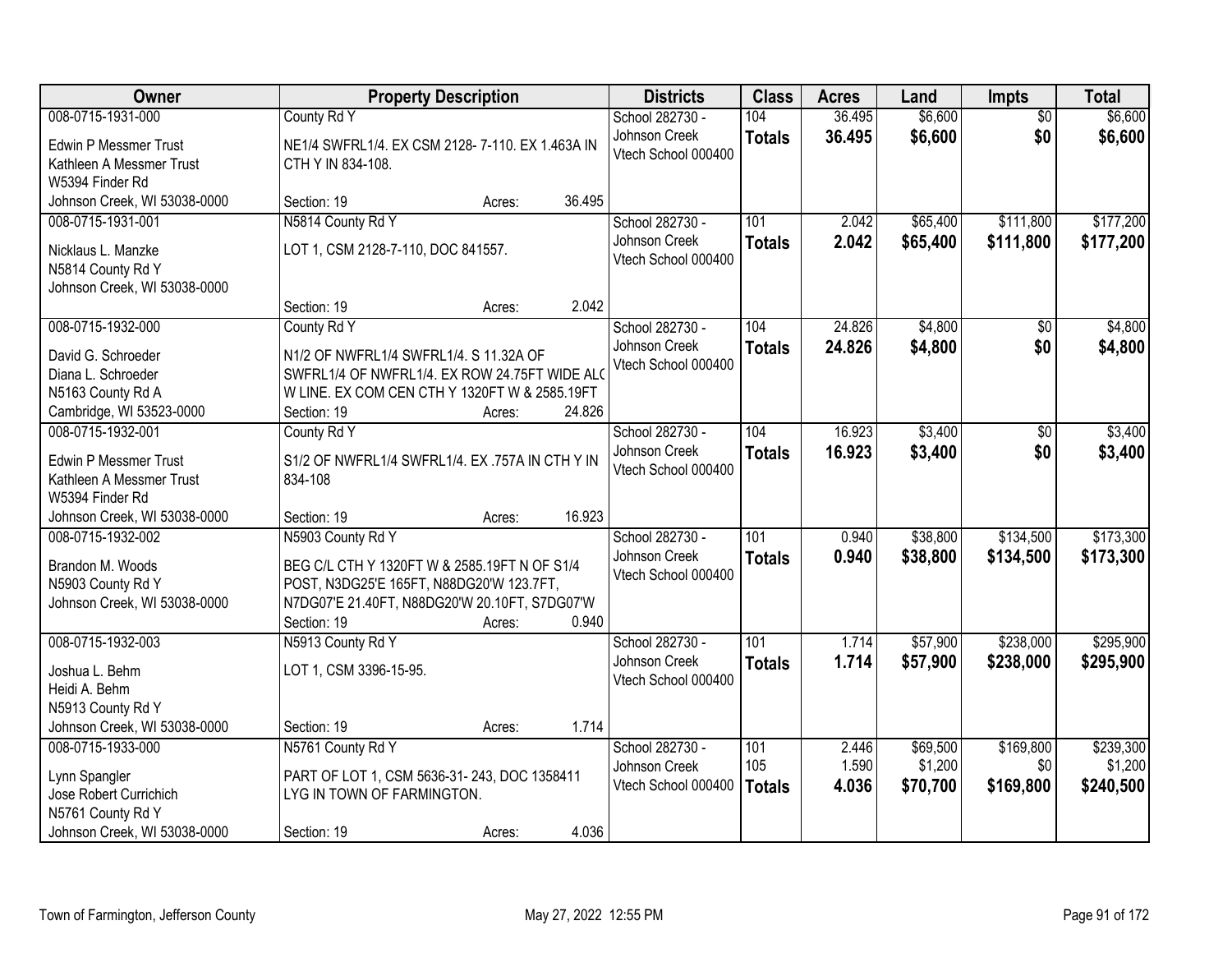| Owner | Property Description | Districts | Class | Acres | Land | Impts | Total |
|---|---|---|---|---|---|---|---|
| 008-0715-1931-000<br>Edwin P Messmer Trust<br>Kathleen A Messmer Trust<br>W5394 Finder Rd<br>Johnson Creek, WI 53038-0000 | County Rd Y<br>NE1/4 SWFRL1/4. EX CSM 2128- 7-110. EX 1.463A IN CTH Y IN 834-108.<br>Section: 19 Acres: 36.495 | School 282730 - Johnson Creek<br>Vtech School 000400 | 104<br>**Totals** | 36.495<br>**36.495** | $6,600<br>**$6,600** | $0<br>**$0** | $6,600<br>**$6,600** |
| 008-0715-1931-001<br>Nicklaus L. Manzke<br>N5814 County Rd Y<br>Johnson Creek, WI 53038-0000 | N5814 County Rd Y<br>LOT 1, CSM 2128-7-110, DOC 841557.<br>Section: 19 Acres: 2.042 | School 282730 - Johnson Creek<br>Vtech School 000400 | 101<br>**Totals** | 2.042<br>**2.042** | $65,400<br>**$65,400** | $111,800<br>**$111,800** | $177,200<br>**$177,200** |
| 008-0715-1932-000<br>David G. Schroeder<br>Diana L. Schroeder<br>N5163 County Rd A<br>Cambridge, WI 53523-0000 | County Rd Y<br>N1/2 OF NWFRL1/4 SWFRL1/4. S 11.32A OF SWFRL1/4 OF NWFRL1/4. EX ROW 24.75FT WIDE ALO W LINE. EX COM CEN CTH Y 1320FT W & 2585.19FT<br>Section: 19 Acres: 24.826 | School 282730 - Johnson Creek<br>Vtech School 000400 | 104<br>**Totals** | 24.826<br>**24.826** | $4,800<br>**$4,800** | $0<br>**$0** | $4,800<br>**$4,800** |
| 008-0715-1932-001<br>Edwin P Messmer Trust<br>Kathleen A Messmer Trust<br>W5394 Finder Rd<br>Johnson Creek, WI 53038-0000 | County Rd Y<br>S1/2 OF NWFRL1/4 SWFRL1/4. EX .757A IN CTH Y IN 834-108<br>Section: 19 Acres: 16.923 | School 282730 - Johnson Creek<br>Vtech School 000400 | 104<br>**Totals** | 16.923<br>**16.923** | $3,400<br>**$3,400** | $0<br>**$0** | $3,400<br>**$3,400** |
| 008-0715-1932-002<br>Brandon M. Woods<br>N5903 County Rd Y<br>Johnson Creek, WI 53038-0000 | N5903 County Rd Y<br>BEG C/L CTH Y 1320FT W & 2585.19FT N OF S1/4 POST, N3DG25'E 165FT, N88DG20'W 123.7FT, N7DG07'E 21.40FT, N88DG20'W 20.10FT, S7DG07'W<br>Section: 19 Acres: 0.940 | School 282730 - Johnson Creek<br>Vtech School 000400 | 101<br>**Totals** | 0.940<br>**0.940** | $38,800<br>**$38,800** | $134,500<br>**$134,500** | $173,300<br>**$173,300** |
| 008-0715-1932-003<br>Joshua L. Behm<br>Heidi A. Behm<br>N5913 County Rd Y<br>Johnson Creek, WI 53038-0000 | N5913 County Rd Y<br>LOT 1, CSM 3396-15-95.<br>Section: 19 Acres: 1.714 | School 282730 - Johnson Creek<br>Vtech School 000400 | 101<br>**Totals** | 1.714<br>**1.714** | $57,900<br>**$57,900** | $238,000<br>**$238,000** | $295,900<br>**$295,900** |
| 008-0715-1933-000<br>Lynn Spangler<br>Jose Robert Currichich<br>N5761 County Rd Y<br>Johnson Creek, WI 53038-0000 | N5761 County Rd Y<br>PART OF LOT 1, CSM 5636-31- 243, DOC 1358411 LYG IN TOWN OF FARMINGTON.<br>Section: 19 Acres: 4.036 | School 282730 - Johnson Creek<br>Vtech School 000400 | 101<br>105<br>**Totals** | 2.446<br>1.590<br>**4.036** | $69,500<br>$1,200<br>**$70,700** | $169,800<br>$0<br>**$169,800** | $239,300<br>$1,200<br>**$240,500** |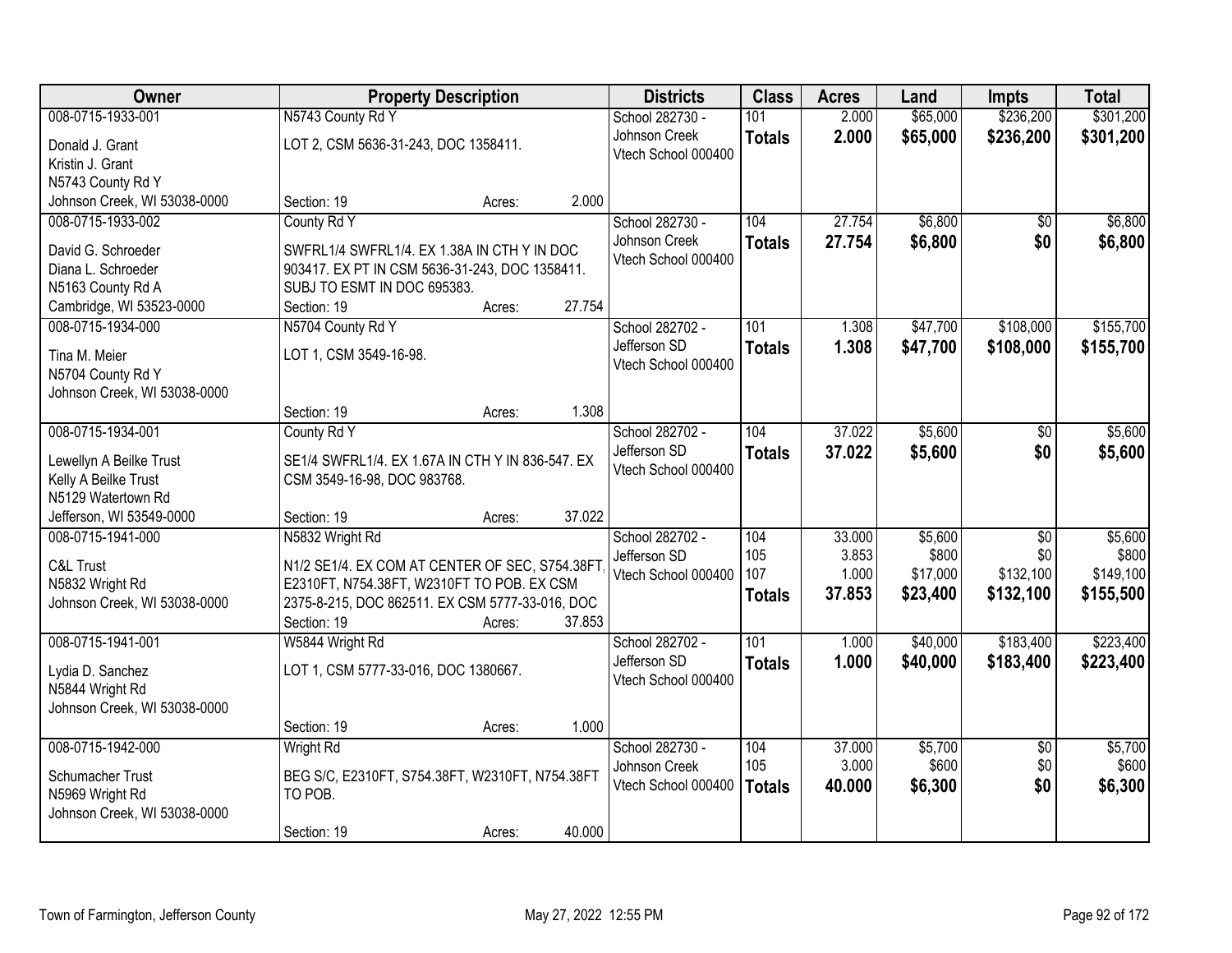| Owner | Property Description | Districts | Class | Acres | Land | Impts | Total |
|---|---|---|---|---|---|---|---|
| 008-0715-1933-001<br>Donald J. Grant<br>Kristin J. Grant<br>N5743 County Rd Y<br>Johnson Creek, WI 53038-0000 | N5743 County Rd Y<br>LOT 2, CSM 5636-31-243, DOC 1358411.<br>Section: 19 Acres: 2.000 | School 282730 - Johnson Creek<br>Vtech School 000400 | 101<br>**Totals** | 2.000<br>**2.000** | $65,000<br>**$65,000** | $236,200<br>**$236,200** | $301,200<br>**$301,200** |
| 008-0715-1933-002<br>David G. Schroeder<br>Diana L. Schroeder<br>N5163 County Rd A<br>Cambridge, WI 53523-0000 | County Rd Y<br>SWFRL1/4 SWFRL1/4. EX 1.38A IN CTH Y IN DOC 903417. EX PT IN CSM 5636-31-243, DOC 1358411. SUBJ TO ESMT IN DOC 695383.<br>Section: 19 Acres: 27.754 | School 282730 - Johnson Creek<br>Vtech School 000400 | 104<br>**Totals** | 27.754<br>**27.754** | $6,800<br>**$6,800** | $0<br>**$0** | $6,800<br>**$6,800** |
| 008-0715-1934-000<br>Tina M. Meier<br>N5704 County Rd Y<br>Johnson Creek, WI 53038-0000 | N5704 County Rd Y<br>LOT 1, CSM 3549-16-98.<br>Section: 19 Acres: 1.308 | School 282702 - Jefferson SD<br>Vtech School 000400 | 101<br>**Totals** | 1.308<br>**1.308** | $47,700<br>**$47,700** | $108,000<br>**$108,000** | $155,700<br>**$155,700** |
| 008-0715-1934-001<br>Lewellyn A Beilke Trust<br>Kelly A Beilke Trust<br>N5129 Watertown Rd<br>Jefferson, WI 53549-0000 | County Rd Y<br>SE1/4 SWFRL1/4. EX 1.67A IN CTH Y IN 836-547. EX CSM 3549-16-98, DOC 983768.<br>Section: 19 Acres: 37.022 | School 282702 - Jefferson SD<br>Vtech School 000400 | 104<br>**Totals** | 37.022<br>**37.022** | $5,600<br>**$5,600** | $0<br>**$0** | $5,600<br>**$5,600** |
| 008-0715-1941-000<br>C&L Trust<br>N5832 Wright Rd<br>Johnson Creek, WI 53038-0000 | N5832 Wright Rd<br>N1/2 SE1/4. EX COM AT CENTER OF SEC, S754.38FT, E2310FT, N754.38FT, W2310FT TO POB. EX CSM 2375-8-215, DOC 862511. EX CSM 5777-33-016, DOC<br>Section: 19 Acres: 37.853 | School 282702 - Jefferson SD<br>Vtech School 000400 | 104<br>105<br>107<br>**Totals** | 33.000<br>3.853<br>1.000<br>**37.853** | $5,600<br>$800<br>$17,000<br>**$23,400** | $0<br>$0<br>$132,100<br>**$132,100** | $5,600<br>$800<br>$149,100<br>**$155,500** |
| 008-0715-1941-001<br>Lydia D. Sanchez<br>N5844 Wright Rd<br>Johnson Creek, WI 53038-0000 | W5844 Wright Rd<br>LOT 1, CSM 5777-33-016, DOC 1380667.<br>Section: 19 Acres: 1.000 | School 282702 - Jefferson SD<br>Vtech School 000400 | 101<br>**Totals** | 1.000<br>**1.000** | $40,000<br>**$40,000** | $183,400<br>**$183,400** | $223,400<br>**$223,400** |
| 008-0715-1942-000<br>Schumacher Trust<br>N5969 Wright Rd<br>Johnson Creek, WI 53038-0000 | Wright Rd<br>BEG S/C, E2310FT, S754.38FT, W2310FT, N754.38FT TO POB.<br>Section: 19 Acres: 40.000 | School 282730 - Johnson Creek<br>Vtech School 000400 | 104<br>105<br>**Totals** | 37.000<br>3.000<br>**40.000** | $5,700<br>$600<br>**$6,300** | $0<br>$0<br>**$0** | $5,700<br>$600<br>**$6,300** |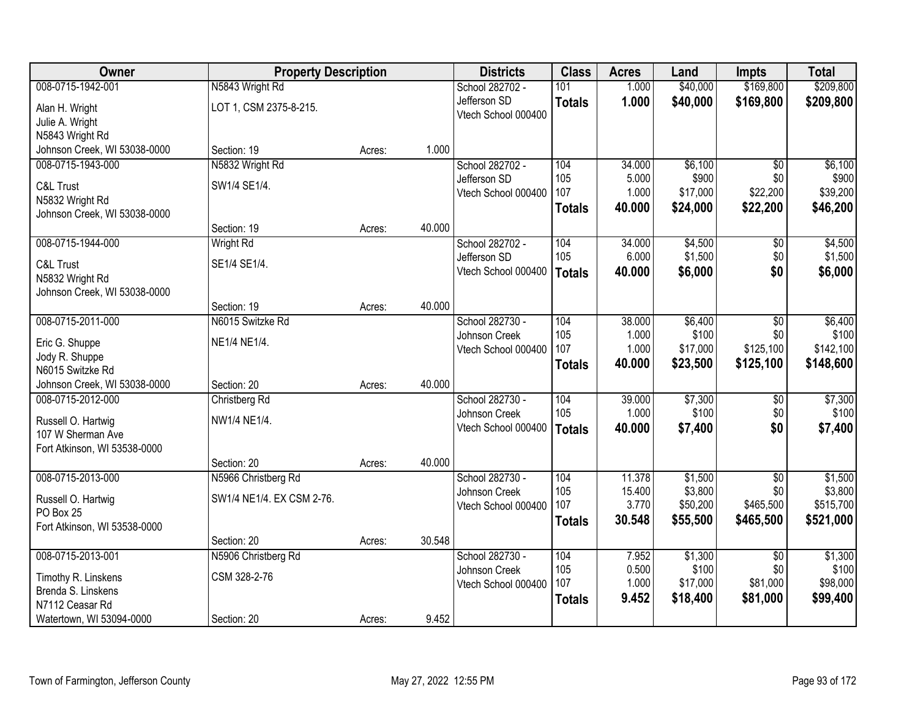| Owner | Property Description | | | Districts | Class | Acres | Land | Impts | Total |
|---|---|---|---|---|---|---|---|---|---|
| 008-0715-1942-001 | N5843 Wright Rd | | | School 282702 - | 101 | 1.000 | $40,000 | $169,800 | $209,800 |
| Alan H. Wright | LOT 1, CSM 2375-8-215. | | | Jefferson SD | **Totals** | **1.000** | **$40,000** | **$169,800** | **$209,800** |
| Julie A. Wright | | | | Vtech School 000400 | | | | | |
| N5843 Wright Rd | | | | | | | | | |
| Johnson Creek, WI 53038-0000 | Section: 19 | Acres: | 1.000 | | | | | | |
| 008-0715-1943-000 | N5832 Wright Rd | | | School 282702 - | 104 | 34.000 | $6,100 | $0 | $6,100 |
| C&L Trust | SW1/4 SE1/4. | | | Jefferson SD | 105 | 5.000 | $900 | $0 | $900 |
| N5832 Wright Rd | | | | Vtech School 000400 | 107 | 1.000 | $17,000 | $22,200 | $39,200 |
| Johnson Creek, WI 53038-0000 | | | | | **Totals** | **40.000** | **$24,000** | **$22,200** | **$46,200** |
| | Section: 19 | Acres: | 40.000 | | | | | | |
| 008-0715-1944-000 | Wright Rd | | | School 282702 - | 104 | 34.000 | $4,500 | $0 | $4,500 |
| C&L Trust | SE1/4 SE1/4. | | | Jefferson SD | 105 | 6.000 | $1,500 | $0 | $1,500 |
| N5832 Wright Rd | | | | Vtech School 000400 | **Totals** | **40.000** | **$6,000** | **$0** | **$6,000** |
| Johnson Creek, WI 53038-0000 | | | | | | | | | |
| | Section: 19 | Acres: | 40.000 | | | | | | |
| 008-0715-2011-000 | N6015 Switzke Rd | | | School 282730 - | 104 | 38.000 | $6,400 | $0 | $6,400 |
| Eric G. Shuppe | NE1/4 NE1/4. | | | Johnson Creek | 105 | 1.000 | $100 | $0 | $100 |
| Jody R. Shuppe | | | | Vtech School 000400 | 107 | 1.000 | $17,000 | $125,100 | $142,100 |
| N6015 Switzke Rd | | | | | **Totals** | **40.000** | **$23,500** | **$125,100** | **$148,600** |
| Johnson Creek, WI 53038-0000 | Section: 20 | Acres: | 40.000 | | | | | | |
| 008-0715-2012-000 | Christberg Rd | | | School 282730 - | 104 | 39.000 | $7,300 | $0 | $7,300 |
| Russell O. Hartwig | NW1/4 NE1/4. | | | Johnson Creek | 105 | 1.000 | $100 | $0 | $100 |
| 107 W Sherman Ave | | | | Vtech School 000400 | **Totals** | **40.000** | **$7,400** | **$0** | **$7,400** |
| Fort Atkinson, WI 53538-0000 | | | | | | | | | |
| | Section: 20 | Acres: | 40.000 | | | | | | |
| 008-0715-2013-000 | N5966 Christberg Rd | | | School 282730 - | 104 | 11.378 | $1,500 | $0 | $1,500 |
| Russell O. Hartwig | SW1/4 NE1/4. EX CSM 2-76. | | | Johnson Creek | 105 | 15.400 | $3,800 | $0 | $3,800 |
| PO Box 25 | | | | Vtech School 000400 | 107 | 3.770 | $50,200 | $465,500 | $515,700 |
| Fort Atkinson, WI 53538-0000 | | | | | **Totals** | **30.548** | **$55,500** | **$465,500** | **$521,000** |
| | Section: 20 | Acres: | 30.548 | | | | | | |
| 008-0715-2013-001 | N5906 Christberg Rd | | | School 282730 - | 104 | 7.952 | $1,300 | $0 | $1,300 |
| Timothy R. Linskens | CSM 328-2-76 | | | Johnson Creek | 105 | 0.500 | $100 | $0 | $100 |
| Brenda S. Linskens | | | | Vtech School 000400 | 107 | 1.000 | $17,000 | $81,000 | $98,000 |
| N7112 Ceasar Rd | | | | | **Totals** | **9.452** | **$18,400** | **$81,000** | **$99,400** |
| Watertown, WI 53094-0000 | Section: 20 | Acres: | 9.452 | | | | | | |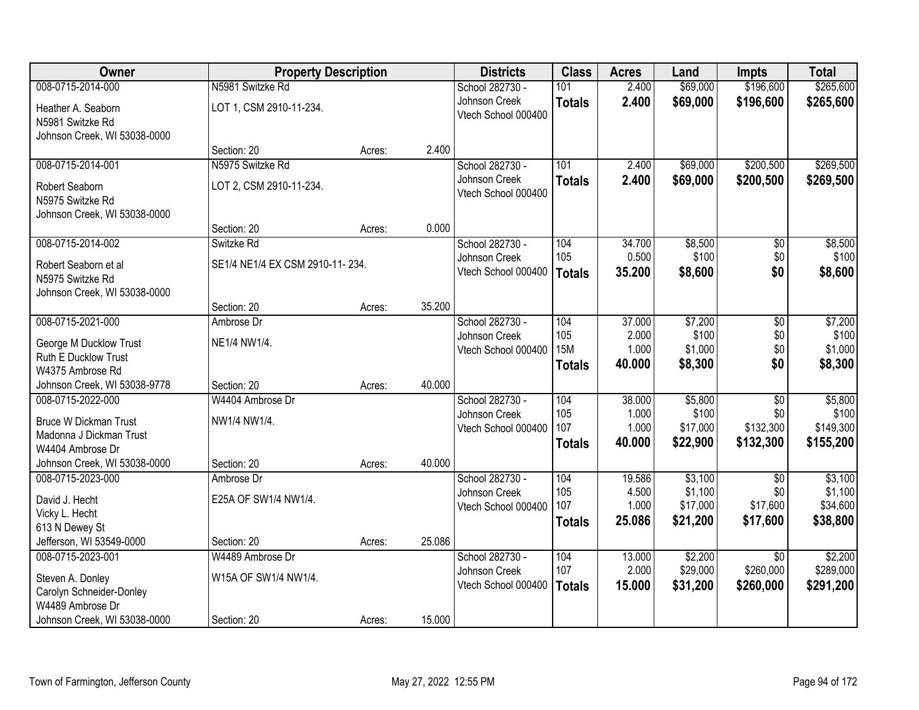| Owner | Property Description | | | Districts | Class | Acres | Land | Impts | Total |
|---|---|---|---|---|---|---|---|---|---|
| 008-0715-2014-000<br>Heather A. Seaborn<br>N5981 Switzke Rd<br>Johnson Creek, WI 53038-0000 | N5981 Switzke Rd<br>LOT 1, CSM 2910-11-234.<br>Section: 20 | Acres: | 2.400 | School 282730 - Johnson Creek<br>Vtech School 000400 | 101<br>**Totals** | 2.400<br>**2.400** | $69,000<br>**$69,000** | $196,600<br>**$196,600** | $265,600<br>**$265,600** |
| 008-0715-2014-001<br>Robert Seaborn<br>N5975 Switzke Rd<br>Johnson Creek, WI 53038-0000 | N5975 Switzke Rd<br>LOT 2, CSM 2910-11-234.<br>Section: 20 | Acres: | 0.000 | School 282730 - Johnson Creek<br>Vtech School 000400 | 101<br>**Totals** | 2.400<br>**2.400** | $69,000<br>**$69,000** | $200,500<br>**$200,500** | $269,500<br>**$269,500** |
| 008-0715-2014-002<br>Robert Seaborn et al<br>N5975 Switzke Rd<br>Johnson Creek, WI 53038-0000 | Switzke Rd<br>SE1/4 NE1/4 EX CSM 2910-11- 234.<br>Section: 20 | Acres: | 35.200 | School 282730 - Johnson Creek<br>Vtech School 000400 | 104<br>105<br>**Totals** | 34.700<br>0.500<br>**35.200** | $8,500<br>$100<br>**$8,600** | $0<br>$0<br>**$0** | $8,500<br>$100<br>**$8,600** |
| 008-0715-2021-000<br>George M Ducklow Trust<br>Ruth E Ducklow Trust<br>W4375 Ambrose Rd<br>Johnson Creek, WI 53038-9778 | Ambrose Dr<br>NE1/4 NW1/4.<br>Section: 20 | Acres: | 40.000 | School 282730 - Johnson Creek<br>Vtech School 000400 | 104<br>105<br>15M<br>**Totals** | 37.000<br>2.000<br>1.000<br>**40.000** | $7,200<br>$100<br>$1,000<br>**$8,300** | $0<br>$0<br>$0<br>**$0** | $7,200<br>$100<br>$1,000<br>**$8,300** |
| 008-0715-2022-000<br>Bruce W Dickman Trust<br>Madonna J Dickman Trust<br>W4404 Ambrose Dr<br>Johnson Creek, WI 53038-0000 | W4404 Ambrose Dr<br>NW1/4 NW1/4.<br>Section: 20 | Acres: | 40.000 | School 282730 - Johnson Creek<br>Vtech School 000400 | 104<br>105<br>107<br>**Totals** | 38.000<br>1.000<br>1.000<br>**40.000** | $5,800<br>$100<br>$17,000<br>**$22,900** | $0<br>$0<br>$132,300<br>**$132,300** | $5,800<br>$100<br>$149,300<br>**$155,200** |
| 008-0715-2023-000<br>David J. Hecht<br>Vicky L. Hecht<br>613 N Dewey St<br>Jefferson, WI 53549-0000 | Ambrose Dr<br>E25A OF SW1/4 NW1/4.<br>Section: 20 | Acres: | 25.086 | School 282730 - Johnson Creek<br>Vtech School 000400 | 104<br>105<br>107<br>**Totals** | 19.586<br>4.500<br>1.000<br>**25.086** | $3,100<br>$1,100<br>$17,000<br>**$21,200** | $0<br>$0<br>$17,600<br>**$17,600** | $3,100<br>$1,100<br>$34,600<br>**$38,800** |
| 008-0715-2023-001<br>Steven A. Donley<br>Carolyn Schneider-Donley<br>W4489 Ambrose Dr<br>Johnson Creek, WI 53038-0000 | W4489 Ambrose Dr<br>W15A OF SW1/4 NW1/4.<br>Section: 20 | Acres: | 15.000 | School 282730 - Johnson Creek<br>Vtech School 000400 | 104<br>107<br>**Totals** | 13.000<br>2.000<br>**15.000** | $2,200<br>$29,000<br>**$31,200** | $0<br>$260,000<br>**$260,000** | $2,200<br>$289,000<br>**$291,200** |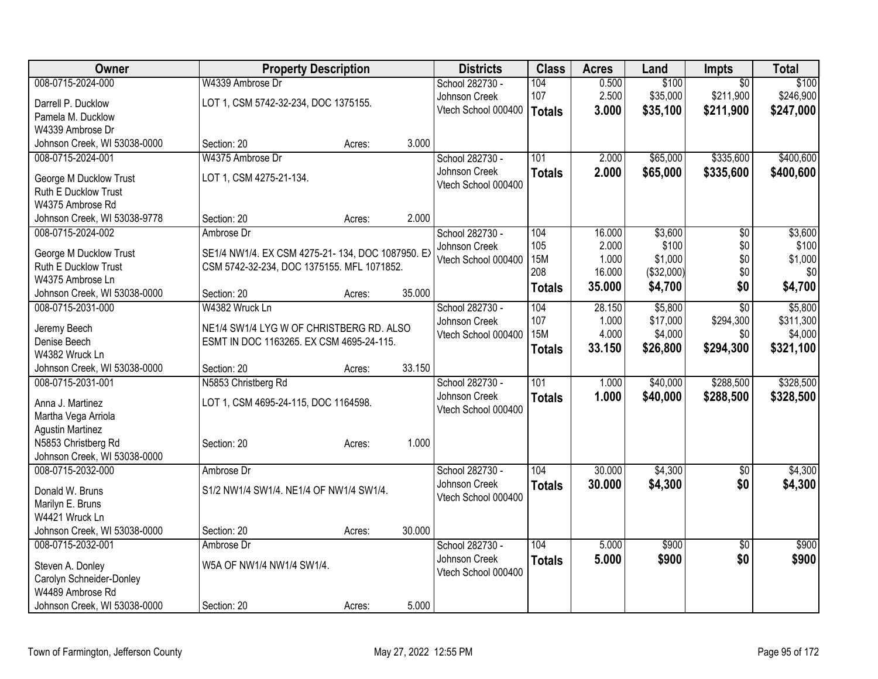| Owner | Property Description | Districts | Class | Acres | Land | Impts | Total |
|---|---|---|---|---|---|---|---|
| 008-0715-2024-000<br>Darrell P. Ducklow<br>Pamela M. Ducklow<br>W4339 Ambrose Dr<br>Johnson Creek, WI 53038-0000 | W4339 Ambrose Dr<br>LOT 1, CSM 5742-32-234, DOC 1375155.<br>Section: 20 Acres: 3.000 | School 282730 - Johnson Creek<br>Vtech School 000400 | 104<br>107<br>**Totals** | 0.500<br>2.500<br>**3.000** | $100<br>$35,000<br>**$35,100** | $0<br>$211,900<br>**$211,900** | $100<br>$246,900<br>**$247,000** |
| 008-0715-2024-001<br>George M Ducklow Trust<br>Ruth E Ducklow Trust<br>W4375 Ambrose Rd<br>Johnson Creek, WI 53038-9778 | W4375 Ambrose Dr<br>LOT 1, CSM 4275-21-134.<br>Section: 20 Acres: 2.000 | School 282730 - Johnson Creek<br>Vtech School 000400 | 101<br>**Totals** | 2.000<br>**2.000** | $65,000<br>**$65,000** | $335,600<br>**$335,600** | $400,600<br>**$400,600** |
| 008-0715-2024-002<br>George M Ducklow Trust<br>Ruth E Ducklow Trust<br>W4375 Ambrose Ln<br>Johnson Creek, WI 53038-0000 | Ambrose Dr<br>SE1/4 NW1/4. EX CSM 4275-21- 134, DOC 1087950. EX CSM 5742-32-234, DOC 1375155. MFL 1071852.<br>Section: 20 Acres: 35.000 | School 282730 - Johnson Creek<br>Vtech School 000400 | 104<br>105<br>15M<br>208<br>**Totals** | 16.000<br>2.000<br>1.000<br>16.000<br>**35.000** | $3,600<br>$100<br>$1,000<br>($32,000)<br>**$4,700** | $0<br>$0<br>$0<br>$0<br>**$0** | $3,600<br>$100<br>$1,000<br>$0<br>**$4,700** |
| 008-0715-2031-000<br>Jeremy Beech<br>Denise Beech<br>W4382 Wruck Ln<br>Johnson Creek, WI 53038-0000 | W4382 Wruck Ln<br>NE1/4 SW1/4 LYG W OF CHRISTBERG RD. ALSO ESMT IN DOC 1163265. EX CSM 4695-24-115.<br>Section: 20 Acres: 33.150 | School 282730 - Johnson Creek<br>Vtech School 000400 | 104<br>107<br>15M<br>**Totals** | 28.150<br>1.000<br>4.000<br>**33.150** | $5,800<br>$17,000<br>$4,000<br>**$26,800** | $0<br>$294,300<br>$0<br>**$294,300** | $5,800<br>$311,300<br>$4,000<br>**$321,100** |
| 008-0715-2031-001<br>Anna J. Martinez<br>Martha Vega Arriola<br>Agustin Martinez<br>N5853 Christberg Rd<br>Johnson Creek, WI 53038-0000 | N5853 Christberg Rd<br>LOT 1, CSM 4695-24-115, DOC 1164598.<br>Section: 20 Acres: 1.000 | School 282730 - Johnson Creek<br>Vtech School 000400 | 101<br>**Totals** | 1.000<br>**1.000** | $40,000<br>**$40,000** | $288,500<br>**$288,500** | $328,500<br>**$328,500** |
| 008-0715-2032-000<br>Donald W. Bruns<br>Marilyn E. Bruns<br>W4421 Wruck Ln<br>Johnson Creek, WI 53038-0000 | Ambrose Dr<br>S1/2 NW1/4 SW1/4. NE1/4 OF NW1/4 SW1/4.<br>Section: 20 Acres: 30.000 | School 282730 - Johnson Creek<br>Vtech School 000400 | 104<br>**Totals** | 30.000<br>**30.000** | $4,300<br>**$4,300** | $0<br>**$0** | $4,300<br>**$4,300** |
| 008-0715-2032-001<br>Steven A. Donley<br>Carolyn Schneider-Donley<br>W4489 Ambrose Rd<br>Johnson Creek, WI 53038-0000 | Ambrose Dr<br>W5A OF NW1/4 NW1/4 SW1/4.<br>Section: 20 Acres: 5.000 | School 282730 - Johnson Creek<br>Vtech School 000400 | 104<br>**Totals** | 5.000<br>**5.000** | $900<br>**$900** | $0<br>**$0** | $900<br>**$900** |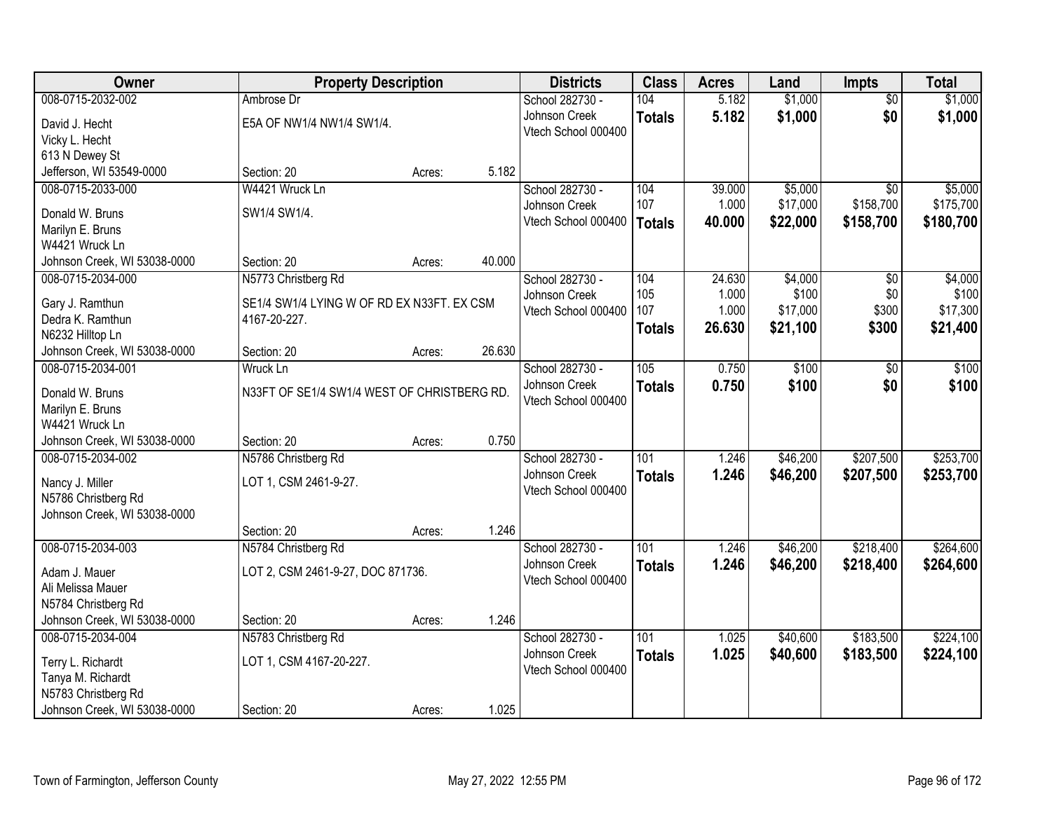| Owner | Property Description | | | Districts | Class | Acres | Land | Impts | Total |
|---|---|---|---|---|---|---|---|---|---|
| 008-0715-2032-002<br>David J. Hecht<br>Vicky L. Hecht<br>613 N Dewey St<br>Jefferson, WI 53549-0000 | Ambrose Dr<br>E5A OF NW1/4 NW1/4 SW1/4.<br>Section: 20 | Acres: | 5.182 | School 282730 - Johnson Creek<br>Vtech School 000400 | 104<br>**Totals** | 5.182<br>**5.182** | $1,000<br>**$1,000** | $0<br>**$0** | $1,000<br>**$1,000** |
| 008-0715-2033-000<br>Donald W. Bruns<br>Marilyn E. Bruns<br>W4421 Wruck Ln<br>Johnson Creek, WI 53038-0000 | W4421 Wruck Ln<br>SW1/4 SW1/4.<br>Section: 20 | Acres: | 40.000 | School 282730 - Johnson Creek<br>Vtech School 000400 | 104<br>107<br>**Totals** | 39.000<br>1.000<br>**40.000** | $5,000<br>$17,000<br>**$22,000** | $0<br>$158,700<br>**$158,700** | $5,000<br>$175,700<br>**$180,700** |
| 008-0715-2034-000<br>Gary J. Ramthun<br>Dedra K. Ramthun<br>N6232 Hilltop Ln<br>Johnson Creek, WI 53038-0000 | N5773 Christberg Rd<br>SE1/4 SW1/4 LYING W OF RD EX N33FT. EX CSM 4167-20-227.<br>Section: 20 | Acres: | 26.630 | School 282730 - Johnson Creek<br>Vtech School 000400 | 104<br>105<br>107<br>**Totals** | 24.630<br>1.000<br>1.000<br>**26.630** | $4,000<br>$100<br>$17,000<br>**$21,100** | $0<br>$0<br>$300<br>**$300** | $4,000<br>$100<br>$17,300<br>**$21,400** |
| 008-0715-2034-001<br>Donald W. Bruns<br>Marilyn E. Bruns<br>W4421 Wruck Ln<br>Johnson Creek, WI 53038-0000 | Wruck Ln<br>N33FT OF SE1/4 SW1/4 WEST OF CHRISTBERG RD.<br>Section: 20 | Acres: | 0.750 | School 282730 - Johnson Creek<br>Vtech School 000400 | 105<br>**Totals** | 0.750<br>**0.750** | $100<br>**$100** | $0<br>**$0** | $100<br>**$100** |
| 008-0715-2034-002<br>Nancy J. Miller<br>N5786 Christberg Rd<br>Johnson Creek, WI 53038-0000 | N5786 Christberg Rd<br>LOT 1, CSM 2461-9-27.<br>Section: 20 | Acres: | 1.246 | School 282730 - Johnson Creek<br>Vtech School 000400 | 101<br>**Totals** | 1.246<br>**1.246** | $46,200<br>**$46,200** | $207,500<br>**$207,500** | $253,700<br>**$253,700** |
| 008-0715-2034-003<br>Adam J. Mauer<br>Ali Melissa Mauer<br>N5784 Christberg Rd<br>Johnson Creek, WI 53038-0000 | N5784 Christberg Rd<br>LOT 2, CSM 2461-9-27, DOC 871736.<br>Section: 20 | Acres: | 1.246 | School 282730 - Johnson Creek<br>Vtech School 000400 | 101<br>**Totals** | 1.246<br>**1.246** | $46,200<br>**$46,200** | $218,400<br>**$218,400** | $264,600<br>**$264,600** |
| 008-0715-2034-004<br>Terry L. Richardt<br>Tanya M. Richardt<br>N5783 Christberg Rd<br>Johnson Creek, WI 53038-0000 | N5783 Christberg Rd<br>LOT 1, CSM 4167-20-227.<br>Section: 20 | Acres: | 1.025 | School 282730 - Johnson Creek<br>Vtech School 000400 | 101<br>**Totals** | 1.025<br>**1.025** | $40,600<br>**$40,600** | $183,500<br>**$183,500** | $224,100<br>**$224,100** |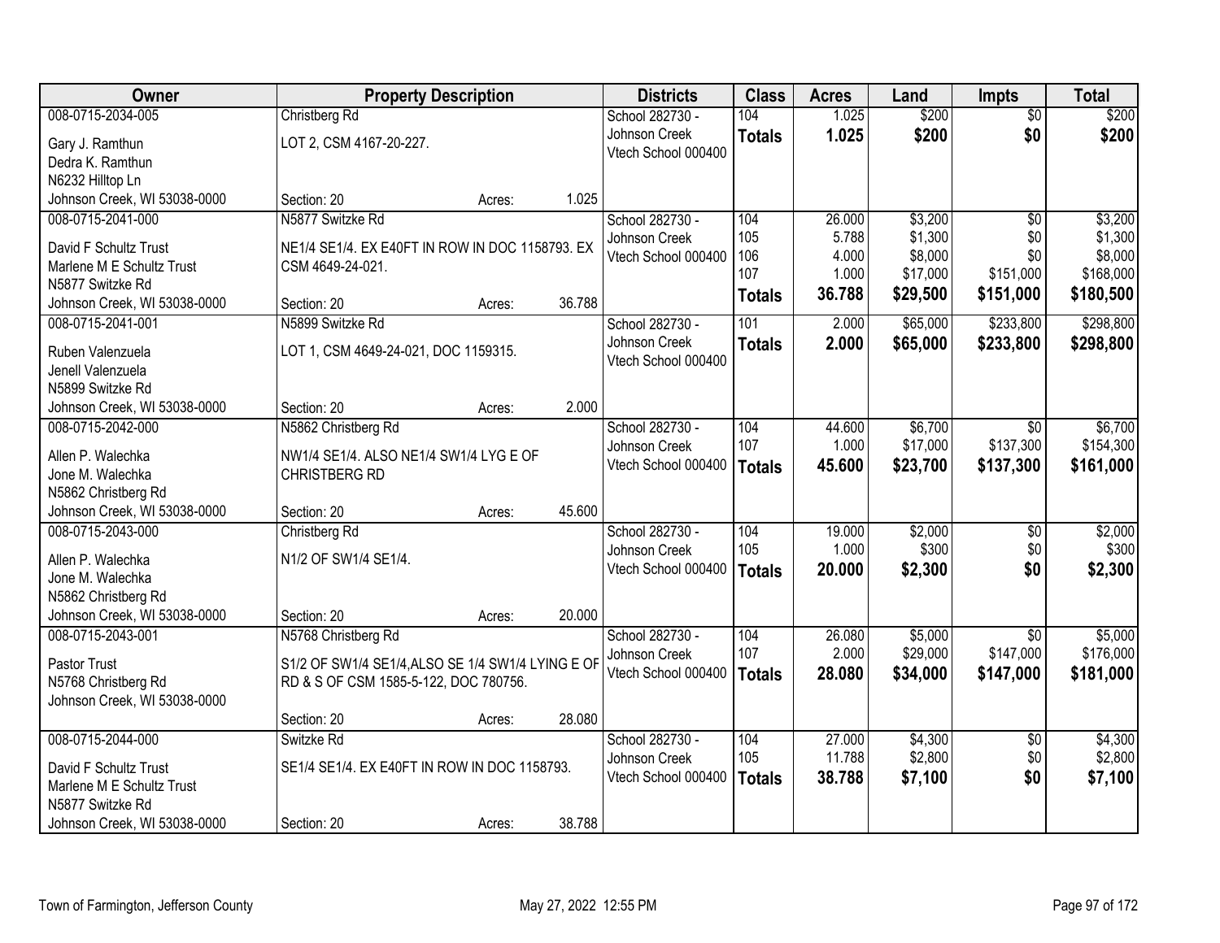| Owner | Property Description | Districts | Class | Acres | Land | Impts | Total |
|---|---|---|---|---|---|---|---|
| 008-0715-2034-005<br>Gary J. Ramthun<br>Dedra K. Ramthun<br>N6232 Hilltop Ln<br>Johnson Creek, WI 53038-0000 | Christberg Rd<br>LOT 2, CSM 4167-20-227.<br>Section: 20 Acres: 1.025 | School 282730 - Johnson Creek<br>Vtech School 000400 | 104<br>**Totals** | 1.025<br>**1.025** | $200<br>**$200** | $0<br>**$0** | $200<br>**$200** |
| 008-0715-2041-000<br>David F Schultz Trust<br>Marlene M E Schultz Trust<br>N5877 Switzke Rd<br>Johnson Creek, WI 53038-0000 | N5877 Switzke Rd<br>NE1/4 SE1/4. EX E40FT IN ROW IN DOC 1158793. EX CSM 4649-24-021.<br>Section: 20 Acres: 36.788 | School 282730 - Johnson Creek<br>Vtech School 000400 | 104<br>105<br>106<br>107<br>**Totals** | 26.000<br>5.788<br>4.000<br>1.000<br>**36.788** | $3,200<br>$1,300<br>$8,000<br>$17,000<br>**$29,500** | $0<br>$0<br>$0<br>$151,000<br>**$151,000** | $3,200<br>$1,300<br>$8,000<br>$168,000<br>**$180,500** |
| 008-0715-2041-001<br>Ruben Valenzuela<br>Jenell Valenzuela<br>N5899 Switzke Rd<br>Johnson Creek, WI 53038-0000 | N5899 Switzke Rd<br>LOT 1, CSM 4649-24-021, DOC 1159315.<br>Section: 20 Acres: 2.000 | School 282730 - Johnson Creek<br>Vtech School 000400 | 101<br>**Totals** | 2.000<br>**2.000** | $65,000<br>**$65,000** | $233,800<br>**$233,800** | $298,800<br>**$298,800** |
| 008-0715-2042-000<br>Allen P. Walechka<br>Jone M. Walechka<br>N5862 Christberg Rd<br>Johnson Creek, WI 53038-0000 | N5862 Christberg Rd<br>NW1/4 SE1/4. ALSO NE1/4 SW1/4 LYG E OF CHRISTBERG RD<br>Section: 20 Acres: 45.600 | School 282730 - Johnson Creek<br>Vtech School 000400 | 104<br>107<br>**Totals** | 44.600<br>1.000<br>**45.600** | $6,700<br>$17,000<br>**$23,700** | $0<br>$137,300<br>**$137,300** | $6,700<br>$154,300<br>**$161,000** |
| 008-0715-2043-000<br>Allen P. Walechka<br>Jone M. Walechka<br>N5862 Christberg Rd<br>Johnson Creek, WI 53038-0000 | Christberg Rd<br>N1/2 OF SW1/4 SE1/4.<br>Section: 20 Acres: 20.000 | School 282730 - Johnson Creek<br>Vtech School 000400 | 104<br>105<br>**Totals** | 19.000<br>1.000<br>**20.000** | $2,000<br>$300<br>**$2,300** | $0<br>$0<br>**$0** | $2,000<br>$300<br>**$2,300** |
| 008-0715-2043-001<br>Pastor Trust<br>N5768 Christberg Rd<br>Johnson Creek, WI 53038-0000 | N5768 Christberg Rd<br>S1/2 OF SW1/4 SE1/4,ALSO SE 1/4 SW1/4 LYING E OF RD & S OF CSM 1585-5-122, DOC 780756.<br>Section: 20 Acres: 28.080 | School 282730 - Johnson Creek<br>Vtech School 000400 | 104<br>107<br>**Totals** | 26.080<br>2.000<br>**28.080** | $5,000<br>$29,000<br>**$34,000** | $0<br>$147,000<br>**$147,000** | $5,000<br>$176,000<br>**$181,000** |
| 008-0715-2044-000<br>David F Schultz Trust<br>Marlene M E Schultz Trust<br>N5877 Switzke Rd<br>Johnson Creek, WI 53038-0000 | Switzke Rd<br>SE1/4 SE1/4. EX E40FT IN ROW IN DOC 1158793.<br>Section: 20 Acres: 38.788 | School 282730 - Johnson Creek<br>Vtech School 000400 | 104<br>105<br>**Totals** | 27.000<br>11.788<br>**38.788** | $4,300<br>$2,800<br>**$7,100** | $0<br>$0<br>**$0** | $4,300<br>$2,800<br>**$7,100** |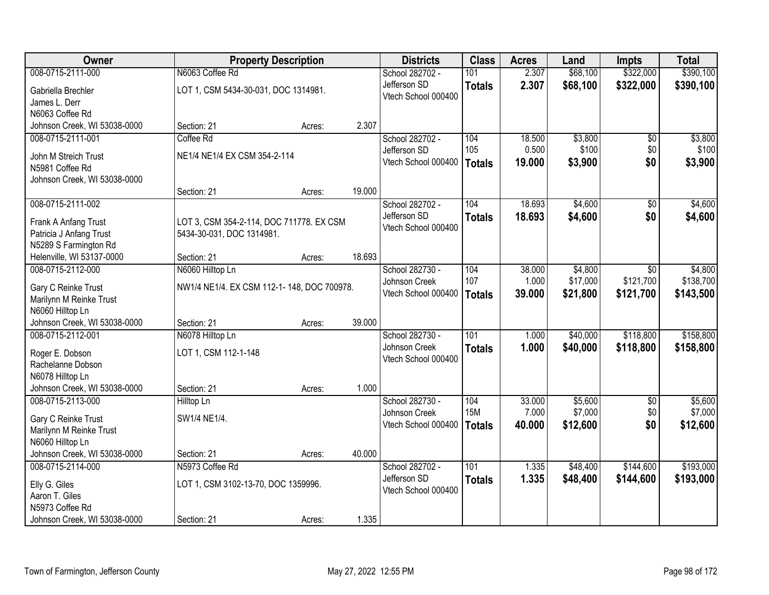| Owner | Property Description | | | Districts | Class | Acres | Land | Impts | Total |
|---|---|---|---|---|---|---|---|---|---|
| 008-0715-2111-000 | N6063 Coffee Rd | | | School 282702 - | 101 | 2.307 | $68,100 | $322,000 | $390,100 |
| Gabriella Brechler<br>James L. Derr<br>N6063 Coffee Rd<br>Johnson Creek, WI 53038-0000 | LOT 1, CSM 5434-30-031, DOC 1314981. | | | Jefferson SD<br>Vtech School 000400 | **Totals** | **2.307** | **$68,100** | **$322,000** | **$390,100** |
| | Section: 21 | Acres: | 2.307 | | | | | | |
| 008-0715-2111-001 | Coffee Rd | | | School 282702 - | 104 | 18.500 | $3,800 | $0 | $3,800 |
| John M Streich Trust<br>N5981 Coffee Rd<br>Johnson Creek, WI 53038-0000 | NE1/4 NE1/4 EX CSM 354-2-114 | | | Jefferson SD | 105 | 0.500 | $100 | $0 | $100 |
| | | | | Vtech School 000400 | **Totals** | **19.000** | **$3,900** | **$0** | **$3,900** |
| | Section: 21 | Acres: | 19.000 | | | | | | |
| 008-0715-2111-002 | | | | School 282702 - | 104 | 18.693 | $4,600 | $0 | $4,600 |
| Frank A Anfang Trust<br>Patricia J Anfang Trust<br>N5289 S Farmington Rd<br>Helenville, WI 53137-0000 | LOT 3, CSM 354-2-114, DOC 711778. EX CSM 5434-30-031, DOC 1314981. | | | Jefferson SD<br>Vtech School 000400 | **Totals** | **18.693** | **$4,600** | **$0** | **$4,600** |
| | Section: 21 | Acres: | 18.693 | | | | | | |
| 008-0715-2112-000 | N6060 Hilltop Ln | | | School 282730 - | 104 | 38.000 | $4,800 | $0 | $4,800 |
| Gary C Reinke Trust<br>Marilynn M Reinke Trust<br>N6060 Hilltop Ln<br>Johnson Creek, WI 53038-0000 | NW1/4 NE1/4. EX CSM 112-1- 148, DOC 700978. | | | Johnson Creek | 107 | 1.000 | $17,000 | $121,700 | $138,700 |
| | | | | Vtech School 000400 | **Totals** | **39.000** | **$21,800** | **$121,700** | **$143,500** |
| | Section: 21 | Acres: | 39.000 | | | | | | |
| 008-0715-2112-001 | N6078 Hilltop Ln | | | School 282730 - | 101 | 1.000 | $40,000 | $118,800 | $158,800 |
| Roger E. Dobson<br>Rachelanne Dobson<br>N6078 Hilltop Ln<br>Johnson Creek, WI 53038-0000 | LOT 1, CSM 112-1-148 | | | Johnson Creek<br>Vtech School 000400 | **Totals** | **1.000** | **$40,000** | **$118,800** | **$158,800** |
| | Section: 21 | Acres: | 1.000 | | | | | | |
| 008-0715-2113-000 | Hilltop Ln | | | School 282730 - | 104 | 33.000 | $5,600 | $0 | $5,600 |
| Gary C Reinke Trust<br>Marilynn M Reinke Trust<br>N6060 Hilltop Ln<br>Johnson Creek, WI 53038-0000 | SW1/4 NE1/4. | | | Johnson Creek | 15M | 7.000 | $7,000 | $0 | $7,000 |
| | | | | Vtech School 000400 | **Totals** | **40.000** | **$12,600** | **$0** | **$12,600** |
| | Section: 21 | Acres: | 40.000 | | | | | | |
| 008-0715-2114-000 | N5973 Coffee Rd | | | School 282702 - | 101 | 1.335 | $48,400 | $144,600 | $193,000 |
| Elly G. Giles<br>Aaron T. Giles<br>N5973 Coffee Rd<br>Johnson Creek, WI 53038-0000 | LOT 1, CSM 3102-13-70, DOC 1359996. | | | Jefferson SD<br>Vtech School 000400 | **Totals** | **1.335** | **$48,400** | **$144,600** | **$193,000** |
| | Section: 21 | Acres: | 1.335 | | | | | | |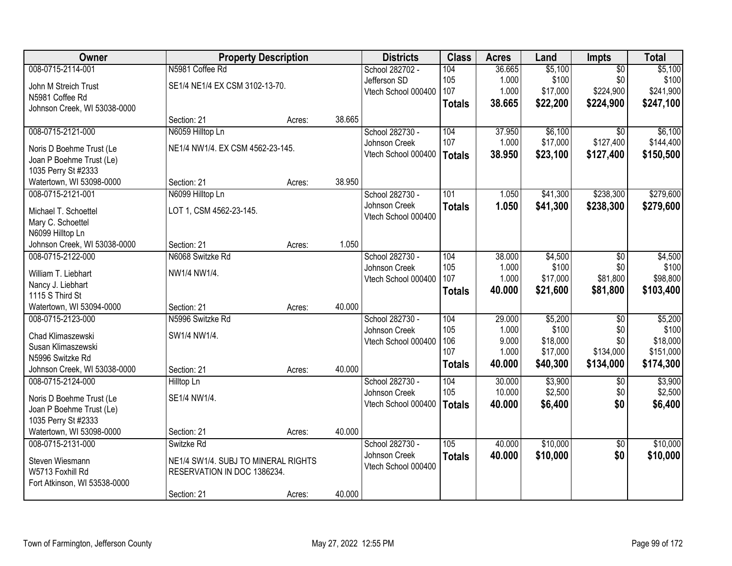| Owner | Property Description | | | Districts | Class | Acres | Land | Impts | Total |
|---|---|---|---|---|---|---|---|---|---|
| 008-0715-2114-001<br><br>John M Streich Trust<br>N5981 Coffee Rd<br>Johnson Creek, WI 53038-0000 | N5981 Coffee Rd<br><br>SE1/4 NE1/4 EX CSM 3102-13-70.<br><br>Section: 21 | Acres: | 38.665 | School 282702 - Jefferson SD<br>Vtech School 000400 | 104<br>105<br>107<br>**Totals** | 36.665<br>1.000<br>1.000<br>**38.665** | $5,100<br>$100<br>$17,000<br>**$22,200** | $0<br>$0<br>$224,900<br>**$224,900** | $5,100<br>$100<br>$241,900<br>**$247,100** |
| 008-0715-2121-000<br><br>Noris D Boehme Trust (Le<br>Joan P Boehme Trust (Le)<br>1035 Perry St #2333<br>Watertown, WI 53098-0000 | N6059 Hilltop Ln<br><br>NE1/4 NW1/4. EX CSM 4562-23-145.<br><br>Section: 21 | Acres: | 38.950 | School 282730 - Johnson Creek<br>Vtech School 000400 | 104<br>107<br>**Totals** | 37.950<br>1.000<br>**38.950** | $6,100<br>$17,000<br>**$23,100** | $0<br>$127,400<br>**$127,400** | $6,100<br>$144,400<br>**$150,500** |
| 008-0715-2121-001<br><br>Michael T. Schoettel<br>Mary C. Schoettel<br>N6099 Hilltop Ln<br>Johnson Creek, WI 53038-0000 | N6099 Hilltop Ln<br><br>LOT 1, CSM 4562-23-145.<br><br>Section: 21 | Acres: | 1.050 | School 282730 - Johnson Creek<br>Vtech School 000400 | 101<br>**Totals** | 1.050<br>**1.050** | $41,300<br>**$41,300** | $238,300<br>**$238,300** | $279,600<br>**$279,600** |
| 008-0715-2122-000<br><br>William T. Liebhart<br>Nancy J. Liebhart<br>1115 S Third St<br>Watertown, WI 53094-0000 | N6068 Switzke Rd<br><br>NW1/4 NW1/4.<br><br>Section: 21 | Acres: | 40.000 | School 282730 - Johnson Creek<br>Vtech School 000400 | 104<br>105<br>107<br>**Totals** | 38.000<br>1.000<br>1.000<br>**40.000** | $4,500<br>$100<br>$17,000<br>**$21,600** | $0<br>$0<br>$81,800<br>**$81,800** | $4,500<br>$100<br>$98,800<br>**$103,400** |
| 008-0715-2123-000<br><br>Chad Klimaszewski<br>Susan Klimaszewski<br>N5996 Switzke Rd<br>Johnson Creek, WI 53038-0000 | N5996 Switzke Rd<br><br>SW1/4 NW1/4.<br><br>Section: 21 | Acres: | 40.000 | School 282730 - Johnson Creek<br>Vtech School 000400 | 104<br>105<br>106<br>107<br>**Totals** | 29.000<br>1.000<br>9.000<br>1.000<br>**40.000** | $5,200<br>$100<br>$18,000<br>$17,000<br>**$40,300** | $0<br>$0<br>$0<br>$134,000<br>**$134,000** | $5,200<br>$100<br>$18,000<br>$151,000<br>**$174,300** |
| 008-0715-2124-000<br><br>Noris D Boehme Trust (Le<br>Joan P Boehme Trust (Le)<br>1035 Perry St #2333<br>Watertown, WI 53098-0000 | Hilltop Ln<br><br>SE1/4 NW1/4.<br><br>Section: 21 | Acres: | 40.000 | School 282730 - Johnson Creek<br>Vtech School 000400 | 104<br>105<br>**Totals** | 30.000<br>10.000<br>**40.000** | $3,900<br>$2,500<br>**$6,400** | $0<br>$0<br>**$0** | $3,900<br>$2,500<br>**$6,400** |
| 008-0715-2131-000<br><br>Steven Wiesmann<br>W5713 Foxhill Rd<br>Fort Atkinson, WI 53538-0000 | Switzke Rd<br><br>NE1/4 SW1/4. SUBJ TO MINERAL RIGHTS RESERVATION IN DOC 1386234.<br><br>Section: 21 | Acres: | 40.000 | School 282730 - Johnson Creek<br>Vtech School 000400 | 105<br>**Totals** | 40.000<br>**40.000** | $10,000<br>**$10,000** | $0<br>**$0** | $10,000<br>**$10,000** |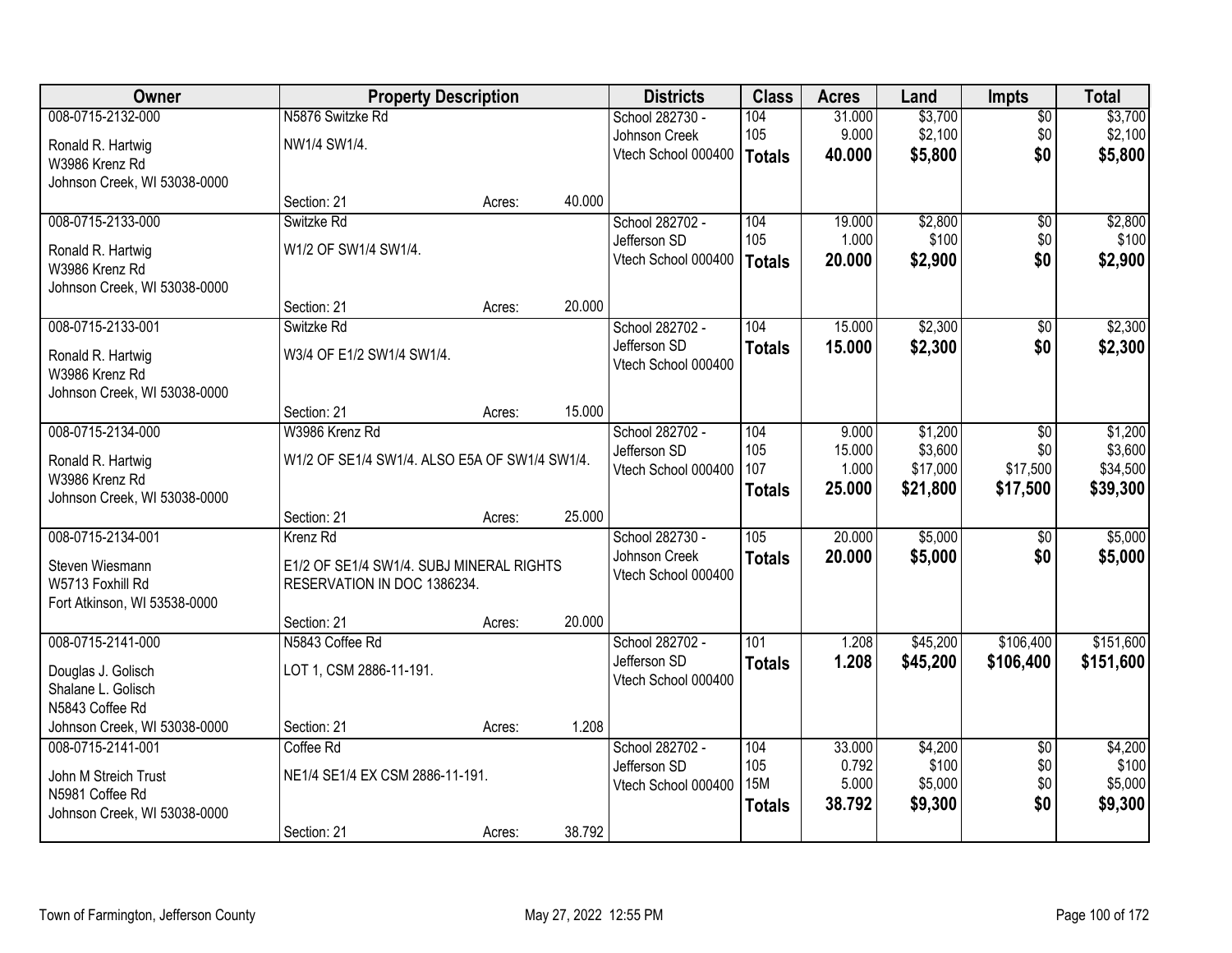| Owner | Property Description | | | Districts | Class | Acres | Land | Impts | Total |
|---|---|---|---|---|---|---|---|---|---|
| 008-0715-2132-000<br>Ronald R. Hartwig<br>W3986 Krenz Rd<br>Johnson Creek, WI 53038-0000 | N5876 Switzke Rd<br>NW1/4 SW1/4.<br>Section: 21 | Acres: | 40.000 | School 282730 - Johnson Creek<br>Vtech School 000400 | 104<br>105<br>**Totals** | 31.000<br>9.000<br>**40.000** | $3,700<br>$2,100<br>**$5,800** | $0<br>$0<br>**$0** | $3,700<br>$2,100<br>**$5,800** |
| 008-0715-2133-000<br>Ronald R. Hartwig<br>W3986 Krenz Rd<br>Johnson Creek, WI 53038-0000 | Switzke Rd<br>W1/2 OF SW1/4 SW1/4.<br>Section: 21 | Acres: | 20.000 | School 282702 - Jefferson SD<br>Vtech School 000400 | 104<br>105<br>**Totals** | 19.000<br>1.000<br>**20.000** | $2,800<br>$100<br>**$2,900** | $0<br>$0<br>**$0** | $2,800<br>$100<br>**$2,900** |
| 008-0715-2133-001<br>Ronald R. Hartwig<br>W3986 Krenz Rd<br>Johnson Creek, WI 53038-0000 | Switzke Rd<br>W3/4 OF E1/2 SW1/4 SW1/4.<br>Section: 21 | Acres: | 15.000 | School 282702 - Jefferson SD<br>Vtech School 000400 | 104<br>**Totals** | 15.000<br>**15.000** | $2,300<br>**$2,300** | $0<br>**$0** | $2,300<br>**$2,300** |
| 008-0715-2134-000<br>Ronald R. Hartwig<br>W3986 Krenz Rd<br>Johnson Creek, WI 53038-0000 | W3986 Krenz Rd<br>W1/2 OF SE1/4 SW1/4. ALSO E5A OF SW1/4 SW1/4.<br>Section: 21 | Acres: | 25.000 | School 282702 - Jefferson SD<br>Vtech School 000400 | 104<br>105<br>107<br>**Totals** | 9.000<br>15.000<br>1.000<br>**25.000** | $1,200<br>$3,600<br>$17,000<br>**$21,800** | $0<br>$0<br>$17,500<br>**$17,500** | $1,200<br>$3,600<br>$34,500<br>**$39,300** |
| 008-0715-2134-001<br>Steven Wiesmann<br>W5713 Foxhill Rd<br>Fort Atkinson, WI 53538-0000 | Krenz Rd<br>E1/2 OF SE1/4 SW1/4. SUBJ MINERAL RIGHTS RESERVATION IN DOC 1386234.<br>Section: 21 | Acres: | 20.000 | School 282730 - Johnson Creek<br>Vtech School 000400 | 105<br>**Totals** | 20.000<br>**20.000** | $5,000<br>**$5,000** | $0<br>**$0** | $5,000<br>**$5,000** |
| 008-0715-2141-000<br>Douglas J. Golisch<br>Shalane L. Golisch<br>N5843 Coffee Rd<br>Johnson Creek, WI 53038-0000 | N5843 Coffee Rd<br>LOT 1, CSM 2886-11-191.<br>Section: 21 | Acres: | 1.208 | School 282702 - Jefferson SD<br>Vtech School 000400 | 101<br>**Totals** | 1.208<br>**1.208** | $45,200<br>**$45,200** | $106,400<br>**$106,400** | $151,600<br>**$151,600** |
| 008-0715-2141-001<br>John M Streich Trust<br>N5981 Coffee Rd<br>Johnson Creek, WI 53038-0000 | Coffee Rd<br>NE1/4 SE1/4 EX CSM 2886-11-191.<br>Section: 21 | Acres: | 38.792 | School 282702 - Jefferson SD<br>Vtech School 000400 | 104<br>105<br>15M<br>**Totals** | 33.000<br>0.792<br>5.000<br>**38.792** | $4,200<br>$100<br>$5,000<br>**$9,300** | $0<br>$0<br>$0<br>**$0** | $4,200<br>$100<br>$5,000<br>**$9,300** |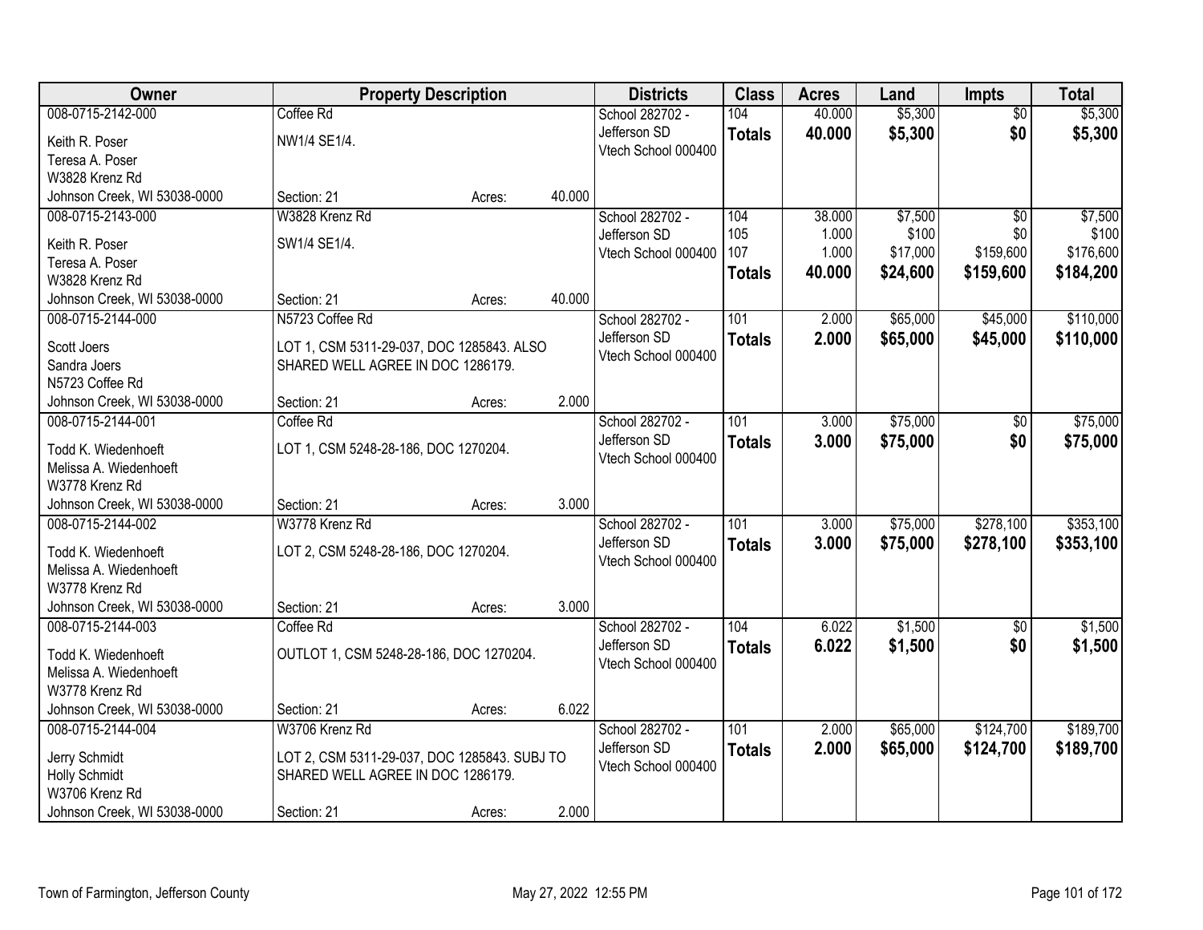| Owner | Property Description | Districts | Class | Acres | Land | Impts | Total |
|---|---|---|---|---|---|---|---|
| 008-0715-2142-000<br>Keith R. Poser<br>Teresa A. Poser<br>W3828 Krenz Rd<br>Johnson Creek, WI 53038-0000 | Coffee Rd<br>NW1/4 SE1/4.<br>Section: 21 Acres: 40.000 | School 282702 - Jefferson SD<br>Vtech School 000400 | 104<br>**Totals** | 40.000<br>**40.000** | $5,300<br>**$5,300** | $0<br>**$0** | $5,300<br>**$5,300** |
| 008-0715-2143-000<br>Keith R. Poser<br>Teresa A. Poser<br>W3828 Krenz Rd<br>Johnson Creek, WI 53038-0000 | W3828 Krenz Rd<br>SW1/4 SE1/4.<br>Section: 21 Acres: 40.000 | School 282702 - Jefferson SD<br>Vtech School 000400 | 104<br>105<br>107<br>**Totals** | 38.000<br>1.000<br>1.000<br>**40.000** | $7,500<br>$100<br>$17,000<br>**$24,600** | $0<br>$0<br>$159,600<br>**$159,600** | $7,500<br>$100<br>$176,600<br>**$184,200** |
| 008-0715-2144-000<br>Scott Joers<br>Sandra Joers<br>N5723 Coffee Rd<br>Johnson Creek, WI 53038-0000 | N5723 Coffee Rd<br>LOT 1, CSM 5311-29-037, DOC 1285843. ALSO SHARED WELL AGREE IN DOC 1286179.<br>Section: 21 Acres: 2.000 | School 282702 - Jefferson SD<br>Vtech School 000400 | 101<br>**Totals** | 2.000<br>**2.000** | $65,000<br>**$65,000** | $45,000<br>**$45,000** | $110,000<br>**$110,000** |
| 008-0715-2144-001<br>Todd K. Wiedenhoeft<br>Melissa A. Wiedenhoeft<br>W3778 Krenz Rd<br>Johnson Creek, WI 53038-0000 | Coffee Rd<br>LOT 1, CSM 5248-28-186, DOC 1270204.<br>Section: 21 Acres: 3.000 | School 282702 - Jefferson SD<br>Vtech School 000400 | 101<br>**Totals** | 3.000<br>**3.000** | $75,000<br>**$75,000** | $0<br>**$0** | $75,000<br>**$75,000** |
| 008-0715-2144-002<br>Todd K. Wiedenhoeft<br>Melissa A. Wiedenhoeft<br>W3778 Krenz Rd<br>Johnson Creek, WI 53038-0000 | W3778 Krenz Rd<br>LOT 2, CSM 5248-28-186, DOC 1270204.<br>Section: 21 Acres: 3.000 | School 282702 - Jefferson SD<br>Vtech School 000400 | 101<br>**Totals** | 3.000<br>**3.000** | $75,000<br>**$75,000** | $278,100<br>**$278,100** | $353,100<br>**$353,100** |
| 008-0715-2144-003<br>Todd K. Wiedenhoeft<br>Melissa A. Wiedenhoeft<br>W3778 Krenz Rd<br>Johnson Creek, WI 53038-0000 | Coffee Rd<br>OUTLOT 1, CSM 5248-28-186, DOC 1270204.<br>Section: 21 Acres: 6.022 | School 282702 - Jefferson SD<br>Vtech School 000400 | 104<br>**Totals** | 6.022<br>**6.022** | $1,500<br>**$1,500** | $0<br>**$0** | $1,500<br>**$1,500** |
| 008-0715-2144-004<br>Jerry Schmidt<br>Holly Schmidt<br>W3706 Krenz Rd<br>Johnson Creek, WI 53038-0000 | W3706 Krenz Rd<br>LOT 2, CSM 5311-29-037, DOC 1285843. SUBJ TO SHARED WELL AGREE IN DOC 1286179.<br>Section: 21 Acres: 2.000 | School 282702 - Jefferson SD<br>Vtech School 000400 | 101<br>**Totals** | 2.000<br>**2.000** | $65,000<br>**$65,000** | $124,700<br>**$124,700** | $189,700<br>**$189,700** |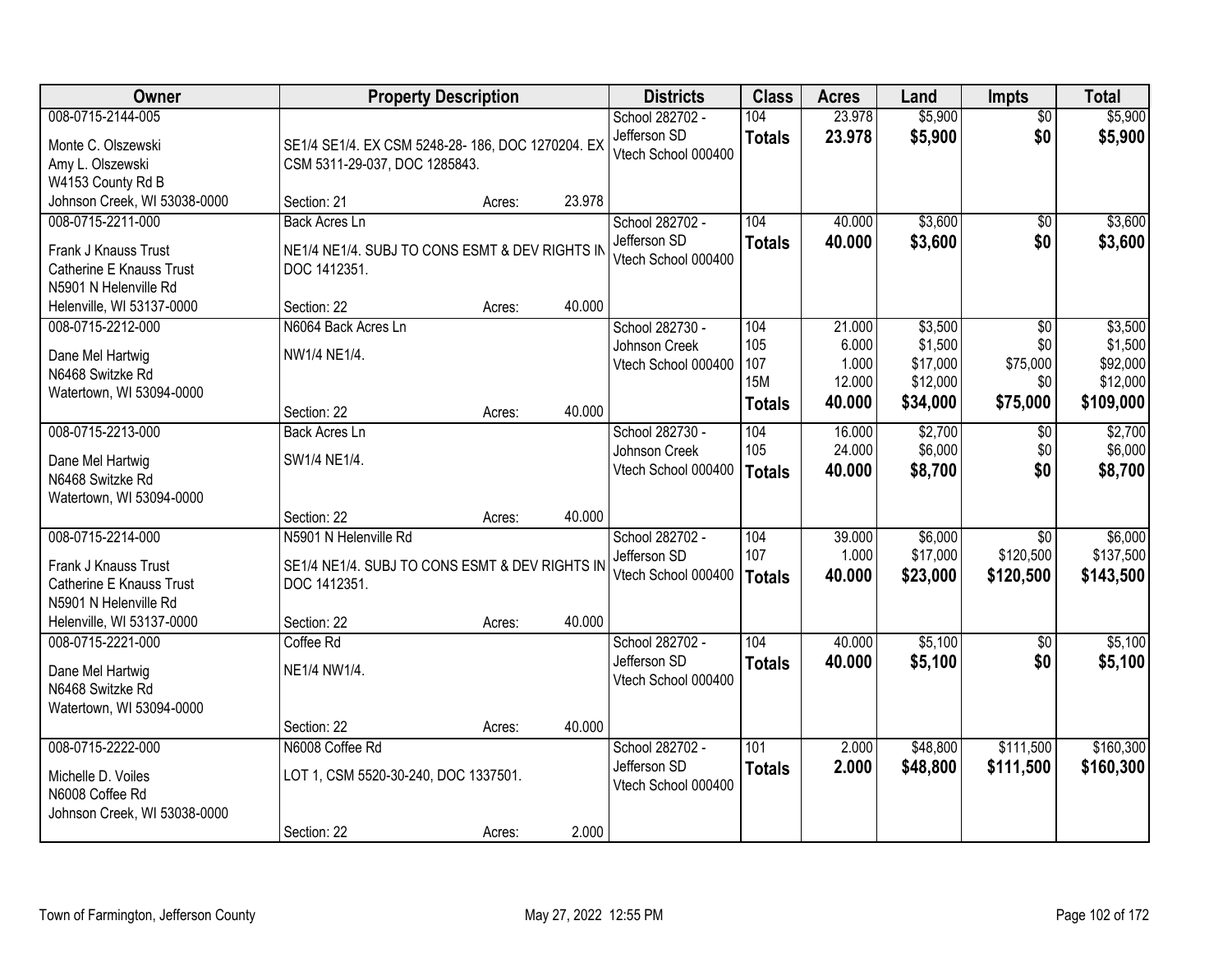| Owner | Property Description | Districts | Class | Acres | Land | Impts | Total |
|---|---|---|---|---|---|---|---|
| 008-0715-2144-005<br><br>Monte C. Olszewski<br>Amy L. Olszewski<br>W4153 County Rd B<br>Johnson Creek, WI 53038-0000 | SE1/4 SE1/4. EX CSM 5248-28- 186, DOC 1270204. EX CSM 5311-29-037, DOC 1285843.<br><br>Section: 21 Acres: 23.978 | School 282702 - Jefferson SD<br>Vtech School 000400 | 104<br>**Totals** | 23.978<br>**23.978** | $5,900<br>**$5,900** | $0<br>**$0** | $5,900<br>**$5,900** |
| 008-0715-2211-000<br><br>Frank J Knauss Trust<br>Catherine E Knauss Trust<br>N5901 N Helenville Rd<br>Helenville, WI 53137-0000 | Back Acres Ln<br>NE1/4 NE1/4. SUBJ TO CONS ESMT & DEV RIGHTS IN DOC 1412351.<br><br>Section: 22 Acres: 40.000 | School 282702 - Jefferson SD<br>Vtech School 000400 | 104<br>**Totals** | 40.000<br>**40.000** | $3,600<br>**$3,600** | $0<br>**$0** | $3,600<br>**$3,600** |
| 008-0715-2212-000<br><br>Dane Mel Hartwig<br>N6468 Switzke Rd<br>Watertown, WI 53094-0000 | N6064 Back Acres Ln<br>NW1/4 NE1/4.<br><br>Section: 22 Acres: 40.000 | School 282730 - Johnson Creek<br>Vtech School 000400 | 104<br>105<br>107<br>15M<br>**Totals** | 21.000<br>6.000<br>1.000<br>12.000<br>**40.000** | $3,500<br>$1,500<br>$17,000<br>$12,000<br>**$34,000** | $0<br>$0<br>$75,000<br>$0<br>**$75,000** | $3,500<br>$1,500<br>$92,000<br>$12,000<br>**$109,000** |
| 008-0715-2213-000<br><br>Dane Mel Hartwig<br>N6468 Switzke Rd<br>Watertown, WI 53094-0000 | Back Acres Ln<br>SW1/4 NE1/4.<br><br>Section: 22 Acres: 40.000 | School 282730 - Johnson Creek<br>Vtech School 000400 | 104<br>105<br>**Totals** | 16.000<br>24.000<br>**40.000** | $2,700<br>$6,000<br>**$8,700** | $0<br>$0<br>**$0** | $2,700<br>$6,000<br>**$8,700** |
| 008-0715-2214-000<br><br>Frank J Knauss Trust<br>Catherine E Knauss Trust<br>N5901 N Helenville Rd<br>Helenville, WI 53137-0000 | N5901 N Helenville Rd<br>SE1/4 NE1/4. SUBJ TO CONS ESMT & DEV RIGHTS IN DOC 1412351.<br><br>Section: 22 Acres: 40.000 | School 282702 - Jefferson SD<br>Vtech School 000400 | 104<br>107<br>**Totals** | 39.000<br>1.000<br>**40.000** | $6,000<br>$17,000<br>**$23,000** | $0<br>$120,500<br>**$120,500** | $6,000<br>$137,500<br>**$143,500** |
| 008-0715-2221-000<br><br>Dane Mel Hartwig<br>N6468 Switzke Rd<br>Watertown, WI 53094-0000 | Coffee Rd<br>NE1/4 NW1/4.<br><br>Section: 22 Acres: 40.000 | School 282702 - Jefferson SD<br>Vtech School 000400 | 104<br>**Totals** | 40.000<br>**40.000** | $5,100<br>**$5,100** | $0<br>**$0** | $5,100<br>**$5,100** |
| 008-0715-2222-000<br><br>Michelle D. Voiles<br>N6008 Coffee Rd<br>Johnson Creek, WI 53038-0000 | N6008 Coffee Rd<br>LOT 1, CSM 5520-30-240, DOC 1337501.<br><br>Section: 22 Acres: 2.000 | School 282702 - Jefferson SD<br>Vtech School 000400 | 101<br>**Totals** | 2.000<br>**2.000** | $48,800<br>**$48,800** | $111,500<br>**$111,500** | $160,300<br>**$160,300** |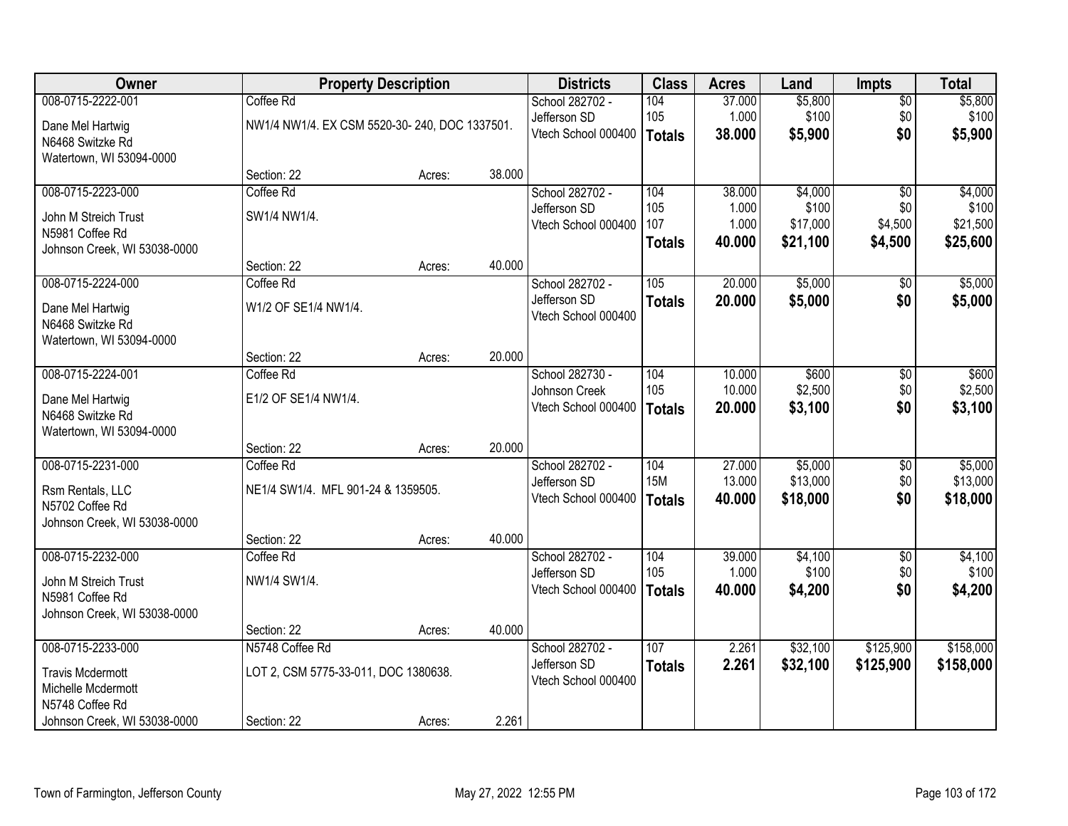| Owner | Property Description | | | Districts | Class | Acres | Land | Impts | Total |
|---|---|---|---|---|---|---|---|---|---|
| 008-0715-2222-001 | Coffee Rd | | | School 282702 - | 104 | 37.000 | $5,800 | $0 | $5,800 |
| Dane Mel Hartwig | NW1/4 NW1/4. EX CSM 5520-30- 240, DOC 1337501. | | | Jefferson SD | 105 | 1.000 | $100 | $0 | $100 |
| N6468 Switzke Rd | | | | Vtech School 000400 | **Totals** | **38.000** | **$5,900** | **$0** | **$5,900** |
| Watertown, WI 53094-0000 | | | | | | | | | |
| | Section: 22 | Acres: | 38.000 | | | | | | |
| 008-0715-2223-000 | Coffee Rd | | | School 282702 - | 104 | 38.000 | $4,000 | $0 | $4,000 |
| John M Streich Trust | SW1/4 NW1/4. | | | Jefferson SD | 105 | 1.000 | $100 | $0 | $100 |
| N5981 Coffee Rd | | | | Vtech School 000400 | 107 | 1.000 | $17,000 | $4,500 | $21,500 |
| Johnson Creek, WI 53038-0000 | | | | | **Totals** | **40.000** | **$21,100** | **$4,500** | **$25,600** |
| | Section: 22 | Acres: | 40.000 | | | | | | |
| 008-0715-2224-000 | Coffee Rd | | | School 282702 - | 105 | 20.000 | $5,000 | $0 | $5,000 |
| Dane Mel Hartwig | W1/2 OF SE1/4 NW1/4. | | | Jefferson SD | **Totals** | **20.000** | **$5,000** | **$0** | **$5,000** |
| N6468 Switzke Rd | | | | Vtech School 000400 | | | | | |
| Watertown, WI 53094-0000 | | | | | | | | | |
| | Section: 22 | Acres: | 20.000 | | | | | | |
| 008-0715-2224-001 | Coffee Rd | | | School 282730 - | 104 | 10.000 | $600 | $0 | $600 |
| Dane Mel Hartwig | E1/2 OF SE1/4 NW1/4. | | | Johnson Creek | 105 | 10.000 | $2,500 | $0 | $2,500 |
| N6468 Switzke Rd | | | | Vtech School 000400 | **Totals** | **20.000** | **$3,100** | **$0** | **$3,100** |
| Watertown, WI 53094-0000 | | | | | | | | | |
| | Section: 22 | Acres: | 20.000 | | | | | | |
| 008-0715-2231-000 | Coffee Rd | | | School 282702 - | 104 | 27.000 | $5,000 | $0 | $5,000 |
| Rsm Rentals, LLC | NE1/4 SW1/4. MFL 901-24 & 1359505. | | | Jefferson SD | 15M | 13.000 | $13,000 | $0 | $13,000 |
| N5702 Coffee Rd | | | | Vtech School 000400 | **Totals** | **40.000** | **$18,000** | **$0** | **$18,000** |
| Johnson Creek, WI 53038-0000 | | | | | | | | | |
| | Section: 22 | Acres: | 40.000 | | | | | | |
| 008-0715-2232-000 | Coffee Rd | | | School 282702 - | 104 | 39.000 | $4,100 | $0 | $4,100 |
| John M Streich Trust | NW1/4 SW1/4. | | | Jefferson SD | 105 | 1.000 | $100 | $0 | $100 |
| N5981 Coffee Rd | | | | Vtech School 000400 | **Totals** | **40.000** | **$4,200** | **$0** | **$4,200** |
| Johnson Creek, WI 53038-0000 | | | | | | | | | |
| | Section: 22 | Acres: | 40.000 | | | | | | |
| 008-0715-2233-000 | N5748 Coffee Rd | | | School 282702 - | 107 | 2.261 | $32,100 | $125,900 | $158,000 |
| Travis Mcdermott | LOT 2, CSM 5775-33-011, DOC 1380638. | | | Jefferson SD | **Totals** | **2.261** | **$32,100** | **$125,900** | **$158,000** |
| Michelle Mcdermott | | | | Vtech School 000400 | | | | | |
| N5748 Coffee Rd | | | | | | | | | |
| Johnson Creek, WI 53038-0000 | Section: 22 | Acres: | 2.261 | | | | | | |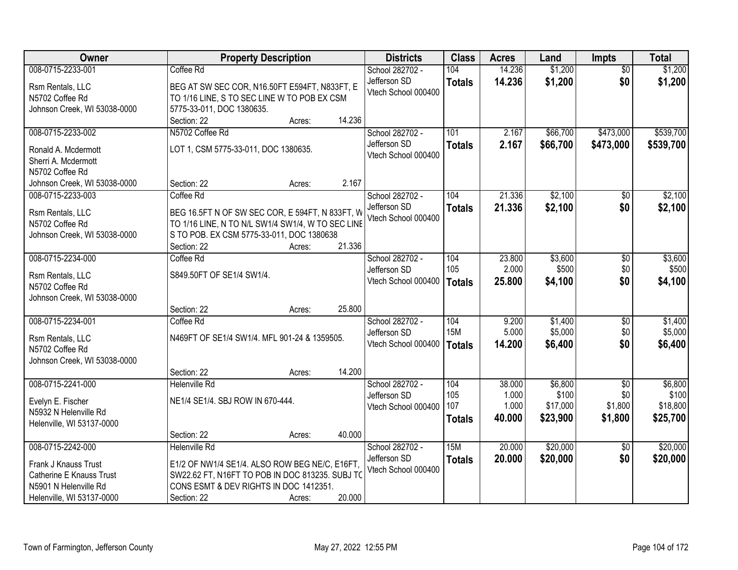| Owner | Property Description | Districts | Class | Acres | Land | Impts | Total |
|---|---|---|---|---|---|---|---|
| 008-0715-2233-001<br>Rsm Rentals, LLC<br>N5702 Coffee Rd<br>Johnson Creek, WI 53038-0000 | Coffee Rd<br>BEG AT SW SEC COR, N16.50FT E594FT, N833FT, E TO 1/16 LINE, S TO SEC LINE W TO POB EX CSM 5775-33-011, DOC 1380635.<br>Section: 22 Acres: 14.236 | School 282702 - Jefferson SD<br>Vtech School 000400 | 104<br>**Totals** | 14.236<br>**14.236** | $1,200<br>**$1,200** | $0<br>**$0** | $1,200<br>**$1,200** |
| 008-0715-2233-002<br>Ronald A. Mcdermott<br>Sherri A. Mcdermott<br>N5702 Coffee Rd<br>Johnson Creek, WI 53038-0000 | N5702 Coffee Rd<br>LOT 1, CSM 5775-33-011, DOC 1380635.<br>Section: 22 Acres: 2.167 | School 282702 - Jefferson SD<br>Vtech School 000400 | 101<br>**Totals** | 2.167<br>**2.167** | $66,700<br>**$66,700** | $473,000<br>**$473,000** | $539,700<br>**$539,700** |
| 008-0715-2233-003<br>Rsm Rentals, LLC<br>N5702 Coffee Rd<br>Johnson Creek, WI 53038-0000 | Coffee Rd<br>BEG 16.5FT N OF SW SEC COR, E 594FT, N 833FT, W TO 1/16 LINE, N TO N/L SW1/4 SW1/4, W TO SEC LINE S TO POB. EX CSM 5775-33-011, DOC 1380638<br>Section: 22 Acres: 21.336 | School 282702 - Jefferson SD<br>Vtech School 000400 | 104<br>**Totals** | 21.336<br>**21.336** | $2,100<br>**$2,100** | $0<br>**$0** | $2,100<br>**$2,100** |
| 008-0715-2234-000<br>Rsm Rentals, LLC<br>N5702 Coffee Rd<br>Johnson Creek, WI 53038-0000 | Coffee Rd<br>S849.50FT OF SE1/4 SW1/4.<br>Section: 22 Acres: 25.800 | School 282702 - Jefferson SD<br>Vtech School 000400 | 104<br>105<br>**Totals** | 23.800<br>2.000<br>**25.800** | $3,600<br>$500<br>**$4,100** | $0<br>$0<br>**$0** | $3,600<br>$500<br>**$4,100** |
| 008-0715-2234-001<br>Rsm Rentals, LLC<br>N5702 Coffee Rd<br>Johnson Creek, WI 53038-0000 | Coffee Rd<br>N469FT OF SE1/4 SW1/4. MFL 901-24 & 1359505.<br>Section: 22 Acres: 14.200 | School 282702 - Jefferson SD<br>Vtech School 000400 | 104<br>15M<br>**Totals** | 9.200<br>5.000<br>**14.200** | $1,400<br>$5,000<br>**$6,400** | $0<br>$0<br>**$0** | $1,400<br>$5,000<br>**$6,400** |
| 008-0715-2241-000<br>Evelyn E. Fischer<br>N5932 N Helenville Rd<br>Helenville, WI 53137-0000 | Helenville Rd<br>NE1/4 SE1/4. SBJ ROW IN 670-444.<br>Section: 22 Acres: 40.000 | School 282702 - Jefferson SD<br>Vtech School 000400 | 104<br>105<br>107<br>**Totals** | 38.000<br>1.000<br>1.000<br>**40.000** | $6,800<br>$100<br>$17,000<br>**$23,900** | $0<br>$0<br>$1,800<br>**$1,800** | $6,800<br>$100<br>$18,800<br>**$25,700** |
| 008-0715-2242-000<br>Frank J Knauss Trust<br>Catherine E Knauss Trust<br>N5901 N Helenville Rd<br>Helenville, WI 53137-0000 | Helenville Rd<br>E1/2 OF NW1/4 SE1/4. ALSO ROW BEG NE/C, E16FT, SW22.62 FT, N16FT TO POB IN DOC 813235. SUBJ TO CONS ESMT & DEV RIGHTS IN DOC 1412351.<br>Section: 22 Acres: 20.000 | School 282702 - Jefferson SD<br>Vtech School 000400 | 15M<br>**Totals** | 20.000<br>**20.000** | $20,000<br>**$20,000** | $0<br>**$0** | $20,000<br>**$20,000** |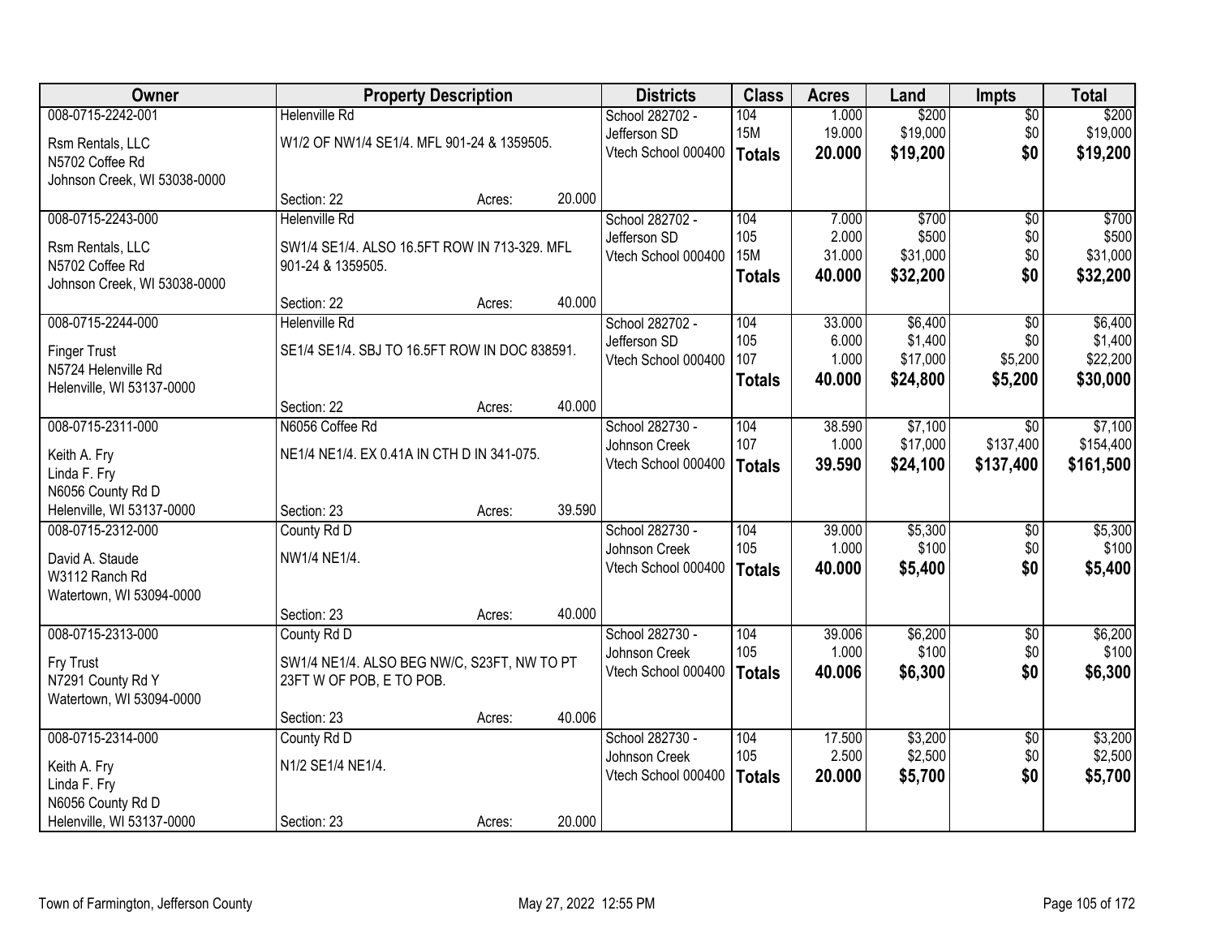| Owner | Property Description | Districts | Class | Acres | Land | Impts | Total |
|---|---|---|---|---|---|---|---|
| 008-0715-2242-001<br>Rsm Rentals, LLC<br>N5702 Coffee Rd<br>Johnson Creek, WI 53038-0000 | Helenville Rd<br>W1/2 OF NW1/4 SE1/4. MFL 901-24 & 1359505.<br>Section: 22 Acres: 20.000 | School 282702 - Jefferson SD<br>Vtech School 000400 | 104<br>15M<br>**Totals** | 1.000<br>19.000<br>**20.000** | $200<br>$19,000<br>**$19,200** | $0<br>$0<br>**$0** | $200<br>$19,000<br>**$19,200** |
| 008-0715-2243-000<br>Rsm Rentals, LLC<br>N5702 Coffee Rd<br>Johnson Creek, WI 53038-0000 | Helenville Rd<br>SW1/4 SE1/4. ALSO 16.5FT ROW IN 713-329. MFL 901-24 & 1359505.<br>Section: 22 Acres: 40.000 | School 282702 - Jefferson SD<br>Vtech School 000400 | 104<br>105<br>15M<br>**Totals** | 7.000<br>2.000<br>31.000<br>**40.000** | $700<br>$500<br>$31,000<br>**$32,200** | $0<br>$0<br>$0<br>**$0** | $700<br>$500<br>$31,000<br>**$32,200** |
| 008-0715-2244-000<br>Finger Trust<br>N5724 Helenville Rd<br>Helenville, WI 53137-0000 | Helenville Rd<br>SE1/4 SE1/4. SBJ TO 16.5FT ROW IN DOC 838591.<br>Section: 22 Acres: 40.000 | School 282702 - Jefferson SD<br>Vtech School 000400 | 104<br>105<br>107<br>**Totals** | 33.000<br>6.000<br>1.000<br>**40.000** | $6,400<br>$1,400<br>$17,000<br>**$24,800** | $0<br>$0<br>$5,200<br>**$5,200** | $6,400<br>$1,400<br>$22,200<br>**$30,000** |
| 008-0715-2311-000<br>Keith A. Fry<br>Linda F. Fry<br>N6056 County Rd D<br>Helenville, WI 53137-0000 | N6056 Coffee Rd<br>NE1/4 NE1/4. EX 0.41A IN CTH D IN 341-075.<br>Section: 23 Acres: 39.590 | School 282730 - Johnson Creek<br>Vtech School 000400 | 104<br>107<br>**Totals** | 38.590<br>1.000<br>**39.590** | $7,100<br>$17,000<br>**$24,100** | $0<br>$137,400<br>**$137,400** | $7,100<br>$154,400<br>**$161,500** |
| 008-0715-2312-000<br>David A. Staude<br>W3112 Ranch Rd<br>Watertown, WI 53094-0000 | County Rd D<br>NW1/4 NE1/4.<br>Section: 23 Acres: 40.000 | School 282730 - Johnson Creek<br>Vtech School 000400 | 104<br>105<br>**Totals** | 39.000<br>1.000<br>**40.000** | $5,300<br>$100<br>**$5,400** | $0<br>$0<br>**$0** | $5,300<br>$100<br>**$5,400** |
| 008-0715-2313-000<br>Fry Trust<br>N7291 County Rd Y<br>Watertown, WI 53094-0000 | County Rd D<br>SW1/4 NE1/4. ALSO BEG NW/C, S23FT, NW TO PT 23FT W OF POB, E TO POB.<br>Section: 23 Acres: 40.006 | School 282730 - Johnson Creek<br>Vtech School 000400 | 104<br>105<br>**Totals** | 39.006<br>1.000<br>**40.006** | $6,200<br>$100<br>**$6,300** | $0<br>$0<br>**$0** | $6,200<br>$100<br>**$6,300** |
| 008-0715-2314-000<br>Keith A. Fry<br>Linda F. Fry<br>N6056 County Rd D<br>Helenville, WI 53137-0000 | County Rd D<br>N1/2 SE1/4 NE1/4.<br>Section: 23 Acres: 20.000 | School 282730 - Johnson Creek<br>Vtech School 000400 | 104<br>105<br>**Totals** | 17.500<br>2.500<br>**20.000** | $3,200<br>$2,500<br>**$5,700** | $0<br>$0<br>**$0** | $3,200<br>$2,500<br>**$5,700** |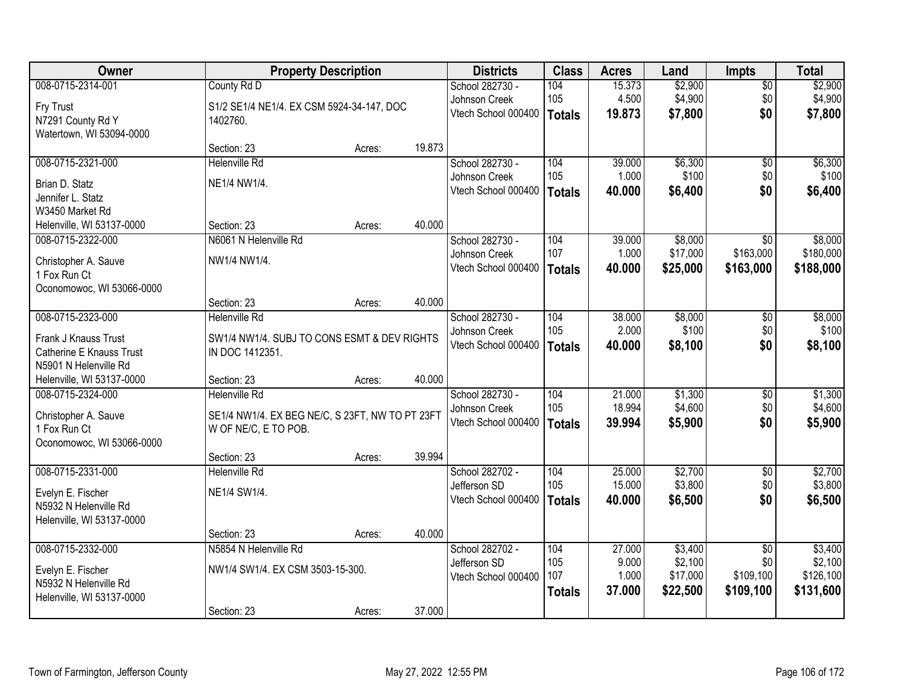| Owner | Property Description | Districts | Class | Acres | Land | Impts | Total |
|---|---|---|---|---|---|---|---|
| 008-0715-2314-001<br>Fry Trust<br>N7291 County Rd Y<br>Watertown, WI 53094-0000 | County Rd D<br>S1/2 SE1/4 NE1/4. EX CSM 5924-34-147, DOC 1402760.<br>Section: 23 Acres: 19.873 | School 282730 - Johnson Creek<br>Vtech School 000400 | 104<br>105<br>**Totals** | 15.373<br>4.500<br>**19.873** | $2,900<br>$4,900<br>**$7,800** | $0<br>$0<br>**$0** | $2,900<br>$4,900<br>**$7,800** |
| 008-0715-2321-000<br>Brian D. Statz<br>Jennifer L. Statz<br>W3450 Market Rd<br>Helenville, WI 53137-0000 | Helenville Rd<br>NE1/4 NW1/4.<br>Section: 23 Acres: 40.000 | School 282730 - Johnson Creek<br>Vtech School 000400 | 104<br>105<br>**Totals** | 39.000<br>1.000<br>**40.000** | $6,300<br>$100<br>**$6,400** | $0<br>$0<br>**$0** | $6,300<br>$100<br>**$6,400** |
| 008-0715-2322-000<br>Christopher A. Sauve<br>1 Fox Run Ct<br>Oconomowoc, WI 53066-0000 | N6061 N Helenville Rd<br>NW1/4 NW1/4.<br>Section: 23 Acres: 40.000 | School 282730 - Johnson Creek<br>Vtech School 000400 | 104<br>107<br>**Totals** | 39.000<br>1.000<br>**40.000** | $8,000<br>$17,000<br>**$25,000** | $0<br>$163,000<br>**$163,000** | $8,000<br>$180,000<br>**$188,000** |
| 008-0715-2323-000<br>Frank J Knauss Trust<br>Catherine E Knauss Trust<br>N5901 N Helenville Rd<br>Helenville, WI 53137-0000 | Helenville Rd<br>SW1/4 NW1/4. SUBJ TO CONS ESMT & DEV RIGHTS IN DOC 1412351.<br>Section: 23 Acres: 40.000 | School 282730 - Johnson Creek<br>Vtech School 000400 | 104<br>105<br>**Totals** | 38.000<br>2.000<br>**40.000** | $8,000<br>$100<br>**$8,100** | $0<br>$0<br>**$0** | $8,000<br>$100<br>**$8,100** |
| 008-0715-2324-000<br>Christopher A. Sauve<br>1 Fox Run Ct<br>Oconomowoc, WI 53066-0000 | Helenville Rd<br>SE1/4 NW1/4. EX BEG NE/C, S 23FT, NW TO PT 23FT W OF NE/C, E TO POB.<br>Section: 23 Acres: 39.994 | School 282730 - Johnson Creek<br>Vtech School 000400 | 104<br>105<br>**Totals** | 21.000<br>18.994<br>**39.994** | $1,300<br>$4,600<br>**$5,900** | $0<br>$0<br>**$0** | $1,300<br>$4,600<br>**$5,900** |
| 008-0715-2331-000<br>Evelyn E. Fischer<br>N5932 N Helenville Rd<br>Helenville, WI 53137-0000 | Helenville Rd<br>NE1/4 SW1/4.<br>Section: 23 Acres: 40.000 | School 282702 - Jefferson SD<br>Vtech School 000400 | 104<br>105<br>**Totals** | 25.000<br>15.000<br>**40.000** | $2,700<br>$3,800<br>**$6,500** | $0<br>$0<br>**$0** | $2,700<br>$3,800<br>**$6,500** |
| 008-0715-2332-000<br>Evelyn E. Fischer<br>N5932 N Helenville Rd<br>Helenville, WI 53137-0000 | N5854 N Helenville Rd<br>NW1/4 SW1/4. EX CSM 3503-15-300.<br>Section: 23 Acres: 37.000 | School 282702 - Jefferson SD<br>Vtech School 000400 | 104<br>105<br>107<br>**Totals** | 27.000<br>9.000<br>1.000<br>**37.000** | $3,400<br>$2,100<br>$17,000<br>**$22,500** | $0<br>$0<br>$109,100<br>**$109,100** | $3,400<br>$2,100<br>$126,100<br>**$131,600** |

Town of Farmington, Jefferson County — May 27, 2022 12:55 PM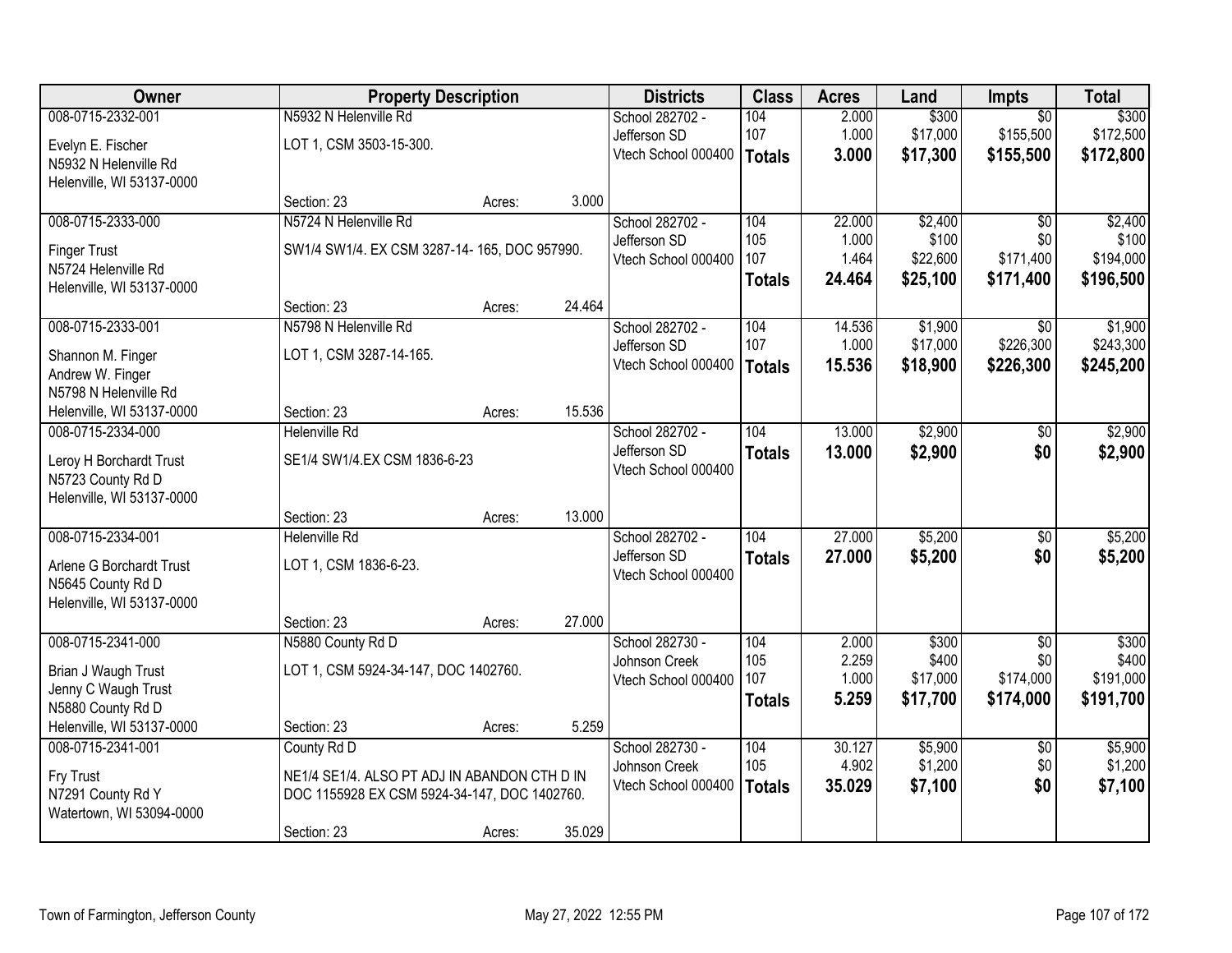| Owner | Property Description | | | Districts | Class | Acres | Land | Impts | Total |
|---|---|---|---|---|---|---|---|---|---|
| 008-0715-2332-001 | N5932 N Helenville Rd | | | School 282702 - | 104 | 2.000 | $300 | $0 | $300 |
| Evelyn E. Fischer | LOT 1, CSM 3503-15-300. | | | Jefferson SD | 107 | 1.000 | $17,000 | $155,500 | $172,500 |
| N5932 N Helenville Rd | | | | Vtech School 000400 | **Totals** | **3.000** | **$17,300** | **$155,500** | **$172,800** |
| Helenville, WI 53137-0000 | | | | | | | | | |
| | Section: 23 | Acres: | 3.000 | | | | | | |
| 008-0715-2333-000 | N5724 N Helenville Rd | | | School 282702 - | 104 | 22.000 | $2,400 | $0 | $2,400 |
| Finger Trust | SW1/4 SW1/4. EX CSM 3287-14- 165, DOC 957990. | | | Jefferson SD | 105 | 1.000 | $100 | $0 | $100 |
| N5724 Helenville Rd | | | | Vtech School 000400 | 107 | 1.464 | $22,600 | $171,400 | $194,000 |
| Helenville, WI 53137-0000 | | | | | **Totals** | **24.464** | **$25,100** | **$171,400** | **$196,500** |
| | Section: 23 | Acres: | 24.464 | | | | | | |
| 008-0715-2333-001 | N5798 N Helenville Rd | | | School 282702 - | 104 | 14.536 | $1,900 | $0 | $1,900 |
| Shannon M. Finger | LOT 1, CSM 3287-14-165. | | | Jefferson SD | 107 | 1.000 | $17,000 | $226,300 | $243,300 |
| Andrew W. Finger | | | | Vtech School 000400 | **Totals** | **15.536** | **$18,900** | **$226,300** | **$245,200** |
| N5798 N Helenville Rd | | | | | | | | | |
| Helenville, WI 53137-0000 | Section: 23 | Acres: | 15.536 | | | | | | |
| 008-0715-2334-000 | Helenville Rd | | | School 282702 - | 104 | 13.000 | $2,900 | $0 | $2,900 |
| Leroy H Borchardt Trust | SE1/4 SW1/4.EX CSM 1836-6-23 | | | Jefferson SD | **Totals** | **13.000** | **$2,900** | **$0** | **$2,900** |
| N5723 County Rd D | | | | Vtech School 000400 | | | | | |
| Helenville, WI 53137-0000 | | | | | | | | | |
| | Section: 23 | Acres: | 13.000 | | | | | | |
| 008-0715-2334-001 | Helenville Rd | | | School 282702 - | 104 | 27.000 | $5,200 | $0 | $5,200 |
| Arlene G Borchardt Trust | LOT 1, CSM 1836-6-23. | | | Jefferson SD | **Totals** | **27.000** | **$5,200** | **$0** | **$5,200** |
| N5645 County Rd D | | | | Vtech School 000400 | | | | | |
| Helenville, WI 53137-0000 | | | | | | | | | |
| | Section: 23 | Acres: | 27.000 | | | | | | |
| 008-0715-2341-000 | N5880 County Rd D | | | School 282730 - | 104 | 2.000 | $300 | $0 | $300 |
| Brian J Waugh Trust | LOT 1, CSM 5924-34-147, DOC 1402760. | | | Johnson Creek | 105 | 2.259 | $400 | $0 | $400 |
| Jenny C Waugh Trust | | | | Vtech School 000400 | 107 | 1.000 | $17,000 | $174,000 | $191,000 |
| N5880 County Rd D | | | | | **Totals** | **5.259** | **$17,700** | **$174,000** | **$191,700** |
| Helenville, WI 53137-0000 | Section: 23 | Acres: | 5.259 | | | | | | |
| 008-0715-2341-001 | County Rd D | | | School 282730 - | 104 | 30.127 | $5,900 | $0 | $5,900 |
| Fry Trust | NE1/4 SE1/4. ALSO PT ADJ IN ABANDON CTH D IN | | | Johnson Creek | 105 | 4.902 | $1,200 | $0 | $1,200 |
| N7291 County Rd Y | DOC 1155928 EX CSM 5924-34-147, DOC 1402760. | | | Vtech School 000400 | **Totals** | **35.029** | **$7,100** | **$0** | **$7,100** |
| Watertown, WI 53094-0000 | | | | | | | | | |
| | Section: 23 | Acres: | 35.029 | | | | | | |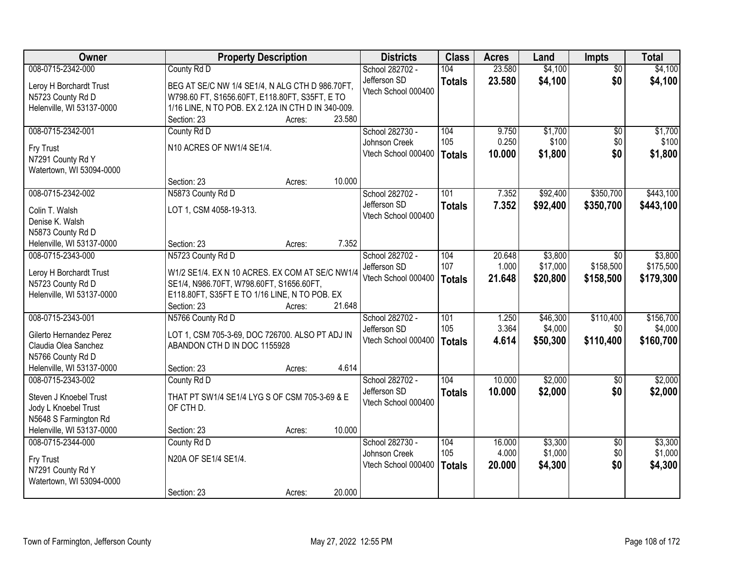| Owner | Property Description | Districts | Class | Acres | Land | Impts | Total |
|---|---|---|---|---|---|---|---|
| 008-0715-2342-000<br>Leroy H Borchardt Trust<br>N5723 County Rd D<br>Helenville, WI 53137-0000 | County Rd D<br>BEG AT SE/C NW 1/4 SE1/4, N ALG CTH D 986.70FT, W798.60 FT, S1656.60FT, E118.80FT, S35FT, E TO 1/16 LINE, N TO POB. EX 2.12A IN CTH D IN 340-009.<br>Section: 23 Acres: 23.580 | School 282702 - Jefferson SD<br>Vtech School 000400 | 104<br>**Totals** | 23.580<br>**23.580** | $4,100<br>**$4,100** | $0<br>**$0** | $4,100<br>**$4,100** |
| 008-0715-2342-001<br>Fry Trust<br>N7291 County Rd Y<br>Watertown, WI 53094-0000 | County Rd D<br>N10 ACRES OF NW1/4 SE1/4.<br>Section: 23 Acres: 10.000 | School 282730 - Johnson Creek<br>Vtech School 000400 | 104<br>105<br>**Totals** | 9.750<br>0.250<br>**10.000** | $1,700<br>$100<br>**$1,800** | $0<br>$0<br>**$0** | $1,700<br>$100<br>**$1,800** |
| 008-0715-2342-002<br>Colin T. Walsh<br>Denise K. Walsh<br>N5873 County Rd D<br>Helenville, WI 53137-0000 | N5873 County Rd D<br>LOT 1, CSM 4058-19-313.<br>Section: 23 Acres: 7.352 | School 282702 - Jefferson SD<br>Vtech School 000400 | 101<br>**Totals** | 7.352<br>**7.352** | $92,400<br>**$92,400** | $350,700<br>**$350,700** | $443,100<br>**$443,100** |
| 008-0715-2343-000<br>Leroy H Borchardt Trust<br>N5723 County Rd D<br>Helenville, WI 53137-0000 | N5723 County Rd D<br>W1/2 SE1/4. EX N 10 ACRES. EX COM AT SE/C NW1/4 SE1/4, N986.70FT, W798.60FT, S1656.60FT, E118.80FT, S35FT E TO 1/16 LINE, N TO POB. EX<br>Section: 23 Acres: 21.648 | School 282702 - Jefferson SD<br>Vtech School 000400 | 104<br>107<br>**Totals** | 20.648<br>1.000<br>**21.648** | $3,800<br>$17,000<br>**$20,800** | $0<br>$158,500<br>**$158,500** | $3,800<br>$175,500<br>**$179,300** |
| 008-0715-2343-001<br>Gilerto Hernandez Perez<br>Claudia Olea Sanchez<br>N5766 County Rd D<br>Helenville, WI 53137-0000 | N5766 County Rd D<br>LOT 1, CSM 705-3-69, DOC 726700. ALSO PT ADJ IN ABANDON CTH D IN DOC 1155928<br>Section: 23 Acres: 4.614 | School 282702 - Jefferson SD<br>Vtech School 000400 | 101<br>105<br>**Totals** | 1.250<br>3.364<br>**4.614** | $46,300<br>$4,000<br>**$50,300** | $110,400<br>$0<br>**$110,400** | $156,700<br>$4,000<br>**$160,700** |
| 008-0715-2343-002<br>Steven J Knoebel Trust<br>Jody L Knoebel Trust<br>N5648 S Farmington Rd<br>Helenville, WI 53137-0000 | County Rd D<br>THAT PT SW1/4 SE1/4 LYG S OF CSM 705-3-69 & E OF CTH D.<br>Section: 23 Acres: 10.000 | School 282702 - Jefferson SD<br>Vtech School 000400 | 104<br>**Totals** | 10.000<br>**10.000** | $2,000<br>**$2,000** | $0<br>**$0** | $2,000<br>**$2,000** |
| 008-0715-2344-000<br>Fry Trust<br>N7291 County Rd Y<br>Watertown, WI 53094-0000 | County Rd D<br>N20A OF SE1/4 SE1/4.<br>Section: 23 Acres: 20.000 | School 282730 - Johnson Creek<br>Vtech School 000400 | 104<br>105<br>**Totals** | 16.000<br>4.000<br>**20.000** | $3,300<br>$1,000<br>**$4,300** | $0<br>$0<br>**$0** | $3,300<br>$1,000<br>**$4,300** |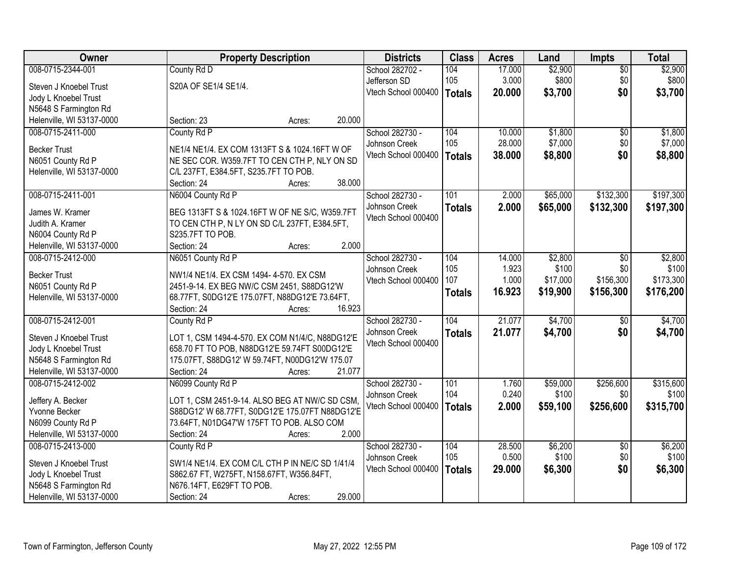| Owner | Property Description | Districts | Class | Acres | Land | Impts | Total |
|---|---|---|---|---|---|---|---|
| 008-0715-2344-001<br>Steven J Knoebel Trust<br>Jody L Knoebel Trust<br>N5648 S Farmington Rd<br>Helenville, WI 53137-0000 | County Rd D<br>S20A OF SE1/4 SE1/4.<br>Section: 23 Acres: 20.000 | School 282702 - Jefferson SD<br>Vtech School 000400 | 104<br>105<br>**Totals** | 17.000<br>3.000<br>**20.000** | $2,900<br>$800<br>**$3,700** | $0<br>$0<br>**$0** | $2,900<br>$800<br>**$3,700** |
| 008-0715-2411-000<br>Becker Trust<br>N6051 County Rd P<br>Helenville, WI 53137-0000 | County Rd P<br>NE1/4 NE1/4. EX COM 1313FT S & 1024.16FT W OF NE SEC COR. W359.7FT TO CEN CTH P, NLY ON SD C/L 237FT, E384.5FT, S235.7FT TO POB.<br>Section: 24 Acres: 38.000 | School 282730 - Johnson Creek<br>Vtech School 000400 | 104<br>105<br>**Totals** | 10.000<br>28.000<br>**38.000** | $1,800<br>$7,000<br>**$8,800** | $0<br>$0<br>**$0** | $1,800<br>$7,000<br>**$8,800** |
| 008-0715-2411-001<br>James W. Kramer<br>Judith A. Kramer<br>N6004 County Rd P<br>Helenville, WI 53137-0000 | N6004 County Rd P<br>BEG 1313FT S & 1024.16FT W OF NE S/C, W359.7FT TO CEN CTH P, N LY ON SD C/L 237FT, E384.5FT, S235.7FT TO POB.<br>Section: 24 Acres: 2.000 | School 282730 - Johnson Creek<br>Vtech School 000400 | 101<br>**Totals** | 2.000<br>**2.000** | $65,000<br>**$65,000** | $132,300<br>**$132,300** | $197,300<br>**$197,300** |
| 008-0715-2412-000<br>Becker Trust<br>N6051 County Rd P<br>Helenville, WI 53137-0000 | N6051 County Rd P<br>NW1/4 NE1/4. EX CSM 1494- 4-570. EX CSM 2451-9-14. EX BEG NW/C CSM 2451, S88DG12'W 68.77FT, S0DG12'E 175.07FT, N88DG12'E 73.64FT,<br>Section: 24 Acres: 16.923 | School 282730 - Johnson Creek<br>Vtech School 000400 | 104<br>105<br>107<br>**Totals** | 14.000<br>1.923<br>1.000<br>**16.923** | $2,800<br>$100<br>$17,000<br>**$19,900** | $0<br>$0<br>$156,300<br>**$156,300** | $2,800<br>$100<br>$173,300<br>**$176,200** |
| 008-0715-2412-001<br>Steven J Knoebel Trust<br>Jody L Knoebel Trust<br>N5648 S Farmington Rd<br>Helenville, WI 53137-0000 | County Rd P<br>LOT 1, CSM 1494-4-570. EX COM N1/4/C, N88DG12'E 658.70 FT TO POB, N88DG12'E 59.74FT S00DG12'E 175.07FT, S88DG12' W 59.74FT, N00DG12'W 175.07<br>Section: 24 Acres: 21.077 | School 282730 - Johnson Creek<br>Vtech School 000400 | 104<br>**Totals** | 21.077<br>**21.077** | $4,700<br>**$4,700** | $0<br>**$0** | $4,700<br>**$4,700** |
| 008-0715-2412-002<br>Jeffery A. Becker<br>Yvonne Becker<br>N6099 County Rd P<br>Helenville, WI 53137-0000 | N6099 County Rd P<br>LOT 1, CSM 2451-9-14. ALSO BEG AT NW/C SD CSM, S88DG12' W 68.77FT, S0DG12'E 175.07FT N88DG12'E 73.64FT, N01DG47'W 175FT TO POB. ALSO COM<br>Section: 24 Acres: 2.000 | School 282730 - Johnson Creek<br>Vtech School 000400 | 101<br>104<br>**Totals** | 1.760<br>0.240<br>**2.000** | $59,000<br>$100<br>**$59,100** | $256,600<br>$0<br>**$256,600** | $315,600<br>$100<br>**$315,700** |
| 008-0715-2413-000<br>Steven J Knoebel Trust<br>Jody L Knoebel Trust<br>N5648 S Farmington Rd<br>Helenville, WI 53137-0000 | County Rd P<br>SW1/4 NE1/4. EX COM C/L CTH P IN NE/C SD 1/41/4 S862.67 FT, W275FT, N158.67FT, W356.84FT, N676.14FT, E629FT TO POB.<br>Section: 24 Acres: 29.000 | School 282730 - Johnson Creek<br>Vtech School 000400 | 104<br>105<br>**Totals** | 28.500<br>0.500<br>**29.000** | $6,200<br>$100<br>**$6,300** | $0<br>$0<br>**$0** | $6,200<br>$100<br>**$6,300** |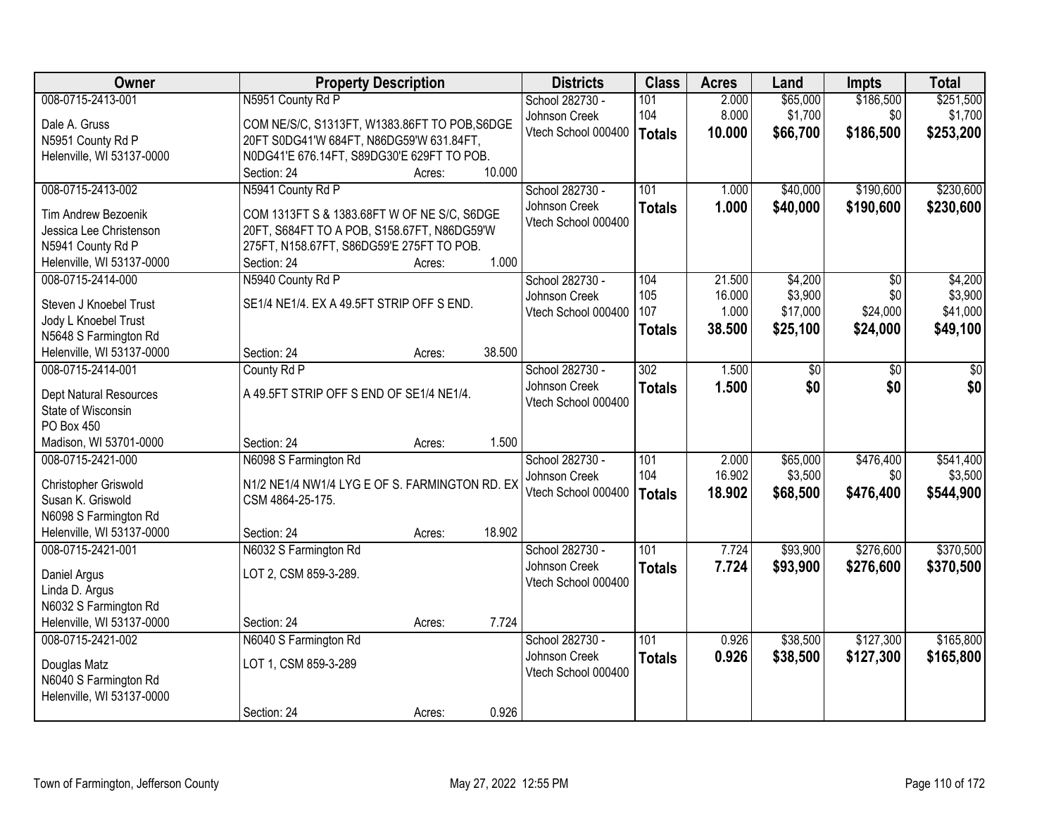| Owner | Property Description | Districts | Class | Acres | Land | Impts | Total |
|---|---|---|---|---|---|---|---|
| 008-0715-2413-001<br>Dale A. Gruss<br>N5951 County Rd P<br>Helenville, WI 53137-0000 | N5951 County Rd P<br>COM NE/S/C, S1313FT, W1383.86FT TO POB,S6DGE 20FT S0DG41'W 684FT, N86DG59'W 631.84FT, N0DG41'E 676.14FT, S89DG30'E 629FT TO POB.<br>Section: 24 Acres: 10.000 | School 282730 - Johnson Creek<br>Vtech School 000400 | 101<br>104<br>**Totals** | 2.000<br>8.000<br>**10.000** | $65,000<br>$1,700<br>**$66,700** | $186,500<br>$0<br>**$186,500** | $251,500<br>$1,700<br>**$253,200** |
| 008-0715-2413-002<br>Tim Andrew Bezoenik<br>Jessica Lee Christenson<br>N5941 County Rd P<br>Helenville, WI 53137-0000 | N5941 County Rd P<br>COM 1313FT S & 1383.68FT W OF NE S/C, S6DGE 20FT, S684FT TO A POB, S158.67FT, N86DG59'W 275FT, N158.67FT, S86DG59'E 275FT TO POB.<br>Section: 24 Acres: 1.000 | School 282730 - Johnson Creek<br>Vtech School 000400 | 101<br>**Totals** | 1.000<br>**1.000** | $40,000<br>**$40,000** | $190,600<br>**$190,600** | $230,600<br>**$230,600** |
| 008-0715-2414-000<br>Steven J Knoebel Trust<br>Jody L Knoebel Trust<br>N5648 S Farmington Rd<br>Helenville, WI 53137-0000 | N5940 County Rd P<br>SE1/4 NE1/4. EX A 49.5FT STRIP OFF S END.<br>Section: 24 Acres: 38.500 | School 282730 - Johnson Creek<br>Vtech School 000400 | 104<br>105<br>107<br>**Totals** | 21.500<br>16.000<br>1.000<br>**38.500** | $4,200<br>$3,900<br>$17,000<br>**$25,100** | $0<br>$0<br>$24,000<br>**$24,000** | $4,200<br>$3,900<br>$41,000<br>**$49,100** |
| 008-0715-2414-001<br>Dept Natural Resources<br>State of Wisconsin<br>PO Box 450<br>Madison, WI 53701-0000 | County Rd P<br>A 49.5FT STRIP OFF S END OF SE1/4 NE1/4.<br>Section: 24 Acres: 1.500 | School 282730 - Johnson Creek<br>Vtech School 000400 | 302<br>**Totals** | 1.500<br>**1.500** | $0<br>**$0** | $0<br>**$0** | $0<br>**$0** |
| 008-0715-2421-000<br>Christopher Griswold<br>Susan K. Griswold<br>N6098 S Farmington Rd<br>Helenville, WI 53137-0000 | N6098 S Farmington Rd<br>N1/2 NE1/4 NW1/4 LYG E OF S. FARMINGTON RD. EX CSM 4864-25-175.<br>Section: 24 Acres: 18.902 | School 282730 - Johnson Creek<br>Vtech School 000400 | 101<br>104<br>**Totals** | 2.000<br>16.902<br>**18.902** | $65,000<br>$3,500<br>**$68,500** | $476,400<br>$0<br>**$476,400** | $541,400<br>$3,500<br>**$544,900** |
| 008-0715-2421-001<br>Daniel Argus<br>Linda D. Argus<br>N6032 S Farmington Rd<br>Helenville, WI 53137-0000 | N6032 S Farmington Rd<br>LOT 2, CSM 859-3-289.<br>Section: 24 Acres: 7.724 | School 282730 - Johnson Creek<br>Vtech School 000400 | 101<br>**Totals** | 7.724<br>**7.724** | $93,900<br>**$93,900** | $276,600<br>**$276,600** | $370,500<br>**$370,500** |
| 008-0715-2421-002<br>Douglas Matz<br>N6040 S Farmington Rd<br>Helenville, WI 53137-0000 | N6040 S Farmington Rd<br>LOT 1, CSM 859-3-289<br>Section: 24 Acres: 0.926 | School 282730 - Johnson Creek<br>Vtech School 000400 | 101<br>**Totals** | 0.926<br>**0.926** | $38,500<br>**$38,500** | $127,300<br>**$127,300** | $165,800<br>**$165,800** |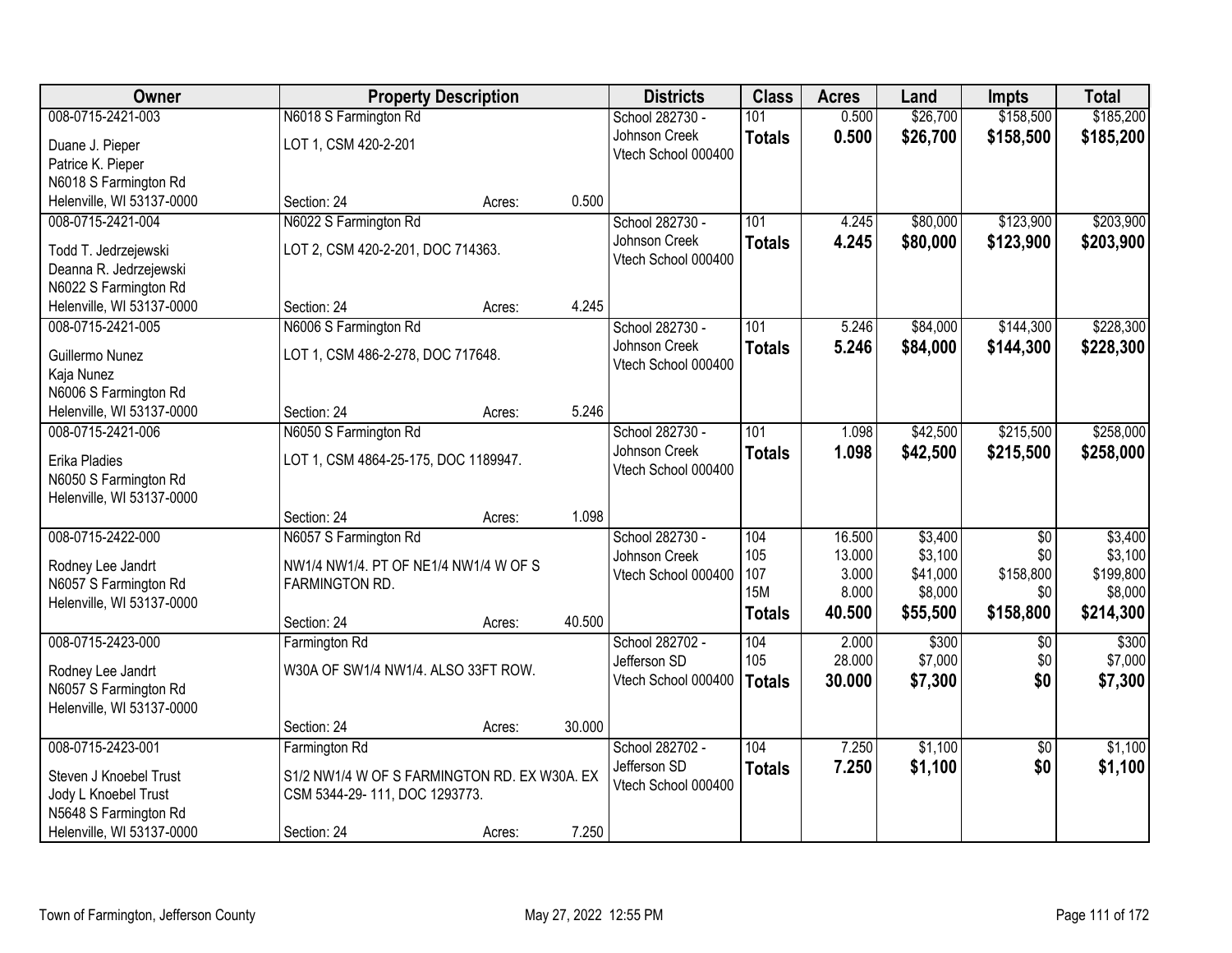| Owner | Property Description | | | Districts | Class | Acres | Land | Impts | Total |
|---|---|---|---|---|---|---|---|---|---|
| 008-0715-2421-003 | N6018 S Farmington Rd | | | School 282730 - | 101 | 0.500 | $26,700 | $158,500 | $185,200 |
| Duane J. Pieper | LOT 1, CSM 420-2-201 | | | Johnson Creek | **Totals** | **0.500** | **$26,700** | **$158,500** | **$185,200** |
| Patrice K. Pieper | | | | Vtech School 000400 | | | | | |
| N6018 S Farmington Rd | | | | | | | | | |
| Helenville, WI 53137-0000 | Section: 24 | Acres: | 0.500 | | | | | | |
| 008-0715-2421-004 | N6022 S Farmington Rd | | | School 282730 - | 101 | 4.245 | $80,000 | $123,900 | $203,900 |
| Todd T. Jedrzejewski | LOT 2, CSM 420-2-201, DOC 714363. | | | Johnson Creek | **Totals** | **4.245** | **$80,000** | **$123,900** | **$203,900** |
| Deanna R. Jedrzejewski | | | | Vtech School 000400 | | | | | |
| N6022 S Farmington Rd | | | | | | | | | |
| Helenville, WI 53137-0000 | Section: 24 | Acres: | 4.245 | | | | | | |
| 008-0715-2421-005 | N6006 S Farmington Rd | | | School 282730 - | 101 | 5.246 | $84,000 | $144,300 | $228,300 |
| Guillermo Nunez | LOT 1, CSM 486-2-278, DOC 717648. | | | Johnson Creek | **Totals** | **5.246** | **$84,000** | **$144,300** | **$228,300** |
| Kaja Nunez | | | | Vtech School 000400 | | | | | |
| N6006 S Farmington Rd | | | | | | | | | |
| Helenville, WI 53137-0000 | Section: 24 | Acres: | 5.246 | | | | | | |
| 008-0715-2421-006 | N6050 S Farmington Rd | | | School 282730 - | 101 | 1.098 | $42,500 | $215,500 | $258,000 |
| Erika Pladies | LOT 1, CSM 4864-25-175, DOC 1189947. | | | Johnson Creek | **Totals** | **1.098** | **$42,500** | **$215,500** | **$258,000** |
| N6050 S Farmington Rd | | | | Vtech School 000400 | | | | | |
| Helenville, WI 53137-0000 | | | | | | | | | |
| | Section: 24 | Acres: | 1.098 | | | | | | |
| 008-0715-2422-000 | N6057 S Farmington Rd | | | School 282730 - | 104 | 16.500 | $3,400 | $0 | $3,400 |
| Rodney Lee Jandrt | NW1/4 NW1/4. PT OF NE1/4 NW1/4 W OF S | | | Johnson Creek | 105 | 13.000 | $3,100 | $0 | $3,100 |
| N6057 S Farmington Rd | FARMINGTON RD. | | | Vtech School 000400 | 107 | 3.000 | $41,000 | $158,800 | $199,800 |
| Helenville, WI 53137-0000 | | | | | 15M | 8.000 | $8,000 | $0 | $8,000 |
| | Section: 24 | Acres: | 40.500 | | **Totals** | **40.500** | **$55,500** | **$158,800** | **$214,300** |
| 008-0715-2423-000 | Farmington Rd | | | School 282702 - | 104 | 2.000 | $300 | $0 | $300 |
| Rodney Lee Jandrt | W30A OF SW1/4 NW1/4. ALSO 33FT ROW. | | | Jefferson SD | 105 | 28.000 | $7,000 | $0 | $7,000 |
| N6057 S Farmington Rd | | | | Vtech School 000400 | **Totals** | **30.000** | **$7,300** | **$0** | **$7,300** |
| Helenville, WI 53137-0000 | | | | | | | | | |
| | Section: 24 | Acres: | 30.000 | | | | | | |
| 008-0715-2423-001 | Farmington Rd | | | School 282702 - | 104 | 7.250 | $1,100 | $0 | $1,100 |
| Steven J Knoebel Trust | S1/2 NW1/4 W OF S FARMINGTON RD. EX W30A. EX | | | Jefferson SD | **Totals** | **7.250** | **$1,100** | **$0** | **$1,100** |
| Jody L Knoebel Trust | CSM 5344-29- 111, DOC 1293773. | | | Vtech School 000400 | | | | | |
| N5648 S Farmington Rd | | | | | | | | | |
| Helenville, WI 53137-0000 | Section: 24 | Acres: | 7.250 | | | | | | |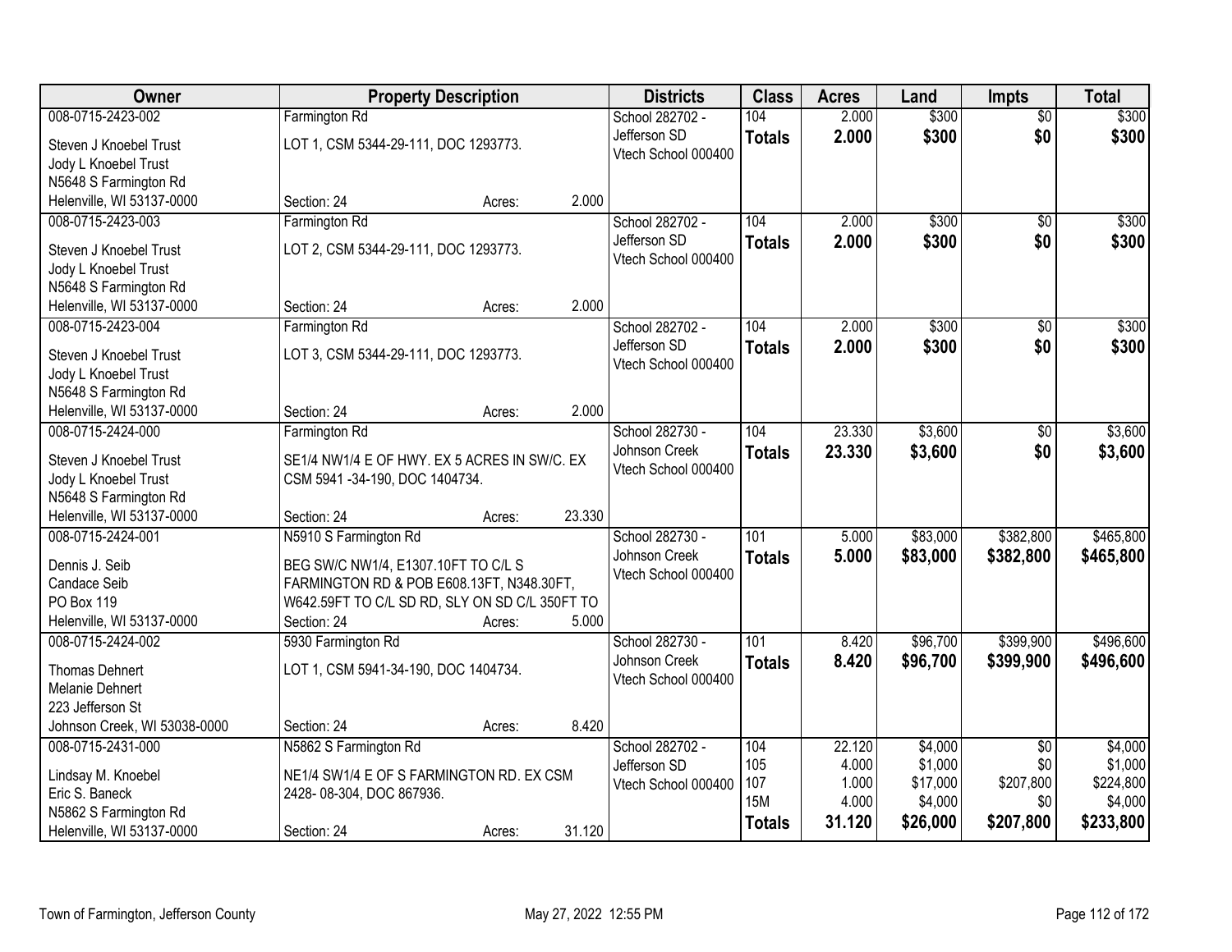| Owner | Property Description | Districts | Class | Acres | Land | Impts | Total |
|---|---|---|---|---|---|---|---|
| 008-0715-2423-002<br>Steven J Knoebel Trust<br>Jody L Knoebel Trust<br>N5648 S Farmington Rd<br>Helenville, WI 53137-0000 | Farmington Rd<br>LOT 1, CSM 5344-29-111, DOC 1293773.<br>Section: 24 Acres: 2.000 | School 282702 - Jefferson SD<br>Vtech School 000400 | 104<br>**Totals** | 2.000<br>**2.000** | \$300<br>**\$300** | \$0<br>**\$0** | \$300<br>**\$300** |
| 008-0715-2423-003<br>Steven J Knoebel Trust<br>Jody L Knoebel Trust<br>N5648 S Farmington Rd<br>Helenville, WI 53137-0000 | Farmington Rd<br>LOT 2, CSM 5344-29-111, DOC 1293773.<br>Section: 24 Acres: 2.000 | School 282702 - Jefferson SD<br>Vtech School 000400 | 104<br>**Totals** | 2.000<br>**2.000** | \$300<br>**\$300** | \$0<br>**\$0** | \$300<br>**\$300** |
| 008-0715-2423-004<br>Steven J Knoebel Trust<br>Jody L Knoebel Trust<br>N5648 S Farmington Rd<br>Helenville, WI 53137-0000 | Farmington Rd<br>LOT 3, CSM 5344-29-111, DOC 1293773.<br>Section: 24 Acres: 2.000 | School 282702 - Jefferson SD<br>Vtech School 000400 | 104<br>**Totals** | 2.000<br>**2.000** | \$300<br>**\$300** | \$0<br>**\$0** | \$300<br>**\$300** |
| 008-0715-2424-000<br>Steven J Knoebel Trust<br>Jody L Knoebel Trust<br>N5648 S Farmington Rd<br>Helenville, WI 53137-0000 | Farmington Rd<br>SE1/4 NW1/4 E OF HWY. EX 5 ACRES IN SW/C. EX CSM 5941 -34-190, DOC 1404734.<br>Section: 24 Acres: 23.330 | School 282730 - Johnson Creek<br>Vtech School 000400 | 104<br>**Totals** | 23.330<br>**23.330** | \$3,600<br>**\$3,600** | \$0<br>**\$0** | \$3,600<br>**\$3,600** |
| 008-0715-2424-001<br>Dennis J. Seib<br>Candace Seib<br>PO Box 119<br>Helenville, WI 53137-0000 | N5910 S Farmington Rd<br>BEG SW/C NW1/4, E1307.10FT TO C/L S FARMINGTON RD & POB E608.13FT, N348.30FT, W642.59FT TO C/L SD RD, SLY ON SD C/L 350FT TO<br>Section: 24 Acres: 5.000 | School 282730 - Johnson Creek<br>Vtech School 000400 | 101<br>**Totals** | 5.000<br>**5.000** | \$83,000<br>**\$83,000** | \$382,800<br>**\$382,800** | \$465,800<br>**\$465,800** |
| 008-0715-2424-002<br>Thomas Dehnert<br>Melanie Dehnert<br>223 Jefferson St<br>Johnson Creek, WI 53038-0000 | 5930 Farmington Rd<br>LOT 1, CSM 5941-34-190, DOC 1404734.<br>Section: 24 Acres: 8.420 | School 282730 - Johnson Creek<br>Vtech School 000400 | 101<br>**Totals** | 8.420<br>**8.420** | \$96,700<br>**\$96,700** | \$399,900<br>**\$399,900** | \$496,600<br>**\$496,600** |
| 008-0715-2431-000<br>Lindsay M. Knoebel<br>Eric S. Baneck<br>N5862 S Farmington Rd<br>Helenville, WI 53137-0000 | N5862 S Farmington Rd<br>NE1/4 SW1/4 E OF S FARMINGTON RD. EX CSM 2428- 08-304, DOC 867936.<br>Section: 24 Acres: 31.120 | School 282702 - Jefferson SD<br>Vtech School 000400 | 104<br>105<br>107<br>15M<br>**Totals** | 22.120<br>4.000<br>1.000<br>4.000<br>**31.120** | \$4,000<br>\$1,000<br>\$17,000<br>\$4,000<br>**\$26,000** | \$0<br>\$0<br>\$207,800<br>\$0<br>**\$207,800** | \$4,000<br>\$1,000<br>\$224,800<br>\$4,000<br>**\$233,800** |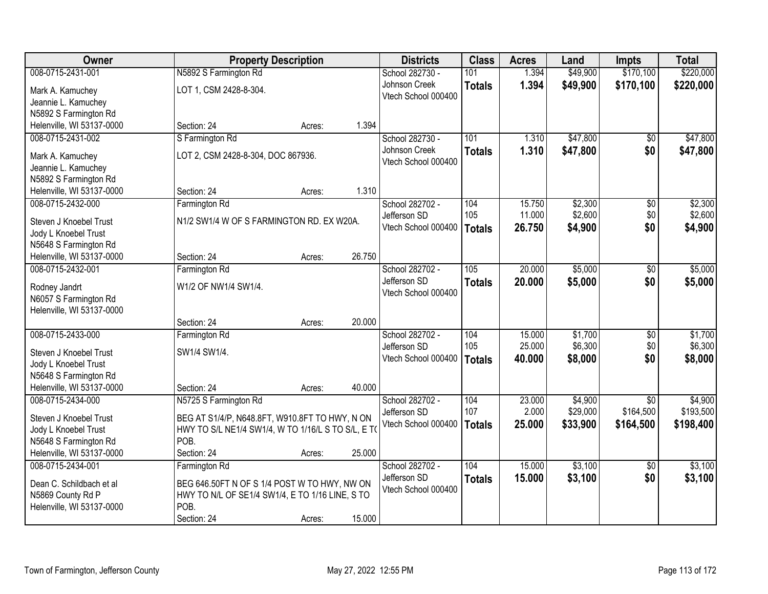| Owner | Property Description | Districts | Class | Acres | Land | Impts | Total |
|---|---|---|---|---|---|---|---|
| 008-0715-2431-001<br>Mark A. Kamuchey<br>Jeannie L. Kamuchey<br>N5892 S Farmington Rd<br>Helenville, WI 53137-0000 | N5892 S Farmington Rd<br>LOT 1, CSM 2428-8-304.<br>Section: 24 Acres: 1.394 | School 282730 - Johnson Creek<br>Vtech School 000400 | 101<br>**Totals** | 1.394<br>**1.394** | $49,900<br>**$49,900** | $170,100<br>**$170,100** | $220,000<br>**$220,000** |
| 008-0715-2431-002<br>Mark A. Kamuchey<br>Jeannie L. Kamuchey<br>N5892 S Farmington Rd<br>Helenville, WI 53137-0000 | S Farmington Rd<br>LOT 2, CSM 2428-8-304, DOC 867936.<br>Section: 24 Acres: 1.310 | School 282730 - Johnson Creek<br>Vtech School 000400 | 101<br>**Totals** | 1.310<br>**1.310** | $47,800<br>**$47,800** | $0<br>**$0** | $47,800<br>**$47,800** |
| 008-0715-2432-000<br>Steven J Knoebel Trust<br>Jody L Knoebel Trust<br>N5648 S Farmington Rd<br>Helenville, WI 53137-0000 | Farmington Rd<br>N1/2 SW1/4 W OF S FARMINGTON RD. EX W20A.<br>Section: 24 Acres: 26.750 | School 282702 - Jefferson SD<br>Vtech School 000400 | 104<br>105<br>**Totals** | 15.750<br>11.000<br>**26.750** | $2,300<br>$2,600<br>**$4,900** | $0<br>$0<br>**$0** | $2,300<br>$2,600<br>**$4,900** |
| 008-0715-2432-001<br>Rodney Jandrt<br>N6057 S Farmington Rd<br>Helenville, WI 53137-0000 | Farmington Rd<br>W1/2 OF NW1/4 SW1/4.<br>Section: 24 Acres: 20.000 | School 282702 - Jefferson SD<br>Vtech School 000400 | 105<br>**Totals** | 20.000<br>**20.000** | $5,000<br>**$5,000** | $0<br>**$0** | $5,000<br>**$5,000** |
| 008-0715-2433-000<br>Steven J Knoebel Trust<br>Jody L Knoebel Trust<br>N5648 S Farmington Rd<br>Helenville, WI 53137-0000 | Farmington Rd<br>SW1/4 SW1/4.<br>Section: 24 Acres: 40.000 | School 282702 - Jefferson SD<br>Vtech School 000400 | 104<br>105<br>**Totals** | 15.000<br>25.000<br>**40.000** | $1,700<br>$6,300<br>**$8,000** | $0<br>$0<br>**$0** | $1,700<br>$6,300<br>**$8,000** |
| 008-0715-2434-000<br>Steven J Knoebel Trust<br>Jody L Knoebel Trust<br>N5648 S Farmington Rd<br>Helenville, WI 53137-0000 | N5725 S Farmington Rd<br>BEG AT S1/4/P, N648.8FT, W910.8FT TO HWY, N ON HWY TO S/L NE1/4 SW1/4, W TO 1/16/L S TO S/L, E TO POB.<br>Section: 24 Acres: 25.000 | School 282702 - Jefferson SD<br>Vtech School 000400 | 104<br>107<br>**Totals** | 23.000<br>2.000<br>**25.000** | $4,900<br>$29,000<br>**$33,900** | $0<br>$164,500<br>**$164,500** | $4,900<br>$193,500<br>**$198,400** |
| 008-0715-2434-001<br>Dean C. Schildbach et al<br>N5869 County Rd P<br>Helenville, WI 53137-0000 | Farmington Rd<br>BEG 646.50FT N OF S 1/4 POST W TO HWY, NW ON HWY TO N/L OF SE1/4 SW1/4, E TO 1/16 LINE, S TO POB.<br>Section: 24 Acres: 15.000 | School 282702 - Jefferson SD<br>Vtech School 000400 | 104<br>**Totals** | 15.000<br>**15.000** | $3,100<br>**$3,100** | $0<br>**$0** | $3,100<br>**$3,100** |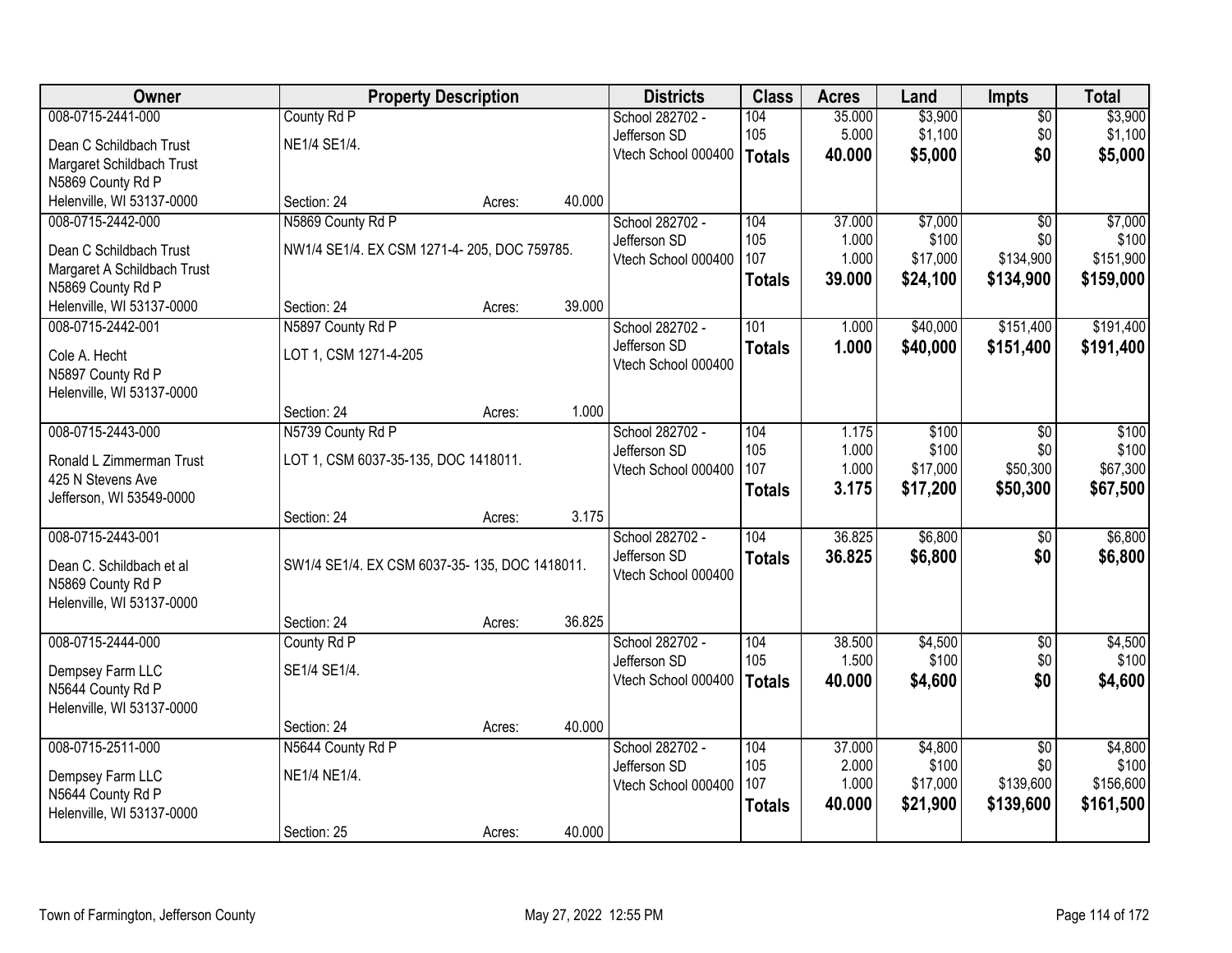| Owner | Property Description | Districts | Class | Acres | Land | Impts | Total |
|---|---|---|---|---|---|---|---|
| 008-0715-2441-000<br>Dean C Schildbach Trust<br>Margaret Schildbach Trust<br>N5869 County Rd P<br>Helenville, WI 53137-0000 | County Rd P<br>NE1/4 SE1/4.<br>Section: 24 Acres: 40.000 | School 282702 - Jefferson SD<br>Vtech School 000400 | 104<br>105<br>**Totals** | 35.000<br>5.000<br>**40.000** | $3,900<br>$1,100<br>**$5,000** | $0<br>$0<br>**$0** | $3,900<br>$1,100<br>**$5,000** |
| 008-0715-2442-000<br>Dean C Schildbach Trust<br>Margaret A Schildbach Trust<br>N5869 County Rd P<br>Helenville, WI 53137-0000 | N5869 County Rd P<br>NW1/4 SE1/4. EX CSM 1271-4- 205, DOC 759785.<br>Section: 24 Acres: 39.000 | School 282702 - Jefferson SD<br>Vtech School 000400 | 104<br>105<br>107<br>**Totals** | 37.000<br>1.000<br>1.000<br>**39.000** | $7,000<br>$100<br>$17,000<br>**$24,100** | $0<br>$0<br>$134,900<br>**$134,900** | $7,000<br>$100<br>$151,900<br>**$159,000** |
| 008-0715-2442-001<br>Cole A. Hecht<br>N5897 County Rd P<br>Helenville, WI 53137-0000 | N5897 County Rd P<br>LOT 1, CSM 1271-4-205<br>Section: 24 Acres: 1.000 | School 282702 - Jefferson SD<br>Vtech School 000400 | 101<br>**Totals** | 1.000<br>**1.000** | $40,000<br>**$40,000** | $151,400<br>**$151,400** | $191,400<br>**$191,400** |
| 008-0715-2443-000<br>Ronald L Zimmerman Trust<br>425 N Stevens Ave<br>Jefferson, WI 53549-0000 | N5739 County Rd P<br>LOT 1, CSM 6037-35-135, DOC 1418011.<br>Section: 24 Acres: 3.175 | School 282702 - Jefferson SD<br>Vtech School 000400 | 104<br>105<br>107<br>**Totals** | 1.175<br>1.000<br>1.000<br>**3.175** | $100<br>$100<br>$17,000<br>**$17,200** | $0<br>$0<br>$50,300<br>**$50,300** | $100<br>$100<br>$67,300<br>**$67,500** |
| 008-0715-2443-001<br>Dean C. Schildbach et al<br>N5869 County Rd P<br>Helenville, WI 53137-0000 | SW1/4 SE1/4. EX CSM 6037-35- 135, DOC 1418011.<br>Section: 24 Acres: 36.825 | School 282702 - Jefferson SD<br>Vtech School 000400 | 104<br>**Totals** | 36.825<br>**36.825** | $6,800<br>**$6,800** | $0<br>**$0** | $6,800<br>**$6,800** |
| 008-0715-2444-000<br>Dempsey Farm LLC<br>N5644 County Rd P<br>Helenville, WI 53137-0000 | County Rd P<br>SE1/4 SE1/4.<br>Section: 24 Acres: 40.000 | School 282702 - Jefferson SD<br>Vtech School 000400 | 104<br>105<br>**Totals** | 38.500<br>1.500<br>**40.000** | $4,500<br>$100<br>**$4,600** | $0<br>$0<br>**$0** | $4,500<br>$100<br>**$4,600** |
| 008-0715-2511-000<br>Dempsey Farm LLC<br>N5644 County Rd P<br>Helenville, WI 53137-0000 | N5644 County Rd P<br>NE1/4 NE1/4.<br>Section: 25 Acres: 40.000 | School 282702 - Jefferson SD<br>Vtech School 000400 | 104<br>105<br>107<br>**Totals** | 37.000<br>2.000<br>1.000<br>**40.000** | $4,800<br>$100<br>$17,000<br>**$21,900** | $0<br>$0<br>$139,600<br>**$139,600** | $4,800<br>$100<br>$156,600<br>**$161,500** |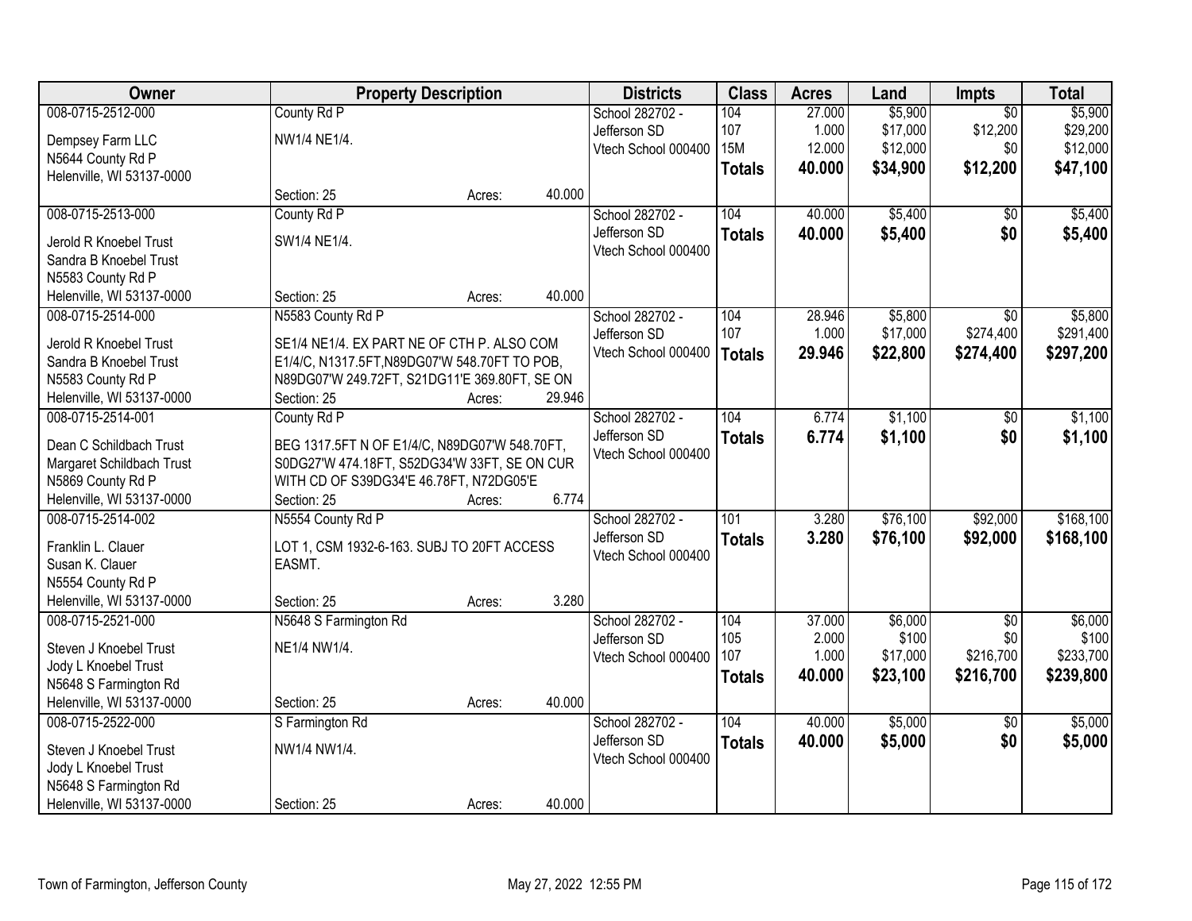| Owner | Property Description | | Districts | Class | Acres | Land | Impts | Total |
|---|---|---|---|---|---|---|---|---|
| 008-0715-2512-000 | County Rd P | | School 282702 - | 104 | 27.000 | $5,900 | $0 | $5,900 |
| Dempsey Farm LLC | NW1/4 NE1/4. | | Jefferson SD | 107 | 1.000 | $17,000 | $12,200 | $29,200 |
| N5644 County Rd P | | | Vtech School 000400 | 15M | 12.000 | $12,000 | $0 | $12,000 |
| Helenville, WI 53137-0000 | | | | **Totals** | **40.000** | **$34,900** | **$12,200** | **$47,100** |
| | Section: 25 | Acres: 40.000 | | | | | | |
| 008-0715-2513-000 | County Rd P | | School 282702 - | 104 | 40.000 | $5,400 | $0 | $5,400 |
| Jerold R Knoebel Trust | SW1/4 NE1/4. | | Jefferson SD | **Totals** | **40.000** | **$5,400** | **$0** | **$5,400** |
| Sandra B Knoebel Trust | | | Vtech School 000400 | | | | | |
| N5583 County Rd P | | | | | | | | |
| Helenville, WI 53137-0000 | Section: 25 | Acres: 40.000 | | | | | | |
| 008-0715-2514-000 | N5583 County Rd P | | School 282702 - | 104 | 28.946 | $5,800 | $0 | $5,800 |
| Jerold R Knoebel Trust | SE1/4 NE1/4. EX PART NE OF CTH P. ALSO COM | | Jefferson SD | 107 | 1.000 | $17,000 | $274,400 | $291,400 |
| Sandra B Knoebel Trust | E1/4/C, N1317.5FT,N89DG07'W 548.70FT TO POB, | | Vtech School 000400 | **Totals** | **29.946** | **$22,800** | **$274,400** | **$297,200** |
| N5583 County Rd P | N89DG07'W 249.72FT, S21DG11'E 369.80FT, SE ON | | | | | | | |
| Helenville, WI 53137-0000 | Section: 25 | Acres: 29.946 | | | | | | |
| 008-0715-2514-001 | County Rd P | | School 282702 - | 104 | 6.774 | $1,100 | $0 | $1,100 |
| Dean C Schildbach Trust | BEG 1317.5FT N OF E1/4/C, N89DG07'W 548.70FT, | | Jefferson SD | **Totals** | **6.774** | **$1,100** | **$0** | **$1,100** |
| Margaret Schildbach Trust | S0DG27'W 474.18FT, S52DG34'W 33FT, SE ON CUR | | Vtech School 000400 | | | | | |
| N5869 County Rd P | WITH CD OF S39DG34'E 46.78FT, N72DG05'E | | | | | | | |
| Helenville, WI 53137-0000 | Section: 25 | Acres: 6.774 | | | | | | |
| 008-0715-2514-002 | N5554 County Rd P | | School 282702 - | 101 | 3.280 | $76,100 | $92,000 | $168,100 |
| Franklin L. Clauer | LOT 1, CSM 1932-6-163. SUBJ TO 20FT ACCESS | | Jefferson SD | **Totals** | **3.280** | **$76,100** | **$92,000** | **$168,100** |
| Susan K. Clauer | EASMT. | | Vtech School 000400 | | | | | |
| N5554 County Rd P | | | | | | | | |
| Helenville, WI 53137-0000 | Section: 25 | Acres: 3.280 | | | | | | |
| 008-0715-2521-000 | N5648 S Farmington Rd | | School 282702 - | 104 | 37.000 | $6,000 | $0 | $6,000 |
| Steven J Knoebel Trust | NE1/4 NW1/4. | | Jefferson SD | 105 | 2.000 | $100 | $0 | $100 |
| Jody L Knoebel Trust | | | Vtech School 000400 | 107 | 1.000 | $17,000 | $216,700 | $233,700 |
| N5648 S Farmington Rd | | | | **Totals** | **40.000** | **$23,100** | **$216,700** | **$239,800** |
| Helenville, WI 53137-0000 | Section: 25 | Acres: 40.000 | | | | | | |
| 008-0715-2522-000 | S Farmington Rd | | School 282702 - | 104 | 40.000 | $5,000 | $0 | $5,000 |
| Steven J Knoebel Trust | NW1/4 NW1/4. | | Jefferson SD | **Totals** | **40.000** | **$5,000** | **$0** | **$5,000** |
| Jody L Knoebel Trust | | | Vtech School 000400 | | | | | |
| N5648 S Farmington Rd | | | | | | | | |
| Helenville, WI 53137-0000 | Section: 25 | Acres: 40.000 | | | | | | |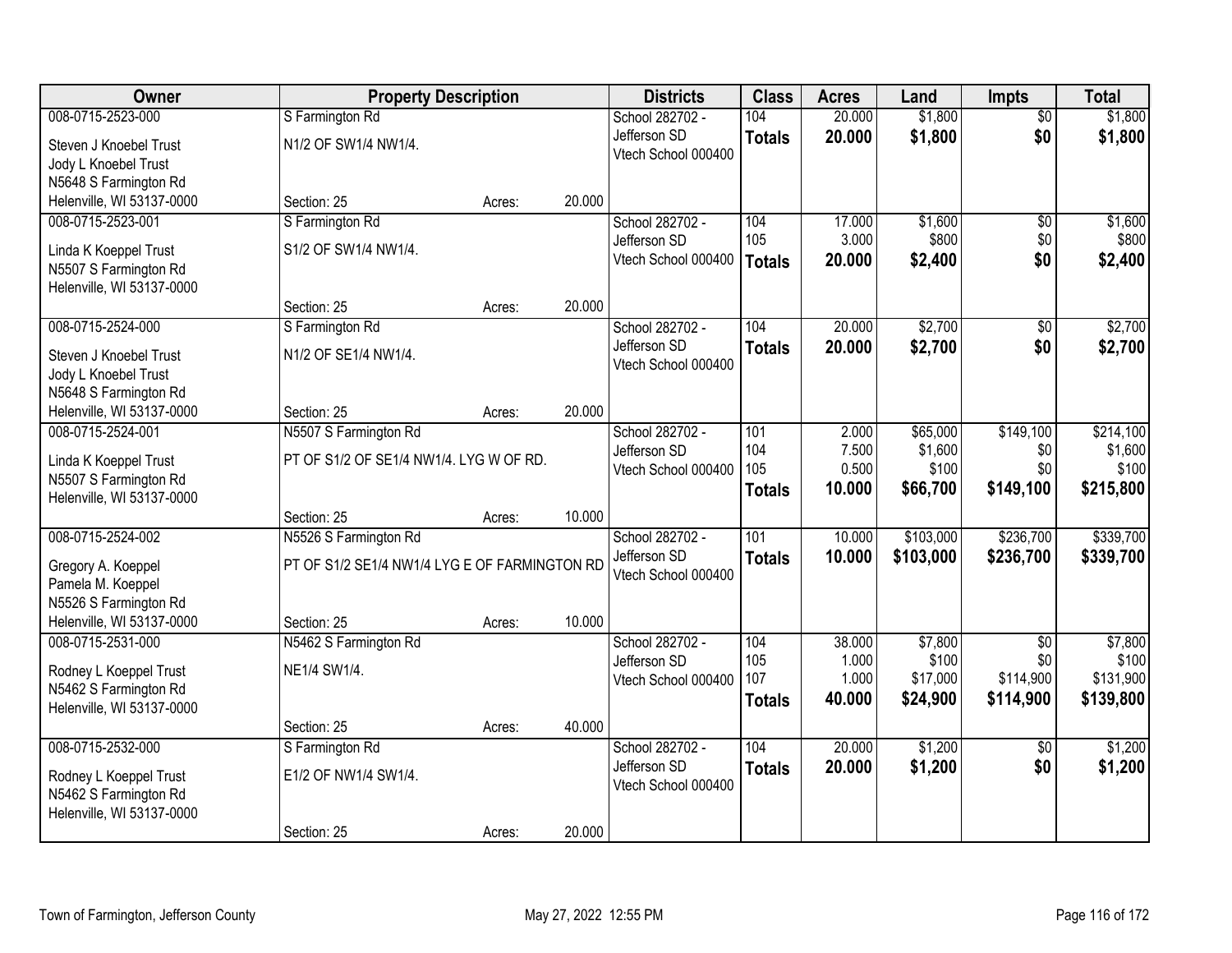| Owner | Property Description | | | Districts | Class | Acres | Land | Impts | Total |
|---|---|---|---|---|---|---|---|---|---|
| 008-0715-2523-000<br>Steven J Knoebel Trust<br>Jody L Knoebel Trust<br>N5648 S Farmington Rd<br>Helenville, WI 53137-0000 | S Farmington Rd<br>N1/2 OF SW1/4 NW1/4.<br>Section: 25 | Acres: | 20.000 | School 282702 - Jefferson SD<br>Vtech School 000400 | 104<br>**Totals** | 20.000<br>**20.000** | $1,800<br>**$1,800** | $0<br>**$0** | $1,800<br>**$1,800** |
| 008-0715-2523-001<br>Linda K Koeppel Trust<br>N5507 S Farmington Rd<br>Helenville, WI 53137-0000 | S Farmington Rd<br>S1/2 OF SW1/4 NW1/4.<br>Section: 25 | Acres: | 20.000 | School 282702 - Jefferson SD<br>Vtech School 000400 | 104<br>105<br>**Totals** | 17.000<br>3.000<br>**20.000** | $1,600<br>$800<br>**$2,400** | $0<br>$0<br>**$0** | $1,600<br>$800<br>**$2,400** |
| 008-0715-2524-000<br>Steven J Knoebel Trust<br>Jody L Knoebel Trust<br>N5648 S Farmington Rd<br>Helenville, WI 53137-0000 | S Farmington Rd<br>N1/2 OF SE1/4 NW1/4.<br>Section: 25 | Acres: | 20.000 | School 282702 - Jefferson SD<br>Vtech School 000400 | 104<br>**Totals** | 20.000<br>**20.000** | $2,700<br>**$2,700** | $0<br>**$0** | $2,700<br>**$2,700** |
| 008-0715-2524-001<br>Linda K Koeppel Trust<br>N5507 S Farmington Rd<br>Helenville, WI 53137-0000 | N5507 S Farmington Rd<br>PT OF S1/2 OF SE1/4 NW1/4. LYG W OF RD.<br>Section: 25 | Acres: | 10.000 | School 282702 - Jefferson SD<br>Vtech School 000400 | 101<br>104<br>105<br>**Totals** | 2.000<br>7.500<br>0.500<br>**10.000** | $65,000<br>$1,600<br>$100<br>**$66,700** | $149,100<br>$0<br>$0<br>**$149,100** | $214,100<br>$1,600<br>$100<br>**$215,800** |
| 008-0715-2524-002<br>Gregory A. Koeppel<br>Pamela M. Koeppel<br>N5526 S Farmington Rd<br>Helenville, WI 53137-0000 | N5526 S Farmington Rd<br>PT OF S1/2 SE1/4 NW1/4 LYG E OF FARMINGTON RD<br>Section: 25 | Acres: | 10.000 | School 282702 - Jefferson SD<br>Vtech School 000400 | 101<br>**Totals** | 10.000<br>**10.000** | $103,000<br>**$103,000** | $236,700<br>**$236,700** | $339,700<br>**$339,700** |
| 008-0715-2531-000<br>Rodney L Koeppel Trust<br>N5462 S Farmington Rd<br>Helenville, WI 53137-0000 | N5462 S Farmington Rd<br>NE1/4 SW1/4.<br>Section: 25 | Acres: | 40.000 | School 282702 - Jefferson SD<br>Vtech School 000400 | 104<br>105<br>107<br>**Totals** | 38.000<br>1.000<br>1.000<br>**40.000** | $7,800<br>$100<br>$17,000<br>**$24,900** | $0<br>$0<br>$114,900<br>**$114,900** | $7,800<br>$100<br>$131,900<br>**$139,800** |
| 008-0715-2532-000<br>Rodney L Koeppel Trust<br>N5462 S Farmington Rd<br>Helenville, WI 53137-0000 | S Farmington Rd<br>E1/2 OF NW1/4 SW1/4.<br>Section: 25 | Acres: | 20.000 | School 282702 - Jefferson SD<br>Vtech School 000400 | 104<br>**Totals** | 20.000<br>**20.000** | $1,200<br>**$1,200** | $0<br>**$0** | $1,200<br>**$1,200** |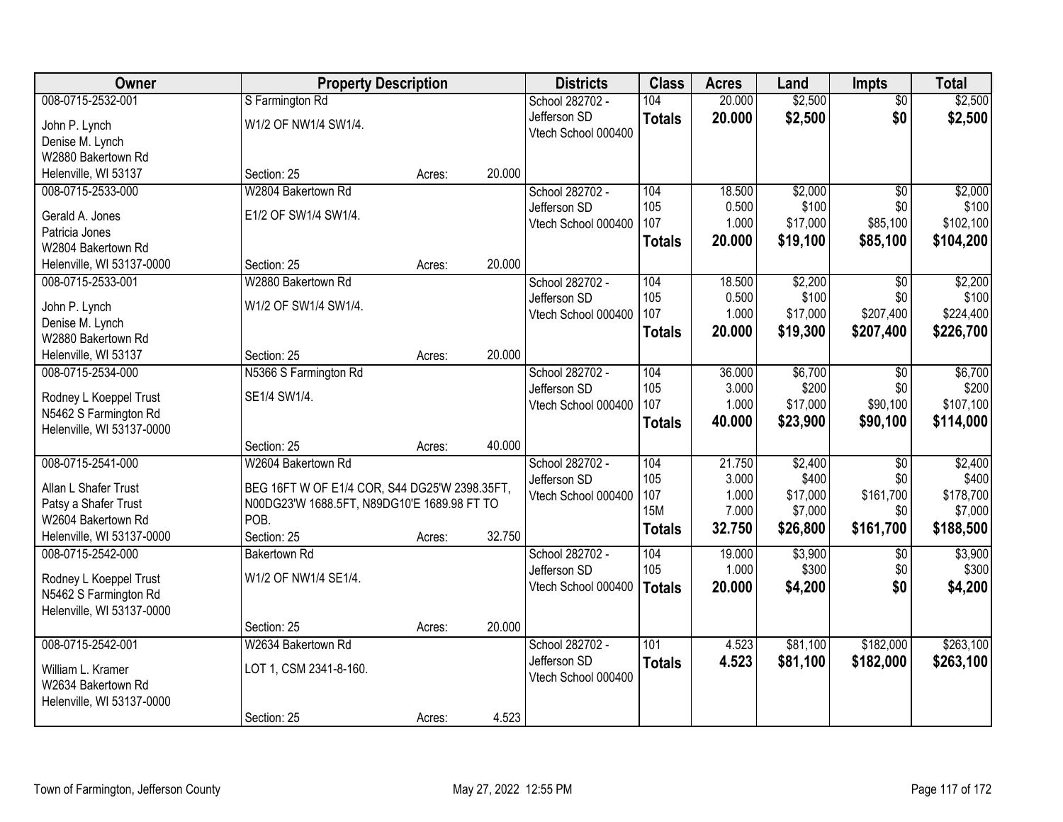| Owner | Property Description | | | Districts | Class | Acres | Land | Impts | Total |
|---|---|---|---|---|---|---|---|---|---|
| 008-0715-2532-001<br>John P. Lynch<br>Denise M. Lynch<br>W2880 Bakertown Rd<br>Helenville, WI 53137 | S Farmington Rd<br>W1/2 OF NW1/4 SW1/4.<br>Section: 25 | Acres: | 20.000 | School 282702 - Jefferson SD<br>Vtech School 000400 | 104<br>**Totals** | 20.000<br>**20.000** | $2,500<br>**$2,500** | $0<br>**$0** | $2,500<br>**$2,500** |
| 008-0715-2533-000<br>Gerald A. Jones<br>Patricia Jones<br>W2804 Bakertown Rd<br>Helenville, WI 53137-0000 | W2804 Bakertown Rd<br>E1/2 OF SW1/4 SW1/4.<br>Section: 25 | Acres: | 20.000 | School 282702 - Jefferson SD<br>Vtech School 000400 | 104<br>105<br>107<br>**Totals** | 18.500<br>0.500<br>1.000<br>**20.000** | $2,000<br>$100<br>$17,000<br>**$19,100** | $0<br>$0<br>$85,100<br>**$85,100** | $2,000<br>$100<br>$102,100<br>**$104,200** |
| 008-0715-2533-001<br>John P. Lynch<br>Denise M. Lynch<br>W2880 Bakertown Rd<br>Helenville, WI 53137 | W2880 Bakertown Rd<br>W1/2 OF SW1/4 SW1/4.<br>Section: 25 | Acres: | 20.000 | School 282702 - Jefferson SD<br>Vtech School 000400 | 104<br>105<br>107<br>**Totals** | 18.500<br>0.500<br>1.000<br>**20.000** | $2,200<br>$100<br>$17,000<br>**$19,300** | $0<br>$0<br>$207,400<br>**$207,400** | $2,200<br>$100<br>$224,400<br>**$226,700** |
| 008-0715-2534-000<br>Rodney L Koeppel Trust<br>N5462 S Farmington Rd<br>Helenville, WI 53137-0000 | N5366 S Farmington Rd<br>SE1/4 SW1/4.<br>Section: 25 | Acres: | 40.000 | School 282702 - Jefferson SD<br>Vtech School 000400 | 104<br>105<br>107<br>**Totals** | 36.000<br>3.000<br>1.000<br>**40.000** | $6,700<br>$200<br>$17,000<br>**$23,900** | $0<br>$0<br>$90,100<br>**$90,100** | $6,700<br>$200<br>$107,100<br>**$114,000** |
| 008-0715-2541-000<br>Allan L Shafer Trust<br>Patsy a Shafer Trust<br>W2604 Bakertown Rd<br>Helenville, WI 53137-0000 | W2604 Bakertown Rd<br>BEG 16FT W OF E1/4 COR, S44 DG25'W 2398.35FT, N00DG23'W 1688.5FT, N89DG10'E 1689.98 FT TO POB.<br>Section: 25 | Acres: | 32.750 | School 282702 - Jefferson SD<br>Vtech School 000400 | 104<br>105<br>107<br>15M<br>**Totals** | 21.750<br>3.000<br>1.000<br>7.000<br>**32.750** | $2,400<br>$400<br>$17,000<br>$7,000<br>**$26,800** | $0<br>$0<br>$161,700<br>$0<br>**$161,700** | $2,400<br>$400<br>$178,700<br>$7,000<br>**$188,500** |
| 008-0715-2542-000<br>Rodney L Koeppel Trust<br>N5462 S Farmington Rd<br>Helenville, WI 53137-0000 | Bakertown Rd<br>W1/2 OF NW1/4 SE1/4.<br>Section: 25 | Acres: | 20.000 | School 282702 - Jefferson SD<br>Vtech School 000400 | 104<br>105<br>**Totals** | 19.000<br>1.000<br>**20.000** | $3,900<br>$300<br>**$4,200** | $0<br>$0<br>**$0** | $3,900<br>$300<br>**$4,200** |
| 008-0715-2542-001<br>William L. Kramer<br>W2634 Bakertown Rd<br>Helenville, WI 53137-0000 | W2634 Bakertown Rd<br>LOT 1, CSM 2341-8-160.<br>Section: 25 | Acres: | 4.523 | School 282702 - Jefferson SD<br>Vtech School 000400 | 101<br>**Totals** | 4.523<br>**4.523** | $81,100<br>**$81,100** | $182,000<br>**$182,000** | $263,100<br>**$263,100** |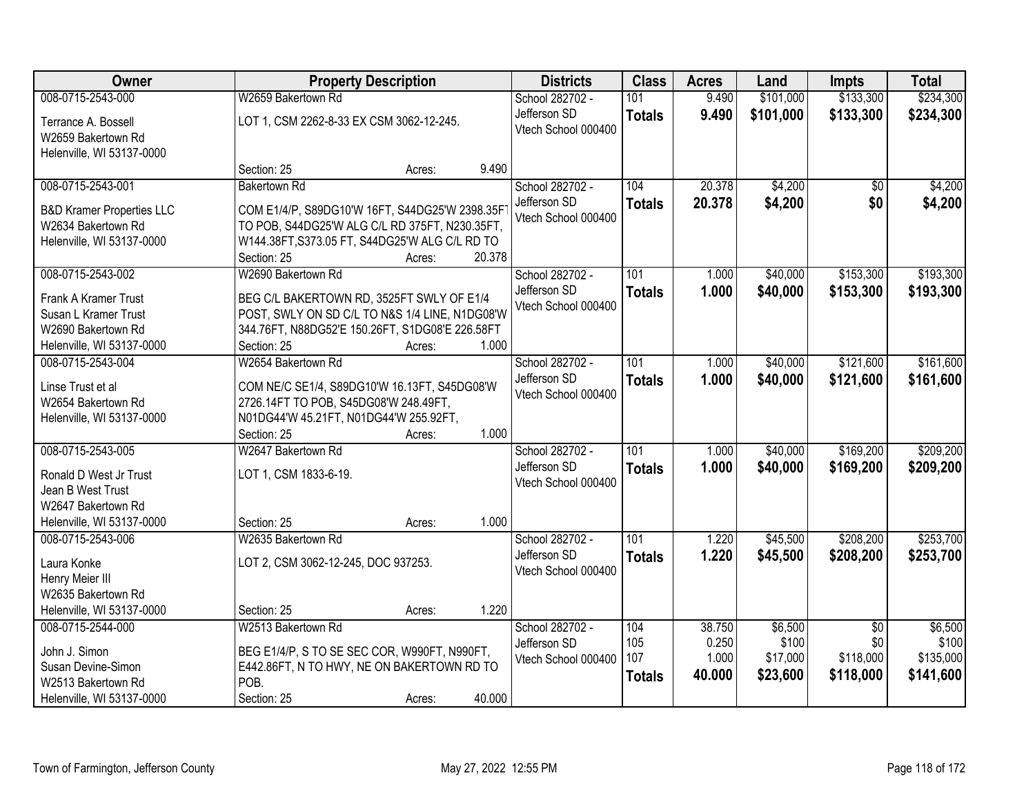| Owner | Property Description | Districts | Class | Acres | Land | Impts | Total |
|---|---|---|---|---|---|---|---|
| 008-0715-2543-000<br>Terrance A. Bossell<br>W2659 Bakertown Rd<br>Helenville, WI 53137-0000 | W2659 Bakertown Rd<br>LOT 1, CSM 2262-8-33 EX CSM 3062-12-245.<br>Section: 25 Acres: 9.490 | School 282702 - Jefferson SD<br>Vtech School 000400 | 101<br>**Totals** | 9.490<br>**9.490** | $101,000<br>**$101,000** | $133,300<br>**$133,300** | $234,300<br>**$234,300** |
| 008-0715-2543-001<br>B&D Kramer Properties LLC<br>W2634 Bakertown Rd<br>Helenville, WI 53137-0000 | Bakertown Rd<br>COM E1/4/P, S89DG10'W 16FT, S44DG25'W 2398.35FT TO POB, S44DG25'W ALG C/L RD 375FT, N230.35FT, W144.38FT,S373.05 FT, S44DG25'W ALG C/L RD TO<br>Section: 25 Acres: 20.378 | School 282702 - Jefferson SD<br>Vtech School 000400 | 104<br>**Totals** | 20.378<br>**20.378** | $4,200<br>**$4,200** | $0<br>**$0** | $4,200<br>**$4,200** |
| 008-0715-2543-002<br>Frank A Kramer Trust<br>Susan L Kramer Trust<br>W2690 Bakertown Rd<br>Helenville, WI 53137-0000 | W2690 Bakertown Rd<br>BEG C/L BAKERTOWN RD, 3525FT SWLY OF E1/4 POST, SWLY ON SD C/L TO N&S 1/4 LINE, N1DG08'W 344.76FT, N88DG52'E 150.26FT, S1DG08'E 226.58FT<br>Section: 25 Acres: 1.000 | School 282702 - Jefferson SD<br>Vtech School 000400 | 101<br>**Totals** | 1.000<br>**1.000** | $40,000<br>**$40,000** | $153,300<br>**$153,300** | $193,300<br>**$193,300** |
| 008-0715-2543-004<br>Linse Trust et al<br>W2654 Bakertown Rd<br>Helenville, WI 53137-0000 | W2654 Bakertown Rd<br>COM NE/C SE1/4, S89DG10'W 16.13FT, S45DG08'W 2726.14FT TO POB, S45DG08'W 248.49FT, N01DG44'W 45.21FT, N01DG44'W 255.92FT,<br>Section: 25 Acres: 1.000 | School 282702 - Jefferson SD<br>Vtech School 000400 | 101<br>**Totals** | 1.000<br>**1.000** | $40,000<br>**$40,000** | $121,600<br>**$121,600** | $161,600<br>**$161,600** |
| 008-0715-2543-005<br>Ronald D West Jr Trust<br>Jean B West Trust<br>W2647 Bakertown Rd<br>Helenville, WI 53137-0000 | W2647 Bakertown Rd<br>LOT 1, CSM 1833-6-19.<br>Section: 25 Acres: 1.000 | School 282702 - Jefferson SD<br>Vtech School 000400 | 101<br>**Totals** | 1.000<br>**1.000** | $40,000<br>**$40,000** | $169,200<br>**$169,200** | $209,200<br>**$209,200** |
| 008-0715-2543-006<br>Laura Konke<br>Henry Meier III<br>W2635 Bakertown Rd<br>Helenville, WI 53137-0000 | W2635 Bakertown Rd<br>LOT 2, CSM 3062-12-245, DOC 937253.<br>Section: 25 Acres: 1.220 | School 282702 - Jefferson SD<br>Vtech School 000400 | 101<br>**Totals** | 1.220<br>**1.220** | $45,500<br>**$45,500** | $208,200<br>**$208,200** | $253,700<br>**$253,700** |
| 008-0715-2544-000<br>John J. Simon<br>Susan Devine-Simon<br>W2513 Bakertown Rd<br>Helenville, WI 53137-0000 | W2513 Bakertown Rd<br>BEG E1/4/P, S TO SE SEC COR, W990FT, N990FT, E442.86FT, N TO HWY, NE ON BAKERTOWN RD TO POB.<br>Section: 25 Acres: 40.000 | School 282702 - Jefferson SD<br>Vtech School 000400 | 104<br>105<br>107<br>**Totals** | 38.750<br>0.250<br>1.000<br>**40.000** | $6,500<br>$100<br>$17,000<br>**$23,600** | $0<br>$0<br>$118,000<br>**$118,000** | $6,500<br>$100<br>$135,000<br>**$141,600** |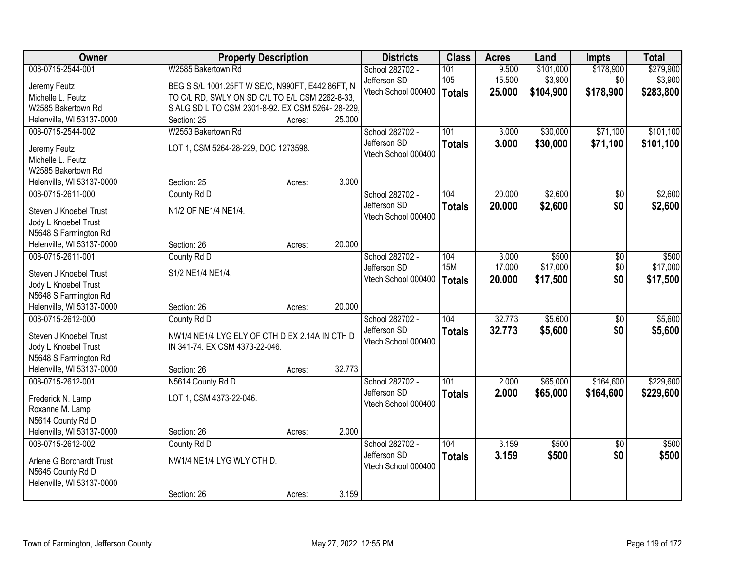| Owner | Property Description | Districts | Class | Acres | Land | Impts | Total |
|---|---|---|---|---|---|---|---|
| 008-0715-2544-001<br>Jeremy Feutz<br>Michelle L. Feutz<br>W2585 Bakertown Rd<br>Helenville, WI 53137-0000 | W2585 Bakertown Rd<br>BEG S S/L 1001.25FT W SE/C, N990FT, E442.86FT, N TO C/L RD, SWLY ON SD C/L TO E/L CSM 2262-8-33, S ALG SD L TO CSM 2301-8-92. EX CSM 5264- 28-229.<br>Section: 25 Acres: 25.000 | School 282702 - Jefferson SD<br>Vtech School 000400 | 101<br>105<br>**Totals** | 9.500<br>15.500<br>**25.000** | $101,000<br>$3,900<br>**$104,900** | $178,900<br>$0<br>**$178,900** | $279,900<br>$3,900<br>**$283,800** |
| 008-0715-2544-002<br>Jeremy Feutz<br>Michelle L. Feutz<br>W2585 Bakertown Rd<br>Helenville, WI 53137-0000 | W2553 Bakertown Rd<br>LOT 1, CSM 5264-28-229, DOC 1273598.<br>Section: 25 Acres: 3.000 | School 282702 - Jefferson SD<br>Vtech School 000400 | 101<br>**Totals** | 3.000<br>**3.000** | $30,000<br>**$30,000** | $71,100<br>**$71,100** | $101,100<br>**$101,100** |
| 008-0715-2611-000<br>Steven J Knoebel Trust<br>Jody L Knoebel Trust<br>N5648 S Farmington Rd<br>Helenville, WI 53137-0000 | County Rd D<br>N1/2 OF NE1/4 NE1/4.<br>Section: 26 Acres: 20.000 | School 282702 - Jefferson SD<br>Vtech School 000400 | 104<br>**Totals** | 20.000<br>**20.000** | $2,600<br>**$2,600** | $0<br>**$0** | $2,600<br>**$2,600** |
| 008-0715-2611-001<br>Steven J Knoebel Trust<br>Jody L Knoebel Trust<br>N5648 S Farmington Rd<br>Helenville, WI 53137-0000 | County Rd D<br>S1/2 NE1/4 NE1/4.<br>Section: 26 Acres: 20.000 | School 282702 - Jefferson SD<br>Vtech School 000400 | 104<br>15M<br>**Totals** | 3.000<br>17.000<br>**20.000** | $500<br>$17,000<br>**$17,500** | $0<br>$0<br>**$0** | $500<br>$17,000<br>**$17,500** |
| 008-0715-2612-000<br>Steven J Knoebel Trust<br>Jody L Knoebel Trust<br>N5648 S Farmington Rd<br>Helenville, WI 53137-0000 | County Rd D<br>NW1/4 NE1/4 LYG ELY OF CTH D EX 2.14A IN CTH D IN 341-74. EX CSM 4373-22-046.<br>Section: 26 Acres: 32.773 | School 282702 - Jefferson SD<br>Vtech School 000400 | 104<br>**Totals** | 32.773<br>**32.773** | $5,600<br>**$5,600** | $0<br>**$0** | $5,600<br>**$5,600** |
| 008-0715-2612-001<br>Frederick N. Lamp<br>Roxanne M. Lamp<br>N5614 County Rd D<br>Helenville, WI 53137-0000 | N5614 County Rd D<br>LOT 1, CSM 4373-22-046.<br>Section: 26 Acres: 2.000 | School 282702 - Jefferson SD<br>Vtech School 000400 | 101<br>**Totals** | 2.000<br>**2.000** | $65,000<br>**$65,000** | $164,600<br>**$164,600** | $229,600<br>**$229,600** |
| 008-0715-2612-002<br>Arlene G Borchardt Trust<br>N5645 County Rd D<br>Helenville, WI 53137-0000 | County Rd D<br>NW1/4 NE1/4 LYG WLY CTH D.<br>Section: 26 Acres: 3.159 | School 282702 - Jefferson SD<br>Vtech School 000400 | 104<br>**Totals** | 3.159<br>**3.159** | $500<br>**$500** | $0<br>**$0** | $500<br>**$500** |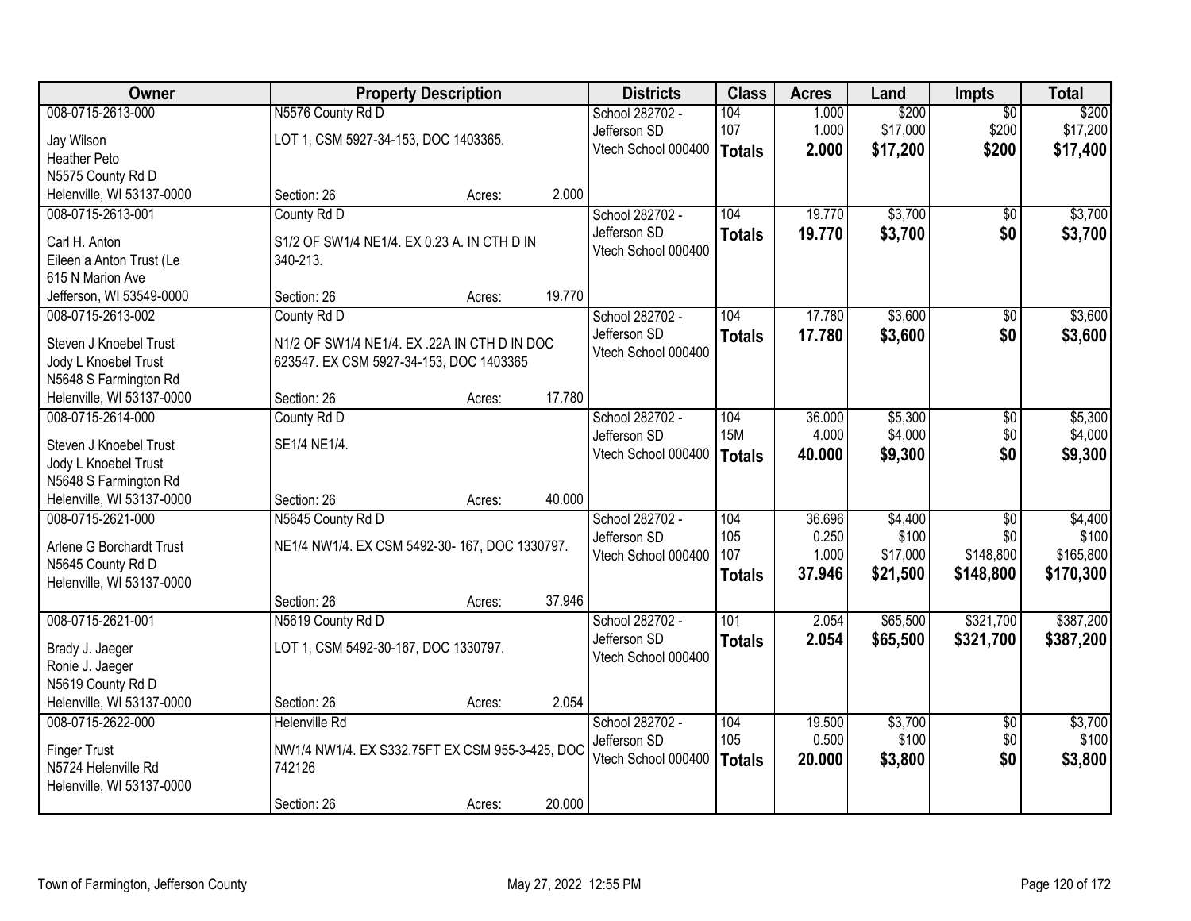| Owner | Property Description | Districts | Class | Acres | Land | Impts | Total |
|---|---|---|---|---|---|---|---|
| 008-0715-2613-000<br>Jay Wilson<br>Heather Peto<br>N5575 County Rd D<br>Helenville, WI 53137-0000 | N5576 County Rd D<br>LOT 1, CSM 5927-34-153, DOC 1403365.<br>Section: 26 Acres: 2.000 | School 282702 - Jefferson SD<br>Vtech School 000400 | 104<br>107<br>**Totals** | 1.000<br>1.000<br>**2.000** | $200<br>$17,000<br>**$17,200** | $0<br>$200<br>**$200** | $200<br>$17,200<br>**$17,400** |
| 008-0715-2613-001<br>Carl H. Anton<br>Eileen a Anton Trust (Le<br>615 N Marion Ave<br>Jefferson, WI 53549-0000 | County Rd D<br>S1/2 OF SW1/4 NE1/4. EX 0.23 A. IN CTH D IN 340-213.<br>Section: 26 Acres: 19.770 | School 282702 - Jefferson SD<br>Vtech School 000400 | 104<br>**Totals** | 19.770<br>**19.770** | $3,700<br>**$3,700** | $0<br>**$0** | $3,700<br>**$3,700** |
| 008-0715-2613-002<br>Steven J Knoebel Trust<br>Jody L Knoebel Trust<br>N5648 S Farmington Rd<br>Helenville, WI 53137-0000 | County Rd D<br>N1/2 OF SW1/4 NE1/4. EX .22A IN CTH D IN DOC 623547. EX CSM 5927-34-153, DOC 1403365<br>Section: 26 Acres: 17.780 | School 282702 - Jefferson SD<br>Vtech School 000400 | 104<br>**Totals** | 17.780<br>**17.780** | $3,600<br>**$3,600** | $0<br>**$0** | $3,600<br>**$3,600** |
| 008-0715-2614-000<br>Steven J Knoebel Trust<br>Jody L Knoebel Trust<br>N5648 S Farmington Rd<br>Helenville, WI 53137-0000 | County Rd D<br>SE1/4 NE1/4.<br>Section: 26 Acres: 40.000 | School 282702 - Jefferson SD<br>Vtech School 000400 | 104<br>15M<br>**Totals** | 36.000<br>4.000<br>**40.000** | $5,300<br>$4,000<br>**$9,300** | $0<br>$0<br>**$0** | $5,300<br>$4,000<br>**$9,300** |
| 008-0715-2621-000<br>Arlene G Borchardt Trust<br>N5645 County Rd D<br>Helenville, WI 53137-0000 | N5645 County Rd D<br>NE1/4 NW1/4. EX CSM 5492-30- 167, DOC 1330797.<br>Section: 26 Acres: 37.946 | School 282702 - Jefferson SD<br>Vtech School 000400 | 104<br>105<br>107<br>**Totals** | 36.696<br>0.250<br>1.000<br>**37.946** | $4,400<br>$100<br>$17,000<br>**$21,500** | $0<br>$0<br>$148,800<br>**$148,800** | $4,400<br>$100<br>$165,800<br>**$170,300** |
| 008-0715-2621-001<br>Brady J. Jaeger<br>Ronie J. Jaeger<br>N5619 County Rd D<br>Helenville, WI 53137-0000 | N5619 County Rd D<br>LOT 1, CSM 5492-30-167, DOC 1330797.<br>Section: 26 Acres: 2.054 | School 282702 - Jefferson SD<br>Vtech School 000400 | 101<br>**Totals** | 2.054<br>**2.054** | $65,500<br>**$65,500** | $321,700<br>**$321,700** | $387,200<br>**$387,200** |
| 008-0715-2622-000<br>Finger Trust<br>N5724 Helenville Rd<br>Helenville, WI 53137-0000 | Helenville Rd<br>NW1/4 NW1/4. EX S332.75FT EX CSM 955-3-425, DOC 742126<br>Section: 26 Acres: 20.000 | School 282702 - Jefferson SD<br>Vtech School 000400 | 104<br>105<br>**Totals** | 19.500<br>0.500<br>**20.000** | $3,700<br>$100<br>**$3,800** | $0<br>$0<br>**$0** | $3,700<br>$100<br>**$3,800** |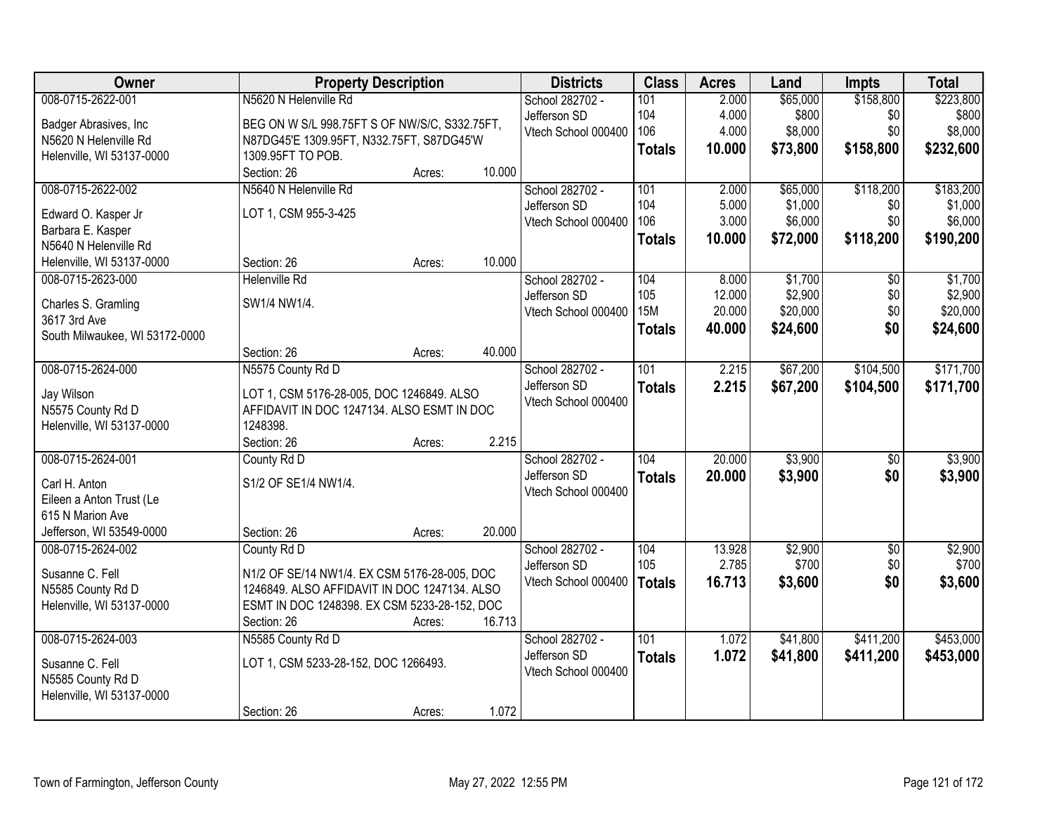| Owner | Property Description | | | Districts | Class | Acres | Land | Impts | Total |
|---|---|---|---|---|---|---|---|---|---|
| 008-0715-2622-001<br><br>Badger Abrasives, Inc<br>N5620 N Helenville Rd<br>Helenville, WI 53137-0000 | N5620 N Helenville Rd<br><br>BEG ON W S/L 998.75FT S OF NW/S/C, S332.75FT, N87DG45'E 1309.95FT, N332.75FT, S87DG45'W 1309.95FT TO POB.<br>Section: 26 | Acres: | 10.000 | School 282702 - Jefferson SD<br>Vtech School 000400 | 101<br>104<br>106<br>**Totals** | 2.000<br>4.000<br>4.000<br>**10.000** | $65,000<br>$800<br>$8,000<br>**$73,800** | $158,800<br>$0<br>$0<br>**$158,800** | $223,800<br>$800<br>$8,000<br>**$232,600** |
| 008-0715-2622-002<br><br>Edward O. Kasper Jr<br>Barbara E. Kasper<br>N5640 N Helenville Rd<br>Helenville, WI 53137-0000 | N5640 N Helenville Rd<br><br>LOT 1, CSM 955-3-425<br><br>Section: 26 | Acres: | 10.000 | School 282702 - Jefferson SD<br>Vtech School 000400 | 101<br>104<br>106<br>**Totals** | 2.000<br>5.000<br>3.000<br>**10.000** | $65,000<br>$1,000<br>$6,000<br>**$72,000** | $118,200<br>$0<br>$0<br>**$118,200** | $183,200<br>$1,000<br>$6,000<br>**$190,200** |
| 008-0715-2623-000<br><br>Charles S. Gramling<br>3617 3rd Ave<br>South Milwaukee, WI 53172-0000 | Helenville Rd<br><br>SW1/4 NW1/4.<br><br>Section: 26 | Acres: | 40.000 | School 282702 - Jefferson SD<br>Vtech School 000400 | 104<br>105<br>15M<br>**Totals** | 8.000<br>12.000<br>20.000<br>**40.000** | $1,700<br>$2,900<br>$20,000<br>**$24,600** | $0<br>$0<br>$0<br>**$0** | $1,700<br>$2,900<br>$20,000<br>**$24,600** |
| 008-0715-2624-000<br><br>Jay Wilson<br>N5575 County Rd D<br>Helenville, WI 53137-0000 | N5575 County Rd D<br><br>LOT 1, CSM 5176-28-005, DOC 1246849. ALSO AFFIDAVIT IN DOC 1247134. ALSO ESMT IN DOC 1248398.<br>Section: 26 | Acres: | 2.215 | School 282702 - Jefferson SD<br>Vtech School 000400 | 101<br>**Totals** | 2.215<br>**2.215** | $67,200<br>**$67,200** | $104,500<br>**$104,500** | $171,700<br>**$171,700** |
| 008-0715-2624-001<br><br>Carl H. Anton<br>Eileen a Anton Trust (Le<br>615 N Marion Ave<br>Jefferson, WI 53549-0000 | County Rd D<br><br>S1/2 OF SE1/4 NW1/4.<br><br>Section: 26 | Acres: | 20.000 | School 282702 - Jefferson SD<br>Vtech School 000400 | 104<br>**Totals** | 20.000<br>**20.000** | $3,900<br>**$3,900** | $0<br>**$0** | $3,900<br>**$3,900** |
| 008-0715-2624-002<br><br>Susanne C. Fell<br>N5585 County Rd D<br>Helenville, WI 53137-0000 | County Rd D<br><br>N1/2 OF SE/14 NW1/4. EX CSM 5176-28-005, DOC 1246849. ALSO AFFIDAVIT IN DOC 1247134. ALSO ESMT IN DOC 1248398. EX CSM 5233-28-152, DOC<br>Section: 26 | Acres: | 16.713 | School 282702 - Jefferson SD<br>Vtech School 000400 | 104<br>105<br>**Totals** | 13.928<br>2.785<br>**16.713** | $2,900<br>$700<br>**$3,600** | $0<br>$0<br>**$0** | $2,900<br>$700<br>**$3,600** |
| 008-0715-2624-003<br><br>Susanne C. Fell<br>N5585 County Rd D<br>Helenville, WI 53137-0000 | N5585 County Rd D<br><br>LOT 1, CSM 5233-28-152, DOC 1266493.<br><br>Section: 26 | Acres: | 1.072 | School 282702 - Jefferson SD<br>Vtech School 000400 | 101<br>**Totals** | 1.072<br>**1.072** | $41,800<br>**$41,800** | $411,200<br>**$411,200** | $453,000<br>**$453,000** |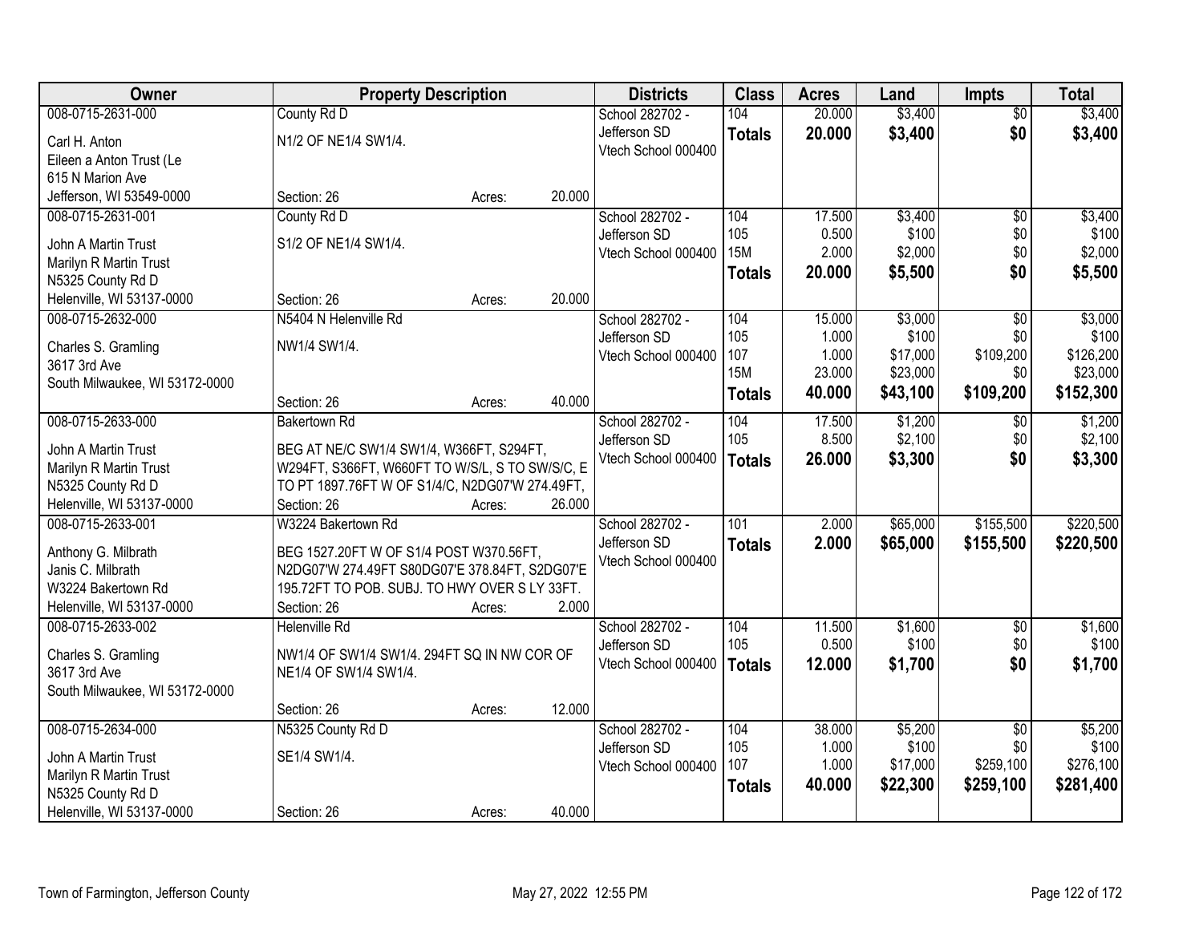| Owner | Property Description | Districts | Class | Acres | Land | Impts | Total |
|---|---|---|---|---|---|---|---|
| 008-0715-2631-000<br>Carl H. Anton<br>Eileen a Anton Trust (Le<br>615 N Marion Ave<br>Jefferson, WI 53549-0000 | County Rd D<br>N1/2 OF NE1/4 SW1/4.<br>Section: 26 Acres: 20.000 | School 282702 - Jefferson SD<br>Vtech School 000400 | 104<br>**Totals** | 20.000<br>**20.000** | $3,400<br>**$3,400** | $0<br>**$0** | $3,400<br>**$3,400** |
| 008-0715-2631-001<br>John A Martin Trust<br>Marilyn R Martin Trust<br>N5325 County Rd D<br>Helenville, WI 53137-0000 | County Rd D<br>S1/2 OF NE1/4 SW1/4.<br>Section: 26 Acres: 20.000 | School 282702 - Jefferson SD<br>Vtech School 000400 | 104<br>105<br>15M<br>**Totals** | 17.500<br>0.500<br>2.000<br>**20.000** | $3,400<br>$100<br>$2,000<br>**$5,500** | $0<br>$0<br>$0<br>**$0** | $3,400<br>$100<br>$2,000<br>**$5,500** |
| 008-0715-2632-000<br>Charles S. Gramling<br>3617 3rd Ave<br>South Milwaukee, WI 53172-0000 | N5404 N Helenville Rd<br>NW1/4 SW1/4.<br>Section: 26 Acres: 40.000 | School 282702 - Jefferson SD<br>Vtech School 000400 | 104<br>105<br>107<br>15M<br>**Totals** | 15.000<br>1.000<br>1.000<br>23.000<br>**40.000** | $3,000<br>$100<br>$17,000<br>$23,000<br>**$43,100** | $0<br>$0<br>$109,200<br>$0<br>**$109,200** | $3,000<br>$100<br>$126,200<br>$23,000<br>**$152,300** |
| 008-0715-2633-000<br>John A Martin Trust<br>Marilyn R Martin Trust<br>N5325 County Rd D<br>Helenville, WI 53137-0000 | Bakertown Rd<br>BEG AT NE/C SW1/4 SW1/4, W366FT, S294FT, W294FT, S366FT, W660FT TO W/S/L, S TO SW/S/C, E TO PT 1897.76FT W OF S1/4/C, N2DG07'W 274.49FT,<br>Section: 26 Acres: 26.000 | School 282702 - Jefferson SD<br>Vtech School 000400 | 104<br>105<br>**Totals** | 17.500<br>8.500<br>**26.000** | $1,200<br>$2,100<br>**$3,300** | $0<br>$0<br>**$0** | $1,200<br>$2,100<br>**$3,300** |
| 008-0715-2633-001<br>Anthony G. Milbrath<br>Janis C. Milbrath<br>W3224 Bakertown Rd<br>Helenville, WI 53137-0000 | W3224 Bakertown Rd<br>BEG 1527.20FT W OF S1/4 POST W370.56FT, N2DG07'W 274.49FT S80DG07'E 378.84FT, S2DG07'E 195.72FT TO POB. SUBJ. TO HWY OVER S LY 33FT.<br>Section: 26 Acres: 2.000 | School 282702 - Jefferson SD<br>Vtech School 000400 | 101<br>**Totals** | 2.000<br>**2.000** | $65,000<br>**$65,000** | $155,500<br>**$155,500** | $220,500<br>**$220,500** |
| 008-0715-2633-002<br>Charles S. Gramling<br>3617 3rd Ave<br>South Milwaukee, WI 53172-0000 | Helenville Rd<br>NW1/4 OF SW1/4 SW1/4. 294FT SQ IN NW COR OF NE1/4 OF SW1/4 SW1/4.<br>Section: 26 Acres: 12.000 | School 282702 - Jefferson SD<br>Vtech School 000400 | 104<br>105<br>**Totals** | 11.500<br>0.500<br>**12.000** | $1,600<br>$100<br>**$1,700** | $0<br>$0<br>**$0** | $1,600<br>$100<br>**$1,700** |
| 008-0715-2634-000<br>John A Martin Trust<br>Marilyn R Martin Trust<br>N5325 County Rd D<br>Helenville, WI 53137-0000 | N5325 County Rd D<br>SE1/4 SW1/4.<br>Section: 26 Acres: 40.000 | School 282702 - Jefferson SD<br>Vtech School 000400 | 104<br>105<br>107<br>**Totals** | 38.000<br>1.000<br>1.000<br>**40.000** | $5,200<br>$100<br>$17,000<br>**$22,300** | $0<br>$0<br>$259,100<br>**$259,100** | $5,200<br>$100<br>$276,100<br>**$281,400** |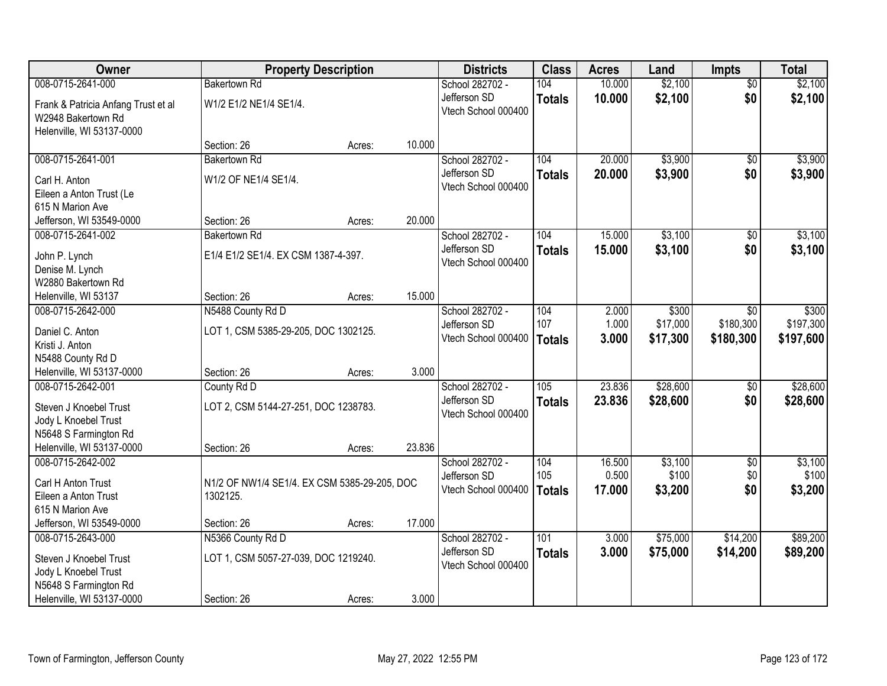| Owner | Property Description | | | Districts | Class | Acres | Land | Impts | Total |
|---|---|---|---|---|---|---|---|---|---|
| 008-0715-2641-000<br>Frank & Patricia Anfang Trust et al<br>W2948 Bakertown Rd<br>Helenville, WI 53137-0000 | Bakertown Rd<br>W1/2 E1/2 NE1/4 SE1/4.<br>Section: 26 | Acres: | 10.000 | School 282702 - Jefferson SD<br>Vtech School 000400 | 104<br>**Totals** | 10.000<br>**10.000** | $2,100<br>**$2,100** | $0<br>**$0** | $2,100<br>**$2,100** |
| 008-0715-2641-001<br>Carl H. Anton<br>Eileen a Anton Trust (Le<br>615 N Marion Ave<br>Jefferson, WI 53549-0000 | Bakertown Rd<br>W1/2 OF NE1/4 SE1/4.<br>Section: 26 | Acres: | 20.000 | School 282702 - Jefferson SD<br>Vtech School 000400 | 104<br>**Totals** | 20.000<br>**20.000** | $3,900<br>**$3,900** | $0<br>**$0** | $3,900<br>**$3,900** |
| 008-0715-2641-002<br>John P. Lynch<br>Denise M. Lynch<br>W2880 Bakertown Rd<br>Helenville, WI 53137 | Bakertown Rd<br>E1/4 E1/2 SE1/4. EX CSM 1387-4-397.<br>Section: 26 | Acres: | 15.000 | School 282702 - Jefferson SD<br>Vtech School 000400 | 104<br>**Totals** | 15.000<br>**15.000** | $3,100<br>**$3,100** | $0<br>**$0** | $3,100<br>**$3,100** |
| 008-0715-2642-000<br>Daniel C. Anton<br>Kristi J. Anton<br>N5488 County Rd D<br>Helenville, WI 53137-0000 | N5488 County Rd D<br>LOT 1, CSM 5385-29-205, DOC 1302125.<br>Section: 26 | Acres: | 3.000 | School 282702 - Jefferson SD<br>Vtech School 000400 | 104<br>107<br>**Totals** | 2.000<br>1.000<br>**3.000** | $300<br>$17,000<br>**$17,300** | $0<br>$180,300<br>**$180,300** | $300<br>$197,300<br>**$197,600** |
| 008-0715-2642-001<br>Steven J Knoebel Trust<br>Jody L Knoebel Trust<br>N5648 S Farmington Rd<br>Helenville, WI 53137-0000 | County Rd D<br>LOT 2, CSM 5144-27-251, DOC 1238783.<br>Section: 26 | Acres: | 23.836 | School 282702 - Jefferson SD<br>Vtech School 000400 | 105<br>**Totals** | 23.836<br>**23.836** | $28,600<br>**$28,600** | $0<br>**$0** | $28,600<br>**$28,600** |
| 008-0715-2642-002<br>Carl H Anton Trust<br>Eileen a Anton Trust<br>615 N Marion Ave<br>Jefferson, WI 53549-0000 | N1/2 OF NW1/4 SE1/4. EX CSM 5385-29-205, DOC 1302125.<br>Section: 26 | Acres: | 17.000 | School 282702 - Jefferson SD<br>Vtech School 000400 | 104<br>105<br>**Totals** | 16.500<br>0.500<br>**17.000** | $3,100<br>$100<br>**$3,200** | $0<br>$0<br>**$0** | $3,100<br>$100<br>**$3,200** |
| 008-0715-2643-000<br>Steven J Knoebel Trust<br>Jody L Knoebel Trust<br>N5648 S Farmington Rd<br>Helenville, WI 53137-0000 | N5366 County Rd D<br>LOT 1, CSM 5057-27-039, DOC 1219240.<br>Section: 26 | Acres: | 3.000 | School 282702 - Jefferson SD<br>Vtech School 000400 | 101<br>**Totals** | 3.000<br>**3.000** | $75,000<br>**$75,000** | $14,200<br>**$14,200** | $89,200<br>**$89,200** |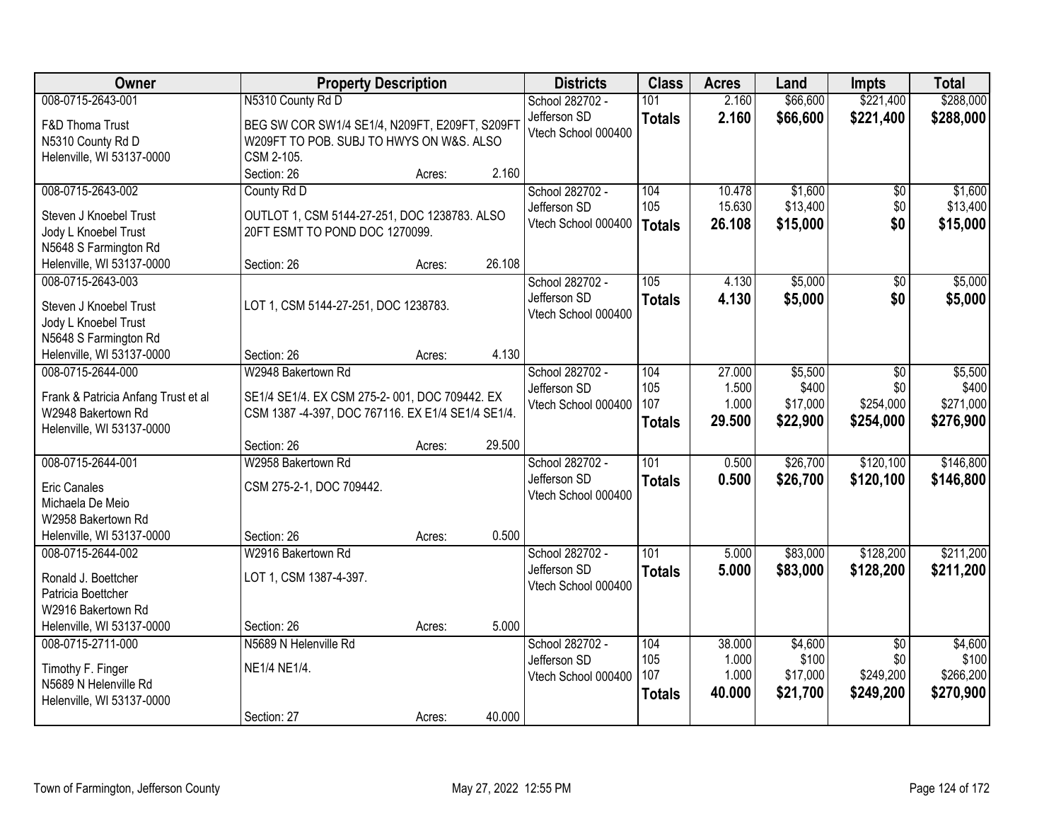| Owner | Property Description | Districts | Class | Acres | Land | Impts | Total |
|---|---|---|---|---|---|---|---|
| 008-0715-2643-001<br>F&D Thoma Trust<br>N5310 County Rd D<br>Helenville, WI 53137-0000 | N5310 County Rd D<br>BEG SW COR SW1/4 SE1/4, N209FT, E209FT, S209FT W209FT TO POB. SUBJ TO HWYS ON W&S. ALSO CSM 2-105.<br>Section: 26 Acres: 2.160 | School 282702 - Jefferson SD<br>Vtech School 000400 | 101<br>**Totals** | 2.160<br>**2.160** | $66,600<br>**$66,600** | $221,400<br>**$221,400** | $288,000<br>**$288,000** |
| 008-0715-2643-002<br>Steven J Knoebel Trust<br>Jody L Knoebel Trust<br>N5648 S Farmington Rd<br>Helenville, WI 53137-0000 | County Rd D<br>OUTLOT 1, CSM 5144-27-251, DOC 1238783. ALSO 20FT ESMT TO POND DOC 1270099.<br>Section: 26 Acres: 26.108 | School 282702 - Jefferson SD<br>Vtech School 000400 | 104<br>105<br>**Totals** | 10.478<br>15.630<br>**26.108** | $1,600<br>$13,400<br>**$15,000** | $0<br>$0<br>**$0** | $1,600<br>$13,400<br>**$15,000** |
| 008-0715-2643-003<br>Steven J Knoebel Trust<br>Jody L Knoebel Trust<br>N5648 S Farmington Rd<br>Helenville, WI 53137-0000 | LOT 1, CSM 5144-27-251, DOC 1238783.<br>Section: 26 Acres: 4.130 | School 282702 - Jefferson SD<br>Vtech School 000400 | 105<br>**Totals** | 4.130<br>**4.130** | $5,000<br>**$5,000** | $0<br>**$0** | $5,000<br>**$5,000** |
| 008-0715-2644-000<br>Frank & Patricia Anfang Trust et al<br>W2948 Bakertown Rd<br>Helenville, WI 53137-0000 | W2948 Bakertown Rd<br>SE1/4 SE1/4. EX CSM 275-2- 001, DOC 709442. EX CSM 1387 -4-397, DOC 767116. EX E1/4 SE1/4 SE1/4.<br>Section: 26 Acres: 29.500 | School 282702 - Jefferson SD<br>Vtech School 000400 | 104<br>105<br>107<br>**Totals** | 27.000<br>1.500<br>1.000<br>**29.500** | $5,500<br>$400<br>$17,000<br>**$22,900** | $0<br>$0<br>$254,000<br>**$254,000** | $5,500<br>$400<br>$271,000<br>**$276,900** |
| 008-0715-2644-001<br>Eric Canales<br>Michaela De Meio<br>W2958 Bakertown Rd<br>Helenville, WI 53137-0000 | W2958 Bakertown Rd<br>CSM 275-2-1, DOC 709442.<br>Section: 26 Acres: 0.500 | School 282702 - Jefferson SD<br>Vtech School 000400 | 101<br>**Totals** | 0.500<br>**0.500** | $26,700<br>**$26,700** | $120,100<br>**$120,100** | $146,800<br>**$146,800** |
| 008-0715-2644-002<br>Ronald J. Boettcher<br>Patricia Boettcher<br>W2916 Bakertown Rd<br>Helenville, WI 53137-0000 | W2916 Bakertown Rd<br>LOT 1, CSM 1387-4-397.<br>Section: 26 Acres: 5.000 | School 282702 - Jefferson SD<br>Vtech School 000400 | 101<br>**Totals** | 5.000<br>**5.000** | $83,000<br>**$83,000** | $128,200<br>**$128,200** | $211,200<br>**$211,200** |
| 008-0715-2711-000<br>Timothy F. Finger<br>N5689 N Helenville Rd<br>Helenville, WI 53137-0000 | N5689 N Helenville Rd<br>NE1/4 NE1/4.<br>Section: 27 Acres: 40.000 | School 282702 - Jefferson SD<br>Vtech School 000400 | 104<br>105<br>107<br>**Totals** | 38.000<br>1.000<br>1.000<br>**40.000** | $4,600<br>$100<br>$17,000<br>**$21,700** | $0<br>$0<br>$249,200<br>**$249,200** | $4,600<br>$100<br>$266,200<br>**$270,900** |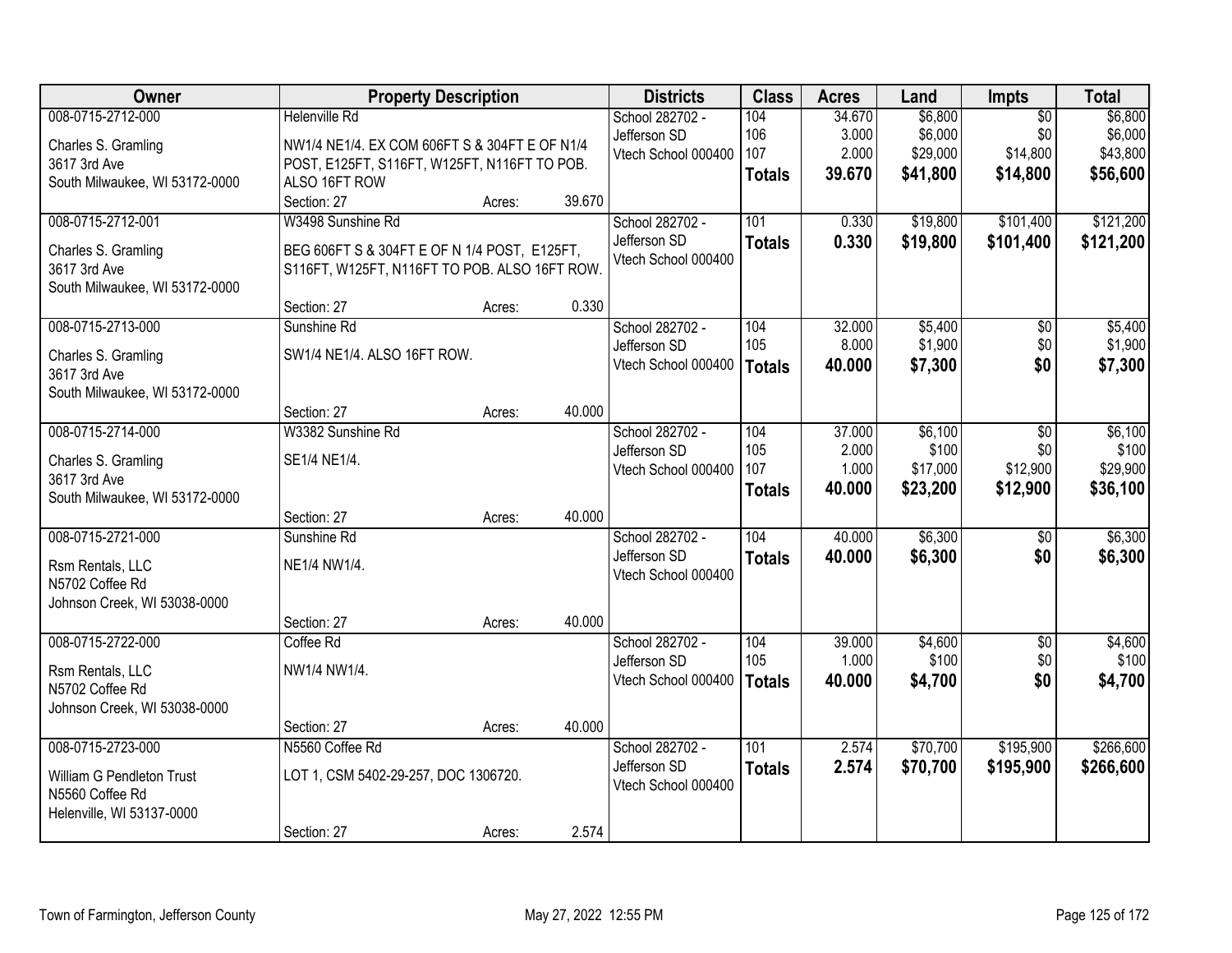| Owner | Property Description | Districts | Class | Acres | Land | Impts | Total |
|---|---|---|---|---|---|---|---|
| 008-0715-2712-000<br>Charles S. Gramling<br>3617 3rd Ave<br>South Milwaukee, WI 53172-0000 | Helenville Rd<br>NW1/4 NE1/4. EX COM 606FT S & 304FT E OF N1/4 POST, E125FT, S116FT, W125FT, N116FT TO POB. ALSO 16FT ROW<br>Section: 27 Acres: 39.670 | School 282702 - Jefferson SD<br>Vtech School 000400 | 104<br>106<br>107<br>**Totals** | 34.670<br>3.000<br>2.000<br>**39.670** | $6,800<br>$6,000<br>$29,000<br>**$41,800** | $0<br>$0<br>$14,800<br>**$14,800** | $6,800<br>$6,000<br>$43,800<br>**$56,600** |
| 008-0715-2712-001<br>Charles S. Gramling<br>3617 3rd Ave<br>South Milwaukee, WI 53172-0000 | W3498 Sunshine Rd<br>BEG 606FT S & 304FT E OF N 1/4 POST, E125FT, S116FT, W125FT, N116FT TO POB. ALSO 16FT ROW.<br>Section: 27 Acres: 0.330 | School 282702 - Jefferson SD<br>Vtech School 000400 | 101<br>**Totals** | 0.330<br>**0.330** | $19,800<br>**$19,800** | $101,400<br>**$101,400** | $121,200<br>**$121,200** |
| 008-0715-2713-000<br>Charles S. Gramling<br>3617 3rd Ave<br>South Milwaukee, WI 53172-0000 | Sunshine Rd<br>SW1/4 NE1/4. ALSO 16FT ROW.<br>Section: 27 Acres: 40.000 | School 282702 - Jefferson SD<br>Vtech School 000400 | 104<br>105<br>**Totals** | 32.000<br>8.000<br>**40.000** | $5,400<br>$1,900<br>**$7,300** | $0<br>$0<br>**$0** | $5,400<br>$1,900<br>**$7,300** |
| 008-0715-2714-000<br>Charles S. Gramling<br>3617 3rd Ave<br>South Milwaukee, WI 53172-0000 | W3382 Sunshine Rd<br>SE1/4 NE1/4.<br>Section: 27 Acres: 40.000 | School 282702 - Jefferson SD<br>Vtech School 000400 | 104<br>105<br>107<br>**Totals** | 37.000<br>2.000<br>1.000<br>**40.000** | $6,100<br>$100<br>$17,000<br>**$23,200** | $0<br>$0<br>$12,900<br>**$12,900** | $6,100<br>$100<br>$29,900<br>**$36,100** |
| 008-0715-2721-000<br>Rsm Rentals, LLC<br>N5702 Coffee Rd<br>Johnson Creek, WI 53038-0000 | Sunshine Rd<br>NE1/4 NW1/4.<br>Section: 27 Acres: 40.000 | School 282702 - Jefferson SD<br>Vtech School 000400 | 104<br>**Totals** | 40.000<br>**40.000** | $6,300<br>**$6,300** | $0<br>**$0** | $6,300<br>**$6,300** |
| 008-0715-2722-000<br>Rsm Rentals, LLC<br>N5702 Coffee Rd<br>Johnson Creek, WI 53038-0000 | Coffee Rd<br>NW1/4 NW1/4.<br>Section: 27 Acres: 40.000 | School 282702 - Jefferson SD<br>Vtech School 000400 | 104<br>105<br>**Totals** | 39.000<br>1.000<br>**40.000** | $4,600<br>$100<br>**$4,700** | $0<br>$0<br>**$0** | $4,600<br>$100<br>**$4,700** |
| 008-0715-2723-000<br>William G Pendleton Trust<br>N5560 Coffee Rd<br>Helenville, WI 53137-0000 | N5560 Coffee Rd<br>LOT 1, CSM 5402-29-257, DOC 1306720.<br>Section: 27 Acres: 2.574 | School 282702 - Jefferson SD<br>Vtech School 000400 | 101<br>**Totals** | 2.574<br>**2.574** | $70,700<br>**$70,700** | $195,900<br>**$195,900** | $266,600<br>**$266,600** |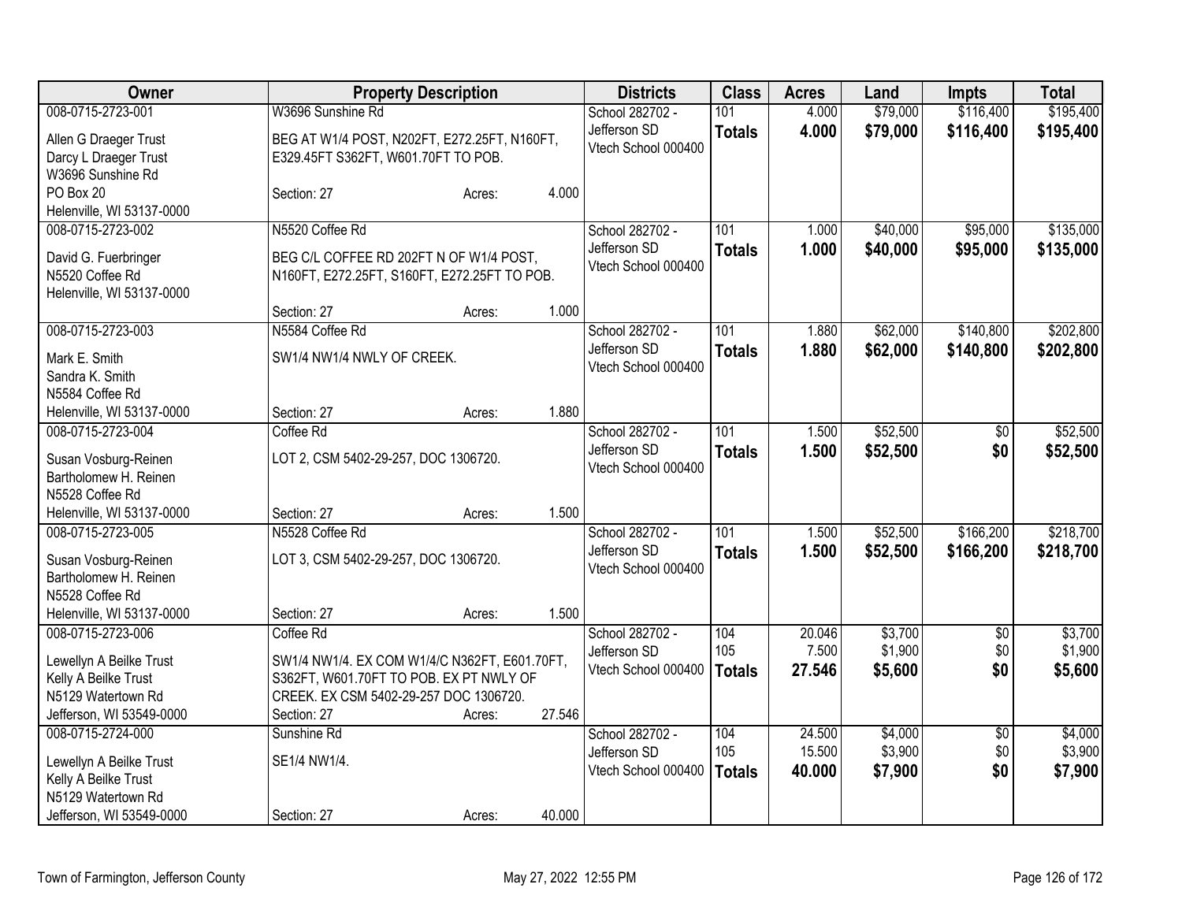| Owner | Property Description | Districts | Class | Acres | Land | Impts | Total |
|---|---|---|---|---|---|---|---|
| 008-0715-2723-001<br>Allen G Draeger Trust<br>Darcy L Draeger Trust<br>W3696 Sunshine Rd<br>PO Box 20<br>Helenville, WI 53137-0000 | W3696 Sunshine Rd<br>BEG AT W1/4 POST, N202FT, E272.25FT, N160FT, E329.45FT S362FT, W601.70FT TO POB.<br>Section: 27 Acres: 4.000 | School 282702 - Jefferson SD<br>Vtech School 000400 | 101<br>**Totals** | 4.000<br>**4.000** | $79,000<br>**$79,000** | $116,400<br>**$116,400** | $195,400<br>**$195,400** |
| 008-0715-2723-002<br>David G. Fuerbringer<br>N5520 Coffee Rd<br>Helenville, WI 53137-0000 | N5520 Coffee Rd<br>BEG C/L COFFEE RD 202FT N OF W1/4 POST, N160FT, E272.25FT, S160FT, E272.25FT TO POB.<br>Section: 27 Acres: 1.000 | School 282702 - Jefferson SD<br>Vtech School 000400 | 101<br>**Totals** | 1.000<br>**1.000** | $40,000<br>**$40,000** | $95,000<br>**$95,000** | $135,000<br>**$135,000** |
| 008-0715-2723-003<br>Mark E. Smith<br>Sandra K. Smith<br>N5584 Coffee Rd<br>Helenville, WI 53137-0000 | N5584 Coffee Rd<br>SW1/4 NW1/4 NWLY OF CREEK.<br>Section: 27 Acres: 1.880 | School 282702 - Jefferson SD<br>Vtech School 000400 | 101<br>**Totals** | 1.880<br>**1.880** | $62,000<br>**$62,000** | $140,800<br>**$140,800** | $202,800<br>**$202,800** |
| 008-0715-2723-004<br>Susan Vosburg-Reinen<br>Bartholomew H. Reinen<br>N5528 Coffee Rd<br>Helenville, WI 53137-0000 | Coffee Rd<br>LOT 2, CSM 5402-29-257, DOC 1306720.<br>Section: 27 Acres: 1.500 | School 282702 - Jefferson SD<br>Vtech School 000400 | 101<br>**Totals** | 1.500<br>**1.500** | $52,500<br>**$52,500** | $0<br>**$0** | $52,500<br>**$52,500** |
| 008-0715-2723-005<br>Susan Vosburg-Reinen<br>Bartholomew H. Reinen<br>N5528 Coffee Rd<br>Helenville, WI 53137-0000 | N5528 Coffee Rd<br>LOT 3, CSM 5402-29-257, DOC 1306720.<br>Section: 27 Acres: 1.500 | School 282702 - Jefferson SD<br>Vtech School 000400 | 101<br>**Totals** | 1.500<br>**1.500** | $52,500<br>**$52,500** | $166,200<br>**$166,200** | $218,700<br>**$218,700** |
| 008-0715-2723-006<br>Lewellyn A Beilke Trust<br>Kelly A Beilke Trust<br>N5129 Watertown Rd<br>Jefferson, WI 53549-0000 | Coffee Rd<br>SW1/4 NW1/4. EX COM W1/4/C N362FT, E601.70FT, S362FT, W601.70FT TO POB. EX PT NWLY OF CREEK. EX CSM 5402-29-257 DOC 1306720.<br>Section: 27 Acres: 27.546 | School 282702 - Jefferson SD<br>Vtech School 000400 | 104<br>105<br>**Totals** | 20.046<br>7.500<br>**27.546** | $3,700<br>$1,900<br>**$5,600** | $0<br>$0<br>**$0** | $3,700<br>$1,900<br>**$5,600** |
| 008-0715-2724-000<br>Lewellyn A Beilke Trust<br>Kelly A Beilke Trust<br>N5129 Watertown Rd<br>Jefferson, WI 53549-0000 | Sunshine Rd<br>SE1/4 NW1/4.<br>Section: 27 Acres: 40.000 | School 282702 - Jefferson SD<br>Vtech School 000400 | 104<br>105<br>**Totals** | 24.500<br>15.500<br>**40.000** | $4,000<br>$3,900<br>**$7,900** | $0<br>$0<br>**$0** | $4,000<br>$3,900<br>**$7,900** |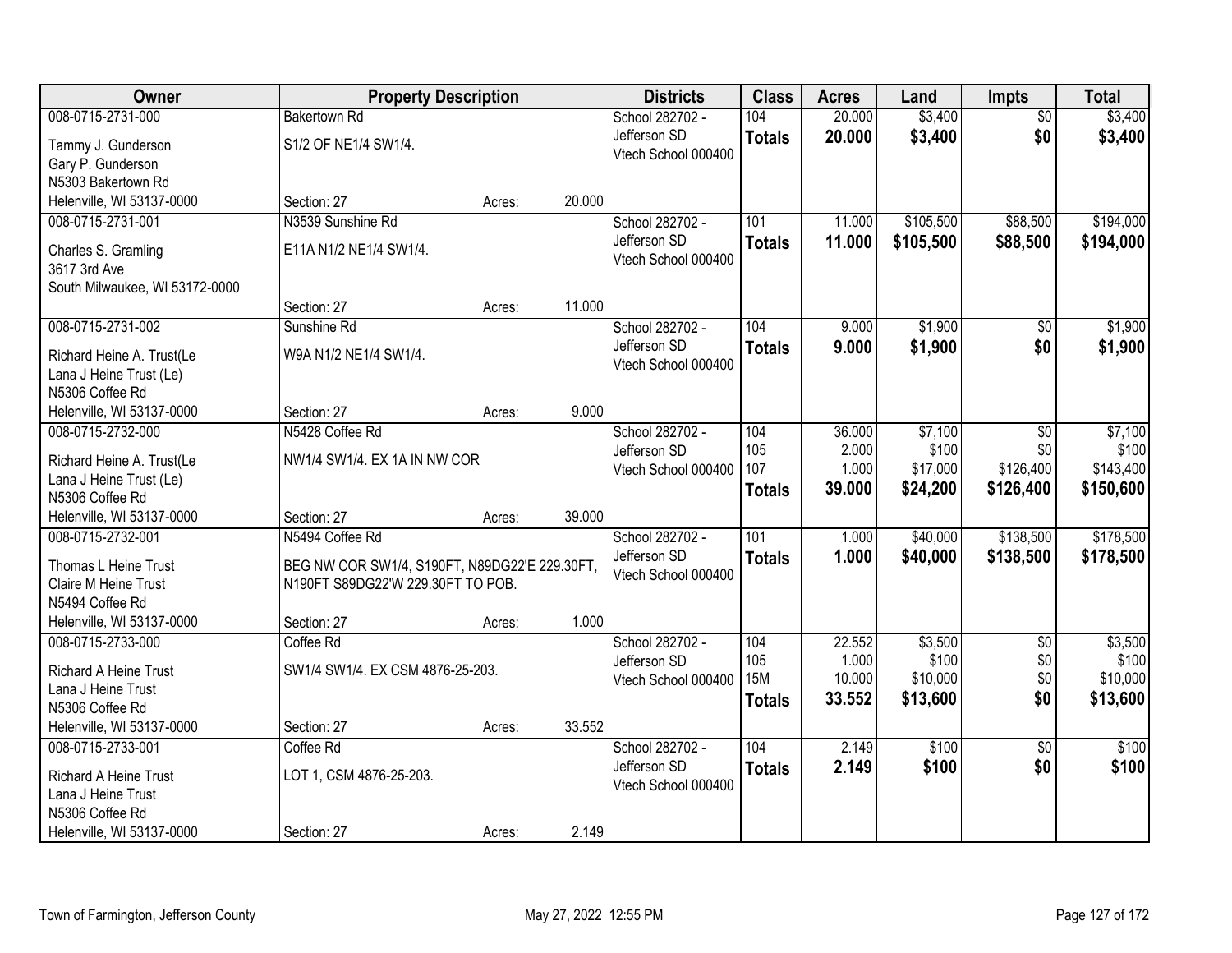| Owner | Property Description | | | Districts | Class | Acres | Land | Impts | Total |
|---|---|---|---|---|---|---|---|---|---|
| 008-0715-2731-000 | Bakertown Rd | | | School 282702 - | 104 | 20.000 | $3,400 | $0 | $3,400 |
| Tammy J. Gunderson | S1/2 OF NE1/4 SW1/4. | | | Jefferson SD | **Totals** | **20.000** | **$3,400** | **$0** | **$3,400** |
| Gary P. Gunderson | | | | Vtech School 000400 | | | | | |
| N5303 Bakertown Rd | | | | | | | | | |
| Helenville, WI 53137-0000 | Section: 27 | Acres: | 20.000 | | | | | | |
| 008-0715-2731-001 | N3539 Sunshine Rd | | | School 282702 - | 101 | 11.000 | $105,500 | $88,500 | $194,000 |
| Charles S. Gramling | E11A N1/2 NE1/4 SW1/4. | | | Jefferson SD | **Totals** | **11.000** | **$105,500** | **$88,500** | **$194,000** |
| 3617 3rd Ave | | | | Vtech School 000400 | | | | | |
| South Milwaukee, WI 53172-0000 | | | | | | | | | |
| | Section: 27 | Acres: | 11.000 | | | | | | |
| 008-0715-2731-002 | Sunshine Rd | | | School 282702 - | 104 | 9.000 | $1,900 | $0 | $1,900 |
| Richard Heine A. Trust(Le | W9A N1/2 NE1/4 SW1/4. | | | Jefferson SD | **Totals** | **9.000** | **$1,900** | **$0** | **$1,900** |
| Lana J Heine Trust (Le) | | | | Vtech School 000400 | | | | | |
| N5306 Coffee Rd | | | | | | | | | |
| Helenville, WI 53137-0000 | Section: 27 | Acres: | 9.000 | | | | | | |
| 008-0715-2732-000 | N5428 Coffee Rd | | | School 282702 - | 104 | 36.000 | $7,100 | $0 | $7,100 |
| Richard Heine A. Trust(Le | NW1/4 SW1/4. EX 1A IN NW COR | | | Jefferson SD | 105 | 2.000 | $100 | $0 | $100 |
| Lana J Heine Trust (Le) | | | | Vtech School 000400 | 107 | 1.000 | $17,000 | $126,400 | $143,400 |
| N5306 Coffee Rd | | | | | **Totals** | **39.000** | **$24,200** | **$126,400** | **$150,600** |
| Helenville, WI 53137-0000 | Section: 27 | Acres: | 39.000 | | | | | | |
| 008-0715-2732-001 | N5494 Coffee Rd | | | School 282702 - | 101 | 1.000 | $40,000 | $138,500 | $178,500 |
| Thomas L Heine Trust | BEG NW COR SW1/4, S190FT, N89DG22'E 229.30FT, | | | Jefferson SD | **Totals** | **1.000** | **$40,000** | **$138,500** | **$178,500** |
| Claire M Heine Trust | N190FT S89DG22'W 229.30FT TO POB. | | | Vtech School 000400 | | | | | |
| N5494 Coffee Rd | | | | | | | | | |
| Helenville, WI 53137-0000 | Section: 27 | Acres: | 1.000 | | | | | | |
| 008-0715-2733-000 | Coffee Rd | | | School 282702 - | 104 | 22.552 | $3,500 | $0 | $3,500 |
| Richard A Heine Trust | SW1/4 SW1/4. EX CSM 4876-25-203. | | | Jefferson SD | 105 | 1.000 | $100 | $0 | $100 |
| Lana J Heine Trust | | | | Vtech School 000400 | 15M | 10.000 | $10,000 | $0 | $10,000 |
| N5306 Coffee Rd | | | | | **Totals** | **33.552** | **$13,600** | **$0** | **$13,600** |
| Helenville, WI 53137-0000 | Section: 27 | Acres: | 33.552 | | | | | | |
| 008-0715-2733-001 | Coffee Rd | | | School 282702 - | 104 | 2.149 | $100 | $0 | $100 |
| Richard A Heine Trust | LOT 1, CSM 4876-25-203. | | | Jefferson SD | **Totals** | **2.149** | **$100** | **$0** | **$100** |
| Lana J Heine Trust | | | | Vtech School 000400 | | | | | |
| N5306 Coffee Rd | | | | | | | | | |
| Helenville, WI 53137-0000 | Section: 27 | Acres: | 2.149 | | | | | | |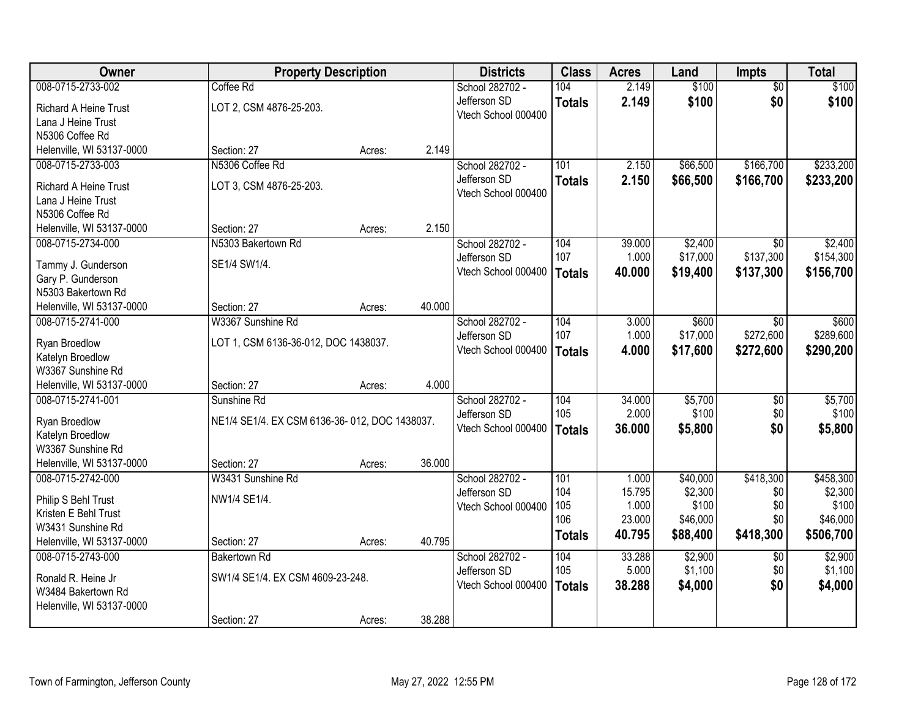| Owner | Property Description | Districts | Class | Acres | Land | Impts | Total |
|---|---|---|---|---|---|---|---|
| 008-0715-2733-002<br>Richard A Heine Trust<br>Lana J Heine Trust<br>N5306 Coffee Rd<br>Helenville, WI 53137-0000 | Coffee Rd<br>LOT 2, CSM 4876-25-203.<br>Section: 27 Acres: 2.149 | School 282702 - Jefferson SD<br>Vtech School 000400 | 104<br>**Totals** | 2.149<br>**2.149** | $100<br>**$100** | $0<br>**$0** | $100<br>**$100** |
| 008-0715-2733-003<br>Richard A Heine Trust<br>Lana J Heine Trust<br>N5306 Coffee Rd<br>Helenville, WI 53137-0000 | N5306 Coffee Rd<br>LOT 3, CSM 4876-25-203.<br>Section: 27 Acres: 2.150 | School 282702 - Jefferson SD<br>Vtech School 000400 | 101<br>**Totals** | 2.150<br>**2.150** | $66,500<br>**$66,500** | $166,700<br>**$166,700** | $233,200<br>**$233,200** |
| 008-0715-2734-000<br>Tammy J. Gunderson<br>Gary P. Gunderson<br>N5303 Bakertown Rd<br>Helenville, WI 53137-0000 | N5303 Bakertown Rd<br>SE1/4 SW1/4.<br>Section: 27 Acres: 40.000 | School 282702 - Jefferson SD<br>Vtech School 000400 | 104<br>107<br>**Totals** | 39.000<br>1.000<br>**40.000** | $2,400<br>$17,000<br>**$19,400** | $0<br>$137,300<br>**$137,300** | $2,400<br>$154,300<br>**$156,700** |
| 008-0715-2741-000<br>Ryan Broedlow<br>Katelyn Broedlow<br>W3367 Sunshine Rd<br>Helenville, WI 53137-0000 | W3367 Sunshine Rd<br>LOT 1, CSM 6136-36-012, DOC 1438037.<br>Section: 27 Acres: 4.000 | School 282702 - Jefferson SD<br>Vtech School 000400 | 104<br>107<br>**Totals** | 3.000<br>1.000<br>**4.000** | $600<br>$17,000<br>**$17,600** | $0<br>$272,600<br>**$272,600** | $600<br>$289,600<br>**$290,200** |
| 008-0715-2741-001<br>Ryan Broedlow<br>Katelyn Broedlow<br>W3367 Sunshine Rd<br>Helenville, WI 53137-0000 | Sunshine Rd<br>NE1/4 SE1/4. EX CSM 6136-36- 012, DOC 1438037.<br>Section: 27 Acres: 36.000 | School 282702 - Jefferson SD<br>Vtech School 000400 | 104<br>105<br>**Totals** | 34.000<br>2.000<br>**36.000** | $5,700<br>$100<br>**$5,800** | $0<br>$0<br>**$0** | $5,700<br>$100<br>**$5,800** |
| 008-0715-2742-000<br>Philip S Behl Trust<br>Kristen E Behl Trust<br>W3431 Sunshine Rd<br>Helenville, WI 53137-0000 | W3431 Sunshine Rd<br>NW1/4 SE1/4.<br>Section: 27 Acres: 40.795 | School 282702 - Jefferson SD<br>Vtech School 000400 | 101<br>104<br>105<br>106<br>**Totals** | 1.000<br>15.795<br>1.000<br>23.000<br>**40.795** | $40,000<br>$2,300<br>$100<br>$46,000<br>**$88,400** | $418,300<br>$0<br>$0<br>$0<br>**$418,300** | $458,300<br>$2,300<br>$100<br>$46,000<br>**$506,700** |
| 008-0715-2743-000<br>Ronald R. Heine Jr<br>W3484 Bakertown Rd<br>Helenville, WI 53137-0000 | Bakertown Rd<br>SW1/4 SE1/4. EX CSM 4609-23-248.<br>Section: 27 Acres: 38.288 | School 282702 - Jefferson SD<br>Vtech School 000400 | 104<br>105<br>**Totals** | 33.288<br>5.000<br>**38.288** | $2,900<br>$1,100<br>**$4,000** | $0<br>$0<br>**$0** | $2,900<br>$1,100<br>**$4,000** |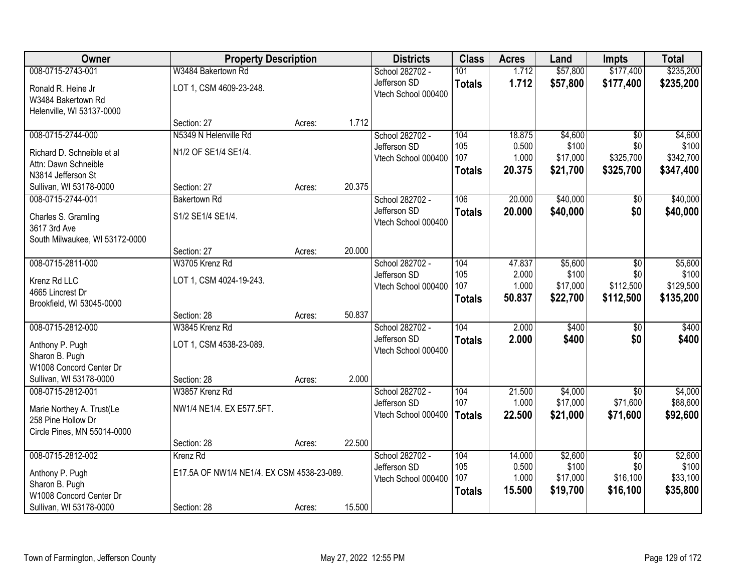| Owner | Property Description | | | Districts | Class | Acres | Land | Impts | Total |
|---|---|---|---|---|---|---|---|---|---|
| 008-0715-2743-001<br>Ronald R. Heine Jr<br>W3484 Bakertown Rd<br>Helenville, WI 53137-0000 | W3484 Bakertown Rd<br>LOT 1, CSM 4609-23-248.<br>Section: 27 | Acres: | 1.712 | School 282702 - Jefferson SD<br>Vtech School 000400 | 101<br>**Totals** | 1.712<br>**1.712** | $57,800<br>**$57,800** | $177,400<br>**$177,400** | $235,200<br>**$235,200** |
| 008-0715-2744-000<br>Richard D. Schneible et al<br>Attn: Dawn Schneible<br>N3814 Jefferson St<br>Sullivan, WI 53178-0000 | N5349 N Helenville Rd<br>N1/2 OF SE1/4 SE1/4.<br>Section: 27 | Acres: | 20.375 | School 282702 - Jefferson SD<br>Vtech School 000400 | 104<br>105<br>107<br>**Totals** | 18.875<br>0.500<br>1.000<br>**20.375** | $4,600<br>$100<br>$17,000<br>**$21,700** | $0<br>$0<br>$325,700<br>**$325,700** | $4,600<br>$100<br>$342,700<br>**$347,400** |
| 008-0715-2744-001<br>Charles S. Gramling<br>3617 3rd Ave<br>South Milwaukee, WI 53172-0000 | Bakertown Rd<br>S1/2 SE1/4 SE1/4.<br>Section: 27 | Acres: | 20.000 | School 282702 - Jefferson SD<br>Vtech School 000400 | 106<br>**Totals** | 20.000<br>**20.000** | $40,000<br>**$40,000** | $0<br>**$0** | $40,000<br>**$40,000** |
| 008-0715-2811-000<br>Krenz Rd LLC<br>4665 Lincrest Dr<br>Brookfield, WI 53045-0000 | W3705 Krenz Rd<br>LOT 1, CSM 4024-19-243.<br>Section: 28 | Acres: | 50.837 | School 282702 - Jefferson SD<br>Vtech School 000400 | 104<br>105<br>107<br>**Totals** | 47.837<br>2.000<br>1.000<br>**50.837** | $5,600<br>$100<br>$17,000<br>**$22,700** | $0<br>$0<br>$112,500<br>**$112,500** | $5,600<br>$100<br>$129,500<br>**$135,200** |
| 008-0715-2812-000<br>Anthony P. Pugh<br>Sharon B. Pugh<br>W1008 Concord Center Dr<br>Sullivan, WI 53178-0000 | W3845 Krenz Rd<br>LOT 1, CSM 4538-23-089.<br>Section: 28 | Acres: | 2.000 | School 282702 - Jefferson SD<br>Vtech School 000400 | 104<br>**Totals** | 2.000<br>**2.000** | $400<br>**$400** | $0<br>**$0** | $400<br>**$400** |
| 008-0715-2812-001<br>Marie Northey A. Trust(Le<br>258 Pine Hollow Dr<br>Circle Pines, MN 55014-0000 | W3857 Krenz Rd<br>NW1/4 NE1/4. EX E577.5FT.<br>Section: 28 | Acres: | 22.500 | School 282702 - Jefferson SD<br>Vtech School 000400 | 104<br>107<br>**Totals** | 21.500<br>1.000<br>**22.500** | $4,000<br>$17,000<br>**$21,000** | $0<br>$71,600<br>**$71,600** | $4,000<br>$88,600<br>**$92,600** |
| 008-0715-2812-002<br>Anthony P. Pugh<br>Sharon B. Pugh<br>W1008 Concord Center Dr<br>Sullivan, WI 53178-0000 | Krenz Rd<br>E17.5A OF NW1/4 NE1/4. EX CSM 4538-23-089.<br>Section: 28 | Acres: | 15.500 | School 282702 - Jefferson SD<br>Vtech School 000400 | 104<br>105<br>107<br>**Totals** | 14.000<br>0.500<br>1.000<br>**15.500** | $2,600<br>$100<br>$17,000<br>**$19,700** | $0<br>$0<br>$16,100<br>**$16,100** | $2,600<br>$100<br>$33,100<br>**$35,800** |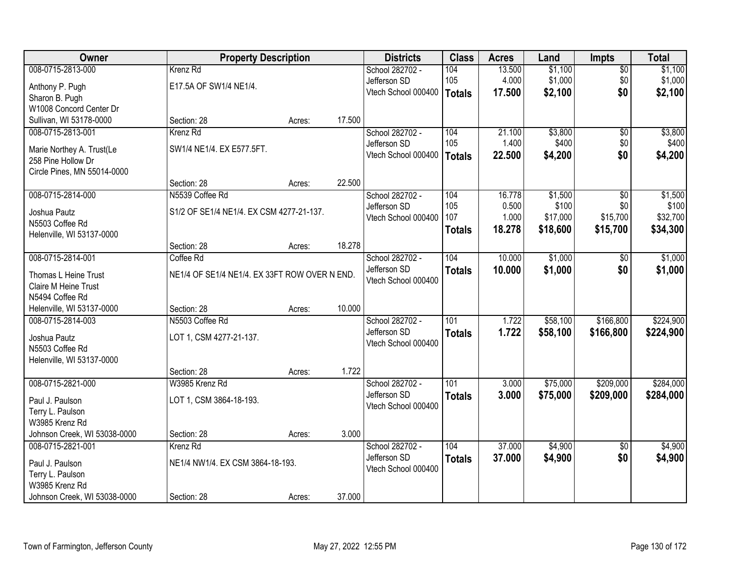| Owner | Property Description | | | Districts | Class | Acres | Land | Impts | Total |
|---|---|---|---|---|---|---|---|---|---|
| 008-0715-2813-000<br>Anthony P. Pugh<br>Sharon B. Pugh<br>W1008 Concord Center Dr<br>Sullivan, WI 53178-0000 | Krenz Rd<br>E17.5A OF SW1/4 NE1/4.<br>Section: 28 | Acres: | 17.500 | School 282702 - Jefferson SD<br>Vtech School 000400 | 104<br>105<br>**Totals** | 13.500<br>4.000<br>**17.500** | $1,100<br>$1,000<br>**$2,100** | $0<br>$0<br>**$0** | $1,100<br>$1,000<br>**$2,100** |
| 008-0715-2813-001<br>Marie Northey A. Trust(Le<br>258 Pine Hollow Dr<br>Circle Pines, MN 55014-0000 | Krenz Rd<br>SW1/4 NE1/4. EX E577.5FT.<br>Section: 28 | Acres: | 22.500 | School 282702 - Jefferson SD<br>Vtech School 000400 | 104<br>105<br>**Totals** | 21.100<br>1.400<br>**22.500** | $3,800<br>$400<br>**$4,200** | $0<br>$0<br>**$0** | $3,800<br>$400<br>**$4,200** |
| 008-0715-2814-000<br>Joshua Pautz<br>N5503 Coffee Rd<br>Helenville, WI 53137-0000 | N5539 Coffee Rd<br>S1/2 OF SE1/4 NE1/4. EX CSM 4277-21-137.<br>Section: 28 | Acres: | 18.278 | School 282702 - Jefferson SD<br>Vtech School 000400 | 104<br>105<br>107<br>**Totals** | 16.778<br>0.500<br>1.000<br>**18.278** | $1,500<br>$100<br>$17,000<br>**$18,600** | $0<br>$0<br>$15,700<br>**$15,700** | $1,500<br>$100<br>$32,700<br>**$34,300** |
| 008-0715-2814-001<br>Thomas L Heine Trust<br>Claire M Heine Trust<br>N5494 Coffee Rd<br>Helenville, WI 53137-0000 | Coffee Rd<br>NE1/4 OF SE1/4 NE1/4. EX 33FT ROW OVER N END.<br>Section: 28 | Acres: | 10.000 | School 282702 - Jefferson SD<br>Vtech School 000400 | 104<br>**Totals** | 10.000<br>**10.000** | $1,000<br>**$1,000** | $0<br>**$0** | $1,000<br>**$1,000** |
| 008-0715-2814-003<br>Joshua Pautz<br>N5503 Coffee Rd<br>Helenville, WI 53137-0000 | N5503 Coffee Rd<br>LOT 1, CSM 4277-21-137.<br>Section: 28 | Acres: | 1.722 | School 282702 - Jefferson SD<br>Vtech School 000400 | 101<br>**Totals** | 1.722<br>**1.722** | $58,100<br>**$58,100** | $166,800<br>**$166,800** | $224,900<br>**$224,900** |
| 008-0715-2821-000<br>Paul J. Paulson<br>Terry L. Paulson<br>W3985 Krenz Rd<br>Johnson Creek, WI 53038-0000 | W3985 Krenz Rd<br>LOT 1, CSM 3864-18-193.<br>Section: 28 | Acres: | 3.000 | School 282702 - Jefferson SD<br>Vtech School 000400 | 101<br>**Totals** | 3.000<br>**3.000** | $75,000<br>**$75,000** | $209,000<br>**$209,000** | $284,000<br>**$284,000** |
| 008-0715-2821-001<br>Paul J. Paulson<br>Terry L. Paulson<br>W3985 Krenz Rd<br>Johnson Creek, WI 53038-0000 | Krenz Rd<br>NE1/4 NW1/4. EX CSM 3864-18-193.<br>Section: 28 | Acres: | 37.000 | School 282702 - Jefferson SD<br>Vtech School 000400 | 104<br>**Totals** | 37.000<br>**37.000** | $4,900<br>**$4,900** | $0<br>**$0** | $4,900<br>**$4,900** |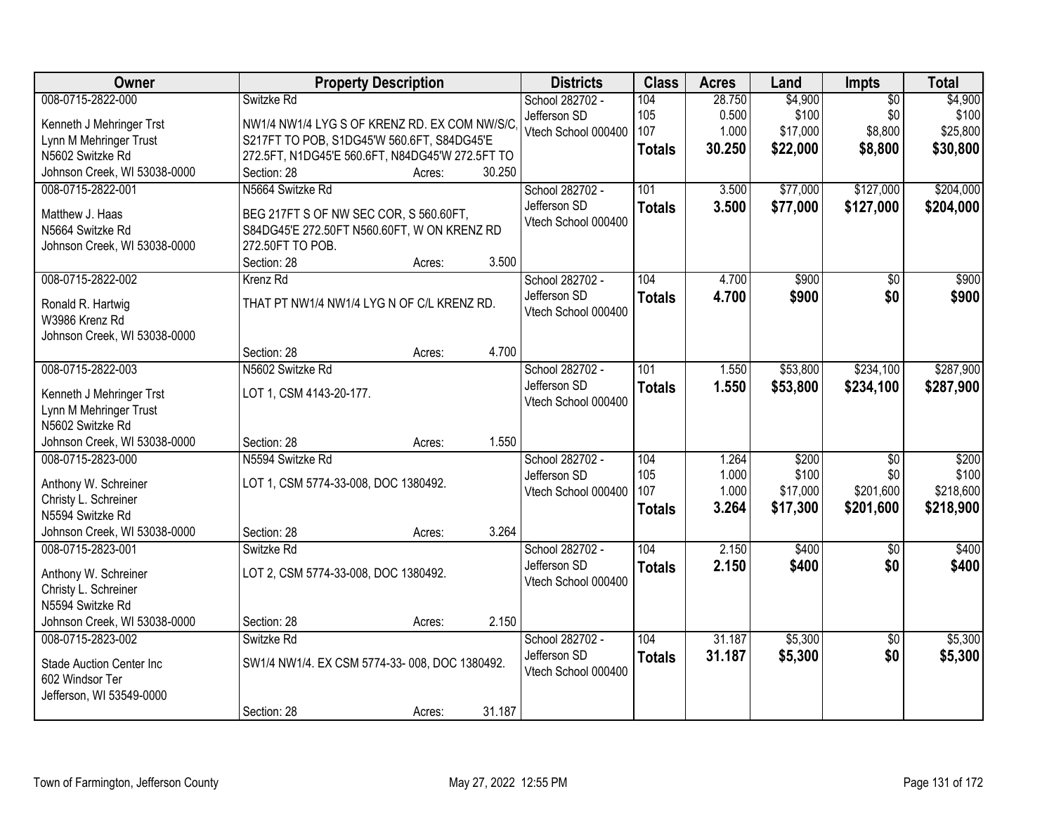| Owner | Property Description | Districts | Class | Acres | Land | Impts | Total |
|---|---|---|---|---|---|---|---|
| 008-0715-2822-000<br>Kenneth J Mehringer Trst<br>Lynn M Mehringer Trust<br>N5602 Switzke Rd<br>Johnson Creek, WI 53038-0000 | Switzke Rd<br>NW1/4 NW1/4 LYG S OF KRENZ RD. EX COM NW/S/C, S217FT TO POB, S1DG45'W 560.6FT, S84DG45'E 272.5FT, N1DG45'E 560.6FT, N84DG45'W 272.5FT TO<br>Section: 28 Acres: 30.250 | School 282702 - Jefferson SD<br>Vtech School 000400 | 104<br>105<br>107<br>**Totals** | 28.750<br>0.500<br>1.000<br>**30.250** | $4,900<br>$100<br>$17,000<br>**$22,000** | $0<br>$0<br>$8,800<br>**$8,800** | $4,900<br>$100<br>$25,800<br>**$30,800** |
| 008-0715-2822-001<br>Matthew J. Haas<br>N5664 Switzke Rd<br>Johnson Creek, WI 53038-0000 | N5664 Switzke Rd<br>BEG 217FT S OF NW SEC COR, S 560.60FT, S84DG45'E 272.50FT N560.60FT, W ON KRENZ RD 272.50FT TO POB.<br>Section: 28 Acres: 3.500 | School 282702 - Jefferson SD<br>Vtech School 000400 | 101<br>**Totals** | 3.500<br>**3.500** | $77,000<br>**$77,000** | $127,000<br>**$127,000** | $204,000<br>**$204,000** |
| 008-0715-2822-002<br>Ronald R. Hartwig<br>W3986 Krenz Rd<br>Johnson Creek, WI 53038-0000 | Krenz Rd<br>THAT PT NW1/4 NW1/4 LYG N OF C/L KRENZ RD.<br>Section: 28 Acres: 4.700 | School 282702 - Jefferson SD<br>Vtech School 000400 | 104<br>**Totals** | 4.700<br>**4.700** | $900<br>**$900** | $0<br>**$0** | $900<br>**$900** |
| 008-0715-2822-003<br>Kenneth J Mehringer Trst<br>Lynn M Mehringer Trust<br>N5602 Switzke Rd<br>Johnson Creek, WI 53038-0000 | N5602 Switzke Rd<br>LOT 1, CSM 4143-20-177.<br>Section: 28 Acres: 1.550 | School 282702 - Jefferson SD<br>Vtech School 000400 | 101<br>**Totals** | 1.550<br>**1.550** | $53,800<br>**$53,800** | $234,100<br>**$234,100** | $287,900<br>**$287,900** |
| 008-0715-2823-000<br>Anthony W. Schreiner<br>Christy L. Schreiner<br>N5594 Switzke Rd<br>Johnson Creek, WI 53038-0000 | N5594 Switzke Rd<br>LOT 1, CSM 5774-33-008, DOC 1380492.<br>Section: 28 Acres: 3.264 | School 282702 - Jefferson SD<br>Vtech School 000400 | 104<br>105<br>107<br>**Totals** | 1.264<br>1.000<br>1.000<br>**3.264** | $200<br>$100<br>$17,000<br>**$17,300** | $0<br>$0<br>$201,600<br>**$201,600** | $200<br>$100<br>$218,600<br>**$218,900** |
| 008-0715-2823-001<br>Anthony W. Schreiner<br>Christy L. Schreiner<br>N5594 Switzke Rd<br>Johnson Creek, WI 53038-0000 | Switzke Rd<br>LOT 2, CSM 5774-33-008, DOC 1380492.<br>Section: 28 Acres: 2.150 | School 282702 - Jefferson SD<br>Vtech School 000400 | 104<br>**Totals** | 2.150<br>**2.150** | $400<br>**$400** | $0<br>**$0** | $400<br>**$400** |
| 008-0715-2823-002<br>Stade Auction Center Inc<br>602 Windsor Ter<br>Jefferson, WI 53549-0000 | Switzke Rd<br>SW1/4 NW1/4. EX CSM 5774-33- 008, DOC 1380492.<br>Section: 28 Acres: 31.187 | School 282702 - Jefferson SD<br>Vtech School 000400 | 104<br>**Totals** | 31.187<br>**31.187** | $5,300<br>**$5,300** | $0<br>**$0** | $5,300<br>**$5,300** |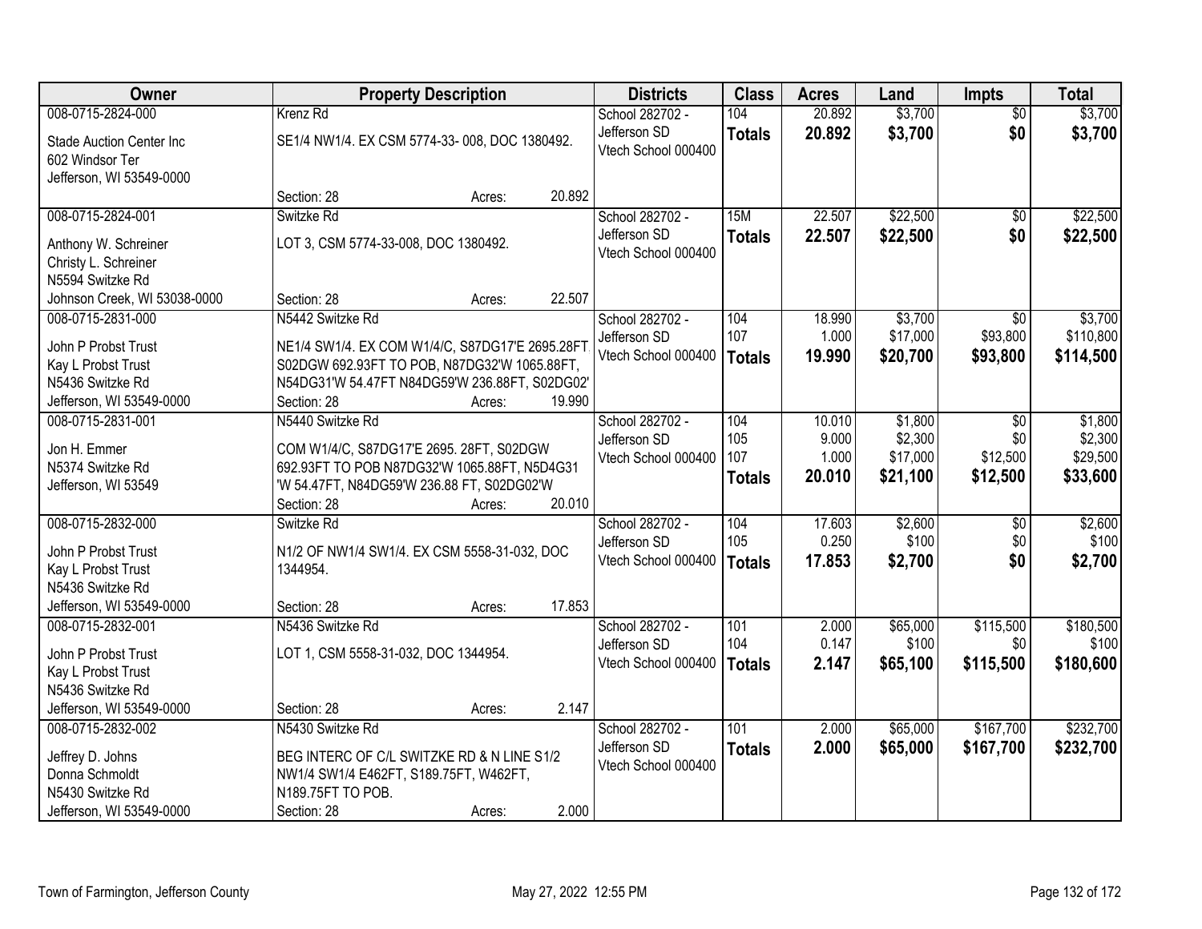| Owner | Property Description | Districts | Class | Acres | Land | Impts | Total |
|---|---|---|---|---|---|---|---|
| 008-0715-2824-000<br>Stade Auction Center Inc<br>602 Windsor Ter<br>Jefferson, WI 53549-0000 | Krenz Rd<br>SE1/4 NW1/4. EX CSM 5774-33- 008, DOC 1380492.<br>Section: 28 Acres: 20.892 | School 282702 - Jefferson SD<br>Vtech School 000400 | 104<br>**Totals** | 20.892<br>**20.892** | $3,700<br>**$3,700** | $0<br>**$0** | $3,700<br>**$3,700** |
| 008-0715-2824-001<br>Anthony W. Schreiner<br>Christy L. Schreiner<br>N5594 Switzke Rd<br>Johnson Creek, WI 53038-0000 | Switzke Rd<br>LOT 3, CSM 5774-33-008, DOC 1380492.<br>Section: 28 Acres: 22.507 | School 282702 - Jefferson SD<br>Vtech School 000400 | 15M<br>**Totals** | 22.507<br>**22.507** | $22,500<br>**$22,500** | $0<br>**$0** | $22,500<br>**$22,500** |
| 008-0715-2831-000<br>John P Probst Trust<br>Kay L Probst Trust<br>N5436 Switzke Rd<br>Jefferson, WI 53549-0000 | N5442 Switzke Rd<br>NE1/4 SW1/4. EX COM W1/4/C, S87DG17'E 2695.28FT. S02DGW 692.93FT TO POB, N87DG32'W 1065.88FT, N54DG31'W 54.47FT N84DG59'W 236.88FT, S02DG02'<br>Section: 28 Acres: 19.990 | School 282702 - Jefferson SD<br>Vtech School 000400 | 104<br>107<br>**Totals** | 18.990<br>1.000<br>**19.990** | $3,700<br>$17,000<br>**$20,700** | $0<br>$93,800<br>**$93,800** | $3,700<br>$110,800<br>**$114,500** |
| 008-0715-2831-001<br>Jon H. Emmer<br>N5374 Switzke Rd<br>Jefferson, WI 53549 | N5440 Switzke Rd<br>COM W1/4/C, S87DG17'E 2695. 28FT, S02DGW 692.93FT TO POB N87DG32'W 1065.88FT, N5D4G31 'W 54.47FT, N84DG59'W 236.88 FT, S02DG02'W<br>Section: 28 Acres: 20.010 | School 282702 - Jefferson SD<br>Vtech School 000400 | 104<br>105<br>107<br>**Totals** | 10.010<br>9.000<br>1.000<br>**20.010** | $1,800<br>$2,300<br>$17,000<br>**$21,100** | $0<br>$0<br>$12,500<br>**$12,500** | $1,800<br>$2,300<br>$29,500<br>**$33,600** |
| 008-0715-2832-000<br>John P Probst Trust<br>Kay L Probst Trust<br>N5436 Switzke Rd<br>Jefferson, WI 53549-0000 | Switzke Rd<br>N1/2 OF NW1/4 SW1/4. EX CSM 5558-31-032, DOC 1344954.<br>Section: 28 Acres: 17.853 | School 282702 - Jefferson SD<br>Vtech School 000400 | 104<br>105<br>**Totals** | 17.603<br>0.250<br>**17.853** | $2,600<br>$100<br>**$2,700** | $0<br>$0<br>**$0** | $2,600<br>$100<br>**$2,700** |
| 008-0715-2832-001<br>John P Probst Trust<br>Kay L Probst Trust<br>N5436 Switzke Rd<br>Jefferson, WI 53549-0000 | N5436 Switzke Rd<br>LOT 1, CSM 5558-31-032, DOC 1344954.<br>Section: 28 Acres: 2.147 | School 282702 - Jefferson SD<br>Vtech School 000400 | 101<br>104<br>**Totals** | 2.000<br>0.147<br>**2.147** | $65,000<br>$100<br>**$65,100** | $115,500<br>$0<br>**$115,500** | $180,500<br>$100<br>**$180,600** |
| 008-0715-2832-002<br>Jeffrey D. Johns<br>Donna Schmoldt<br>N5430 Switzke Rd<br>Jefferson, WI 53549-0000 | N5430 Switzke Rd<br>BEG INTERC OF C/L SWITZKE RD & N LINE S1/2 NW1/4 SW1/4 E462FT, S189.75FT, W462FT, N189.75FT TO POB.<br>Section: 28 Acres: 2.000 | School 282702 - Jefferson SD<br>Vtech School 000400 | 101<br>**Totals** | 2.000<br>**2.000** | $65,000<br>**$65,000** | $167,700<br>**$167,700** | $232,700<br>**$232,700** |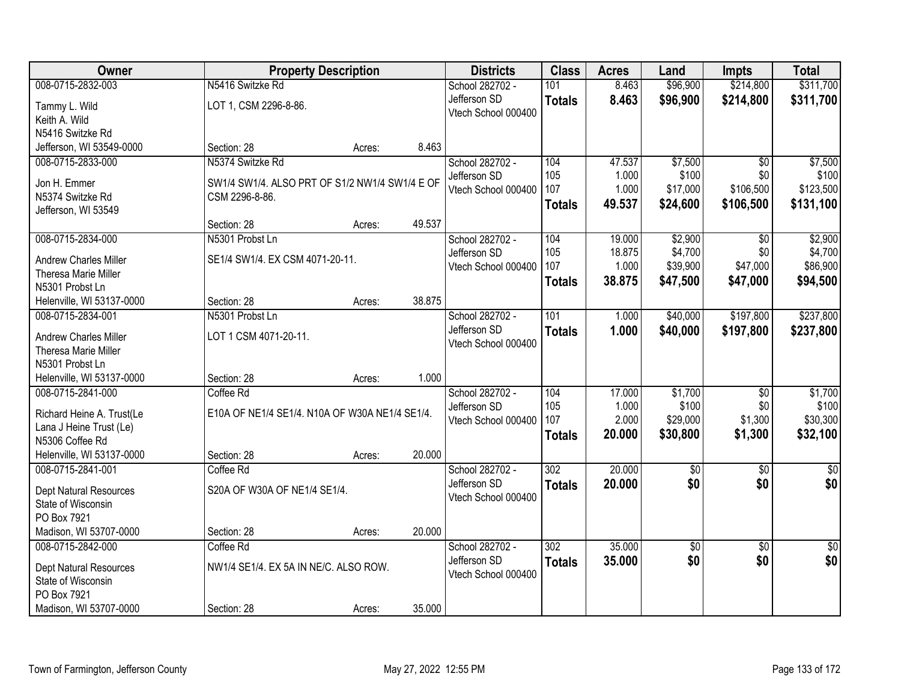| Owner | Property Description | | | Districts | Class | Acres | Land | Impts | Total |
|---|---|---|---|---|---|---|---|---|---|
| 008-0715-2832-003 | N5416 Switzke Rd | | | School 282702 - | 101 | 8.463 | $96,900 | $214,800 | $311,700 |
| Tammy L. Wild | LOT 1, CSM 2296-8-86. | | | Jefferson SD | **Totals** | **8.463** | **$96,900** | **$214,800** | **$311,700** |
| Keith A. Wild | | | | Vtech School 000400 | | | | | |
| N5416 Switzke Rd | | | | | | | | | |
| Jefferson, WI 53549-0000 | Section: 28 | Acres: | 8.463 | | | | | | |
| 008-0715-2833-000 | N5374 Switzke Rd | | | School 282702 - | 104 | 47.537 | $7,500 | $0 | $7,500 |
| Jon H. Emmer | SW1/4 SW1/4. ALSO PRT OF S1/2 NW1/4 SW1/4 E OF | | | Jefferson SD | 105 | 1.000 | $100 | $0 | $100 |
| N5374 Switzke Rd | CSM 2296-8-86. | | | Vtech School 000400 | 107 | 1.000 | $17,000 | $106,500 | $123,500 |
| Jefferson, WI 53549 | | | | | **Totals** | **49.537** | **$24,600** | **$106,500** | **$131,100** |
| | Section: 28 | Acres: | 49.537 | | | | | | |
| 008-0715-2834-000 | N5301 Probst Ln | | | School 282702 - | 104 | 19.000 | $2,900 | $0 | $2,900 |
| Andrew Charles Miller | SE1/4 SW1/4. EX CSM 4071-20-11. | | | Jefferson SD | 105 | 18.875 | $4,700 | $0 | $4,700 |
| Theresa Marie Miller | | | | Vtech School 000400 | 107 | 1.000 | $39,900 | $47,000 | $86,900 |
| N5301 Probst Ln | | | | | **Totals** | **38.875** | **$47,500** | **$47,000** | **$94,500** |
| Helenville, WI 53137-0000 | Section: 28 | Acres: | 38.875 | | | | | | |
| 008-0715-2834-001 | N5301 Probst Ln | | | School 282702 - | 101 | 1.000 | $40,000 | $197,800 | $237,800 |
| Andrew Charles Miller | LOT 1 CSM 4071-20-11. | | | Jefferson SD | **Totals** | **1.000** | **$40,000** | **$197,800** | **$237,800** |
| Theresa Marie Miller | | | | Vtech School 000400 | | | | | |
| N5301 Probst Ln | | | | | | | | | |
| Helenville, WI 53137-0000 | Section: 28 | Acres: | 1.000 | | | | | | |
| 008-0715-2841-000 | Coffee Rd | | | School 282702 - | 104 | 17.000 | $1,700 | $0 | $1,700 |
| Richard Heine A. Trust(Le | E10A OF NE1/4 SE1/4. N10A OF W30A NE1/4 SE1/4. | | | Jefferson SD | 105 | 1.000 | $100 | $0 | $100 |
| Lana J Heine Trust (Le) | | | | Vtech School 000400 | 107 | 2.000 | $29,000 | $1,300 | $30,300 |
| N5306 Coffee Rd | | | | | **Totals** | **20.000** | **$30,800** | **$1,300** | **$32,100** |
| Helenville, WI 53137-0000 | Section: 28 | Acres: | 20.000 | | | | | | |
| 008-0715-2841-001 | Coffee Rd | | | School 282702 - | 302 | 20.000 | $0 | $0 | $0 |
| Dept Natural Resources | S20A OF W30A OF NE1/4 SE1/4. | | | Jefferson SD | **Totals** | **20.000** | **$0** | **$0** | **$0** |
| State of Wisconsin | | | | Vtech School 000400 | | | | | |
| PO Box 7921 | | | | | | | | | |
| Madison, WI 53707-0000 | Section: 28 | Acres: | 20.000 | | | | | | |
| 008-0715-2842-000 | Coffee Rd | | | School 282702 - | 302 | 35.000 | $0 | $0 | $0 |
| Dept Natural Resources | NW1/4 SE1/4. EX 5A IN NE/C. ALSO ROW. | | | Jefferson SD | **Totals** | **35.000** | **$0** | **$0** | **$0** |
| State of Wisconsin | | | | Vtech School 000400 | | | | | |
| PO Box 7921 | | | | | | | | | |
| Madison, WI 53707-0000 | Section: 28 | Acres: | 35.000 | | | | | | |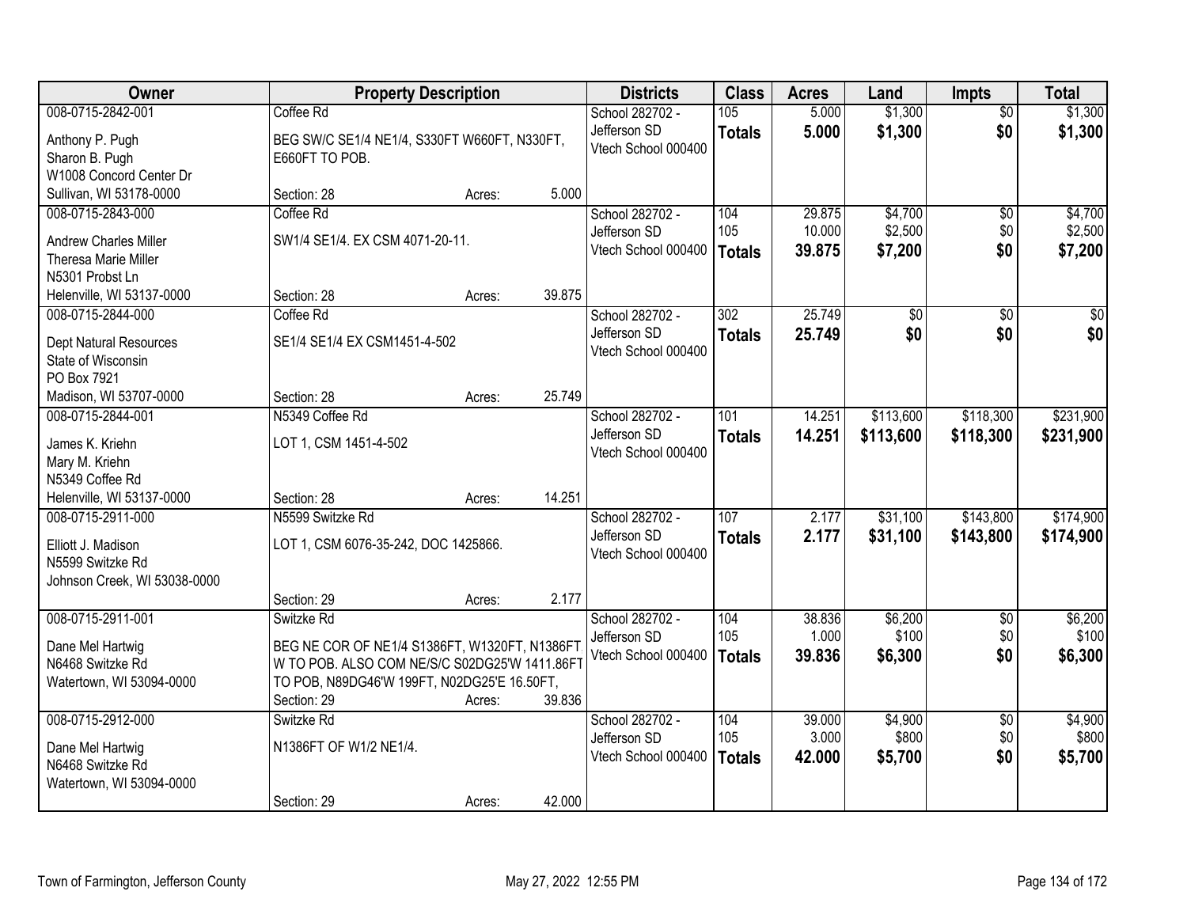| Owner | Property Description | | | Districts | Class | Acres | Land | Impts | Total |
|---|---|---|---|---|---|---|---|---|---|
| 008-0715-2842-001<br>Anthony P. Pugh<br>Sharon B. Pugh<br>W1008 Concord Center Dr<br>Sullivan, WI 53178-0000 | Coffee Rd<br>BEG SW/C SE1/4 NE1/4, S330FT W660FT, N330FT, E660FT TO POB.<br>Section: 28 | Acres: | 5.000 | School 282702 - Jefferson SD<br>Vtech School 000400 | 105<br>**Totals** | 5.000<br>**5.000** | $1,300<br>**$1,300** | $0<br>**$0** | $1,300<br>**$1,300** |
| 008-0715-2843-000<br>Andrew Charles Miller<br>Theresa Marie Miller<br>N5301 Probst Ln<br>Helenville, WI 53137-0000 | Coffee Rd<br>SW1/4 SE1/4. EX CSM 4071-20-11.<br>Section: 28 | Acres: | 39.875 | School 282702 - Jefferson SD<br>Vtech School 000400 | 104<br>105<br>**Totals** | 29.875<br>10.000<br>**39.875** | $4,700<br>$2,500<br>**$7,200** | $0<br>$0<br>**$0** | $4,700<br>$2,500<br>**$7,200** |
| 008-0715-2844-000<br>Dept Natural Resources<br>State of Wisconsin<br>PO Box 7921<br>Madison, WI 53707-0000 | Coffee Rd<br>SE1/4 SE1/4 EX CSM1451-4-502<br>Section: 28 | Acres: | 25.749 | School 282702 - Jefferson SD<br>Vtech School 000400 | 302<br>**Totals** | 25.749<br>**25.749** | $0<br>**$0** | $0<br>**$0** | $0<br>**$0** |
| 008-0715-2844-001<br>James K. Kriehn<br>Mary M. Kriehn<br>N5349 Coffee Rd<br>Helenville, WI 53137-0000 | N5349 Coffee Rd<br>LOT 1, CSM 1451-4-502<br>Section: 28 | Acres: | 14.251 | School 282702 - Jefferson SD<br>Vtech School 000400 | 101<br>**Totals** | 14.251<br>**14.251** | $113,600<br>**$113,600** | $118,300<br>**$118,300** | $231,900<br>**$231,900** |
| 008-0715-2911-000<br>Elliott J. Madison<br>N5599 Switzke Rd<br>Johnson Creek, WI 53038-0000 | N5599 Switzke Rd<br>LOT 1, CSM 6076-35-242, DOC 1425866.<br>Section: 29 | Acres: | 2.177 | School 282702 - Jefferson SD<br>Vtech School 000400 | 107<br>**Totals** | 2.177<br>**2.177** | $31,100<br>**$31,100** | $143,800<br>**$143,800** | $174,900<br>**$174,900** |
| 008-0715-2911-001<br>Dane Mel Hartwig<br>N6468 Switzke Rd<br>Watertown, WI 53094-0000 | Switzke Rd<br>BEG NE COR OF NE1/4 S1386FT, W1320FT, N1386FT. W TO POB. ALSO COM NE/S/C S02DG25'W 1411.86FT TO POB, N89DG46'W 199FT, N02DG25'E 16.50FT,<br>Section: 29 | Acres: | 39.836 | School 282702 - Jefferson SD<br>Vtech School 000400 | 104<br>105<br>**Totals** | 38.836<br>1.000<br>**39.836** | $6,200<br>$100<br>**$6,300** | $0<br>$0<br>**$0** | $6,200<br>$100<br>**$6,300** |
| 008-0715-2912-000<br>Dane Mel Hartwig<br>N6468 Switzke Rd<br>Watertown, WI 53094-0000 | Switzke Rd<br>N1386FT OF W1/2 NE1/4.<br>Section: 29 | Acres: | 42.000 | School 282702 - Jefferson SD<br>Vtech School 000400 | 104<br>105<br>**Totals** | 39.000<br>3.000<br>**42.000** | $4,900<br>$800<br>**$5,700** | $0<br>$0<br>**$0** | $4,900<br>$800<br>**$5,700** |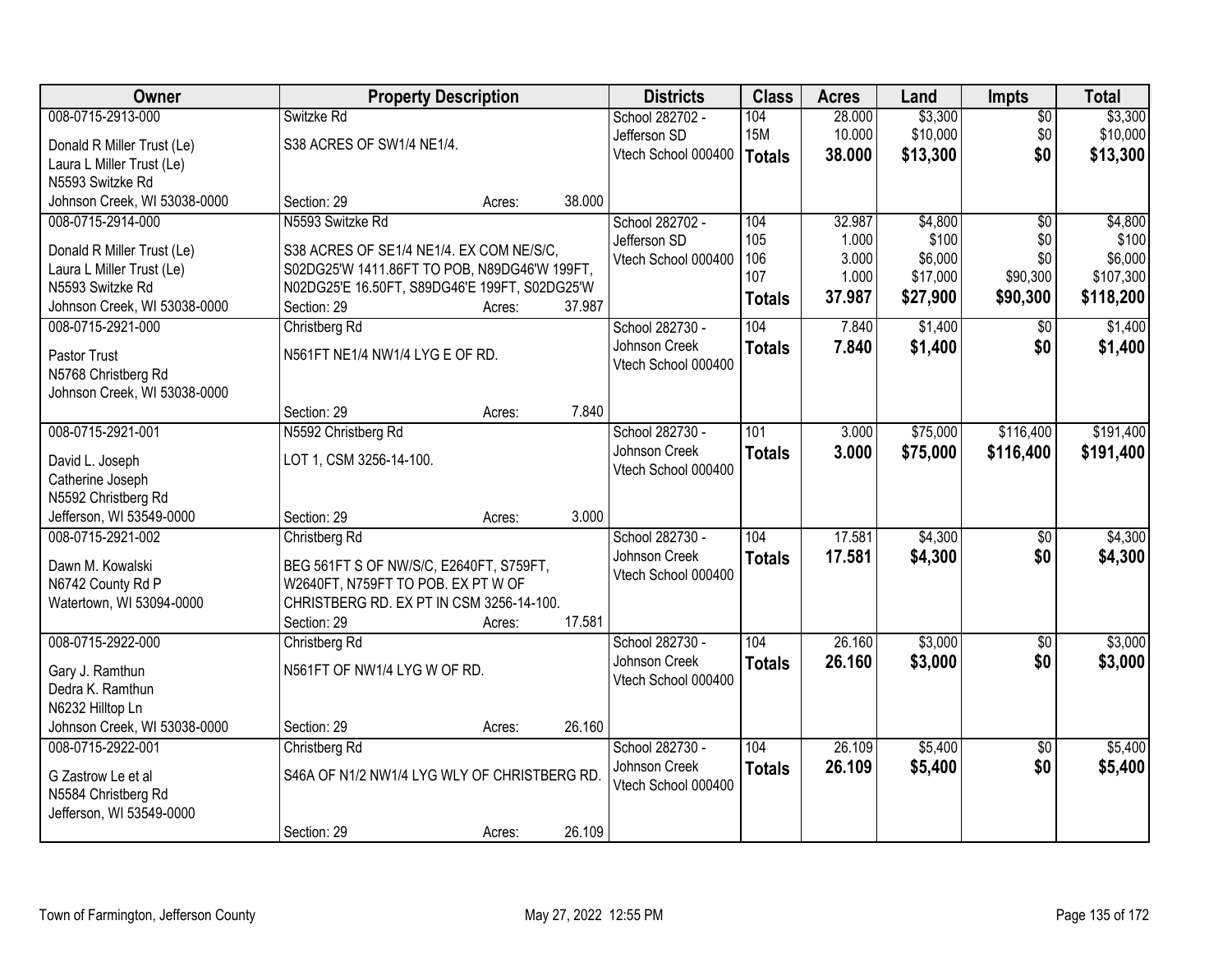| Owner | Property Description | Districts | Class | Acres | Land | Impts | Total |
|---|---|---|---|---|---|---|---|
| 008-0715-2913-000<br>Donald R Miller Trust (Le)<br>Laura L Miller Trust (Le)<br>N5593 Switzke Rd<br>Johnson Creek, WI 53038-0000 | Switzke Rd<br>S38 ACRES OF SW1/4 NE1/4.<br>Section: 29 Acres: 38.000 | School 282702 - Jefferson SD<br>Vtech School 000400 | 104<br>15M<br>**Totals** | 28.000<br>10.000<br>**38.000** | $3,300<br>$10,000<br>**$13,300** | $0<br>$0<br>**$0** | $3,300<br>$10,000<br>**$13,300** |
| 008-0715-2914-000<br>Donald R Miller Trust (Le)<br>Laura L Miller Trust (Le)<br>N5593 Switzke Rd<br>Johnson Creek, WI 53038-0000 | N5593 Switzke Rd<br>S38 ACRES OF SE1/4 NE1/4. EX COM NE/S/C, S02DG25'W 1411.86FT TO POB, N89DG46'W 199FT, N02DG25'E 16.50FT, S89DG46'E 199FT, S02DG25'W<br>Section: 29 Acres: 37.987 | School 282702 - Jefferson SD<br>Vtech School 000400 | 104<br>105<br>106<br>107<br>**Totals** | 32.987<br>1.000<br>3.000<br>1.000<br>**37.987** | $4,800<br>$100<br>$6,000<br>$17,000<br>**$27,900** | $0<br>$0<br>$0<br>$90,300<br>**$90,300** | $4,800<br>$100<br>$6,000<br>$107,300<br>**$118,200** |
| 008-0715-2921-000<br>Pastor Trust<br>N5768 Christberg Rd<br>Johnson Creek, WI 53038-0000 | Christberg Rd<br>N561FT NE1/4 NW1/4 LYG E OF RD.<br>Section: 29 Acres: 7.840 | School 282730 - Johnson Creek<br>Vtech School 000400 | 104<br>**Totals** | 7.840<br>**7.840** | $1,400<br>**$1,400** | $0<br>**$0** | $1,400<br>**$1,400** |
| 008-0715-2921-001<br>David L. Joseph<br>Catherine Joseph<br>N5592 Christberg Rd<br>Jefferson, WI 53549-0000 | N5592 Christberg Rd<br>LOT 1, CSM 3256-14-100.<br>Section: 29 Acres: 3.000 | School 282730 - Johnson Creek<br>Vtech School 000400 | 101<br>**Totals** | 3.000<br>**3.000** | $75,000<br>**$75,000** | $116,400<br>**$116,400** | $191,400<br>**$191,400** |
| 008-0715-2921-002<br>Dawn M. Kowalski<br>N6742 County Rd P<br>Watertown, WI 53094-0000 | Christberg Rd<br>BEG 561FT S OF NW/S/C, E2640FT, S759FT, W2640FT, N759FT TO POB. EX PT W OF CHRISTBERG RD. EX PT IN CSM 3256-14-100.<br>Section: 29 Acres: 17.581 | School 282730 - Johnson Creek<br>Vtech School 000400 | 104<br>**Totals** | 17.581<br>**17.581** | $4,300<br>**$4,300** | $0<br>**$0** | $4,300<br>**$4,300** |
| 008-0715-2922-000<br>Gary J. Ramthun<br>Dedra K. Ramthun<br>N6232 Hilltop Ln<br>Johnson Creek, WI 53038-0000 | Christberg Rd<br>N561FT OF NW1/4 LYG W OF RD.<br>Section: 29 Acres: 26.160 | School 282730 - Johnson Creek<br>Vtech School 000400 | 104<br>**Totals** | 26.160<br>**26.160** | $3,000<br>**$3,000** | $0<br>**$0** | $3,000<br>**$3,000** |
| 008-0715-2922-001<br>G Zastrow Le et al<br>N5584 Christberg Rd<br>Jefferson, WI 53549-0000 | Christberg Rd<br>S46A OF N1/2 NW1/4 LYG WLY OF CHRISTBERG RD.<br>Section: 29 Acres: 26.109 | School 282730 - Johnson Creek<br>Vtech School 000400 | 104<br>**Totals** | 26.109<br>**26.109** | $5,400<br>**$5,400** | $0<br>**$0** | $5,400<br>**$5,400** |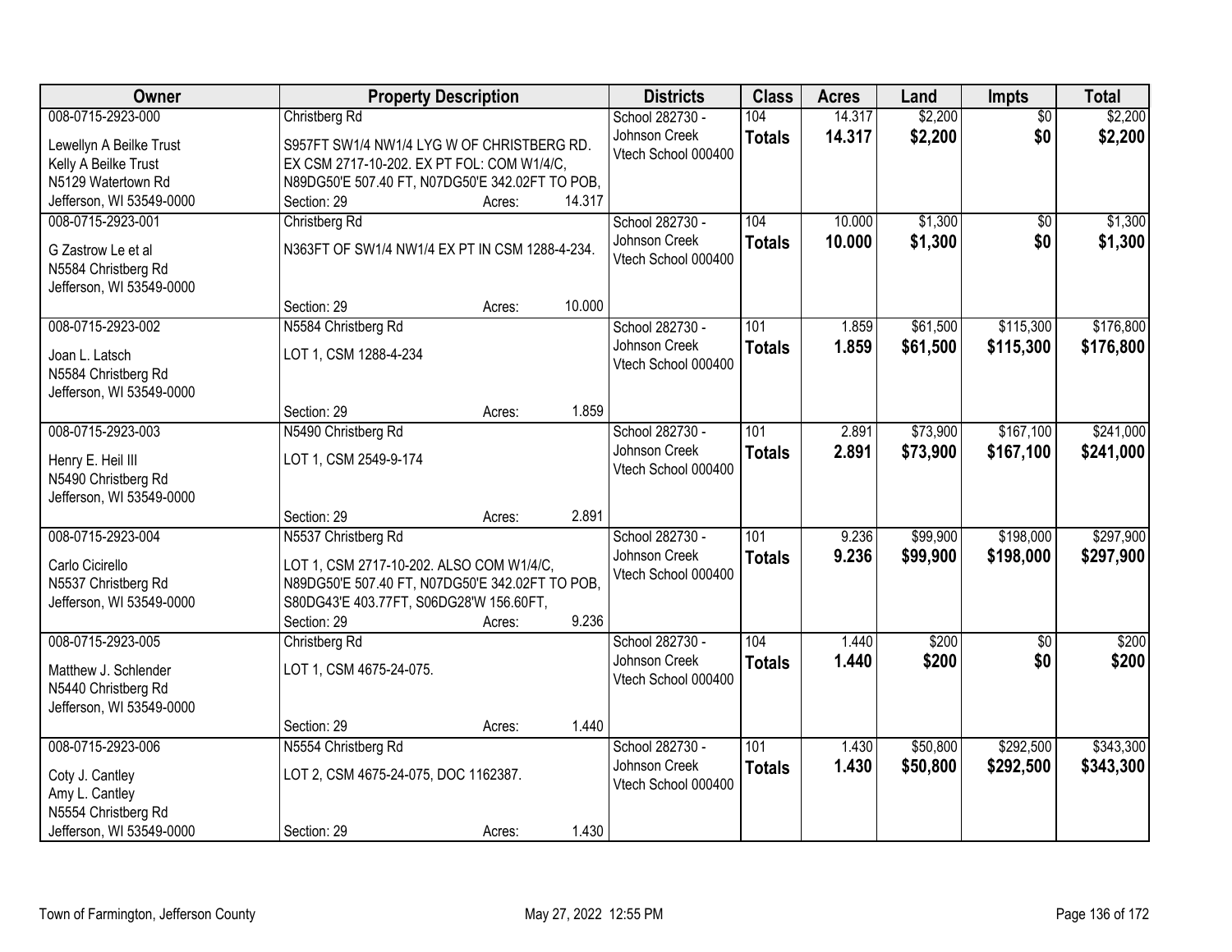| Owner | Property Description | Districts | Class | Acres | Land | Impts | Total |
|---|---|---|---|---|---|---|---|
| 008-0715-2923-000<br>Lewellyn A Beilke Trust<br>Kelly A Beilke Trust<br>N5129 Watertown Rd<br>Jefferson, WI 53549-0000 | Christberg Rd<br>S957FT SW1/4 NW1/4 LYG W OF CHRISTBERG RD. EX CSM 2717-10-202. EX PT FOL: COM W1/4/C, N89DG50'E 507.40 FT, N07DG50'E 342.02FT TO POB,<br>Section: 29 Acres: 14.317 | School 282730 - Johnson Creek<br>Vtech School 000400 | 104<br>**Totals** | 14.317<br>**14.317** | $2,200<br>**$2,200** | $0<br>**$0** | $2,200<br>**$2,200** |
| 008-0715-2923-001<br>G Zastrow Le et al<br>N5584 Christberg Rd<br>Jefferson, WI 53549-0000 | Christberg Rd<br>N363FT OF SW1/4 NW1/4 EX PT IN CSM 1288-4-234.<br>Section: 29 Acres: 10.000 | School 282730 - Johnson Creek<br>Vtech School 000400 | 104<br>**Totals** | 10.000<br>**10.000** | $1,300<br>**$1,300** | $0<br>**$0** | $1,300<br>**$1,300** |
| 008-0715-2923-002<br>Joan L. Latsch<br>N5584 Christberg Rd<br>Jefferson, WI 53549-0000 | N5584 Christberg Rd<br>LOT 1, CSM 1288-4-234<br>Section: 29 Acres: 1.859 | School 282730 - Johnson Creek<br>Vtech School 000400 | 101<br>**Totals** | 1.859<br>**1.859** | $61,500<br>**$61,500** | $115,300<br>**$115,300** | $176,800<br>**$176,800** |
| 008-0715-2923-003<br>Henry E. Heil III<br>N5490 Christberg Rd<br>Jefferson, WI 53549-0000 | N5490 Christberg Rd<br>LOT 1, CSM 2549-9-174<br>Section: 29 Acres: 2.891 | School 282730 - Johnson Creek<br>Vtech School 000400 | 101<br>**Totals** | 2.891<br>**2.891** | $73,900<br>**$73,900** | $167,100<br>**$167,100** | $241,000<br>**$241,000** |
| 008-0715-2923-004<br>Carlo Cicirello<br>N5537 Christberg Rd<br>Jefferson, WI 53549-0000 | N5537 Christberg Rd<br>LOT 1, CSM 2717-10-202. ALSO COM W1/4/C, N89DG50'E 507.40 FT, N07DG50'E 342.02FT TO POB, S80DG43'E 403.77FT, S06DG28'W 156.60FT,<br>Section: 29 Acres: 9.236 | School 282730 - Johnson Creek<br>Vtech School 000400 | 101<br>**Totals** | 9.236<br>**9.236** | $99,900<br>**$99,900** | $198,000<br>**$198,000** | $297,900<br>**$297,900** |
| 008-0715-2923-005<br>Matthew J. Schlender<br>N5440 Christberg Rd<br>Jefferson, WI 53549-0000 | Christberg Rd<br>LOT 1, CSM 4675-24-075.<br>Section: 29 Acres: 1.440 | School 282730 - Johnson Creek<br>Vtech School 000400 | 104<br>**Totals** | 1.440<br>**1.440** | $200<br>**$200** | $0<br>**$0** | $200<br>**$200** |
| 008-0715-2923-006<br>Coty J. Cantley<br>Amy L. Cantley<br>N5554 Christberg Rd<br>Jefferson, WI 53549-0000 | N5554 Christberg Rd<br>LOT 2, CSM 4675-24-075, DOC 1162387.<br>Section: 29 Acres: 1.430 | School 282730 - Johnson Creek<br>Vtech School 000400 | 101<br>**Totals** | 1.430<br>**1.430** | $50,800<br>**$50,800** | $292,500<br>**$292,500** | $343,300<br>**$343,300** |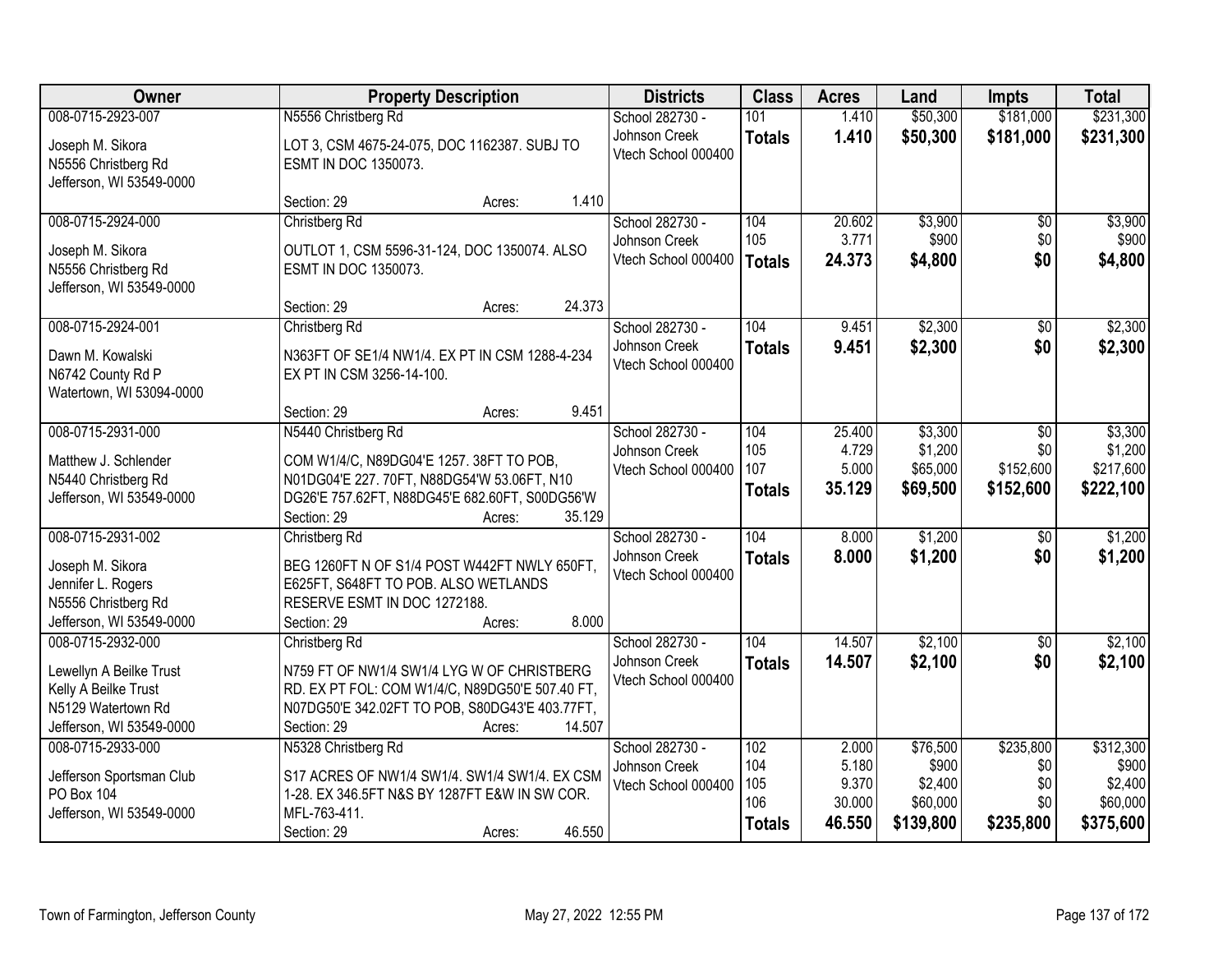| Owner | Property Description | Districts | Class | Acres | Land | Impts | Total |
|---|---|---|---|---|---|---|---|
| 008-0715-2923-007<br>Joseph M. Sikora<br>N5556 Christberg Rd<br>Jefferson, WI 53549-0000 | N5556 Christberg Rd<br>LOT 3, CSM 4675-24-075, DOC 1162387. SUBJ TO ESMT IN DOC 1350073.<br>Section: 29 Acres: 1.410 | School 282730 - Johnson Creek<br>Vtech School 000400 | 101<br>**Totals** | 1.410<br>**1.410** | $50,300<br>**$50,300** | $181,000<br>**$181,000** | $231,300<br>**$231,300** |
| 008-0715-2924-000<br>Joseph M. Sikora<br>N5556 Christberg Rd<br>Jefferson, WI 53549-0000 | Christberg Rd<br>OUTLOT 1, CSM 5596-31-124, DOC 1350074. ALSO ESMT IN DOC 1350073.<br>Section: 29 Acres: 24.373 | School 282730 - Johnson Creek<br>Vtech School 000400 | 104<br>105<br>**Totals** | 20.602<br>3.771<br>**24.373** | $3,900<br>$900<br>**$4,800** | $0<br>$0<br>**$0** | $3,900<br>$900<br>**$4,800** |
| 008-0715-2924-001<br>Dawn M. Kowalski<br>N6742 County Rd P<br>Watertown, WI 53094-0000 | Christberg Rd<br>N363FT OF SE1/4 NW1/4. EX PT IN CSM 1288-4-234 EX PT IN CSM 3256-14-100.<br>Section: 29 Acres: 9.451 | School 282730 - Johnson Creek<br>Vtech School 000400 | 104<br>**Totals** | 9.451<br>**9.451** | $2,300<br>**$2,300** | $0<br>**$0** | $2,300<br>**$2,300** |
| 008-0715-2931-000<br>Matthew J. Schlender<br>N5440 Christberg Rd<br>Jefferson, WI 53549-0000 | N5440 Christberg Rd<br>COM W1/4/C, N89DG04'E 1257. 38FT TO POB, N01DG04'E 227. 70FT, N88DG54'W 53.06FT, N10 DG26'E 757.62FT, N88DG45'E 682.60FT, S00DG56'W<br>Section: 29 Acres: 35.129 | School 282730 - Johnson Creek<br>Vtech School 000400 | 104<br>105<br>107<br>**Totals** | 25.400<br>4.729<br>5.000<br>**35.129** | $3,300<br>$1,200<br>$65,000<br>**$69,500** | $0<br>$0<br>$152,600<br>**$152,600** | $3,300<br>$1,200<br>$217,600<br>**$222,100** |
| 008-0715-2931-002<br>Joseph M. Sikora<br>Jennifer L. Rogers<br>N5556 Christberg Rd<br>Jefferson, WI 53549-0000 | Christberg Rd<br>BEG 1260FT N OF S1/4 POST W442FT NWLY 650FT, E625FT, S648FT TO POB. ALSO WETLANDS RESERVE ESMT IN DOC 1272188.<br>Section: 29 Acres: 8.000 | School 282730 - Johnson Creek<br>Vtech School 000400 | 104<br>**Totals** | 8.000<br>**8.000** | $1,200<br>**$1,200** | $0<br>**$0** | $1,200<br>**$1,200** |
| 008-0715-2932-000<br>Lewellyn A Beilke Trust<br>Kelly A Beilke Trust<br>N5129 Watertown Rd<br>Jefferson, WI 53549-0000 | Christberg Rd<br>N759 FT OF NW1/4 SW1/4 LYG W OF CHRISTBERG RD. EX PT FOL: COM W1/4/C, N89DG50'E 507.40 FT, N07DG50'E 342.02FT TO POB, S80DG43'E 403.77FT,<br>Section: 29 Acres: 14.507 | School 282730 - Johnson Creek<br>Vtech School 000400 | 104<br>**Totals** | 14.507<br>**14.507** | $2,100<br>**$2,100** | $0<br>**$0** | $2,100<br>**$2,100** |
| 008-0715-2933-000<br>Jefferson Sportsman Club<br>PO Box 104<br>Jefferson, WI 53549-0000 | N5328 Christberg Rd<br>S17 ACRES OF NW1/4 SW1/4. SW1/4 SW1/4. EX CSM 1-28. EX 346.5FT N&S BY 1287FT E&W IN SW COR. MFL-763-411.<br>Section: 29 Acres: 46.550 | School 282730 - Johnson Creek<br>Vtech School 000400 | 102<br>104<br>105<br>106<br>**Totals** | 2.000<br>5.180<br>9.370<br>30.000<br>**46.550** | $76,500<br>$900<br>$2,400<br>$60,000<br>**$139,800** | $235,800<br>$0<br>$0<br>$0<br>**$235,800** | $312,300<br>$900<br>$2,400<br>$60,000<br>**$375,600** |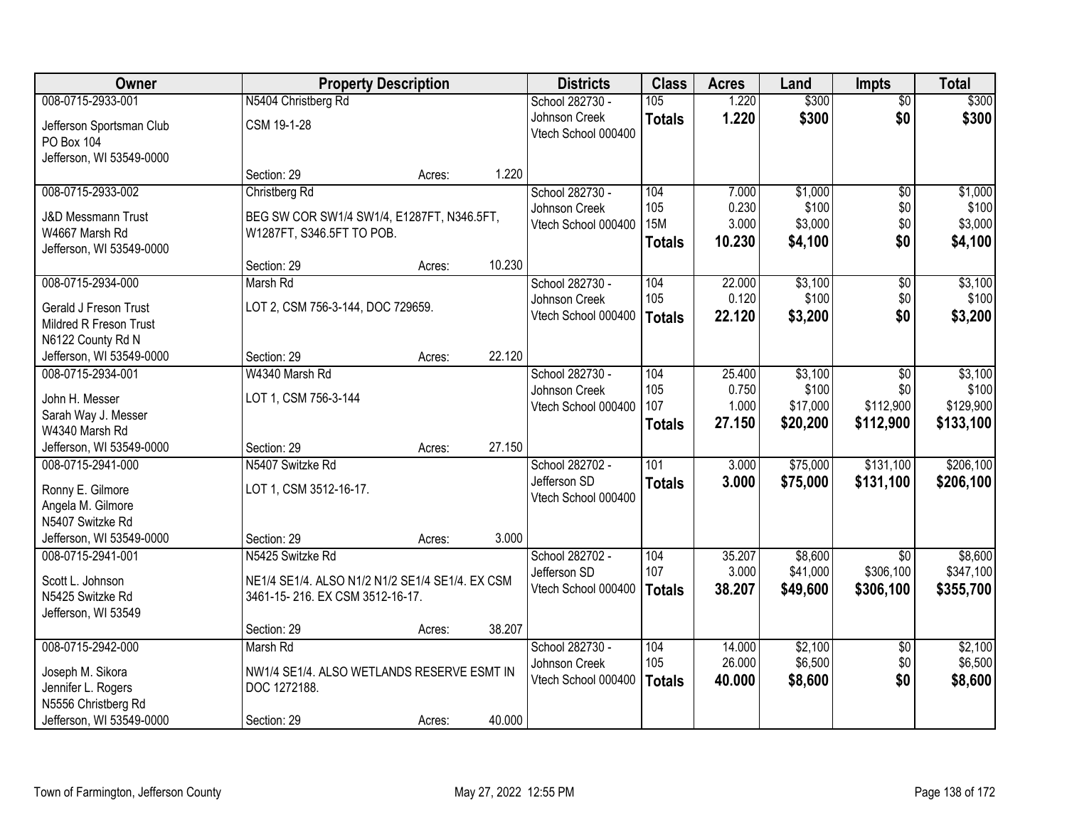| Owner | Property Description | Districts | Class | Acres | Land | Impts | Total |
|---|---|---|---|---|---|---|---|
| 008-0715-2933-001<br>Jefferson Sportsman Club<br>PO Box 104<br>Jefferson, WI 53549-0000 | N5404 Christberg Rd<br>CSM 19-1-28<br>Section: 29 Acres: 1.220 | School 282730 - Johnson Creek<br>Vtech School 000400 | 105<br>**Totals** | 1.220<br>**1.220** | $300<br>**$300** | $0<br>**$0** | $300<br>**$300** |
| 008-0715-2933-002<br>J&D Messmann Trust<br>W4667 Marsh Rd<br>Jefferson, WI 53549-0000 | Christberg Rd<br>BEG SW COR SW1/4 SW1/4, E1287FT, N346.5FT, W1287FT, S346.5FT TO POB.<br>Section: 29 Acres: 10.230 | School 282730 - Johnson Creek<br>Vtech School 000400 | 104<br>105<br>15M<br>**Totals** | 7.000<br>0.230<br>3.000<br>**10.230** | $1,000<br>$100<br>$3,000<br>**$4,100** | $0<br>$0<br>$0<br>**$0** | $1,000<br>$100<br>$3,000<br>**$4,100** |
| 008-0715-2934-000<br>Gerald J Freson Trust<br>Mildred R Freson Trust<br>N6122 County Rd N<br>Jefferson, WI 53549-0000 | Marsh Rd<br>LOT 2, CSM 756-3-144, DOC 729659.<br>Section: 29 Acres: 22.120 | School 282730 - Johnson Creek<br>Vtech School 000400 | 104<br>105<br>**Totals** | 22.000<br>0.120<br>**22.120** | $3,100<br>$100<br>**$3,200** | $0<br>$0<br>**$0** | $3,100<br>$100<br>**$3,200** |
| 008-0715-2934-001<br>John H. Messer<br>Sarah Way J. Messer<br>W4340 Marsh Rd<br>Jefferson, WI 53549-0000 | W4340 Marsh Rd<br>LOT 1, CSM 756-3-144<br>Section: 29 Acres: 27.150 | School 282730 - Johnson Creek<br>Vtech School 000400 | 104<br>105<br>107<br>**Totals** | 25.400<br>0.750<br>1.000<br>**27.150** | $3,100<br>$100<br>$17,000<br>**$20,200** | $0<br>$0<br>$112,900<br>**$112,900** | $3,100<br>$100<br>$129,900<br>**$133,100** |
| 008-0715-2941-000<br>Ronny E. Gilmore<br>Angela M. Gilmore<br>N5407 Switzke Rd<br>Jefferson, WI 53549-0000 | N5407 Switzke Rd<br>LOT 1, CSM 3512-16-17.<br>Section: 29 Acres: 3.000 | School 282702 - Jefferson SD<br>Vtech School 000400 | 101<br>**Totals** | 3.000<br>**3.000** | $75,000<br>**$75,000** | $131,100<br>**$131,100** | $206,100<br>**$206,100** |
| 008-0715-2941-001<br>Scott L. Johnson<br>N5425 Switzke Rd<br>Jefferson, WI 53549 | N5425 Switzke Rd<br>NE1/4 SE1/4. ALSO N1/2 N1/2 SE1/4 SE1/4. EX CSM 3461-15- 216. EX CSM 3512-16-17.<br>Section: 29 Acres: 38.207 | School 282702 - Jefferson SD<br>Vtech School 000400 | 104<br>107<br>**Totals** | 35.207<br>3.000<br>**38.207** | $8,600<br>$41,000<br>**$49,600** | $0<br>$306,100<br>**$306,100** | $8,600<br>$347,100<br>**$355,700** |
| 008-0715-2942-000<br>Joseph M. Sikora<br>Jennifer L. Rogers<br>N5556 Christberg Rd<br>Jefferson, WI 53549-0000 | Marsh Rd<br>NW1/4 SE1/4. ALSO WETLANDS RESERVE ESMT IN DOC 1272188.<br>Section: 29 Acres: 40.000 | School 282730 - Johnson Creek<br>Vtech School 000400 | 104<br>105<br>**Totals** | 14.000<br>26.000<br>**40.000** | $2,100<br>$6,500<br>**$8,600** | $0<br>$0<br>**$0** | $2,100<br>$6,500<br>**$8,600** |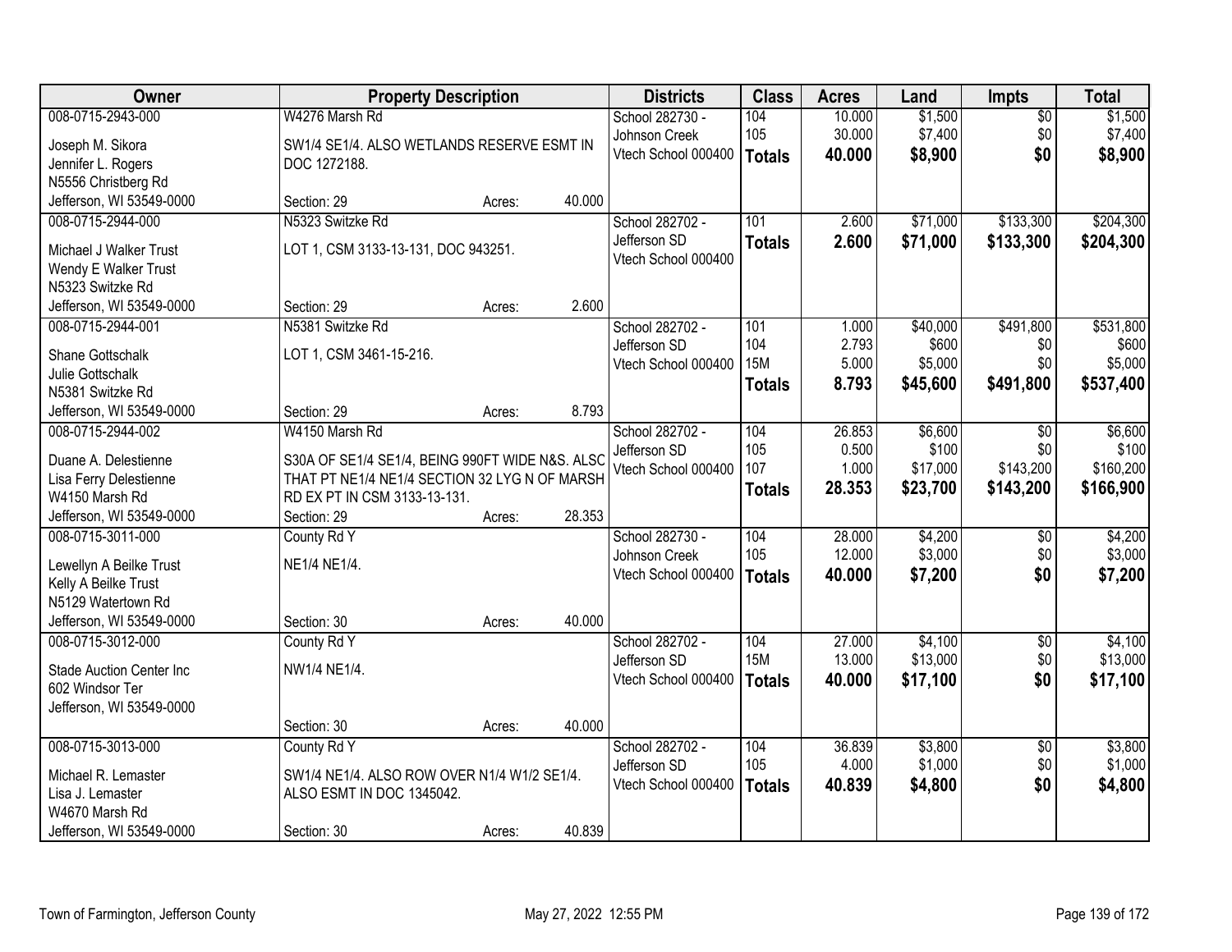| Owner | Property Description | | | Districts | Class | Acres | Land | Impts | Total |
|---|---|---|---|---|---|---|---|---|---|
| 008-0715-2943-000 | W4276 Marsh Rd | | | School 282730 - | 104 | 10.000 | $1,500 | $0 | $1,500 |
| Joseph M. Sikora | SW1/4 SE1/4. ALSO WETLANDS RESERVE ESMT IN | | | Johnson Creek | 105 | 30.000 | $7,400 | $0 | $7,400 |
| Jennifer L. Rogers | DOC 1272188. | | | Vtech School 000400 | **Totals** | **40.000** | **$8,900** | **$0** | **$8,900** |
| N5556 Christberg Rd | | | | | | | | | |
| Jefferson, WI 53549-0000 | Section: 29 | Acres: | 40.000 | | | | | | |
| 008-0715-2944-000 | N5323 Switzke Rd | | | School 282702 - | 101 | 2.600 | $71,000 | $133,300 | $204,300 |
| Michael J Walker Trust | LOT 1, CSM 3133-13-131, DOC 943251. | | | Jefferson SD | **Totals** | **2.600** | **$71,000** | **$133,300** | **$204,300** |
| Wendy E Walker Trust | | | | Vtech School 000400 | | | | | |
| N5323 Switzke Rd | | | | | | | | | |
| Jefferson, WI 53549-0000 | Section: 29 | Acres: | 2.600 | | | | | | |
| 008-0715-2944-001 | N5381 Switzke Rd | | | School 282702 - | 101 | 1.000 | $40,000 | $491,800 | $531,800 |
| Shane Gottschalk | LOT 1, CSM 3461-15-216. | | | Jefferson SD | 104 | 2.793 | $600 | $0 | $600 |
| Julie Gottschalk | | | | Vtech School 000400 | 15M | 5.000 | $5,000 | $0 | $5,000 |
| N5381 Switzke Rd | | | | | **Totals** | **8.793** | **$45,600** | **$491,800** | **$537,400** |
| Jefferson, WI 53549-0000 | Section: 29 | Acres: | 8.793 | | | | | | |
| 008-0715-2944-002 | W4150 Marsh Rd | | | School 282702 - | 104 | 26.853 | $6,600 | $0 | $6,600 |
| Duane A. Delestienne | S30A OF SE1/4 SE1/4, BEING 990FT WIDE N&S. ALSO | | | Jefferson SD | 105 | 0.500 | $100 | $0 | $100 |
| Lisa Ferry Delestienne | THAT PT NE1/4 NE1/4 SECTION 32 LYG N OF MARSH | | | Vtech School 000400 | 107 | 1.000 | $17,000 | $143,200 | $160,200 |
| W4150 Marsh Rd | RD EX PT IN CSM 3133-13-131. | | | | **Totals** | **28.353** | **$23,700** | **$143,200** | **$166,900** |
| Jefferson, WI 53549-0000 | Section: 29 | Acres: | 28.353 | | | | | | |
| 008-0715-3011-000 | County Rd Y | | | School 282730 - | 104 | 28.000 | $4,200 | $0 | $4,200 |
| Lewellyn A Beilke Trust | NE1/4 NE1/4. | | | Johnson Creek | 105 | 12.000 | $3,000 | $0 | $3,000 |
| Kelly A Beilke Trust | | | | Vtech School 000400 | **Totals** | **40.000** | **$7,200** | **$0** | **$7,200** |
| N5129 Watertown Rd | | | | | | | | | |
| Jefferson, WI 53549-0000 | Section: 30 | Acres: | 40.000 | | | | | | |
| 008-0715-3012-000 | County Rd Y | | | School 282702 - | 104 | 27.000 | $4,100 | $0 | $4,100 |
| Stade Auction Center Inc | NW1/4 NE1/4. | | | Jefferson SD | 15M | 13.000 | $13,000 | $0 | $13,000 |
| 602 Windsor Ter | | | | Vtech School 000400 | **Totals** | **40.000** | **$17,100** | **$0** | **$17,100** |
| Jefferson, WI 53549-0000 | | | | | | | | | |
| | Section: 30 | Acres: | 40.000 | | | | | | |
| 008-0715-3013-000 | County Rd Y | | | School 282702 - | 104 | 36.839 | $3,800 | $0 | $3,800 |
| Michael R. Lemaster | SW1/4 NE1/4. ALSO ROW OVER N1/4 W1/2 SE1/4. | | | Jefferson SD | 105 | 4.000 | $1,000 | $0 | $1,000 |
| Lisa J. Lemaster | ALSO ESMT IN DOC 1345042. | | | Vtech School 000400 | **Totals** | **40.839** | **$4,800** | **$0** | **$4,800** |
| W4670 Marsh Rd | | | | | | | | | |
| Jefferson, WI 53549-0000 | Section: 30 | Acres: | 40.839 | | | | | | |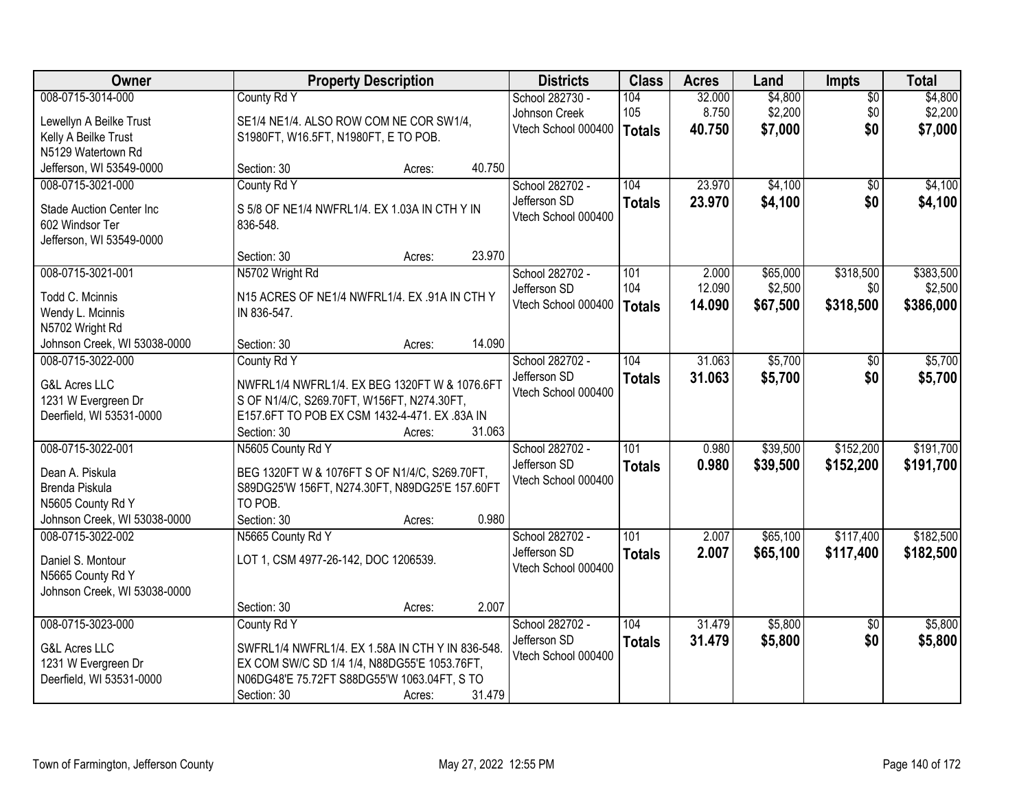| Owner | Property Description | Districts | Class | Acres | Land | Impts | Total |
|---|---|---|---|---|---|---|---|
| 008-0715-3014-000<br>Lewellyn A Beilke Trust<br>Kelly A Beilke Trust<br>N5129 Watertown Rd<br>Jefferson, WI 53549-0000 | County Rd Y<br>SE1/4 NE1/4. ALSO ROW COM NE COR SW1/4, S1980FT, W16.5FT, N1980FT, E TO POB.<br>Section: 30 Acres: 40.750 | School 282730 - Johnson Creek<br>Vtech School 000400 | 104<br>105<br>**Totals** | 32.000<br>8.750<br>**40.750** | $4,800<br>$2,200<br>**$7,000** | $0<br>$0<br>**$0** | $4,800<br>$2,200<br>**$7,000** |
| 008-0715-3021-000<br>Stade Auction Center Inc<br>602 Windsor Ter<br>Jefferson, WI 53549-0000 | County Rd Y<br>S 5/8 OF NE1/4 NWFRL1/4. EX 1.03A IN CTH Y IN 836-548.<br>Section: 30 Acres: 23.970 | School 282702 - Jefferson SD<br>Vtech School 000400 | 104<br>**Totals** | 23.970<br>**23.970** | $4,100<br>**$4,100** | $0<br>**$0** | $4,100<br>**$4,100** |
| 008-0715-3021-001<br>Todd C. Mcinnis<br>Wendy L. Mcinnis<br>N5702 Wright Rd<br>Johnson Creek, WI 53038-0000 | N5702 Wright Rd<br>N15 ACRES OF NE1/4 NWFRL1/4. EX .91A IN CTH Y IN 836-547.<br>Section: 30 Acres: 14.090 | School 282702 - Jefferson SD<br>Vtech School 000400 | 101<br>104<br>**Totals** | 2.000<br>12.090<br>**14.090** | $65,000<br>$2,500<br>**$67,500** | $318,500<br>$0<br>**$318,500** | $383,500<br>$2,500<br>**$386,000** |
| 008-0715-3022-000<br>G&L Acres LLC<br>1231 W Evergreen Dr<br>Deerfield, WI 53531-0000 | County Rd Y<br>NWFRL1/4 NWFRL1/4. EX BEG 1320FT W & 1076.6FT S OF N1/4/C, S269.70FT, W156FT, N274.30FT, E157.6FT TO POB EX CSM 1432-4-471. EX .83A IN<br>Section: 30 Acres: 31.063 | School 282702 - Jefferson SD<br>Vtech School 000400 | 104<br>**Totals** | 31.063<br>**31.063** | $5,700<br>**$5,700** | $0<br>**$0** | $5,700<br>**$5,700** |
| 008-0715-3022-001<br>Dean A. Piskula<br>Brenda Piskula<br>N5605 County Rd Y<br>Johnson Creek, WI 53038-0000 | N5605 County Rd Y<br>BEG 1320FT W & 1076FT S OF N1/4/C, S269.70FT, S89DG25'W 156FT, N274.30FT, N89DG25'E 157.60FT TO POB.<br>Section: 30 Acres: 0.980 | School 282702 - Jefferson SD<br>Vtech School 000400 | 101<br>**Totals** | 0.980<br>**0.980** | $39,500<br>**$39,500** | $152,200<br>**$152,200** | $191,700<br>**$191,700** |
| 008-0715-3022-002<br>Daniel S. Montour<br>N5665 County Rd Y<br>Johnson Creek, WI 53038-0000 | N5665 County Rd Y<br>LOT 1, CSM 4977-26-142, DOC 1206539.<br>Section: 30 Acres: 2.007 | School 282702 - Jefferson SD<br>Vtech School 000400 | 101<br>**Totals** | 2.007<br>**2.007** | $65,100<br>**$65,100** | $117,400<br>**$117,400** | $182,500<br>**$182,500** |
| 008-0715-3023-000<br>G&L Acres LLC<br>1231 W Evergreen Dr<br>Deerfield, WI 53531-0000 | County Rd Y<br>SWFRL1/4 NWFRL1/4. EX 1.58A IN CTH Y IN 836-548. EX COM SW/C SD 1/4 1/4, N88DG55'E 1053.76FT, N06DG48'E 75.72FT S88DG55'W 1063.04FT, S TO<br>Section: 30 Acres: 31.479 | School 282702 - Jefferson SD<br>Vtech School 000400 | 104<br>**Totals** | 31.479<br>**31.479** | $5,800<br>**$5,800** | $0<br>**$0** | $5,800<br>**$5,800** |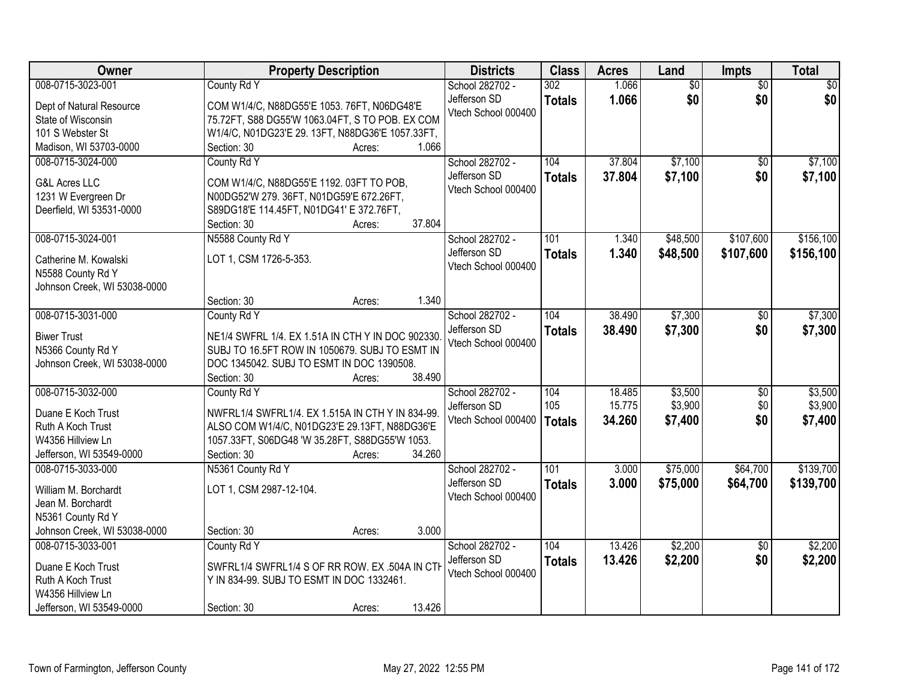| Owner | Property Description | Districts | Class | Acres | Land | Impts | Total |
|---|---|---|---|---|---|---|---|
| 008-0715-3023-001<br>Dept of Natural Resource<br>State of Wisconsin<br>101 S Webster St<br>Madison, WI 53703-0000 | County Rd Y<br>COM W1/4/C, N88DG55'E 1053. 76FT, N06DG48'E 75.72FT, S88 DG55'W 1063.04FT, S TO POB. EX COM W1/4/C, N01DG23'E 29. 13FT, N88DG36'E 1057.33FT,<br>Section: 30 Acres: 1.066 | School 282702 - Jefferson SD<br>Vtech School 000400 | 302<br>**Totals** | 1.066<br>**1.066** | $0<br>**$0** | $0<br>**$0** | $0<br>**$0** |
| 008-0715-3024-000<br>G&L Acres LLC<br>1231 W Evergreen Dr<br>Deerfield, WI 53531-0000 | County Rd Y<br>COM W1/4/C, N88DG55'E 1192. 03FT TO POB, N00DG52'W 279. 36FT, N01DG59'E 672.26FT, S89DG18'E 114.45FT, N01DG41' E 372.76FT,<br>Section: 30 Acres: 37.804 | School 282702 - Jefferson SD<br>Vtech School 000400 | 104<br>**Totals** | 37.804<br>**37.804** | $7,100<br>**$7,100** | $0<br>**$0** | $7,100<br>**$7,100** |
| 008-0715-3024-001<br>Catherine M. Kowalski<br>N5588 County Rd Y<br>Johnson Creek, WI 53038-0000 | N5588 County Rd Y<br>LOT 1, CSM 1726-5-353.<br>Section: 30 Acres: 1.340 | School 282702 - Jefferson SD<br>Vtech School 000400 | 101<br>**Totals** | 1.340<br>**1.340** | $48,500<br>**$48,500** | $107,600<br>**$107,600** | $156,100<br>**$156,100** |
| 008-0715-3031-000<br>Biwer Trust<br>N5366 County Rd Y<br>Johnson Creek, WI 53038-0000 | County Rd Y<br>NE1/4 SWFRL 1/4. EX 1.51A IN CTH Y IN DOC 902330. SUBJ TO 16.5FT ROW IN 1050679. SUBJ TO ESMT IN DOC 1345042. SUBJ TO ESMT IN DOC 1390508.<br>Section: 30 Acres: 38.490 | School 282702 - Jefferson SD<br>Vtech School 000400 | 104<br>**Totals** | 38.490<br>**38.490** | $7,300<br>**$7,300** | $0<br>**$0** | $7,300<br>**$7,300** |
| 008-0715-3032-000<br>Duane E Koch Trust<br>Ruth A Koch Trust<br>W4356 Hillview Ln<br>Jefferson, WI 53549-0000 | County Rd Y<br>NWFRL1/4 SWFRL1/4. EX 1.515A IN CTH Y IN 834-99. ALSO COM W1/4/C, N01DG23'E 29.13FT, N88DG36'E 1057.33FT, S06DG48 'W 35.28FT, S88DG55'W 1053.<br>Section: 30 Acres: 34.260 | School 282702 - Jefferson SD<br>Vtech School 000400 | 104<br>105<br>**Totals** | 18.485<br>15.775<br>**34.260** | $3,500<br>$3,900<br>**$7,400** | $0<br>$0<br>**$0** | $3,500<br>$3,900<br>**$7,400** |
| 008-0715-3033-000<br>William M. Borchardt<br>Jean M. Borchardt<br>N5361 County Rd Y<br>Johnson Creek, WI 53038-0000 | N5361 County Rd Y<br>LOT 1, CSM 2987-12-104.<br>Section: 30 Acres: 3.000 | School 282702 - Jefferson SD<br>Vtech School 000400 | 101<br>**Totals** | 3.000<br>**3.000** | $75,000<br>**$75,000** | $64,700<br>**$64,700** | $139,700<br>**$139,700** |
| 008-0715-3033-001<br>Duane E Koch Trust<br>Ruth A Koch Trust<br>W4356 Hillview Ln<br>Jefferson, WI 53549-0000 | County Rd Y<br>SWFRL1/4 SWFRL1/4 S OF RR ROW. EX .504A IN CTH Y IN 834-99. SUBJ TO ESMT IN DOC 1332461.<br>Section: 30 Acres: 13.426 | School 282702 - Jefferson SD<br>Vtech School 000400 | 104<br>**Totals** | 13.426<br>**13.426** | $2,200<br>**$2,200** | $0<br>**$0** | $2,200<br>**$2,200** |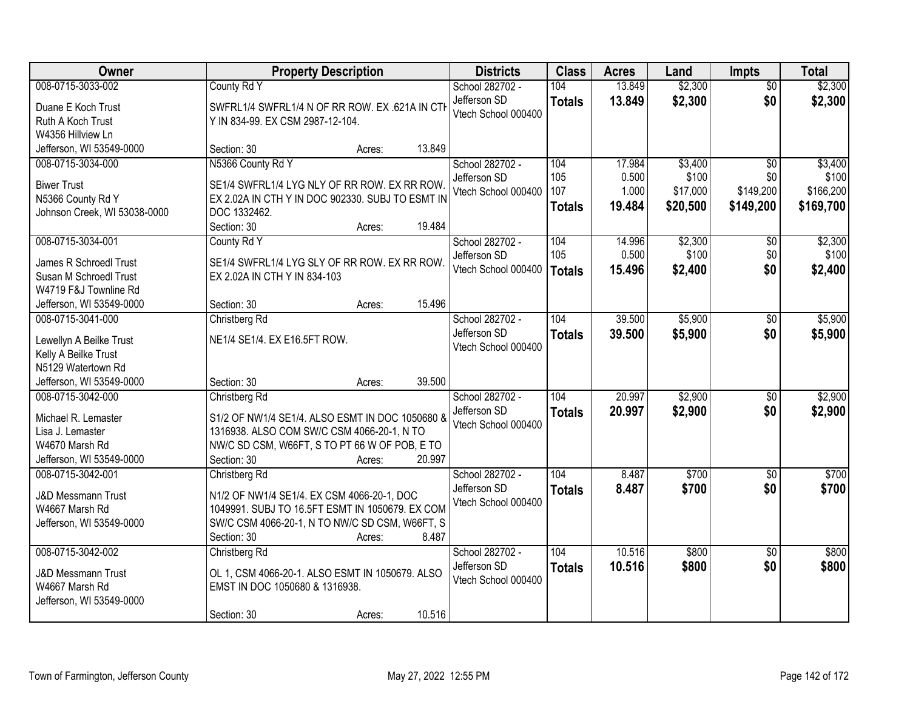| Owner | Property Description | Districts | Class | Acres | Land | Impts | Total |
|---|---|---|---|---|---|---|---|
| 008-0715-3033-002<br>Duane E Koch Trust<br>Ruth A Koch Trust<br>W4356 Hillview Ln<br>Jefferson, WI 53549-0000 | County Rd Y<br>SWFRL1/4 SWFRL1/4 N OF RR ROW. EX .621A IN CTH Y IN 834-99. EX CSM 2987-12-104.<br>Section: 30 Acres: 13.849 | School 282702 - Jefferson SD<br>Vtech School 000400 | 104<br>**Totals** | 13.849<br>**13.849** | $2,300<br>**$2,300** | $0<br>**$0** | $2,300<br>**$2,300** |
| 008-0715-3034-000<br>Biwer Trust<br>N5366 County Rd Y<br>Johnson Creek, WI 53038-0000 | N5366 County Rd Y<br>SE1/4 SWFRL1/4 LYG NLY OF RR ROW. EX RR ROW. EX 2.02A IN CTH Y IN DOC 902330. SUBJ TO ESMT IN DOC 1332462.<br>Section: 30 Acres: 19.484 | School 282702 - Jefferson SD<br>Vtech School 000400 | 104<br>105<br>107<br>**Totals** | 17.984<br>0.500<br>1.000<br>**19.484** | $3,400<br>$100<br>$17,000<br>**$20,500** | $0<br>$0<br>$149,200<br>**$149,200** | $3,400<br>$100<br>$166,200<br>**$169,700** |
| 008-0715-3034-001<br>James R Schroedl Trust<br>Susan M Schroedl Trust<br>W4719 F&J Townline Rd<br>Jefferson, WI 53549-0000 | County Rd Y<br>SE1/4 SWFRL1/4 LYG SLY OF RR ROW. EX RR ROW. EX 2.02A IN CTH Y IN 834-103<br>Section: 30 Acres: 15.496 | School 282702 - Jefferson SD<br>Vtech School 000400 | 104<br>105<br>**Totals** | 14.996<br>0.500<br>**15.496** | $2,300<br>$100<br>**$2,400** | $0<br>$0<br>**$0** | $2,300<br>$100<br>**$2,400** |
| 008-0715-3041-000<br>Lewellyn A Beilke Trust<br>Kelly A Beilke Trust<br>N5129 Watertown Rd<br>Jefferson, WI 53549-0000 | Christberg Rd<br>NE1/4 SE1/4. EX E16.5FT ROW.<br>Section: 30 Acres: 39.500 | School 282702 - Jefferson SD<br>Vtech School 000400 | 104<br>**Totals** | 39.500<br>**39.500** | $5,900<br>**$5,900** | $0<br>**$0** | $5,900<br>**$5,900** |
| 008-0715-3042-000<br>Michael R. Lemaster<br>Lisa J. Lemaster<br>W4670 Marsh Rd<br>Jefferson, WI 53549-0000 | Christberg Rd<br>S1/2 OF NW1/4 SE1/4. ALSO ESMT IN DOC 1050680 & 1316938. ALSO COM SW/C CSM 4066-20-1, N TO NW/C SD CSM, W66FT, S TO PT 66 W OF POB, E TO<br>Section: 30 Acres: 20.997 | School 282702 - Jefferson SD<br>Vtech School 000400 | 104<br>**Totals** | 20.997<br>**20.997** | $2,900<br>**$2,900** | $0<br>**$0** | $2,900<br>**$2,900** |
| 008-0715-3042-001<br>J&D Messmann Trust<br>W4667 Marsh Rd<br>Jefferson, WI 53549-0000 | Christberg Rd<br>N1/2 OF NW1/4 SE1/4. EX CSM 4066-20-1, DOC 1049991. SUBJ TO 16.5FT ESMT IN 1050679. EX COM SW/C CSM 4066-20-1, N TO NW/C SD CSM, W66FT, S<br>Section: 30 Acres: 8.487 | School 282702 - Jefferson SD<br>Vtech School 000400 | 104<br>**Totals** | 8.487<br>**8.487** | $700<br>**$700** | $0<br>**$0** | $700<br>**$700** |
| 008-0715-3042-002<br>J&D Messmann Trust<br>W4667 Marsh Rd<br>Jefferson, WI 53549-0000 | Christberg Rd<br>OL 1, CSM 4066-20-1. ALSO ESMT IN 1050679. ALSO EMST IN DOC 1050680 & 1316938.<br>Section: 30 Acres: 10.516 | School 282702 - Jefferson SD<br>Vtech School 000400 | 104<br>**Totals** | 10.516<br>**10.516** | $800<br>**$800** | $0<br>**$0** | $800<br>**$800** |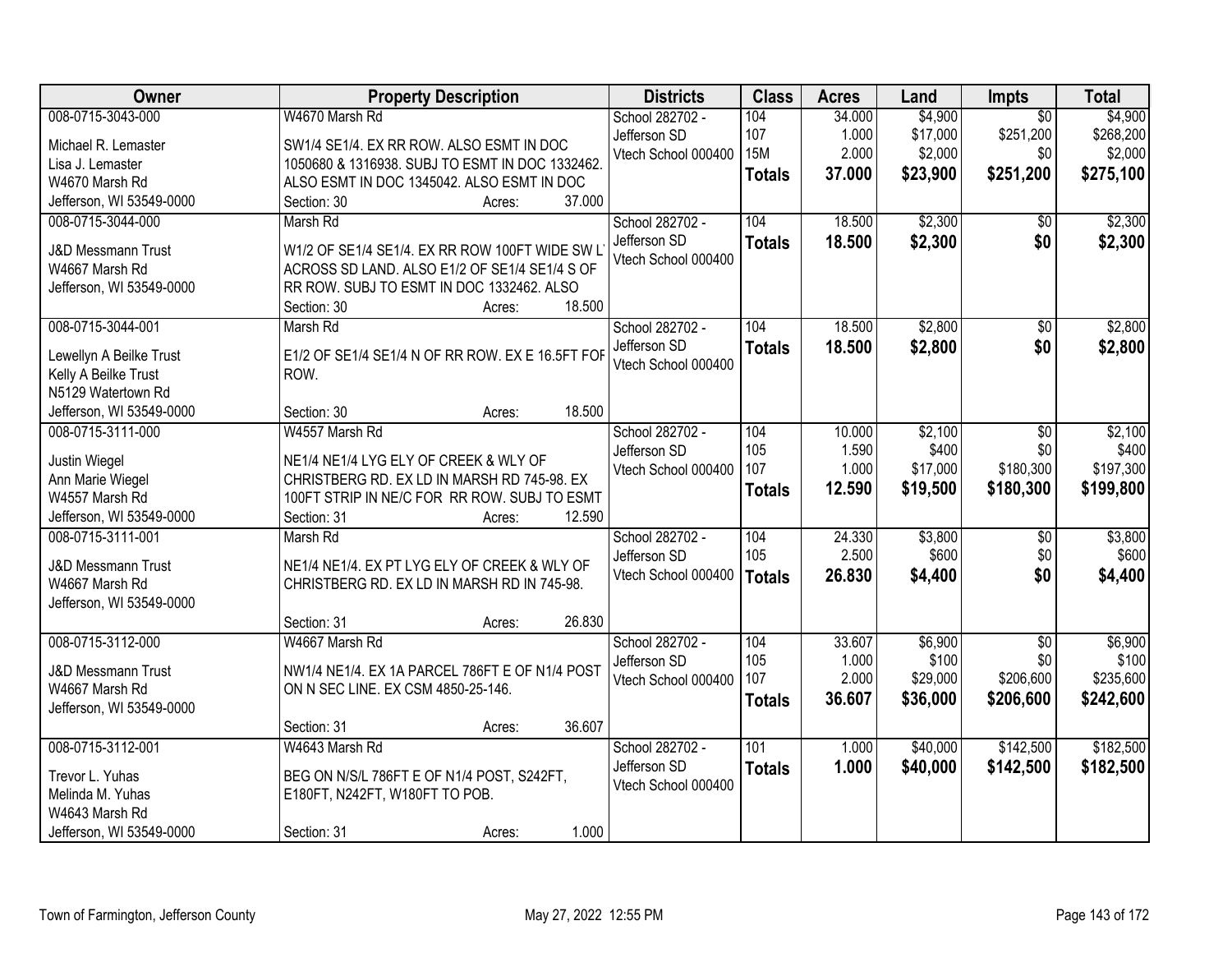| Owner | Property Description | Districts | Class | Acres | Land | Impts | Total |
|---|---|---|---|---|---|---|---|
| 008-0715-3043-000<br><br>Michael R. Lemaster<br>Lisa J. Lemaster<br>W4670 Marsh Rd<br>Jefferson, WI 53549-0000 | W4670 Marsh Rd<br><br>SW1/4 SE1/4. EX RR ROW. ALSO ESMT IN DOC 1050680 & 1316938. SUBJ TO ESMT IN DOC 1332462. ALSO ESMT IN DOC 1345042. ALSO ESMT IN DOC<br>Section: 30 Acres: 37.000 | School 282702 - Jefferson SD<br>Vtech School 000400 | 104<br>107<br>15M<br>**Totals** | 34.000<br>1.000<br>2.000<br>**37.000** | $4,900<br>$17,000<br>$2,000<br>**$23,900** | $0<br>$251,200<br>$0<br>**$251,200** | $4,900<br>$268,200<br>$2,000<br>**$275,100** |
| 008-0715-3044-000<br><br>J&D Messmann Trust<br>W4667 Marsh Rd<br>Jefferson, WI 53549-0000 | Marsh Rd<br><br>W1/2 OF SE1/4 SE1/4. EX RR ROW 100FT WIDE SW L' ACROSS SD LAND. ALSO E1/2 OF SE1/4 SE1/4 S OF RR ROW. SUBJ TO ESMT IN DOC 1332462. ALSO<br>Section: 30 Acres: 18.500 | School 282702 - Jefferson SD<br>Vtech School 000400 | 104<br>**Totals** | 18.500<br>**18.500** | $2,300<br>**$2,300** | $0<br>**$0** | $2,300<br>**$2,300** |
| 008-0715-3044-001<br><br>Lewellyn A Beilke Trust<br>Kelly A Beilke Trust<br>N5129 Watertown Rd<br>Jefferson, WI 53549-0000 | Marsh Rd<br><br>E1/2 OF SE1/4 SE1/4 N OF RR ROW. EX E 16.5FT FOF ROW.<br>Section: 30 Acres: 18.500 | School 282702 - Jefferson SD<br>Vtech School 000400 | 104<br>**Totals** | 18.500<br>**18.500** | $2,800<br>**$2,800** | $0<br>**$0** | $2,800<br>**$2,800** |
| 008-0715-3111-000<br><br>Justin Wiegel<br>Ann Marie Wiegel<br>W4557 Marsh Rd<br>Jefferson, WI 53549-0000 | W4557 Marsh Rd<br><br>NE1/4 NE1/4 LYG ELY OF CREEK & WLY OF CHRISTBERG RD. EX LD IN MARSH RD 745-98. EX 100FT STRIP IN NE/C FOR RR ROW. SUBJ TO ESMT<br>Section: 31 Acres: 12.590 | School 282702 - Jefferson SD<br>Vtech School 000400 | 104<br>105<br>107<br>**Totals** | 10.000<br>1.590<br>1.000<br>**12.590** | $2,100<br>$400<br>$17,000<br>**$19,500** | $0<br>$0<br>$180,300<br>**$180,300** | $2,100<br>$400<br>$197,300<br>**$199,800** |
| 008-0715-3111-001<br><br>J&D Messmann Trust<br>W4667 Marsh Rd<br>Jefferson, WI 53549-0000 | Marsh Rd<br><br>NE1/4 NE1/4. EX PT LYG ELY OF CREEK & WLY OF CHRISTBERG RD. EX LD IN MARSH RD IN 745-98.<br>Section: 31 Acres: 26.830 | School 282702 - Jefferson SD<br>Vtech School 000400 | 104<br>105<br>**Totals** | 24.330<br>2.500<br>**26.830** | $3,800<br>$600<br>**$4,400** | $0<br>$0<br>**$0** | $3,800<br>$600<br>**$4,400** |
| 008-0715-3112-000<br><br>J&D Messmann Trust<br>W4667 Marsh Rd<br>Jefferson, WI 53549-0000 | W4667 Marsh Rd<br><br>NW1/4 NE1/4. EX 1A PARCEL 786FT E OF N1/4 POST ON N SEC LINE. EX CSM 4850-25-146.<br>Section: 31 Acres: 36.607 | School 282702 - Jefferson SD<br>Vtech School 000400 | 104<br>105<br>107<br>**Totals** | 33.607<br>1.000<br>2.000<br>**36.607** | $6,900<br>$100<br>$29,000<br>**$36,000** | $0<br>$0<br>$206,600<br>**$206,600** | $6,900<br>$100<br>$235,600<br>**$242,600** |
| 008-0715-3112-001<br><br>Trevor L. Yuhas<br>Melinda M. Yuhas<br>W4643 Marsh Rd<br>Jefferson, WI 53549-0000 | W4643 Marsh Rd<br><br>BEG ON N/S/L 786FT E OF N1/4 POST, S242FT, E180FT, N242FT, W180FT TO POB.<br>Section: 31 Acres: 1.000 | School 282702 - Jefferson SD<br>Vtech School 000400 | 101<br>**Totals** | 1.000<br>**1.000** | $40,000<br>**$40,000** | $142,500<br>**$142,500** | $182,500<br>**$182,500** |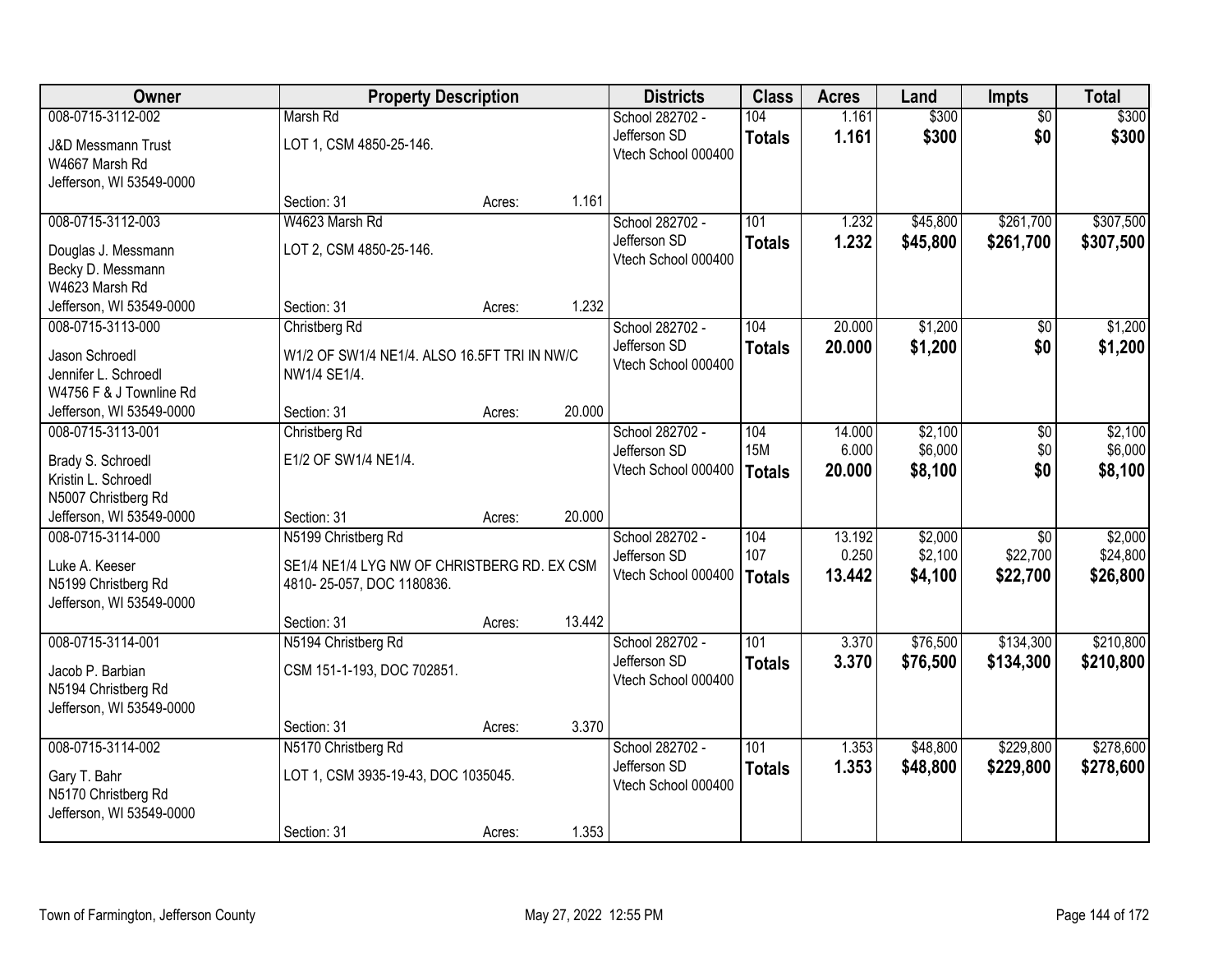| Owner | Property Description | | | Districts | Class | Acres | Land | Impts | Total |
|---|---|---|---|---|---|---|---|---|---|
| 008-0715-3112-002 | Marsh Rd | | | School 282702 - | 104 | 1.161 | $300 | $0 | $300 |
| J&D Messmann Trust<br>W4667 Marsh Rd<br>Jefferson, WI 53549-0000 | LOT 1, CSM 4850-25-146. | | | Jefferson SD<br>Vtech School 000400 | **Totals** | **1.161** | **$300** | **$0** | **$300** |
| | Section: 31 | Acres: | 1.161 | | | | | | |
| 008-0715-3112-003 | W4623 Marsh Rd | | | School 282702 - | 101 | 1.232 | $45,800 | $261,700 | $307,500 |
| Douglas J. Messmann<br>Becky D. Messmann<br>W4623 Marsh Rd<br>Jefferson, WI 53549-0000 | LOT 2, CSM 4850-25-146. | | | Jefferson SD<br>Vtech School 000400 | **Totals** | **1.232** | **$45,800** | **$261,700** | **$307,500** |
| | Section: 31 | Acres: | 1.232 | | | | | | |
| 008-0715-3113-000 | Christberg Rd | | | School 282702 - | 104 | 20.000 | $1,200 | $0 | $1,200 |
| Jason Schroedl<br>Jennifer L. Schroedl<br>W4756 F & J Townline Rd<br>Jefferson, WI 53549-0000 | W1/2 OF SW1/4 NE1/4. ALSO 16.5FT TRI IN NW/C NW1/4 SE1/4. | | | Jefferson SD<br>Vtech School 000400 | **Totals** | **20.000** | **$1,200** | **$0** | **$1,200** |
| | Section: 31 | Acres: | 20.000 | | | | | | |
| 008-0715-3113-001 | Christberg Rd | | | School 282702 - | 104 | 14.000 | $2,100 | $0 | $2,100 |
| Brady S. Schroedl<br>Kristin L. Schroedl<br>N5007 Christberg Rd<br>Jefferson, WI 53549-0000 | E1/2 OF SW1/4 NE1/4. | | | Jefferson SD | 15M | 6.000 | $6,000 | $0 | $6,000 |
| | | | | Vtech School 000400 | **Totals** | **20.000** | **$8,100** | **$0** | **$8,100** |
| | Section: 31 | Acres: | 20.000 | | | | | | |
| 008-0715-3114-000 | N5199 Christberg Rd | | | School 282702 - | 104 | 13.192 | $2,000 | $0 | $2,000 |
| Luke A. Keeser<br>N5199 Christberg Rd<br>Jefferson, WI 53549-0000 | SE1/4 NE1/4 LYG NW OF CHRISTBERG RD. EX CSM 4810- 25-057, DOC 1180836. | | | Jefferson SD | 107 | 0.250 | $2,100 | $22,700 | $24,800 |
| | | | | Vtech School 000400 | **Totals** | **13.442** | **$4,100** | **$22,700** | **$26,800** |
| | Section: 31 | Acres: | 13.442 | | | | | | |
| 008-0715-3114-001 | N5194 Christberg Rd | | | School 282702 - | 101 | 3.370 | $76,500 | $134,300 | $210,800 |
| Jacob P. Barbian<br>N5194 Christberg Rd<br>Jefferson, WI 53549-0000 | CSM 151-1-193, DOC 702851. | | | Jefferson SD<br>Vtech School 000400 | **Totals** | **3.370** | **$76,500** | **$134,300** | **$210,800** |
| | Section: 31 | Acres: | 3.370 | | | | | | |
| 008-0715-3114-002 | N5170 Christberg Rd | | | School 282702 - | 101 | 1.353 | $48,800 | $229,800 | $278,600 |
| Gary T. Bahr<br>N5170 Christberg Rd<br>Jefferson, WI 53549-0000 | LOT 1, CSM 3935-19-43, DOC 1035045. | | | Jefferson SD<br>Vtech School 000400 | **Totals** | **1.353** | **$48,800** | **$229,800** | **$278,600** |
| | Section: 31 | Acres: | 1.353 | | | | | | |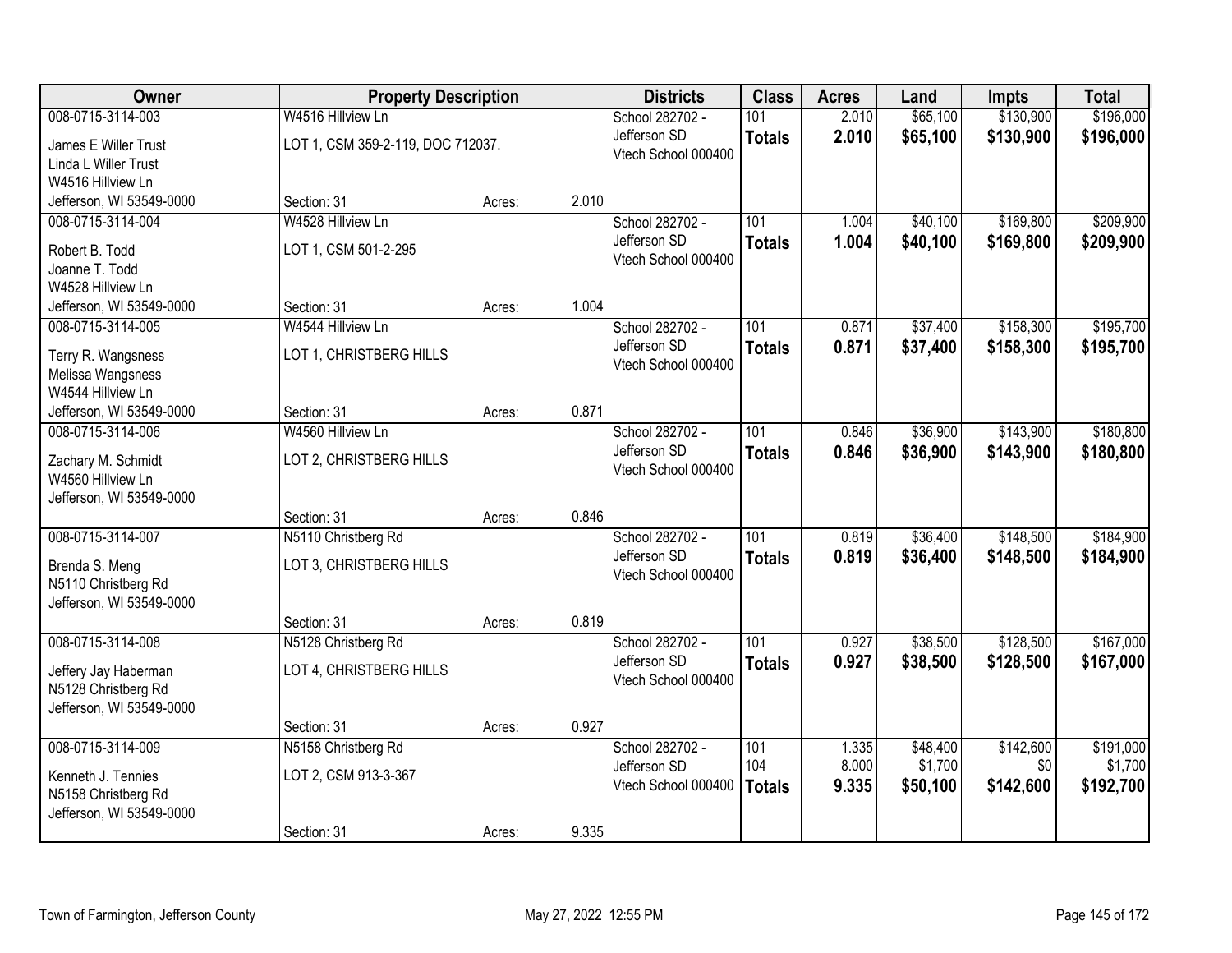| Owner | Property Description | | | Districts | Class | Acres | Land | Impts | Total |
|---|---|---|---|---|---|---|---|---|---|
| 008-0715-3114-003 | W4516 Hillview Ln | | | School 282702 - | 101 | 2.010 | $65,100 | $130,900 | $196,000 |
| James E Willer Trust<br>Linda L Willer Trust<br>W4516 Hillview Ln<br>Jefferson, WI 53549-0000 | LOT 1, CSM 359-2-119, DOC 712037. | | | Jefferson SD<br>Vtech School 000400 | **Totals** | **2.010** | **$65,100** | **$130,900** | **$196,000** |
| | Section: 31 | Acres: | 2.010 | | | | | | |
| 008-0715-3114-004 | W4528 Hillview Ln | | | School 282702 - | 101 | 1.004 | $40,100 | $169,800 | $209,900 |
| Robert B. Todd<br>Joanne T. Todd<br>W4528 Hillview Ln<br>Jefferson, WI 53549-0000 | LOT 1, CSM 501-2-295 | | | Jefferson SD<br>Vtech School 000400 | **Totals** | **1.004** | **$40,100** | **$169,800** | **$209,900** |
| | Section: 31 | Acres: | 1.004 | | | | | | |
| 008-0715-3114-005 | W4544 Hillview Ln | | | School 282702 - | 101 | 0.871 | $37,400 | $158,300 | $195,700 |
| Terry R. Wangsness<br>Melissa Wangsness<br>W4544 Hillview Ln<br>Jefferson, WI 53549-0000 | LOT 1, CHRISTBERG HILLS | | | Jefferson SD<br>Vtech School 000400 | **Totals** | **0.871** | **$37,400** | **$158,300** | **$195,700** |
| | Section: 31 | Acres: | 0.871 | | | | | | |
| 008-0715-3114-006 | W4560 Hillview Ln | | | School 282702 - | 101 | 0.846 | $36,900 | $143,900 | $180,800 |
| Zachary M. Schmidt<br>W4560 Hillview Ln<br>Jefferson, WI 53549-0000 | LOT 2, CHRISTBERG HILLS | | | Jefferson SD<br>Vtech School 000400 | **Totals** | **0.846** | **$36,900** | **$143,900** | **$180,800** |
| | Section: 31 | Acres: | 0.846 | | | | | | |
| 008-0715-3114-007 | N5110 Christberg Rd | | | School 282702 - | 101 | 0.819 | $36,400 | $148,500 | $184,900 |
| Brenda S. Meng<br>N5110 Christberg Rd<br>Jefferson, WI 53549-0000 | LOT 3, CHRISTBERG HILLS | | | Jefferson SD<br>Vtech School 000400 | **Totals** | **0.819** | **$36,400** | **$148,500** | **$184,900** |
| | Section: 31 | Acres: | 0.819 | | | | | | |
| 008-0715-3114-008 | N5128 Christberg Rd | | | School 282702 - | 101 | 0.927 | $38,500 | $128,500 | $167,000 |
| Jeffery Jay Haberman<br>N5128 Christberg Rd<br>Jefferson, WI 53549-0000 | LOT 4, CHRISTBERG HILLS | | | Jefferson SD<br>Vtech School 000400 | **Totals** | **0.927** | **$38,500** | **$128,500** | **$167,000** |
| | Section: 31 | Acres: | 0.927 | | | | | | |
| 008-0715-3114-009 | N5158 Christberg Rd | | | School 282702 - | 101 | 1.335 | $48,400 | $142,600 | $191,000 |
| Kenneth J. Tennies<br>N5158 Christberg Rd<br>Jefferson, WI 53549-0000 | LOT 2, CSM 913-3-367 | | | Jefferson SD | 104 | 8.000 | $1,700 | $0 | $1,700 |
| | | | | Vtech School 000400 | **Totals** | **9.335** | **$50,100** | **$142,600** | **$192,700** |
| | Section: 31 | Acres: | 9.335 | | | | | | |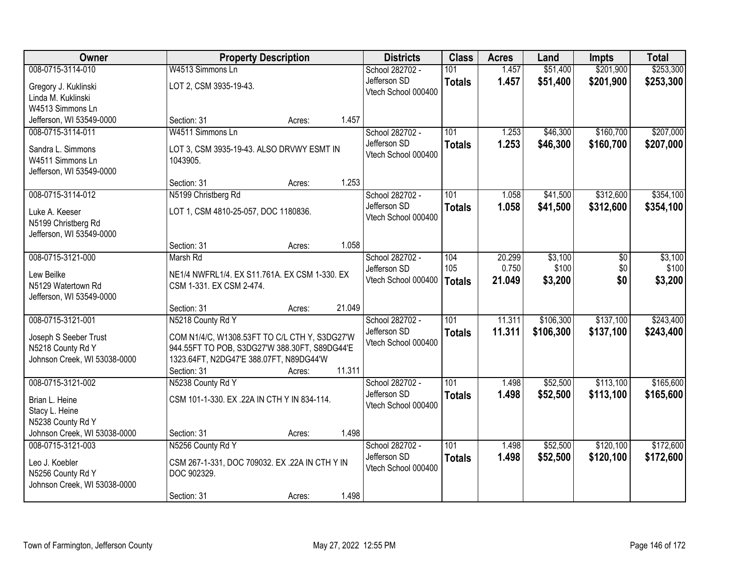| Owner | Property Description | Districts | Class | Acres | Land | Impts | Total |
|---|---|---|---|---|---|---|---|
| 008-0715-3114-010<br>Gregory J. Kuklinski<br>Linda M. Kuklinski<br>W4513 Simmons Ln<br>Jefferson, WI 53549-0000 | W4513 Simmons Ln<br>LOT 2, CSM 3935-19-43.<br>Section: 31 Acres: 1.457 | School 282702 - Jefferson SD<br>Vtech School 000400 | 101<br>**Totals** | 1.457<br>**1.457** | $51,400<br>**$51,400** | $201,900<br>**$201,900** | $253,300<br>**$253,300** |
| 008-0715-3114-011<br>Sandra L. Simmons<br>W4511 Simmons Ln<br>Jefferson, WI 53549-0000 | W4511 Simmons Ln<br>LOT 3, CSM 3935-19-43. ALSO DRVWY ESMT IN 1043905.<br>Section: 31 Acres: 1.253 | School 282702 - Jefferson SD<br>Vtech School 000400 | 101<br>**Totals** | 1.253<br>**1.253** | $46,300<br>**$46,300** | $160,700<br>**$160,700** | $207,000<br>**$207,000** |
| 008-0715-3114-012<br>Luke A. Keeser<br>N5199 Christberg Rd<br>Jefferson, WI 53549-0000 | N5199 Christberg Rd<br>LOT 1, CSM 4810-25-057, DOC 1180836.<br>Section: 31 Acres: 1.058 | School 282702 - Jefferson SD<br>Vtech School 000400 | 101<br>**Totals** | 1.058<br>**1.058** | $41,500<br>**$41,500** | $312,600<br>**$312,600** | $354,100<br>**$354,100** |
| 008-0715-3121-000<br>Lew Beilke<br>N5129 Watertown Rd<br>Jefferson, WI 53549-0000 | Marsh Rd<br>NE1/4 NWFRL1/4. EX S11.761A. EX CSM 1-330. EX CSM 1-331. EX CSM 2-474.<br>Section: 31 Acres: 21.049 | School 282702 - Jefferson SD<br>Vtech School 000400 | 104<br>105<br>**Totals** | 20.299<br>0.750<br>**21.049** | $3,100<br>$100<br>**$3,200** | $0<br>$0<br>**$0** | $3,100<br>$100<br>**$3,200** |
| 008-0715-3121-001<br>Joseph S Seeber Trust<br>N5218 County Rd Y<br>Johnson Creek, WI 53038-0000 | N5218 County Rd Y<br>COM N1/4/C, W1308.53FT TO C/L CTH Y, S3DG27'W 944.55FT TO POB, S3DG27'W 388.30FT, S89DG44'E 1323.64FT, N2DG47'E 388.07FT, N89DG44'W<br>Section: 31 Acres: 11.311 | School 282702 - Jefferson SD<br>Vtech School 000400 | 101<br>**Totals** | 11.311<br>**11.311** | $106,300<br>**$106,300** | $137,100<br>**$137,100** | $243,400<br>**$243,400** |
| 008-0715-3121-002<br>Brian L. Heine<br>Stacy L. Heine<br>N5238 County Rd Y<br>Johnson Creek, WI 53038-0000 | N5238 County Rd Y<br>CSM 101-1-330. EX .22A IN CTH Y IN 834-114.<br>Section: 31 Acres: 1.498 | School 282702 - Jefferson SD<br>Vtech School 000400 | 101<br>**Totals** | 1.498<br>**1.498** | $52,500<br>**$52,500** | $113,100<br>**$113,100** | $165,600<br>**$165,600** |
| 008-0715-3121-003<br>Leo J. Koebler<br>N5256 County Rd Y<br>Johnson Creek, WI 53038-0000 | N5256 County Rd Y<br>CSM 267-1-331, DOC 709032. EX .22A IN CTH Y IN DOC 902329.<br>Section: 31 Acres: 1.498 | School 282702 - Jefferson SD<br>Vtech School 000400 | 101<br>**Totals** | 1.498<br>**1.498** | $52,500<br>**$52,500** | $120,100<br>**$120,100** | $172,600<br>**$172,600** |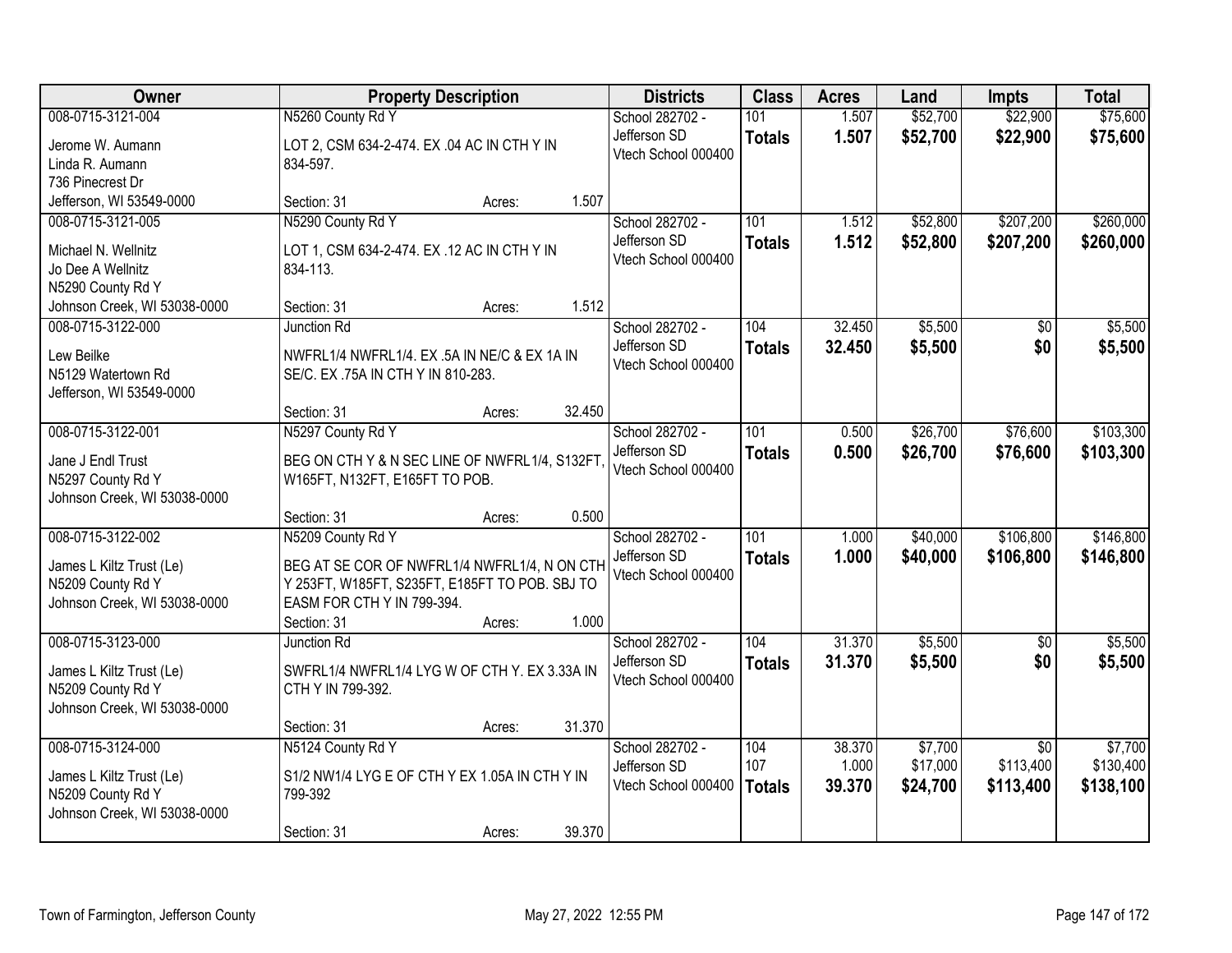| Owner | Property Description | Districts | Class | Acres | Land | Impts | Total |
|---|---|---|---|---|---|---|---|
| 008-0715-3121-004<br>Jerome W. Aumann<br>Linda R. Aumann<br>736 Pinecrest Dr<br>Jefferson, WI 53549-0000 | N5260 County Rd Y<br>LOT 2, CSM 634-2-474. EX .04 AC IN CTH Y IN 834-597.<br>Section: 31 Acres: 1.507 | School 282702 - Jefferson SD<br>Vtech School 000400 | 101<br>**Totals** | 1.507<br>**1.507** | $52,700<br>**$52,700** | $22,900<br>**$22,900** | $75,600<br>**$75,600** |
| 008-0715-3121-005<br>Michael N. Wellnitz<br>Jo Dee A Wellnitz<br>N5290 County Rd Y<br>Johnson Creek, WI 53038-0000 | N5290 County Rd Y<br>LOT 1, CSM 634-2-474. EX .12 AC IN CTH Y IN 834-113.<br>Section: 31 Acres: 1.512 | School 282702 - Jefferson SD<br>Vtech School 000400 | 101<br>**Totals** | 1.512<br>**1.512** | $52,800<br>**$52,800** | $207,200<br>**$207,200** | $260,000<br>**$260,000** |
| 008-0715-3122-000<br>Lew Beilke<br>N5129 Watertown Rd<br>Jefferson, WI 53549-0000 | Junction Rd<br>NWFRL1/4 NWFRL1/4. EX .5A IN NE/C & EX 1A IN SE/C. EX .75A IN CTH Y IN 810-283.<br>Section: 31 Acres: 32.450 | School 282702 - Jefferson SD<br>Vtech School 000400 | 104<br>**Totals** | 32.450<br>**32.450** | $5,500<br>**$5,500** | $0<br>**$0** | $5,500<br>**$5,500** |
| 008-0715-3122-001<br>Jane J Endl Trust<br>N5297 County Rd Y<br>Johnson Creek, WI 53038-0000 | N5297 County Rd Y<br>BEG ON CTH Y & N SEC LINE OF NWFRL1/4, S132FT, W165FT, N132FT, E165FT TO POB.<br>Section: 31 Acres: 0.500 | School 282702 - Jefferson SD<br>Vtech School 000400 | 101<br>**Totals** | 0.500<br>**0.500** | $26,700<br>**$26,700** | $76,600<br>**$76,600** | $103,300<br>**$103,300** |
| 008-0715-3122-002<br>James L Kiltz Trust (Le)<br>N5209 County Rd Y<br>Johnson Creek, WI 53038-0000 | N5209 County Rd Y<br>BEG AT SE COR OF NWFRL1/4 NWFRL1/4, N ON CTH Y 253FT, W185FT, S235FT, E185FT TO POB. SBJ TO EASM FOR CTH Y IN 799-394.<br>Section: 31 Acres: 1.000 | School 282702 - Jefferson SD<br>Vtech School 000400 | 101<br>**Totals** | 1.000<br>**1.000** | $40,000<br>**$40,000** | $106,800<br>**$106,800** | $146,800<br>**$146,800** |
| 008-0715-3123-000<br>James L Kiltz Trust (Le)<br>N5209 County Rd Y<br>Johnson Creek, WI 53038-0000 | Junction Rd<br>SWFRL1/4 NWFRL1/4 LYG W OF CTH Y. EX 3.33A IN CTH Y IN 799-392.<br>Section: 31 Acres: 31.370 | School 282702 - Jefferson SD<br>Vtech School 000400 | 104<br>**Totals** | 31.370<br>**31.370** | $5,500<br>**$5,500** | $0<br>**$0** | $5,500<br>**$5,500** |
| 008-0715-3124-000<br>James L Kiltz Trust (Le)<br>N5209 County Rd Y<br>Johnson Creek, WI 53038-0000 | N5124 County Rd Y<br>S1/2 NW1/4 LYG E OF CTH Y EX 1.05A IN CTH Y IN 799-392<br>Section: 31 Acres: 39.370 | School 282702 - Jefferson SD<br>Vtech School 000400 | 104<br>107<br>**Totals** | 38.370<br>1.000<br>**39.370** | $7,700<br>$17,000<br>**$24,700** | $0<br>$113,400<br>**$113,400** | $7,700<br>$130,400<br>**$138,100** |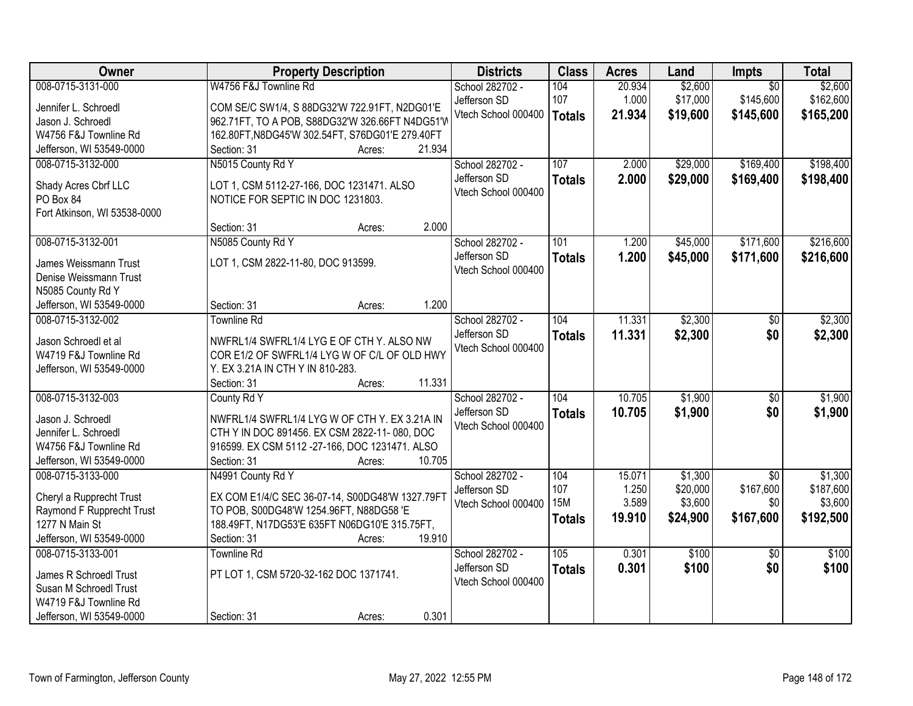| Owner | Property Description | Districts | Class | Acres | Land | Impts | Total |
|---|---|---|---|---|---|---|---|
| 008-0715-3131-000<br>Jennifer L. Schroedl<br>Jason J. Schroedl<br>W4756 F&J Townline Rd<br>Jefferson, WI 53549-0000 | W4756 F&J Townline Rd<br>COM SE/C SW1/4, S 88DG32'W 722.91FT, N2DG01'E 962.71FT, TO A POB, S88DG32'W 326.66FT N4DG51'W 162.80FT,N8DG45'W 302.54FT, S76DG01'E 279.40FT<br>Section: 31 Acres: 21.934 | School 282702 - Jefferson SD<br>Vtech School 000400 | 104<br>107<br>**Totals** | 20.934<br>1.000<br>**21.934** | $2,600<br>$17,000<br>**$19,600** | $0<br>$145,600<br>**$145,600** | $2,600<br>$162,600<br>**$165,200** |
| 008-0715-3132-000<br>Shady Acres Cbrf LLC<br>PO Box 84<br>Fort Atkinson, WI 53538-0000 | N5015 County Rd Y<br>LOT 1, CSM 5112-27-166, DOC 1231471. ALSO NOTICE FOR SEPTIC IN DOC 1231803.<br>Section: 31 Acres: 2.000 | School 282702 - Jefferson SD<br>Vtech School 000400 | 107<br>**Totals** | 2.000<br>**2.000** | $29,000<br>**$29,000** | $169,400<br>**$169,400** | $198,400<br>**$198,400** |
| 008-0715-3132-001<br>James Weissmann Trust<br>Denise Weissmann Trust<br>N5085 County Rd Y<br>Jefferson, WI 53549-0000 | N5085 County Rd Y<br>LOT 1, CSM 2822-11-80, DOC 913599.<br>Section: 31 Acres: 1.200 | School 282702 - Jefferson SD<br>Vtech School 000400 | 101<br>**Totals** | 1.200<br>**1.200** | $45,000<br>**$45,000** | $171,600<br>**$171,600** | $216,600<br>**$216,600** |
| 008-0715-3132-002<br>Jason Schroedl et al<br>W4719 F&J Townline Rd<br>Jefferson, WI 53549-0000 | Townline Rd<br>NWFRL1/4 SWFRL1/4 LYG E OF CTH Y. ALSO NW COR E1/2 OF SWFRL1/4 LYG W OF C/L OF OLD HWY Y. EX 3.21A IN CTH Y IN 810-283.<br>Section: 31 Acres: 11.331 | School 282702 - Jefferson SD<br>Vtech School 000400 | 104<br>**Totals** | 11.331<br>**11.331** | $2,300<br>**$2,300** | $0<br>**$0** | $2,300<br>**$2,300** |
| 008-0715-3132-003<br>Jason J. Schroedl<br>Jennifer L. Schroedl<br>W4756 F&J Townline Rd<br>Jefferson, WI 53549-0000 | County Rd Y<br>NWFRL1/4 SWFRL1/4 LYG W OF CTH Y. EX 3.21A IN CTH Y IN DOC 891456. EX CSM 2822-11- 080, DOC 916599. EX CSM 5112 -27-166, DOC 1231471. ALSO<br>Section: 31 Acres: 10.705 | School 282702 - Jefferson SD<br>Vtech School 000400 | 104<br>**Totals** | 10.705<br>**10.705** | $1,900<br>**$1,900** | $0<br>**$0** | $1,900<br>**$1,900** |
| 008-0715-3133-000<br>Cheryl a Rupprecht Trust<br>Raymond F Rupprecht Trust<br>1277 N Main St<br>Jefferson, WI 53549-0000 | N4991 County Rd Y<br>EX COM E1/4/C SEC 36-07-14, S00DG48'W 1327.79FT TO POB, S00DG48'W 1254.96FT, N88DG58 'E 188.49FT, N17DG53'E 635FT N06DG10'E 315.75FT,<br>Section: 31 Acres: 19.910 | School 282702 - Jefferson SD<br>Vtech School 000400 | 104<br>107<br>15M<br>**Totals** | 15.071<br>1.250<br>3.589<br>**19.910** | $1,300<br>$20,000<br>$3,600<br>**$24,900** | $0<br>$167,600<br>$0<br>**$167,600** | $1,300<br>$187,600<br>$3,600<br>**$192,500** |
| 008-0715-3133-001<br>James R Schroedl Trust<br>Susan M Schroedl Trust<br>W4719 F&J Townline Rd<br>Jefferson, WI 53549-0000 | Townline Rd<br>PT LOT 1, CSM 5720-32-162 DOC 1371741.<br>Section: 31 Acres: 0.301 | School 282702 - Jefferson SD<br>Vtech School 000400 | 105<br>**Totals** | 0.301<br>**0.301** | $100<br>**$100** | $0<br>**$0** | $100<br>**$100** |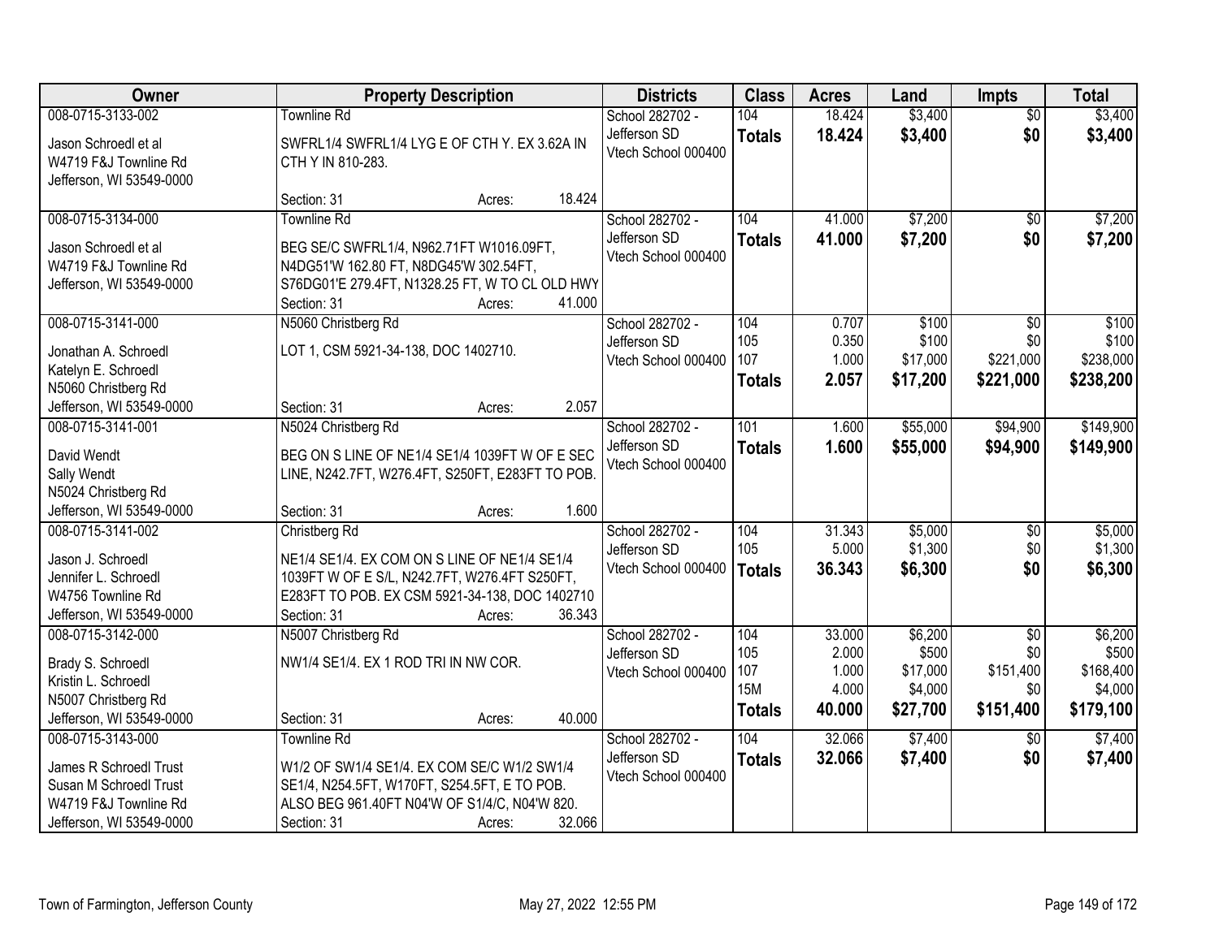| Owner | Property Description | Districts | Class | Acres | Land | Impts | Total |
|---|---|---|---|---|---|---|---|
| 008-0715-3133-002<br>Jason Schroedl et al<br>W4719 F&J Townline Rd<br>Jefferson, WI 53549-0000 | Townline Rd<br>SWFRL1/4 SWFRL1/4 LYG E OF CTH Y. EX 3.62A IN CTH Y IN 810-283.<br>Section: 31 Acres: 18.424 | School 282702 - Jefferson SD<br>Vtech School 000400 | 104<br>**Totals** | 18.424<br>**18.424** | $3,400<br>**$3,400** | $0<br>**$0** | $3,400<br>**$3,400** |
| 008-0715-3134-000<br>Jason Schroedl et al<br>W4719 F&J Townline Rd<br>Jefferson, WI 53549-0000 | Townline Rd<br>BEG SE/C SWFRL1/4, N962.71FT W1016.09FT, N4DG51'W 162.80 FT, N8DG45'W 302.54FT, S76DG01'E 279.4FT, N1328.25 FT, W TO CL OLD HWY<br>Section: 31 Acres: 41.000 | School 282702 - Jefferson SD<br>Vtech School 000400 | 104<br>**Totals** | 41.000<br>**41.000** | $7,200<br>**$7,200** | $0<br>**$0** | $7,200<br>**$7,200** |
| 008-0715-3141-000<br>Jonathan A. Schroedl<br>Katelyn E. Schroedl<br>N5060 Christberg Rd<br>Jefferson, WI 53549-0000 | N5060 Christberg Rd<br>LOT 1, CSM 5921-34-138, DOC 1402710.<br>Section: 31 Acres: 2.057 | School 282702 - Jefferson SD<br>Vtech School 000400 | 104<br>105<br>107<br>**Totals** | 0.707<br>0.350<br>1.000<br>**2.057** | $100<br>$100<br>$17,000<br>**$17,200** | $0<br>$0<br>$221,000<br>**$221,000** | $100<br>$100<br>$238,000<br>**$238,200** |
| 008-0715-3141-001<br>David Wendt<br>Sally Wendt<br>N5024 Christberg Rd<br>Jefferson, WI 53549-0000 | N5024 Christberg Rd<br>BEG ON S LINE OF NE1/4 SE1/4 1039FT W OF E SEC LINE, N242.7FT, W276.4FT, S250FT, E283FT TO POB.<br>Section: 31 Acres: 1.600 | School 282702 - Jefferson SD<br>Vtech School 000400 | 101<br>**Totals** | 1.600<br>**1.600** | $55,000<br>**$55,000** | $94,900<br>**$94,900** | $149,900<br>**$149,900** |
| 008-0715-3141-002<br>Jason J. Schroedl<br>Jennifer L. Schroedl<br>W4756 Townline Rd<br>Jefferson, WI 53549-0000 | Christberg Rd<br>NE1/4 SE1/4. EX COM ON S LINE OF NE1/4 SE1/4 1039FT W OF E S/L, N242.7FT, W276.4FT S250FT, E283FT TO POB. EX CSM 5921-34-138, DOC 1402710<br>Section: 31 Acres: 36.343 | School 282702 - Jefferson SD<br>Vtech School 000400 | 104<br>105<br>**Totals** | 31.343<br>5.000<br>**36.343** | $5,000<br>$1,300<br>**$6,300** | $0<br>$0<br>**$0** | $5,000<br>$1,300<br>**$6,300** |
| 008-0715-3142-000<br>Brady S. Schroedl<br>Kristin L. Schroedl<br>N5007 Christberg Rd<br>Jefferson, WI 53549-0000 | N5007 Christberg Rd<br>NW1/4 SE1/4. EX 1 ROD TRI IN NW COR.<br>Section: 31 Acres: 40.000 | School 282702 - Jefferson SD<br>Vtech School 000400 | 104<br>105<br>107<br>15M<br>**Totals** | 33.000<br>2.000<br>1.000<br>4.000<br>**40.000** | $6,200<br>$500<br>$17,000<br>$4,000<br>**$27,700** | $0<br>$0<br>$151,400<br>$0<br>**$151,400** | $6,200<br>$500<br>$168,400<br>$4,000<br>**$179,100** |
| 008-0715-3143-000<br>James R Schroedl Trust<br>Susan M Schroedl Trust<br>W4719 F&J Townline Rd<br>Jefferson, WI 53549-0000 | Townline Rd<br>W1/2 OF SW1/4 SE1/4. EX COM SE/C W1/2 SW1/4 SE1/4, N254.5FT, W170FT, S254.5FT, E TO POB. ALSO BEG 961.40FT N04'W OF S1/4/C, N04'W 820.<br>Section: 31 Acres: 32.066 | School 282702 - Jefferson SD<br>Vtech School 000400 | 104<br>**Totals** | 32.066<br>**32.066** | $7,400<br>**$7,400** | $0<br>**$0** | $7,400<br>**$7,400** |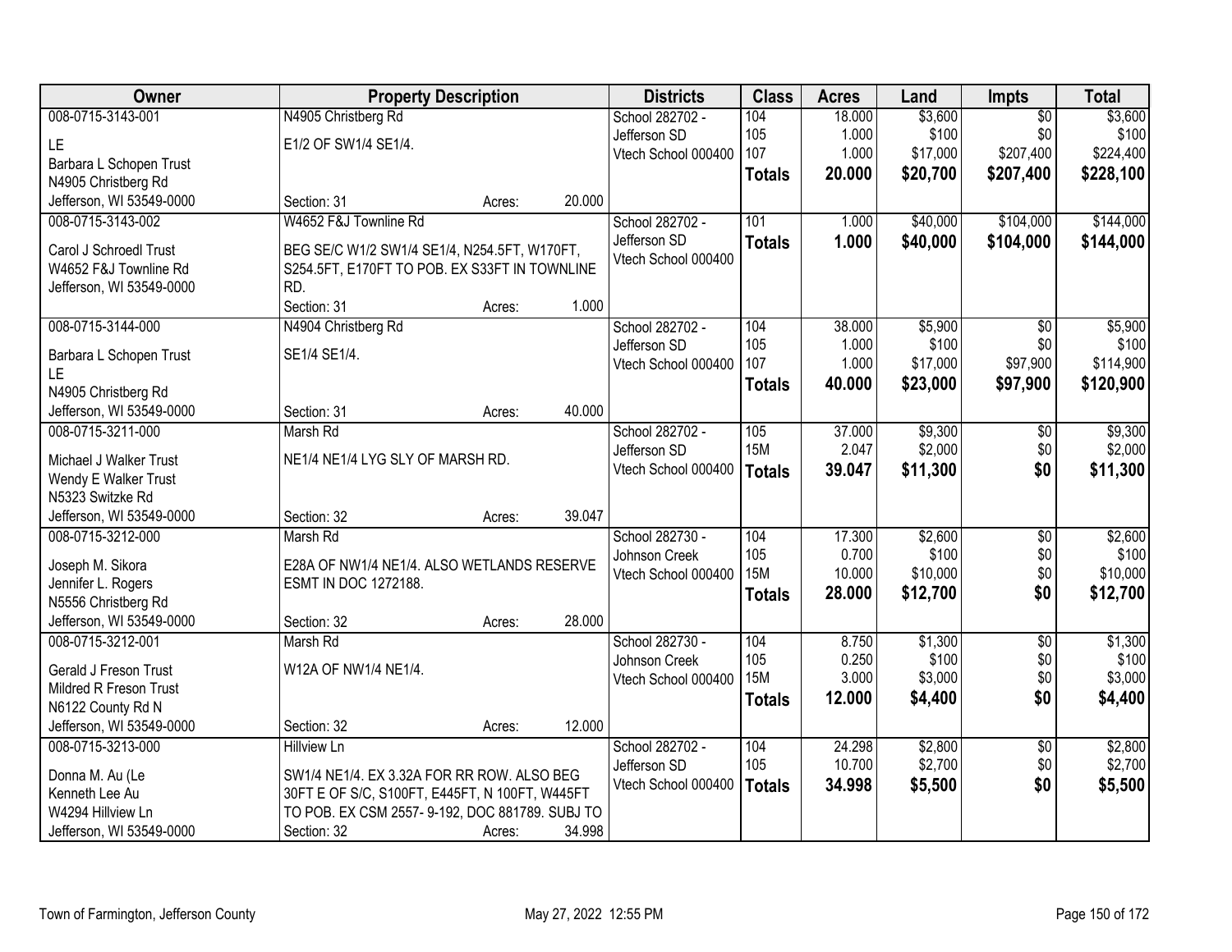| Owner | Property Description | Districts | Class | Acres | Land | Impts | Total |
|---|---|---|---|---|---|---|---|
| 008-0715-3143-001<br>LE<br>Barbara L Schopen Trust<br>N4905 Christberg Rd<br>Jefferson, WI 53549-0000 | N4905 Christberg Rd<br>E1/2 OF SW1/4 SE1/4.<br>Section: 31 Acres: 20.000 | School 282702 - Jefferson SD<br>Vtech School 000400 | 104<br>105<br>107<br>**Totals** | 18.000<br>1.000<br>1.000<br>**20.000** | $3,600<br>$100<br>$17,000<br>**$20,700** | $0<br>$0<br>$207,400<br>**$207,400** | $3,600<br>$100<br>$224,400<br>**$228,100** |
| 008-0715-3143-002<br>Carol J Schroedl Trust<br>W4652 F&J Townline Rd<br>Jefferson, WI 53549-0000 | W4652 F&J Townline Rd<br>BEG SE/C W1/2 SW1/4 SE1/4, N254.5FT, W170FT, S254.5FT, E170FT TO POB. EX S33FT IN TOWNLINE RD.<br>Section: 31 Acres: 1.000 | School 282702 - Jefferson SD<br>Vtech School 000400 | 101<br>**Totals** | 1.000<br>**1.000** | $40,000<br>**$40,000** | $104,000<br>**$104,000** | $144,000<br>**$144,000** |
| 008-0715-3144-000<br>Barbara L Schopen Trust<br>LE<br>N4905 Christberg Rd<br>Jefferson, WI 53549-0000 | N4904 Christberg Rd<br>SE1/4 SE1/4.<br>Section: 31 Acres: 40.000 | School 282702 - Jefferson SD<br>Vtech School 000400 | 104<br>105<br>107<br>**Totals** | 38.000<br>1.000<br>1.000<br>**40.000** | $5,900<br>$100<br>$17,000<br>**$23,000** | $0<br>$0<br>$97,900<br>**$97,900** | $5,900<br>$100<br>$114,900<br>**$120,900** |
| 008-0715-3211-000<br>Michael J Walker Trust<br>Wendy E Walker Trust<br>N5323 Switzke Rd<br>Jefferson, WI 53549-0000 | Marsh Rd<br>NE1/4 NE1/4 LYG SLY OF MARSH RD.<br>Section: 32 Acres: 39.047 | School 282702 - Jefferson SD<br>Vtech School 000400 | 105<br>15M<br>**Totals** | 37.000<br>2.047<br>**39.047** | $9,300<br>$2,000<br>**$11,300** | $0<br>$0<br>**$0** | $9,300<br>$2,000<br>**$11,300** |
| 008-0715-3212-000<br>Joseph M. Sikora<br>Jennifer L. Rogers<br>N5556 Christberg Rd<br>Jefferson, WI 53549-0000 | Marsh Rd<br>E28A OF NW1/4 NE1/4. ALSO WETLANDS RESERVE ESMT IN DOC 1272188.<br>Section: 32 Acres: 28.000 | School 282730 - Johnson Creek<br>Vtech School 000400 | 104<br>105<br>15M<br>**Totals** | 17.300<br>0.700<br>10.000<br>**28.000** | $2,600<br>$100<br>$10,000<br>**$12,700** | $0<br>$0<br>$0<br>**$0** | $2,600<br>$100<br>$10,000<br>**$12,700** |
| 008-0715-3212-001<br>Gerald J Freson Trust<br>Mildred R Freson Trust<br>N6122 County Rd N<br>Jefferson, WI 53549-0000 | Marsh Rd<br>W12A OF NW1/4 NE1/4.<br>Section: 32 Acres: 12.000 | School 282730 - Johnson Creek<br>Vtech School 000400 | 104<br>105<br>15M<br>**Totals** | 8.750<br>0.250<br>3.000<br>**12.000** | $1,300<br>$100<br>$3,000<br>**$4,400** | $0<br>$0<br>$0<br>**$0** | $1,300<br>$100<br>$3,000<br>**$4,400** |
| 008-0715-3213-000<br>Donna M. Au (Le<br>Kenneth Lee Au<br>W4294 Hillview Ln<br>Jefferson, WI 53549-0000 | Hillview Ln<br>SW1/4 NE1/4. EX 3.32A FOR RR ROW. ALSO BEG 30FT E OF S/C, S100FT, E445FT, N 100FT, W445FT TO POB. EX CSM 2557- 9-192, DOC 881789. SUBJ TO<br>Section: 32 Acres: 34.998 | School 282702 - Jefferson SD<br>Vtech School 000400 | 104<br>105<br>**Totals** | 24.298<br>10.700<br>**34.998** | $2,800<br>$2,700<br>**$5,500** | $0<br>$0<br>**$0** | $2,800<br>$2,700<br>**$5,500** |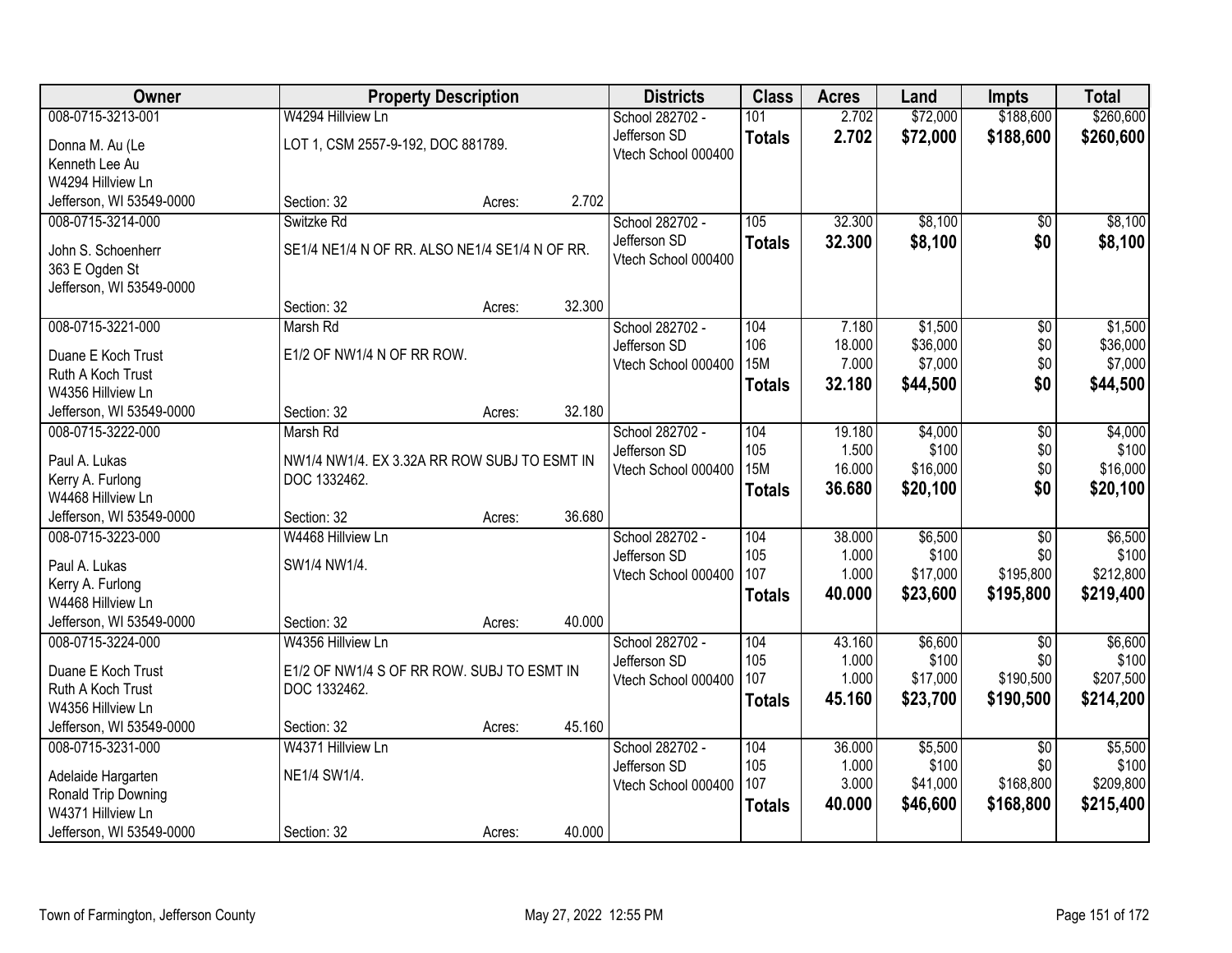| Owner | Property Description | Districts | Class | Acres | Land | Impts | Total |
|---|---|---|---|---|---|---|---|
| 008-0715-3213-001<br>Donna M. Au (Le<br>Kenneth Lee Au<br>W4294 Hillview Ln<br>Jefferson, WI 53549-0000 | W4294 Hillview Ln<br>LOT 1, CSM 2557-9-192, DOC 881789.<br>Section: 32 Acres: 2.702 | School 282702 - Jefferson SD<br>Vtech School 000400 | 101<br>**Totals** | 2.702<br>**2.702** | $72,000<br>**$72,000** | $188,600<br>**$188,600** | $260,600<br>**$260,600** |
| 008-0715-3214-000<br>John S. Schoenherr<br>363 E Ogden St<br>Jefferson, WI 53549-0000 | Switzke Rd<br>SE1/4 NE1/4 N OF RR. ALSO NE1/4 SE1/4 N OF RR.<br>Section: 32 Acres: 32.300 | School 282702 - Jefferson SD<br>Vtech School 000400 | 105<br>**Totals** | 32.300<br>**32.300** | $8,100<br>**$8,100** | $0<br>**$0** | $8,100<br>**$8,100** |
| 008-0715-3221-000<br>Duane E Koch Trust<br>Ruth A Koch Trust<br>W4356 Hillview Ln<br>Jefferson, WI 53549-0000 | Marsh Rd<br>E1/2 OF NW1/4 N OF RR ROW.<br>Section: 32 Acres: 32.180 | School 282702 - Jefferson SD<br>Vtech School 000400 | 104<br>106<br>15M<br>**Totals** | 7.180<br>18.000<br>7.000<br>**32.180** | $1,500<br>$36,000<br>$7,000<br>**$44,500** | $0<br>$0<br>$0<br>**$0** | $1,500<br>$36,000<br>$7,000<br>**$44,500** |
| 008-0715-3222-000<br>Paul A. Lukas<br>Kerry A. Furlong<br>W4468 Hillview Ln<br>Jefferson, WI 53549-0000 | Marsh Rd<br>NW1/4 NW1/4. EX 3.32A RR ROW SUBJ TO ESMT IN DOC 1332462.<br>Section: 32 Acres: 36.680 | School 282702 - Jefferson SD<br>Vtech School 000400 | 104<br>105<br>15M<br>**Totals** | 19.180<br>1.500<br>16.000<br>**36.680** | $4,000<br>$100<br>$16,000<br>**$20,100** | $0<br>$0<br>$0<br>**$0** | $4,000<br>$100<br>$16,000<br>**$20,100** |
| 008-0715-3223-000<br>Paul A. Lukas<br>Kerry A. Furlong<br>W4468 Hillview Ln<br>Jefferson, WI 53549-0000 | W4468 Hillview Ln<br>SW1/4 NW1/4.<br>Section: 32 Acres: 40.000 | School 282702 - Jefferson SD<br>Vtech School 000400 | 104<br>105<br>107<br>**Totals** | 38.000<br>1.000<br>1.000<br>**40.000** | $6,500<br>$100<br>$17,000<br>**$23,600** | $0<br>$0<br>$195,800<br>**$195,800** | $6,500<br>$100<br>$212,800<br>**$219,400** |
| 008-0715-3224-000<br>Duane E Koch Trust<br>Ruth A Koch Trust<br>W4356 Hillview Ln<br>Jefferson, WI 53549-0000 | W4356 Hillview Ln<br>E1/2 OF NW1/4 S OF RR ROW. SUBJ TO ESMT IN DOC 1332462.<br>Section: 32 Acres: 45.160 | School 282702 - Jefferson SD<br>Vtech School 000400 | 104<br>105<br>107<br>**Totals** | 43.160<br>1.000<br>1.000<br>**45.160** | $6,600<br>$100<br>$17,000<br>**$23,700** | $0<br>$0<br>$190,500<br>**$190,500** | $6,600<br>$100<br>$207,500<br>**$214,200** |
| 008-0715-3231-000<br>Adelaide Hargarten<br>Ronald Trip Downing<br>W4371 Hillview Ln<br>Jefferson, WI 53549-0000 | W4371 Hillview Ln<br>NE1/4 SW1/4.<br>Section: 32 Acres: 40.000 | School 282702 - Jefferson SD<br>Vtech School 000400 | 104<br>105<br>107<br>**Totals** | 36.000<br>1.000<br>3.000<br>**40.000** | $5,500<br>$100<br>$41,000<br>**$46,600** | $0<br>$0<br>$168,800<br>**$168,800** | $5,500<br>$100<br>$209,800<br>**$215,400** |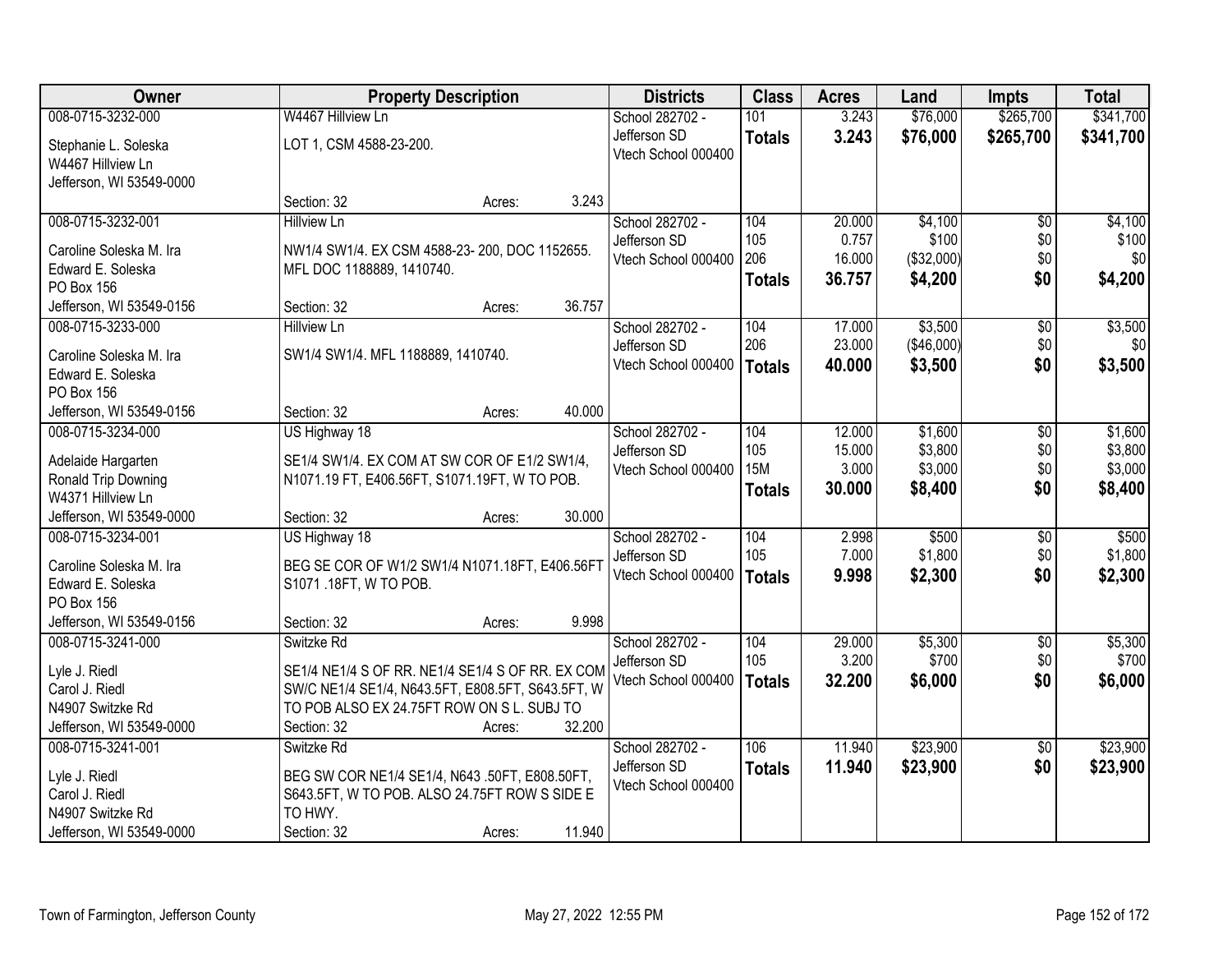| Owner | Property Description | Districts | Class | Acres | Land | Impts | Total |
|---|---|---|---|---|---|---|---|
| 008-0715-3232-000<br>Stephanie L. Soleska<br>W4467 Hillview Ln<br>Jefferson, WI 53549-0000 | W4467 Hillview Ln<br>LOT 1, CSM 4588-23-200.<br>Section: 32 Acres: 3.243 | School 282702 - Jefferson SD<br>Vtech School 000400 | 101<br>**Totals** | 3.243<br>**3.243** | \$76,000<br>**\$76,000** | \$265,700<br>**\$265,700** | \$341,700<br>**\$341,700** |
| 008-0715-3232-001<br>Caroline Soleska M. Ira<br>Edward E. Soleska<br>PO Box 156<br>Jefferson, WI 53549-0156 | Hillview Ln<br>NW1/4 SW1/4. EX CSM 4588-23- 200, DOC 1152655. MFL DOC 1188889, 1410740.<br>Section: 32 Acres: 36.757 | School 282702 - Jefferson SD<br>Vtech School 000400 | 104<br>105<br>206<br>**Totals** | 20.000<br>0.757<br>16.000<br>**36.757** | \$4,100<br>\$100<br>(\$32,000)<br>**\$4,200** | \$0<br>\$0<br>\$0<br>**\$0** | \$4,100<br>\$100<br>\$0<br>**\$4,200** |
| 008-0715-3233-000<br>Caroline Soleska M. Ira<br>Edward E. Soleska<br>PO Box 156<br>Jefferson, WI 53549-0156 | Hillview Ln<br>SW1/4 SW1/4. MFL 1188889, 1410740.<br>Section: 32 Acres: 40.000 | School 282702 - Jefferson SD<br>Vtech School 000400 | 104<br>206<br>**Totals** | 17.000<br>23.000<br>**40.000** | \$3,500<br>(\$46,000)<br>**\$3,500** | \$0<br>\$0<br>**\$0** | \$3,500<br>\$0<br>**\$3,500** |
| 008-0715-3234-000<br>Adelaide Hargarten<br>Ronald Trip Downing<br>W4371 Hillview Ln<br>Jefferson, WI 53549-0000 | US Highway 18<br>SE1/4 SW1/4. EX COM AT SW COR OF E1/2 SW1/4, N1071.19 FT, E406.56FT, S1071.19FT, W TO POB.<br>Section: 32 Acres: 30.000 | School 282702 - Jefferson SD<br>Vtech School 000400 | 104<br>105<br>15M<br>**Totals** | 12.000<br>15.000<br>3.000<br>**30.000** | \$1,600<br>\$3,800<br>\$3,000<br>**\$8,400** | \$0<br>\$0<br>\$0<br>**\$0** | \$1,600<br>\$3,800<br>\$3,000<br>**\$8,400** |
| 008-0715-3234-001<br>Caroline Soleska M. Ira<br>Edward E. Soleska<br>PO Box 156<br>Jefferson, WI 53549-0156 | US Highway 18<br>BEG SE COR OF W1/2 SW1/4 N1071.18FT, E406.56FT S1071 .18FT, W TO POB.<br>Section: 32 Acres: 9.998 | School 282702 - Jefferson SD<br>Vtech School 000400 | 104<br>105<br>**Totals** | 2.998<br>7.000<br>**9.998** | \$500<br>\$1,800<br>**\$2,300** | \$0<br>\$0<br>**\$0** | \$500<br>\$1,800<br>**\$2,300** |
| 008-0715-3241-000<br>Lyle J. Riedl<br>Carol J. Riedl<br>N4907 Switzke Rd<br>Jefferson, WI 53549-0000 | Switzke Rd<br>SE1/4 NE1/4 S OF RR. NE1/4 SE1/4 S OF RR. EX COM SW/C NE1/4 SE1/4, N643.5FT, E808.5FT, S643.5FT, W TO POB ALSO EX 24.75FT ROW ON S L. SUBJ TO<br>Section: 32 Acres: 32.200 | School 282702 - Jefferson SD<br>Vtech School 000400 | 104<br>105<br>**Totals** | 29.000<br>3.200<br>**32.200** | \$5,300<br>\$700<br>**\$6,000** | \$0<br>\$0<br>**\$0** | \$5,300<br>\$700<br>**\$6,000** |
| 008-0715-3241-001<br>Lyle J. Riedl<br>Carol J. Riedl<br>N4907 Switzke Rd<br>Jefferson, WI 53549-0000 | Switzke Rd<br>BEG SW COR NE1/4 SE1/4, N643 .50FT, E808.50FT, S643.5FT, W TO POB. ALSO 24.75FT ROW S SIDE E TO HWY.<br>Section: 32 Acres: 11.940 | School 282702 - Jefferson SD<br>Vtech School 000400 | 106<br>**Totals** | 11.940<br>**11.940** | \$23,900<br>**\$23,900** | \$0<br>**\$0** | \$23,900<br>**\$23,900** |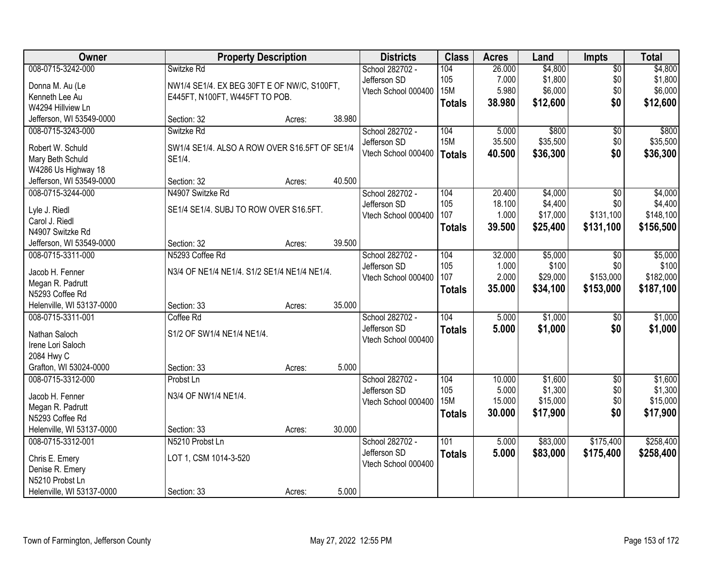| Owner | Property Description | | | Districts | Class | Acres | Land | Impts | Total |
|---|---|---|---|---|---|---|---|---|---|
| 008-0715-3242-000<br><br>Donna M. Au (Le<br>Kenneth Lee Au<br>W4294 Hillview Ln<br>Jefferson, WI 53549-0000 | Switzke Rd<br><br>NW1/4 SE1/4. EX BEG 30FT E OF NW/C, S100FT, E445FT, N100FT, W445FT TO POB.<br><br>Section: 32 | Acres: | 38.980 | School 282702 - Jefferson SD<br>Vtech School 000400 | 104<br>105<br>15M<br>**Totals** | 26.000<br>7.000<br>5.980<br>**38.980** | $4,800<br>$1,800<br>$6,000<br>**$12,600** | $0<br>$0<br>$0<br>**$0** | $4,800<br>$1,800<br>$6,000<br>**$12,600** |
| 008-0715-3243-000<br><br>Robert W. Schuld<br>Mary Beth Schuld<br>W4286 Us Highway 18<br>Jefferson, WI 53549-0000 | Switzke Rd<br><br>SW1/4 SE1/4. ALSO A ROW OVER S16.5FT OF SE1/4 SE1/4.<br><br>Section: 32 | Acres: | 40.500 | School 282702 - Jefferson SD<br>Vtech School 000400 | 104<br>15M<br>**Totals** | 5.000<br>35.500<br>**40.500** | $800<br>$35,500<br>**$36,300** | $0<br>$0<br>**$0** | $800<br>$35,500<br>**$36,300** |
| 008-0715-3244-000<br><br>Lyle J. Riedl<br>Carol J. Riedl<br>N4907 Switzke Rd<br>Jefferson, WI 53549-0000 | N4907 Switzke Rd<br><br>SE1/4 SE1/4. SUBJ TO ROW OVER S16.5FT.<br><br>Section: 32 | Acres: | 39.500 | School 282702 - Jefferson SD<br>Vtech School 000400 | 104<br>105<br>107<br>**Totals** | 20.400<br>18.100<br>1.000<br>**39.500** | $4,000<br>$4,400<br>$17,000<br>**$25,400** | $0<br>$0<br>$131,100<br>**$131,100** | $4,000<br>$4,400<br>$148,100<br>**$156,500** |
| 008-0715-3311-000<br><br>Jacob H. Fenner<br>Megan R. Padrutt<br>N5293 Coffee Rd<br>Helenville, WI 53137-0000 | N5293 Coffee Rd<br><br>N3/4 OF NE1/4 NE1/4. S1/2 SE1/4 NE1/4 NE1/4.<br><br>Section: 33 | Acres: | 35.000 | School 282702 - Jefferson SD<br>Vtech School 000400 | 104<br>105<br>107<br>**Totals** | 32.000<br>1.000<br>2.000<br>**35.000** | $5,000<br>$100<br>$29,000<br>**$34,100** | $0<br>$0<br>$153,000<br>**$153,000** | $5,000<br>$100<br>$182,000<br>**$187,100** |
| 008-0715-3311-001<br><br>Nathan Saloch<br>Irene Lori Saloch<br>2084 Hwy C<br>Grafton, WI 53024-0000 | Coffee Rd<br><br>S1/2 OF SW1/4 NE1/4 NE1/4.<br><br>Section: 33 | Acres: | 5.000 | School 282702 - Jefferson SD<br>Vtech School 000400 | 104<br>**Totals** | 5.000<br>**5.000** | $1,000<br>**$1,000** | $0<br>**$0** | $1,000<br>**$1,000** |
| 008-0715-3312-000<br><br>Jacob H. Fenner<br>Megan R. Padrutt<br>N5293 Coffee Rd<br>Helenville, WI 53137-0000 | Probst Ln<br><br>N3/4 OF NW1/4 NE1/4.<br><br>Section: 33 | Acres: | 30.000 | School 282702 - Jefferson SD<br>Vtech School 000400 | 104<br>105<br>15M<br>**Totals** | 10.000<br>5.000<br>15.000<br>**30.000** | $1,600<br>$1,300<br>$15,000<br>**$17,900** | $0<br>$0<br>$0<br>**$0** | $1,600<br>$1,300<br>$15,000<br>**$17,900** |
| 008-0715-3312-001<br><br>Chris E. Emery<br>Denise R. Emery<br>N5210 Probst Ln<br>Helenville, WI 53137-0000 | N5210 Probst Ln<br><br>LOT 1, CSM 1014-3-520<br><br>Section: 33 | Acres: | 5.000 | School 282702 - Jefferson SD<br>Vtech School 000400 | 101<br>**Totals** | 5.000<br>**5.000** | $83,000<br>**$83,000** | $175,400<br>**$175,400** | $258,400<br>**$258,400** |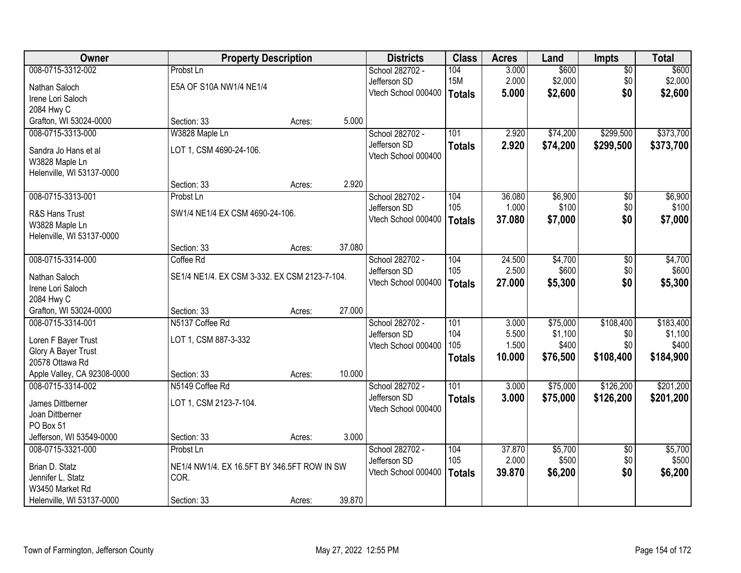| Owner | Property Description | | | Districts | Class | Acres | Land | Impts | Total |
|---|---|---|---|---|---|---|---|---|---|
| 008-0715-3312-002 | Probst Ln | | | School 282702 - | 104 | 3.000 | $600 | $0 | $600 |
| Nathan Saloch | E5A OF S10A NW1/4 NE1/4 | | | Jefferson SD | 15M | 2.000 | $2,000 | $0 | $2,000 |
| Irene Lori Saloch | | | | Vtech School 000400 | **Totals** | **5.000** | **$2,600** | **$0** | **$2,600** |
| 2084 Hwy C | | | | | | | | | |
| Grafton, WI 53024-0000 | Section: 33 | Acres: | 5.000 | | | | | | |
| 008-0715-3313-000 | W3828 Maple Ln | | | School 282702 - | 101 | 2.920 | $74,200 | $299,500 | $373,700 |
| Sandra Jo Hans et al | LOT 1, CSM 4690-24-106. | | | Jefferson SD | **Totals** | **2.920** | **$74,200** | **$299,500** | **$373,700** |
| W3828 Maple Ln | | | | Vtech School 000400 | | | | | |
| Helenville, WI 53137-0000 | | | | | | | | | |
| | Section: 33 | Acres: | 2.920 | | | | | | |
| 008-0715-3313-001 | Probst Ln | | | School 282702 - | 104 | 36.080 | $6,900 | $0 | $6,900 |
| R&S Hans Trust | SW1/4 NE1/4 EX CSM 4690-24-106. | | | Jefferson SD | 105 | 1.000 | $100 | $0 | $100 |
| W3828 Maple Ln | | | | Vtech School 000400 | **Totals** | **37.080** | **$7,000** | **$0** | **$7,000** |
| Helenville, WI 53137-0000 | | | | | | | | | |
| | Section: 33 | Acres: | 37.080 | | | | | | |
| 008-0715-3314-000 | Coffee Rd | | | School 282702 - | 104 | 24.500 | $4,700 | $0 | $4,700 |
| Nathan Saloch | SE1/4 NE1/4. EX CSM 3-332. EX CSM 2123-7-104. | | | Jefferson SD | 105 | 2.500 | $600 | $0 | $600 |
| Irene Lori Saloch | | | | Vtech School 000400 | **Totals** | **27.000** | **$5,300** | **$0** | **$5,300** |
| 2084 Hwy C | | | | | | | | | |
| Grafton, WI 53024-0000 | Section: 33 | Acres: | 27.000 | | | | | | |
| 008-0715-3314-001 | N5137 Coffee Rd | | | School 282702 - | 101 | 3.000 | $75,000 | $108,400 | $183,400 |
| Loren F Bayer Trust | LOT 1, CSM 887-3-332 | | | Jefferson SD | 104 | 5.500 | $1,100 | $0 | $1,100 |
| Glory A Bayer Trust | | | | Vtech School 000400 | 105 | 1.500 | $400 | $0 | $400 |
| 20578 Ottawa Rd | | | | | **Totals** | **10.000** | **$76,500** | **$108,400** | **$184,900** |
| Apple Valley, CA 92308-0000 | Section: 33 | Acres: | 10.000 | | | | | | |
| 008-0715-3314-002 | N5149 Coffee Rd | | | School 282702 - | 101 | 3.000 | $75,000 | $126,200 | $201,200 |
| James Dittberner | LOT 1, CSM 2123-7-104. | | | Jefferson SD | **Totals** | **3.000** | **$75,000** | **$126,200** | **$201,200** |
| Joan Dittberner | | | | Vtech School 000400 | | | | | |
| PO Box 51 | | | | | | | | | |
| Jefferson, WI 53549-0000 | Section: 33 | Acres: | 3.000 | | | | | | |
| 008-0715-3321-000 | Probst Ln | | | School 282702 - | 104 | 37.870 | $5,700 | $0 | $5,700 |
| Brian D. Statz | NE1/4 NW1/4. EX 16.5FT BY 346.5FT ROW IN SW COR. | | | Jefferson SD | 105 | 2.000 | $500 | $0 | $500 |
| Jennifer L. Statz | | | | Vtech School 000400 | **Totals** | **39.870** | **$6,200** | **$0** | **$6,200** |
| W3450 Market Rd | | | | | | | | | |
| Helenville, WI 53137-0000 | Section: 33 | Acres: | 39.870 | | | | | | |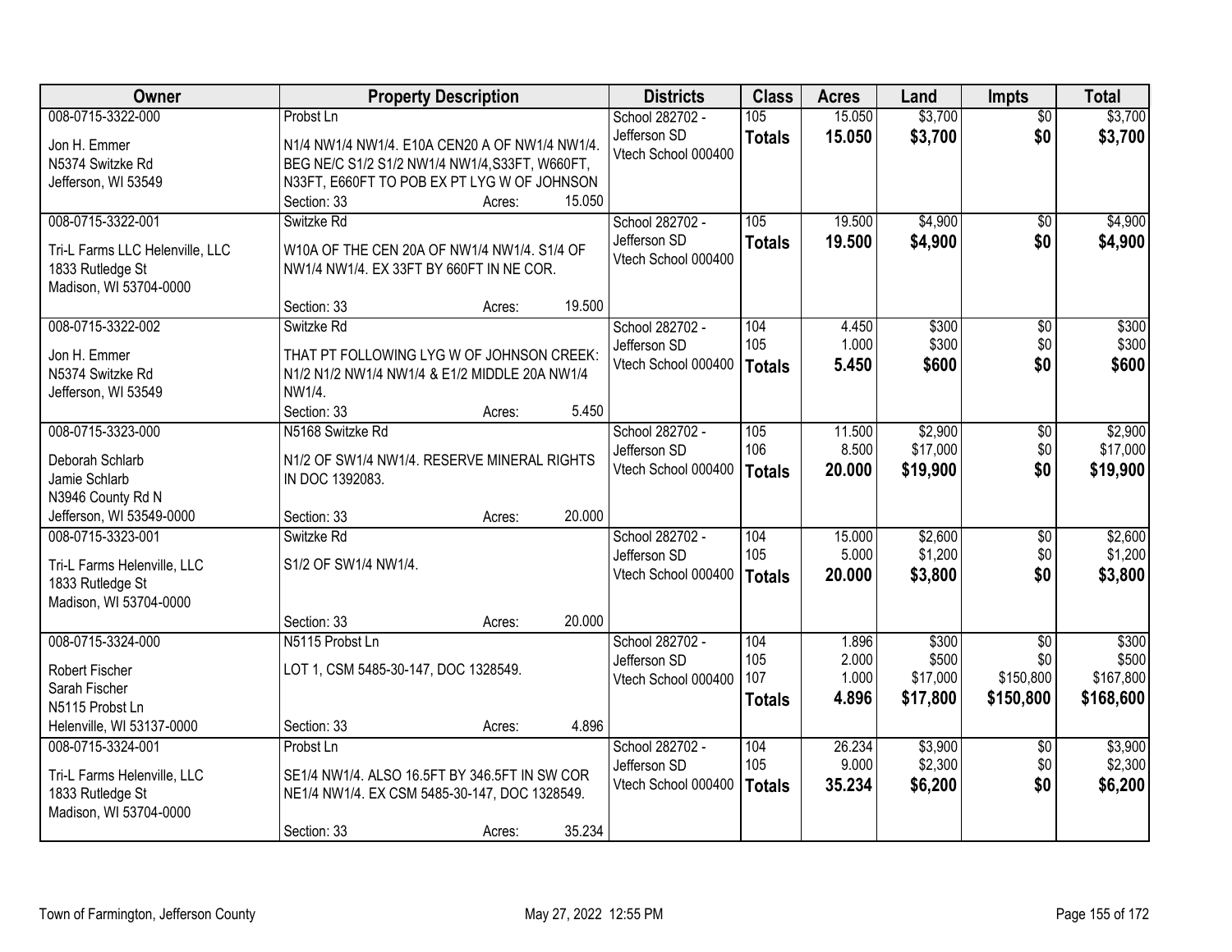| Owner | Property Description | Districts | Class | Acres | Land | Impts | Total |
|---|---|---|---|---|---|---|---|
| 008-0715-3322-000<br>Jon H. Emmer<br>N5374 Switzke Rd<br>Jefferson, WI 53549 | Probst Ln<br>N1/4 NW1/4 NW1/4. E10A CEN20 A OF NW1/4 NW1/4. BEG NE/C S1/2 S1/2 NW1/4 NW1/4,S33FT, W660FT, N33FT, E660FT TO POB EX PT LYG W OF JOHNSON<br>Section: 33 Acres: 15.050 | School 282702 - Jefferson SD<br>Vtech School 000400 | 105<br>**Totals** | 15.050<br>**15.050** | $3,700<br>**$3,700** | $0<br>**$0** | $3,700<br>**$3,700** |
| 008-0715-3322-001<br>Tri-L Farms LLC Helenville, LLC<br>1833 Rutledge St<br>Madison, WI 53704-0000 | Switzke Rd<br>W10A OF THE CEN 20A OF NW1/4 NW1/4. S1/4 OF NW1/4 NW1/4. EX 33FT BY 660FT IN NE COR.<br>Section: 33 Acres: 19.500 | School 282702 - Jefferson SD<br>Vtech School 000400 | 105<br>**Totals** | 19.500<br>**19.500** | $4,900<br>**$4,900** | $0<br>**$0** | $4,900<br>**$4,900** |
| 008-0715-3322-002<br>Jon H. Emmer<br>N5374 Switzke Rd<br>Jefferson, WI 53549 | Switzke Rd<br>THAT PT FOLLOWING LYG W OF JOHNSON CREEK: N1/2 N1/2 NW1/4 NW1/4 & E1/2 MIDDLE 20A NW1/4 NW1/4.<br>Section: 33 Acres: 5.450 | School 282702 - Jefferson SD<br>Vtech School 000400 | 104<br>105<br>**Totals** | 4.450<br>1.000<br>**5.450** | $300<br>$300<br>**$600** | $0<br>$0<br>**$0** | $300<br>$300<br>**$600** |
| 008-0715-3323-000<br>Deborah Schlarb<br>Jamie Schlarb<br>N3946 County Rd N<br>Jefferson, WI 53549-0000 | N5168 Switzke Rd<br>N1/2 OF SW1/4 NW1/4. RESERVE MINERAL RIGHTS IN DOC 1392083.<br>Section: 33 Acres: 20.000 | School 282702 - Jefferson SD<br>Vtech School 000400 | 105<br>106<br>**Totals** | 11.500<br>8.500<br>**20.000** | $2,900<br>$17,000<br>**$19,900** | $0<br>$0<br>**$0** | $2,900<br>$17,000<br>**$19,900** |
| 008-0715-3323-001<br>Tri-L Farms Helenville, LLC<br>1833 Rutledge St<br>Madison, WI 53704-0000 | Switzke Rd<br>S1/2 OF SW1/4 NW1/4.<br>Section: 33 Acres: 20.000 | School 282702 - Jefferson SD<br>Vtech School 000400 | 104<br>105<br>**Totals** | 15.000<br>5.000<br>**20.000** | $2,600<br>$1,200<br>**$3,800** | $0<br>$0<br>**$0** | $2,600<br>$1,200<br>**$3,800** |
| 008-0715-3324-000<br>Robert Fischer<br>Sarah Fischer<br>N5115 Probst Ln<br>Helenville, WI 53137-0000 | N5115 Probst Ln<br>LOT 1, CSM 5485-30-147, DOC 1328549.<br>Section: 33 Acres: 4.896 | School 282702 - Jefferson SD<br>Vtech School 000400 | 104<br>105<br>107<br>**Totals** | 1.896<br>2.000<br>1.000<br>**4.896** | $300<br>$500<br>$17,000<br>**$17,800** | $0<br>$0<br>$150,800<br>**$150,800** | $300<br>$500<br>$167,800<br>**$168,600** |
| 008-0715-3324-001<br>Tri-L Farms Helenville, LLC<br>1833 Rutledge St<br>Madison, WI 53704-0000 | Probst Ln<br>SE1/4 NW1/4. ALSO 16.5FT BY 346.5FT IN SW COR NE1/4 NW1/4. EX CSM 5485-30-147, DOC 1328549.<br>Section: 33 Acres: 35.234 | School 282702 - Jefferson SD<br>Vtech School 000400 | 104<br>105<br>**Totals** | 26.234<br>9.000<br>**35.234** | $3,900<br>$2,300<br>**$6,200** | $0<br>$0<br>**$0** | $3,900<br>$2,300<br>**$6,200** |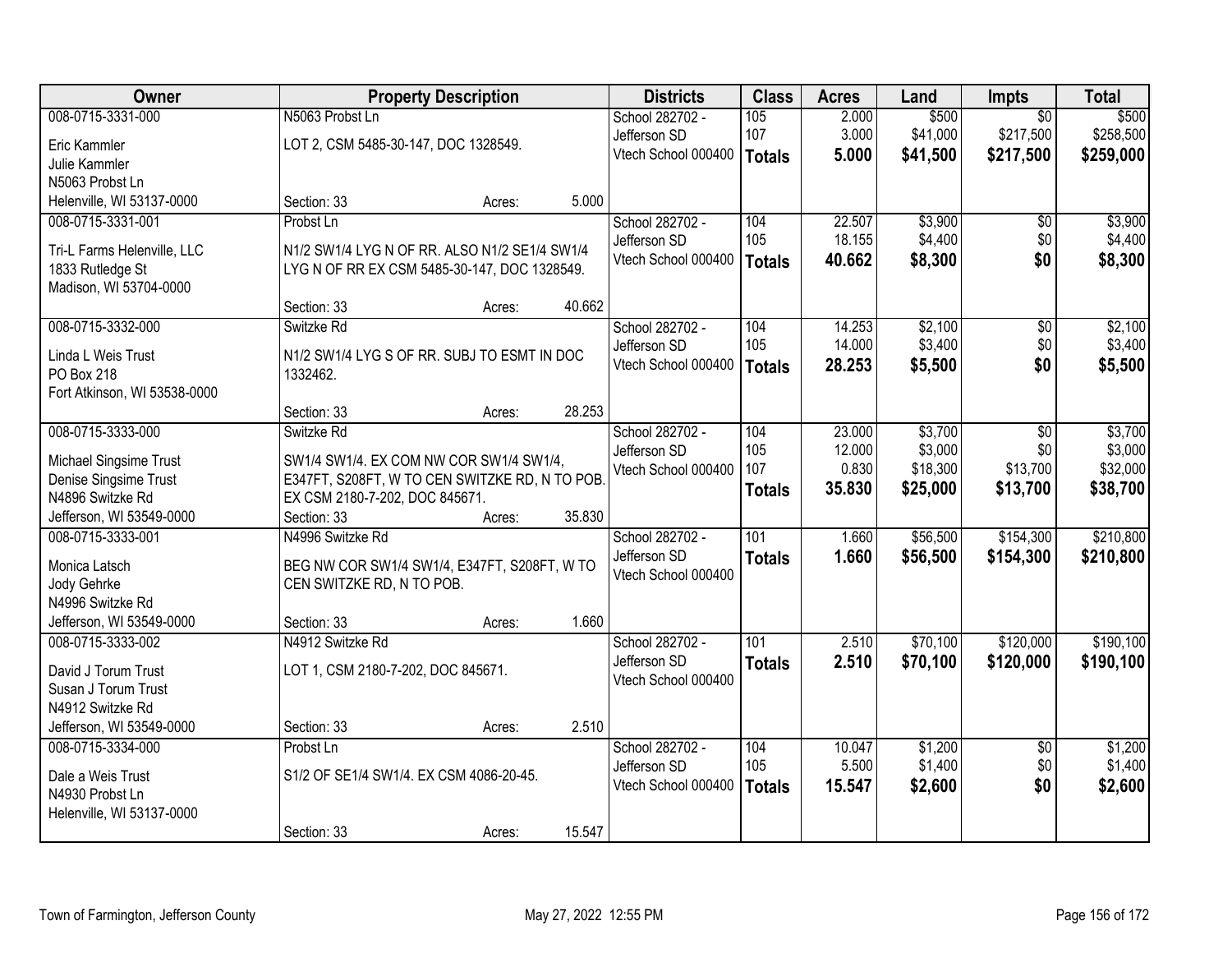| Owner | Property Description | | | Districts | Class | Acres | Land | Impts | Total |
|---|---|---|---|---|---|---|---|---|---|
| 008-0715-3331-000 | N5063 Probst Ln | | | School 282702 - | 105 | 2.000 | $500 | $0 | $500 |
| Eric Kammler | LOT 2, CSM 5485-30-147, DOC 1328549. | | | Jefferson SD | 107 | 3.000 | $41,000 | $217,500 | $258,500 |
| Julie Kammler | | | | Vtech School 000400 | **Totals** | **5.000** | **$41,500** | **$217,500** | **$259,000** |
| N5063 Probst Ln | | | | | | | | | |
| Helenville, WI 53137-0000 | Section: 33 | Acres: | 5.000 | | | | | | |
| 008-0715-3331-001 | Probst Ln | | | School 282702 - | 104 | 22.507 | $3,900 | $0 | $3,900 |
| Tri-L Farms Helenville, LLC | N1/2 SW1/4 LYG N OF RR. ALSO N1/2 SE1/4 SW1/4 | | | Jefferson SD | 105 | 18.155 | $4,400 | $0 | $4,400 |
| 1833 Rutledge St | LYG N OF RR EX CSM 5485-30-147, DOC 1328549. | | | Vtech School 000400 | **Totals** | **40.662** | **$8,300** | **$0** | **$8,300** |
| Madison, WI 53704-0000 | | | | | | | | | |
| | Section: 33 | Acres: | 40.662 | | | | | | |
| 008-0715-3332-000 | Switzke Rd | | | School 282702 - | 104 | 14.253 | $2,100 | $0 | $2,100 |
| Linda L Weis Trust | N1/2 SW1/4 LYG S OF RR. SUBJ TO ESMT IN DOC | | | Jefferson SD | 105 | 14.000 | $3,400 | $0 | $3,400 |
| PO Box 218 | 1332462. | | | Vtech School 000400 | **Totals** | **28.253** | **$5,500** | **$0** | **$5,500** |
| Fort Atkinson, WI 53538-0000 | | | | | | | | | |
| | Section: 33 | Acres: | 28.253 | | | | | | |
| 008-0715-3333-000 | Switzke Rd | | | School 282702 - | 104 | 23.000 | $3,700 | $0 | $3,700 |
| Michael Singsime Trust | SW1/4 SW1/4. EX COM NW COR SW1/4 SW1/4, | | | Jefferson SD | 105 | 12.000 | $3,000 | $0 | $3,000 |
| Denise Singsime Trust | E347FT, S208FT, W TO CEN SWITZKE RD, N TO POB. | | | Vtech School 000400 | 107 | 0.830 | $18,300 | $13,700 | $32,000 |
| N4896 Switzke Rd | EX CSM 2180-7-202, DOC 845671. | | | | **Totals** | **35.830** | **$25,000** | **$13,700** | **$38,700** |
| Jefferson, WI 53549-0000 | Section: 33 | Acres: | 35.830 | | | | | | |
| 008-0715-3333-001 | N4996 Switzke Rd | | | School 282702 - | 101 | 1.660 | $56,500 | $154,300 | $210,800 |
| Monica Latsch | BEG NW COR SW1/4 SW1/4, E347FT, S208FT, W TO | | | Jefferson SD | **Totals** | **1.660** | **$56,500** | **$154,300** | **$210,800** |
| Jody Gehrke | CEN SWITZKE RD, N TO POB. | | | Vtech School 000400 | | | | | |
| N4996 Switzke Rd | | | | | | | | | |
| Jefferson, WI 53549-0000 | Section: 33 | Acres: | 1.660 | | | | | | |
| 008-0715-3333-002 | N4912 Switzke Rd | | | School 282702 - | 101 | 2.510 | $70,100 | $120,000 | $190,100 |
| David J Torum Trust | LOT 1, CSM 2180-7-202, DOC 845671. | | | Jefferson SD | **Totals** | **2.510** | **$70,100** | **$120,000** | **$190,100** |
| Susan J Torum Trust | | | | Vtech School 000400 | | | | | |
| N4912 Switzke Rd | | | | | | | | | |
| Jefferson, WI 53549-0000 | Section: 33 | Acres: | 2.510 | | | | | | |
| 008-0715-3334-000 | Probst Ln | | | School 282702 - | 104 | 10.047 | $1,200 | $0 | $1,200 |
| Dale a Weis Trust | S1/2 OF SE1/4 SW1/4. EX CSM 4086-20-45. | | | Jefferson SD | 105 | 5.500 | $1,400 | $0 | $1,400 |
| N4930 Probst Ln | | | | Vtech School 000400 | **Totals** | **15.547** | **$2,600** | **$0** | **$2,600** |
| Helenville, WI 53137-0000 | | | | | | | | | |
| | Section: 33 | Acres: | 15.547 | | | | | | |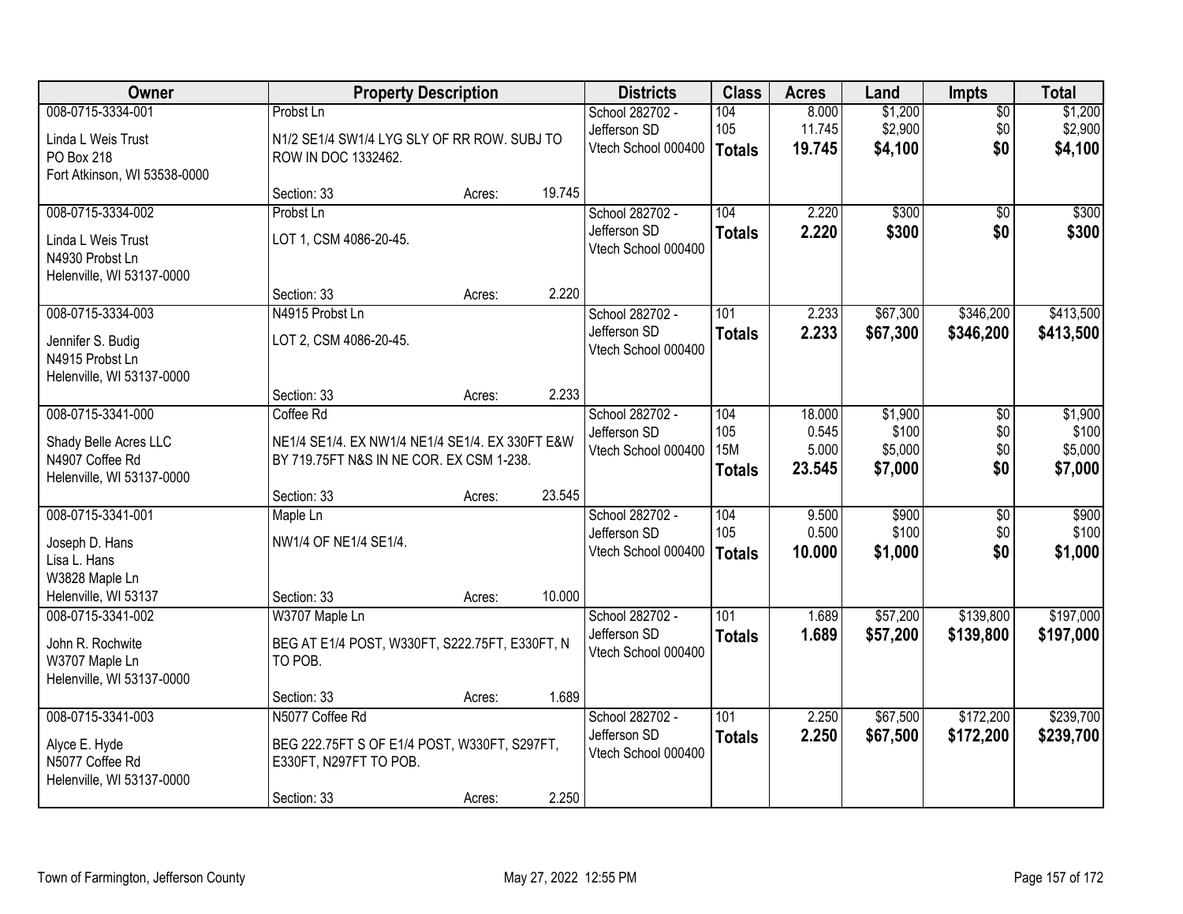| Owner | Property Description | Districts | Class | Acres | Land | Impts | Total |
|---|---|---|---|---|---|---|---|
| 008-0715-3334-001<br>Linda L Weis Trust<br>PO Box 218<br>Fort Atkinson, WI 53538-0000 | Probst Ln<br>N1/2 SE1/4 SW1/4 LYG SLY OF RR ROW. SUBJ TO ROW IN DOC 1332462.<br>Section: 33 Acres: 19.745 | School 282702 - Jefferson SD<br>Vtech School 000400 | 104<br>105<br>**Totals** | 8.000<br>11.745<br>**19.745** | $1,200<br>$2,900<br>**$4,100** | $0<br>$0<br>**$0** | $1,200<br>$2,900<br>**$4,100** |
| 008-0715-3334-002<br>Linda L Weis Trust<br>N4930 Probst Ln<br>Helenville, WI 53137-0000 | Probst Ln<br>LOT 1, CSM 4086-20-45.<br>Section: 33 Acres: 2.220 | School 282702 - Jefferson SD<br>Vtech School 000400 | 104<br>**Totals** | 2.220<br>**2.220** | $300<br>**$300** | $0<br>**$0** | $300<br>**$300** |
| 008-0715-3334-003<br>Jennifer S. Budig<br>N4915 Probst Ln<br>Helenville, WI 53137-0000 | N4915 Probst Ln<br>LOT 2, CSM 4086-20-45.<br>Section: 33 Acres: 2.233 | School 282702 - Jefferson SD<br>Vtech School 000400 | 101<br>**Totals** | 2.233<br>**2.233** | $67,300<br>**$67,300** | $346,200<br>**$346,200** | $413,500<br>**$413,500** |
| 008-0715-3341-000<br>Shady Belle Acres LLC<br>N4907 Coffee Rd<br>Helenville, WI 53137-0000 | Coffee Rd<br>NE1/4 SE1/4. EX NW1/4 NE1/4 SE1/4. EX 330FT E&W BY 719.75FT N&S IN NE COR. EX CSM 1-238.<br>Section: 33 Acres: 23.545 | School 282702 - Jefferson SD<br>Vtech School 000400 | 104<br>105<br>15M<br>**Totals** | 18.000<br>0.545<br>5.000<br>**23.545** | $1,900<br>$100<br>$5,000<br>**$7,000** | $0<br>$0<br>$0<br>**$0** | $1,900<br>$100<br>$5,000<br>**$7,000** |
| 008-0715-3341-001<br>Joseph D. Hans<br>Lisa L. Hans<br>W3828 Maple Ln<br>Helenville, WI 53137 | Maple Ln<br>NW1/4 OF NE1/4 SE1/4.<br>Section: 33 Acres: 10.000 | School 282702 - Jefferson SD<br>Vtech School 000400 | 104<br>105<br>**Totals** | 9.500<br>0.500<br>**10.000** | $900<br>$100<br>**$1,000** | $0<br>$0<br>**$0** | $900<br>$100<br>**$1,000** |
| 008-0715-3341-002<br>John R. Rochwite<br>W3707 Maple Ln<br>Helenville, WI 53137-0000 | W3707 Maple Ln<br>BEG AT E1/4 POST, W330FT, S222.75FT, E330FT, N TO POB.<br>Section: 33 Acres: 1.689 | School 282702 - Jefferson SD<br>Vtech School 000400 | 101<br>**Totals** | 1.689<br>**1.689** | $57,200<br>**$57,200** | $139,800<br>**$139,800** | $197,000<br>**$197,000** |
| 008-0715-3341-003<br>Alyce E. Hyde<br>N5077 Coffee Rd<br>Helenville, WI 53137-0000 | N5077 Coffee Rd<br>BEG 222.75FT S OF E1/4 POST, W330FT, S297FT, E330FT, N297FT TO POB.<br>Section: 33 Acres: 2.250 | School 282702 - Jefferson SD<br>Vtech School 000400 | 101<br>**Totals** | 2.250<br>**2.250** | $67,500<br>**$67,500** | $172,200<br>**$172,200** | $239,700<br>**$239,700** |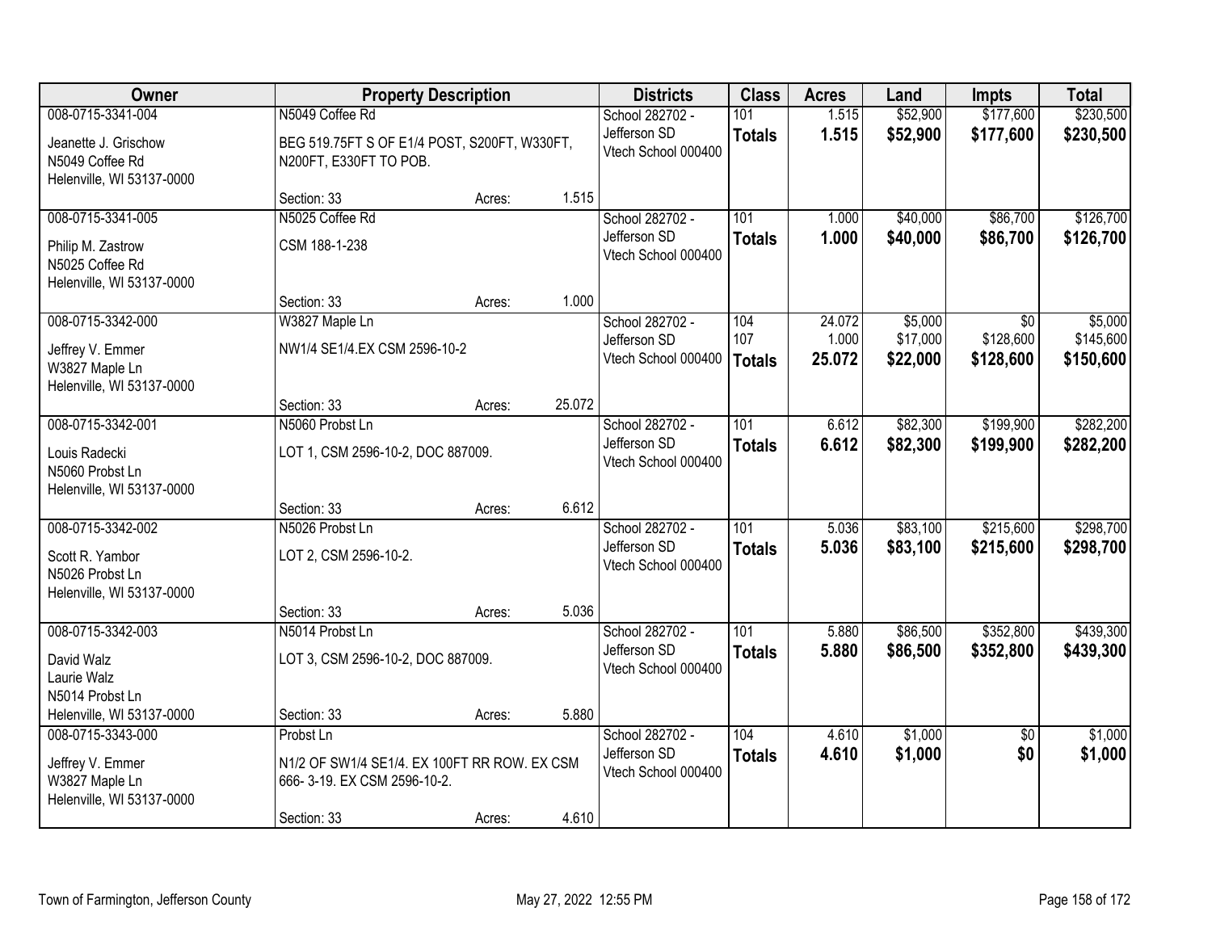| Owner | Property Description | | | Districts | Class | Acres | Land | Impts | Total |
|---|---|---|---|---|---|---|---|---|---|
| 008-0715-3341-004 | N5049 Coffee Rd | | | School 282702 - | 101 | 1.515 | $52,900 | $177,600 | $230,500 |
| Jeanette J. Grischow<br>N5049 Coffee Rd<br>Helenville, WI 53137-0000 | BEG 519.75FT S OF E1/4 POST, S200FT, W330FT, N200FT, E330FT TO POB. | | | Jefferson SD<br>Vtech School 000400 | **Totals** | **1.515** | **$52,900** | **$177,600** | **$230,500** |
| | Section: 33 | Acres: | 1.515 | | | | | | |
| 008-0715-3341-005 | N5025 Coffee Rd | | | School 282702 - | 101 | 1.000 | $40,000 | $86,700 | $126,700 |
| Philip M. Zastrow<br>N5025 Coffee Rd<br>Helenville, WI 53137-0000 | CSM 188-1-238 | | | Jefferson SD<br>Vtech School 000400 | **Totals** | **1.000** | **$40,000** | **$86,700** | **$126,700** |
| | Section: 33 | Acres: | 1.000 | | | | | | |
| 008-0715-3342-000 | W3827 Maple Ln | | | School 282702 - | 104 | 24.072 | $5,000 | $0 | $5,000 |
| Jeffrey V. Emmer<br>W3827 Maple Ln<br>Helenville, WI 53137-0000 | NW1/4 SE1/4.EX CSM 2596-10-2 | | | Jefferson SD | 107 | 1.000 | $17,000 | $128,600 | $145,600 |
| | | | | Vtech School 000400 | **Totals** | **25.072** | **$22,000** | **$128,600** | **$150,600** |
| | Section: 33 | Acres: | 25.072 | | | | | | |
| 008-0715-3342-001 | N5060 Probst Ln | | | School 282702 - | 101 | 6.612 | $82,300 | $199,900 | $282,200 |
| Louis Radecki<br>N5060 Probst Ln<br>Helenville, WI 53137-0000 | LOT 1, CSM 2596-10-2, DOC 887009. | | | Jefferson SD<br>Vtech School 000400 | **Totals** | **6.612** | **$82,300** | **$199,900** | **$282,200** |
| | Section: 33 | Acres: | 6.612 | | | | | | |
| 008-0715-3342-002 | N5026 Probst Ln | | | School 282702 - | 101 | 5.036 | $83,100 | $215,600 | $298,700 |
| Scott R. Yambor<br>N5026 Probst Ln<br>Helenville, WI 53137-0000 | LOT 2, CSM 2596-10-2. | | | Jefferson SD<br>Vtech School 000400 | **Totals** | **5.036** | **$83,100** | **$215,600** | **$298,700** |
| | Section: 33 | Acres: | 5.036 | | | | | | |
| 008-0715-3342-003 | N5014 Probst Ln | | | School 282702 - | 101 | 5.880 | $86,500 | $352,800 | $439,300 |
| David Walz<br>Laurie Walz<br>N5014 Probst Ln<br>Helenville, WI 53137-0000 | LOT 3, CSM 2596-10-2, DOC 887009. | | | Jefferson SD<br>Vtech School 000400 | **Totals** | **5.880** | **$86,500** | **$352,800** | **$439,300** |
| | Section: 33 | Acres: | 5.880 | | | | | | |
| 008-0715-3343-000 | Probst Ln | | | School 282702 - | 104 | 4.610 | $1,000 | $0 | $1,000 |
| Jeffrey V. Emmer<br>W3827 Maple Ln<br>Helenville, WI 53137-0000 | N1/2 OF SW1/4 SE1/4. EX 100FT RR ROW. EX CSM 666- 3-19. EX CSM 2596-10-2. | | | Jefferson SD<br>Vtech School 000400 | **Totals** | **4.610** | **$1,000** | **$0** | **$1,000** |
| | Section: 33 | Acres: | 4.610 | | | | | | |

Town of Farmington, Jefferson County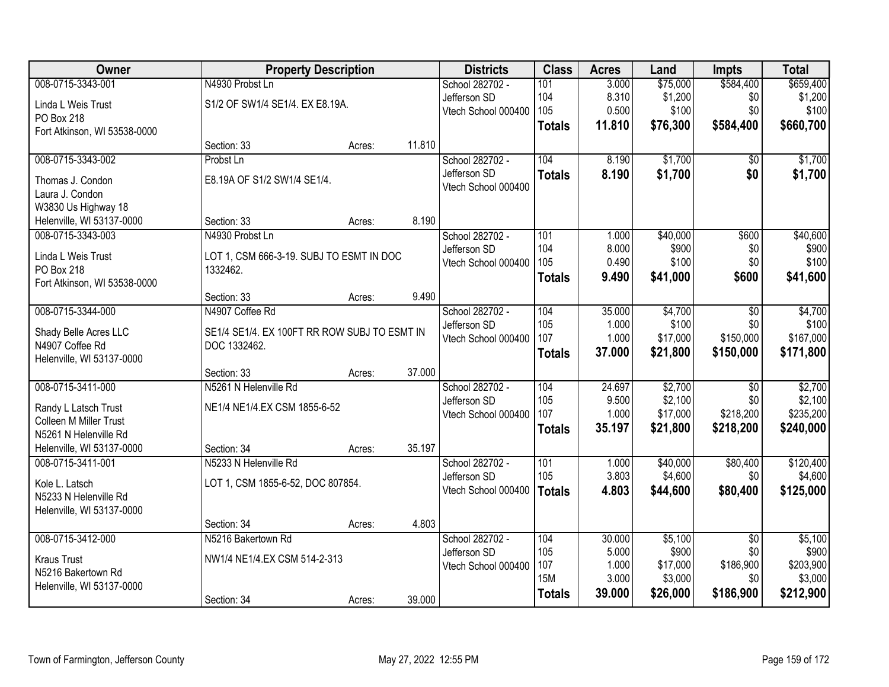| Owner | Property Description | | | Districts | Class | Acres | Land | Impts | Total |
|---|---|---|---|---|---|---|---|---|---|
| 008-0715-3343-001 | N4930 Probst Ln | | | School 282702 - | 101 | 3.000 | $75,000 | $584,400 | $659,400 |
| Linda L Weis Trust | S1/2 OF SW1/4 SE1/4. EX E8.19A. | | | Jefferson SD | 104 | 8.310 | $1,200 | $0 | $1,200 |
| PO Box 218 | | | | Vtech School 000400 | 105 | 0.500 | $100 | $0 | $100 |
| Fort Atkinson, WI 53538-0000 | | | | | **Totals** | **11.810** | **$76,300** | **$584,400** | **$660,700** |
| | Section: 33 | Acres: | 11.810 | | | | | | |
| 008-0715-3343-002 | Probst Ln | | | School 282702 - | 104 | 8.190 | $1,700 | $0 | $1,700 |
| Thomas J. Condon | E8.19A OF S1/2 SW1/4 SE1/4. | | | Jefferson SD | **Totals** | **8.190** | **$1,700** | **$0** | **$1,700** |
| Laura J. Condon | | | | Vtech School 000400 | | | | | |
| W3830 Us Highway 18 | | | | | | | | | |
| Helenville, WI 53137-0000 | Section: 33 | Acres: | 8.190 | | | | | | |
| 008-0715-3343-003 | N4930 Probst Ln | | | School 282702 - | 101 | 1.000 | $40,000 | $600 | $40,600 |
| Linda L Weis Trust | LOT 1, CSM 666-3-19. SUBJ TO ESMT IN DOC | | | Jefferson SD | 104 | 8.000 | $900 | $0 | $900 |
| PO Box 218 | 1332462. | | | Vtech School 000400 | 105 | 0.490 | $100 | $0 | $100 |
| Fort Atkinson, WI 53538-0000 | | | | | **Totals** | **9.490** | **$41,000** | **$600** | **$41,600** |
| | Section: 33 | Acres: | 9.490 | | | | | | |
| 008-0715-3344-000 | N4907 Coffee Rd | | | School 282702 - | 104 | 35.000 | $4,700 | $0 | $4,700 |
| Shady Belle Acres LLC | SE1/4 SE1/4. EX 100FT RR ROW SUBJ TO ESMT IN | | | Jefferson SD | 105 | 1.000 | $100 | $0 | $100 |
| N4907 Coffee Rd | DOC 1332462. | | | Vtech School 000400 | 107 | 1.000 | $17,000 | $150,000 | $167,000 |
| Helenville, WI 53137-0000 | | | | | **Totals** | **37.000** | **$21,800** | **$150,000** | **$171,800** |
| | Section: 33 | Acres: | 37.000 | | | | | | |
| 008-0715-3411-000 | N5261 N Helenville Rd | | | School 282702 - | 104 | 24.697 | $2,700 | $0 | $2,700 |
| Randy L Latsch Trust | NE1/4 NE1/4.EX CSM 1855-6-52 | | | Jefferson SD | 105 | 9.500 | $2,100 | $0 | $2,100 |
| Colleen M Miller Trust | | | | Vtech School 000400 | 107 | 1.000 | $17,000 | $218,200 | $235,200 |
| N5261 N Helenville Rd | | | | | **Totals** | **35.197** | **$21,800** | **$218,200** | **$240,000** |
| Helenville, WI 53137-0000 | Section: 34 | Acres: | 35.197 | | | | | | |
| 008-0715-3411-001 | N5233 N Helenville Rd | | | School 282702 - | 101 | 1.000 | $40,000 | $80,400 | $120,400 |
| Kole L. Latsch | LOT 1, CSM 1855-6-52, DOC 807854. | | | Jefferson SD | 105 | 3.803 | $4,600 | $0 | $4,600 |
| N5233 N Helenville Rd | | | | Vtech School 000400 | **Totals** | **4.803** | **$44,600** | **$80,400** | **$125,000** |
| Helenville, WI 53137-0000 | | | | | | | | | |
| | Section: 34 | Acres: | 4.803 | | | | | | |
| 008-0715-3412-000 | N5216 Bakertown Rd | | | School 282702 - | 104 | 30.000 | $5,100 | $0 | $5,100 |
| Kraus Trust | NW1/4 NE1/4.EX CSM 514-2-313 | | | Jefferson SD | 105 | 5.000 | $900 | $0 | $900 |
| N5216 Bakertown Rd | | | | Vtech School 000400 | 107 | 1.000 | $17,000 | $186,900 | $203,900 |
| Helenville, WI 53137-0000 | | | | | 15M | 3.000 | $3,000 | $0 | $3,000 |
| | Section: 34 | Acres: | 39.000 | | **Totals** | **39.000** | **$26,000** | **$186,900** | **$212,900** |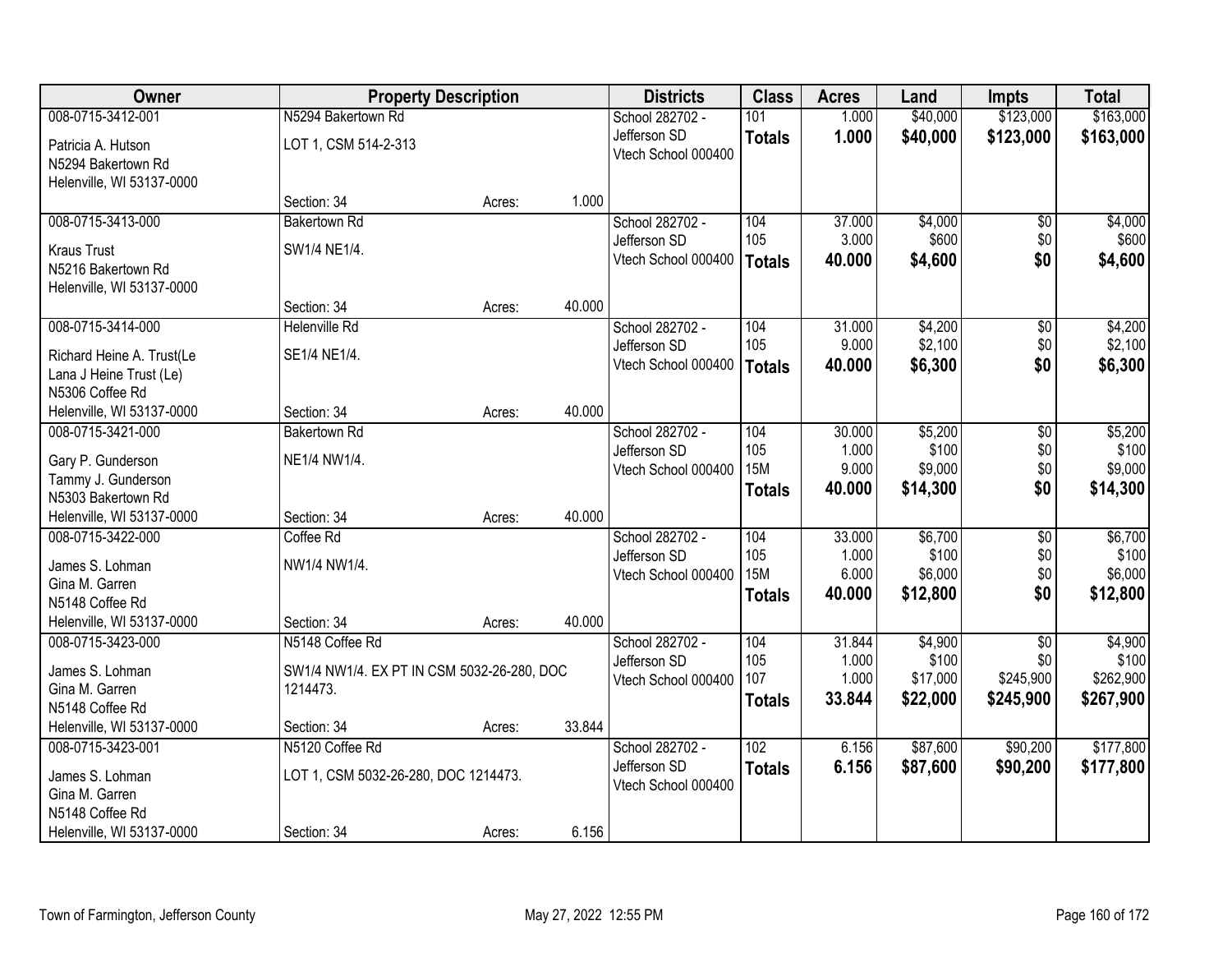| Owner | Property Description | | | Districts | Class | Acres | Land | Impts | Total |
|---|---|---|---|---|---|---|---|---|---|
| 008-0715-3412-001<br><br>Patricia A. Hutson<br>N5294 Bakertown Rd<br>Helenville, WI 53137-0000 | N5294 Bakertown Rd<br><br>LOT 1, CSM 514-2-313<br><br>Section: 34 | Acres: | 1.000 | School 282702 - Jefferson SD<br>Vtech School 000400 | 101<br>**Totals** | 1.000<br>**1.000** | $40,000<br>**$40,000** | $123,000<br>**$123,000** | $163,000<br>**$163,000** |
| 008-0715-3413-000<br><br>Kraus Trust<br>N5216 Bakertown Rd<br>Helenville, WI 53137-0000 | Bakertown Rd<br><br>SW1/4 NE1/4.<br><br>Section: 34 | Acres: | 40.000 | School 282702 - Jefferson SD<br>Vtech School 000400 | 104<br>105<br>**Totals** | 37.000<br>3.000<br>**40.000** | $4,000<br>$600<br>**$4,600** | $0<br>$0<br>**$0** | $4,000<br>$600<br>**$4,600** |
| 008-0715-3414-000<br><br>Richard Heine A. Trust(Le<br>Lana J Heine Trust (Le)<br>N5306 Coffee Rd<br>Helenville, WI 53137-0000 | Helenville Rd<br><br>SE1/4 NE1/4.<br><br>Section: 34 | Acres: | 40.000 | School 282702 - Jefferson SD<br>Vtech School 000400 | 104<br>105<br>**Totals** | 31.000<br>9.000<br>**40.000** | $4,200<br>$2,100<br>**$6,300** | $0<br>$0<br>**$0** | $4,200<br>$2,100<br>**$6,300** |
| 008-0715-3421-000<br><br>Gary P. Gunderson<br>Tammy J. Gunderson<br>N5303 Bakertown Rd<br>Helenville, WI 53137-0000 | Bakertown Rd<br><br>NE1/4 NW1/4.<br><br>Section: 34 | Acres: | 40.000 | School 282702 - Jefferson SD<br>Vtech School 000400 | 104<br>105<br>15M<br>**Totals** | 30.000<br>1.000<br>9.000<br>**40.000** | $5,200<br>$100<br>$9,000<br>**$14,300** | $0<br>$0<br>$0<br>**$0** | $5,200<br>$100<br>$9,000<br>**$14,300** |
| 008-0715-3422-000<br><br>James S. Lohman<br>Gina M. Garren<br>N5148 Coffee Rd<br>Helenville, WI 53137-0000 | Coffee Rd<br><br>NW1/4 NW1/4.<br><br>Section: 34 | Acres: | 40.000 | School 282702 - Jefferson SD<br>Vtech School 000400 | 104<br>105<br>15M<br>**Totals** | 33.000<br>1.000<br>6.000<br>**40.000** | $6,700<br>$100<br>$6,000<br>**$12,800** | $0<br>$0<br>$0<br>**$0** | $6,700<br>$100<br>$6,000<br>**$12,800** |
| 008-0715-3423-000<br><br>James S. Lohman<br>Gina M. Garren<br>N5148 Coffee Rd<br>Helenville, WI 53137-0000 | N5148 Coffee Rd<br><br>SW1/4 NW1/4. EX PT IN CSM 5032-26-280, DOC 1214473.<br><br>Section: 34 | Acres: | 33.844 | School 282702 - Jefferson SD<br>Vtech School 000400 | 104<br>105<br>107<br>**Totals** | 31.844<br>1.000<br>1.000<br>**33.844** | $4,900<br>$100<br>$17,000<br>**$22,000** | $0<br>$0<br>$245,900<br>**$245,900** | $4,900<br>$100<br>$262,900<br>**$267,900** |
| 008-0715-3423-001<br><br>James S. Lohman<br>Gina M. Garren<br>N5148 Coffee Rd<br>Helenville, WI 53137-0000 | N5120 Coffee Rd<br><br>LOT 1, CSM 5032-26-280, DOC 1214473.<br><br>Section: 34 | Acres: | 6.156 | School 282702 - Jefferson SD<br>Vtech School 000400 | 102<br>**Totals** | 6.156<br>**6.156** | $87,600<br>**$87,600** | $90,200<br>**$90,200** | $177,800<br>**$177,800** |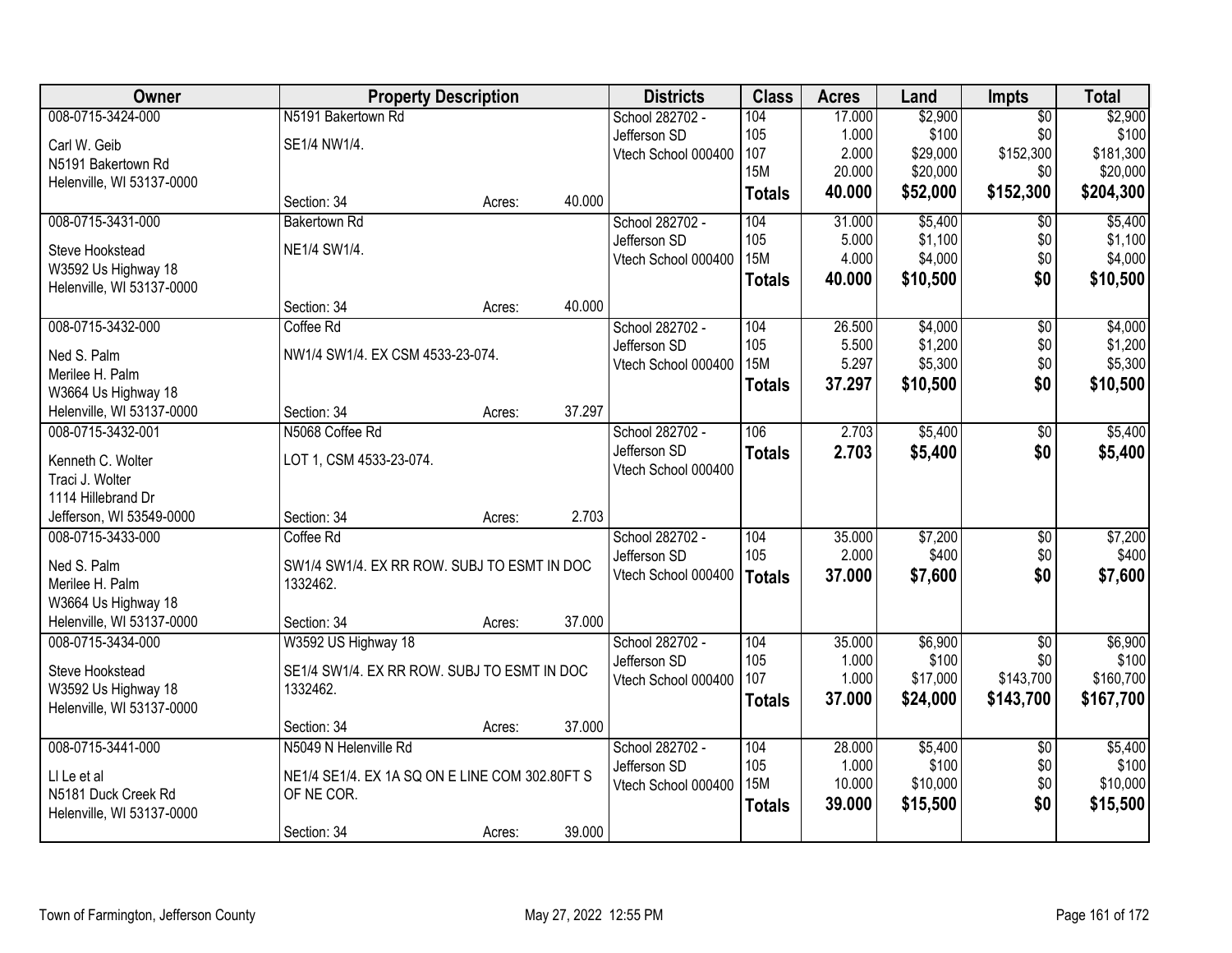| Owner | Property Description | | | Districts | Class | Acres | Land | Impts | Total |
|---|---|---|---|---|---|---|---|---|---|
| 008-0715-3424-000<br>Carl W. Geib<br>N5191 Bakertown Rd<br>Helenville, WI 53137-0000 | N5191 Bakertown Rd<br>SE1/4 NW1/4.<br>Section: 34 | Acres: | 40.000 | School 282702 - Jefferson SD<br>Vtech School 000400 | 104<br>105<br>107<br>15M<br>**Totals** | 17.000<br>1.000<br>2.000<br>20.000<br>**40.000** | $2,900<br>$100<br>$29,000<br>$20,000<br>**$52,000** | $0<br>$0<br>$152,300<br>$0<br>**$152,300** | $2,900<br>$100<br>$181,300<br>$20,000<br>**$204,300** |
| 008-0715-3431-000<br>Steve Hookstead<br>W3592 Us Highway 18<br>Helenville, WI 53137-0000 | Bakertown Rd<br>NE1/4 SW1/4.<br>Section: 34 | Acres: | 40.000 | School 282702 - Jefferson SD<br>Vtech School 000400 | 104<br>105<br>15M<br>**Totals** | 31.000<br>5.000<br>4.000<br>**40.000** | $5,400<br>$1,100<br>$4,000<br>**$10,500** | $0<br>$0<br>$0<br>**$0** | $5,400<br>$1,100<br>$4,000<br>**$10,500** |
| 008-0715-3432-000<br>Ned S. Palm<br>Merilee H. Palm<br>W3664 Us Highway 18<br>Helenville, WI 53137-0000 | Coffee Rd<br>NW1/4 SW1/4. EX CSM 4533-23-074.<br>Section: 34 | Acres: | 37.297 | School 282702 - Jefferson SD<br>Vtech School 000400 | 104<br>105<br>15M<br>**Totals** | 26.500<br>5.500<br>5.297<br>**37.297** | $4,000<br>$1,200<br>$5,300<br>**$10,500** | $0<br>$0<br>$0<br>**$0** | $4,000<br>$1,200<br>$5,300<br>**$10,500** |
| 008-0715-3432-001<br>Kenneth C. Wolter<br>Traci J. Wolter<br>1114 Hillebrand Dr<br>Jefferson, WI 53549-0000 | N5068 Coffee Rd<br>LOT 1, CSM 4533-23-074.<br>Section: 34 | Acres: | 2.703 | School 282702 - Jefferson SD<br>Vtech School 000400 | 106<br>**Totals** | 2.703<br>**2.703** | $5,400<br>**$5,400** | $0<br>**$0** | $5,400<br>**$5,400** |
| 008-0715-3433-000<br>Ned S. Palm<br>Merilee H. Palm<br>W3664 Us Highway 18<br>Helenville, WI 53137-0000 | Coffee Rd<br>SW1/4 SW1/4. EX RR ROW. SUBJ TO ESMT IN DOC 1332462.<br>Section: 34 | Acres: | 37.000 | School 282702 - Jefferson SD<br>Vtech School 000400 | 104<br>105<br>**Totals** | 35.000<br>2.000<br>**37.000** | $7,200<br>$400<br>**$7,600** | $0<br>$0<br>**$0** | $7,200<br>$400<br>**$7,600** |
| 008-0715-3434-000<br>Steve Hookstead<br>W3592 Us Highway 18<br>Helenville, WI 53137-0000 | W3592 US Highway 18<br>SE1/4 SW1/4. EX RR ROW. SUBJ TO ESMT IN DOC 1332462.<br>Section: 34 | Acres: | 37.000 | School 282702 - Jefferson SD<br>Vtech School 000400 | 104<br>105<br>107<br>**Totals** | 35.000<br>1.000<br>1.000<br>**37.000** | $6,900<br>$100<br>$17,000<br>**$24,000** | $0<br>$0<br>$143,700<br>**$143,700** | $6,900<br>$100<br>$160,700<br>**$167,700** |
| 008-0715-3441-000<br>Ll Le et al<br>N5181 Duck Creek Rd<br>Helenville, WI 53137-0000 | N5049 N Helenville Rd<br>NE1/4 SE1/4. EX 1A SQ ON E LINE COM 302.80FT S OF NE COR.<br>Section: 34 | Acres: | 39.000 | School 282702 - Jefferson SD<br>Vtech School 000400 | 104<br>105<br>15M<br>**Totals** | 28.000<br>1.000<br>10.000<br>**39.000** | $5,400<br>$100<br>$10,000<br>**$15,500** | $0<br>$0<br>$0<br>**$0** | $5,400<br>$100<br>$10,000<br>**$15,500** |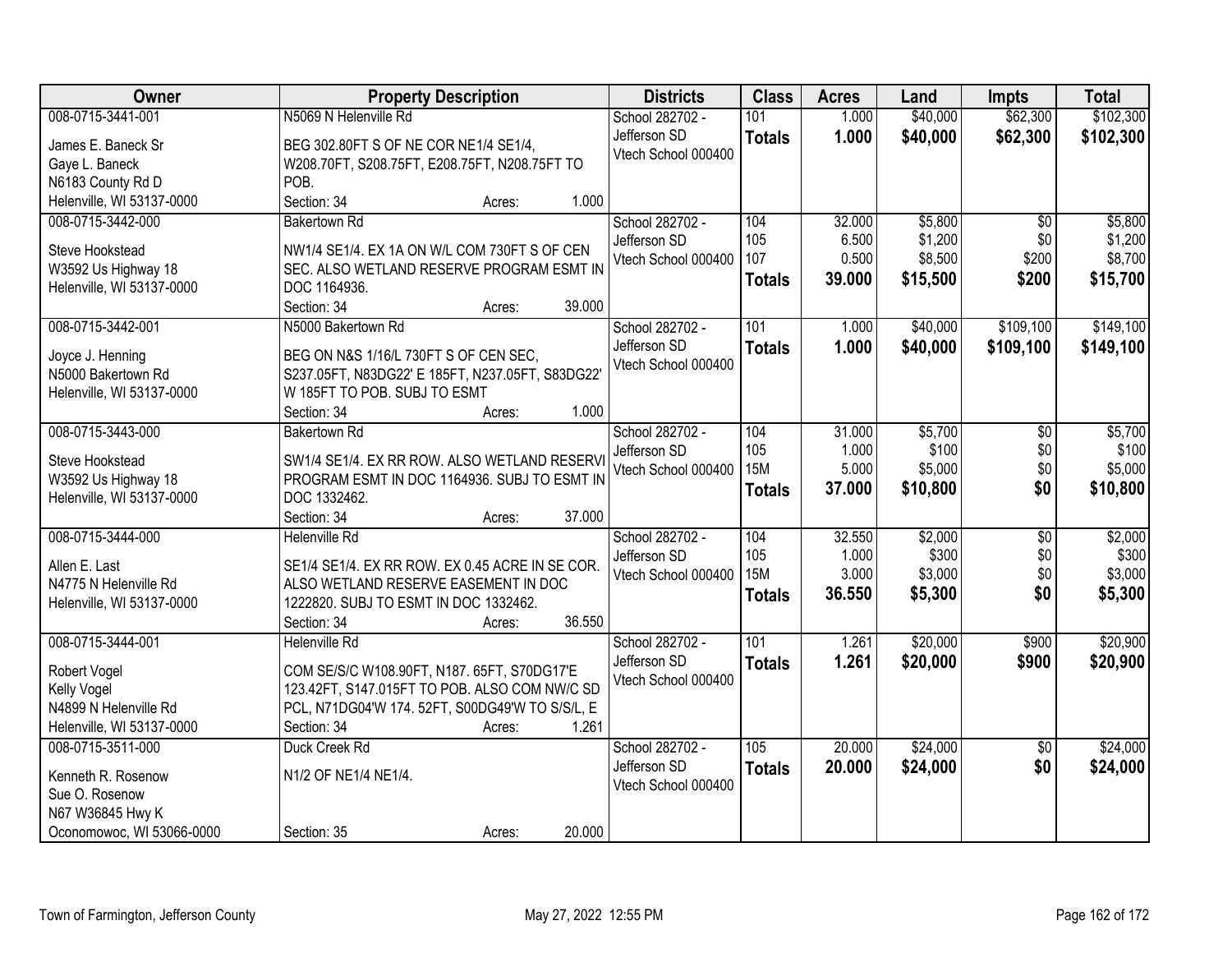| Owner | Property Description | Districts | Class | Acres | Land | Impts | Total |
|---|---|---|---|---|---|---|---|
| 008-0715-3441-001<br>James E. Baneck Sr<br>Gaye L. Baneck<br>N6183 County Rd D<br>Helenville, WI 53137-0000 | N5069 N Helenville Rd<br>BEG 302.80FT S OF NE COR NE1/4 SE1/4, W208.70FT, S208.75FT, E208.75FT, N208.75FT TO POB.<br>Section: 34 Acres: 1.000 | School 282702 - Jefferson SD<br>Vtech School 000400 | 101<br>**Totals** | 1.000<br>**1.000** | \$40,000<br>**\$40,000** | \$62,300<br>**\$62,300** | \$102,300<br>**\$102,300** |
| 008-0715-3442-000<br>Steve Hookstead<br>W3592 Us Highway 18<br>Helenville, WI 53137-0000 | Bakertown Rd<br>NW1/4 SE1/4. EX 1A ON W/L COM 730FT S OF CEN SEC. ALSO WETLAND RESERVE PROGRAM ESMT IN DOC 1164936.<br>Section: 34 Acres: 39.000 | School 282702 - Jefferson SD<br>Vtech School 000400 | 104<br>105<br>107<br>**Totals** | 32.000<br>6.500<br>0.500<br>**39.000** | \$5,800<br>\$1,200<br>\$8,500<br>**\$15,500** | \$0<br>\$0<br>\$200<br>**\$200** | \$5,800<br>\$1,200<br>\$8,700<br>**\$15,700** |
| 008-0715-3442-001<br>Joyce J. Henning<br>N5000 Bakertown Rd<br>Helenville, WI 53137-0000 | N5000 Bakertown Rd<br>BEG ON N&S 1/16/L 730FT S OF CEN SEC, S237.05FT, N83DG22' E 185FT, N237.05FT, S83DG22' W 185FT TO POB. SUBJ TO ESMT<br>Section: 34 Acres: 1.000 | School 282702 - Jefferson SD<br>Vtech School 000400 | 101<br>**Totals** | 1.000<br>**1.000** | \$40,000<br>**\$40,000** | \$109,100<br>**\$109,100** | \$149,100<br>**\$149,100** |
| 008-0715-3443-000<br>Steve Hookstead<br>W3592 Us Highway 18<br>Helenville, WI 53137-0000 | Bakertown Rd<br>SW1/4 SE1/4. EX RR ROW. ALSO WETLAND RESERVI PROGRAM ESMT IN DOC 1164936. SUBJ TO ESMT IN DOC 1332462.<br>Section: 34 Acres: 37.000 | School 282702 - Jefferson SD<br>Vtech School 000400 | 104<br>105<br>15M<br>**Totals** | 31.000<br>1.000<br>5.000<br>**37.000** | \$5,700<br>\$100<br>\$5,000<br>**\$10,800** | \$0<br>\$0<br>\$0<br>**\$0** | \$5,700<br>\$100<br>\$5,000<br>**\$10,800** |
| 008-0715-3444-000<br>Allen E. Last<br>N4775 N Helenville Rd<br>Helenville, WI 53137-0000 | Helenville Rd<br>SE1/4 SE1/4. EX RR ROW. EX 0.45 ACRE IN SE COR. ALSO WETLAND RESERVE EASEMENT IN DOC 1222820. SUBJ TO ESMT IN DOC 1332462.<br>Section: 34 Acres: 36.550 | School 282702 - Jefferson SD<br>Vtech School 000400 | 104<br>105<br>15M<br>**Totals** | 32.550<br>1.000<br>3.000<br>**36.550** | \$2,000<br>\$300<br>\$3,000<br>**\$5,300** | \$0<br>\$0<br>\$0<br>**\$0** | \$2,000<br>\$300<br>\$3,000<br>**\$5,300** |
| 008-0715-3444-001<br>Robert Vogel<br>Kelly Vogel<br>N4899 N Helenville Rd<br>Helenville, WI 53137-0000 | Helenville Rd<br>COM SE/S/C W108.90FT, N187. 65FT, S70DG17'E 123.42FT, S147.015FT TO POB. ALSO COM NW/C SD PCL, N71DG04'W 174. 52FT, S00DG49'W TO S/S/L, E<br>Section: 34 Acres: 1.261 | School 282702 - Jefferson SD<br>Vtech School 000400 | 101<br>**Totals** | 1.261<br>**1.261** | \$20,000<br>**\$20,000** | \$900<br>**\$900** | \$20,900<br>**\$20,900** |
| 008-0715-3511-000<br>Kenneth R. Rosenow<br>Sue O. Rosenow<br>N67 W36845 Hwy K<br>Oconomowoc, WI 53066-0000 | Duck Creek Rd<br>N1/2 OF NE1/4 NE1/4.<br>Section: 35 Acres: 20.000 | School 282702 - Jefferson SD<br>Vtech School 000400 | 105<br>**Totals** | 20.000<br>**20.000** | \$24,000<br>**\$24,000** | \$0<br>**\$0** | \$24,000<br>**\$24,000** |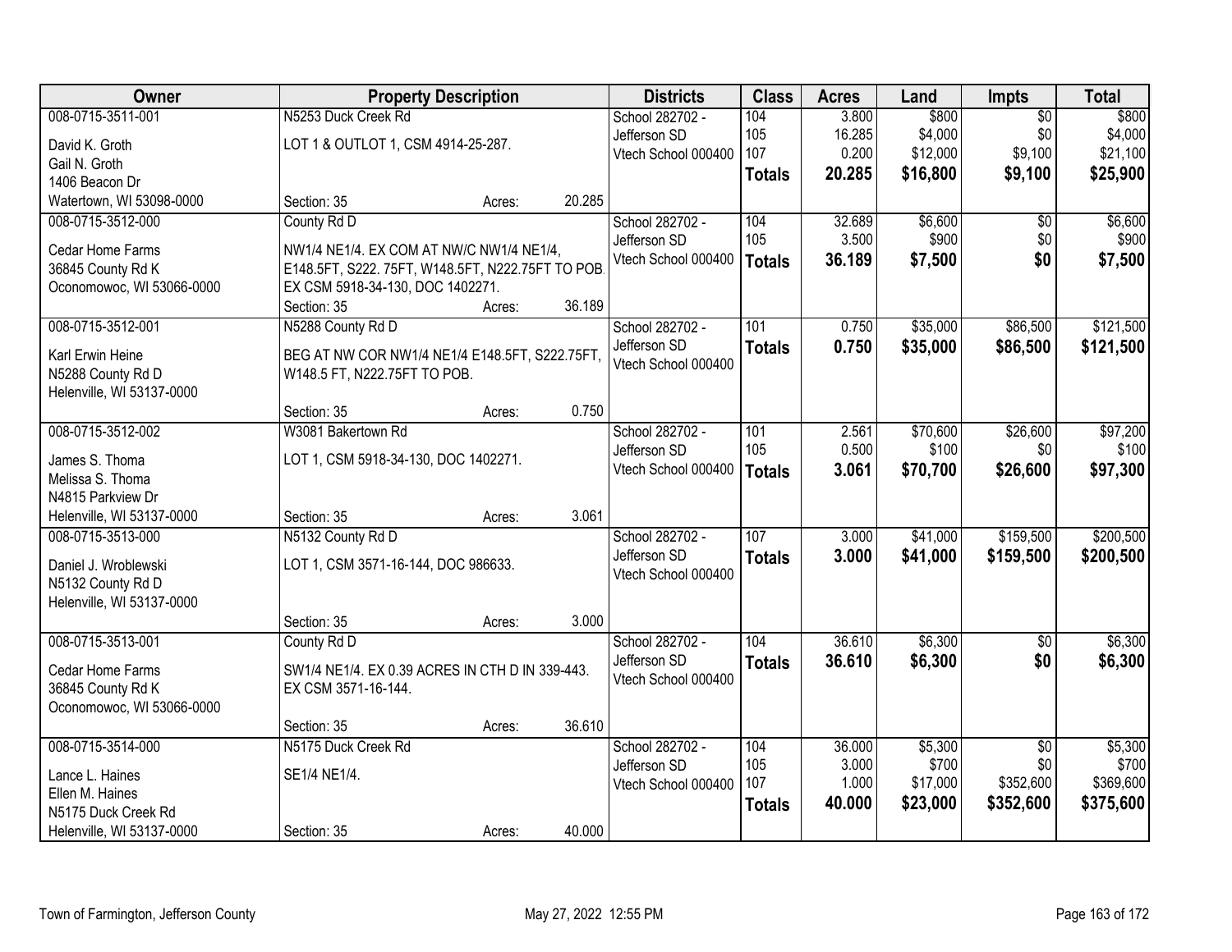| Owner | Property Description | | | Districts | Class | Acres | Land | Impts | Total |
|---|---|---|---|---|---|---|---|---|---|
| 008-0715-3511-001 | N5253 Duck Creek Rd | | | School 282702 - | 104 | 3.800 | $800 | $0 | $800 |
| David K. Groth | LOT 1 & OUTLOT 1, CSM 4914-25-287. | | | Jefferson SD | 105 | 16.285 | $4,000 | $0 | $4,000 |
| Gail N. Groth | | | | Vtech School 000400 | 107 | 0.200 | $12,000 | $9,100 | $21,100 |
| 1406 Beacon Dr | | | | | **Totals** | **20.285** | **$16,800** | **$9,100** | **$25,900** |
| Watertown, WI 53098-0000 | Section: 35 | Acres: | 20.285 | | | | | | |
| 008-0715-3512-000 | County Rd D | | | School 282702 - | 104 | 32.689 | $6,600 | $0 | $6,600 |
| Cedar Home Farms | NW1/4 NE1/4. EX COM AT NW/C NW1/4 NE1/4, | | | Jefferson SD | 105 | 3.500 | $900 | $0 | $900 |
| 36845 County Rd K | E148.5FT, S222. 75FT, W148.5FT, N222.75FT TO POB. | | | Vtech School 000400 | **Totals** | **36.189** | **$7,500** | **$0** | **$7,500** |
| Oconomowoc, WI 53066-0000 | EX CSM 5918-34-130, DOC 1402271. | | | | | | | | |
| | Section: 35 | Acres: | 36.189 | | | | | | |
| 008-0715-3512-001 | N5288 County Rd D | | | School 282702 - | 101 | 0.750 | $35,000 | $86,500 | $121,500 |
| Karl Erwin Heine | BEG AT NW COR NW1/4 NE1/4 E148.5FT, S222.75FT, | | | Jefferson SD | **Totals** | **0.750** | **$35,000** | **$86,500** | **$121,500** |
| N5288 County Rd D | W148.5 FT, N222.75FT TO POB. | | | Vtech School 000400 | | | | | |
| Helenville, WI 53137-0000 | | | | | | | | | |
| | Section: 35 | Acres: | 0.750 | | | | | | |
| 008-0715-3512-002 | W3081 Bakertown Rd | | | School 282702 - | 101 | 2.561 | $70,600 | $26,600 | $97,200 |
| James S. Thoma | LOT 1, CSM 5918-34-130, DOC 1402271. | | | Jefferson SD | 105 | 0.500 | $100 | $0 | $100 |
| Melissa S. Thoma | | | | Vtech School 000400 | **Totals** | **3.061** | **$70,700** | **$26,600** | **$97,300** |
| N4815 Parkview Dr | | | | | | | | | |
| Helenville, WI 53137-0000 | Section: 35 | Acres: | 3.061 | | | | | | |
| 008-0715-3513-000 | N5132 County Rd D | | | School 282702 - | 107 | 3.000 | $41,000 | $159,500 | $200,500 |
| Daniel J. Wroblewski | LOT 1, CSM 3571-16-144, DOC 986633. | | | Jefferson SD | **Totals** | **3.000** | **$41,000** | **$159,500** | **$200,500** |
| N5132 County Rd D | | | | Vtech School 000400 | | | | | |
| Helenville, WI 53137-0000 | | | | | | | | | |
| | Section: 35 | Acres: | 3.000 | | | | | | |
| 008-0715-3513-001 | County Rd D | | | School 282702 - | 104 | 36.610 | $6,300 | $0 | $6,300 |
| Cedar Home Farms | SW1/4 NE1/4. EX 0.39 ACRES IN CTH D IN 339-443. | | | Jefferson SD | **Totals** | **36.610** | **$6,300** | **$0** | **$6,300** |
| 36845 County Rd K | EX CSM 3571-16-144. | | | Vtech School 000400 | | | | | |
| Oconomowoc, WI 53066-0000 | | | | | | | | | |
| | Section: 35 | Acres: | 36.610 | | | | | | |
| 008-0715-3514-000 | N5175 Duck Creek Rd | | | School 282702 - | 104 | 36.000 | $5,300 | $0 | $5,300 |
| Lance L. Haines | SE1/4 NE1/4. | | | Jefferson SD | 105 | 3.000 | $700 | $0 | $700 |
| Ellen M. Haines | | | | Vtech School 000400 | 107 | 1.000 | $17,000 | $352,600 | $369,600 |
| N5175 Duck Creek Rd | | | | | **Totals** | **40.000** | **$23,000** | **$352,600** | **$375,600** |
| Helenville, WI 53137-0000 | Section: 35 | Acres: | 40.000 | | | | | | |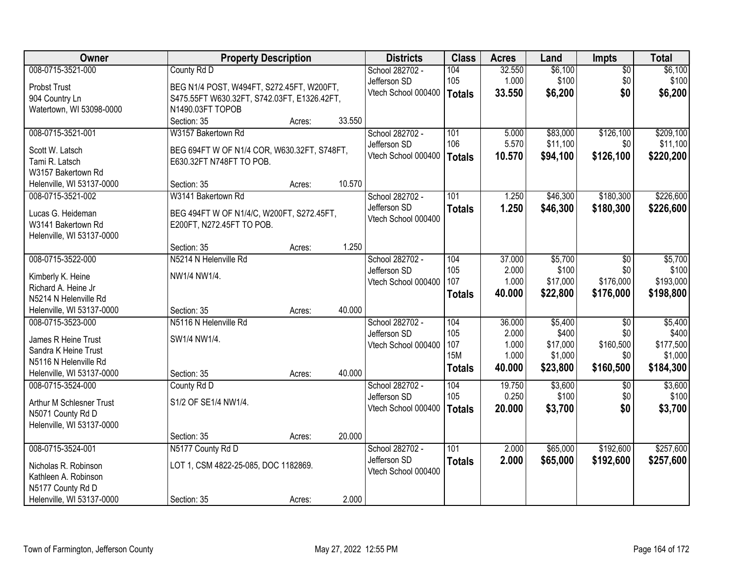| Owner | Property Description | | | Districts | Class | Acres | Land | Impts | Total |
|---|---|---|---|---|---|---|---|---|---|
| 008-0715-3521-000 | County Rd D | | | School 282702 - | 104 | 32.550 | $6,100 | $0 | $6,100 |
| Probst Trust | BEG N1/4 POST, W494FT, S272.45FT, W200FT, | | | Jefferson SD | 105 | 1.000 | $100 | $0 | $100 |
| 904 Country Ln | S475.55FT W630.32FT, S742.03FT, E1326.42FT, | | | Vtech School 000400 | **Totals** | **33.550** | **$6,200** | **$0** | **$6,200** |
| Watertown, WI 53098-0000 | N1490.03FT TOPOB | | | | | | | | |
| | Section: 35 | Acres: | 33.550 | | | | | | |
| 008-0715-3521-001 | W3157 Bakertown Rd | | | School 282702 - | 101 | 5.000 | $83,000 | $126,100 | $209,100 |
| Scott W. Latsch | BEG 694FT W OF N1/4 COR, W630.32FT, S748FT, | | | Jefferson SD | 106 | 5.570 | $11,100 | $0 | $11,100 |
| Tami R. Latsch | E630.32FT N748FT TO POB. | | | Vtech School 000400 | **Totals** | **10.570** | **$94,100** | **$126,100** | **$220,200** |
| W3157 Bakertown Rd | | | | | | | | | |
| Helenville, WI 53137-0000 | Section: 35 | Acres: | 10.570 | | | | | | |
| 008-0715-3521-002 | W3141 Bakertown Rd | | | School 282702 - | 101 | 1.250 | $46,300 | $180,300 | $226,600 |
| Lucas G. Heideman | BEG 494FT W OF N1/4/C, W200FT, S272.45FT, | | | Jefferson SD | **Totals** | **1.250** | **$46,300** | **$180,300** | **$226,600** |
| W3141 Bakertown Rd | E200FT, N272.45FT TO POB. | | | Vtech School 000400 | | | | | |
| Helenville, WI 53137-0000 | | | | | | | | | |
| | Section: 35 | Acres: | 1.250 | | | | | | |
| 008-0715-3522-000 | N5214 N Helenville Rd | | | School 282702 - | 104 | 37.000 | $5,700 | $0 | $5,700 |
| Kimberly K. Heine | NW1/4 NW1/4. | | | Jefferson SD | 105 | 2.000 | $100 | $0 | $100 |
| Richard A. Heine Jr | | | | Vtech School 000400 | 107 | 1.000 | $17,000 | $176,000 | $193,000 |
| N5214 N Helenville Rd | | | | | **Totals** | **40.000** | **$22,800** | **$176,000** | **$198,800** |
| Helenville, WI 53137-0000 | Section: 35 | Acres: | 40.000 | | | | | | |
| 008-0715-3523-000 | N5116 N Helenville Rd | | | School 282702 - | 104 | 36.000 | $5,400 | $0 | $5,400 |
| James R Heine Trust | SW1/4 NW1/4. | | | Jefferson SD | 105 | 2.000 | $400 | $0 | $400 |
| Sandra K Heine Trust | | | | Vtech School 000400 | 107 | 1.000 | $17,000 | $160,500 | $177,500 |
| N5116 N Helenville Rd | | | | | 15M | 1.000 | $1,000 | $0 | $1,000 |
| Helenville, WI 53137-0000 | Section: 35 | Acres: | 40.000 | | **Totals** | **40.000** | **$23,800** | **$160,500** | **$184,300** |
| 008-0715-3524-000 | County Rd D | | | School 282702 - | 104 | 19.750 | $3,600 | $0 | $3,600 |
| Arthur M Schlesner Trust | S1/2 OF SE1/4 NW1/4. | | | Jefferson SD | 105 | 0.250 | $100 | $0 | $100 |
| N5071 County Rd D | | | | Vtech School 000400 | **Totals** | **20.000** | **$3,700** | **$0** | **$3,700** |
| Helenville, WI 53137-0000 | | | | | | | | | |
| | Section: 35 | Acres: | 20.000 | | | | | | |
| 008-0715-3524-001 | N5177 County Rd D | | | School 282702 - | 101 | 2.000 | $65,000 | $192,600 | $257,600 |
| Nicholas R. Robinson | LOT 1, CSM 4822-25-085, DOC 1182869. | | | Jefferson SD | **Totals** | **2.000** | **$65,000** | **$192,600** | **$257,600** |
| Kathleen A. Robinson | | | | Vtech School 000400 | | | | | |
| N5177 County Rd D | | | | | | | | | |
| Helenville, WI 53137-0000 | Section: 35 | Acres: | 2.000 | | | | | | |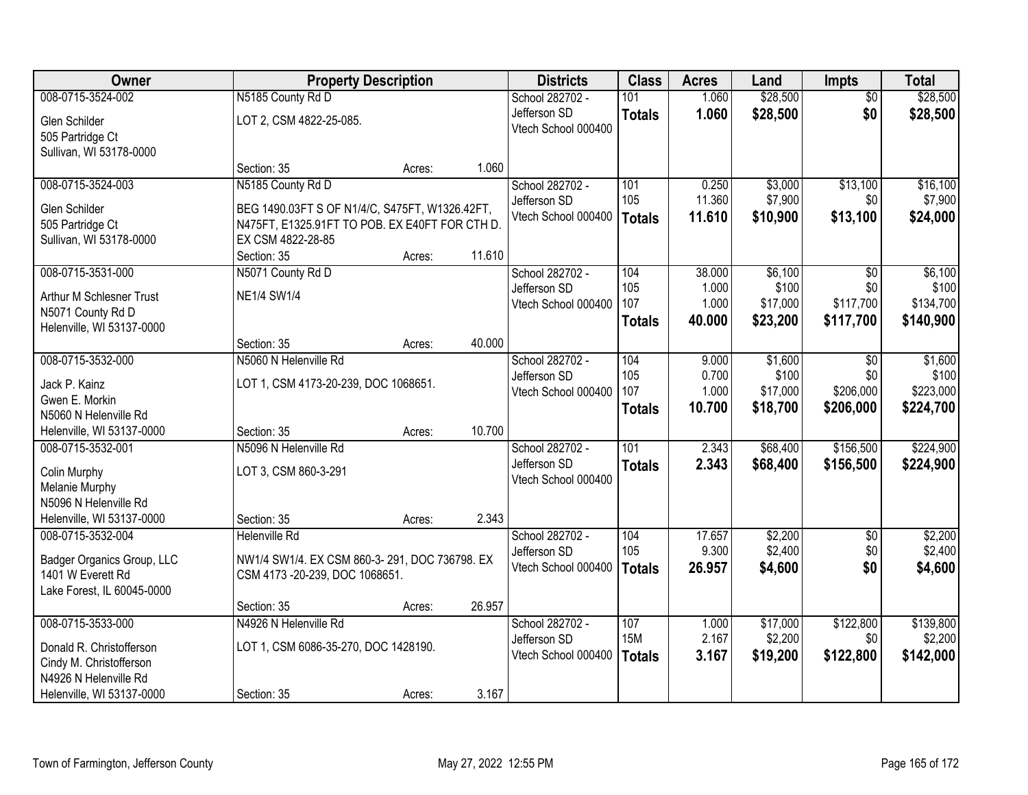| Owner | Property Description | | | Districts | Class | Acres | Land | Impts | Total |
|---|---|---|---|---|---|---|---|---|---|
| 008-0715-3524-002 | N5185 County Rd D | | | School 282702 - | 101 | 1.060 | $28,500 | $0 | $28,500 |
| Glen Schilder | LOT 2, CSM 4822-25-085. | | | Jefferson SD | **Totals** | **1.060** | **$28,500** | **$0** | **$28,500** |
| 505 Partridge Ct | | | | Vtech School 000400 | | | | | |
| Sullivan, WI 53178-0000 | | | | | | | | | |
| | Section: 35 | Acres: | 1.060 | | | | | | |
| 008-0715-3524-003 | N5185 County Rd D | | | School 282702 - | 101 | 0.250 | $3,000 | $13,100 | $16,100 |
| Glen Schilder | BEG 1490.03FT S OF N1/4/C, S475FT, W1326.42FT, | | | Jefferson SD | 105 | 11.360 | $7,900 | $0 | $7,900 |
| 505 Partridge Ct | N475FT, E1325.91FT TO POB. EX E40FT FOR CTH D. | | | Vtech School 000400 | **Totals** | **11.610** | **$10,900** | **$13,100** | **$24,000** |
| Sullivan, WI 53178-0000 | EX CSM 4822-28-85 | | | | | | | | |
| | Section: 35 | Acres: | 11.610 | | | | | | |
| 008-0715-3531-000 | N5071 County Rd D | | | School 282702 - | 104 | 38.000 | $6,100 | $0 | $6,100 |
| Arthur M Schlesner Trust | NE1/4 SW1/4 | | | Jefferson SD | 105 | 1.000 | $100 | $0 | $100 |
| N5071 County Rd D | | | | Vtech School 000400 | 107 | 1.000 | $17,000 | $117,700 | $134,700 |
| Helenville, WI 53137-0000 | | | | | **Totals** | **40.000** | **$23,200** | **$117,700** | **$140,900** |
| | Section: 35 | Acres: | 40.000 | | | | | | |
| 008-0715-3532-000 | N5060 N Helenville Rd | | | School 282702 - | 104 | 9.000 | $1,600 | $0 | $1,600 |
| Jack P. Kainz | LOT 1, CSM 4173-20-239, DOC 1068651. | | | Jefferson SD | 105 | 0.700 | $100 | $0 | $100 |
| Gwen E. Morkin | | | | Vtech School 000400 | 107 | 1.000 | $17,000 | $206,000 | $223,000 |
| N5060 N Helenville Rd | | | | | **Totals** | **10.700** | **$18,700** | **$206,000** | **$224,700** |
| Helenville, WI 53137-0000 | Section: 35 | Acres: | 10.700 | | | | | | |
| 008-0715-3532-001 | N5096 N Helenville Rd | | | School 282702 - | 101 | 2.343 | $68,400 | $156,500 | $224,900 |
| Colin Murphy | LOT 3, CSM 860-3-291 | | | Jefferson SD | **Totals** | **2.343** | **$68,400** | **$156,500** | **$224,900** |
| Melanie Murphy | | | | Vtech School 000400 | | | | | |
| N5096 N Helenville Rd | | | | | | | | | |
| Helenville, WI 53137-0000 | Section: 35 | Acres: | 2.343 | | | | | | |
| 008-0715-3532-004 | Helenville Rd | | | School 282702 - | 104 | 17.657 | $2,200 | $0 | $2,200 |
| Badger Organics Group, LLC | NW1/4 SW1/4. EX CSM 860-3- 291, DOC 736798. EX | | | Jefferson SD | 105 | 9.300 | $2,400 | $0 | $2,400 |
| 1401 W Everett Rd | CSM 4173 -20-239, DOC 1068651. | | | Vtech School 000400 | **Totals** | **26.957** | **$4,600** | **$0** | **$4,600** |
| Lake Forest, IL 60045-0000 | | | | | | | | | |
| | Section: 35 | Acres: | 26.957 | | | | | | |
| 008-0715-3533-000 | N4926 N Helenville Rd | | | School 282702 - | 107 | 1.000 | $17,000 | $122,800 | $139,800 |
| Donald R. Christofferson | LOT 1, CSM 6086-35-270, DOC 1428190. | | | Jefferson SD | 15M | 2.167 | $2,200 | $0 | $2,200 |
| Cindy M. Christofferson | | | | Vtech School 000400 | **Totals** | **3.167** | **$19,200** | **$122,800** | **$142,000** |
| N4926 N Helenville Rd | | | | | | | | | |
| Helenville, WI 53137-0000 | Section: 35 | Acres: | 3.167 | | | | | | |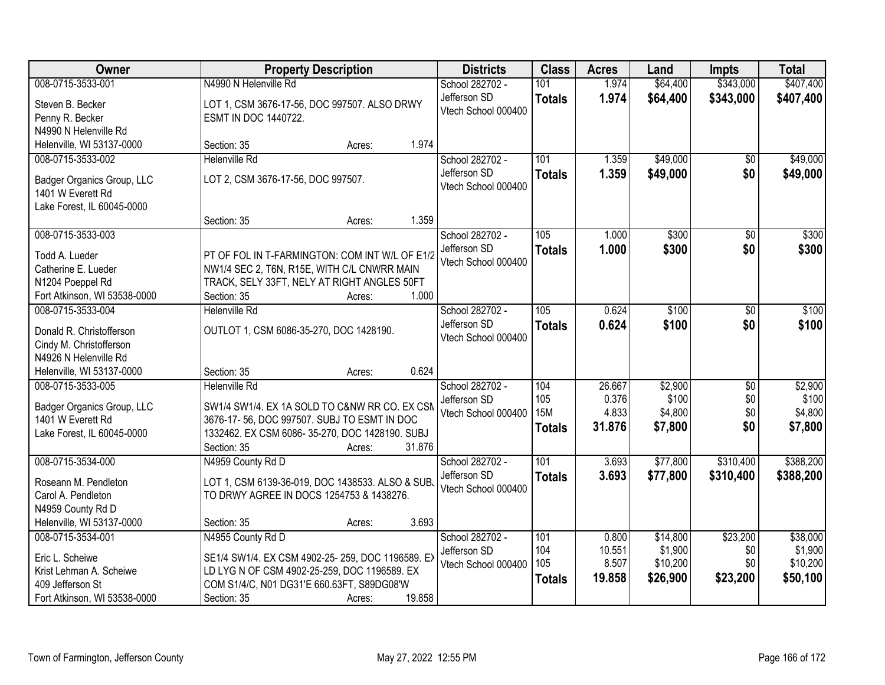| Owner | Property Description | Districts | Class | Acres | Land | Impts | Total |
|---|---|---|---|---|---|---|---|
| 008-0715-3533-001<br><br>Steven B. Becker<br>Penny R. Becker<br>N4990 N Helenville Rd<br>Helenville, WI 53137-0000 | N4990 N Helenville Rd<br><br>LOT 1, CSM 3676-17-56, DOC 997507. ALSO DRWY ESMT IN DOC 1440722.<br><br>Section: 35 Acres: 1.974 | School 282702 - Jefferson SD<br>Vtech School 000400 | 101<br>**Totals** | 1.974<br>**1.974** | $64,400<br>**$64,400** | $343,000<br>**$343,000** | $407,400<br>**$407,400** |
| 008-0715-3533-002<br><br>Badger Organics Group, LLC<br>1401 W Everett Rd<br>Lake Forest, IL 60045-0000 | Helenville Rd<br><br>LOT 2, CSM 3676-17-56, DOC 997507.<br><br>Section: 35 Acres: 1.359 | School 282702 - Jefferson SD<br>Vtech School 000400 | 101<br>**Totals** | 1.359<br>**1.359** | $49,000<br>**$49,000** | $0<br>**$0** | $49,000<br>**$49,000** |
| 008-0715-3533-003<br><br>Todd A. Lueder<br>Catherine E. Lueder<br>N1204 Poeppel Rd<br>Fort Atkinson, WI 53538-0000 | PT OF FOL IN T-FARMINGTON: COM INT W/L OF E1/2 NW1/4 SEC 2, T6N, R15E, WITH C/L CNWRR MAIN TRACK, SELY 33FT, NELY AT RIGHT ANGLES 50FT<br>Section: 35 Acres: 1.000 | School 282702 - Jefferson SD<br>Vtech School 000400 | 105<br>**Totals** | 1.000<br>**1.000** | $300<br>**$300** | $0<br>**$0** | $300<br>**$300** |
| 008-0715-3533-004<br><br>Donald R. Christofferson<br>Cindy M. Christofferson<br>N4926 N Helenville Rd<br>Helenville, WI 53137-0000 | Helenville Rd<br><br>OUTLOT 1, CSM 6086-35-270, DOC 1428190.<br><br>Section: 35 Acres: 0.624 | School 282702 - Jefferson SD<br>Vtech School 000400 | 105<br>**Totals** | 0.624<br>**0.624** | $100<br>**$100** | $0<br>**$0** | $100<br>**$100** |
| 008-0715-3533-005<br><br>Badger Organics Group, LLC<br>1401 W Everett Rd<br>Lake Forest, IL 60045-0000 | Helenville Rd<br><br>SW1/4 SW1/4. EX 1A SOLD TO C&NW RR CO. EX CSM 3676-17- 56, DOC 997507. SUBJ TO ESMT IN DOC 1332462. EX CSM 6086- 35-270, DOC 1428190. SUBJ<br>Section: 35 Acres: 31.876 | School 282702 - Jefferson SD<br>Vtech School 000400 | 104<br>105<br>15M<br>**Totals** | 26.667<br>0.376<br>4.833<br>**31.876** | $2,900<br>$100<br>$4,800<br>**$7,800** | $0<br>$0<br>$0<br>**$0** | $2,900<br>$100<br>$4,800<br>**$7,800** |
| 008-0715-3534-000<br><br>Roseann M. Pendleton<br>Carol A. Pendleton<br>N4959 County Rd D<br>Helenville, WI 53137-0000 | N4959 County Rd D<br><br>LOT 1, CSM 6139-36-019, DOC 1438533. ALSO & SUBJ TO DRWY AGREE IN DOCS 1254753 & 1438276.<br><br>Section: 35 Acres: 3.693 | School 282702 - Jefferson SD<br>Vtech School 000400 | 101<br>**Totals** | 3.693<br>**3.693** | $77,800<br>**$77,800** | $310,400<br>**$310,400** | $388,200<br>**$388,200** |
| 008-0715-3534-001<br><br>Eric L. Scheiwe<br>Krist Lehman A. Scheiwe<br>409 Jefferson St<br>Fort Atkinson, WI 53538-0000 | N4955 County Rd D<br><br>SE1/4 SW1/4. EX CSM 4902-25- 259, DOC 1196589. EX LD LYG N OF CSM 4902-25-259, DOC 1196589. EX COM S1/4/C, N01 DG31'E 660.63FT, S89DG08'W<br>Section: 35 Acres: 19.858 | School 282702 - Jefferson SD<br>Vtech School 000400 | 101<br>104<br>105<br>**Totals** | 0.800<br>10.551<br>8.507<br>**19.858** | $14,800<br>$1,900<br>$10,200<br>**$26,900** | $23,200<br>$0<br>$0<br>**$23,200** | $38,000<br>$1,900<br>$10,200<br>**$50,100** |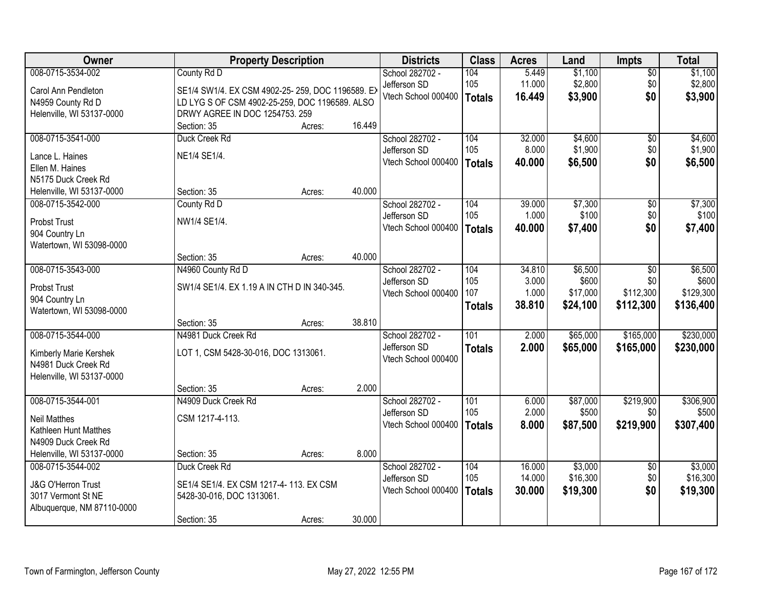| Owner | Property Description | Districts | Class | Acres | Land | Impts | Total |
|---|---|---|---|---|---|---|---|
| 008-0715-3534-002<br>Carol Ann Pendleton<br>N4959 County Rd D<br>Helenville, WI 53137-0000 | County Rd D<br>SE1/4 SW1/4. EX CSM 4902-25- 259, DOC 1196589. EX LD LYG S OF CSM 4902-25-259, DOC 1196589. ALSO DRWY AGREE IN DOC 1254753. 259<br>Section: 35 Acres: 16.449 | School 282702 - Jefferson SD<br>Vtech School 000400 | 104<br>105<br>**Totals** | 5.449<br>11.000<br>**16.449** | $1,100<br>$2,800<br>**$3,900** | $0<br>$0<br>**$0** | $1,100<br>$2,800<br>**$3,900** |
| 008-0715-3541-000<br>Lance L. Haines<br>Ellen M. Haines<br>N5175 Duck Creek Rd<br>Helenville, WI 53137-0000 | Duck Creek Rd<br>NE1/4 SE1/4.<br>Section: 35 Acres: 40.000 | School 282702 - Jefferson SD<br>Vtech School 000400 | 104<br>105<br>**Totals** | 32.000<br>8.000<br>**40.000** | $4,600<br>$1,900<br>**$6,500** | $0<br>$0<br>**$0** | $4,600<br>$1,900<br>**$6,500** |
| 008-0715-3542-000<br>Probst Trust<br>904 Country Ln<br>Watertown, WI 53098-0000 | County Rd D<br>NW1/4 SE1/4.<br>Section: 35 Acres: 40.000 | School 282702 - Jefferson SD<br>Vtech School 000400 | 104<br>105<br>**Totals** | 39.000<br>1.000<br>**40.000** | $7,300<br>$100<br>**$7,400** | $0<br>$0<br>**$0** | $7,300<br>$100<br>**$7,400** |
| 008-0715-3543-000<br>Probst Trust<br>904 Country Ln<br>Watertown, WI 53098-0000 | N4960 County Rd D<br>SW1/4 SE1/4. EX 1.19 A IN CTH D IN 340-345.<br>Section: 35 Acres: 38.810 | School 282702 - Jefferson SD<br>Vtech School 000400 | 104<br>105<br>107<br>**Totals** | 34.810<br>3.000<br>1.000<br>**38.810** | $6,500<br>$600<br>$17,000<br>**$24,100** | $0<br>$0<br>$112,300<br>**$112,300** | $6,500<br>$600<br>$129,300<br>**$136,400** |
| 008-0715-3544-000<br>Kimberly Marie Kershek<br>N4981 Duck Creek Rd<br>Helenville, WI 53137-0000 | N4981 Duck Creek Rd<br>LOT 1, CSM 5428-30-016, DOC 1313061.<br>Section: 35 Acres: 2.000 | School 282702 - Jefferson SD<br>Vtech School 000400 | 101<br>**Totals** | 2.000<br>**2.000** | $65,000<br>**$65,000** | $165,000<br>**$165,000** | $230,000<br>**$230,000** |
| 008-0715-3544-001<br>Neil Matthes<br>Kathleen Hunt Matthes<br>N4909 Duck Creek Rd<br>Helenville, WI 53137-0000 | N4909 Duck Creek Rd<br>CSM 1217-4-113.<br>Section: 35 Acres: 8.000 | School 282702 - Jefferson SD<br>Vtech School 000400 | 101<br>105<br>**Totals** | 6.000<br>2.000<br>**8.000** | $87,000<br>$500<br>**$87,500** | $219,900<br>$0<br>**$219,900** | $306,900<br>$500<br>**$307,400** |
| 008-0715-3544-002<br>J&G O'Herron Trust<br>3017 Vermont St NE<br>Albuquerque, NM 87110-0000 | Duck Creek Rd<br>SE1/4 SE1/4. EX CSM 1217-4- 113. EX CSM 5428-30-016, DOC 1313061.<br>Section: 35 Acres: 30.000 | School 282702 - Jefferson SD<br>Vtech School 000400 | 104<br>105<br>**Totals** | 16.000<br>14.000<br>**30.000** | $3,000<br>$16,300<br>**$19,300** | $0<br>$0<br>**$0** | $3,000<br>$16,300<br>**$19,300** |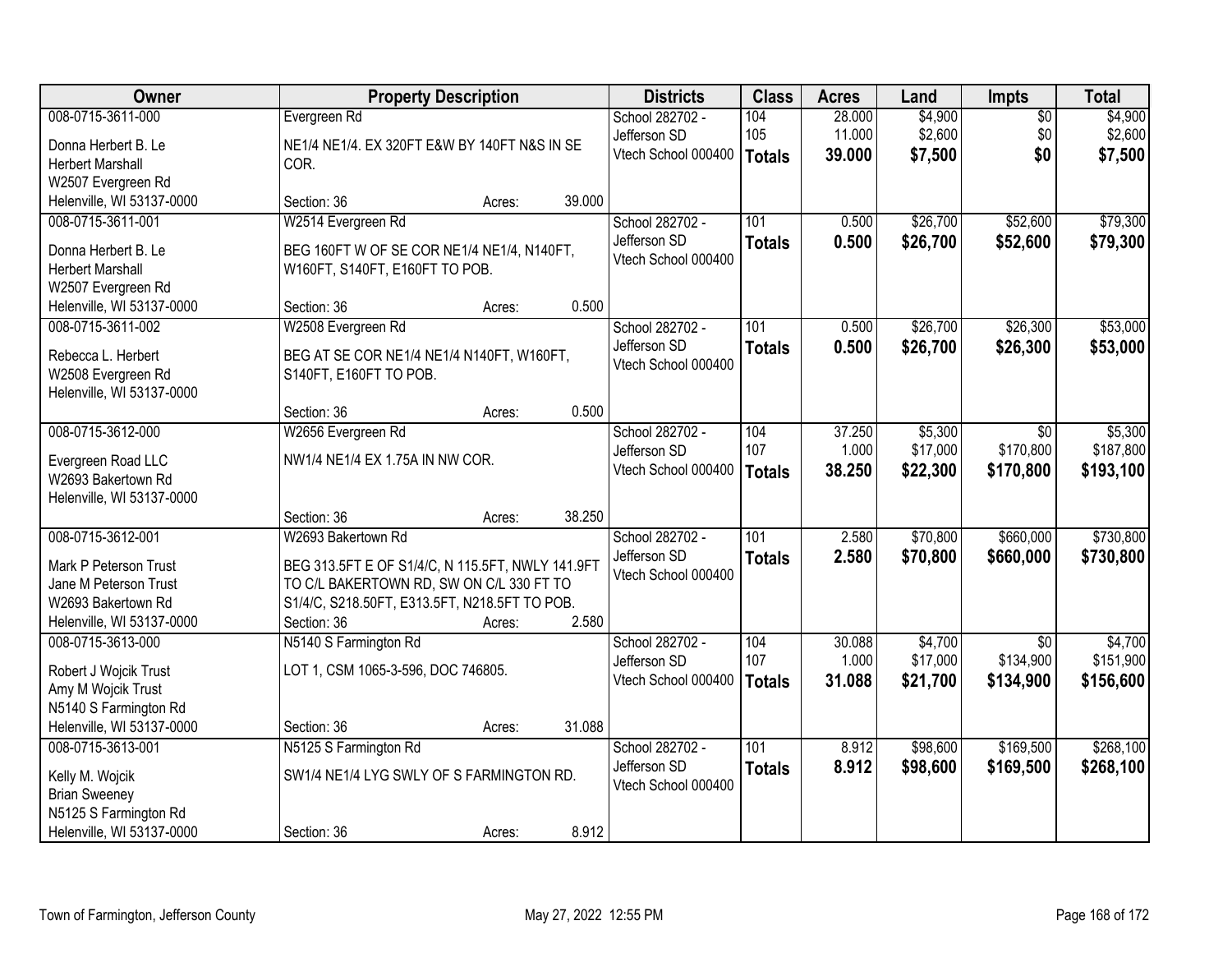| Owner | Property Description | Districts | Class | Acres | Land | Impts | Total |
|---|---|---|---|---|---|---|---|
| 008-0715-3611-000<br>Donna Herbert B. Le<br>Herbert Marshall<br>W2507 Evergreen Rd<br>Helenville, WI 53137-0000 | Evergreen Rd<br>NE1/4 NE1/4. EX 320FT E&W BY 140FT N&S IN SE COR.<br>Section: 36 Acres: 39.000 | School 282702 - Jefferson SD<br>Vtech School 000400 | 104<br>105<br>**Totals** | 28.000<br>11.000<br>**39.000** | $4,900<br>$2,600<br>**$7,500** | $0<br>$0<br>**$0** | $4,900<br>$2,600<br>**$7,500** |
| 008-0715-3611-001<br>Donna Herbert B. Le<br>Herbert Marshall<br>W2507 Evergreen Rd<br>Helenville, WI 53137-0000 | W2514 Evergreen Rd<br>BEG 160FT W OF SE COR NE1/4 NE1/4, N140FT, W160FT, S140FT, E160FT TO POB.<br>Section: 36 Acres: 0.500 | School 282702 - Jefferson SD<br>Vtech School 000400 | 101<br>**Totals** | 0.500<br>**0.500** | $26,700<br>**$26,700** | $52,600<br>**$52,600** | $79,300<br>**$79,300** |
| 008-0715-3611-002<br>Rebecca L. Herbert<br>W2508 Evergreen Rd<br>Helenville, WI 53137-0000 | W2508 Evergreen Rd<br>BEG AT SE COR NE1/4 NE1/4 N140FT, W160FT, S140FT, E160FT TO POB.<br>Section: 36 Acres: 0.500 | School 282702 - Jefferson SD<br>Vtech School 000400 | 101<br>**Totals** | 0.500<br>**0.500** | $26,700<br>**$26,700** | $26,300<br>**$26,300** | $53,000<br>**$53,000** |
| 008-0715-3612-000<br>Evergreen Road LLC<br>W2693 Bakertown Rd<br>Helenville, WI 53137-0000 | W2656 Evergreen Rd<br>NW1/4 NE1/4 EX 1.75A IN NW COR.<br>Section: 36 Acres: 38.250 | School 282702 - Jefferson SD<br>Vtech School 000400 | 104<br>107<br>**Totals** | 37.250<br>1.000<br>**38.250** | $5,300<br>$17,000<br>**$22,300** | $0<br>$170,800<br>**$170,800** | $5,300<br>$187,800<br>**$193,100** |
| 008-0715-3612-001<br>Mark P Peterson Trust<br>Jane M Peterson Trust<br>W2693 Bakertown Rd<br>Helenville, WI 53137-0000 | W2693 Bakertown Rd<br>BEG 313.5FT E OF S1/4/C, N 115.5FT, NWLY 141.9FT TO C/L BAKERTOWN RD, SW ON C/L 330 FT TO S1/4/C, S218.50FT, E313.5FT, N218.5FT TO POB.<br>Section: 36 Acres: 2.580 | School 282702 - Jefferson SD<br>Vtech School 000400 | 101<br>**Totals** | 2.580<br>**2.580** | $70,800<br>**$70,800** | $660,000<br>**$660,000** | $730,800<br>**$730,800** |
| 008-0715-3613-000<br>Robert J Wojcik Trust<br>Amy M Wojcik Trust<br>N5140 S Farmington Rd<br>Helenville, WI 53137-0000 | N5140 S Farmington Rd<br>LOT 1, CSM 1065-3-596, DOC 746805.<br>Section: 36 Acres: 31.088 | School 282702 - Jefferson SD<br>Vtech School 000400 | 104<br>107<br>**Totals** | 30.088<br>1.000<br>**31.088** | $4,700<br>$17,000<br>**$21,700** | $0<br>$134,900<br>**$134,900** | $4,700<br>$151,900<br>**$156,600** |
| 008-0715-3613-001<br>Kelly M. Wojcik<br>Brian Sweeney<br>N5125 S Farmington Rd<br>Helenville, WI 53137-0000 | N5125 S Farmington Rd<br>SW1/4 NE1/4 LYG SWLY OF S FARMINGTON RD.<br>Section: 36 Acres: 8.912 | School 282702 - Jefferson SD<br>Vtech School 000400 | 101<br>**Totals** | 8.912<br>**8.912** | $98,600<br>**$98,600** | $169,500<br>**$169,500** | $268,100<br>**$268,100** |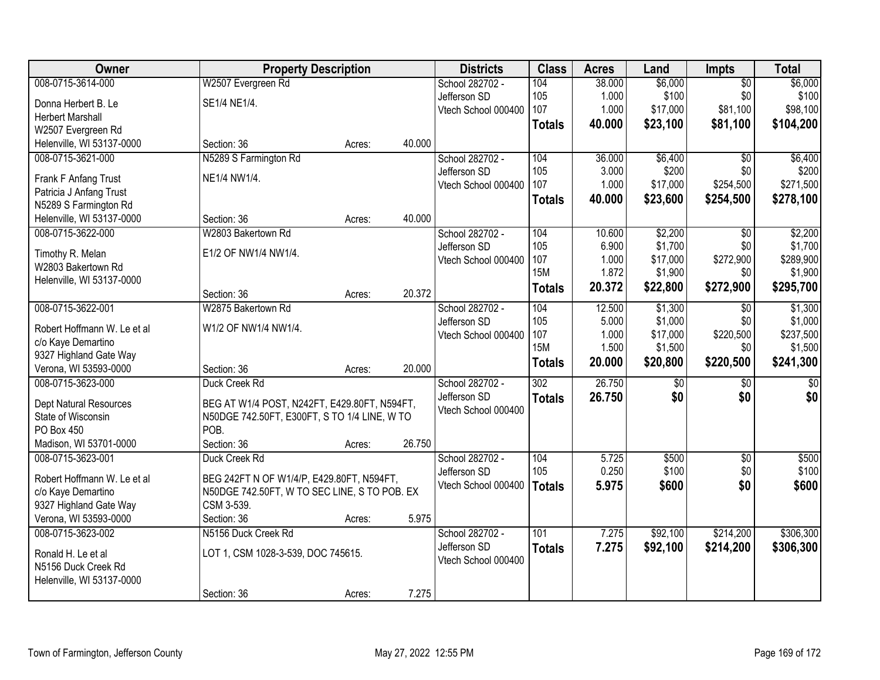| Owner | Property Description | | | Districts | Class | Acres | Land | Impts | Total |
|---|---|---|---|---|---|---|---|---|---|
| 008-0715-3614-000<br><br>Donna Herbert B. Le<br>Herbert Marshall<br>W2507 Evergreen Rd<br>Helenville, WI 53137-0000 | W2507 Evergreen Rd<br><br>SE1/4 NE1/4.<br><br><br><br>Section: 36 | Acres: | 40.000 | School 282702 -<br>Jefferson SD<br>Vtech School 000400 | 104<br>105<br>107<br>**Totals** | 38.000<br>1.000<br>1.000<br>**40.000** | $6,000<br>$100<br>$17,000<br>**$23,100** | $0<br>$0<br>$81,100<br>**$81,100** | $6,000<br>$100<br>$98,100<br>**$104,200** |
| 008-0715-3621-000<br><br>Frank F Anfang Trust<br>Patricia J Anfang Trust<br>N5289 S Farmington Rd<br>Helenville, WI 53137-0000 | N5289 S Farmington Rd<br><br>NE1/4 NW1/4.<br><br><br><br>Section: 36 | Acres: | 40.000 | School 282702 -<br>Jefferson SD<br>Vtech School 000400 | 104<br>105<br>107<br>**Totals** | 36.000<br>3.000<br>1.000<br>**40.000** | $6,400<br>$200<br>$17,000<br>**$23,600** | $0<br>$0<br>$254,500<br>**$254,500** | $6,400<br>$200<br>$271,500<br>**$278,100** |
| 008-0715-3622-000<br><br>Timothy R. Melan<br>W2803 Bakertown Rd<br>Helenville, WI 53137-0000 | W2803 Bakertown Rd<br><br>E1/2 OF NW1/4 NW1/4.<br><br><br>Section: 36 | Acres: | 20.372 | School 282702 -<br>Jefferson SD<br>Vtech School 000400 | 104<br>105<br>107<br>15M<br>**Totals** | 10.600<br>6.900<br>1.000<br>1.872<br>**20.372** | $2,200<br>$1,700<br>$17,000<br>$1,900<br>**$22,800** | $0<br>$0<br>$272,900<br>$0<br>**$272,900** | $2,200<br>$1,700<br>$289,900<br>$1,900<br>**$295,700** |
| 008-0715-3622-001<br><br>Robert Hoffmann W. Le et al<br>c/o Kaye Demartino<br>9327 Highland Gate Way<br>Verona, WI 53593-0000 | W2875 Bakertown Rd<br><br>W1/2 OF NW1/4 NW1/4.<br><br><br><br>Section: 36 | Acres: | 20.000 | School 282702 -<br>Jefferson SD<br>Vtech School 000400 | 104<br>105<br>107<br>15M<br>**Totals** | 12.500<br>5.000<br>1.000<br>1.500<br>**20.000** | $1,300<br>$1,000<br>$17,000<br>$1,500<br>**$20,800** | $0<br>$0<br>$220,500<br>$0<br>**$220,500** | $1,300<br>$1,000<br>$237,500<br>$1,500<br>**$241,300** |
| 008-0715-3623-000<br><br>Dept Natural Resources<br>State of Wisconsin<br>PO Box 450<br>Madison, WI 53701-0000 | Duck Creek Rd<br><br>BEG AT W1/4 POST, N242FT, E429.80FT, N594FT, N50DGE 742.50FT, E300FT, S TO 1/4 LINE, W TO POB.<br>Section: 36 | Acres: | 26.750 | School 282702 -<br>Jefferson SD<br>Vtech School 000400 | 302<br>**Totals** | 26.750<br>**26.750** | $0<br>**$0** | $0<br>**$0** | $0<br>**$0** |
| 008-0715-3623-001<br><br>Robert Hoffmann W. Le et al<br>c/o Kaye Demartino<br>9327 Highland Gate Way<br>Verona, WI 53593-0000 | Duck Creek Rd<br><br>BEG 242FT N OF W1/4/P, E429.80FT, N594FT, N50DGE 742.50FT, W TO SEC LINE, S TO POB. EX CSM 3-539.<br>Section: 36 | Acres: | 5.975 | School 282702 -<br>Jefferson SD<br>Vtech School 000400 | 104<br>105<br>**Totals** | 5.725<br>0.250<br>**5.975** | $500<br>$100<br>**$600** | $0<br>$0<br>**$0** | $500<br>$100<br>**$600** |
| 008-0715-3623-002<br><br>Ronald H. Le et al<br>N5156 Duck Creek Rd<br>Helenville, WI 53137-0000 | N5156 Duck Creek Rd<br><br>LOT 1, CSM 1028-3-539, DOC 745615.<br><br><br>Section: 36 | Acres: | 7.275 | School 282702 -<br>Jefferson SD<br>Vtech School 000400 | 101<br>**Totals** | 7.275<br>**7.275** | $92,100<br>**$92,100** | $214,200<br>**$214,200** | $306,300<br>**$306,300** |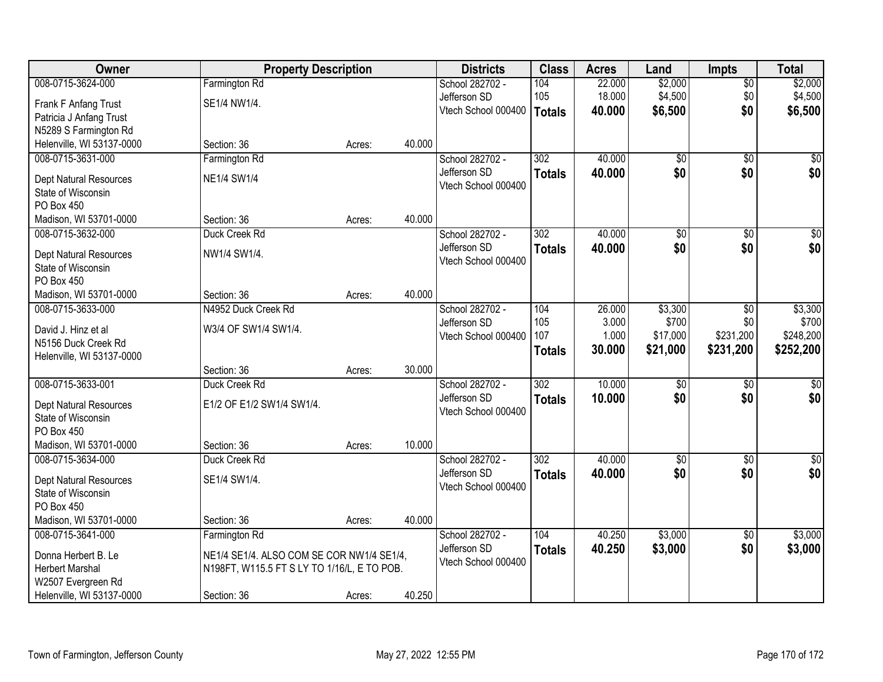| Owner | Property Description | | | Districts | Class | Acres | Land | Impts | Total |
|---|---|---|---|---|---|---|---|---|---|
| 008-0715-3624-000<br>Frank F Anfang Trust<br>Patricia J Anfang Trust<br>N5289 S Farmington Rd<br>Helenville, WI 53137-0000 | Farmington Rd<br>SE1/4 NW1/4.<br>Section: 36 | Acres: | 40.000 | School 282702 - Jefferson SD<br>Vtech School 000400 | 104<br>105<br>**Totals** | 22.000<br>18.000<br>**40.000** | $2,000<br>$4,500<br>**$6,500** | $0<br>$0<br>**$0** | $2,000<br>$4,500<br>**$6,500** |
| 008-0715-3631-000<br>Dept Natural Resources<br>State of Wisconsin<br>PO Box 450<br>Madison, WI 53701-0000 | Farmington Rd<br>NE1/4 SW1/4<br>Section: 36 | Acres: | 40.000 | School 282702 - Jefferson SD<br>Vtech School 000400 | 302<br>**Totals** | 40.000<br>**40.000** | $0<br>**$0** | $0<br>**$0** | $0<br>**$0** |
| 008-0715-3632-000<br>Dept Natural Resources<br>State of Wisconsin<br>PO Box 450<br>Madison, WI 53701-0000 | Duck Creek Rd<br>NW1/4 SW1/4.<br>Section: 36 | Acres: | 40.000 | School 282702 - Jefferson SD<br>Vtech School 000400 | 302<br>**Totals** | 40.000<br>**40.000** | $0<br>**$0** | $0<br>**$0** | $0<br>**$0** |
| 008-0715-3633-000<br>David J. Hinz et al<br>N5156 Duck Creek Rd<br>Helenville, WI 53137-0000 | N4952 Duck Creek Rd<br>W3/4 OF SW1/4 SW1/4.<br>Section: 36 | Acres: | 30.000 | School 282702 - Jefferson SD<br>Vtech School 000400 | 104<br>105<br>107<br>**Totals** | 26.000<br>3.000<br>1.000<br>**30.000** | $3,300<br>$700<br>$17,000<br>**$21,000** | $0<br>$0<br>$231,200<br>**$231,200** | $3,300<br>$700<br>$248,200<br>**$252,200** |
| 008-0715-3633-001<br>Dept Natural Resources<br>State of Wisconsin<br>PO Box 450<br>Madison, WI 53701-0000 | Duck Creek Rd<br>E1/2 OF E1/2 SW1/4 SW1/4.<br>Section: 36 | Acres: | 10.000 | School 282702 - Jefferson SD<br>Vtech School 000400 | 302<br>**Totals** | 10.000<br>**10.000** | $0<br>**$0** | $0<br>**$0** | $0<br>**$0** |
| 008-0715-3634-000<br>Dept Natural Resources<br>State of Wisconsin<br>PO Box 450<br>Madison, WI 53701-0000 | Duck Creek Rd<br>SE1/4 SW1/4.<br>Section: 36 | Acres: | 40.000 | School 282702 - Jefferson SD<br>Vtech School 000400 | 302<br>**Totals** | 40.000<br>**40.000** | $0<br>**$0** | $0<br>**$0** | $0<br>**$0** |
| 008-0715-3641-000<br>Donna Herbert B. Le<br>Herbert Marshal<br>W2507 Evergreen Rd<br>Helenville, WI 53137-0000 | Farmington Rd<br>NE1/4 SE1/4. ALSO COM SE COR NW1/4 SE1/4, N198FT, W115.5 FT S LY TO 1/16/L, E TO POB.<br>Section: 36 | Acres: | 40.250 | School 282702 - Jefferson SD<br>Vtech School 000400 | 104<br>**Totals** | 40.250<br>**40.250** | $3,000<br>**$3,000** | $0<br>**$0** | $3,000<br>**$3,000** |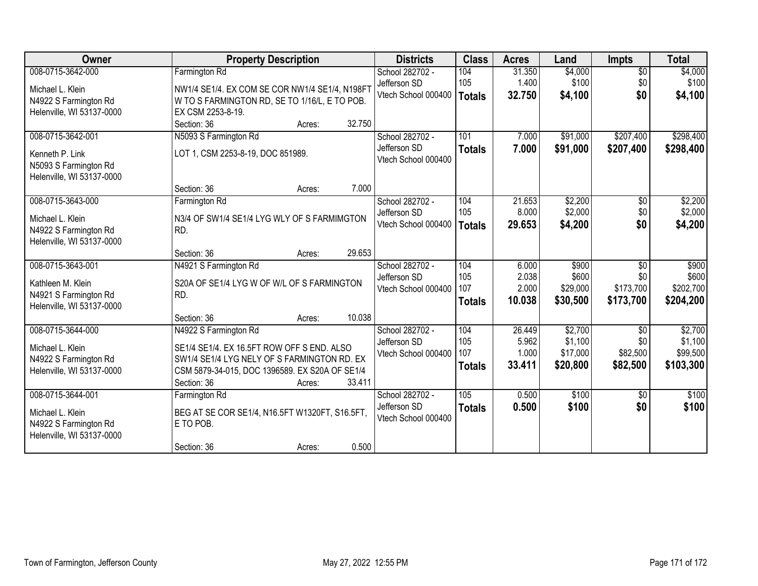| Owner | Property Description | Districts | Class | Acres | Land | Impts | Total |
|---|---|---|---|---|---|---|---|
| 008-0715-3642-000<br><br>Michael L. Klein<br>N4922 S Farmington Rd<br>Helenville, WI 53137-0000 | Farmington Rd<br><br>NW1/4 SE1/4. EX COM SE COR NW1/4 SE1/4, N198FT W TO S FARMINGTON RD, SE TO 1/16/L, E TO POB. EX CSM 2253-8-19.<br>Section: 36 Acres: 32.750 | School 282702 - Jefferson SD<br>Vtech School 000400 | 104<br>105<br>**Totals** | 31.350<br>1.400<br>**32.750** | $4,000<br>$100<br>**$4,100** | $0<br>$0<br>**$0** | $4,000<br>$100<br>**$4,100** |
| 008-0715-3642-001<br><br>Kenneth P. Link<br>N5093 S Farmington Rd<br>Helenville, WI 53137-0000 | N5093 S Farmington Rd<br><br>LOT 1, CSM 2253-8-19, DOC 851989.<br><br>Section: 36 Acres: 7.000 | School 282702 - Jefferson SD<br>Vtech School 000400 | 101<br>**Totals** | 7.000<br>**7.000** | $91,000<br>**$91,000** | $207,400<br>**$207,400** | $298,400<br>**$298,400** |
| 008-0715-3643-000<br><br>Michael L. Klein<br>N4922 S Farmington Rd<br>Helenville, WI 53137-0000 | Farmington Rd<br><br>N3/4 OF SW1/4 SE1/4 LYG WLY OF S FARMIMGTON RD.<br><br>Section: 36 Acres: 29.653 | School 282702 - Jefferson SD<br>Vtech School 000400 | 104<br>105<br>**Totals** | 21.653<br>8.000<br>**29.653** | $2,200<br>$2,000<br>**$4,200** | $0<br>$0<br>**$0** | $2,200<br>$2,000<br>**$4,200** |
| 008-0715-3643-001<br><br>Kathleen M. Klein<br>N4921 S Farmington Rd<br>Helenville, WI 53137-0000 | N4921 S Farmington Rd<br><br>S20A OF SE1/4 LYG W OF W/L OF S FARMINGTON RD.<br><br>Section: 36 Acres: 10.038 | School 282702 - Jefferson SD<br>Vtech School 000400 | 104<br>105<br>107<br>**Totals** | 6.000<br>2.038<br>2.000<br>**10.038** | $900<br>$600<br>$29,000<br>**$30,500** | $0<br>$0<br>$173,700<br>**$173,700** | $900<br>$600<br>$202,700<br>**$204,200** |
| 008-0715-3644-000<br><br>Michael L. Klein<br>N4922 S Farmington Rd<br>Helenville, WI 53137-0000 | N4922 S Farmington Rd<br><br>SE1/4 SE1/4. EX 16.5FT ROW OFF S END. ALSO SW1/4 SE1/4 LYG NELY OF S FARMINGTON RD. EX CSM 5879-34-015, DOC 1396589. EX S20A OF SE1/4<br>Section: 36 Acres: 33.411 | School 282702 - Jefferson SD<br>Vtech School 000400 | 104<br>105<br>107<br>**Totals** | 26.449<br>5.962<br>1.000<br>**33.411** | $2,700<br>$1,100<br>$17,000<br>**$20,800** | $0<br>$0<br>$82,500<br>**$82,500** | $2,700<br>$1,100<br>$99,500<br>**$103,300** |
| 008-0715-3644-001<br><br>Michael L. Klein<br>N4922 S Farmington Rd<br>Helenville, WI 53137-0000 | Farmington Rd<br><br>BEG AT SE COR SE1/4, N16.5FT W1320FT, S16.5FT, E TO POB.<br><br>Section: 36 Acres: 0.500 | School 282702 - Jefferson SD<br>Vtech School 000400 | 105<br>**Totals** | 0.500<br>**0.500** | $100<br>**$100** | $0<br>**$0** | $100<br>**$100** |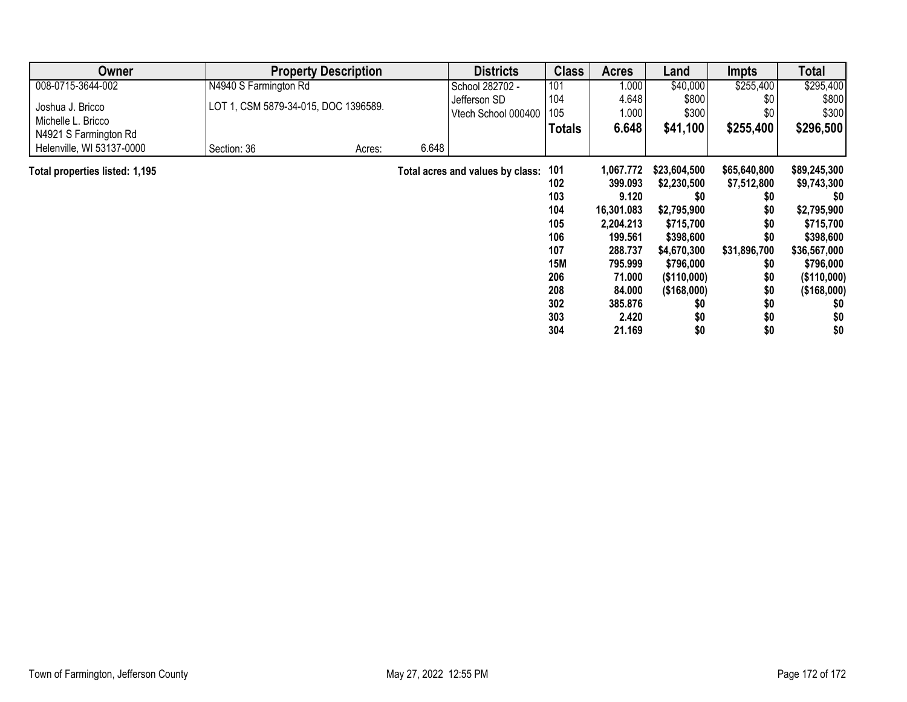| Owner | Property Description | | | Districts | Class | Acres | Land | Impts | Total |
|---|---|---|---|---|---|---|---|---|---|
| 008-0715-3644-002 | N4940 S Farmington Rd | | | School 282702 - | 101 | 1.000 | $40,000 | $255,400 | $295,400 |
| Joshua J. Bricco | LOT 1, CSM 5879-34-015, DOC 1396589. | | | Jefferson SD | 104 | 4.648 | $800 | $0 | $800 |
| Michelle L. Bricco | | | | Vtech School 000400 | 105 | 1.000 | $300 | $0 | $300 |
| N4921 S Farmington Rd | | | | | **Totals** | **6.648** | **$41,100** | **$255,400** | **$296,500** |
| Helenville, WI 53137-0000 | Section: 36 | Acres: | 6.648 | | | | | | |

**Total properties listed: 1,195**

**Total acres and values by class:**

| Class | Acres | Land | Impts | Total |
|---|---|---|---|---|
| **101** | **1,067.772** | **$23,604,500** | **$65,640,800** | **$89,245,300** |
| **102** | **399.093** | **$2,230,500** | **$7,512,800** | **$9,743,300** |
| **103** | **9.120** | **$0** | **$0** | **$0** |
| **104** | **16,301.083** | **$2,795,900** | **$0** | **$2,795,900** |
| **105** | **2,204.213** | **$715,700** | **$0** | **$715,700** |
| **106** | **199.561** | **$398,600** | **$0** | **$398,600** |
| **107** | **288.737** | **$4,670,300** | **$31,896,700** | **$36,567,000** |
| **15M** | **795.999** | **$796,000** | **$0** | **$796,000** |
| **206** | **71.000** | **($110,000)** | **$0** | **($110,000)** |
| **208** | **84.000** | **($168,000)** | **$0** | **($168,000)** |
| **302** | **385.876** | **$0** | **$0** | **$0** |
| **303** | **2.420** | **$0** | **$0** | **$0** |
| **304** | **21.169** | **$0** | **$0** | **$0** |

Town of Farmington, Jefferson County

May 27, 2022 12:55 PM